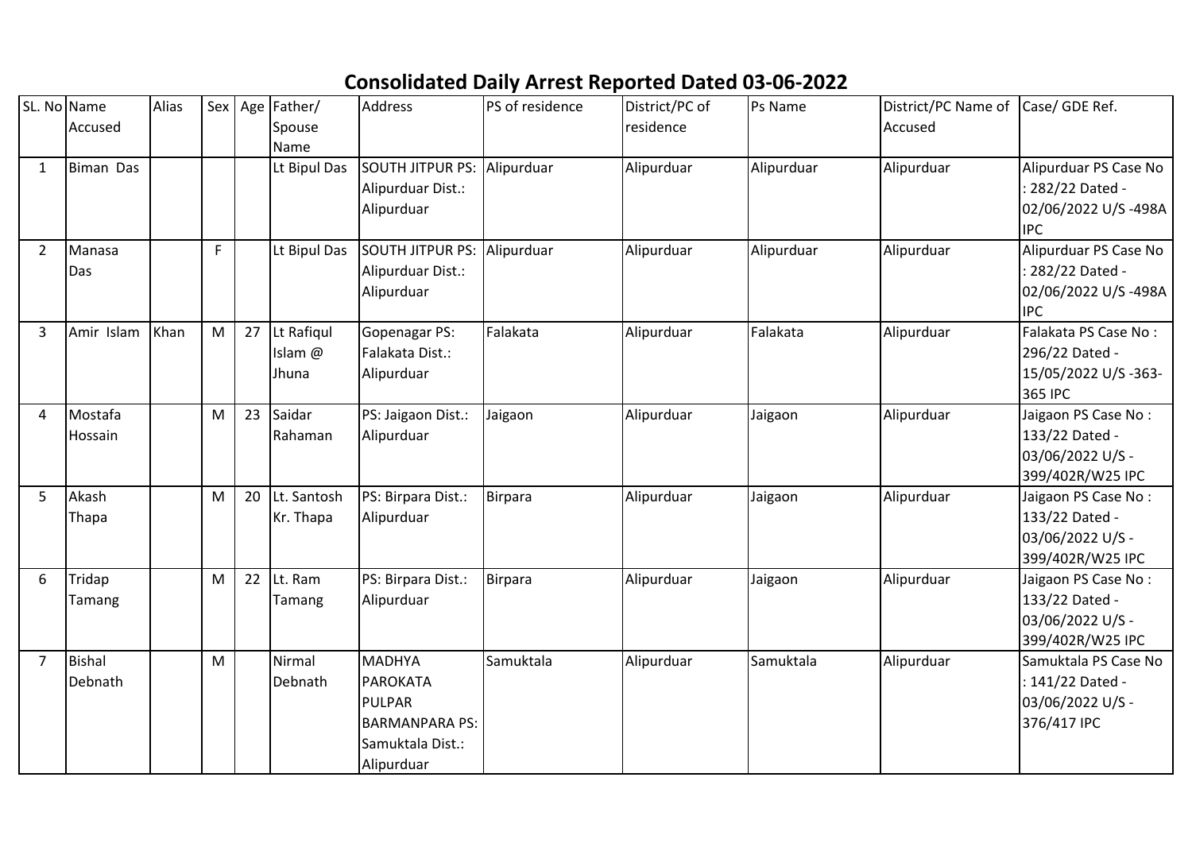# Consolidated Daily Arrest Reported Dated 03-06-2022

| SL. No | Name Accused | Alias | Sex | Age | Father/ Spouse Name | Address | PS of residence | District/PC of residence | Ps Name | District/PC Name of Accused | Case/ GDE Ref. |
|---|---|---|---|---|---|---|---|---|---|---|---|
| 1 | Biman Das | | | | Lt Bipul Das | SOUTH JITPUR PS: Alipurduar Dist.: Alipurduar | Alipurduar | Alipurduar | Alipurduar | Alipurduar | Alipurduar PS Case No : 282/22 Dated - 02/06/2022 U/S -498A IPC |
| 2 | Manasa Das | | F | | Lt Bipul Das | SOUTH JITPUR PS: Alipurduar Dist.: Alipurduar | Alipurduar | Alipurduar | Alipurduar | Alipurduar | Alipurduar PS Case No : 282/22 Dated - 02/06/2022 U/S -498A IPC |
| 3 | Amir Islam | Khan | M | 27 | Lt Rafiqul Islam @ Jhuna | Gopenagar PS: Falakata Dist.: Alipurduar | Falakata | Alipurduar | Falakata | Alipurduar | Falakata PS Case No : 296/22 Dated - 15/05/2022 U/S -363-365 IPC |
| 4 | Mostafa Hossain | | M | 23 | Saidar Rahaman | PS: Jaigaon Dist.: Alipurduar | Jaigaon | Alipurduar | Jaigaon | Alipurduar | Jaigaon PS Case No : 133/22 Dated - 03/06/2022 U/S - 399/402R/W25 IPC |
| 5 | Akash Thapa | | M | 20 | Lt. Santosh Kr. Thapa | PS: Birpara Dist.: Alipurduar | Birpara | Alipurduar | Jaigaon | Alipurduar | Jaigaon PS Case No : 133/22 Dated - 03/06/2022 U/S - 399/402R/W25 IPC |
| 6 | Tridap Tamang | | M | 22 | Lt. Ram Tamang | PS: Birpara Dist.: Alipurduar | Birpara | Alipurduar | Jaigaon | Alipurduar | Jaigaon PS Case No : 133/22 Dated - 03/06/2022 U/S - 399/402R/W25 IPC |
| 7 | Bishal Debnath | | M | | Nirmal Debnath | MADHYA PAROKATA PULPAR BARMANPARA PS: Samuktala Dist.: Alipurduar | Samuktala | Alipurduar | Samuktala | Alipurduar | Samuktala PS Case No : 141/22 Dated - 03/06/2022 U/S - 376/417 IPC |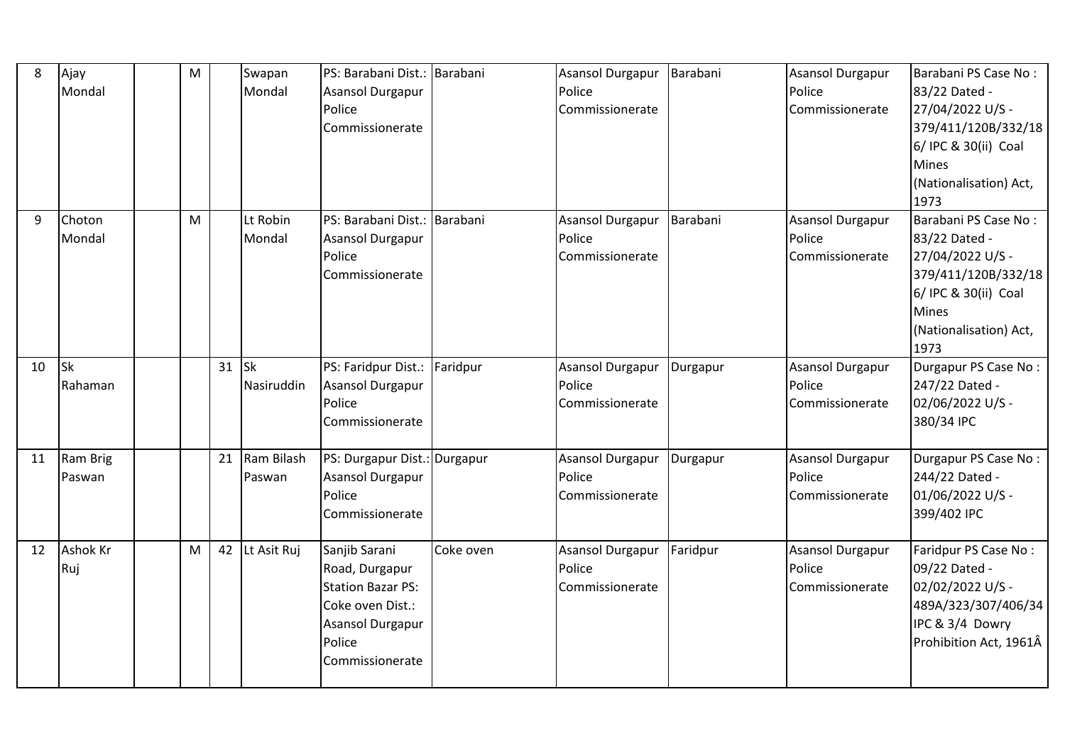| 8 | Ajay Mondal | | M | | Swapan Mondal | PS: Barabani Dist.: Asansol Durgapur Police Commissionerate | Barabani | Asansol Durgapur Police Commissionerate | Barabani | Asansol Durgapur Police Commissionerate | Barabani PS Case No : 83/22 Dated - 27/04/2022 U/S - 379/411/120B/332/186/ IPC & 30(ii) Coal Mines (Nationalisation) Act, 1973 |
|---|---|---|---|---|---|---|---|---|---|---|---|
| 9 | Choton Mondal | | M | | Lt Robin Mondal | PS: Barabani Dist.: Asansol Durgapur Police Commissionerate | Barabani | Asansol Durgapur Police Commissionerate | Barabani | Asansol Durgapur Police Commissionerate | Barabani PS Case No : 83/22 Dated - 27/04/2022 U/S - 379/411/120B/332/186/ IPC & 30(ii) Coal Mines (Nationalisation) Act, 1973 |
| 10 | Sk Rahaman | | | 31 | Sk Nasiruddin | PS: Faridpur Dist.: Asansol Durgapur Police Commissionerate | Faridpur | Asansol Durgapur Police Commissionerate | Durgapur | Asansol Durgapur Police Commissionerate | Durgapur PS Case No : 247/22 Dated - 02/06/2022 U/S - 380/34 IPC |
| 11 | Ram Brig Paswan | | | 21 | Ram Bilash Paswan | PS: Durgapur Dist.: Asansol Durgapur Police Commissionerate | Durgapur | Asansol Durgapur Police Commissionerate | Durgapur | Asansol Durgapur Police Commissionerate | Durgapur PS Case No : 244/22 Dated - 01/06/2022 U/S - 399/402 IPC |
| 12 | Ashok Kr Ruj | | M | 42 | Lt Asit Ruj | Sanjib Sarani Road, Durgapur Station Bazar PS: Coke oven Dist.: Asansol Durgapur Police Commissionerate | Coke oven | Asansol Durgapur Police Commissionerate | Faridpur | Asansol Durgapur Police Commissionerate | Faridpur PS Case No : 09/22 Dated - 02/02/2022 U/S - 489A/323/307/406/34 IPC & 3/4 Dowry Prohibition Act, 1961Â |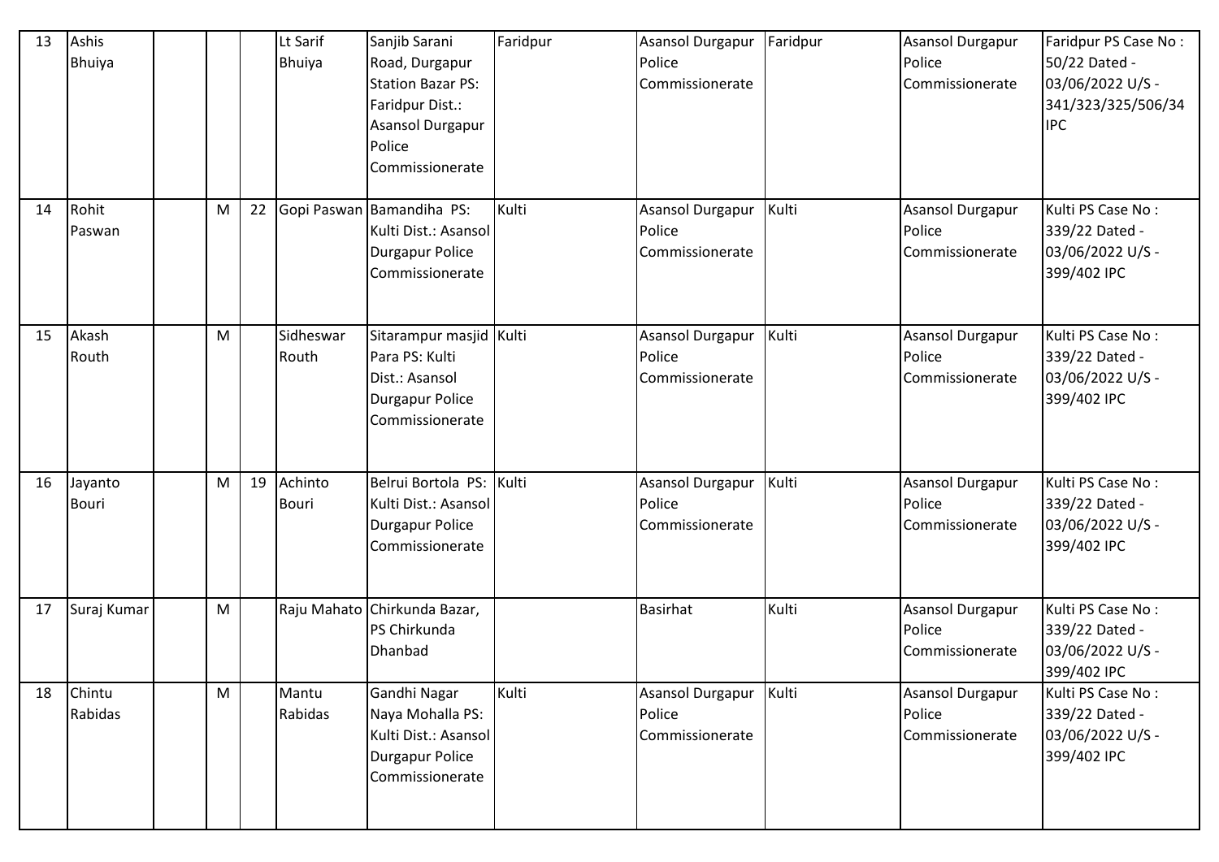| 13 | Ashis Bhuiya | | | | Lt Sarif Bhuiya | Sanjib Sarani Road, Durgapur Station Bazar PS: Faridpur Dist.: Asansol Durgapur Police Commissionerate | Faridpur | Asansol Durgapur Police Commissionerate | Faridpur | Asansol Durgapur Police Commissionerate | Faridpur PS Case No : 50/22 Dated - 03/06/2022 U/S - 341/323/325/506/34 IPC |
|---|---|---|---|---|---|---|---|---|---|---|---|
| 14 | Rohit Paswan | | M | 22 | Gopi Paswan | Bamandiha PS: Kulti Dist.: Asansol Durgapur Police Commissionerate | Kulti | Asansol Durgapur Police Commissionerate | Kulti | Asansol Durgapur Police Commissionerate | Kulti PS Case No : 339/22 Dated - 03/06/2022 U/S - 399/402 IPC |
| 15 | Akash Routh | | M | | Sidheswar Routh | Sitarampur masjid Para PS: Kulti Dist.: Asansol Durgapur Police Commissionerate | Kulti | Asansol Durgapur Police Commissionerate | Kulti | Asansol Durgapur Police Commissionerate | Kulti PS Case No : 339/22 Dated - 03/06/2022 U/S - 399/402 IPC |
| 16 | Jayanto Bouri | | M | 19 | Achinto Bouri | Belrui Bortola PS: Kulti Dist.: Asansol Durgapur Police Commissionerate | Kulti | Asansol Durgapur Police Commissionerate | Kulti | Asansol Durgapur Police Commissionerate | Kulti PS Case No : 339/22 Dated - 03/06/2022 U/S - 399/402 IPC |
| 17 | Suraj Kumar | | M | | Raju Mahato | Chirkunda Bazar, PS Chirkunda Dhanbad | | Basirhat | Kulti | Asansol Durgapur Police Commissionerate | Kulti PS Case No : 339/22 Dated - 03/06/2022 U/S - 399/402 IPC |
| 18 | Chintu Rabidas | | M | | Mantu Rabidas | Gandhi Nagar Naya Mohalla PS: Kulti Dist.: Asansol Durgapur Police Commissionerate | Kulti | Asansol Durgapur Police Commissionerate | Kulti | Asansol Durgapur Police Commissionerate | Kulti PS Case No : 339/22 Dated - 03/06/2022 U/S - 399/402 IPC |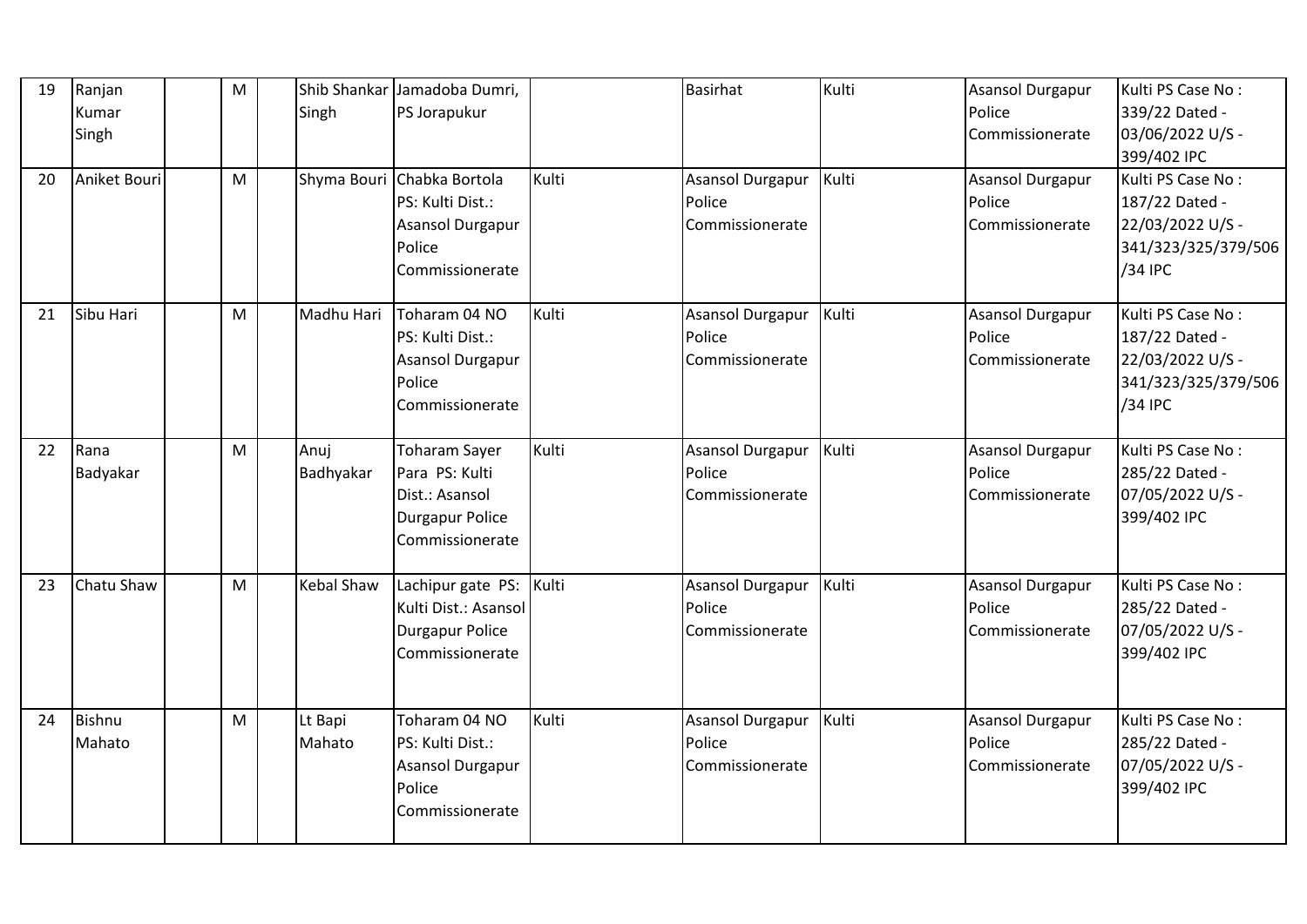| 19 | Ranjan Kumar Singh | | M | | Shib Shankar Singh | Jamadoba Dumri, PS Jorapukur | | Basirhat | Kulti | Asansol Durgapur Police Commissionerate | Kulti PS Case No : 339/22 Dated - 03/06/2022 U/S - 399/402 IPC |
|---|---|---|---|---|---|---|---|---|---|---|---|
| 20 | Aniket Bouri | | M | | Shyma Bouri | Chabka Bortola PS: Kulti Dist.: Asansol Durgapur Police Commissionerate | Kulti | Asansol Durgapur Police Commissionerate | Kulti | Asansol Durgapur Police Commissionerate | Kulti PS Case No : 187/22 Dated - 22/03/2022 U/S - 341/323/325/379/506/34 IPC |
| 21 | Sibu Hari | | M | | Madhu Hari | Toharam 04 NO PS: Kulti Dist.: Asansol Durgapur Police Commissionerate | Kulti | Asansol Durgapur Police Commissionerate | Kulti | Asansol Durgapur Police Commissionerate | Kulti PS Case No : 187/22 Dated - 22/03/2022 U/S - 341/323/325/379/506/34 IPC |
| 22 | Rana Badyakar | | M | | Anuj Badhyakar | Toharam Sayer Para PS: Kulti Dist.: Asansol Durgapur Police Commissionerate | Kulti | Asansol Durgapur Police Commissionerate | Kulti | Asansol Durgapur Police Commissionerate | Kulti PS Case No : 285/22 Dated - 07/05/2022 U/S - 399/402 IPC |
| 23 | Chatu Shaw | | M | | Kebal Shaw | Lachipur gate PS: Kulti Dist.: Asansol Durgapur Police Commissionerate | Kulti | Asansol Durgapur Police Commissionerate | Kulti | Asansol Durgapur Police Commissionerate | Kulti PS Case No : 285/22 Dated - 07/05/2022 U/S - 399/402 IPC |
| 24 | Bishnu Mahato | | M | | Lt Bapi Mahato | Toharam 04 NO PS: Kulti Dist.: Asansol Durgapur Police Commissionerate | Kulti | Asansol Durgapur Police Commissionerate | Kulti | Asansol Durgapur Police Commissionerate | Kulti PS Case No : 285/22 Dated - 07/05/2022 U/S - 399/402 IPC |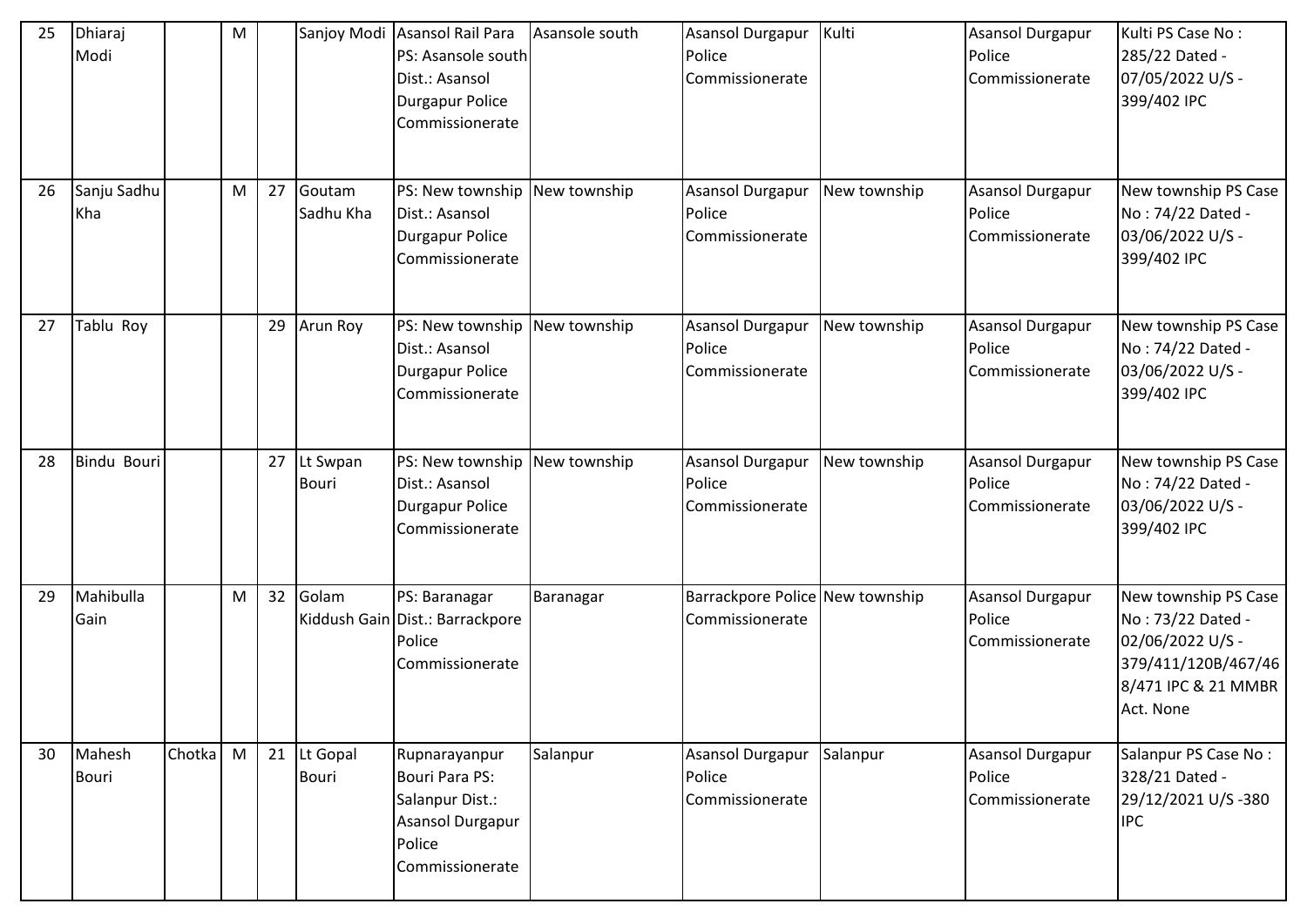| 25 | Dhiaraj Modi | | M | | Sanjoy Modi | Asansol Rail Para PS: Asansole south Dist.: Asansol Durgapur Police Commissionerate | Asansole south | Asansol Durgapur Police Commissionerate | Kulti | Asansol Durgapur Police Commissionerate | Kulti PS Case No : 285/22 Dated - 07/05/2022 U/S - 399/402 IPC |
|---|---|---|---|---|---|---|---|---|---|---|---|
| 26 | Sanju Sadhu Kha | | M | 27 | Goutam Sadhu Kha | PS: New township Dist.: Asansol Durgapur Police Commissionerate | New township | Asansol Durgapur Police Commissionerate | New township | Asansol Durgapur Police Commissionerate | New township PS Case No : 74/22 Dated - 03/06/2022 U/S - 399/402 IPC |
| 27 | Tablu Roy | | | 29 | Arun Roy | PS: New township Dist.: Asansol Durgapur Police Commissionerate | New township | Asansol Durgapur Police Commissionerate | New township | Asansol Durgapur Police Commissionerate | New township PS Case No : 74/22 Dated - 03/06/2022 U/S - 399/402 IPC |
| 28 | Bindu Bouri | | | 27 | Lt Swpan Bouri | PS: New township Dist.: Asansol Durgapur Police Commissionerate | New township | Asansol Durgapur Police Commissionerate | New township | Asansol Durgapur Police Commissionerate | New township PS Case No : 74/22 Dated - 03/06/2022 U/S - 399/402 IPC |
| 29 | Mahibulla Gain | | M | 32 | Golam Kiddush Gain | PS: Baranagar Dist.: Barrackpore Police Commissionerate | Baranagar | Barrackpore Police Commissionerate | New township | Asansol Durgapur Police Commissionerate | New township PS Case No : 73/22 Dated - 02/06/2022 U/S - 379/411/120B/467/468/471 IPC & 21 MMBR Act. None |
| 30 | Mahesh Bouri | Chotka | M | 21 | Lt Gopal Bouri | Rupnarayanpur Bouri Para PS: Salanpur Dist.: Asansol Durgapur Police Commissionerate | Salanpur | Asansol Durgapur Police Commissionerate | Salanpur | Asansol Durgapur Police Commissionerate | Salanpur PS Case No : 328/21 Dated - 29/12/2021 U/S -380 IPC |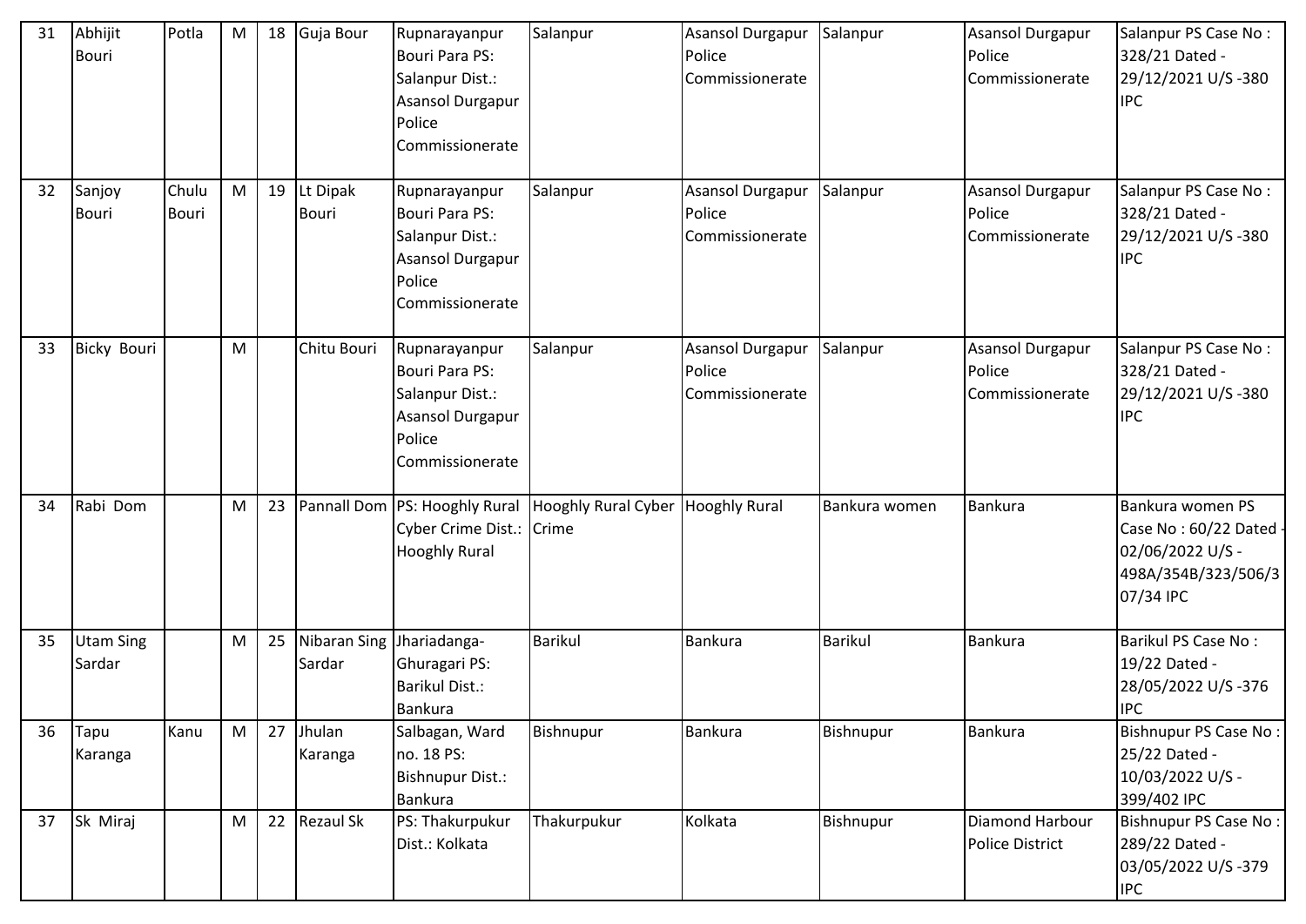| 31 | Abhijit Bouri | Potla | M | 18 | Guja Bour | Rupnarayanpur Bouri Para PS: Salanpur Dist.: Asansol Durgapur Police Commissionerate | Salanpur | Asansol Durgapur Police Commissionerate | Salanpur | Asansol Durgapur Police Commissionerate | Salanpur PS Case No : 328/21 Dated - 29/12/2021 U/S -380 IPC |
|---|---|---|---|---|---|---|---|---|---|---|---|
| 32 | Sanjoy Bouri | Chulu Bouri | M | 19 | Lt Dipak Bouri | Rupnarayanpur Bouri Para PS: Salanpur Dist.: Asansol Durgapur Police Commissionerate | Salanpur | Asansol Durgapur Police Commissionerate | Salanpur | Asansol Durgapur Police Commissionerate | Salanpur PS Case No : 328/21 Dated - 29/12/2021 U/S -380 IPC |
| 33 | Bicky Bouri | | M | | Chitu Bouri | Rupnarayanpur Bouri Para PS: Salanpur Dist.: Asansol Durgapur Police Commissionerate | Salanpur | Asansol Durgapur Police Commissionerate | Salanpur | Asansol Durgapur Police Commissionerate | Salanpur PS Case No : 328/21 Dated - 29/12/2021 U/S -380 IPC |
| 34 | Rabi Dom | | M | 23 | Pannall Dom | PS: Hooghly Rural Cyber Crime Dist.: Hooghly Rural | Hooghly Rural Cyber Crime | Hooghly Rural | Bankura women | Bankura | Bankura women PS Case No : 60/22 Dated - 02/06/2022 U/S - 498A/354B/323/506/307/34 IPC |
| 35 | Utam Sing Sardar | | M | 25 | Nibaran Sing Sardar | Jhariadanga-Ghuragari PS: Barikul Dist.: Bankura | Barikul | Bankura | Barikul | Bankura | Barikul PS Case No : 19/22 Dated - 28/05/2022 U/S -376 IPC |
| 36 | Tapu Karanga | Kanu | M | 27 | Jhulan Karanga | Salbagan, Ward no. 18 PS: Bishnupur Dist.: Bankura | Bishnupur | Bankura | Bishnupur | Bankura | Bishnupur PS Case No : 25/22 Dated - 10/03/2022 U/S - 399/402 IPC |
| 37 | Sk Miraj | | M | 22 | Rezaul Sk | PS: Thakurpukur Dist.: Kolkata | Thakurpukur | Kolkata | Bishnupur | Diamond Harbour Police District | Bishnupur PS Case No : 289/22 Dated - 03/05/2022 U/S -379 IPC |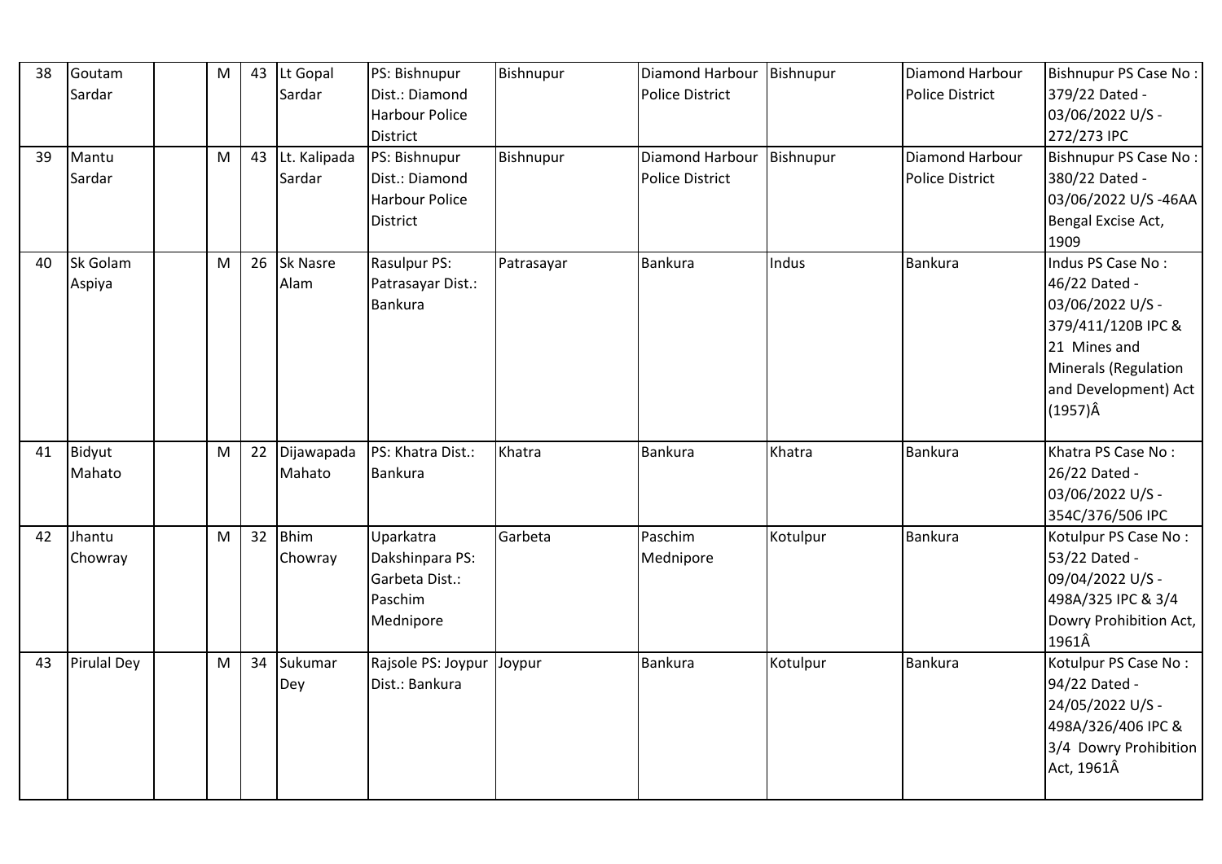| 38 | Goutam Sardar | | M | 43 | Lt Gopal Sardar | PS: Bishnupur Dist.: Diamond Harbour Police District | Bishnupur | Diamond Harbour Police District | Bishnupur | Diamond Harbour Police District | Bishnupur PS Case No : 379/22 Dated - 03/06/2022 U/S - 272/273 IPC |
|---|---|---|---|---|---|---|---|---|---|---|---|
| 39 | Mantu Sardar | | M | 43 | Lt. Kalipada Sardar | PS: Bishnupur Dist.: Diamond Harbour Police District | Bishnupur | Diamond Harbour Police District | Bishnupur | Diamond Harbour Police District | Bishnupur PS Case No : 380/22 Dated - 03/06/2022 U/S -46AA Bengal Excise Act, 1909 |
| 40 | Sk Golam Aspiya | | M | 26 | Sk Nasre Alam | Rasulpur PS: Patrasayar Dist.: Bankura | Patrasayar | Bankura | Indus | Bankura | Indus PS Case No : 46/22 Dated - 03/06/2022 U/S - 379/411/120B IPC & 21 Mines and Minerals (Regulation and Development) Act (1957)Â |
| 41 | Bidyut Mahato | | M | 22 | Dijawapada Mahato | PS: Khatra Dist.: Bankura | Khatra | Bankura | Khatra | Bankura | Khatra PS Case No : 26/22 Dated - 03/06/2022 U/S - 354C/376/506 IPC |
| 42 | Jhantu Chowray | | M | 32 | Bhim Chowray | Uparkatra Dakshinpara PS: Garbeta Dist.: Paschim Mednipore | Garbeta | Paschim Mednipore | Kotulpur | Bankura | Kotulpur PS Case No : 53/22 Dated - 09/04/2022 U/S - 498A/325 IPC & 3/4 Dowry Prohibition Act, 1961Â |
| 43 | Pirulal Dey | | M | 34 | Sukumar Dey | Rajsole PS: Joypur Dist.: Bankura | Joypur | Bankura | Kotulpur | Bankura | Kotulpur PS Case No : 94/22 Dated - 24/05/2022 U/S - 498A/326/406 IPC & 3/4 Dowry Prohibition Act, 1961Â |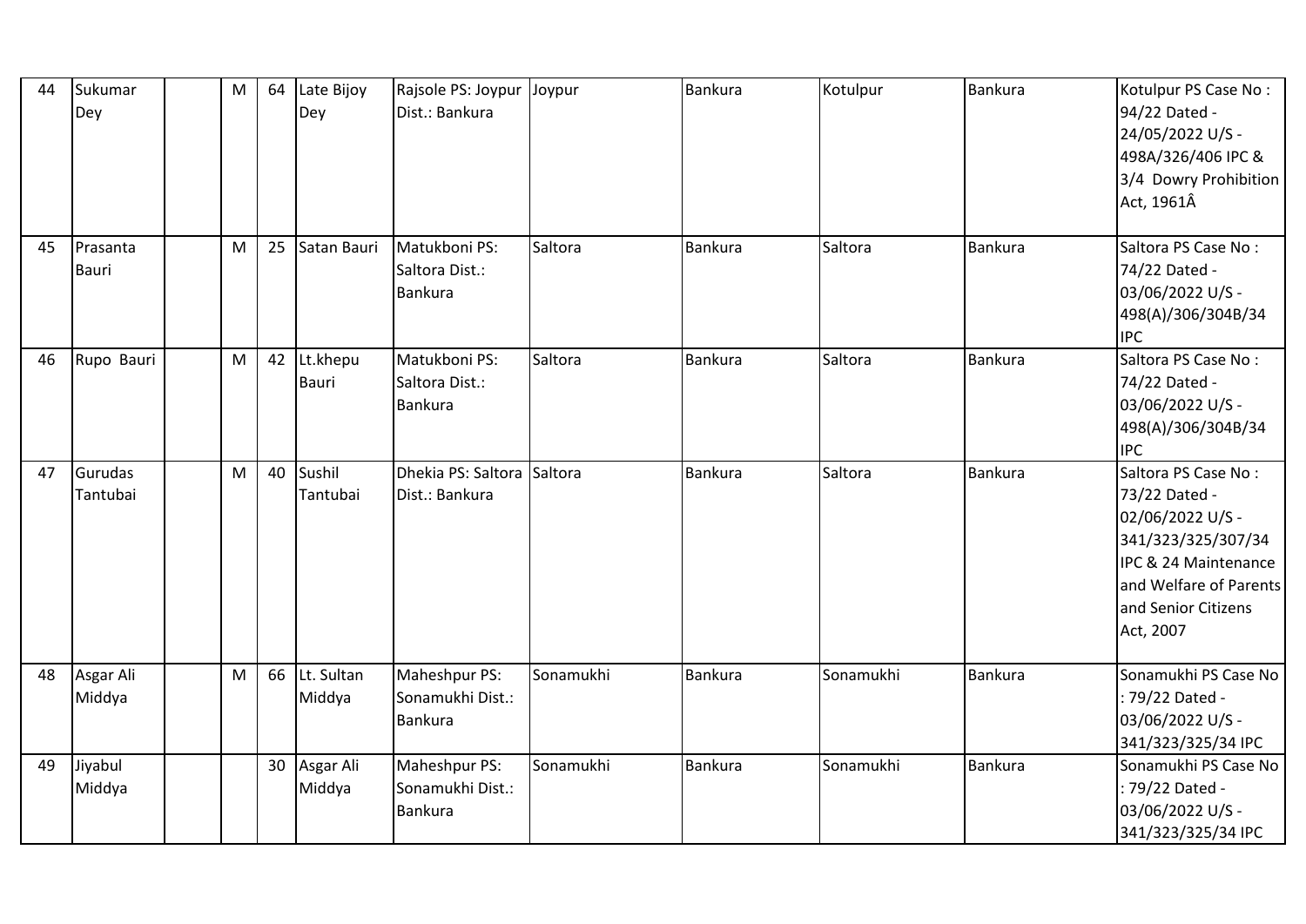| 44 | Sukumar Dey | | M | 64 | Late Bijoy Dey | Rajsole PS: Joypur Dist.: Bankura | Joypur | Bankura | Kotulpur | Bankura | Kotulpur PS Case No : 94/22 Dated - 24/05/2022 U/S - 498A/326/406 IPC & 3/4 Dowry Prohibition Act, 1961Â |
|---|---|---|---|---|---|---|---|---|---|---|---|
| 45 | Prasanta Bauri | | M | 25 | Satan Bauri | Matukboni PS: Saltora Dist.: Bankura | Saltora | Bankura | Saltora | Bankura | Saltora PS Case No : 74/22 Dated - 03/06/2022 U/S - 498(A)/306/304B/34 IPC |
| 46 | Rupo Bauri | | M | 42 | Lt.khepu Bauri | Matukboni PS: Saltora Dist.: Bankura | Saltora | Bankura | Saltora | Bankura | Saltora PS Case No : 74/22 Dated - 03/06/2022 U/S - 498(A)/306/304B/34 IPC |
| 47 | Gurudas Tantubai | | M | 40 | Sushil Tantubai | Dhekia PS: Saltora Dist.: Bankura | Saltora | Bankura | Saltora | Bankura | Saltora PS Case No : 73/22 Dated - 02/06/2022 U/S - 341/323/325/307/34 IPC & 24 Maintenance and Welfare of Parents and Senior Citizens Act, 2007 |
| 48 | Asgar Ali Middya | | M | 66 | Lt. Sultan Middya | Maheshpur PS: Sonamukhi Dist.: Bankura | Sonamukhi | Bankura | Sonamukhi | Bankura | Sonamukhi PS Case No : 79/22 Dated - 03/06/2022 U/S - 341/323/325/34 IPC |
| 49 | Jiyabul Middya | | | 30 | Asgar Ali Middya | Maheshpur PS: Sonamukhi Dist.: Bankura | Sonamukhi | Bankura | Sonamukhi | Bankura | Sonamukhi PS Case No : 79/22 Dated - 03/06/2022 U/S - 341/323/325/34 IPC |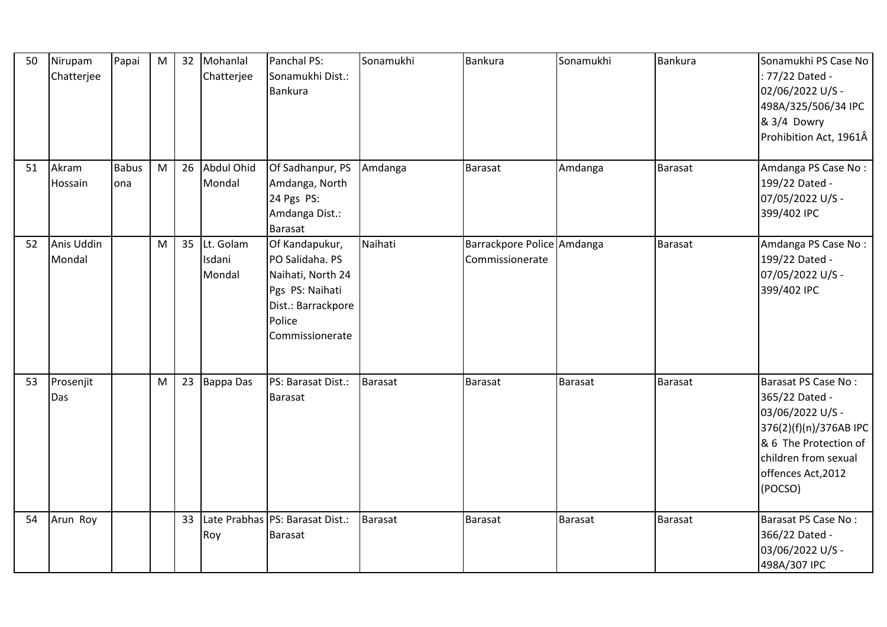| 50 | Nirupam Chatterjee | Papai | M | 32 | Mohanlal Chatterjee | Panchal PS: Sonamukhi Dist.: Bankura | Sonamukhi | Bankura | Sonamukhi | Bankura | Sonamukhi PS Case No : 77/22 Dated - 02/06/2022 U/S - 498A/325/506/34 IPC & 3/4 Dowry Prohibition Act, 1961Â |
|---|---|---|---|---|---|---|---|---|---|---|---|
| 51 | Akram Hossain | Babusona | M | 26 | Abdul Ohid Mondal | Of Sadhanpur, PS Amdanga, North 24 Pgs PS: Amdanga Dist.: Barasat | Amdanga | Barasat | Amdanga | Barasat | Amdanga PS Case No : 199/22 Dated - 07/05/2022 U/S - 399/402 IPC |
| 52 | Anis Uddin Mondal | | M | 35 | Lt. Golam Isdani Mondal | Of Kandapukur, PO Salidaha. PS Naihati, North 24 Pgs PS: Naihati Dist.: Barrackpore Police Commissionerate | Naihati | Barrackpore Police Commissionerate | Amdanga | Barasat | Amdanga PS Case No : 199/22 Dated - 07/05/2022 U/S - 399/402 IPC |
| 53 | Prosenjit Das | | M | 23 | Bappa Das | PS: Barasat Dist.: Barasat | Barasat | Barasat | Barasat | Barasat | Barasat PS Case No : 365/22 Dated - 03/06/2022 U/S - 376(2)(f)(n)/376AB IPC & 6 The Protection of children from sexual offences Act,2012 (POCSO) |
| 54 | Arun Roy | | | 33 | Late Prabhas Roy | PS: Barasat Dist.: Barasat | Barasat | Barasat | Barasat | Barasat | Barasat PS Case No : 366/22 Dated - 03/06/2022 U/S - 498A/307 IPC |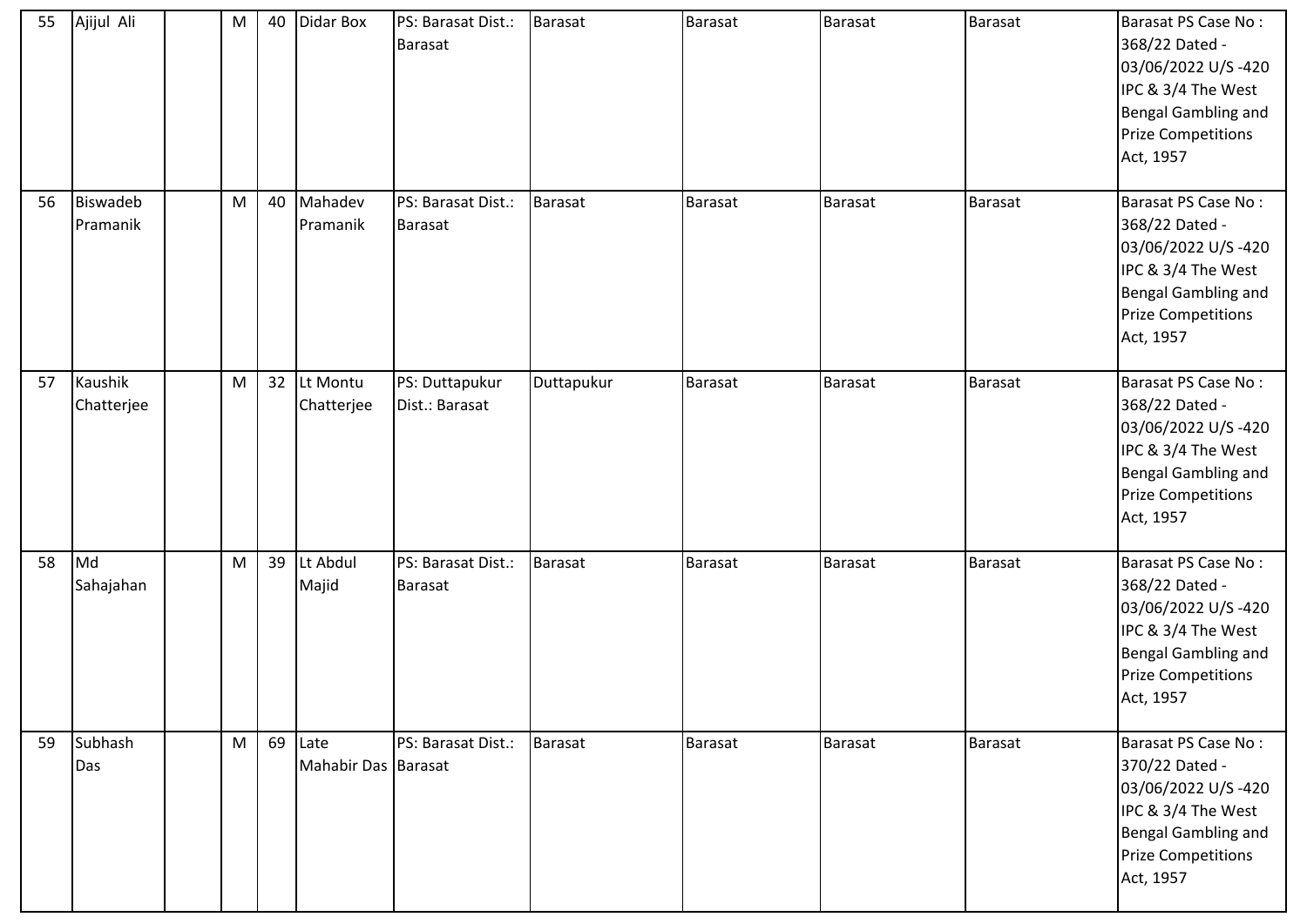| 55 | Ajijul Ali | | M | 40 | Didar Box | PS: Barasat Dist.: Barasat | Barasat | Barasat | Barasat | Barasat | Barasat PS Case No : 368/22 Dated - 03/06/2022 U/S -420 IPC & 3/4 The West Bengal Gambling and Prize Competitions Act, 1957 |
|---|---|---|---|---|---|---|---|---|---|---|---|
| 56 | Biswadeb Pramanik | | M | 40 | Mahadev Pramanik | PS: Barasat Dist.: Barasat | Barasat | Barasat | Barasat | Barasat | Barasat PS Case No : 368/22 Dated - 03/06/2022 U/S -420 IPC & 3/4 The West Bengal Gambling and Prize Competitions Act, 1957 |
| 57 | Kaushik Chatterjee | | M | 32 | Lt Montu Chatterjee | PS: Duttapukur Dist.: Barasat | Duttapukur | Barasat | Barasat | Barasat | Barasat PS Case No : 368/22 Dated - 03/06/2022 U/S -420 IPC & 3/4 The West Bengal Gambling and Prize Competitions Act, 1957 |
| 58 | Md Sahajahan | | M | 39 | Lt Abdul Majid | PS: Barasat Dist.: Barasat | Barasat | Barasat | Barasat | Barasat | Barasat PS Case No : 368/22 Dated - 03/06/2022 U/S -420 IPC & 3/4 The West Bengal Gambling and Prize Competitions Act, 1957 |
| 59 | Subhash Das | | M | 69 | Late Mahabir Das | PS: Barasat Dist.: Barasat | Barasat | Barasat | Barasat | Barasat | Barasat PS Case No : 370/22 Dated - 03/06/2022 U/S -420 IPC & 3/4 The West Bengal Gambling and Prize Competitions Act, 1957 |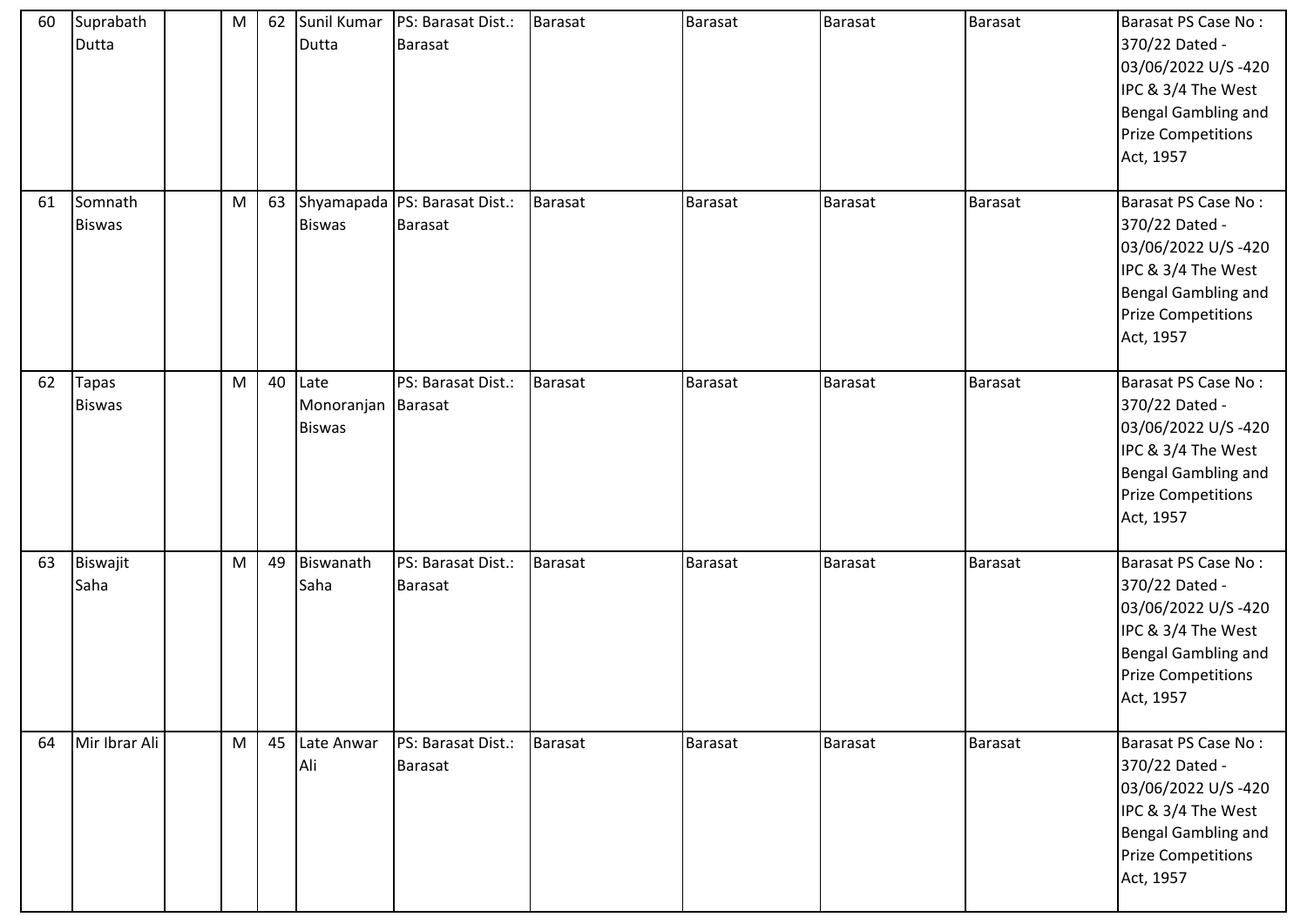| 60 | Suprabath Dutta | | M | 62 | Sunil Kumar Dutta | PS: Barasat Dist.: Barasat | Barasat | Barasat | Barasat | Barasat | Barasat PS Case No : 370/22 Dated - 03/06/2022 U/S -420 IPC & 3/4 The West Bengal Gambling and Prize Competitions Act, 1957 |
|---|---|---|---|---|---|---|---|---|---|---|---|
| 61 | Somnath Biswas | | M | 63 | Shyamapada Biswas | PS: Barasat Dist.: Barasat | Barasat | Barasat | Barasat | Barasat | Barasat PS Case No : 370/22 Dated - 03/06/2022 U/S -420 IPC & 3/4 The West Bengal Gambling and Prize Competitions Act, 1957 |
| 62 | Tapas Biswas | | M | 40 | Late Monoranjan Biswas | PS: Barasat Dist.: Barasat | Barasat | Barasat | Barasat | Barasat | Barasat PS Case No : 370/22 Dated - 03/06/2022 U/S -420 IPC & 3/4 The West Bengal Gambling and Prize Competitions Act, 1957 |
| 63 | Biswajit Saha | | M | 49 | Biswanath Saha | PS: Barasat Dist.: Barasat | Barasat | Barasat | Barasat | Barasat | Barasat PS Case No : 370/22 Dated - 03/06/2022 U/S -420 IPC & 3/4 The West Bengal Gambling and Prize Competitions Act, 1957 |
| 64 | Mir Ibrar Ali | | M | 45 | Late Anwar Ali | PS: Barasat Dist.: Barasat | Barasat | Barasat | Barasat | Barasat | Barasat PS Case No : 370/22 Dated - 03/06/2022 U/S -420 IPC & 3/4 The West Bengal Gambling and Prize Competitions Act, 1957 |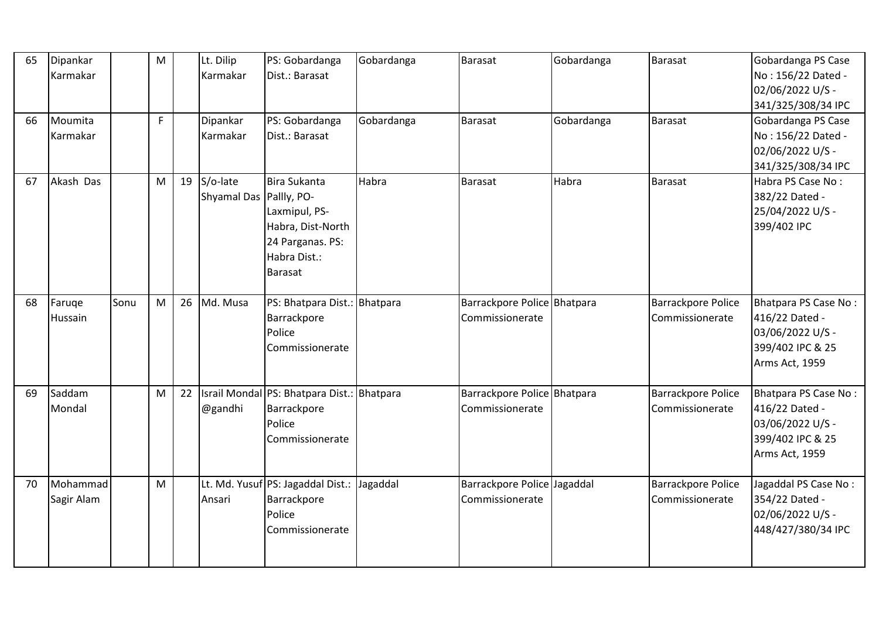| 65 | Dipankar Karmakar | | M | | Lt. Dilip Karmakar | PS: Gobardanga Dist.: Barasat | Gobardanga | Barasat | Gobardanga | Barasat | Gobardanga PS Case No : 156/22 Dated - 02/06/2022 U/S - 341/325/308/34 IPC |
|---|---|---|---|---|---|---|---|---|---|---|---|
| 66 | Moumita Karmakar | | F | | Dipankar Karmakar | PS: Gobardanga Dist.: Barasat | Gobardanga | Barasat | Gobardanga | Barasat | Gobardanga PS Case No : 156/22 Dated - 02/06/2022 U/S - 341/325/308/34 IPC |
| 67 | Akash Das | | M | 19 | S/o-late Shyamal Das | Bira Sukanta Pallly, PO- Laxmipul, PS- Habra, Dist-North 24 Parganas. PS: Habra Dist.: Barasat | Habra | Barasat | Habra | Barasat | Habra PS Case No : 382/22 Dated - 25/04/2022 U/S - 399/402 IPC |
| 68 | Faruqe Hussain | Sonu | M | 26 | Md. Musa | PS: Bhatpara Dist.: Barrackpore Police Commissionerate | Bhatpara | Barrackpore Police Commissionerate | Bhatpara | Barrackpore Police Commissionerate | Bhatpara PS Case No : 416/22 Dated - 03/06/2022 U/S - 399/402 IPC & 25 Arms Act, 1959 |
| 69 | Saddam Mondal | | M | 22 | Israil Mondal @gandhi | PS: Bhatpara Dist.: Barrackpore Police Commissionerate | Bhatpara | Barrackpore Police Commissionerate | Bhatpara | Barrackpore Police Commissionerate | Bhatpara PS Case No : 416/22 Dated - 03/06/2022 U/S - 399/402 IPC & 25 Arms Act, 1959 |
| 70 | Mohammad Sagir Alam | | M | | Lt. Md. Yusuf Ansari | PS: Jagaddal Dist.: Barrackpore Police Commissionerate | Jagaddal | Barrackpore Police Commissionerate | Jagaddal | Barrackpore Police Commissionerate | Jagaddal PS Case No : 354/22 Dated - 02/06/2022 U/S - 448/427/380/34 IPC |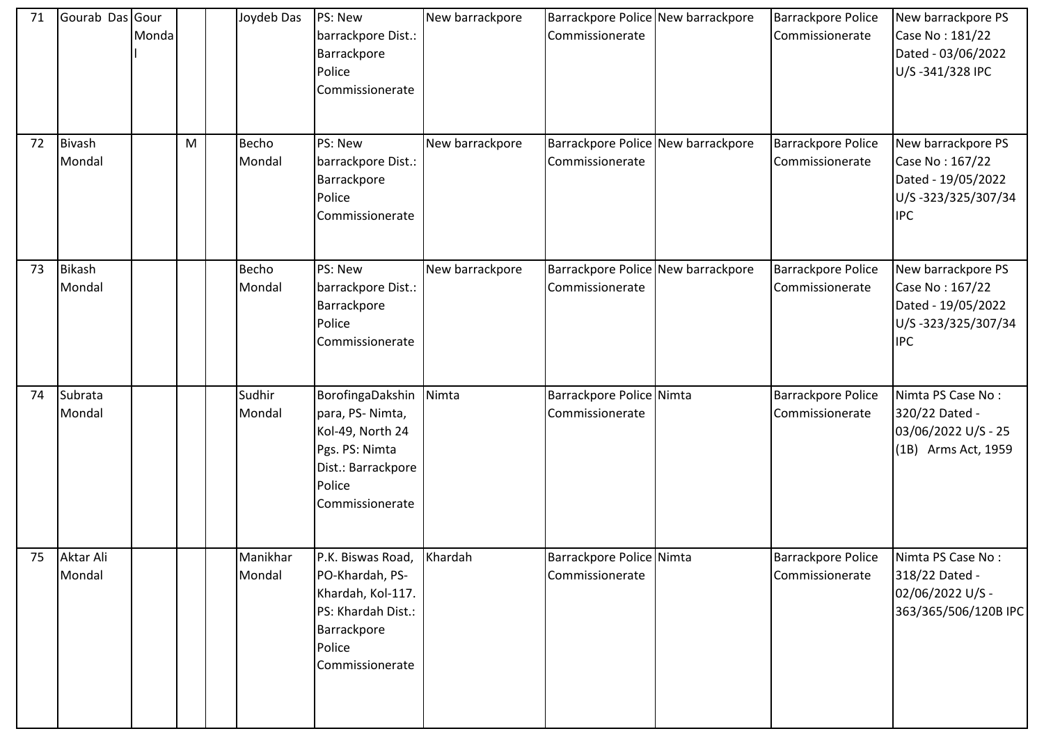| 71 | Gourab Das | Gour Mondal | | | Joydeb Das | PS: New barrackpore Dist.: Barrackpore Police Commissionerate | New barrackpore | Barrackpore Police Commissionerate | New barrackpore | Barrackpore Police Commissionerate | New barrackpore PS Case No : 181/22 Dated - 03/06/2022 U/S -341/328 IPC |
|---|---|---|---|---|---|---|---|---|---|---|---|
| 72 | Bivash Mondal | | M | | Becho Mondal | PS: New barrackpore Dist.: Barrackpore Police Commissionerate | New barrackpore | Barrackpore Police Commissionerate | New barrackpore | Barrackpore Police Commissionerate | New barrackpore PS Case No : 167/22 Dated - 19/05/2022 U/S -323/325/307/34 IPC |
| 73 | Bikash Mondal | | | | Becho Mondal | PS: New barrackpore Dist.: Barrackpore Police Commissionerate | New barrackpore | Barrackpore Police Commissionerate | New barrackpore | Barrackpore Police Commissionerate | New barrackpore PS Case No : 167/22 Dated - 19/05/2022 U/S -323/325/307/34 IPC |
| 74 | Subrata Mondal | | | | Sudhir Mondal | BorofingaDakshin para, PS- Nimta, Kol-49, North 24 Pgs. PS: Nimta Dist.: Barrackpore Police Commissionerate | Nimta | Barrackpore Police Commissionerate | Nimta | Barrackpore Police Commissionerate | Nimta PS Case No : 320/22 Dated - 03/06/2022 U/S - 25 (1B) Arms Act, 1959 |
| 75 | Aktar Ali Mondal | | | | Manikhar Mondal | P.K. Biswas Road, PO-Khardah, PS-Khardah, Kol-117. PS: Khardah Dist.: Barrackpore Police Commissionerate | Khardah | Barrackpore Police Commissionerate | Nimta | Barrackpore Police Commissionerate | Nimta PS Case No : 318/22 Dated - 02/06/2022 U/S -363/365/506/120B IPC |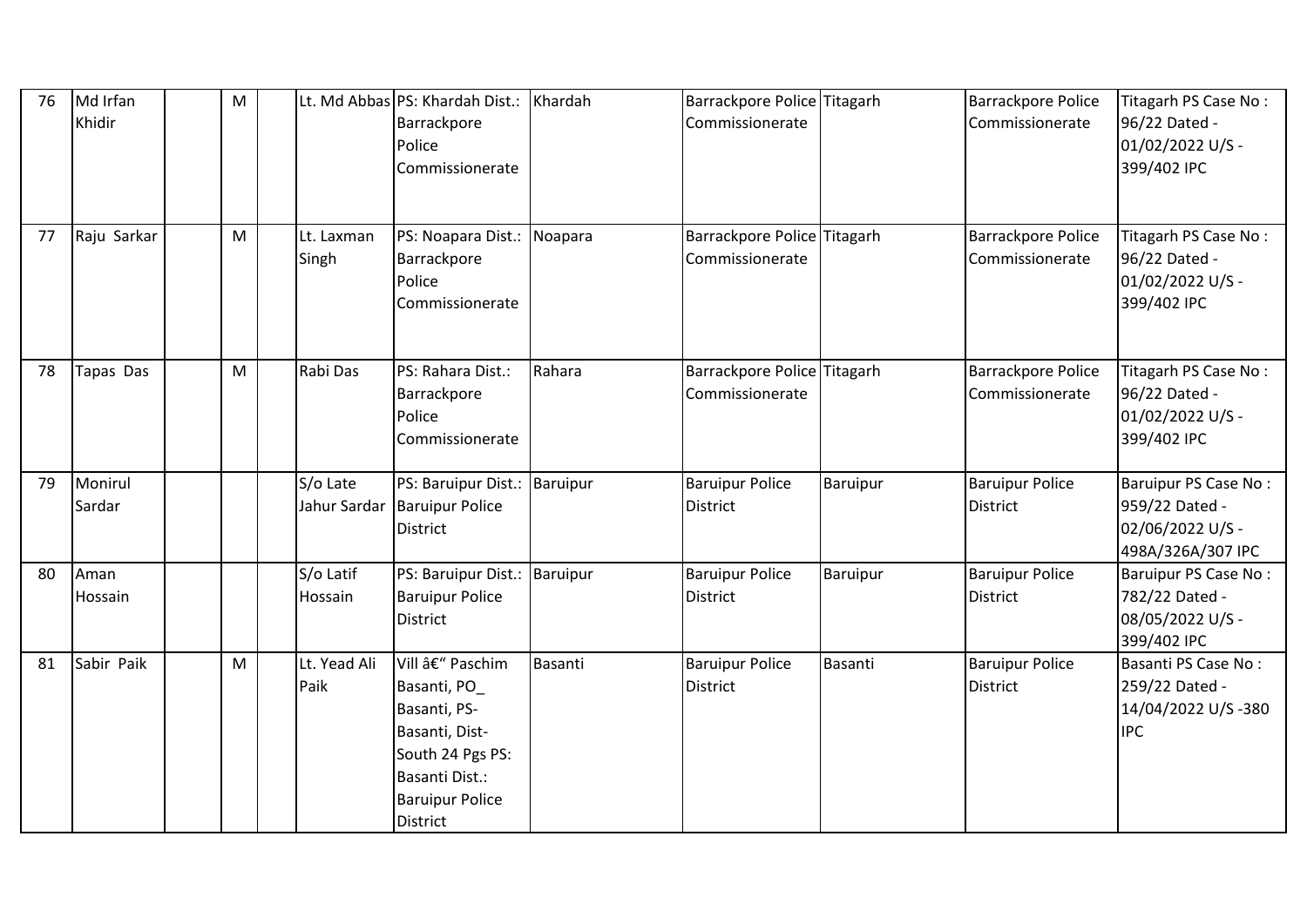| 76 | Md Irfan Khidir | | M | | Lt. Md Abbas | PS: Khardah Dist.: Barrackpore Police Commissionerate | Khardah | Barrackpore Police Commissionerate | Titagarh | Barrackpore Police Commissionerate | Titagarh PS Case No : 96/22 Dated - 01/02/2022 U/S - 399/402 IPC |
|---|---|---|---|---|---|---|---|---|---|---|---|
| 77 | Raju Sarkar | | M | | Lt. Laxman Singh | PS: Noapara Dist.: Barrackpore Police Commissionerate | Noapara | Barrackpore Police Commissionerate | Titagarh | Barrackpore Police Commissionerate | Titagarh PS Case No : 96/22 Dated - 01/02/2022 U/S - 399/402 IPC |
| 78 | Tapas Das | | M | | Rabi Das | PS: Rahara Dist.: Barrackpore Police Commissionerate | Rahara | Barrackpore Police Commissionerate | Titagarh | Barrackpore Police Commissionerate | Titagarh PS Case No : 96/22 Dated - 01/02/2022 U/S - 399/402 IPC |
| 79 | Monirul Sardar | | | | S/o Late Jahur Sardar | PS: Baruipur Dist.: Baruipur Police District | Baruipur | Baruipur Police District | Baruipur | Baruipur Police District | Baruipur PS Case No : 959/22 Dated - 02/06/2022 U/S - 498A/326A/307 IPC |
| 80 | Aman Hossain | | | | S/o Latif Hossain | PS: Baruipur Dist.: Baruipur Police District | Baruipur | Baruipur Police District | Baruipur | Baruipur Police District | Baruipur PS Case No : 782/22 Dated - 08/05/2022 U/S - 399/402 IPC |
| 81 | Sabir Paik | | M | | Lt. Yead Ali Paik | Vill â€" Paschim Basanti, PO_ Basanti, PS- Basanti, Dist- South 24 Pgs PS: Basanti Dist.: Baruipur Police District | Basanti | Baruipur Police District | Basanti | Baruipur Police District | Basanti PS Case No : 259/22 Dated - 14/04/2022 U/S -380 IPC |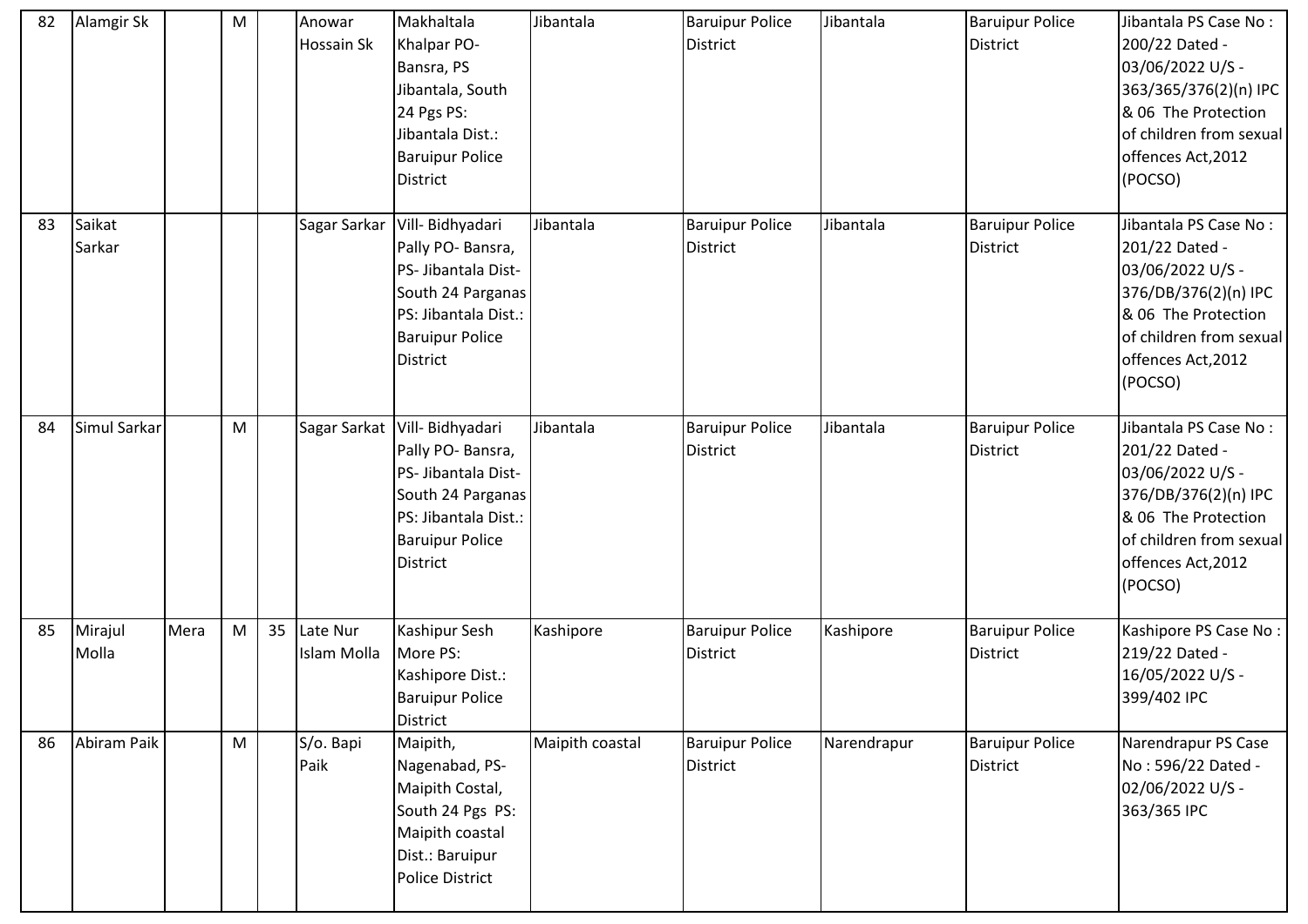| 82 | Alamgir Sk | | M | | Anowar Hossain Sk | Makhaltala Khalpar PO- Bansra, PS Jibantala, South 24 Pgs PS: Jibantala Dist.: Baruipur Police District | Jibantala | Baruipur Police District | Jibantala | Baruipur Police District | Jibantala PS Case No : 200/22 Dated - 03/06/2022 U/S - 363/365/376(2)(n) IPC & 06 The Protection of children from sexual offences Act,2012 (POCSO) |
|---|---|---|---|---|---|---|---|---|---|---|---|
| 83 | Saikat Sarkar | | | | Sagar Sarkar | Vill- Bidhyadari Pally PO- Bansra, PS- Jibantala Dist- South 24 Parganas PS: Jibantala Dist.: Baruipur Police District | Jibantala | Baruipur Police District | Jibantala | Baruipur Police District | Jibantala PS Case No : 201/22 Dated - 03/06/2022 U/S - 376/DB/376(2)(n) IPC & 06 The Protection of children from sexual offences Act,2012 (POCSO) |
| 84 | Simul Sarkar | | M | | Sagar Sarkat | Vill- Bidhyadari Pally PO- Bansra, PS- Jibantala Dist- South 24 Parganas PS: Jibantala Dist.: Baruipur Police District | Jibantala | Baruipur Police District | Jibantala | Baruipur Police District | Jibantala PS Case No : 201/22 Dated - 03/06/2022 U/S - 376/DB/376(2)(n) IPC & 06 The Protection of children from sexual offences Act,2012 (POCSO) |
| 85 | Mirajul Molla | Mera | M | 35 | Late Nur Islam Molla | Kashipur Sesh More PS: Kashipore Dist.: Baruipur Police District | Kashipore | Baruipur Police District | Kashipore | Baruipur Police District | Kashipore PS Case No : 219/22 Dated - 16/05/2022 U/S - 399/402 IPC |
| 86 | Abiram Paik | | M | | S/o. Bapi Paik | Maipith, Nagenabad, PS- Maipith Costal, South 24 Pgs PS: Maipith coastal Dist.: Baruipur Police District | Maipith coastal | Baruipur Police District | Narendrapur | Baruipur Police District | Narendrapur PS Case No : 596/22 Dated - 02/06/2022 U/S - 363/365 IPC |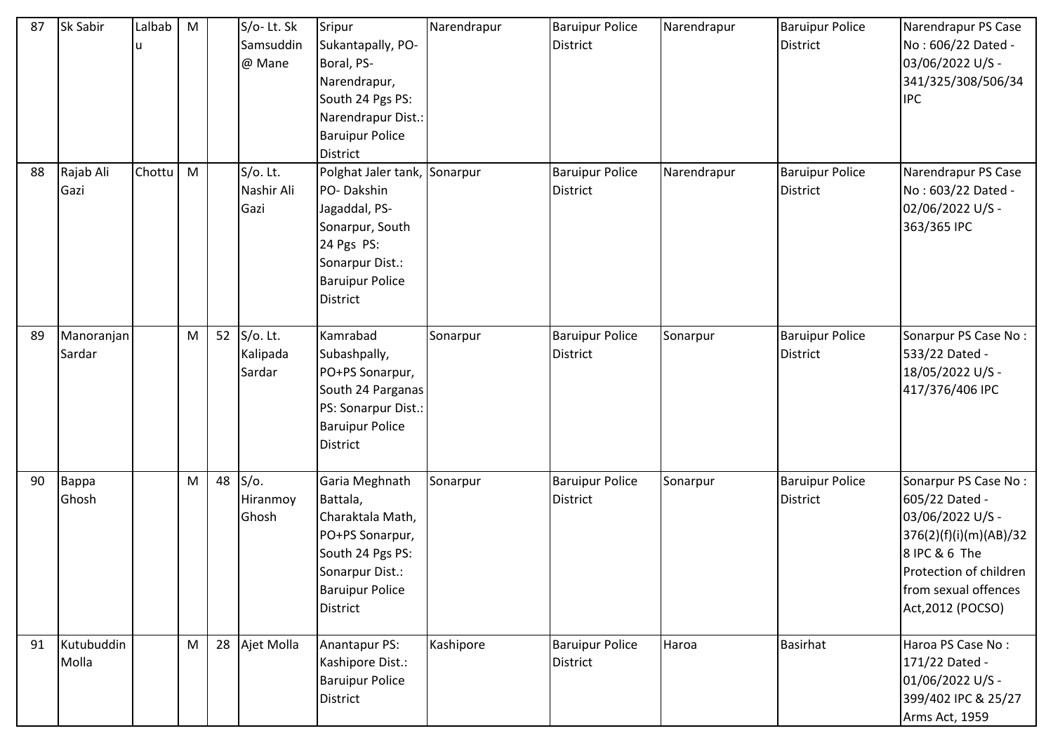| 87 | Sk Sabir | Lalbabu | M | | S/o- Lt. Sk Samsuddin @ Mane | Sripur Sukantapally, PO- Boral, PS- Narendrapur, South 24 Pgs PS: Narendrapur Dist.: Baruipur Police District | Narendrapur | Baruipur Police District | Narendrapur | Baruipur Police District | Narendrapur PS Case No : 606/22 Dated - 03/06/2022 U/S - 341/325/308/506/34 IPC |
|---|---|---|---|---|---|---|---|---|---|---|---|
| 88 | Rajab Ali Gazi | Chottu | M | | S/o. Lt. Nashir Ali Gazi | Polghat Jaler tank, PO- Dakshin Jagaddal, PS- Sonarpur, South 24 Pgs PS: Sonarpur Dist.: Baruipur Police District | Sonarpur | Baruipur Police District | Narendrapur | Baruipur Police District | Narendrapur PS Case No : 603/22 Dated - 02/06/2022 U/S - 363/365 IPC |
| 89 | Manoranjan Sardar | | M | 52 | S/o. Lt. Kalipada Sardar | Kamrabad Subashpally, PO+PS Sonarpur, South 24 Parganas PS: Sonarpur Dist.: Baruipur Police District | Sonarpur | Baruipur Police District | Sonarpur | Baruipur Police District | Sonarpur PS Case No : 533/22 Dated - 18/05/2022 U/S - 417/376/406 IPC |
| 90 | Bappa Ghosh | | M | 48 | S/o. Hiranmoy Ghosh | Garia Meghnath Battala, Charaktala Math, PO+PS Sonarpur, South 24 Pgs PS: Sonarpur Dist.: Baruipur Police District | Sonarpur | Baruipur Police District | Sonarpur | Baruipur Police District | Sonarpur PS Case No : 605/22 Dated - 03/06/2022 U/S - 376(2)(f)(i)(m)(AB)/328 IPC & 6 The Protection of children from sexual offences Act,2012 (POCSO) |
| 91 | Kutubuddin Molla | | M | 28 | Ajet Molla | Anantapur PS: Kashipore Dist.: Baruipur Police District | Kashipore | Baruipur Police District | Haroa | Basirhat | Haroa PS Case No : 171/22 Dated - 01/06/2022 U/S - 399/402 IPC & 25/27 Arms Act, 1959 |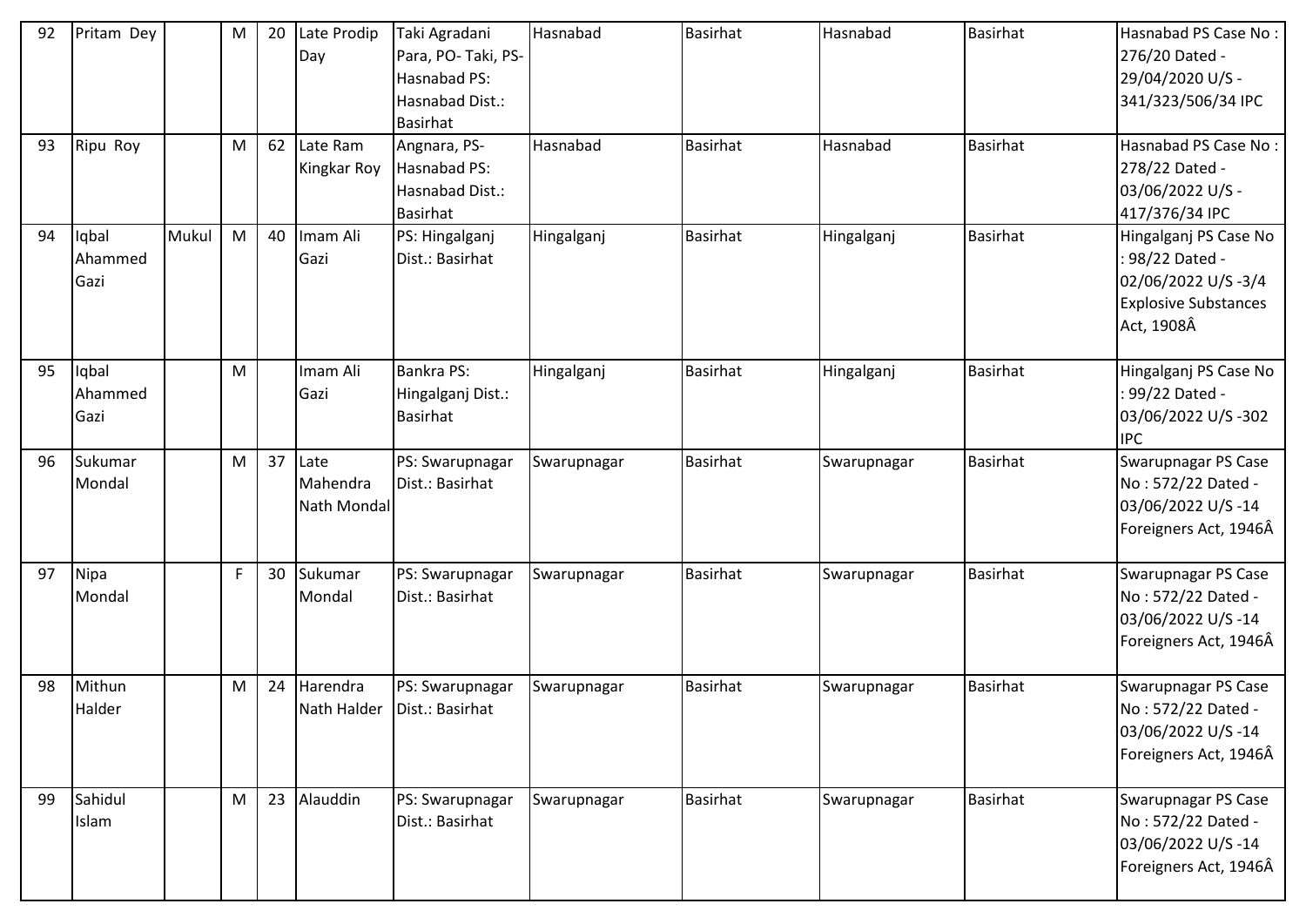| 92 | Pritam Dey | | M | 20 | Late Prodip Day | Taki Agradani Para, PO- Taki, PS- Hasnabad PS: Hasnabad Dist.: Basirhat | Hasnabad | Basirhat | Hasnabad | Basirhat | Hasnabad PS Case No : 276/20 Dated - 29/04/2020 U/S - 341/323/506/34 IPC |
|---|---|---|---|---|---|---|---|---|---|---|---|
| 93 | Ripu Roy | | M | 62 | Late Ram Kingkar Roy | Angnara, PS- Hasnabad PS: Hasnabad Dist.: Basirhat | Hasnabad | Basirhat | Hasnabad | Basirhat | Hasnabad PS Case No : 278/22 Dated - 03/06/2022 U/S - 417/376/34 IPC |
| 94 | Iqbal Ahammed Gazi | Mukul | M | 40 | Imam Ali Gazi | PS: Hingalganj Dist.: Basirhat | Hingalganj | Basirhat | Hingalganj | Basirhat | Hingalganj PS Case No : 98/22 Dated - 02/06/2022 U/S -3/4 Explosive Substances Act, 1908Â |
| 95 | Iqbal Ahammed Gazi | | M | | Imam Ali Gazi | Bankra PS: Hingalganj Dist.: Basirhat | Hingalganj | Basirhat | Hingalganj | Basirhat | Hingalganj PS Case No : 99/22 Dated - 03/06/2022 U/S -302 IPC |
| 96 | Sukumar Mondal | | M | 37 | Late Mahendra Nath Mondal | PS: Swarupnagar Dist.: Basirhat | Swarupnagar | Basirhat | Swarupnagar | Basirhat | Swarupnagar PS Case No : 572/22 Dated - 03/06/2022 U/S -14 Foreigners Act, 1946Â |
| 97 | Nipa Mondal | | F | 30 | Sukumar Mondal | PS: Swarupnagar Dist.: Basirhat | Swarupnagar | Basirhat | Swarupnagar | Basirhat | Swarupnagar PS Case No : 572/22 Dated - 03/06/2022 U/S -14 Foreigners Act, 1946Â |
| 98 | Mithun Halder | | M | 24 | Harendra Nath Halder | PS: Swarupnagar Dist.: Basirhat | Swarupnagar | Basirhat | Swarupnagar | Basirhat | Swarupnagar PS Case No : 572/22 Dated - 03/06/2022 U/S -14 Foreigners Act, 1946Â |
| 99 | Sahidul Islam | | M | 23 | Alauddin | PS: Swarupnagar Dist.: Basirhat | Swarupnagar | Basirhat | Swarupnagar | Basirhat | Swarupnagar PS Case No : 572/22 Dated - 03/06/2022 U/S -14 Foreigners Act, 1946Â |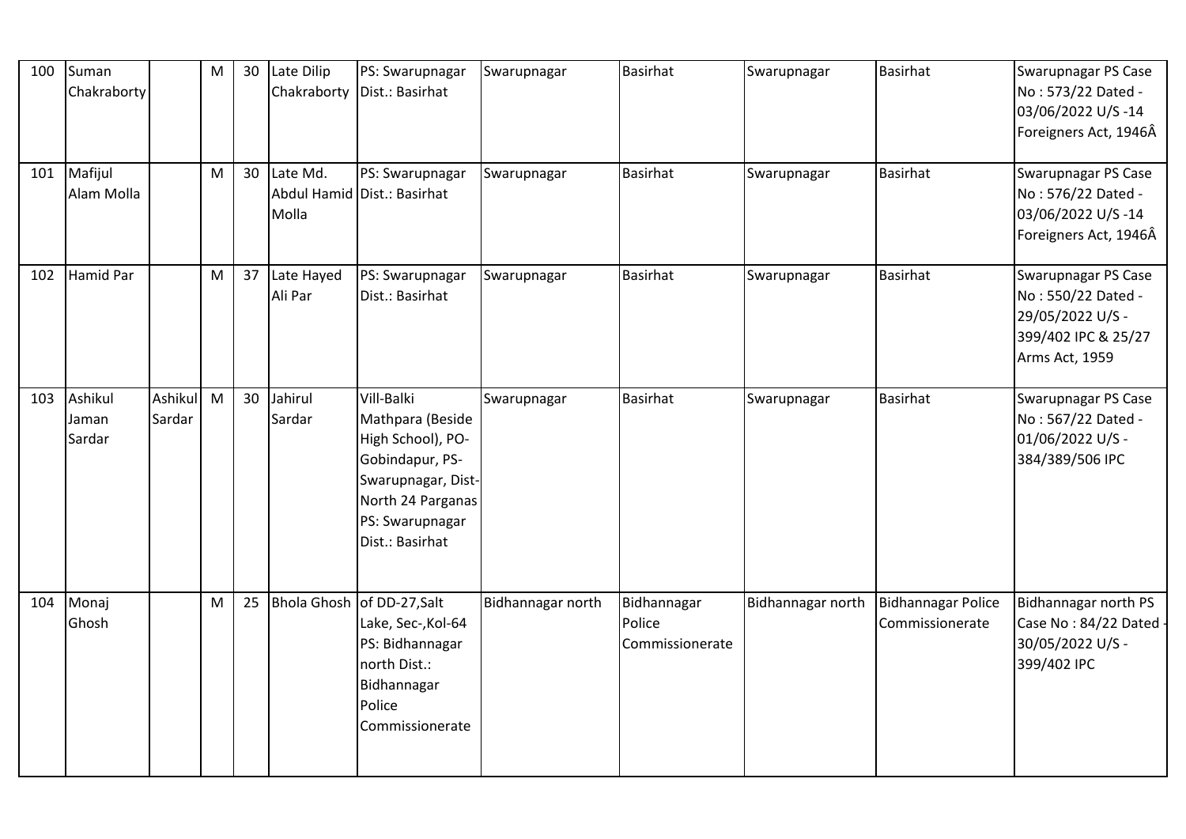| 100 | Suman Chakraborty | | M | 30 | Late Dilip Chakraborty | PS: Swarupnagar Dist.: Basirhat | Swarupnagar | Basirhat | Swarupnagar | Basirhat | Swarupnagar PS Case No : 573/22 Dated - 03/06/2022 U/S -14 Foreigners Act, 1946Â |
|---|---|---|---|---|---|---|---|---|---|---|---|
| 101 | Mafijul Alam Molla | | M | 30 | Late Md. Abdul Hamid Molla | PS: Swarupnagar Dist.: Basirhat | Swarupnagar | Basirhat | Swarupnagar | Basirhat | Swarupnagar PS Case No : 576/22 Dated - 03/06/2022 U/S -14 Foreigners Act, 1946Â |
| 102 | Hamid Par | | M | 37 | Late Hayed Ali Par | PS: Swarupnagar Dist.: Basirhat | Swarupnagar | Basirhat | Swarupnagar | Basirhat | Swarupnagar PS Case No : 550/22 Dated - 29/05/2022 U/S - 399/402 IPC & 25/27 Arms Act, 1959 |
| 103 | Ashikul Jaman Sardar | Ashikul Sardar | M | 30 | Jahirul Sardar | Vill-Balki Mathpara (Beside High School), PO-Gobindapur, PS-Swarupnagar, Dist-North 24 Parganas PS: Swarupnagar Dist.: Basirhat | Swarupnagar | Basirhat | Swarupnagar | Basirhat | Swarupnagar PS Case No : 567/22 Dated - 01/06/2022 U/S - 384/389/506 IPC |
| 104 | Monaj Ghosh | | M | 25 | Bhola Ghosh | of DD-27,Salt Lake, Sec-,Kol-64 PS: Bidhannagar north Dist.: Bidhannagar Police Commissionerate | Bidhannagar north | Bidhannagar Police Commissionerate | Bidhannagar north | Bidhannagar Police Commissionerate | Bidhannagar north PS Case No : 84/22 Dated - 30/05/2022 U/S - 399/402 IPC |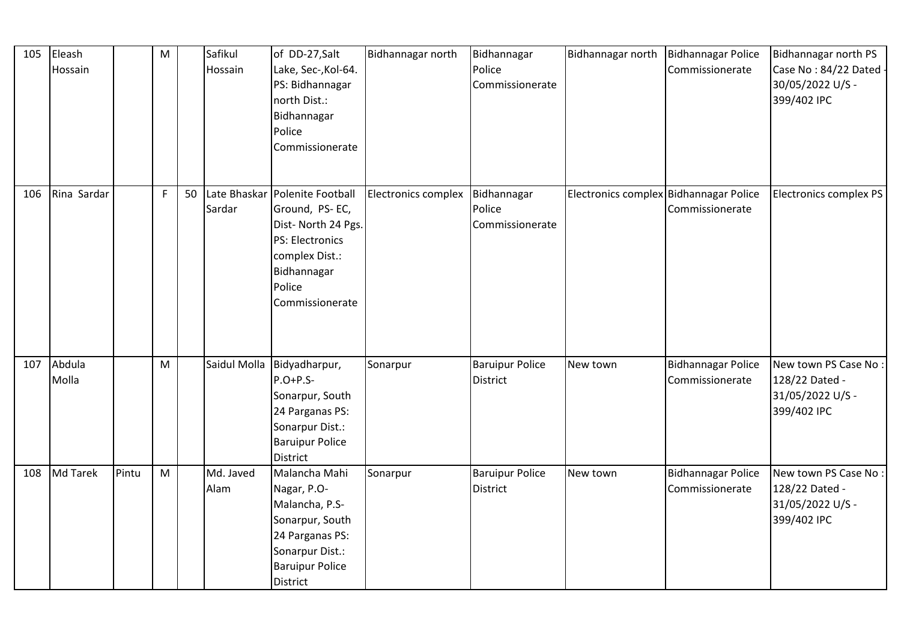| 105 | Eleash Hossain | | M | | Safikul Hossain | of DD-27,Salt Lake, Sec-,Kol-64. PS: Bidhannagar north Dist.: Bidhannagar Police Commissionerate | Bidhannagar north | Bidhannagar Police Commissionerate | Bidhannagar north | Bidhannagar Police Commissionerate | Bidhannagar north PS Case No : 84/22 Dated - 30/05/2022 U/S - 399/402 IPC |
|---|---|---|---|---|---|---|---|---|---|---|---|
| 106 | Rina Sardar | | F | 50 | Late Bhaskar Sardar | Polenite Football Ground, PS- EC, Dist- North 24 Pgs. PS: Electronics complex Dist.: Bidhannagar Police Commissionerate | Electronics complex | Bidhannagar Police Commissionerate | Electronics complex | Bidhannagar Police Commissionerate | Electronics complex PS |
| 107 | Abdula Molla | | M | | Saidul Molla | Bidyadharpur, P.O+P.S- Sonarpur, South 24 Parganas PS: Sonarpur Dist.: Baruipur Police District | Sonarpur | Baruipur Police District | New town | Bidhannagar Police Commissionerate | New town PS Case No : 128/22 Dated - 31/05/2022 U/S - 399/402 IPC |
| 108 | Md Tarek | Pintu | M | | Md. Javed Alam | Malancha Mahi Nagar, P.O- Malancha, P.S- Sonarpur, South 24 Parganas PS: Sonarpur Dist.: Baruipur Police District | Sonarpur | Baruipur Police District | New town | Bidhannagar Police Commissionerate | New town PS Case No : 128/22 Dated - 31/05/2022 U/S - 399/402 IPC |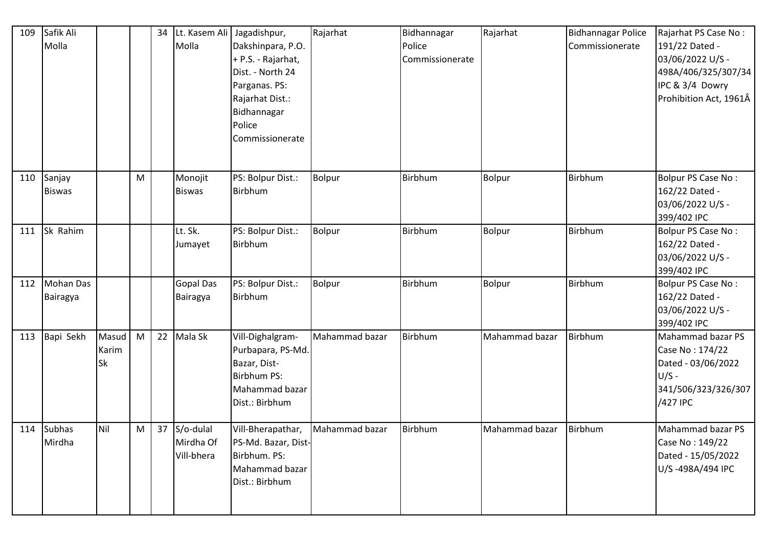| 109 | Safik Ali Molla | | | 34 | Lt. Kasem Ali Molla | Jagadishpur, Dakshinpara, P.O. + P.S. - Rajarhat, Dist. - North 24 Parganas. PS: Rajarhat Dist.: Bidhannagar Police Commissionerate | Rajarhat | Bidhannagar Police Commissionerate | Rajarhat | Bidhannagar Police Commissionerate | Rajarhat PS Case No : 191/22 Dated - 03/06/2022 U/S - 498A/406/325/307/34 IPC & 3/4 Dowry Prohibition Act, 1961Â |
|---|---|---|---|---|---|---|---|---|---|---|---|
| 110 | Sanjay Biswas | | M | | Monojit Biswas | PS: Bolpur Dist.: Birbhum | Bolpur | Birbhum | Bolpur | Birbhum | Bolpur PS Case No : 162/22 Dated - 03/06/2022 U/S - 399/402 IPC |
| 111 | Sk Rahim | | | | Lt. Sk. Jumayet | PS: Bolpur Dist.: Birbhum | Bolpur | Birbhum | Bolpur | Birbhum | Bolpur PS Case No : 162/22 Dated - 03/06/2022 U/S - 399/402 IPC |
| 112 | Mohan Das Bairagya | | | | Gopal Das Bairagya | PS: Bolpur Dist.: Birbhum | Bolpur | Birbhum | Bolpur | Birbhum | Bolpur PS Case No : 162/22 Dated - 03/06/2022 U/S - 399/402 IPC |
| 113 | Bapi Sekh | Masud Karim Sk | M | 22 | Mala Sk | Vill-Dighalgram-Purbapara, PS-Md. Bazar, Dist-Birbhum PS: Mahammad bazar Dist.: Birbhum | Mahammad bazar | Birbhum | Mahammad bazar | Birbhum | Mahammad bazar PS Case No : 174/22 Dated - 03/06/2022 U/S - 341/506/323/326/307/427 IPC |
| 114 | Subhas Mirdha | Nil | M | 37 | S/o-dulal Mirdha Of Vill-bhera | Vill-Bherapathar, PS-Md. Bazar, Dist-Birbhum. PS: Mahammad bazar Dist.: Birbhum | Mahammad bazar | Birbhum | Mahammad bazar | Birbhum | Mahammad bazar PS Case No : 149/22 Dated - 15/05/2022 U/S -498A/494 IPC |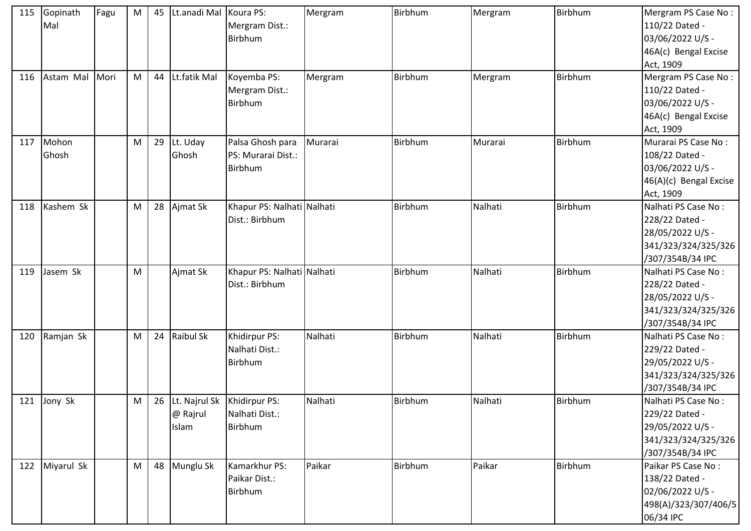| 115 | Gopinath Mal | Fagu | M | 45 | Lt.anadi Mal | Koura PS: Mergram Dist.: Birbhum | Mergram | Birbhum | Mergram | Birbhum | Mergram PS Case No : 110/22 Dated - 03/06/2022 U/S - 46A(c) Bengal Excise Act, 1909 |
|---|---|---|---|---|---|---|---|---|---|---|---|
| 116 | Astam Mal | Mori | M | 44 | Lt.fatik Mal | Koyemba PS: Mergram Dist.: Birbhum | Mergram | Birbhum | Mergram | Birbhum | Mergram PS Case No : 110/22 Dated - 03/06/2022 U/S - 46A(c) Bengal Excise Act, 1909 |
| 117 | Mohon Ghosh | | M | 29 | Lt. Uday Ghosh | Palsa Ghosh para PS: Murarai Dist.: Birbhum | Murarai | Birbhum | Murarai | Birbhum | Murarai PS Case No : 108/22 Dated - 03/06/2022 U/S - 46(A)(c) Bengal Excise Act, 1909 |
| 118 | Kashem Sk | | M | 28 | Ajmat Sk | Khapur PS: Nalhati Dist.: Birbhum | Nalhati | Birbhum | Nalhati | Birbhum | Nalhati PS Case No : 228/22 Dated - 28/05/2022 U/S - 341/323/324/325/326/307/354B/34 IPC |
| 119 | Jasem Sk | | M | | Ajmat Sk | Khapur PS: Nalhati Dist.: Birbhum | Nalhati | Birbhum | Nalhati | Birbhum | Nalhati PS Case No : 228/22 Dated - 28/05/2022 U/S - 341/323/324/325/326/307/354B/34 IPC |
| 120 | Ramjan Sk | | M | 24 | Raibul Sk | Khidirpur PS: Nalhati Dist.: Birbhum | Nalhati | Birbhum | Nalhati | Birbhum | Nalhati PS Case No : 229/22 Dated - 29/05/2022 U/S - 341/323/324/325/326/307/354B/34 IPC |
| 121 | Jony Sk | | M | 26 | Lt. Najrul Sk @ Rajrul Islam | Khidirpur PS: Nalhati Dist.: Birbhum | Nalhati | Birbhum | Nalhati | Birbhum | Nalhati PS Case No : 229/22 Dated - 29/05/2022 U/S - 341/323/324/325/326/307/354B/34 IPC |
| 122 | Miyarul Sk | | M | 48 | Munglu Sk | Kamarkhur PS: Paikar Dist.: Birbhum | Paikar | Birbhum | Paikar | Birbhum | Paikar PS Case No : 138/22 Dated - 02/06/2022 U/S - 498(A)/323/307/406/506/34 IPC |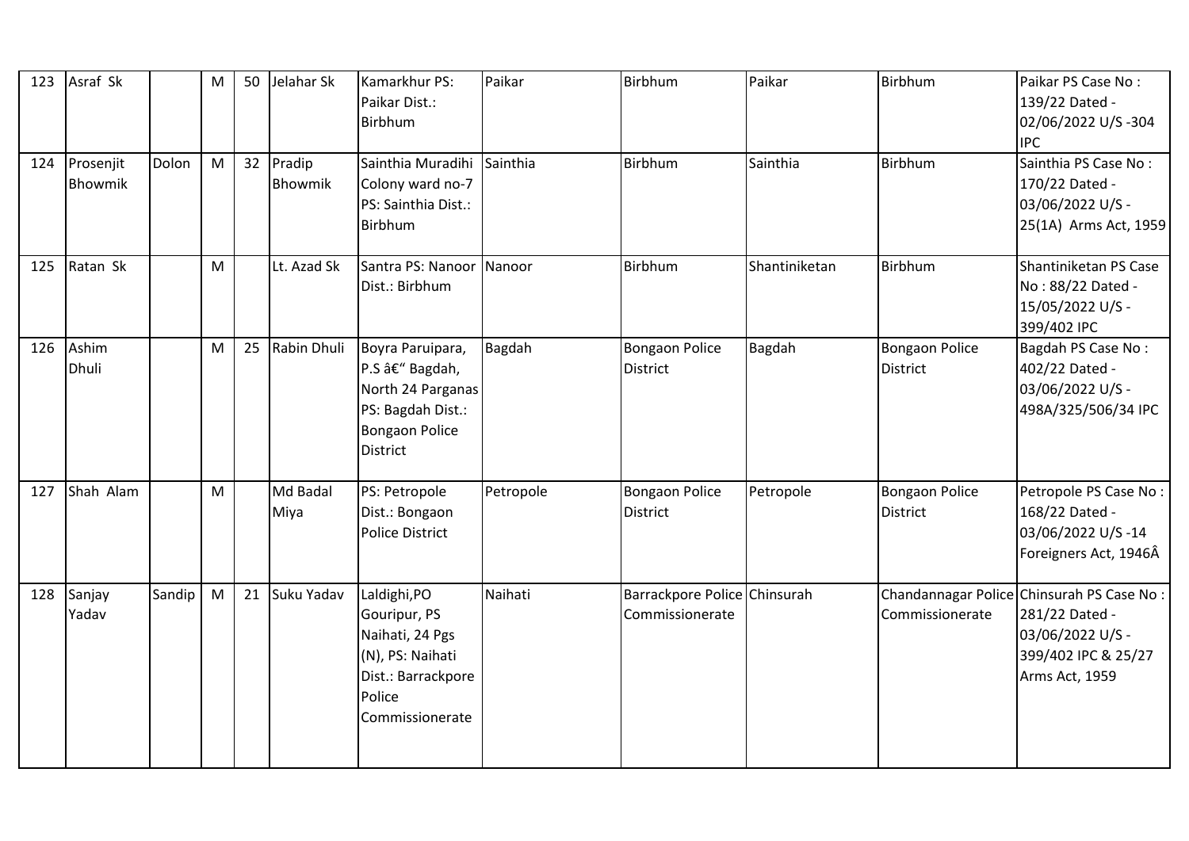| 123 | Asraf Sk | | M | 50 | Jelahar Sk | Kamarkhur PS: Paikar Dist.: Birbhum | Paikar | Birbhum | Paikar | Birbhum | Paikar PS Case No : 139/22 Dated - 02/06/2022 U/S -304 IPC |
|---|---|---|---|---|---|---|---|---|---|---|---|
| 124 | Prosenjit Bhowmik | Dolon | M | 32 | Pradip Bhowmik | Sainthia Muradihi Colony ward no-7 PS: Sainthia Dist.: Birbhum | Sainthia | Birbhum | Sainthia | Birbhum | Sainthia PS Case No : 170/22 Dated - 03/06/2022 U/S - 25(1A) Arms Act, 1959 |
| 125 | Ratan Sk | | M | | Lt. Azad Sk | Santra PS: Nanoor Dist.: Birbhum | Nanoor | Birbhum | Shantiniketan | Birbhum | Shantiniketan PS Case No : 88/22 Dated - 15/05/2022 U/S - 399/402 IPC |
| 126 | Ashim Dhuli | | M | 25 | Rabin Dhuli | Boyra Paruipara, P.S â€" Bagdah, North 24 Parganas PS: Bagdah Dist.: Bongaon Police District | Bagdah | Bongaon Police District | Bagdah | Bongaon Police District | Bagdah PS Case No : 402/22 Dated - 03/06/2022 U/S - 498A/325/506/34 IPC |
| 127 | Shah Alam | | M | | Md Badal Miya | PS: Petropole Dist.: Bongaon Police District | Petropole | Bongaon Police District | Petropole | Bongaon Police District | Petropole PS Case No : 168/22 Dated - 03/06/2022 U/S -14 Foreigners Act, 1946Â |
| 128 | Sanjay Yadav | Sandip | M | 21 | Suku Yadav | Laldighi,PO Gouripur, PS Naihati, 24 Pgs (N), PS: Naihati Dist.: Barrackpore Police Commissionerate | Naihati | Barrackpore Police Commissionerate | Chinsurah | Chandannagar Police Commissionerate | Chinsurah PS Case No : 281/22 Dated - 03/06/2022 U/S - 399/402 IPC & 25/27 Arms Act, 1959 |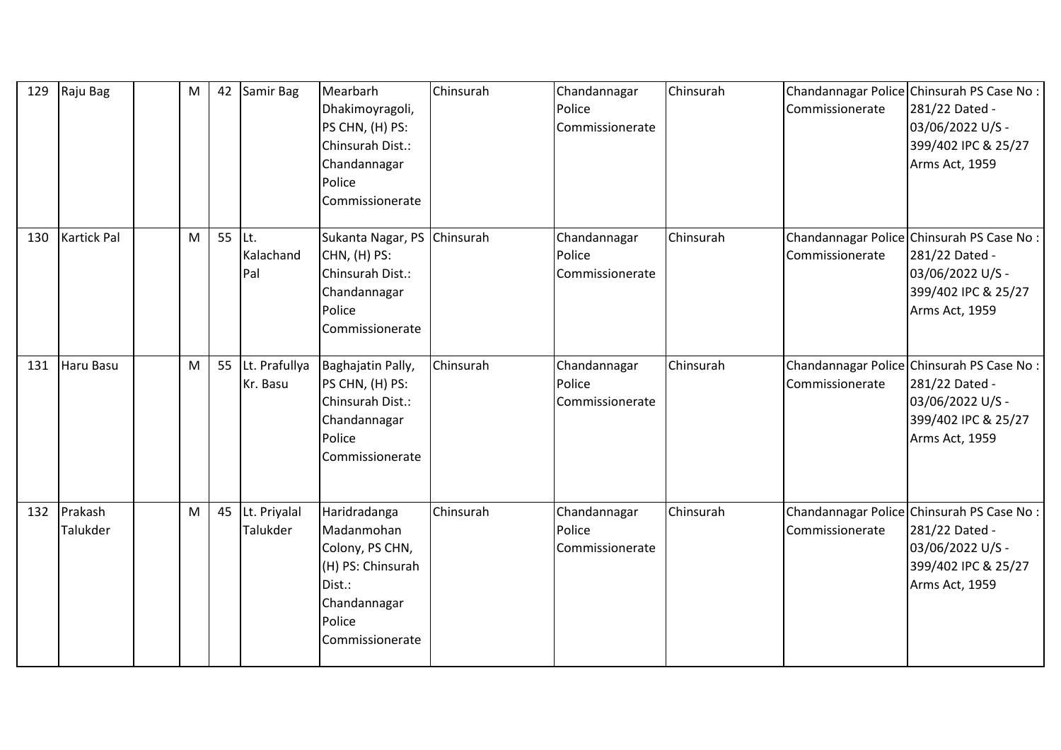| 129 | Raju Bag | | M | 42 | Samir Bag | Mearbarh Dhakimoyragoli, PS CHN, (H) PS: Chinsurah Dist.: Chandannagar Police Commissionerate | Chinsurah | Chandannagar Police Commissionerate | Chinsurah | Chandannagar Police Commissionerate | Chinsurah PS Case No : 281/22 Dated - 03/06/2022 U/S - 399/402 IPC & 25/27 Arms Act, 1959 |
|---|---|---|---|---|---|---|---|---|---|---|---|
| 130 | Kartick Pal | | M | 55 | Lt. Kalachand Pal | Sukanta Nagar, PS CHN, (H) PS: Chinsurah Dist.: Chandannagar Police Commissionerate | Chinsurah | Chandannagar Police Commissionerate | Chinsurah | Chandannagar Police Commissionerate | Chinsurah PS Case No : 281/22 Dated - 03/06/2022 U/S - 399/402 IPC & 25/27 Arms Act, 1959 |
| 131 | Haru Basu | | M | 55 | Lt. Prafullya Kr. Basu | Baghajatin Pally, PS CHN, (H) PS: Chinsurah Dist.: Chandannagar Police Commissionerate | Chinsurah | Chandannagar Police Commissionerate | Chinsurah | Chandannagar Police Commissionerate | Chinsurah PS Case No : 281/22 Dated - 03/06/2022 U/S - 399/402 IPC & 25/27 Arms Act, 1959 |
| 132 | Prakash Talukder | | M | 45 | Lt. Priyalal Talukder | Haridradanga Madanmohan Colony, PS CHN, (H) PS: Chinsurah Dist.: Chandannagar Police Commissionerate | Chinsurah | Chandannagar Police Commissionerate | Chinsurah | Chandannagar Police Commissionerate | Chinsurah PS Case No : 281/22 Dated - 03/06/2022 U/S - 399/402 IPC & 25/27 Arms Act, 1959 |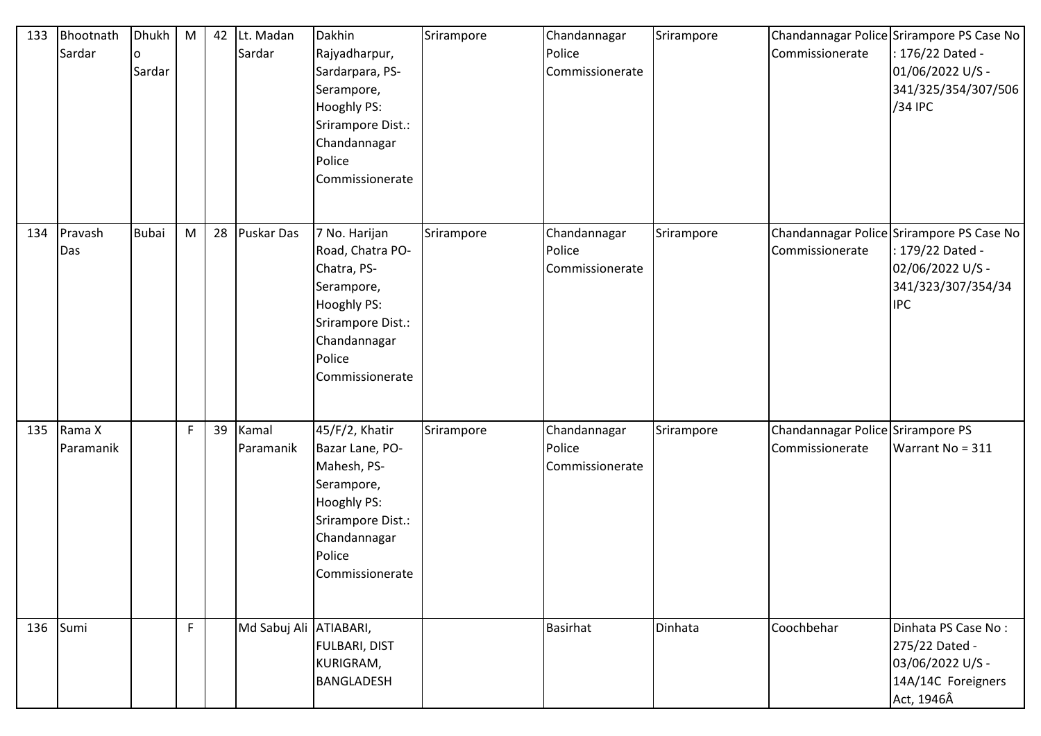| 133 | Bhootnath Sardar | Dhukho Sardar | M | 42 | Lt. Madan Sardar | Dakhin Rajyadharpur, Sardarpara, PS-Serampore, Hooghly PS: Srirampore Dist.: Chandannagar Police Commissionerate | Srirampore | Chandannagar Police Commissionerate | Srirampore | Chandannagar Police Commissionerate | Srirampore PS Case No : 176/22 Dated - 01/06/2022 U/S - 341/325/354/307/506/34 IPC |
|---|---|---|---|---|---|---|---|---|---|---|---|
| 134 | Pravash Das | Bubai | M | 28 | Puskar Das | 7 No. Harijan Road, Chatra PO-Chatra, PS-Serampore, Hooghly PS: Srirampore Dist.: Chandannagar Police Commissionerate | Srirampore | Chandannagar Police Commissionerate | Srirampore | Chandannagar Police Commissionerate | Srirampore PS Case No : 179/22 Dated - 02/06/2022 U/S - 341/323/307/354/34 IPC |
| 135 | Rama X Paramanik | | F | 39 | Kamal Paramanik | 45/F/2, Khatir Bazar Lane, PO-Mahesh, PS-Serampore, Hooghly PS: Srirampore Dist.: Chandannagar Police Commissionerate | Srirampore | Chandannagar Police Commissionerate | Srirampore | Chandannagar Police Commissionerate | Srirampore PS Warrant No = 311 |
| 136 | Sumi | | F | | Md Sabuj Ali | ATIABARI, FULBARI, DIST KURIGRAM, BANGLADESH | | Basirhat | Dinhata | Coochbehar | Dinhata PS Case No : 275/22 Dated - 03/06/2022 U/S - 14A/14C Foreigners Act, 1946Â |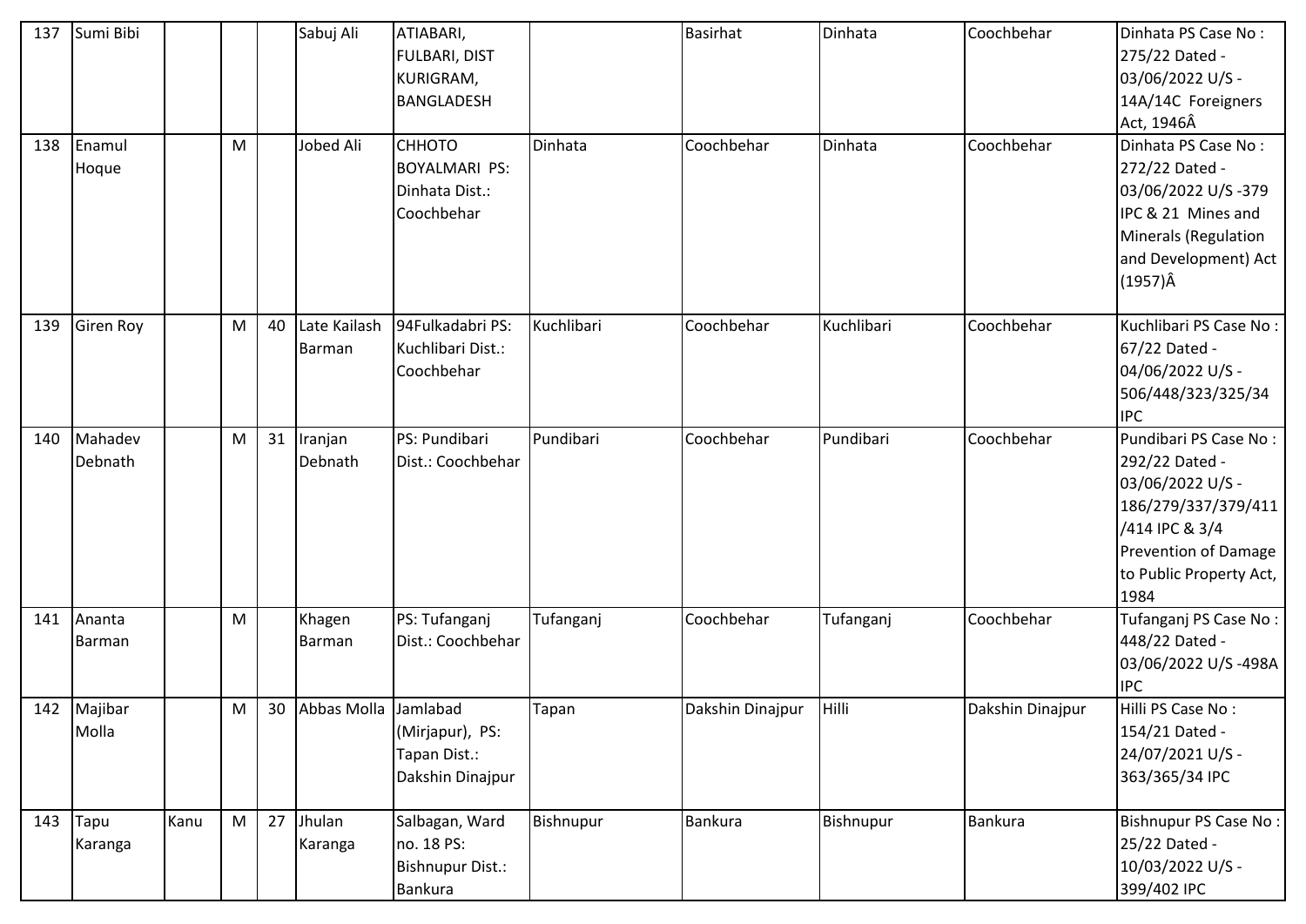| 137 | Sumi Bibi | | | | Sabuj Ali | ATIABARI, FULBARI, DIST KURIGRAM, BANGLADESH | | Basirhat | Dinhata | Coochbehar | Dinhata PS Case No : 275/22 Dated - 03/06/2022 U/S - 14A/14C Foreigners Act, 1946Â |
|---|---|---|---|---|---|---|---|---|---|---|---|
| 138 | Enamul Hoque | | M | | Jobed Ali | CHHOTO BOYALMARI PS: Dinhata Dist.: Coochbehar | Dinhata | Coochbehar | Dinhata | Coochbehar | Dinhata PS Case No : 272/22 Dated - 03/06/2022 U/S -379 IPC & 21 Mines and Minerals (Regulation and Development) Act (1957)Â |
| 139 | Giren Roy | | M | 40 | Late Kailash Barman | 94Fulkadabri PS: Kuchlibari Dist.: Coochbehar | Kuchlibari | Coochbehar | Kuchlibari | Coochbehar | Kuchlibari PS Case No : 67/22 Dated - 04/06/2022 U/S - 506/448/323/325/34 IPC |
| 140 | Mahadev Debnath | | M | 31 | Iranjan Debnath | PS: Pundibari Dist.: Coochbehar | Pundibari | Coochbehar | Pundibari | Coochbehar | Pundibari PS Case No : 292/22 Dated - 03/06/2022 U/S - 186/279/337/379/411/414 IPC & 3/4 Prevention of Damage to Public Property Act, 1984 |
| 141 | Ananta Barman | | M | | Khagen Barman | PS: Tufanganj Dist.: Coochbehar | Tufanganj | Coochbehar | Tufanganj | Coochbehar | Tufanganj PS Case No : 448/22 Dated - 03/06/2022 U/S -498A IPC |
| 142 | Majibar Molla | | M | 30 | Abbas Molla | Jamlabad (Mirjapur), PS: Tapan Dist.: Dakshin Dinajpur | Tapan | Dakshin Dinajpur | Hilli | Dakshin Dinajpur | Hilli PS Case No : 154/21 Dated - 24/07/2021 U/S - 363/365/34 IPC |
| 143 | Tapu Karanga | Kanu | M | 27 | Jhulan Karanga | Salbagan, Ward no. 18 PS: Bishnupur Dist.: Bankura | Bishnupur | Bankura | Bishnupur | Bankura | Bishnupur PS Case No : 25/22 Dated - 10/03/2022 U/S - 399/402 IPC |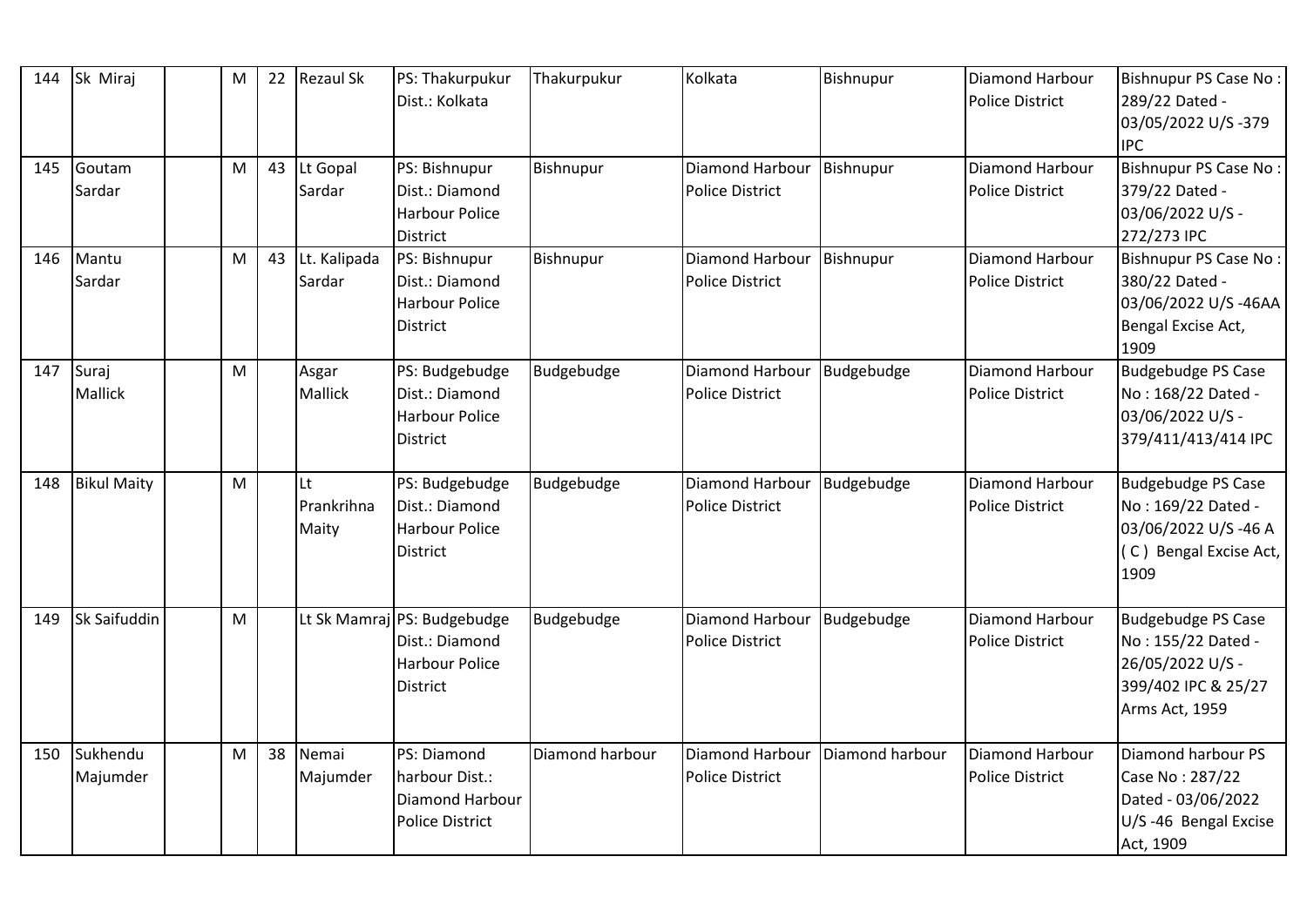| 144 | Sk Miraj | | M | 22 | Rezaul Sk | PS: Thakurpukur Dist.: Kolkata | Thakurpukur | Kolkata | Bishnupur | Diamond Harbour Police District | Bishnupur PS Case No : 289/22 Dated - 03/05/2022 U/S -379 IPC |
|---|---|---|---|---|---|---|---|---|---|---|---|
| 145 | Goutam Sardar | | M | 43 | Lt Gopal Sardar | PS: Bishnupur Dist.: Diamond Harbour Police District | Bishnupur | Diamond Harbour Police District | Bishnupur | Diamond Harbour Police District | Bishnupur PS Case No : 379/22 Dated - 03/06/2022 U/S - 272/273 IPC |
| 146 | Mantu Sardar | | M | 43 | Lt. Kalipada Sardar | PS: Bishnupur Dist.: Diamond Harbour Police District | Bishnupur | Diamond Harbour Police District | Bishnupur | Diamond Harbour Police District | Bishnupur PS Case No : 380/22 Dated - 03/06/2022 U/S -46AA Bengal Excise Act, 1909 |
| 147 | Suraj Mallick | | M | | Asgar Mallick | PS: Budgebudge Dist.: Diamond Harbour Police District | Budgebudge | Diamond Harbour Police District | Budgebudge | Diamond Harbour Police District | Budgebudge PS Case No : 168/22 Dated - 03/06/2022 U/S - 379/411/413/414 IPC |
| 148 | Bikul Maity | | M | | Lt Prankrihna Maity | PS: Budgebudge Dist.: Diamond Harbour Police District | Budgebudge | Diamond Harbour Police District | Budgebudge | Diamond Harbour Police District | Budgebudge PS Case No : 169/22 Dated - 03/06/2022 U/S -46 A ( C ) Bengal Excise Act, 1909 |
| 149 | Sk Saifuddin | | M | | Lt Sk Mamraj | PS: Budgebudge Dist.: Diamond Harbour Police District | Budgebudge | Diamond Harbour Police District | Budgebudge | Diamond Harbour Police District | Budgebudge PS Case No : 155/22 Dated - 26/05/2022 U/S - 399/402 IPC & 25/27 Arms Act, 1959 |
| 150 | Sukhendu Majumder | | M | 38 | Nemai Majumder | PS: Diamond harbour Dist.: Diamond Harbour Police District | Diamond harbour | Diamond Harbour Police District | Diamond harbour | Diamond Harbour Police District | Diamond harbour PS Case No : 287/22 Dated - 03/06/2022 U/S -46 Bengal Excise Act, 1909 |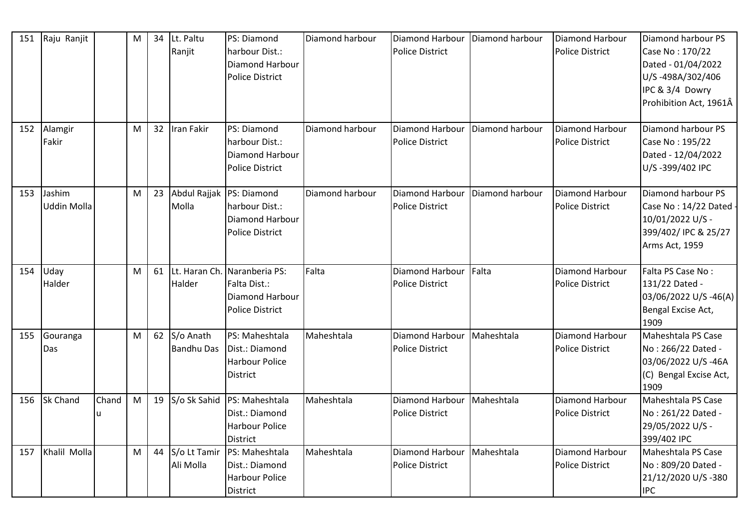| 151 | Raju Ranjit | | M | 34 | Lt. Paltu Ranjit | PS: Diamond harbour Dist.: Diamond Harbour Police District | Diamond harbour | Diamond Harbour Police District | Diamond harbour | Diamond Harbour Police District | Diamond harbour PS Case No : 170/22 Dated - 01/04/2022 U/S -498A/302/406 IPC & 3/4 Dowry Prohibition Act, 1961Â |
|---|---|---|---|---|---|---|---|---|---|---|---|
| 152 | Alamgir Fakir | | M | 32 | Iran Fakir | PS: Diamond harbour Dist.: Diamond Harbour Police District | Diamond harbour | Diamond Harbour Police District | Diamond harbour | Diamond Harbour Police District | Diamond harbour PS Case No : 195/22 Dated - 12/04/2022 U/S -399/402 IPC |
| 153 | Jashim Uddin Molla | | M | 23 | Abdul Rajjak Molla | PS: Diamond harbour Dist.: Diamond Harbour Police District | Diamond harbour | Diamond Harbour Police District | Diamond harbour | Diamond Harbour Police District | Diamond harbour PS Case No : 14/22 Dated - 10/01/2022 U/S -399/402/ IPC & 25/27 Arms Act, 1959 |
| 154 | Uday Halder | | M | 61 | Lt. Haran Ch. Halder | Naranberia PS: Falta Dist.: Diamond Harbour Police District | Falta | Diamond Harbour Police District | Falta | Diamond Harbour Police District | Falta PS Case No : 131/22 Dated - 03/06/2022 U/S -46(A) Bengal Excise Act, 1909 |
| 155 | Gouranga Das | | M | 62 | S/o Anath Bandhu Das | PS: Maheshtala Dist.: Diamond Harbour Police District | Maheshtala | Diamond Harbour Police District | Maheshtala | Diamond Harbour Police District | Maheshtala PS Case No : 266/22 Dated - 03/06/2022 U/S -46A (C) Bengal Excise Act, 1909 |
| 156 | Sk Chand | Chandu | M | 19 | S/o Sk Sahid | PS: Maheshtala Dist.: Diamond Harbour Police District | Maheshtala | Diamond Harbour Police District | Maheshtala | Diamond Harbour Police District | Maheshtala PS Case No : 261/22 Dated - 29/05/2022 U/S -399/402 IPC |
| 157 | Khalil Molla | | M | 44 | S/o Lt Tamir Ali Molla | PS: Maheshtala Dist.: Diamond Harbour Police District | Maheshtala | Diamond Harbour Police District | Maheshtala | Diamond Harbour Police District | Maheshtala PS Case No : 809/20 Dated - 21/12/2020 U/S -380 IPC |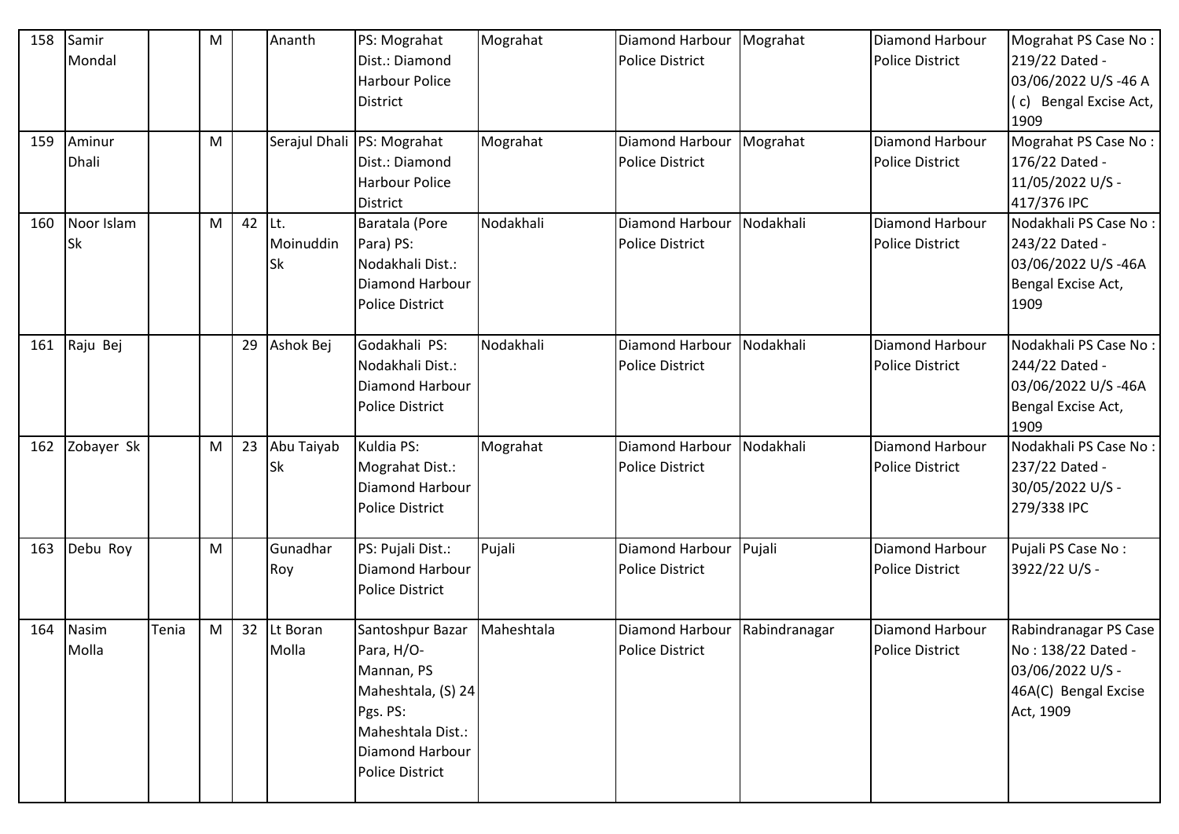| 158 | Samir Mondal | | M | | Ananth | PS: Mograhat Dist.: Diamond Harbour Police District | Mograhat | Diamond Harbour Police District | Mograhat | Diamond Harbour Police District | Mograhat PS Case No : 219/22 Dated - 03/06/2022 U/S -46 A ( c) Bengal Excise Act, 1909 |
|---|---|---|---|---|---|---|---|---|---|---|---|
| 159 | Aminur Dhali | | M | | Serajul Dhali | PS: Mograhat Dist.: Diamond Harbour Police District | Mograhat | Diamond Harbour Police District | Mograhat | Diamond Harbour Police District | Mograhat PS Case No : 176/22 Dated - 11/05/2022 U/S - 417/376 IPC |
| 160 | Noor Islam Sk | | M | 42 | Lt. Moinuddin Sk | Baratala (Pore Para) PS: Nodakhali Dist.: Diamond Harbour Police District | Nodakhali | Diamond Harbour Police District | Nodakhali | Diamond Harbour Police District | Nodakhali PS Case No : 243/22 Dated - 03/06/2022 U/S -46A Bengal Excise Act, 1909 |
| 161 | Raju Bej | | | 29 | Ashok Bej | Godakhali PS: Nodakhali Dist.: Diamond Harbour Police District | Nodakhali | Diamond Harbour Police District | Nodakhali | Diamond Harbour Police District | Nodakhali PS Case No : 244/22 Dated - 03/06/2022 U/S -46A Bengal Excise Act, 1909 |
| 162 | Zobayer Sk | | M | 23 | Abu Taiyab Sk | Kuldia PS: Mograhat Dist.: Diamond Harbour Police District | Mograhat | Diamond Harbour Police District | Nodakhali | Diamond Harbour Police District | Nodakhali PS Case No : 237/22 Dated - 30/05/2022 U/S - 279/338 IPC |
| 163 | Debu Roy | | M | | Gunadhar Roy | PS: Pujali Dist.: Diamond Harbour Police District | Pujali | Diamond Harbour Police District | Pujali | Diamond Harbour Police District | Pujali PS Case No : 3922/22 U/S - |
| 164 | Nasim Molla | Tenia | M | 32 | Lt Boran Molla | Santoshpur Bazar Para, H/O-Mannan, PS Maheshtala, (S) 24 Pgs. PS: Maheshtala Dist.: Diamond Harbour Police District | Maheshtala | Diamond Harbour Police District | Rabindranagar | Diamond Harbour Police District | Rabindranagar PS Case No : 138/22 Dated - 03/06/2022 U/S - 46A(C) Bengal Excise Act, 1909 |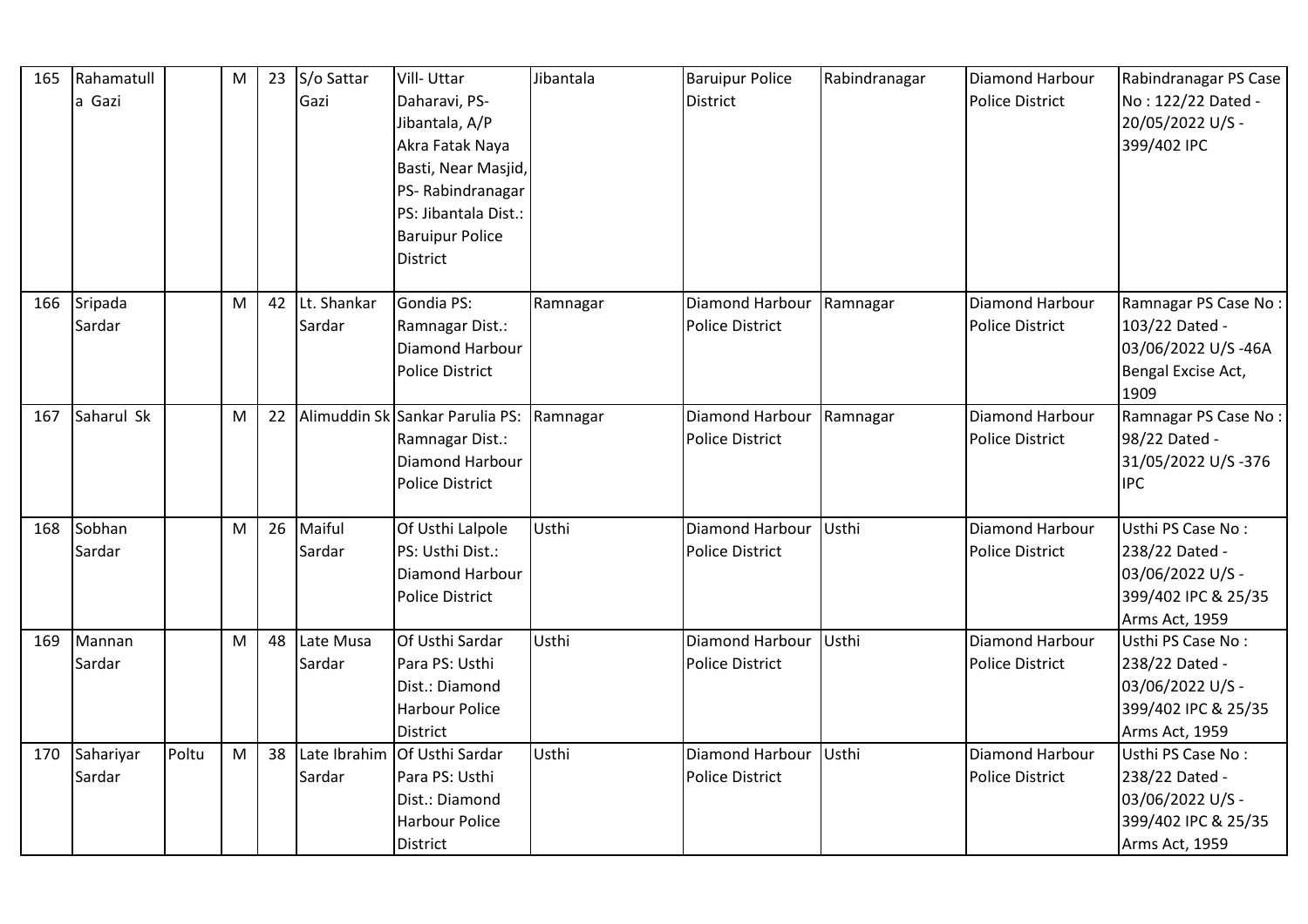| 165 | Rahamatulla Gazi | | M | 23 | S/o Sattar Gazi | Vill- Uttar Daharavi, PS- Jibantala, A/P Akra Fatak Naya Basti, Near Masjid, PS- Rabindranagar PS: Jibantala Dist.: Baruipur Police District | Jibantala | Baruipur Police District | Rabindranagar | Diamond Harbour Police District | Rabindranagar PS Case No : 122/22 Dated - 20/05/2022 U/S - 399/402 IPC |
|---|---|---|---|---|---|---|---|---|---|---|---|
| 166 | Sripada Sardar | | M | 42 | Lt. Shankar Sardar | Gondia PS: Ramnagar Dist.: Diamond Harbour Police District | Ramnagar | Diamond Harbour Police District | Ramnagar | Diamond Harbour Police District | Ramnagar PS Case No : 103/22 Dated - 03/06/2022 U/S -46A Bengal Excise Act, 1909 |
| 167 | Saharul Sk | | M | 22 | Alimuddin Sk | Sankar Parulia PS: Ramnagar Dist.: Diamond Harbour Police District | Ramnagar | Diamond Harbour Police District | Ramnagar | Diamond Harbour Police District | Ramnagar PS Case No : 98/22 Dated - 31/05/2022 U/S -376 IPC |
| 168 | Sobhan Sardar | | M | 26 | Maiful Sardar | Of Usthi Lalpole PS: Usthi Dist.: Diamond Harbour Police District | Usthi | Diamond Harbour Police District | Usthi | Diamond Harbour Police District | Usthi PS Case No : 238/22 Dated - 03/06/2022 U/S - 399/402 IPC & 25/35 Arms Act, 1959 |
| 169 | Mannan Sardar | | M | 48 | Late Musa Sardar | Of Usthi Sardar Para PS: Usthi Dist.: Diamond Harbour Police District | Usthi | Diamond Harbour Police District | Usthi | Diamond Harbour Police District | Usthi PS Case No : 238/22 Dated - 03/06/2022 U/S - 399/402 IPC & 25/35 Arms Act, 1959 |
| 170 | Sahariyar Sardar | Poltu | M | 38 | Late Ibrahim Sardar | Of Usthi Sardar Para PS: Usthi Dist.: Diamond Harbour Police District | Usthi | Diamond Harbour Police District | Usthi | Diamond Harbour Police District | Usthi PS Case No : 238/22 Dated - 03/06/2022 U/S - 399/402 IPC & 25/35 Arms Act, 1959 |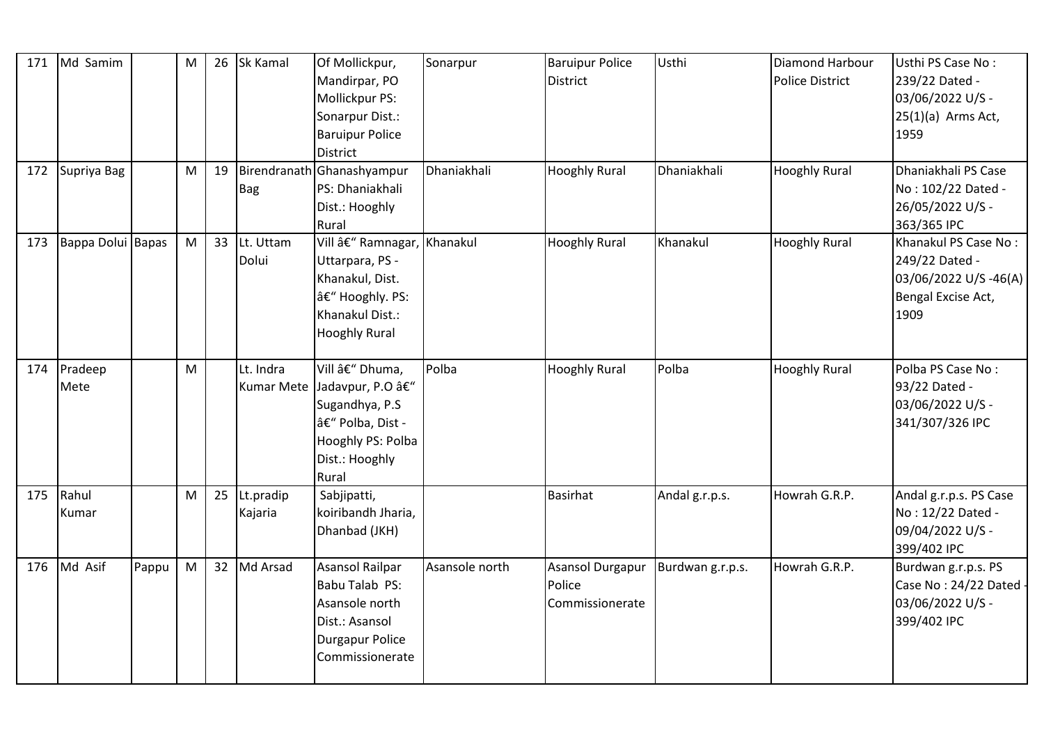| 171 | Md Samim | | M | 26 | Sk Kamal | Of Mollickpur, Mandirpar, PO Mollickpur PS: Sonarpur Dist.: Baruipur Police District | Sonarpur | Baruipur Police District | Usthi | Diamond Harbour Police District | Usthi PS Case No : 239/22 Dated - 03/06/2022 U/S - 25(1)(a) Arms Act, 1959 |
|---|---|---|---|---|---|---|---|---|---|---|---|
| 172 | Supriya Bag | | M | 19 | Birendranath Bag | Ghanashyampur PS: Dhaniakhali Dist.: Hooghly Rural | Dhaniakhali | Hooghly Rural | Dhaniakhali | Hooghly Rural | Dhaniakhali PS Case No : 102/22 Dated - 26/05/2022 U/S - 363/365 IPC |
| 173 | Bappa Dolui | Bapas | M | 33 | Lt. Uttam Dolui | Vill â€" Ramnagar, Uttarpara, PS - Khanakul, Dist. â€" Hooghly. PS: Khanakul Dist.: Hooghly Rural | Khanakul | Hooghly Rural | Khanakul | Hooghly Rural | Khanakul PS Case No : 249/22 Dated - 03/06/2022 U/S -46(A) Bengal Excise Act, 1909 |
| 174 | Pradeep Mete | | M | | Lt. Indra Kumar Mete | Vill â€" Dhuma, Jadavpur, P.O â€" Sugandhya, P.S â€" Polba, Dist - Hooghly PS: Polba Dist.: Hooghly Rural | Polba | Hooghly Rural | Polba | Hooghly Rural | Polba PS Case No : 93/22 Dated - 03/06/2022 U/S - 341/307/326 IPC |
| 175 | Rahul Kumar | | M | 25 | Lt.pradip Kajaria | Sabjipatti, koiribandh Jharia, Dhanbad (JKH) | | Basirhat | Andal g.r.p.s. | Howrah G.R.P. | Andal g.r.p.s. PS Case No : 12/22 Dated - 09/04/2022 U/S - 399/402 IPC |
| 176 | Md Asif | Pappu | M | 32 | Md Arsad | Asansol Railpar Babu Talab PS: Asansole north Dist.: Asansol Durgapur Police Commissionerate | Asansole north | Asansol Durgapur Police Commissionerate | Burdwan g.r.p.s. | Howrah G.R.P. | Burdwan g.r.p.s. PS Case No : 24/22 Dated - 03/06/2022 U/S - 399/402 IPC |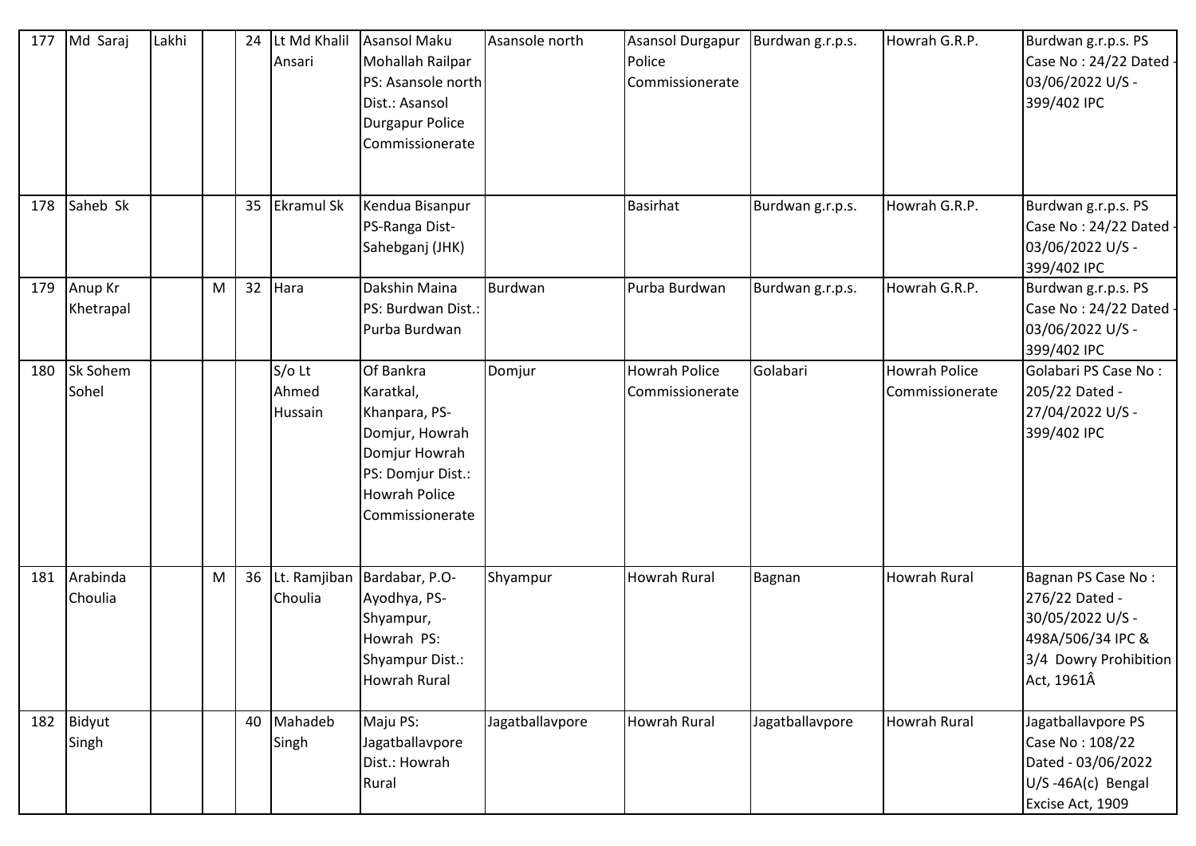| 177 | Md Saraj | Lakhi | | 24 | Lt Md Khalil Ansari | Asansol Maku Mohallah Railpar PS: Asansole north Dist.: Asansol Durgapur Police Commissionerate | Asansole north | Asansol Durgapur Police Commissionerate | Burdwan g.r.p.s. | Howrah G.R.P. | Burdwan g.r.p.s. PS Case No : 24/22 Dated - 03/06/2022 U/S - 399/402 IPC |
|---|---|---|---|---|---|---|---|---|---|---|---|
| 178 | Saheb Sk | | | 35 | Ekramul Sk | Kendua Bisanpur PS-Ranga Dist-Sahebganj (JHK) | | Basirhat | Burdwan g.r.p.s. | Howrah G.R.P. | Burdwan g.r.p.s. PS Case No : 24/22 Dated - 03/06/2022 U/S - 399/402 IPC |
| 179 | Anup Kr Khetrapal | | M | 32 | Hara | Dakshin Maina PS: Burdwan Dist.: Purba Burdwan | Burdwan | Purba Burdwan | Burdwan g.r.p.s. | Howrah G.R.P. | Burdwan g.r.p.s. PS Case No : 24/22 Dated - 03/06/2022 U/S - 399/402 IPC |
| 180 | Sk Sohem Sohel | | | | S/o Lt Ahmed Hussain | Of Bankra Karatkal, Khanpara, PS-Domjur, Howrah Domjur Howrah PS: Domjur Dist.: Howrah Police Commissionerate | Domjur | Howrah Police Commissionerate | Golabari | Howrah Police Commissionerate | Golabari PS Case No : 205/22 Dated - 27/04/2022 U/S - 399/402 IPC |
| 181 | Arabinda Choulia | | M | 36 | Lt. Ramjiban Choulia | Bardabar, P.O-Ayodhya, PS-Shyampur, Howrah PS: Shyampur Dist.: Howrah Rural | Shyampur | Howrah Rural | Bagnan | Howrah Rural | Bagnan PS Case No : 276/22 Dated - 30/05/2022 U/S - 498A/506/34 IPC & 3/4 Dowry Prohibition Act, 1961Â |
| 182 | Bidyut Singh | | | 40 | Mahadeb Singh | Maju PS: Jagatballavpore Dist.: Howrah Rural | Jagatballavpore | Howrah Rural | Jagatballavpore | Howrah Rural | Jagatballavpore PS Case No : 108/22 Dated - 03/06/2022 U/S -46A(c) Bengal Excise Act, 1909 |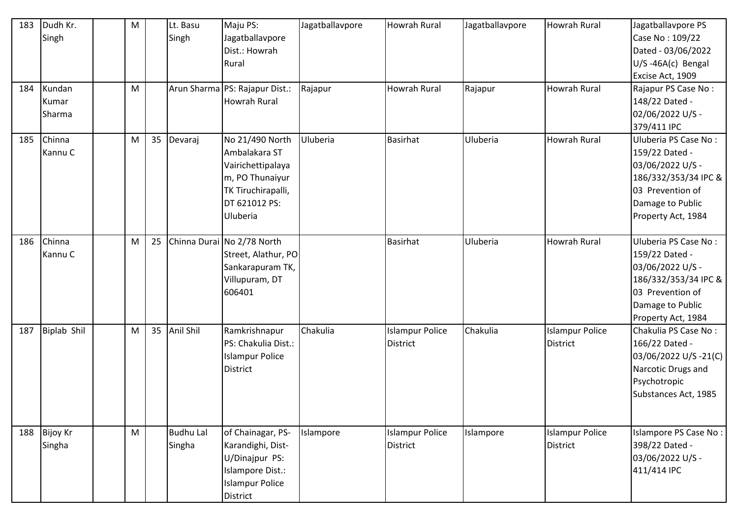| | | | | | | | | | | | |
|---|---|---|---|---|---|---|---|---|---|---|---|
| 183 | Dudh Kr. Singh | | M | | Lt. Basu Singh | Maju PS: Jagatballavpore Dist.: Howrah Rural | Jagatballavpore | Howrah Rural | Jagatballavpore | Howrah Rural | Jagatballavpore PS Case No : 109/22 Dated - 03/06/2022 U/S -46A(c) Bengal Excise Act, 1909 |
| 184 | Kundan Kumar Sharma | | M | | Arun Sharma | PS: Rajapur Dist.: Howrah Rural | Rajapur | Howrah Rural | Rajapur | Howrah Rural | Rajapur PS Case No : 148/22 Dated - 02/06/2022 U/S - 379/411 IPC |
| 185 | Chinna Kannu C | | M | 35 | Devaraj | No 21/490 North Ambalakara ST Vairichettipalayam, PO Thunaiyur TK Tiruchirapalli, DT 621012 PS: Uluberia | Uluberia | Basirhat | Uluberia | Howrah Rural | Uluberia PS Case No : 159/22 Dated - 03/06/2022 U/S - 186/332/353/34 IPC & 03 Prevention of Damage to Public Property Act, 1984 |
| 186 | Chinna Kannu C | | M | 25 | Chinna Durai | No 2/78 North Street, Alathur, PO Sankarapuram TK, Villupuram, DT 606401 | | Basirhat | Uluberia | Howrah Rural | Uluberia PS Case No : 159/22 Dated - 03/06/2022 U/S - 186/332/353/34 IPC & 03 Prevention of Damage to Public Property Act, 1984 |
| 187 | Biplab Shil | | M | 35 | Anil Shil | Ramkrishnapur PS: Chakulia Dist.: Islampur Police District | Chakulia | Islampur Police District | Chakulia | Islampur Police District | Chakulia PS Case No : 166/22 Dated - 03/06/2022 U/S -21(C) Narcotic Drugs and Psychotropic Substances Act, 1985 |
| 188 | Bijoy Kr Singha | | M | | Budhu Lal Singha | of Chainagar, PS- Karandighi, Dist- U/Dinajpur PS: Islampore Dist.: Islampur Police District | Islampore | Islampur Police District | Islampore | Islampur Police District | Islampore PS Case No : 398/22 Dated - 03/06/2022 U/S - 411/414 IPC |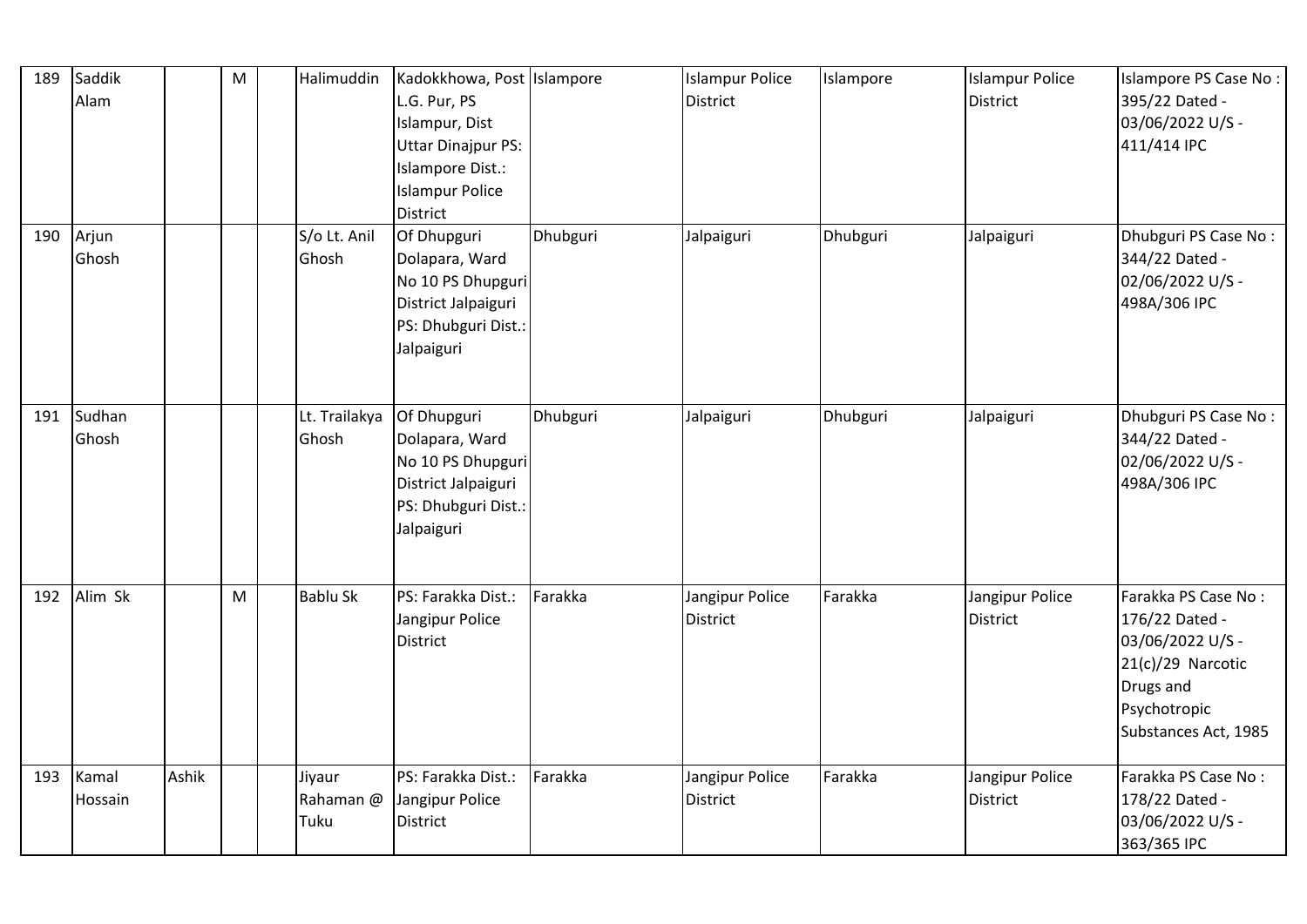| 189 | Saddik Alam | | M | | Halimuddin | Kadokkhowa, Post L.G. Pur, PS Islampur, Dist Uttar Dinajpur PS: Islampore Dist.: Islampur Police District | Islampore | Islampur Police District | Islampore | Islampur Police District | Islampore PS Case No : 395/22 Dated - 03/06/2022 U/S - 411/414 IPC |
|---|---|---|---|---|---|---|---|---|---|---|---|
| 190 | Arjun Ghosh | | | | S/o Lt. Anil Ghosh | Of Dhupguri Dolapara, Ward No 10 PS Dhupguri District Jalpaiguri PS: Dhubguri Dist.: Jalpaiguri | Dhubguri | Jalpaiguri | Dhubguri | Jalpaiguri | Dhubguri PS Case No : 344/22 Dated - 02/06/2022 U/S - 498A/306 IPC |
| 191 | Sudhan Ghosh | | | | Lt. Trailakya Ghosh | Of Dhupguri Dolapara, Ward No 10 PS Dhupguri District Jalpaiguri PS: Dhubguri Dist.: Jalpaiguri | Dhubguri | Jalpaiguri | Dhubguri | Jalpaiguri | Dhubguri PS Case No : 344/22 Dated - 02/06/2022 U/S - 498A/306 IPC |
| 192 | Alim Sk | | M | | Bablu Sk | PS: Farakka Dist.: Jangipur Police District | Farakka | Jangipur Police District | Farakka | Jangipur Police District | Farakka PS Case No : 176/22 Dated - 03/06/2022 U/S - 21(c)/29 Narcotic Drugs and Psychotropic Substances Act, 1985 |
| 193 | Kamal Hossain | Ashik | | | Jiyaur Rahaman @ Tuku | PS: Farakka Dist.: Jangipur Police District | Farakka | Jangipur Police District | Farakka | Jangipur Police District | Farakka PS Case No : 178/22 Dated - 03/06/2022 U/S - 363/365 IPC |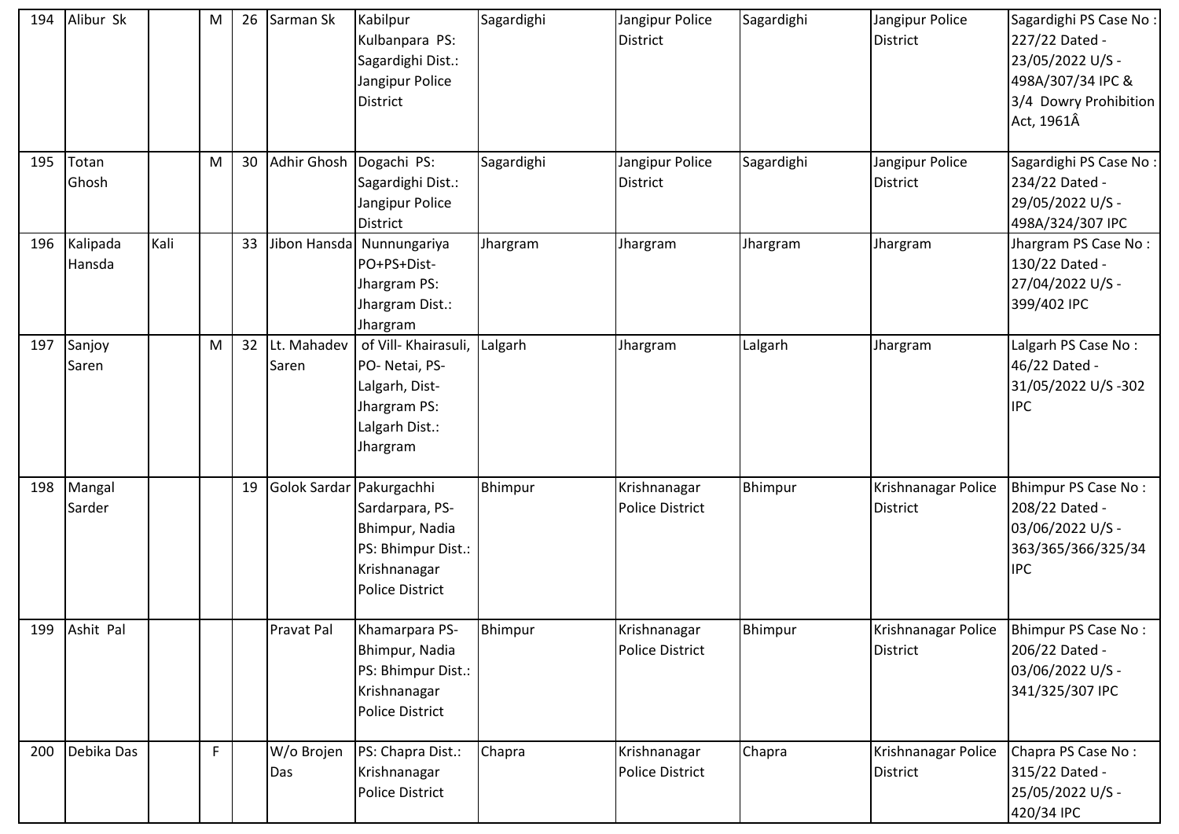| 194 | Alibur Sk | | M | 26 | Sarman Sk | Kabilpur Kulbanpara PS: Sagardighi Dist.: Jangipur Police District | Sagardighi | Jangipur Police District | Sagardighi | Jangipur Police District | Sagardighi PS Case No : 227/22 Dated - 23/05/2022 U/S - 498A/307/34 IPC & 3/4 Dowry Prohibition Act, 1961Â |
|---|---|---|---|---|---|---|---|---|---|---|---|
| 195 | Totan Ghosh | | M | 30 | Adhir Ghosh | Dogachi PS: Sagardighi Dist.: Jangipur Police District | Sagardighi | Jangipur Police District | Sagardighi | Jangipur Police District | Sagardighi PS Case No : 234/22 Dated - 29/05/2022 U/S - 498A/324/307 IPC |
| 196 | Kalipada Hansda | Kali | | 33 | Jibon Hansda | Nunnungariya PO+PS+Dist-Jhargram PS: Jhargram Dist.: Jhargram | Jhargram | Jhargram | Jhargram | Jhargram | Jhargram PS Case No : 130/22 Dated - 27/04/2022 U/S - 399/402 IPC |
| 197 | Sanjoy Saren | | M | 32 | Lt. Mahadev Saren | of Vill- Khairasuli, PO- Netai, PS-Lalgarh, Dist-Jhargram PS: Lalgarh Dist.: Jhargram | Lalgarh | Jhargram | Lalgarh | Jhargram | Lalgarh PS Case No : 46/22 Dated - 31/05/2022 U/S -302 IPC |
| 198 | Mangal Sarder | | | 19 | Golok Sardar | Pakurgachhi Sardarpara, PS-Bhimpur, Nadia PS: Bhimpur Dist.: Krishnanagar Police District | Bhimpur | Krishnanagar Police District | Bhimpur | Krishnanagar Police District | Bhimpur PS Case No : 208/22 Dated - 03/06/2022 U/S - 363/365/366/325/34 IPC |
| 199 | Ashit Pal | | | | Pravat Pal | Khamarpara PS-Bhimpur, Nadia PS: Bhimpur Dist.: Krishnanagar Police District | Bhimpur | Krishnanagar Police District | Bhimpur | Krishnanagar Police District | Bhimpur PS Case No : 206/22 Dated - 03/06/2022 U/S - 341/325/307 IPC |
| 200 | Debika Das | | F | | W/o Brojen Das | PS: Chapra Dist.: Krishnanagar Police District | Chapra | Krishnanagar Police District | Chapra | Krishnanagar Police District | Chapra PS Case No : 315/22 Dated - 25/05/2022 U/S - 420/34 IPC |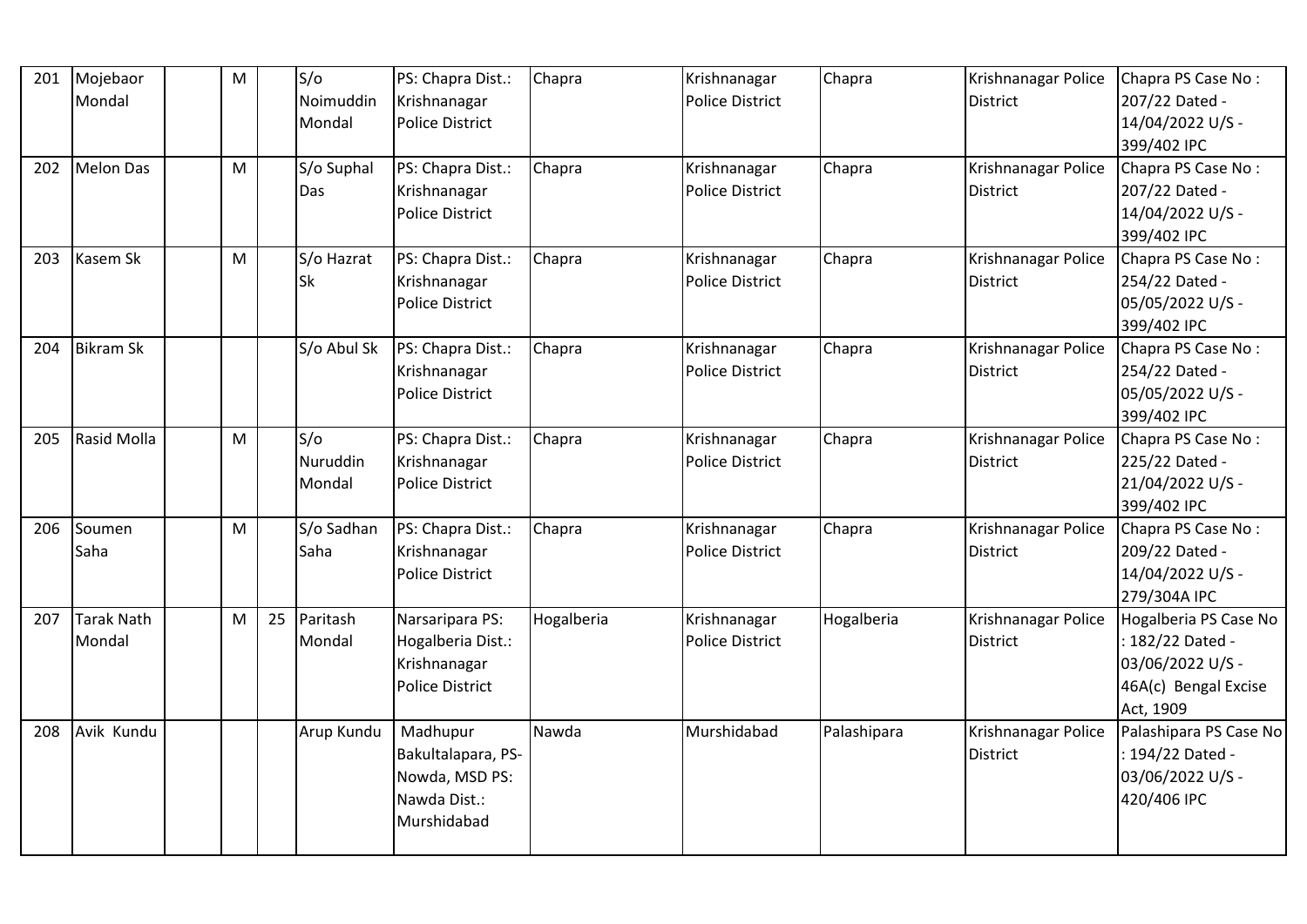| 201 | Mojebaor Mondal | | M | | S/o Noimuddin Mondal | PS: Chapra Dist.: Krishnanagar Police District | Chapra | Krishnanagar Police District | Chapra | Krishnanagar Police District | Chapra PS Case No : 207/22 Dated - 14/04/2022 U/S - 399/402 IPC |
|---|---|---|---|---|---|---|---|---|---|---|---|
| 202 | Melon Das | | M | | S/o Suphal Das | PS: Chapra Dist.: Krishnanagar Police District | Chapra | Krishnanagar Police District | Chapra | Krishnanagar Police District | Chapra PS Case No : 207/22 Dated - 14/04/2022 U/S - 399/402 IPC |
| 203 | Kasem Sk | | M | | S/o Hazrat Sk | PS: Chapra Dist.: Krishnanagar Police District | Chapra | Krishnanagar Police District | Chapra | Krishnanagar Police District | Chapra PS Case No : 254/22 Dated - 05/05/2022 U/S - 399/402 IPC |
| 204 | Bikram Sk | | | | S/o Abul Sk | PS: Chapra Dist.: Krishnanagar Police District | Chapra | Krishnanagar Police District | Chapra | Krishnanagar Police District | Chapra PS Case No : 254/22 Dated - 05/05/2022 U/S - 399/402 IPC |
| 205 | Rasid Molla | | M | | S/o Nuruddin Mondal | PS: Chapra Dist.: Krishnanagar Police District | Chapra | Krishnanagar Police District | Chapra | Krishnanagar Police District | Chapra PS Case No : 225/22 Dated - 21/04/2022 U/S - 399/402 IPC |
| 206 | Soumen Saha | | M | | S/o Sadhan Saha | PS: Chapra Dist.: Krishnanagar Police District | Chapra | Krishnanagar Police District | Chapra | Krishnanagar Police District | Chapra PS Case No : 209/22 Dated - 14/04/2022 U/S - 279/304A IPC |
| 207 | Tarak Nath Mondal | | M | 25 | Paritash Mondal | Narsaripara PS: Hogalberia Dist.: Krishnanagar Police District | Hogalberia | Krishnanagar Police District | Hogalberia | Krishnanagar Police District | Hogalberia PS Case No : 182/22 Dated - 03/06/2022 U/S - 46A(c) Bengal Excise Act, 1909 |
| 208 | Avik Kundu | | | | Arup Kundu | Madhupur Bakultalapara, PS- Nowda, MSD PS: Nawda Dist.: Murshidabad | Nawda | Murshidabad | Palashipara | Krishnanagar Police District | Palashipara PS Case No : 194/22 Dated - 03/06/2022 U/S - 420/406 IPC |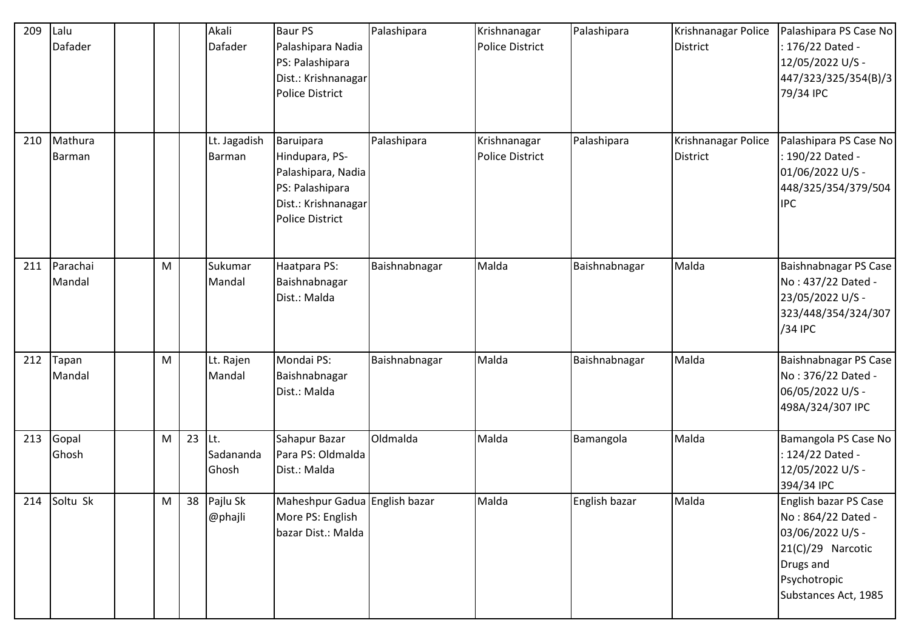| 209 | Lalu Dafader | | | | Akali Dafader | Baur PS Palashipara Nadia PS: Palashipara Dist.: Krishnanagar Police District | Palashipara | Krishnanagar Police District | Palashipara | Krishnanagar Police District | Palashipara PS Case No : 176/22 Dated - 12/05/2022 U/S - 447/323/325/354(B)/379/34 IPC |
|---|---|---|---|---|---|---|---|---|---|---|---|
| 210 | Mathura Barman | | | | Lt. Jagadish Barman | Baruipara Hindupara, PS-Palashipara, Nadia PS: Palashipara Dist.: Krishnanagar Police District | Palashipara | Krishnanagar Police District | Palashipara | Krishnanagar Police District | Palashipara PS Case No : 190/22 Dated - 01/06/2022 U/S - 448/325/354/379/504 IPC |
| 211 | Parachai Mandal | | M | | Sukumar Mandal | Haatpara PS: Baishnabnagar Dist.: Malda | Baishnabnagar | Malda | Baishnabnagar | Malda | Baishnabnagar PS Case No : 437/22 Dated - 23/05/2022 U/S - 323/448/354/324/307/34 IPC |
| 212 | Tapan Mandal | | M | | Lt. Rajen Mandal | Mondai PS: Baishnabnagar Dist.: Malda | Baishnabnagar | Malda | Baishnabnagar | Malda | Baishnabnagar PS Case No : 376/22 Dated - 06/05/2022 U/S - 498A/324/307 IPC |
| 213 | Gopal Ghosh | | M | 23 | Lt. Sadananda Ghosh | Sahapur Bazar Para PS: Oldmalda Dist.: Malda | Oldmalda | Malda | Bamangola | Malda | Bamangola PS Case No : 124/22 Dated - 12/05/2022 U/S - 394/34 IPC |
| 214 | Soltu Sk | | M | 38 | Pajlu Sk @phajli | Maheshpur Gadua More PS: English bazar Dist.: Malda | English bazar | Malda | English bazar | Malda | English bazar PS Case No : 864/22 Dated - 03/06/2022 U/S - 21(C)/29 Narcotic Drugs and Psychotropic Substances Act, 1985 |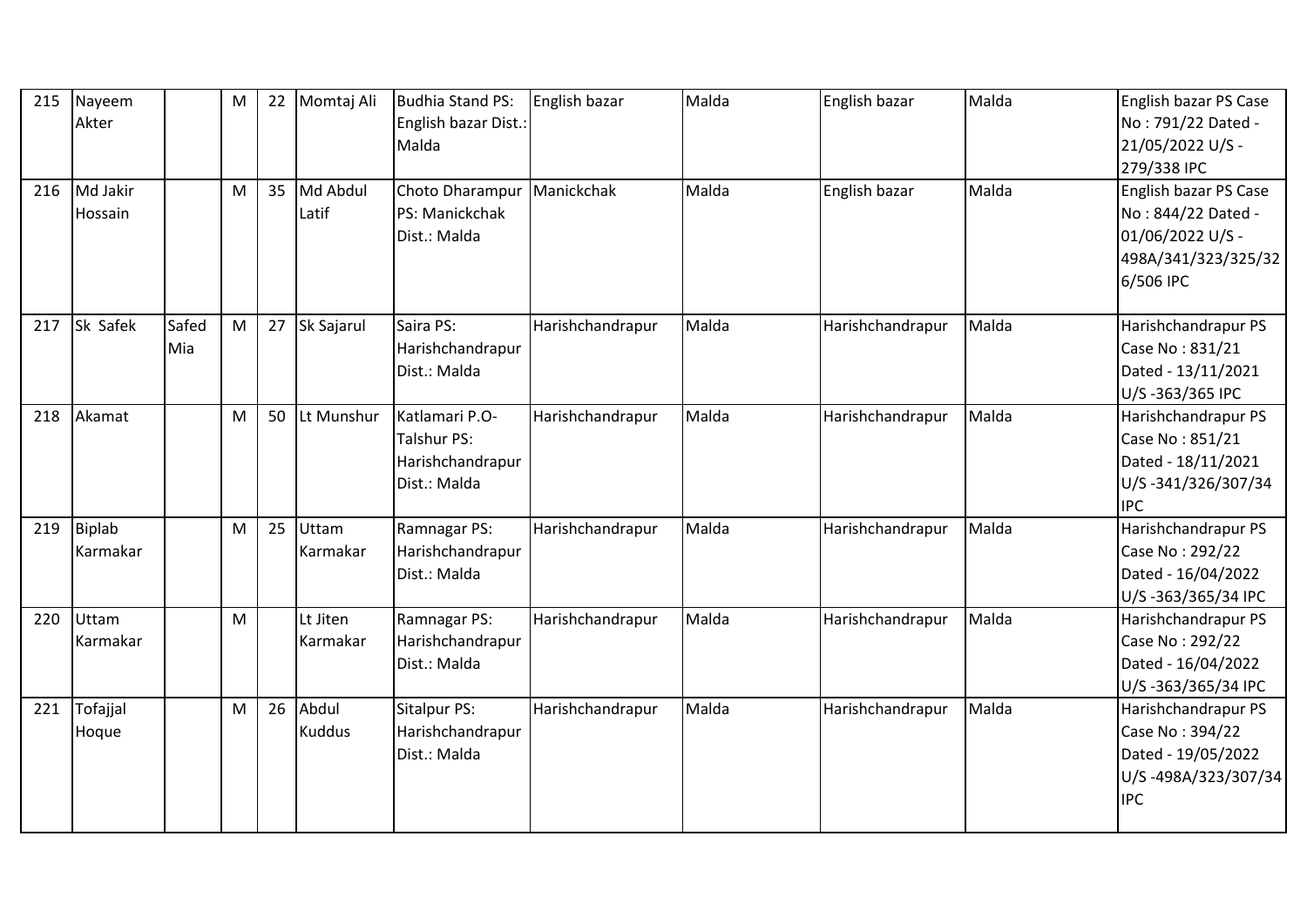| 215 | Nayeem Akter | | M | 22 | Momtaj Ali | Budhia Stand PS: English bazar Dist.: Malda | English bazar | Malda | English bazar | Malda | English bazar PS Case No : 791/22 Dated - 21/05/2022 U/S - 279/338 IPC |
|---|---|---|---|---|---|---|---|---|---|---|---|
| 216 | Md Jakir Hossain | | M | 35 | Md Abdul Latif | Choto Dharampur PS: Manickchak Dist.: Malda | Manickchak | Malda | English bazar | Malda | English bazar PS Case No : 844/22 Dated - 01/06/2022 U/S - 498A/341/323/325/326/506 IPC |
| 217 | Sk Safek | Safed Mia | M | 27 | Sk Sajarul | Saira PS: Harishchandrapur Dist.: Malda | Harishchandrapur | Malda | Harishchandrapur | Malda | Harishchandrapur PS Case No : 831/21 Dated - 13/11/2021 U/S -363/365 IPC |
| 218 | Akamat | | M | 50 | Lt Munshur | Katlamari P.O- Talshur PS: Harishchandrapur Dist.: Malda | Harishchandrapur | Malda | Harishchandrapur | Malda | Harishchandrapur PS Case No : 851/21 Dated - 18/11/2021 U/S -341/326/307/34 IPC |
| 219 | Biplab Karmakar | | M | 25 | Uttam Karmakar | Ramnagar PS: Harishchandrapur Dist.: Malda | Harishchandrapur | Malda | Harishchandrapur | Malda | Harishchandrapur PS Case No : 292/22 Dated - 16/04/2022 U/S -363/365/34 IPC |
| 220 | Uttam Karmakar | | M | | Lt Jiten Karmakar | Ramnagar PS: Harishchandrapur Dist.: Malda | Harishchandrapur | Malda | Harishchandrapur | Malda | Harishchandrapur PS Case No : 292/22 Dated - 16/04/2022 U/S -363/365/34 IPC |
| 221 | Tofajjal Hoque | | M | 26 | Abdul Kuddus | Sitalpur PS: Harishchandrapur Dist.: Malda | Harishchandrapur | Malda | Harishchandrapur | Malda | Harishchandrapur PS Case No : 394/22 Dated - 19/05/2022 U/S -498A/323/307/34 IPC |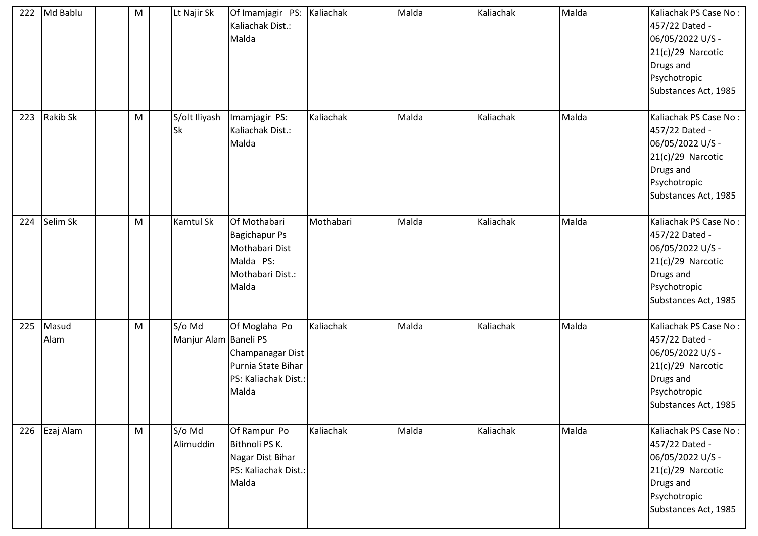| 222 | Md Bablu | | M | | Lt Najir Sk | Of Imamjagir PS: Kaliachak Dist.: Malda | Kaliachak | Malda | Kaliachak | Malda | Kaliachak PS Case No : 457/22 Dated - 06/05/2022 U/S - 21(c)/29 Narcotic Drugs and Psychotropic Substances Act, 1985 |
|---|---|---|---|---|---|---|---|---|---|---|---|
| 223 | Rakib Sk | | M | | S/olt Iliyash Sk | Imamjagir PS: Kaliachak Dist.: Malda | Kaliachak | Malda | Kaliachak | Malda | Kaliachak PS Case No : 457/22 Dated - 06/05/2022 U/S - 21(c)/29 Narcotic Drugs and Psychotropic Substances Act, 1985 |
| 224 | Selim Sk | | M | | Kamtul Sk | Of Mothabari Bagichapur Ps Mothabari Dist Malda PS: Mothabari Dist.: Malda | Mothabari | Malda | Kaliachak | Malda | Kaliachak PS Case No : 457/22 Dated - 06/05/2022 U/S - 21(c)/29 Narcotic Drugs and Psychotropic Substances Act, 1985 |
| 225 | Masud Alam | | M | | S/o Md Manjur Alam | Of Moglaha Po Baneli PS Champanagar Dist Purnia State Bihar PS: Kaliachak Dist.: Malda | Kaliachak | Malda | Kaliachak | Malda | Kaliachak PS Case No : 457/22 Dated - 06/05/2022 U/S - 21(c)/29 Narcotic Drugs and Psychotropic Substances Act, 1985 |
| 226 | Ezaj Alam | | M | | S/o Md Alimuddin | Of Rampur Po Bithnoli PS K. Nagar Dist Bihar PS: Kaliachak Dist.: Malda | Kaliachak | Malda | Kaliachak | Malda | Kaliachak PS Case No : 457/22 Dated - 06/05/2022 U/S - 21(c)/29 Narcotic Drugs and Psychotropic Substances Act, 1985 |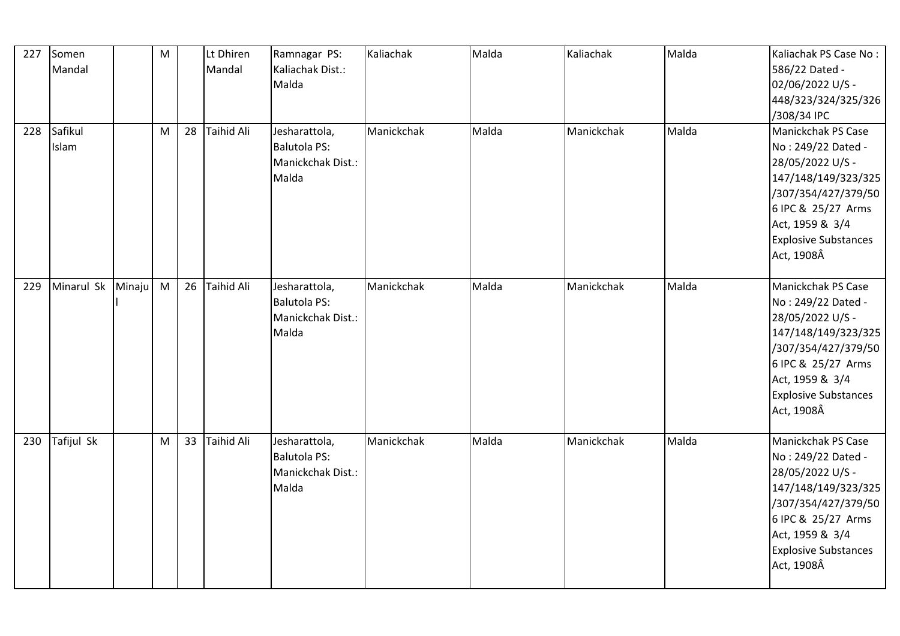| 227 | Somen Mandal | | M | | Lt Dhiren Mandal | Ramnagar PS: Kaliachak Dist.: Malda | Kaliachak | Malda | Kaliachak | Malda | Kaliachak PS Case No : 586/22 Dated - 02/06/2022 U/S - 448/323/324/325/326/308/34 IPC |
|---|---|---|---|---|---|---|---|---|---|---|---|
| 228 | Safikul Islam | | M | 28 | Taihid Ali | Jesharattola, Balutola PS: Manickchak Dist.: Malda | Manickchak | Malda | Manickchak | Malda | Manickchak PS Case No : 249/22 Dated - 28/05/2022 U/S - 147/148/149/323/325/307/354/427/379/506 IPC & 25/27 Arms Act, 1959 & 3/4 Explosive Substances Act, 1908Â |
| 229 | Minarul Sk | Minajul | M | 26 | Taihid Ali | Jesharattola, Balutola PS: Manickchak Dist.: Malda | Manickchak | Malda | Manickchak | Malda | Manickchak PS Case No : 249/22 Dated - 28/05/2022 U/S - 147/148/149/323/325/307/354/427/379/506 IPC & 25/27 Arms Act, 1959 & 3/4 Explosive Substances Act, 1908Â |
| 230 | Tafijul Sk | | M | 33 | Taihid Ali | Jesharattola, Balutola PS: Manickchak Dist.: Malda | Manickchak | Malda | Manickchak | Malda | Manickchak PS Case No : 249/22 Dated - 28/05/2022 U/S - 147/148/149/323/325/307/354/427/379/506 IPC & 25/27 Arms Act, 1959 & 3/4 Explosive Substances Act, 1908Â |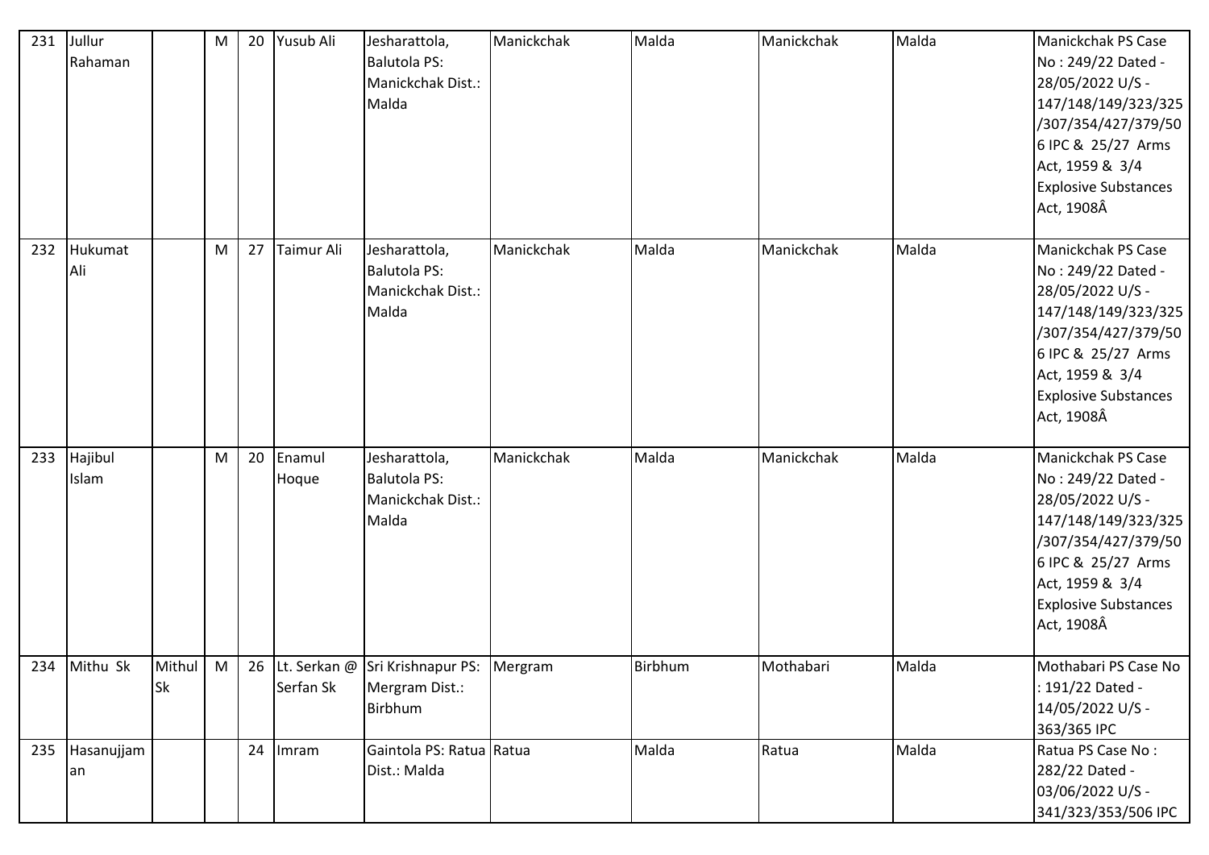| 231 | Jullur Rahaman | | M | 20 | Yusub Ali | Jesharattola, Balutola PS: Manickchak Dist.: Malda | Manickchak | Malda | Manickchak | Malda | Manickchak PS Case No : 249/22 Dated - 28/05/2022 U/S - 147/148/149/323/325/307/354/427/379/506 IPC & 25/27 Arms Act, 1959 & 3/4 Explosive Substances Act, 1908Â |
|---|---|---|---|---|---|---|---|---|---|---|---|
| 232 | Hukumat Ali | | M | 27 | Taimur Ali | Jesharattola, Balutola PS: Manickchak Dist.: Malda | Manickchak | Malda | Manickchak | Malda | Manickchak PS Case No : 249/22 Dated - 28/05/2022 U/S - 147/148/149/323/325/307/354/427/379/506 IPC & 25/27 Arms Act, 1959 & 3/4 Explosive Substances Act, 1908Â |
| 233 | Hajibul Islam | | M | 20 | Enamul Hoque | Jesharattola, Balutola PS: Manickchak Dist.: Malda | Manickchak | Malda | Manickchak | Malda | Manickchak PS Case No : 249/22 Dated - 28/05/2022 U/S - 147/148/149/323/325/307/354/427/379/506 IPC & 25/27 Arms Act, 1959 & 3/4 Explosive Substances Act, 1908Â |
| 234 | Mithu Sk | Mithul Sk | M | 26 | Lt. Serkan @ Serfan Sk | Sri Krishnapur PS: Mergram Dist.: Birbhum | Mergram | Birbhum | Mothabari | Malda | Mothabari PS Case No : 191/22 Dated - 14/05/2022 U/S - 363/365 IPC |
| 235 | Hasanujjaman | | | 24 | Imram | Gaintola PS: Ratua Dist.: Malda | Ratua | Malda | Ratua | Malda | Ratua PS Case No : 282/22 Dated - 03/06/2022 U/S - 341/323/353/506 IPC |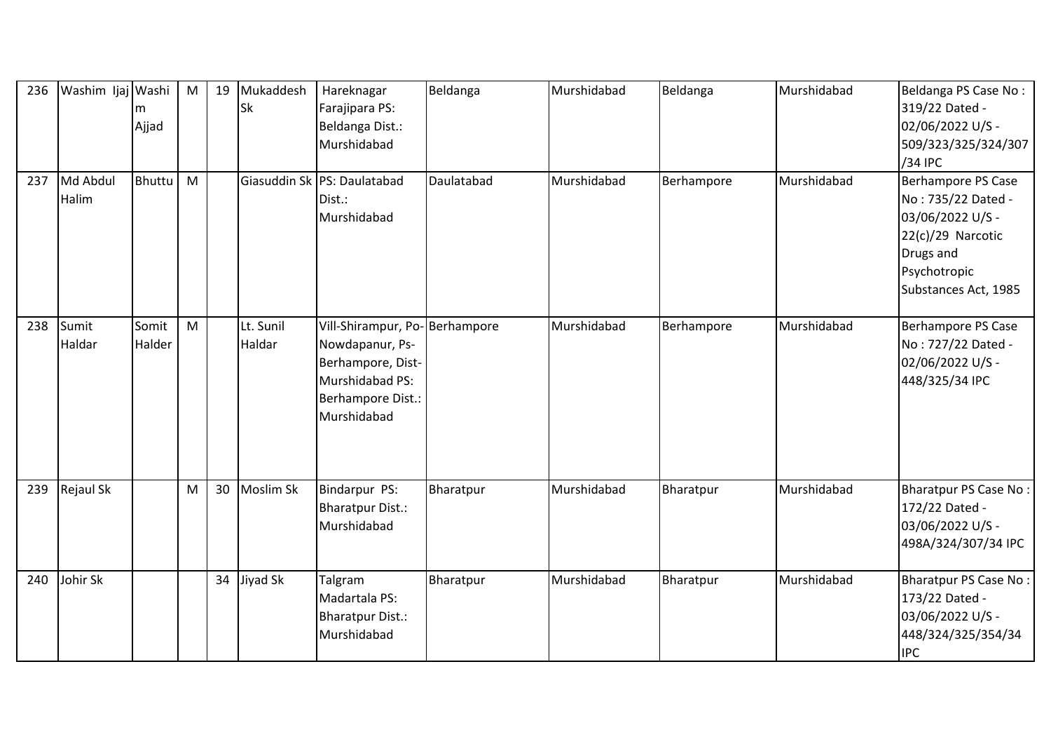| 236 | Washim Ijaj | Washim Ajjad | M | 19 | Mukaddesh Sk | Hareknagar Farajipara PS: Beldanga Dist.: Murshidabad | Beldanga | Murshidabad | Beldanga | Murshidabad | Beldanga PS Case No : 319/22 Dated - 02/06/2022 U/S - 509/323/325/324/307/34 IPC |
|---|---|---|---|---|---|---|---|---|---|---|---|
| 237 | Md Abdul Halim | Bhuttu | M | | Giasuddin Sk | PS: Daulatabad Dist.: Murshidabad | Daulatabad | Murshidabad | Berhampore | Murshidabad | Berhampore PS Case No : 735/22 Dated - 03/06/2022 U/S - 22(c)/29 Narcotic Drugs and Psychotropic Substances Act, 1985 |
| 238 | Sumit Haldar | Somit Halder | M | | Lt. Sunil Haldar | Vill-Shirampur, Po-Nowdapanur, Ps-Berhampore, Dist-Murshidabad PS: Berhampore Dist.: Murshidabad | Berhampore | Murshidabad | Berhampore | Murshidabad | Berhampore PS Case No : 727/22 Dated - 02/06/2022 U/S - 448/325/34 IPC |
| 239 | Rejaul Sk | | M | 30 | Moslim Sk | Bindarpur PS: Bharatpur Dist.: Murshidabad | Bharatpur | Murshidabad | Bharatpur | Murshidabad | Bharatpur PS Case No : 172/22 Dated - 03/06/2022 U/S - 498A/324/307/34 IPC |
| 240 | Johir Sk | | | 34 | Jiyad Sk | Talgram Madartala PS: Bharatpur Dist.: Murshidabad | Bharatpur | Murshidabad | Bharatpur | Murshidabad | Bharatpur PS Case No : 173/22 Dated - 03/06/2022 U/S - 448/324/325/354/34 IPC |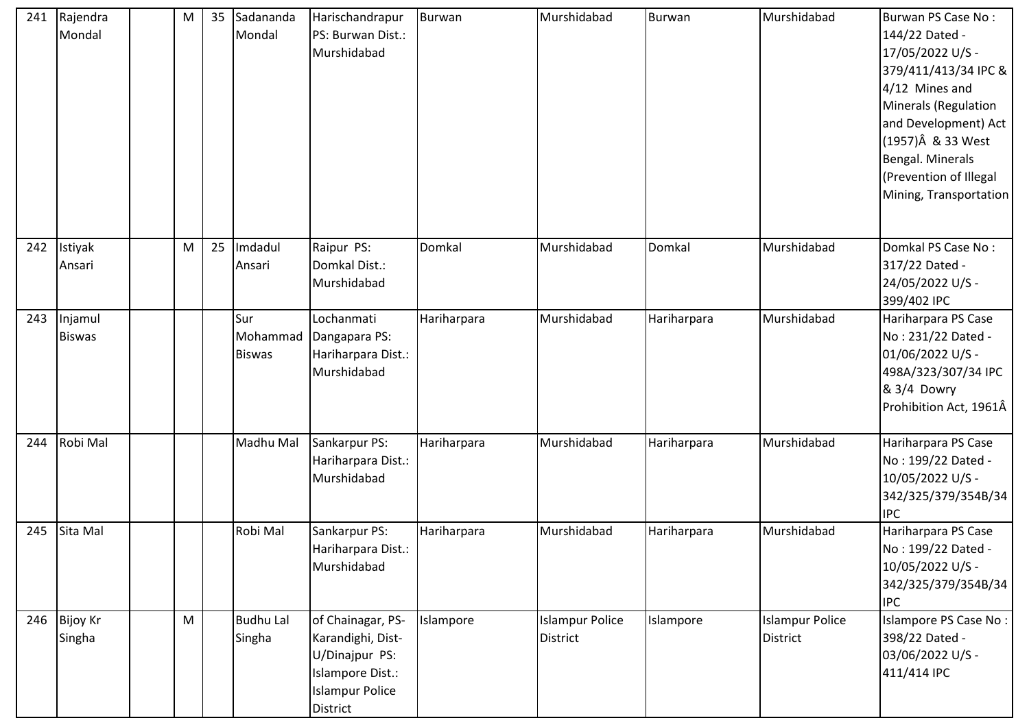| 241 | Rajendra Mondal | | M | 35 | Sadananda Mondal | Harischandrapur PS: Burwan Dist.: Murshidabad | Burwan | Murshidabad | Burwan | Murshidabad | Burwan PS Case No : 144/22 Dated - 17/05/2022 U/S - 379/411/413/34 IPC & 4/12 Mines and Minerals (Regulation and Development) Act (1957)Â & 33 West Bengal. Minerals (Prevention of Illegal Mining, Transportation |
|---|---|---|---|---|---|---|---|---|---|---|---|
| 242 | Istiyak Ansari | | M | 25 | Imdadul Ansari | Raipur PS: Domkal Dist.: Murshidabad | Domkal | Murshidabad | Domkal | Murshidabad | Domkal PS Case No : 317/22 Dated - 24/05/2022 U/S - 399/402 IPC |
| 243 | Injamul Biswas | | | | Sur Mohammad Biswas | Lochanmati Dangapara PS: Hariharpara Dist.: Murshidabad | Hariharpara | Murshidabad | Hariharpara | Murshidabad | Hariharpara PS Case No : 231/22 Dated - 01/06/2022 U/S - 498A/323/307/34 IPC & 3/4 Dowry Prohibition Act, 1961Â |
| 244 | Robi Mal | | | | Madhu Mal | Sankarpur PS: Hariharpara Dist.: Murshidabad | Hariharpara | Murshidabad | Hariharpara | Murshidabad | Hariharpara PS Case No : 199/22 Dated - 10/05/2022 U/S - 342/325/379/354B/34 IPC |
| 245 | Sita Mal | | | | Robi Mal | Sankarpur PS: Hariharpara Dist.: Murshidabad | Hariharpara | Murshidabad | Hariharpara | Murshidabad | Hariharpara PS Case No : 199/22 Dated - 10/05/2022 U/S - 342/325/379/354B/34 IPC |
| 246 | Bijoy Kr Singha | | M | | Budhu Lal Singha | of Chainagar, PS-Karandighi, Dist-U/Dinajpur PS: Islampore Dist.: Islampur Police District | Islampore | Islampur Police District | Islampore | Islampur Police District | Islampore PS Case No : 398/22 Dated - 03/06/2022 U/S - 411/414 IPC |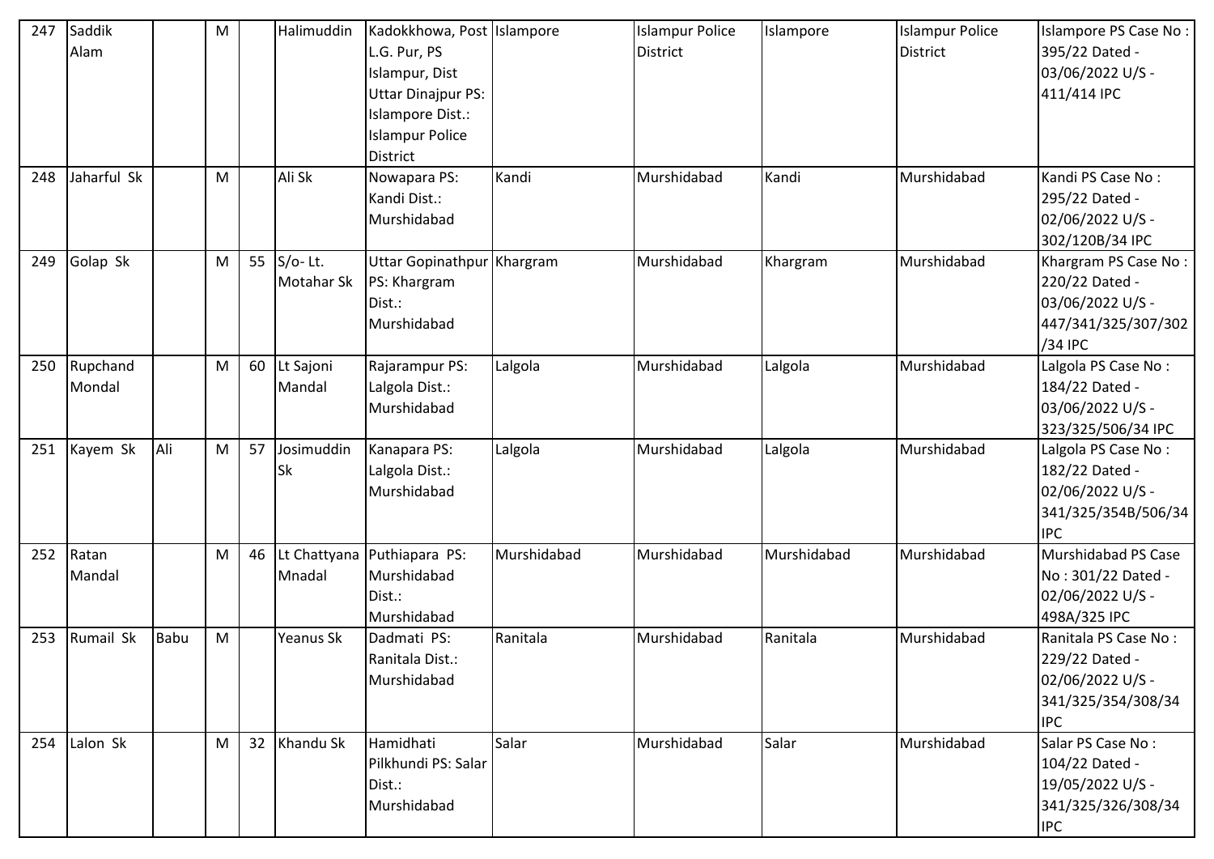| | | | | | | | | | | | |
|---|---|---|---|---|---|---|---|---|---|---|---|
| 247 | Saddik Alam | | M | | Halimuddin | Kadokkhowa, Post L.G. Pur, PS Islampur, Dist Uttar Dinajpur PS: Islampore Dist.: Islampur Police District | Islampore | Islampur Police District | Islampore | Islampur Police District | Islampore PS Case No : 395/22 Dated - 03/06/2022 U/S - 411/414 IPC |
| 248 | Jaharful Sk | | M | | Ali Sk | Nowapara PS: Kandi Dist.: Murshidabad | Kandi | Murshidabad | Kandi | Murshidabad | Kandi PS Case No : 295/22 Dated - 02/06/2022 U/S - 302/120B/34 IPC |
| 249 | Golap Sk | | M | 55 | S/o- Lt. Motahar Sk | Uttar Gopinathpur PS: Khargram Dist.: Murshidabad | Khargram | Murshidabad | Khargram | Murshidabad | Khargram PS Case No : 220/22 Dated - 03/06/2022 U/S - 447/341/325/307/302/34 IPC |
| 250 | Rupchand Mondal | | M | 60 | Lt Sajoni Mandal | Rajarampur PS: Lalgola Dist.: Murshidabad | Lalgola | Murshidabad | Lalgola | Murshidabad | Lalgola PS Case No : 184/22 Dated - 03/06/2022 U/S - 323/325/506/34 IPC |
| 251 | Kayem Sk | Ali | M | 57 | Josimuddin Sk | Kanapara PS: Lalgola Dist.: Murshidabad | Lalgola | Murshidabad | Lalgola | Murshidabad | Lalgola PS Case No : 182/22 Dated - 02/06/2022 U/S - 341/325/354B/506/34 IPC |
| 252 | Ratan Mandal | | M | 46 | Lt Chattyana Mnadal | Puthiapara PS: Murshidabad Dist.: Murshidabad | Murshidabad | Murshidabad | Murshidabad | Murshidabad | Murshidabad PS Case No : 301/22 Dated - 02/06/2022 U/S - 498A/325 IPC |
| 253 | Rumail Sk | Babu | M | | Yeanus Sk | Dadmati PS: Ranitala Dist.: Murshidabad | Ranitala | Murshidabad | Ranitala | Murshidabad | Ranitala PS Case No : 229/22 Dated - 02/06/2022 U/S - 341/325/354/308/34 IPC |
| 254 | Lalon Sk | | M | 32 | Khandu Sk | Hamidhati Pilkhundi PS: Salar Dist.: Murshidabad | Salar | Murshidabad | Salar | Murshidabad | Salar PS Case No : 104/22 Dated - 19/05/2022 U/S - 341/325/326/308/34 IPC |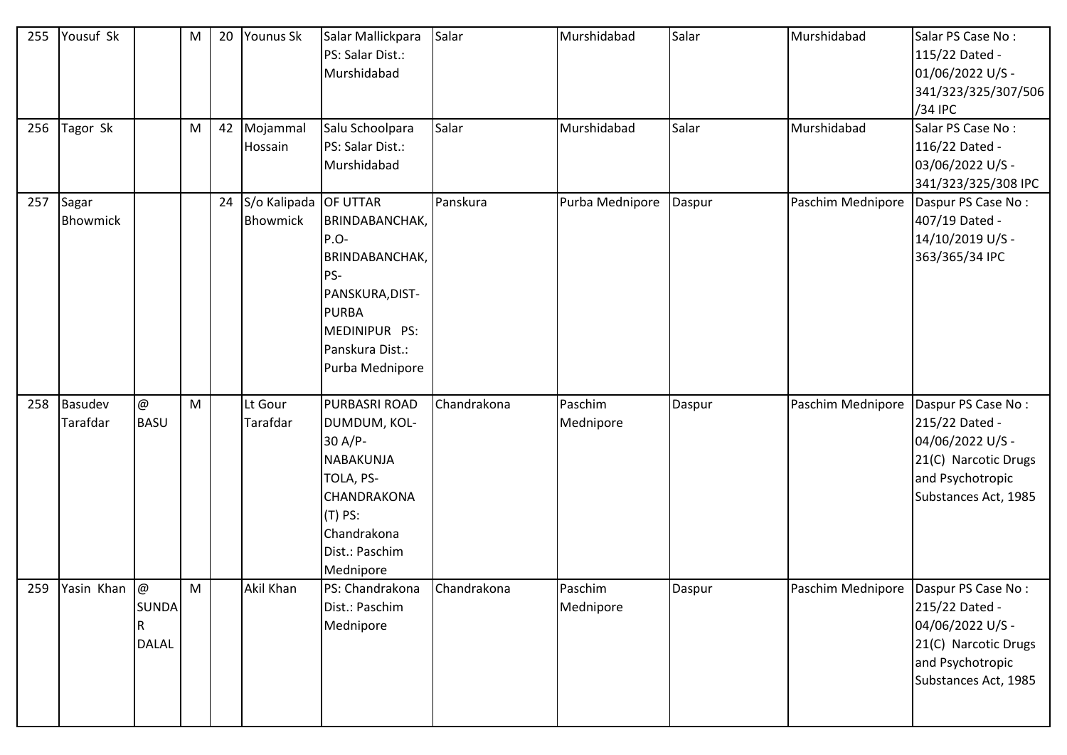| 255 | Yousuf Sk | | M | 20 | Younus Sk | Salar Mallickpara PS: Salar Dist.: Murshidabad | Salar | Murshidabad | Salar | Murshidabad | Salar PS Case No : 115/22 Dated - 01/06/2022 U/S - 341/323/325/307/506/34 IPC |
|---|---|---|---|---|---|---|---|---|---|---|---|
| 256 | Tagor Sk | | M | 42 | Mojammal Hossain | Salu Schoolpara PS: Salar Dist.: Murshidabad | Salar | Murshidabad | Salar | Murshidabad | Salar PS Case No : 116/22 Dated - 03/06/2022 U/S - 341/323/325/308 IPC |
| 257 | Sagar Bhowmick | | | 24 | S/o Kalipada Bhowmick | OF UTTAR BRINDABANCHAK, P.O-BRINDABANCHAK, PS-PANSKURA,DIST-PURBA MEDINIPUR PS: Panskura Dist.: Purba Mednipore | Panskura | Purba Mednipore | Daspur | Paschim Mednipore | Daspur PS Case No : 407/19 Dated - 14/10/2019 U/S - 363/365/34 IPC |
| 258 | Basudev Tarafdar | @ BASU | M | | Lt Gour Tarafdar | PURBASRI ROAD DUMDUM, KOL-30 A/P-NABAKUNJA TOLA, PS-CHANDRAKONA (T) PS: Chandrakona Dist.: Paschim Mednipore | Chandrakona | Paschim Mednipore | Daspur | Paschim Mednipore | Daspur PS Case No : 215/22 Dated - 04/06/2022 U/S - 21(C) Narcotic Drugs and Psychotropic Substances Act, 1985 |
| 259 | Yasin Khan | @ SUNDAR DALAL | M | | Akil Khan | PS: Chandrakona Dist.: Paschim Mednipore | Chandrakona | Paschim Mednipore | Daspur | Paschim Mednipore | Daspur PS Case No : 215/22 Dated - 04/06/2022 U/S - 21(C) Narcotic Drugs and Psychotropic Substances Act, 1985 |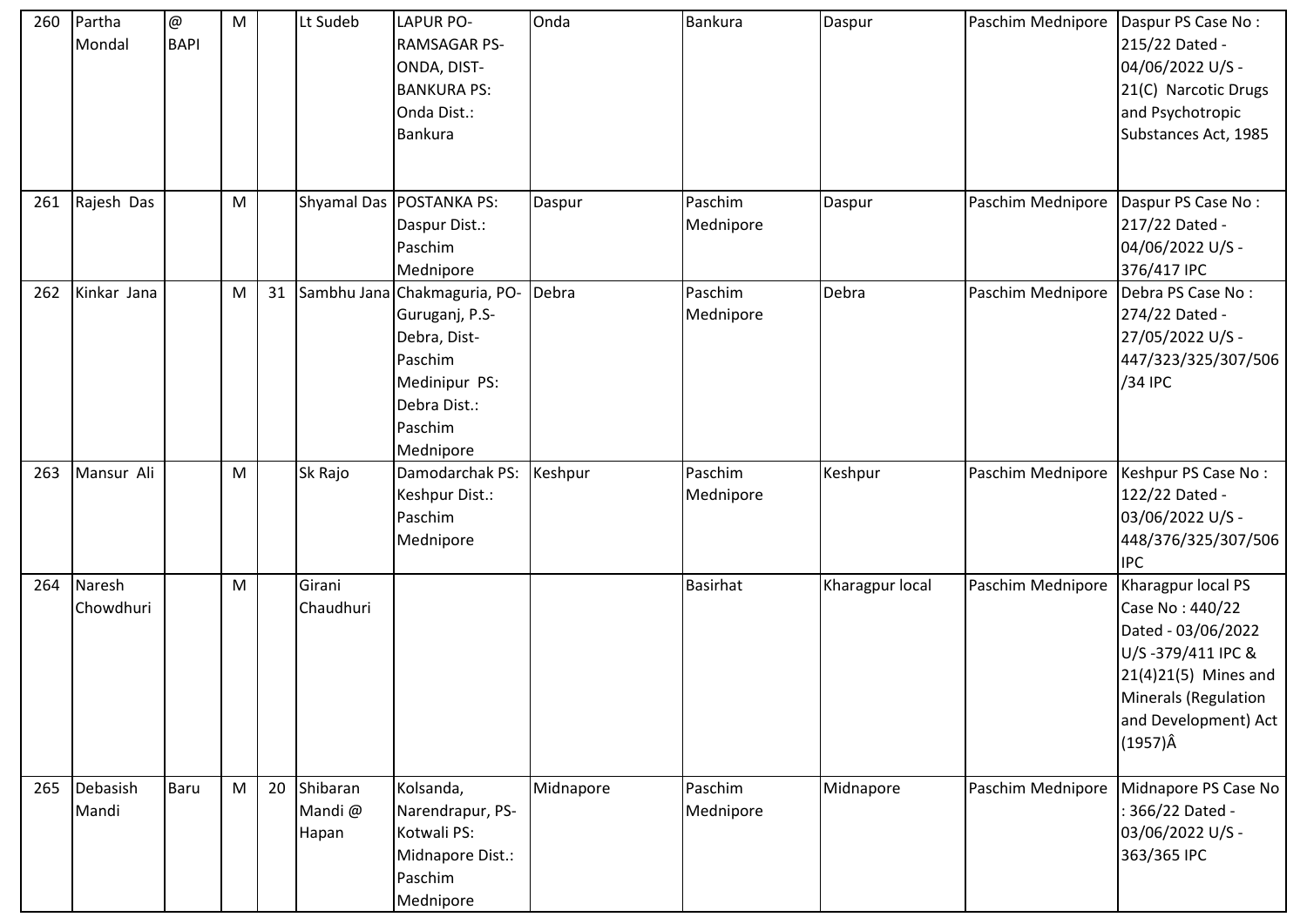| 260 | Partha Mondal | @ BAPI | M | | Lt Sudeb | LAPUR PO-RAMSAGAR PS-ONDA, DIST-BANKURA PS: Onda Dist.: Bankura | Onda | Bankura | Daspur | Paschim Mednipore | Daspur PS Case No : 215/22 Dated - 04/06/2022 U/S - 21(C) Narcotic Drugs and Psychotropic Substances Act, 1985 |
|---|---|---|---|---|---|---|---|---|---|---|---|
| 261 | Rajesh Das | | M | | Shyamal Das | POSTANKA PS: Daspur Dist.: Paschim Mednipore | Daspur | Paschim Mednipore | Daspur | Paschim Mednipore | Daspur PS Case No : 217/22 Dated - 04/06/2022 U/S - 376/417 IPC |
| 262 | Kinkar Jana | | M | 31 | Sambhu Jana | Chakmaguria, PO-Guruganj, P.S-Debra, Dist-Paschim Medinipur PS: Debra Dist.: Paschim Mednipore | Debra | Paschim Mednipore | Debra | Paschim Mednipore | Debra PS Case No : 274/22 Dated - 27/05/2022 U/S - 447/323/325/307/506/34 IPC |
| 263 | Mansur Ali | | M | | Sk Rajo | Damodarchak PS: Keshpur Dist.: Paschim Mednipore | Keshpur | Paschim Mednipore | Keshpur | Paschim Mednipore | Keshpur PS Case No : 122/22 Dated - 03/06/2022 U/S - 448/376/325/307/506 IPC |
| 264 | Naresh Chowdhuri | | M | | Girani Chaudhuri | | | Basirhat | Kharagpur local | Paschim Mednipore | Kharagpur local PS Case No : 440/22 Dated - 03/06/2022 U/S -379/411 IPC & 21(4)21(5) Mines and Minerals (Regulation and Development) Act (1957)Â |
| 265 | Debasish Mandi | Baru | M | 20 | Shibaran Mandi @ Hapan | Kolsanda, Narendrapur, PS-Kotwali PS: Midnapore Dist.: Paschim Mednipore | Midnapore | Paschim Mednipore | Midnapore | Paschim Mednipore | Midnapore PS Case No : 366/22 Dated - 03/06/2022 U/S - 363/365 IPC |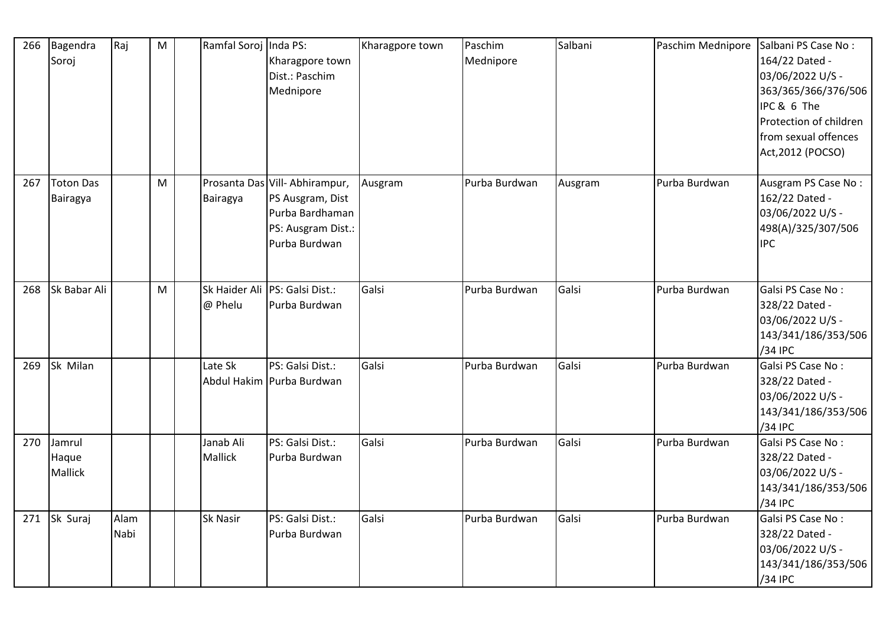| 266 | Bagendra Soroj | Raj | M | | Ramfal Soroj | Inda PS: Kharagpore town Dist.: Paschim Mednipore | Kharagpore town | Paschim Mednipore | Salbani | Paschim Mednipore | Salbani PS Case No : 164/22 Dated - 03/06/2022 U/S - 363/365/366/376/506 IPC & 6 The Protection of children from sexual offences Act,2012 (POCSO) |
|---|---|---|---|---|---|---|---|---|---|---|---|
| 267 | Toton Das Bairagya | | M | | Prosanta Das Bairagya | Vill- Abhirampur, PS Ausgram, Dist Purba Bardhaman PS: Ausgram Dist.: Purba Burdwan | Ausgram | Purba Burdwan | Ausgram | Purba Burdwan | Ausgram PS Case No : 162/22 Dated - 03/06/2022 U/S - 498(A)/325/307/506 IPC |
| 268 | Sk Babar Ali | | M | | Sk Haider Ali @ Phelu | PS: Galsi Dist.: Purba Burdwan | Galsi | Purba Burdwan | Galsi | Purba Burdwan | Galsi PS Case No : 328/22 Dated - 03/06/2022 U/S - 143/341/186/353/506 /34 IPC |
| 269 | Sk Milan | | | | Late Sk Abdul Hakim | PS: Galsi Dist.: Purba Burdwan | Galsi | Purba Burdwan | Galsi | Purba Burdwan | Galsi PS Case No : 328/22 Dated - 03/06/2022 U/S - 143/341/186/353/506 /34 IPC |
| 270 | Jamrul Haque Mallick | | | | Janab Ali Mallick | PS: Galsi Dist.: Purba Burdwan | Galsi | Purba Burdwan | Galsi | Purba Burdwan | Galsi PS Case No : 328/22 Dated - 03/06/2022 U/S - 143/341/186/353/506 /34 IPC |
| 271 | Sk Suraj | Alam Nabi | | | Sk Nasir | PS: Galsi Dist.: Purba Burdwan | Galsi | Purba Burdwan | Galsi | Purba Burdwan | Galsi PS Case No : 328/22 Dated - 03/06/2022 U/S - 143/341/186/353/506 /34 IPC |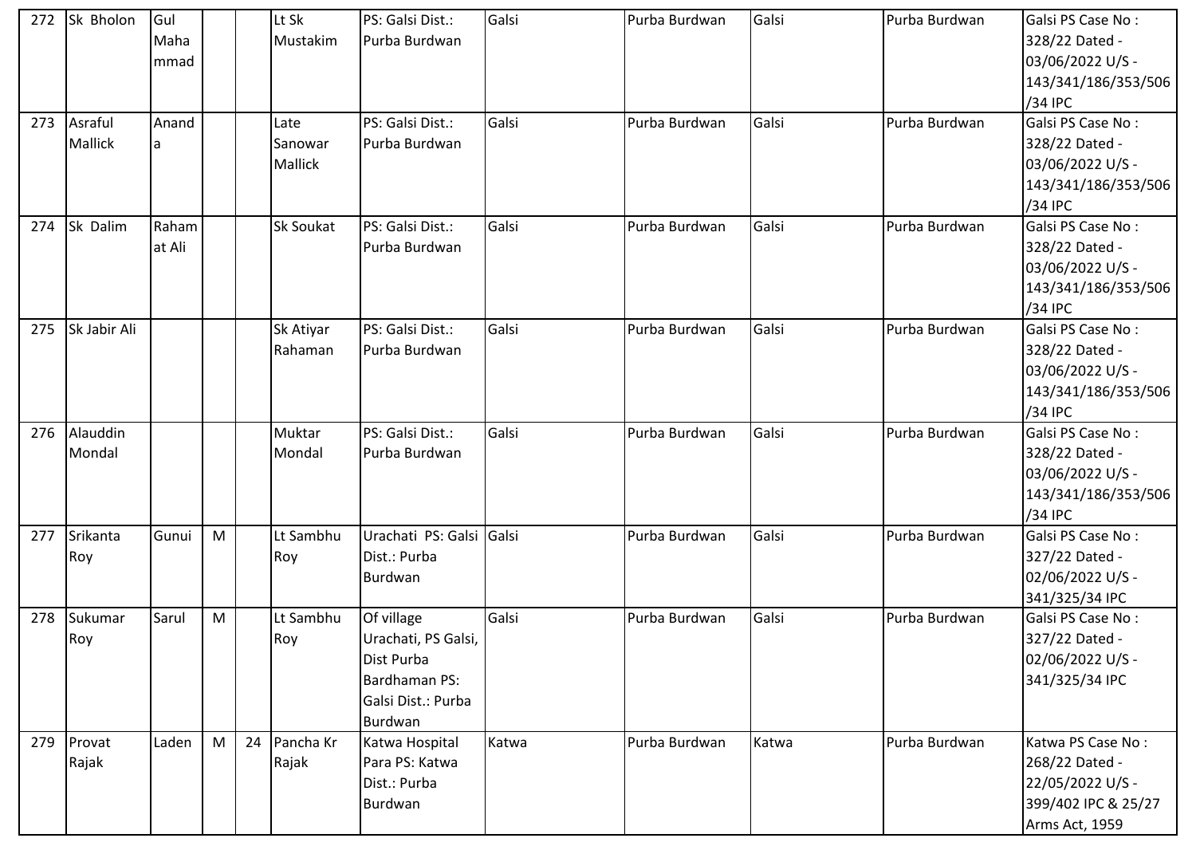| 272 | Sk Bholon | Gul Mahammad | | | Lt Sk Mustakim | PS: Galsi Dist.: Purba Burdwan | Galsi | Purba Burdwan | Galsi | Purba Burdwan | Galsi PS Case No : 328/22 Dated - 03/06/2022 U/S - 143/341/186/353/506/34 IPC |
|---|---|---|---|---|---|---|---|---|---|---|---|
| 273 | Asraful Mallick | Ananda | | | Late Sanowar Mallick | PS: Galsi Dist.: Purba Burdwan | Galsi | Purba Burdwan | Galsi | Purba Burdwan | Galsi PS Case No : 328/22 Dated - 03/06/2022 U/S - 143/341/186/353/506/34 IPC |
| 274 | Sk Dalim | Rahamat Ali | | | Sk Soukat | PS: Galsi Dist.: Purba Burdwan | Galsi | Purba Burdwan | Galsi | Purba Burdwan | Galsi PS Case No : 328/22 Dated - 03/06/2022 U/S - 143/341/186/353/506/34 IPC |
| 275 | Sk Jabir Ali | | | | Sk Atiyar Rahaman | PS: Galsi Dist.: Purba Burdwan | Galsi | Purba Burdwan | Galsi | Purba Burdwan | Galsi PS Case No : 328/22 Dated - 03/06/2022 U/S - 143/341/186/353/506/34 IPC |
| 276 | Alauddin Mondal | | | | Muktar Mondal | PS: Galsi Dist.: Purba Burdwan | Galsi | Purba Burdwan | Galsi | Purba Burdwan | Galsi PS Case No : 328/22 Dated - 03/06/2022 U/S - 143/341/186/353/506/34 IPC |
| 277 | Srikanta Roy | Gunui | M | | Lt Sambhu Roy | Urachati PS: Galsi Dist.: Purba Burdwan | Galsi | Purba Burdwan | Galsi | Purba Burdwan | Galsi PS Case No : 327/22 Dated - 02/06/2022 U/S - 341/325/34 IPC |
| 278 | Sukumar Roy | Sarul | M | | Lt Sambhu Roy | Of village Urachati, PS Galsi, Dist Purba Bardhaman PS: Galsi Dist.: Purba Burdwan | Galsi | Purba Burdwan | Galsi | Purba Burdwan | Galsi PS Case No : 327/22 Dated - 02/06/2022 U/S - 341/325/34 IPC |
| 279 | Provat Rajak | Laden | M | 24 | Pancha Kr Rajak | Katwa Hospital Para PS: Katwa Dist.: Purba Burdwan | Katwa | Purba Burdwan | Katwa | Purba Burdwan | Katwa PS Case No : 268/22 Dated - 22/05/2022 U/S - 399/402 IPC & 25/27 Arms Act, 1959 |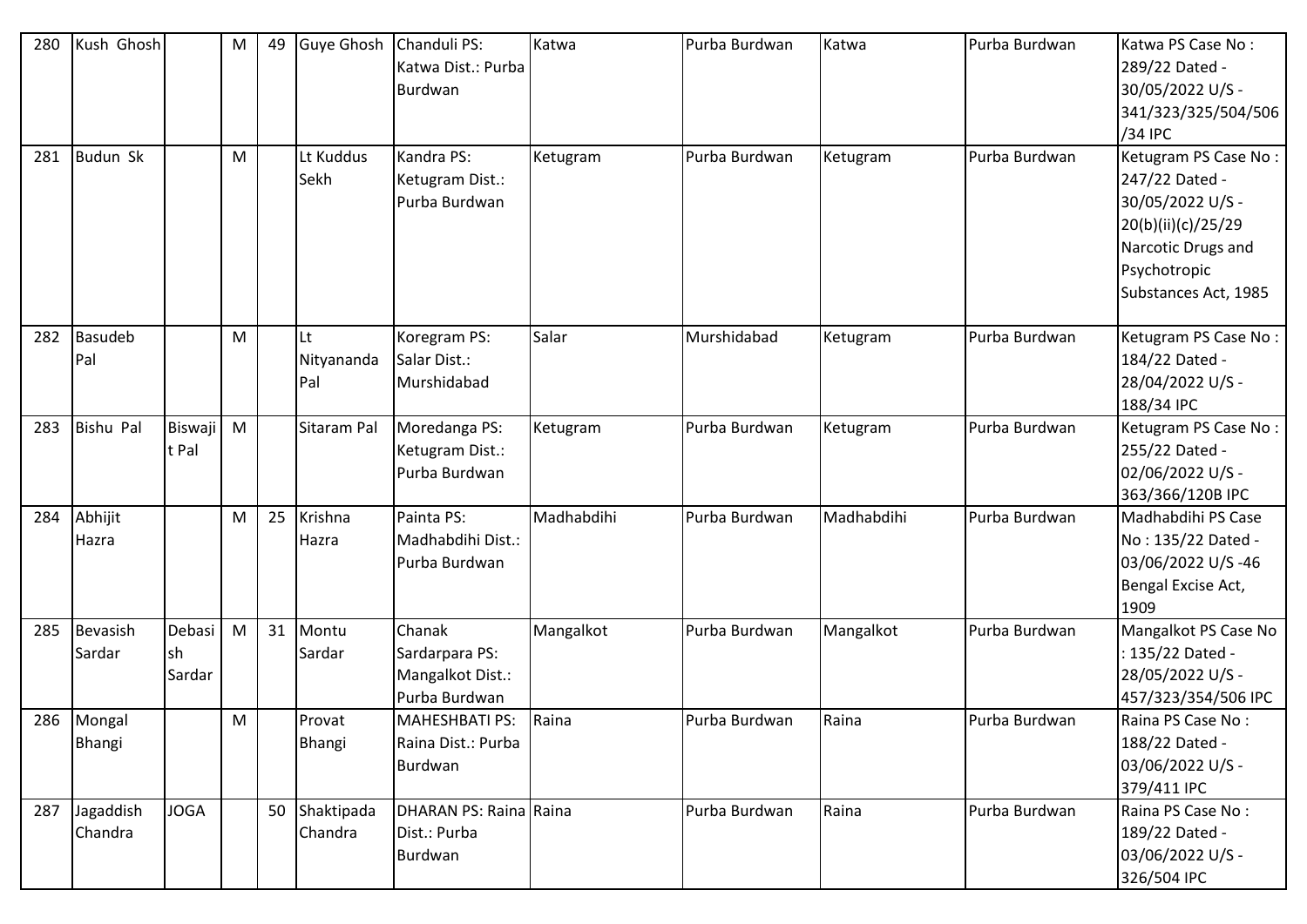| 280 | Kush Ghosh | | M | 49 | Guye Ghosh | Chanduli PS: Katwa Dist.: Purba Burdwan | Katwa | Purba Burdwan | Katwa | Purba Burdwan | Katwa PS Case No : 289/22 Dated - 30/05/2022 U/S - 341/323/325/504/506/34 IPC |
|---|---|---|---|---|---|---|---|---|---|---|---|
| 281 | Budun Sk | | M | | Lt Kuddus Sekh | Kandra PS: Ketugram Dist.: Purba Burdwan | Ketugram | Purba Burdwan | Ketugram | Purba Burdwan | Ketugram PS Case No : 247/22 Dated - 30/05/2022 U/S - 20(b)(ii)(c)/25/29 Narcotic Drugs and Psychotropic Substances Act, 1985 |
| 282 | Basudeb Pal | | M | | Lt Nityananda Pal | Koregram PS: Salar Dist.: Murshidabad | Salar | Murshidabad | Ketugram | Purba Burdwan | Ketugram PS Case No : 184/22 Dated - 28/04/2022 U/S - 188/34 IPC |
| 283 | Bishu Pal | Biswajit Pal | M | | Sitaram Pal | Moredanga PS: Ketugram Dist.: Purba Burdwan | Ketugram | Purba Burdwan | Ketugram | Purba Burdwan | Ketugram PS Case No : 255/22 Dated - 02/06/2022 U/S - 363/366/120B IPC |
| 284 | Abhijit Hazra | | M | 25 | Krishna Hazra | Painta PS: Madhabdihi Dist.: Purba Burdwan | Madhabdihi | Purba Burdwan | Madhabdihi | Purba Burdwan | Madhabdihi PS Case No : 135/22 Dated - 03/06/2022 U/S -46 Bengal Excise Act, 1909 |
| 285 | Bevasish Sardar | Debasish Sardar | M | 31 | Montu Sardar | Chanak Sardarpara PS: Mangalkot Dist.: Purba Burdwan | Mangalkot | Purba Burdwan | Mangalkot | Purba Burdwan | Mangalkot PS Case No : 135/22 Dated - 28/05/2022 U/S - 457/323/354/506 IPC |
| 286 | Mongal Bhangi | | M | | Provat Bhangi | MAHESHBATI PS: Raina Dist.: Purba Burdwan | Raina | Purba Burdwan | Raina | Purba Burdwan | Raina PS Case No : 188/22 Dated - 03/06/2022 U/S - 379/411 IPC |
| 287 | Jagaddish Chandra | JOGA | | 50 | Shaktipada Chandra | DHARAN PS: Raina Dist.: Purba Burdwan | Raina | Purba Burdwan | Raina | Purba Burdwan | Raina PS Case No : 189/22 Dated - 03/06/2022 U/S - 326/504 IPC |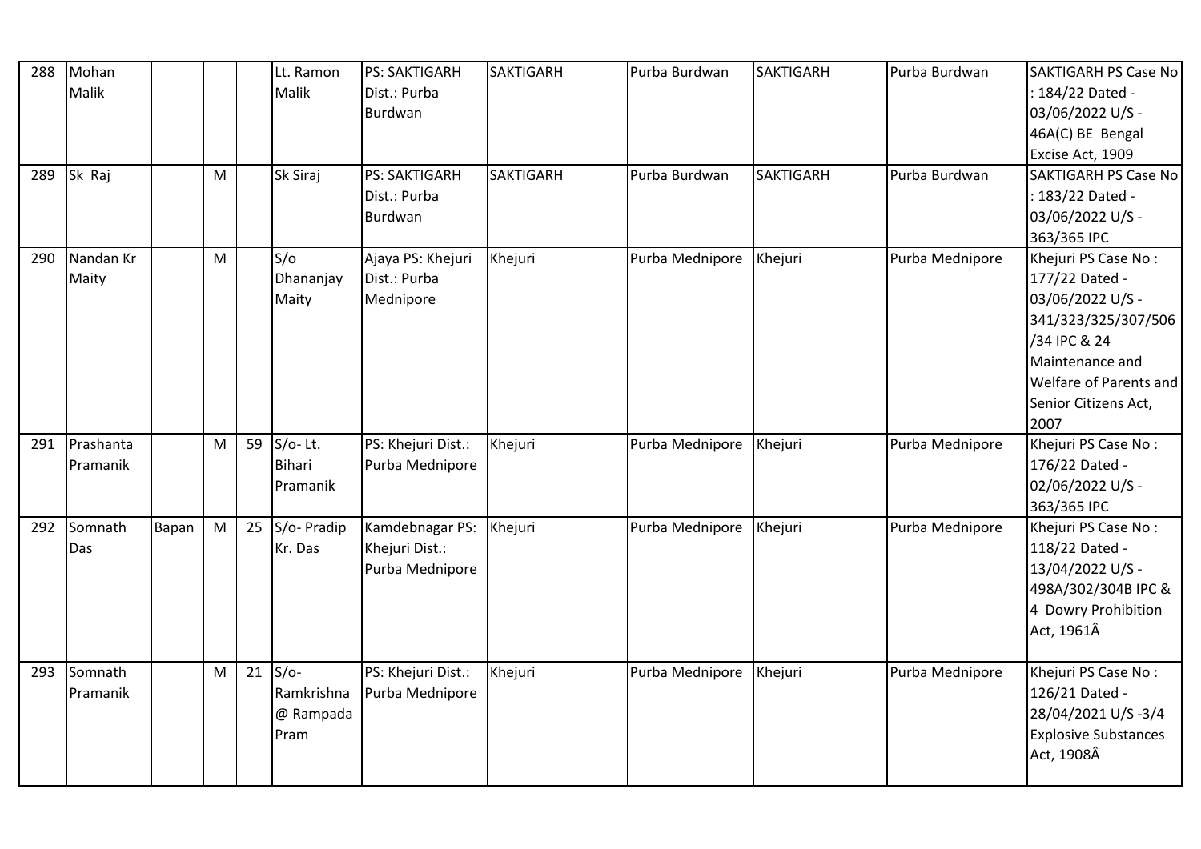| 288 | Mohan Malik | | | | Lt. Ramon Malik | PS: SAKTIGARH Dist.: Purba Burdwan | SAKTIGARH | Purba Burdwan | SAKTIGARH | Purba Burdwan | SAKTIGARH PS Case No : 184/22 Dated - 03/06/2022 U/S - 46A(C) BE Bengal Excise Act, 1909 |
|---|---|---|---|---|---|---|---|---|---|---|---|
| 289 | Sk Raj | | M | | Sk Siraj | PS: SAKTIGARH Dist.: Purba Burdwan | SAKTIGARH | Purba Burdwan | SAKTIGARH | Purba Burdwan | SAKTIGARH PS Case No : 183/22 Dated - 03/06/2022 U/S - 363/365 IPC |
| 290 | Nandan Kr Maity | | M | | S/o Dhananjay Maity | Ajaya PS: Khejuri Dist.: Purba Mednipore | Khejuri | Purba Mednipore | Khejuri | Purba Mednipore | Khejuri PS Case No : 177/22 Dated - 03/06/2022 U/S - 341/323/325/307/506/34 IPC & 24 Maintenance and Welfare of Parents and Senior Citizens Act, 2007 |
| 291 | Prashanta Pramanik | | M | 59 | S/o- Lt. Bihari Pramanik | PS: Khejuri Dist.: Purba Mednipore | Khejuri | Purba Mednipore | Khejuri | Purba Mednipore | Khejuri PS Case No : 176/22 Dated - 02/06/2022 U/S - 363/365 IPC |
| 292 | Somnath Das | Bapan | M | 25 | S/o- Pradip Kr. Das | Kamdebnagar PS: Khejuri Dist.: Purba Mednipore | Khejuri | Purba Mednipore | Khejuri | Purba Mednipore | Khejuri PS Case No : 118/22 Dated - 13/04/2022 U/S - 498A/302/304B IPC & 4 Dowry Prohibition Act, 1961Â |
| 293 | Somnath Pramanik | | M | 21 | S/o- Ramkrishna @ Rampada Pram | PS: Khejuri Dist.: Purba Mednipore | Khejuri | Purba Mednipore | Khejuri | Purba Mednipore | Khejuri PS Case No : 126/21 Dated - 28/04/2021 U/S -3/4 Explosive Substances Act, 1908Â |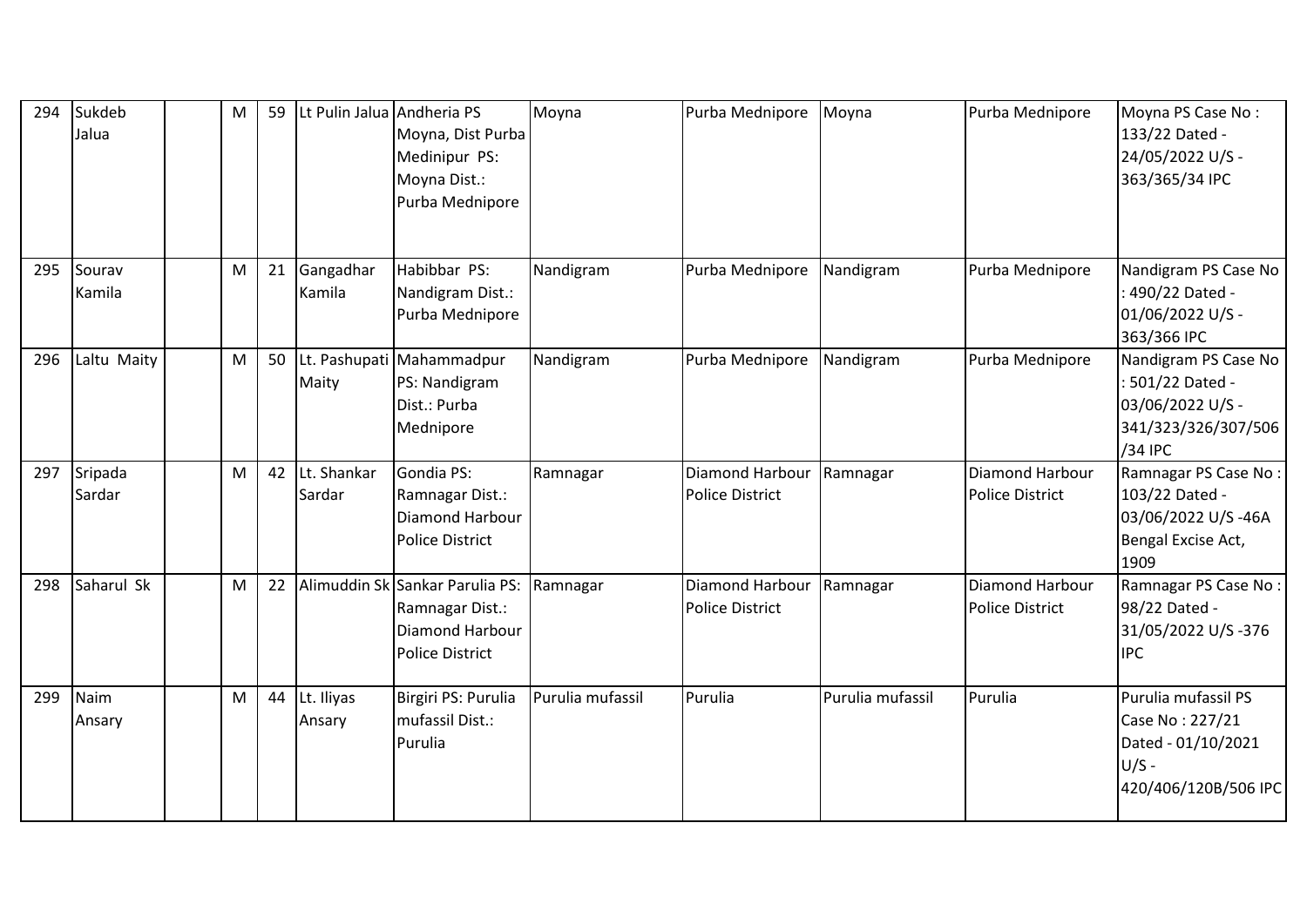| 294 | Sukdeb Jalua | | M | 59 | Lt Pulin Jalua | Andheria PS Moyna, Dist Purba Medinipur PS: Moyna Dist.: Purba Mednipore | Moyna | Purba Mednipore | Moyna | Purba Mednipore | Moyna PS Case No : 133/22 Dated - 24/05/2022 U/S - 363/365/34 IPC |
|---|---|---|---|---|---|---|---|---|---|---|---|
| 295 | Sourav Kamila | | M | 21 | Gangadhar Kamila | Habibbar PS: Nandigram Dist.: Purba Mednipore | Nandigram | Purba Mednipore | Nandigram | Purba Mednipore | Nandigram PS Case No : 490/22 Dated - 01/06/2022 U/S - 363/366 IPC |
| 296 | Laltu Maity | | M | 50 | Lt. Pashupati Maity | Mahammadpur PS: Nandigram Dist.: Purba Mednipore | Nandigram | Purba Mednipore | Nandigram | Purba Mednipore | Nandigram PS Case No : 501/22 Dated - 03/06/2022 U/S - 341/323/326/307/506 /34 IPC |
| 297 | Sripada Sardar | | M | 42 | Lt. Shankar Sardar | Gondia PS: Ramnagar Dist.: Diamond Harbour Police District | Ramnagar | Diamond Harbour Police District | Ramnagar | Diamond Harbour Police District | Ramnagar PS Case No : 103/22 Dated - 03/06/2022 U/S -46A Bengal Excise Act, 1909 |
| 298 | Saharul Sk | | M | 22 | Alimuddin Sk | Sankar Parulia PS: Ramnagar Dist.: Diamond Harbour Police District | Ramnagar | Diamond Harbour Police District | Ramnagar | Diamond Harbour Police District | Ramnagar PS Case No : 98/22 Dated - 31/05/2022 U/S -376 IPC |
| 299 | Naim Ansary | | M | 44 | Lt. Iliyas Ansary | Birgiri PS: Purulia mufassil Dist.: Purulia | Purulia mufassil | Purulia | Purulia mufassil | Purulia | Purulia mufassil PS Case No : 227/21 Dated - 01/10/2021 U/S - 420/406/120B/506 IPC |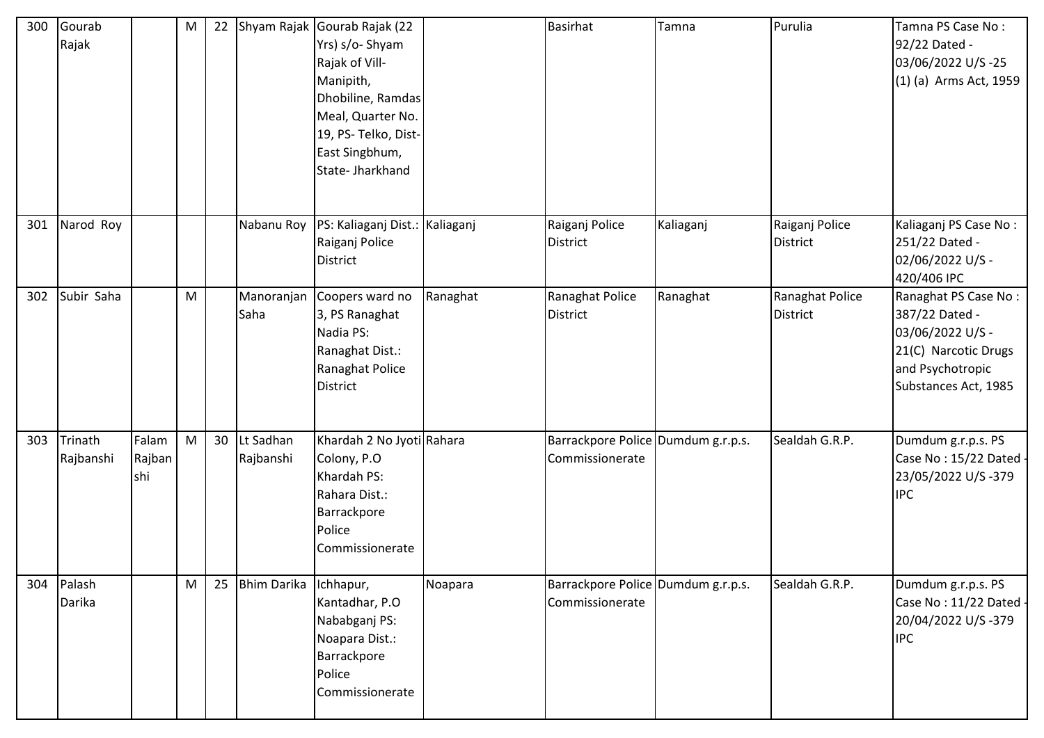| 300 | Gourab Rajak | | M | 22 | Shyam Rajak | Gourab Rajak (22 Yrs) s/o- Shyam Rajak of Vill- Manipith, Dhobiline, Ramdas Meal, Quarter No. 19, PS- Telko, Dist- East Singbhum, State- Jharkhand | | Basirhat | Tamna | Purulia | Tamna PS Case No : 92/22 Dated - 03/06/2022 U/S -25 (1) (a) Arms Act, 1959 |
|---|---|---|---|---|---|---|---|---|---|---|---|
| 301 | Narod Roy | | | | Nabanu Roy | PS: Kaliaganj Dist.: Raiganj Police District | Kaliaganj | Raiganj Police District | Kaliaganj | Raiganj Police District | Kaliaganj PS Case No : 251/22 Dated - 02/06/2022 U/S - 420/406 IPC |
| 302 | Subir Saha | | M | | Manoranjan Saha | Coopers ward no 3, PS Ranaghat Nadia PS: Ranaghat Dist.: Ranaghat Police District | Ranaghat | Ranaghat Police District | Ranaghat | Ranaghat Police District | Ranaghat PS Case No : 387/22 Dated - 03/06/2022 U/S - 21(C) Narcotic Drugs and Psychotropic Substances Act, 1985 |
| 303 | Trinath Rajbanshi | Falam Rajbanshi | M | 30 | Lt Sadhan Rajbanshi | Khardah 2 No Jyoti Colony, P.O Khardah PS: Rahara Dist.: Barrackpore Police Commissionerate | Rahara | Barrackpore Police Commissionerate | Dumdum g.r.p.s. | Sealdah G.R.P. | Dumdum g.r.p.s. PS Case No : 15/22 Dated - 23/05/2022 U/S -379 IPC |
| 304 | Palash Darika | | M | 25 | Bhim Darika | Ichhapur, Kantadhar, P.O Nababganj PS: Noapara Dist.: Barrackpore Police Commissionerate | Noapara | Barrackpore Police Commissionerate | Dumdum g.r.p.s. | Sealdah G.R.P. | Dumdum g.r.p.s. PS Case No : 11/22 Dated - 20/04/2022 U/S -379 IPC |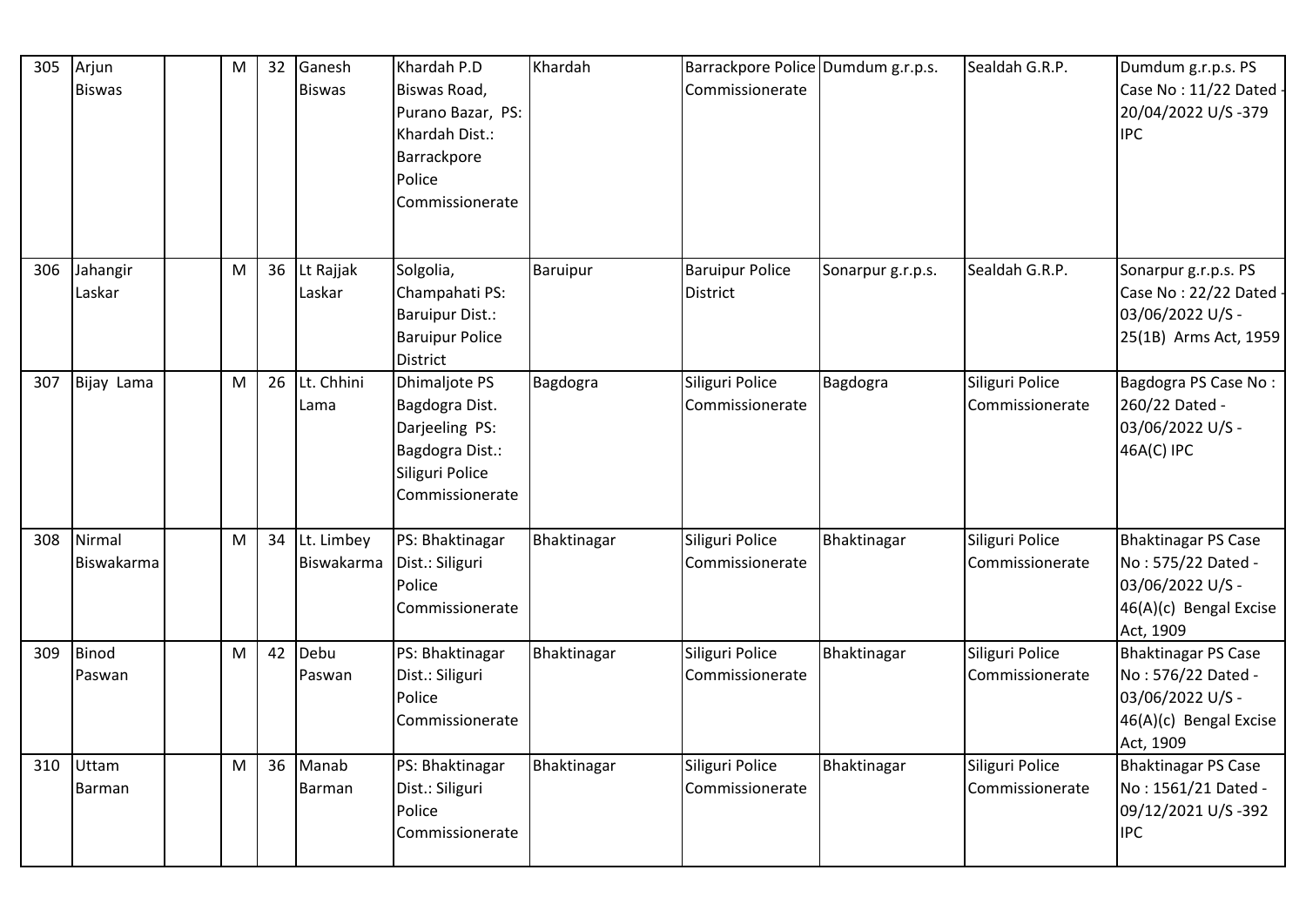| 305 | Arjun Biswas | | M | 32 | Ganesh Biswas | Khardah P.D Biswas Road, Purano Bazar, PS: Khardah Dist.: Barrackpore Police Commissionerate | Khardah | Barrackpore Police Commissionerate | Dumdum g.r.p.s. | Sealdah G.R.P. | Dumdum g.r.p.s. PS Case No : 11/22 Dated - 20/04/2022 U/S -379 IPC |
|---|---|---|---|---|---|---|---|---|---|---|---|
| 306 | Jahangir Laskar | | M | 36 | Lt Rajjak Laskar | Solgolia, Champahati PS: Baruipur Dist.: Baruipur Police District | Baruipur | Baruipur Police District | Sonarpur g.r.p.s. | Sealdah G.R.P. | Sonarpur g.r.p.s. PS Case No : 22/22 Dated - 03/06/2022 U/S - 25(1B) Arms Act, 1959 |
| 307 | Bijay Lama | | M | 26 | Lt. Chhini Lama | Dhimaljote PS Bagdogra Dist. Darjeeling PS: Bagdogra Dist.: Siliguri Police Commissionerate | Bagdogra | Siliguri Police Commissionerate | Bagdogra | Siliguri Police Commissionerate | Bagdogra PS Case No : 260/22 Dated - 03/06/2022 U/S - 46A(C) IPC |
| 308 | Nirmal Biswakarma | | M | 34 | Lt. Limbey Biswakarma | PS: Bhaktinagar Dist.: Siliguri Police Commissionerate | Bhaktinagar | Siliguri Police Commissionerate | Bhaktinagar | Siliguri Police Commissionerate | Bhaktinagar PS Case No : 575/22 Dated - 03/06/2022 U/S - 46(A)(c) Bengal Excise Act, 1909 |
| 309 | Binod Paswan | | M | 42 | Debu Paswan | PS: Bhaktinagar Dist.: Siliguri Police Commissionerate | Bhaktinagar | Siliguri Police Commissionerate | Bhaktinagar | Siliguri Police Commissionerate | Bhaktinagar PS Case No : 576/22 Dated - 03/06/2022 U/S - 46(A)(c) Bengal Excise Act, 1909 |
| 310 | Uttam Barman | | M | 36 | Manab Barman | PS: Bhaktinagar Dist.: Siliguri Police Commissionerate | Bhaktinagar | Siliguri Police Commissionerate | Bhaktinagar | Siliguri Police Commissionerate | Bhaktinagar PS Case No : 1561/21 Dated - 09/12/2021 U/S -392 IPC |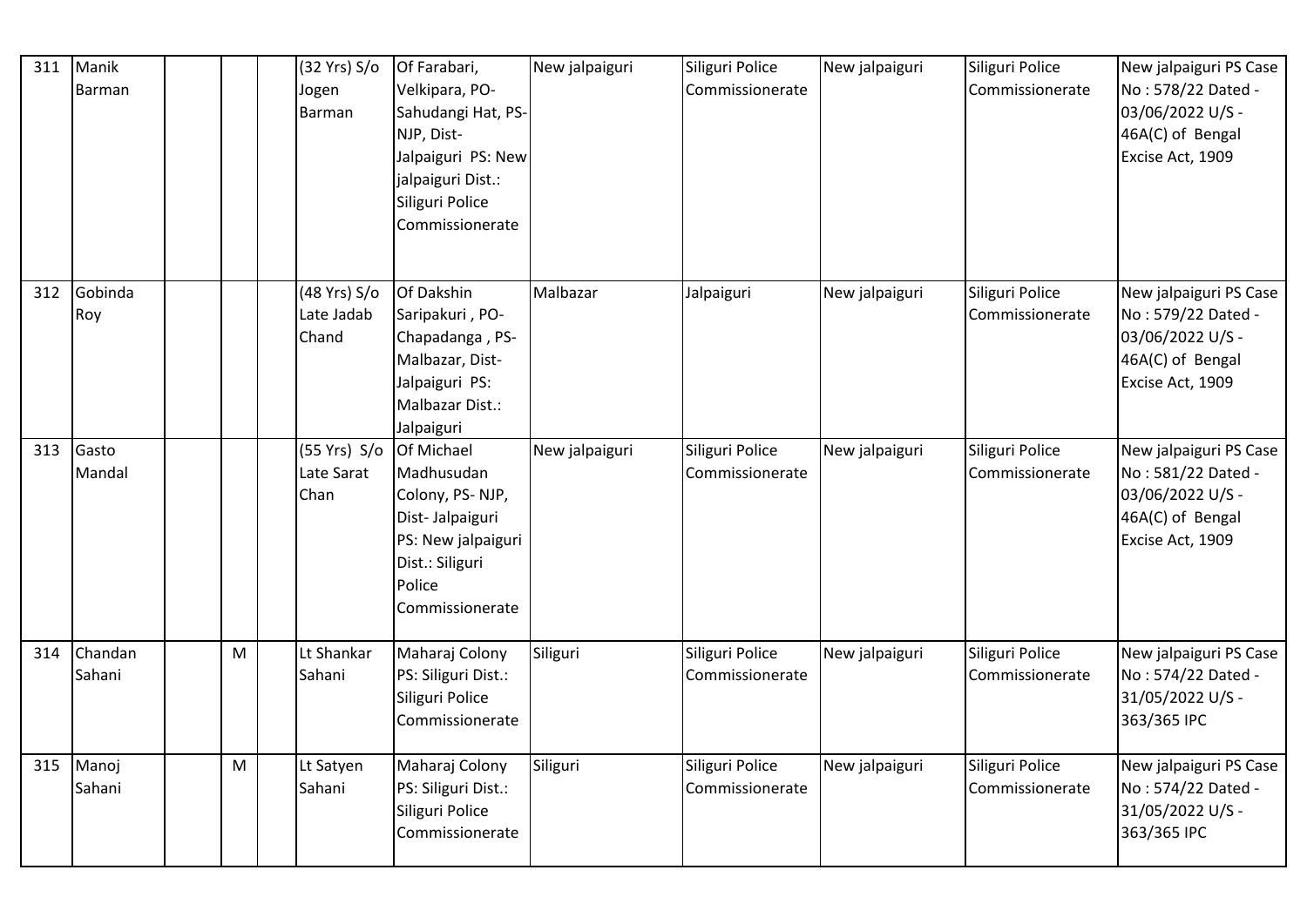| 311 | Manik Barman | | | | (32 Yrs) S/o Jogen Barman | Of Farabari, Velkipara, PO- Sahudangi Hat, PS- NJP, Dist- Jalpaiguri PS: New jalpaiguri Dist.: Siliguri Police Commissionerate | New jalpaiguri | Siliguri Police Commissionerate | New jalpaiguri | Siliguri Police Commissionerate | New jalpaiguri PS Case No : 578/22 Dated - 03/06/2022 U/S - 46A(C) of Bengal Excise Act, 1909 |
|---|---|---|---|---|---|---|---|---|---|---|---|
| 312 | Gobinda Roy | | | | (48 Yrs) S/o Late Jadab Chand | Of Dakshin Saripakuri , PO- Chapadanga , PS- Malbazar, Dist- Jalpaiguri PS: Malbazar Dist.: Jalpaiguri | Malbazar | Jalpaiguri | New jalpaiguri | Siliguri Police Commissionerate | New jalpaiguri PS Case No : 579/22 Dated - 03/06/2022 U/S - 46A(C) of Bengal Excise Act, 1909 |
| 313 | Gasto Mandal | | | | (55 Yrs) S/o Late Sarat Chan | Of Michael Madhusudan Colony, PS- NJP, Dist- Jalpaiguri PS: New jalpaiguri Dist.: Siliguri Police Commissionerate | New jalpaiguri | Siliguri Police Commissionerate | New jalpaiguri | Siliguri Police Commissionerate | New jalpaiguri PS Case No : 581/22 Dated - 03/06/2022 U/S - 46A(C) of Bengal Excise Act, 1909 |
| 314 | Chandan Sahani | | M | | Lt Shankar Sahani | Maharaj Colony PS: Siliguri Dist.: Siliguri Police Commissionerate | Siliguri | Siliguri Police Commissionerate | New jalpaiguri | Siliguri Police Commissionerate | New jalpaiguri PS Case No : 574/22 Dated - 31/05/2022 U/S - 363/365 IPC |
| 315 | Manoj Sahani | | M | | Lt Satyen Sahani | Maharaj Colony PS: Siliguri Dist.: Siliguri Police Commissionerate | Siliguri | Siliguri Police Commissionerate | New jalpaiguri | Siliguri Police Commissionerate | New jalpaiguri PS Case No : 574/22 Dated - 31/05/2022 U/S - 363/365 IPC |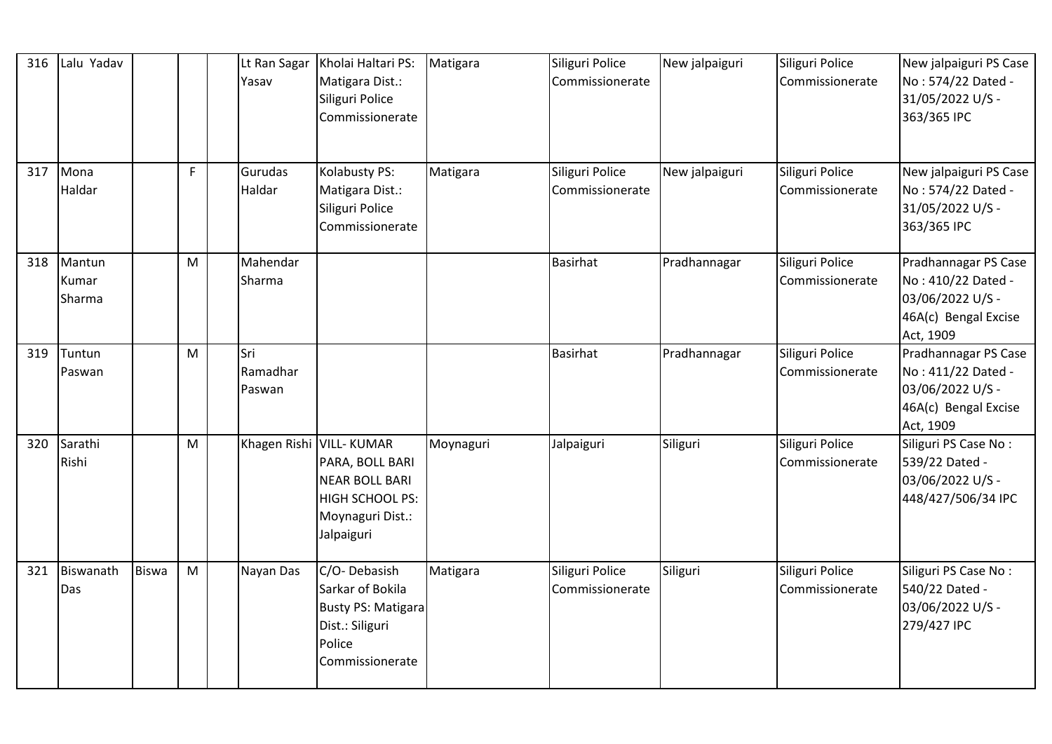| 316 | Lalu Yadav | | | | Lt Ran Sagar Yasav | Kholai Haltari PS: Matigara Dist.: Siliguri Police Commissionerate | Matigara | Siliguri Police Commissionerate | New jalpaiguri | Siliguri Police Commissionerate | New jalpaiguri PS Case No : 574/22 Dated - 31/05/2022 U/S - 363/365 IPC |
|---|---|---|---|---|---|---|---|---|---|---|---|
| 317 | Mona Haldar | | F | | Gurudas Haldar | Kolabusty PS: Matigara Dist.: Siliguri Police Commissionerate | Matigara | Siliguri Police Commissionerate | New jalpaiguri | Siliguri Police Commissionerate | New jalpaiguri PS Case No : 574/22 Dated - 31/05/2022 U/S - 363/365 IPC |
| 318 | Mantun Kumar Sharma | | M | | Mahendar Sharma | | | Basirhat | Pradhannagar | Siliguri Police Commissionerate | Pradhannagar PS Case No : 410/22 Dated - 03/06/2022 U/S - 46A(c) Bengal Excise Act, 1909 |
| 319 | Tuntun Paswan | | M | | Sri Ramadhar Paswan | | | Basirhat | Pradhannagar | Siliguri Police Commissionerate | Pradhannagar PS Case No : 411/22 Dated - 03/06/2022 U/S - 46A(c) Bengal Excise Act, 1909 |
| 320 | Sarathi Rishi | | M | | Khagen Rishi | VILL- KUMAR PARA, BOLL BARI NEAR BOLL BARI HIGH SCHOOL PS: Moynaguri Dist.: Jalpaiguri | Moynaguri | Jalpaiguri | Siliguri | Siliguri Police Commissionerate | Siliguri PS Case No : 539/22 Dated - 03/06/2022 U/S - 448/427/506/34 IPC |
| 321 | Biswanath Das | Biswa | M | | Nayan Das | C/O- Debasish Sarkar of Bokila Busty PS: Matigara Dist.: Siliguri Police Commissionerate | Matigara | Siliguri Police Commissionerate | Siliguri | Siliguri Police Commissionerate | Siliguri PS Case No : 540/22 Dated - 03/06/2022 U/S - 279/427 IPC |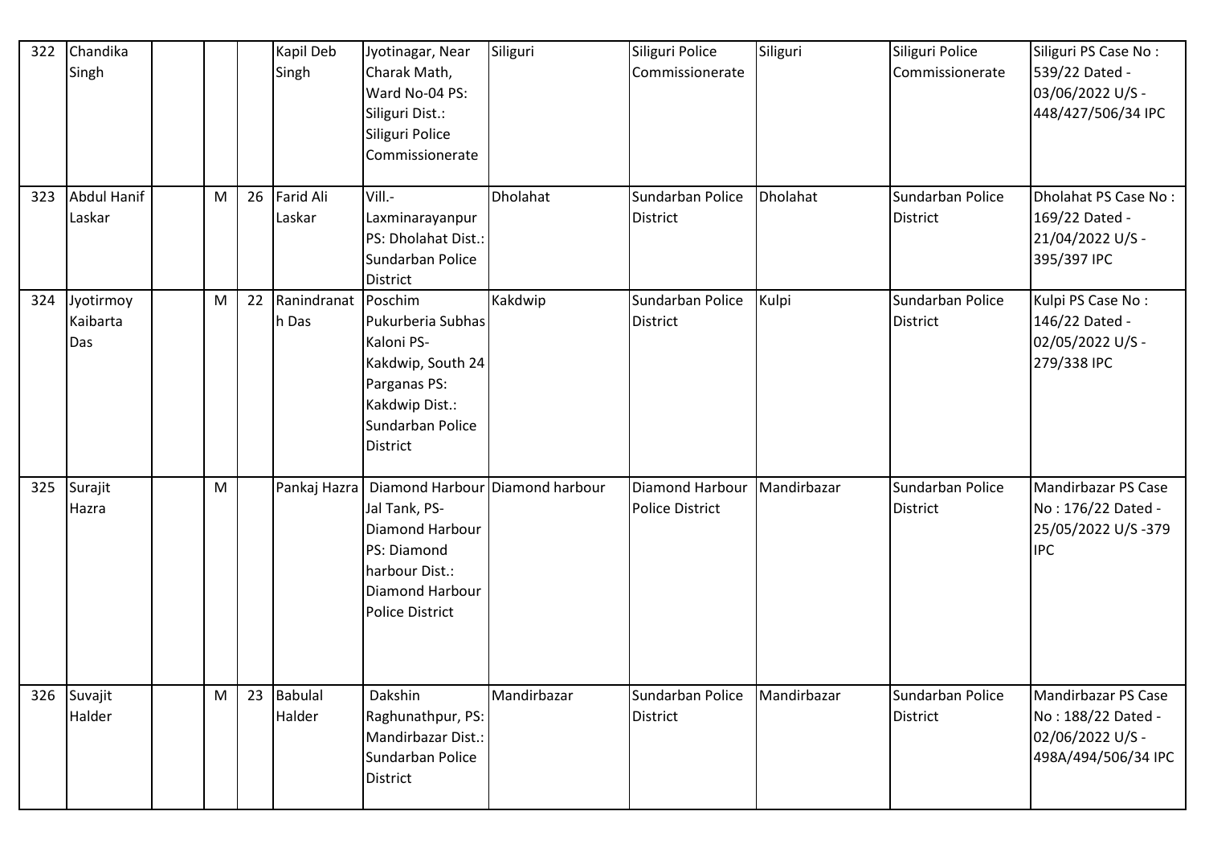| 322 | Chandika Singh | | | | Kapil Deb Singh | Jyotinagar, Near Charak Math, Ward No-04 PS: Siliguri Dist.: Siliguri Police Commissionerate | Siliguri | Siliguri Police Commissionerate | Siliguri | Siliguri Police Commissionerate | Siliguri PS Case No : 539/22 Dated - 03/06/2022 U/S - 448/427/506/34 IPC |
|---|---|---|---|---|---|---|---|---|---|---|---|
| 323 | Abdul Hanif Laskar | | M | 26 | Farid Ali Laskar | Vill.- Laxminarayanpur PS: Dholahat Dist.: Sundarban Police District | Dholahat | Sundarban Police District | Dholahat | Sundarban Police District | Dholahat PS Case No : 169/22 Dated - 21/04/2022 U/S - 395/397 IPC |
| 324 | Jyotirmoy Kaibarta Das | | M | 22 | Ranindranath Das | Poschim Pukurberia Subhas Kaloni PS- Kakdwip, South 24 Parganas PS: Kakdwip Dist.: Sundarban Police District | Kakdwip | Sundarban Police District | Kulpi | Sundarban Police District | Kulpi PS Case No : 146/22 Dated - 02/05/2022 U/S - 279/338 IPC |
| 325 | Surajit Hazra | | M | | Pankaj Hazra | Diamond Harbour Jal Tank, PS- Diamond Harbour PS: Diamond harbour Dist.: Diamond Harbour Police District | Diamond harbour | Diamond Harbour Police District | Mandirbazar | Sundarban Police District | Mandirbazar PS Case No : 176/22 Dated - 25/05/2022 U/S -379 IPC |
| 326 | Suvajit Halder | | M | 23 | Babulal Halder | Dakshin Raghunathpur, PS: Mandirbazar Dist.: Sundarban Police District | Mandirbazar | Sundarban Police District | Mandirbazar | Sundarban Police District | Mandirbazar PS Case No : 188/22 Dated - 02/06/2022 U/S - 498A/494/506/34 IPC |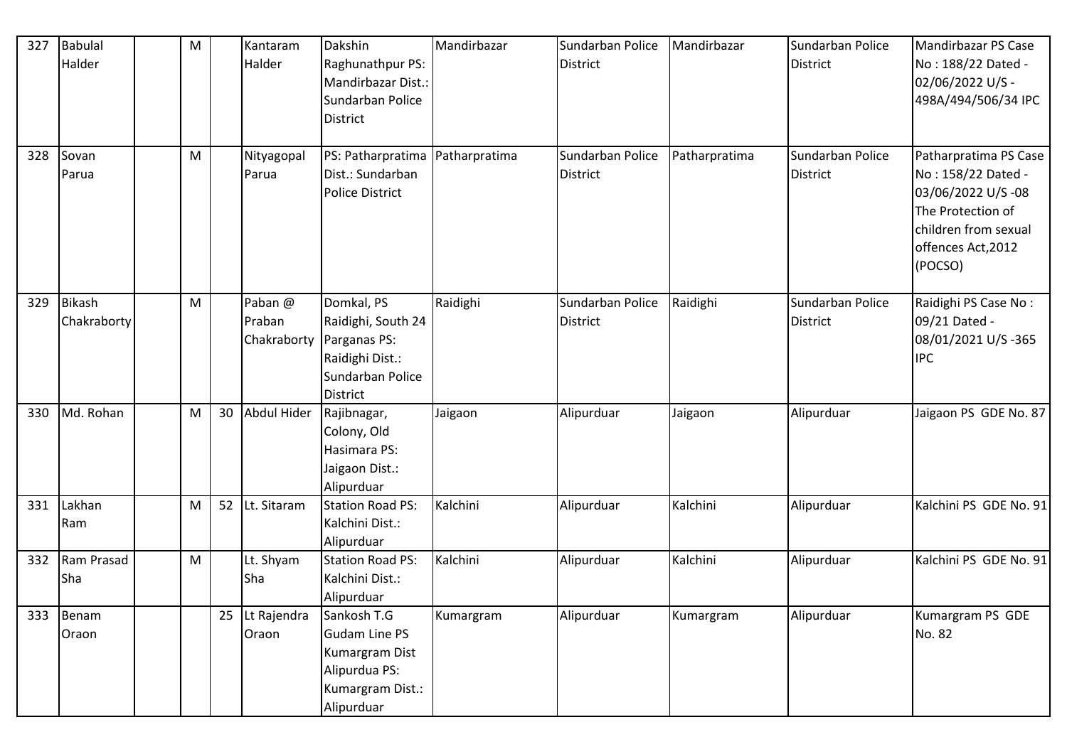| 327 | Babulal Halder | | M | | Kantaram Halder | Dakshin Raghunathpur PS: Mandirbazar Dist.: Sundarban Police District | Mandirbazar | Sundarban Police District | Mandirbazar | Sundarban Police District | Mandirbazar PS Case No : 188/22 Dated - 02/06/2022 U/S - 498A/494/506/34 IPC |
|---|---|---|---|---|---|---|---|---|---|---|---|
| 328 | Sovan Parua | | M | | Nityagopal Parua | PS: Patharpratima Dist.: Sundarban Police District | Patharpratima | Sundarban Police District | Patharpratima | Sundarban Police District | Patharpratima PS Case No : 158/22 Dated - 03/06/2022 U/S -08 The Protection of children from sexual offences Act,2012 (POCSO) |
| 329 | Bikash Chakraborty | | M | | Paban @ Praban Chakraborty | Domkal, PS Raidighi, South 24 Parganas PS: Raidighi Dist.: Sundarban Police District | Raidighi | Sundarban Police District | Raidighi | Sundarban Police District | Raidighi PS Case No : 09/21 Dated - 08/01/2021 U/S -365 IPC |
| 330 | Md. Rohan | | M | 30 | Abdul Hider | Rajibnagar, Colony, Old Hasimara PS: Jaigaon Dist.: Alipurduar | Jaigaon | Alipurduar | Jaigaon | Alipurduar | Jaigaon PS GDE No. 87 |
| 331 | Lakhan Ram | | M | 52 | Lt. Sitaram | Station Road PS: Kalchini Dist.: Alipurduar | Kalchini | Alipurduar | Kalchini | Alipurduar | Kalchini PS GDE No. 91 |
| 332 | Ram Prasad Sha | | M | | Lt. Shyam Sha | Station Road PS: Kalchini Dist.: Alipurduar | Kalchini | Alipurduar | Kalchini | Alipurduar | Kalchini PS GDE No. 91 |
| 333 | Benam Oraon | | | 25 | Lt Rajendra Oraon | Sankosh T.G Gudam Line PS Kumargram Dist Alipurdua PS: Kumargram Dist.: Alipurduar | Kumargram | Alipurduar | Kumargram | Alipurduar | Kumargram PS GDE No. 82 |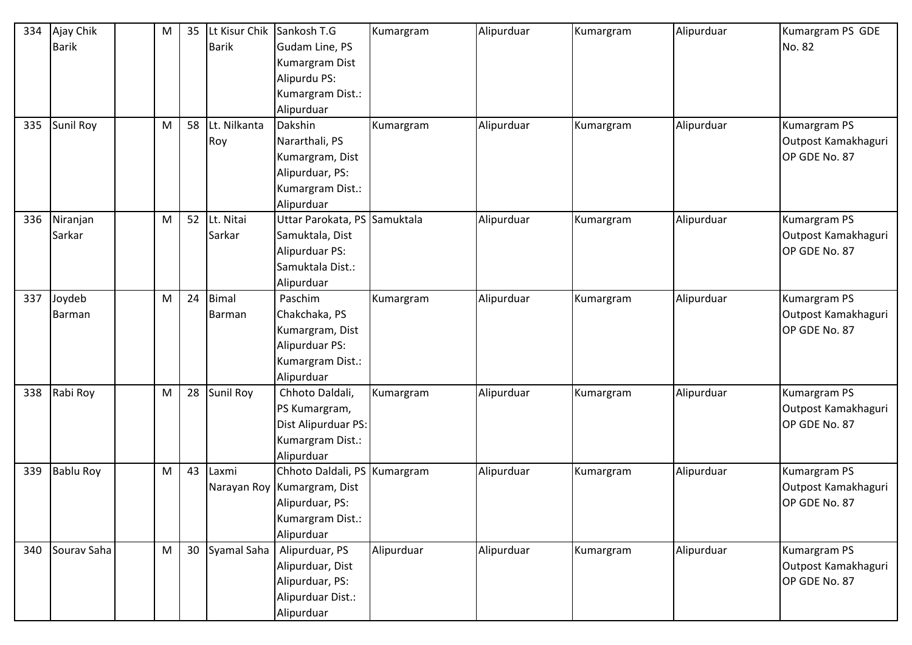| 334 | Ajay Chik Barik | | M | 35 | Lt Kisur Chik Barik | Sankosh T.G Gudam Line, PS Kumargram Dist Alipurdu PS: Kumargram Dist.: Alipurduar | Kumargram | Alipurduar | Kumargram | Alipurduar | Kumargram PS GDE No. 82 |
|---|---|---|---|---|---|---|---|---|---|---|---|
| 335 | Sunil Roy | | M | 58 | Lt. Nilkanta Roy | Dakshin Nararthali, PS Kumargram, Dist Alipurduar, PS: Kumargram Dist.: Alipurduar | Kumargram | Alipurduar | Kumargram | Alipurduar | Kumargram PS Outpost Kamakhaguri OP GDE No. 87 |
| 336 | Niranjan Sarkar | | M | 52 | Lt. Nitai Sarkar | Uttar Parokata, PS Samuktala, Dist Alipurduar PS: Samuktala Dist.: Alipurduar | Samuktala | Alipurduar | Kumargram | Alipurduar | Kumargram PS Outpost Kamakhaguri OP GDE No. 87 |
| 337 | Joydeb Barman | | M | 24 | Bimal Barman | Paschim Chakchaka, PS Kumargram, Dist Alipurduar PS: Kumargram Dist.: Alipurduar | Kumargram | Alipurduar | Kumargram | Alipurduar | Kumargram PS Outpost Kamakhaguri OP GDE No. 87 |
| 338 | Rabi Roy | | M | 28 | Sunil Roy | Chhoto Daldali, PS Kumargram, Dist Alipurduar PS: Kumargram Dist.: Alipurduar | Kumargram | Alipurduar | Kumargram | Alipurduar | Kumargram PS Outpost Kamakhaguri OP GDE No. 87 |
| 339 | Bablu Roy | | M | 43 | Laxmi Narayan Roy | Chhoto Daldali, PS Kumargram, Dist Alipurduar, PS: Kumargram Dist.: Alipurduar | Kumargram | Alipurduar | Kumargram | Alipurduar | Kumargram PS Outpost Kamakhaguri OP GDE No. 87 |
| 340 | Sourav Saha | | M | 30 | Syamal Saha | Alipurduar, PS Alipurduar, Dist Alipurduar, PS: Alipurduar Dist.: Alipurduar | Alipurduar | Alipurduar | Kumargram | Alipurduar | Kumargram PS Outpost Kamakhaguri OP GDE No. 87 |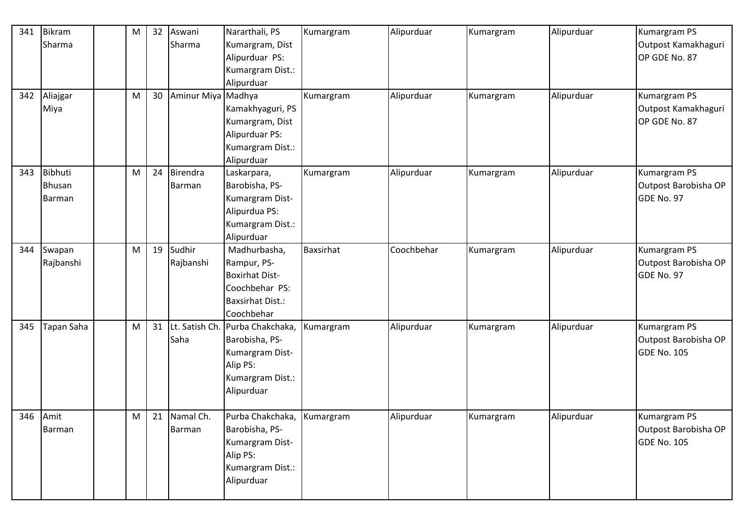| 341 | Bikram Sharma | | M | 32 | Aswani Sharma | Nararthali, PS Kumargram, Dist Alipurduar PS: Kumargram Dist.: Alipurduar | Kumargram | Alipurduar | Kumargram | Alipurduar | Kumargram PS Outpost Kamakhaguri OP GDE No. 87 |
|---|---|---|---|---|---|---|---|---|---|---|---|
| 342 | Aliajgar Miya | | M | 30 | Aminur Miya | Madhya Kamakhyaguri, PS Kumargram, Dist Alipurduar PS: Kumargram Dist.: Alipurduar | Kumargram | Alipurduar | Kumargram | Alipurduar | Kumargram PS Outpost Kamakhaguri OP GDE No. 87 |
| 343 | Bibhuti Bhusan Barman | | M | 24 | Birendra Barman | Laskarpara, Barobisha, PS-Kumargram Dist-Alipurdua PS: Kumargram Dist.: Alipurduar | Kumargram | Alipurduar | Kumargram | Alipurduar | Kumargram PS Outpost Barobisha OP GDE No. 97 |
| 344 | Swapan Rajbanshi | | M | 19 | Sudhir Rajbanshi | Madhurbasha, Rampur, PS-Boxirhat Dist-Coochbehar PS: Baxsirhat Dist.: Coochbehar | Baxsirhat | Coochbehar | Kumargram | Alipurduar | Kumargram PS Outpost Barobisha OP GDE No. 97 |
| 345 | Tapan Saha | | M | 31 | Lt. Satish Ch. Saha | Purba Chakchaka, Barobisha, PS-Kumargram Dist-Alip PS: Kumargram Dist.: Alipurduar | Kumargram | Alipurduar | Kumargram | Alipurduar | Kumargram PS Outpost Barobisha OP GDE No. 105 |
| 346 | Amit Barman | | M | 21 | Namal Ch. Barman | Purba Chakchaka, Barobisha, PS-Kumargram Dist-Alip PS: Kumargram Dist.: Alipurduar | Kumargram | Alipurduar | Kumargram | Alipurduar | Kumargram PS Outpost Barobisha OP GDE No. 105 |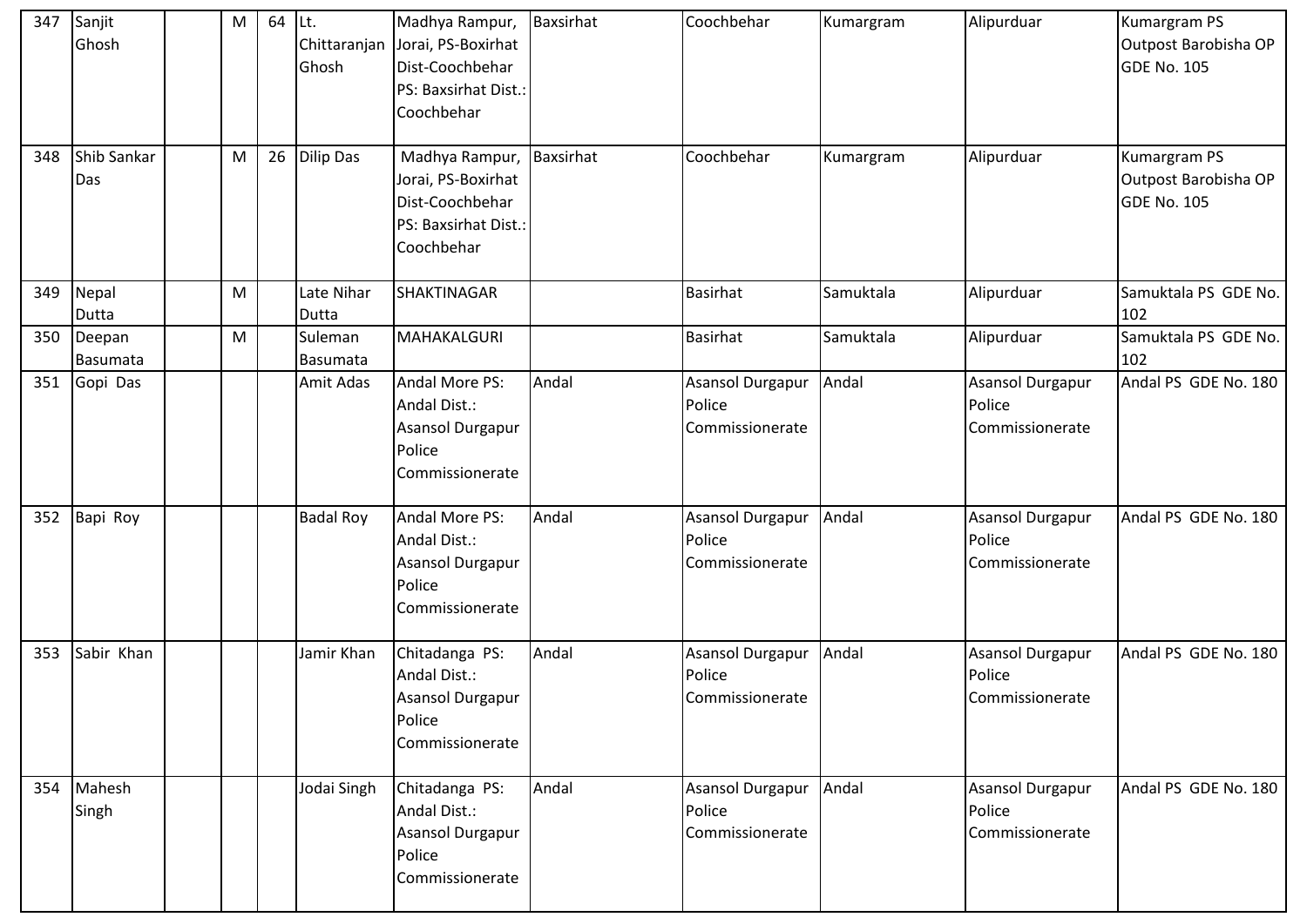| 347 | Sanjit Ghosh | | M | 64 | Lt. Chittaranjan Ghosh | Madhya Rampur, Jorai, PS-Boxirhat Dist-Coochbehar PS: Baxsirhat Dist.: Coochbehar | Baxsirhat | Coochbehar | Kumargram | Alipurduar | Kumargram PS Outpost Barobisha OP GDE No. 105 |
|---|---|---|---|---|---|---|---|---|---|---|---|
| 348 | Shib Sankar Das | | M | 26 | Dilip Das | Madhya Rampur, Jorai, PS-Boxirhat Dist-Coochbehar PS: Baxsirhat Dist.: Coochbehar | Baxsirhat | Coochbehar | Kumargram | Alipurduar | Kumargram PS Outpost Barobisha OP GDE No. 105 |
| 349 | Nepal Dutta | | M | | Late Nihar Dutta | SHAKTINAGAR | | Basirhat | Samuktala | Alipurduar | Samuktala PS GDE No. 102 |
| 350 | Deepan Basumata | | M | | Suleman Basumata | MAHAKALGURI | | Basirhat | Samuktala | Alipurduar | Samuktala PS GDE No. 102 |
| 351 | Gopi Das | | | | Amit Adas | Andal More PS: Andal Dist.: Asansol Durgapur Police Commissionerate | Andal | Asansol Durgapur Police Commissionerate | Andal | Asansol Durgapur Police Commissionerate | Andal PS GDE No. 180 |
| 352 | Bapi Roy | | | | Badal Roy | Andal More PS: Andal Dist.: Asansol Durgapur Police Commissionerate | Andal | Asansol Durgapur Police Commissionerate | Andal | Asansol Durgapur Police Commissionerate | Andal PS GDE No. 180 |
| 353 | Sabir Khan | | | | Jamir Khan | Chitadanga PS: Andal Dist.: Asansol Durgapur Police Commissionerate | Andal | Asansol Durgapur Police Commissionerate | Andal | Asansol Durgapur Police Commissionerate | Andal PS GDE No. 180 |
| 354 | Mahesh Singh | | | | Jodai Singh | Chitadanga PS: Andal Dist.: Asansol Durgapur Police Commissionerate | Andal | Asansol Durgapur Police Commissionerate | Andal | Asansol Durgapur Police Commissionerate | Andal PS GDE No. 180 |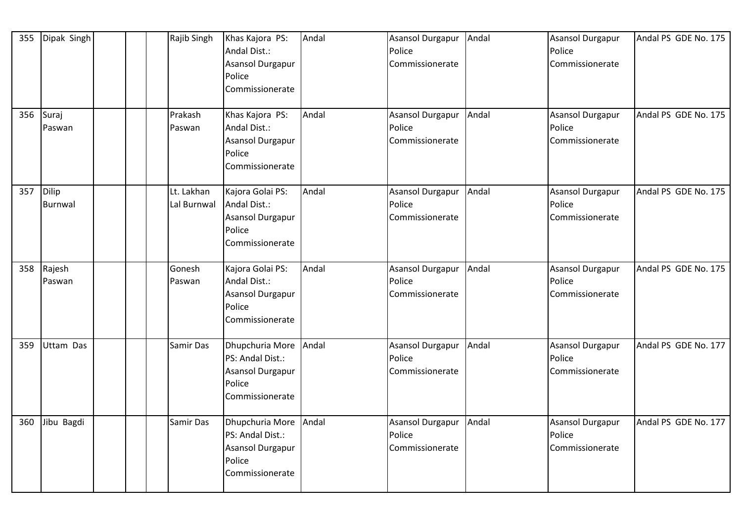| 355 | Dipak Singh | | | | Rajib Singh | Khas Kajora PS: Andal Dist.: Asansol Durgapur Police Commissionerate | Andal | Asansol Durgapur Police Commissionerate | Andal | Asansol Durgapur Police Commissionerate | Andal PS GDE No. 175 |
|---|---|---|---|---|---|---|---|---|---|---|---|
| 356 | Suraj Paswan | | | | Prakash Paswan | Khas Kajora PS: Andal Dist.: Asansol Durgapur Police Commissionerate | Andal | Asansol Durgapur Police Commissionerate | Andal | Asansol Durgapur Police Commissionerate | Andal PS GDE No. 175 |
| 357 | Dilip Burnwal | | | | Lt. Lakhan Lal Burnwal | Kajora Golai PS: Andal Dist.: Asansol Durgapur Police Commissionerate | Andal | Asansol Durgapur Police Commissionerate | Andal | Asansol Durgapur Police Commissionerate | Andal PS GDE No. 175 |
| 358 | Rajesh Paswan | | | | Gonesh Paswan | Kajora Golai PS: Andal Dist.: Asansol Durgapur Police Commissionerate | Andal | Asansol Durgapur Police Commissionerate | Andal | Asansol Durgapur Police Commissionerate | Andal PS GDE No. 175 |
| 359 | Uttam Das | | | | Samir Das | Dhupchuria More PS: Andal Dist.: Asansol Durgapur Police Commissionerate | Andal | Asansol Durgapur Police Commissionerate | Andal | Asansol Durgapur Police Commissionerate | Andal PS GDE No. 177 |
| 360 | Jibu Bagdi | | | | Samir Das | Dhupchuria More PS: Andal Dist.: Asansol Durgapur Police Commissionerate | Andal | Asansol Durgapur Police Commissionerate | Andal | Asansol Durgapur Police Commissionerate | Andal PS GDE No. 177 |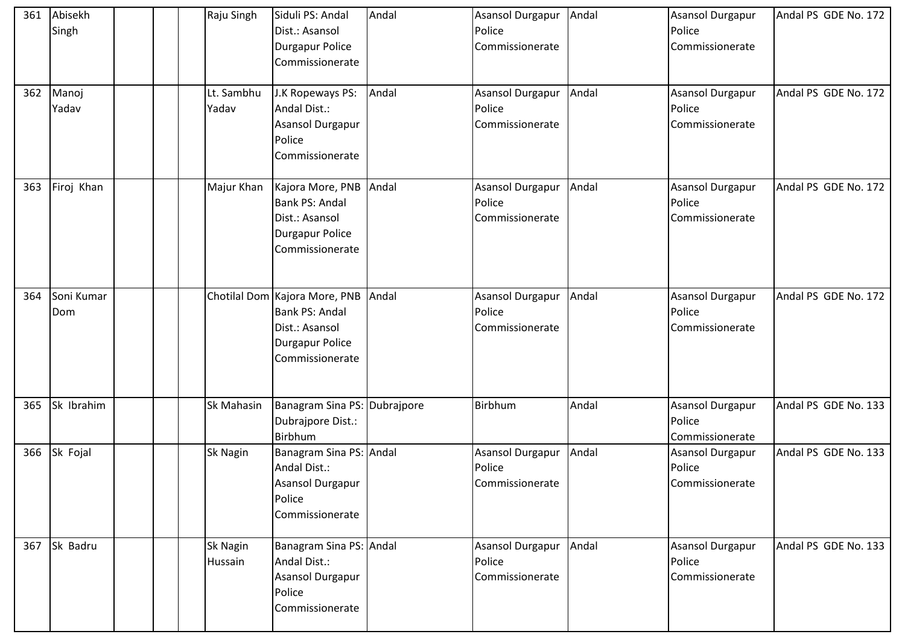| | | | | | | | | | | | |
|---|---|---|---|---|---|---|---|---|---|---|---|
| 361 | Abisekh Singh | | | | Raju Singh | Siduli PS: Andal Dist.: Asansol Durgapur Police Commissionerate | Andal | Asansol Durgapur Police Commissionerate | Andal | Asansol Durgapur Police Commissionerate | Andal PS GDE No. 172 |
| 362 | Manoj Yadav | | | | Lt. Sambhu Yadav | J.K Ropeways PS: Andal Dist.: Asansol Durgapur Police Commissionerate | Andal | Asansol Durgapur Police Commissionerate | Andal | Asansol Durgapur Police Commissionerate | Andal PS GDE No. 172 |
| 363 | Firoj Khan | | | | Majur Khan | Kajora More, PNB Bank PS: Andal Dist.: Asansol Durgapur Police Commissionerate | Andal | Asansol Durgapur Police Commissionerate | Andal | Asansol Durgapur Police Commissionerate | Andal PS GDE No. 172 |
| 364 | Soni Kumar Dom | | | | Chotilal Dom | Kajora More, PNB Bank PS: Andal Dist.: Asansol Durgapur Police Commissionerate | Andal | Asansol Durgapur Police Commissionerate | Andal | Asansol Durgapur Police Commissionerate | Andal PS GDE No. 172 |
| 365 | Sk Ibrahim | | | | Sk Mahasin | Banagram Sina PS: Dubrajpore Dist.: Birbhum | Dubrajpore | Birbhum | Andal | Asansol Durgapur Police Commissionerate | Andal PS GDE No. 133 |
| 366 | Sk Fojal | | | | Sk Nagin | Banagram Sina PS: Andal Dist.: Asansol Durgapur Police Commissionerate | Andal | Asansol Durgapur Police Commissionerate | Andal | Asansol Durgapur Police Commissionerate | Andal PS GDE No. 133 |
| 367 | Sk Badru | | | | Sk Nagin Hussain | Banagram Sina PS: Andal Dist.: Asansol Durgapur Police Commissionerate | Andal | Asansol Durgapur Police Commissionerate | Andal | Asansol Durgapur Police Commissionerate | Andal PS GDE No. 133 |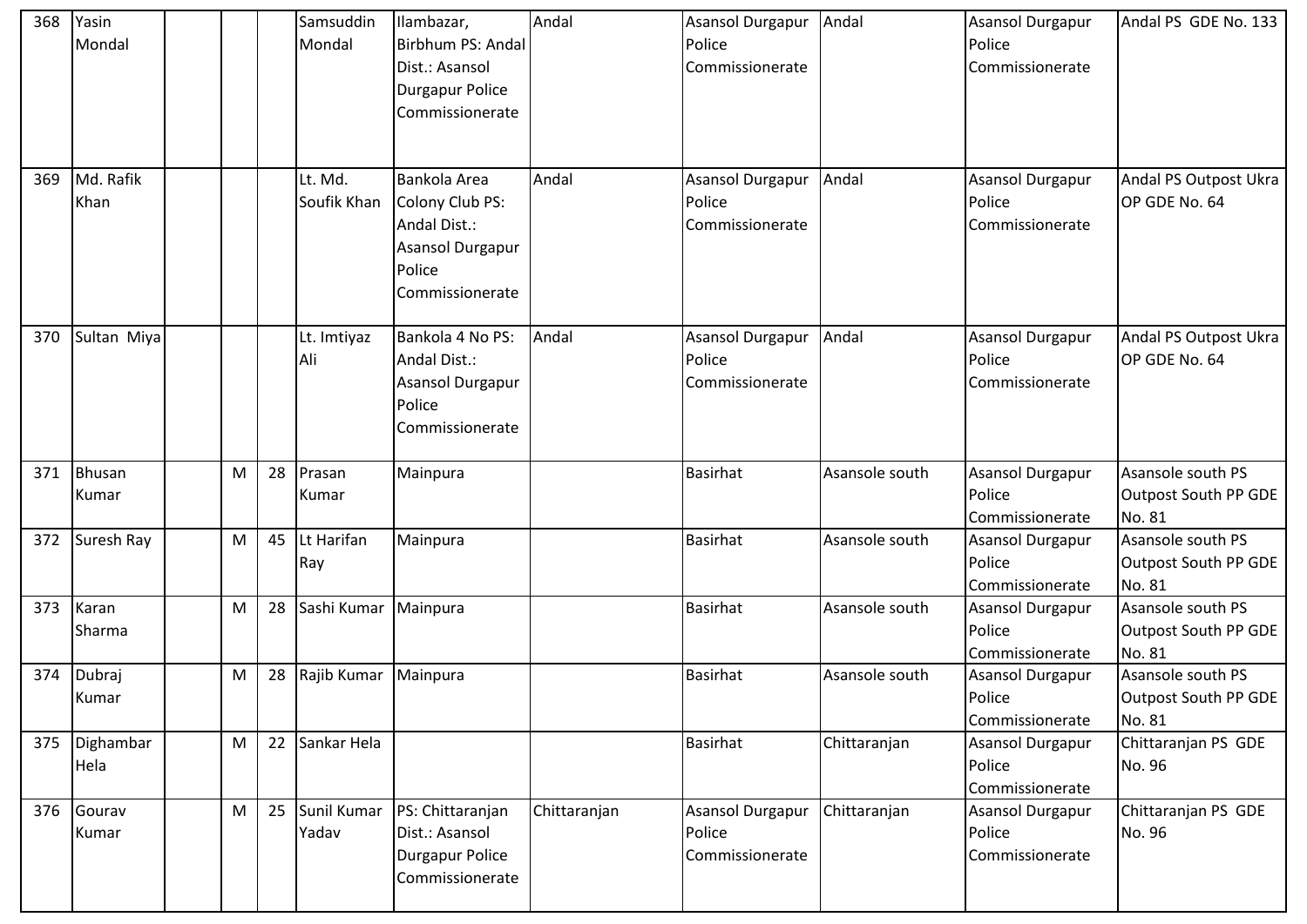| 368 | Yasin Mondal | | | | Samsuddin Mondal | Ilambazar, Birbhum PS: Andal Dist.: Asansol Durgapur Police Commissionerate | Andal | Asansol Durgapur Police Commissionerate | Andal | Asansol Durgapur Police Commissionerate | Andal PS GDE No. 133 |
|---|---|---|---|---|---|---|---|---|---|---|---|
| 369 | Md. Rafik Khan | | | | Lt. Md. Soufik Khan | Bankola Area Colony Club PS: Andal Dist.: Asansol Durgapur Police Commissionerate | Andal | Asansol Durgapur Police Commissionerate | Andal | Asansol Durgapur Police Commissionerate | Andal PS Outpost Ukra OP GDE No. 64 |
| 370 | Sultan Miya | | | | Lt. Imtiyaz Ali | Bankola 4 No PS: Andal Dist.: Asansol Durgapur Police Commissionerate | Andal | Asansol Durgapur Police Commissionerate | Andal | Asansol Durgapur Police Commissionerate | Andal PS Outpost Ukra OP GDE No. 64 |
| 371 | Bhusan Kumar | | M | 28 | Prasan Kumar | Mainpura | | Basirhat | Asansole south | Asansol Durgapur Police Commissionerate | Asansole south PS Outpost South PP GDE No. 81 |
| 372 | Suresh Ray | | M | 45 | Lt Harifan Ray | Mainpura | | Basirhat | Asansole south | Asansol Durgapur Police Commissionerate | Asansole south PS Outpost South PP GDE No. 81 |
| 373 | Karan Sharma | | M | 28 | Sashi Kumar | Mainpura | | Basirhat | Asansole south | Asansol Durgapur Police Commissionerate | Asansole south PS Outpost South PP GDE No. 81 |
| 374 | Dubraj Kumar | | M | 28 | Rajib Kumar | Mainpura | | Basirhat | Asansole south | Asansol Durgapur Police Commissionerate | Asansole south PS Outpost South PP GDE No. 81 |
| 375 | Dighambar Hela | | M | 22 | Sankar Hela | | | Basirhat | Chittaranjan | Asansol Durgapur Police Commissionerate | Chittaranjan PS GDE No. 96 |
| 376 | Gourav Kumar | | M | 25 | Sunil Kumar Yadav | PS: Chittaranjan Dist.: Asansol Durgapur Police Commissionerate | Chittaranjan | Asansol Durgapur Police Commissionerate | Chittaranjan | Asansol Durgapur Police Commissionerate | Chittaranjan PS GDE No. 96 |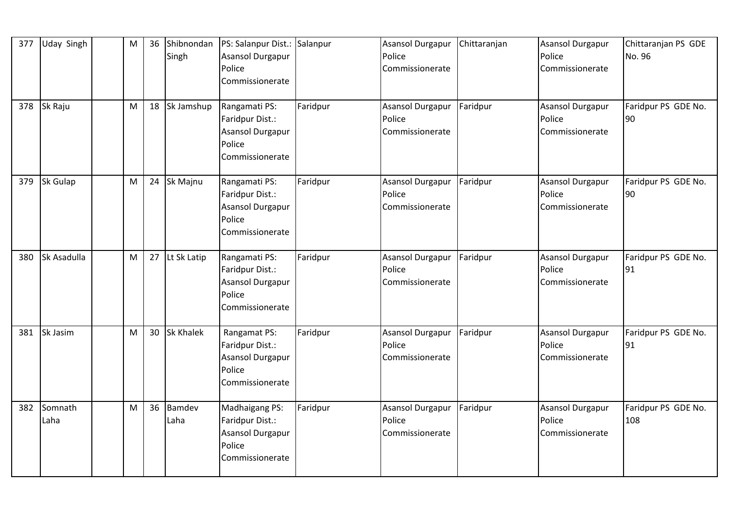| 377 | Uday Singh | | M | 36 | Shibnondan Singh | PS: Salanpur Dist.: Asansol Durgapur Police Commissionerate | Salanpur | Asansol Durgapur Police Commissionerate | Chittaranjan | Asansol Durgapur Police Commissionerate | Chittaranjan PS GDE No. 96 |
|---|---|---|---|---|---|---|---|---|---|---|---|
| 378 | Sk Raju | | M | 18 | Sk Jamshup | Rangamati PS: Faridpur Dist.: Asansol Durgapur Police Commissionerate | Faridpur | Asansol Durgapur Police Commissionerate | Faridpur | Asansol Durgapur Police Commissionerate | Faridpur PS GDE No. 90 |
| 379 | Sk Gulap | | M | 24 | Sk Majnu | Rangamati PS: Faridpur Dist.: Asansol Durgapur Police Commissionerate | Faridpur | Asansol Durgapur Police Commissionerate | Faridpur | Asansol Durgapur Police Commissionerate | Faridpur PS GDE No. 90 |
| 380 | Sk Asadulla | | M | 27 | Lt Sk Latip | Rangamati PS: Faridpur Dist.: Asansol Durgapur Police Commissionerate | Faridpur | Asansol Durgapur Police Commissionerate | Faridpur | Asansol Durgapur Police Commissionerate | Faridpur PS GDE No. 91 |
| 381 | Sk Jasim | | M | 30 | Sk Khalek | Rangamat PS: Faridpur Dist.: Asansol Durgapur Police Commissionerate | Faridpur | Asansol Durgapur Police Commissionerate | Faridpur | Asansol Durgapur Police Commissionerate | Faridpur PS GDE No. 91 |
| 382 | Somnath Laha | | M | 36 | Bamdev Laha | Madhaigang PS: Faridpur Dist.: Asansol Durgapur Police Commissionerate | Faridpur | Asansol Durgapur Police Commissionerate | Faridpur | Asansol Durgapur Police Commissionerate | Faridpur PS GDE No. 108 |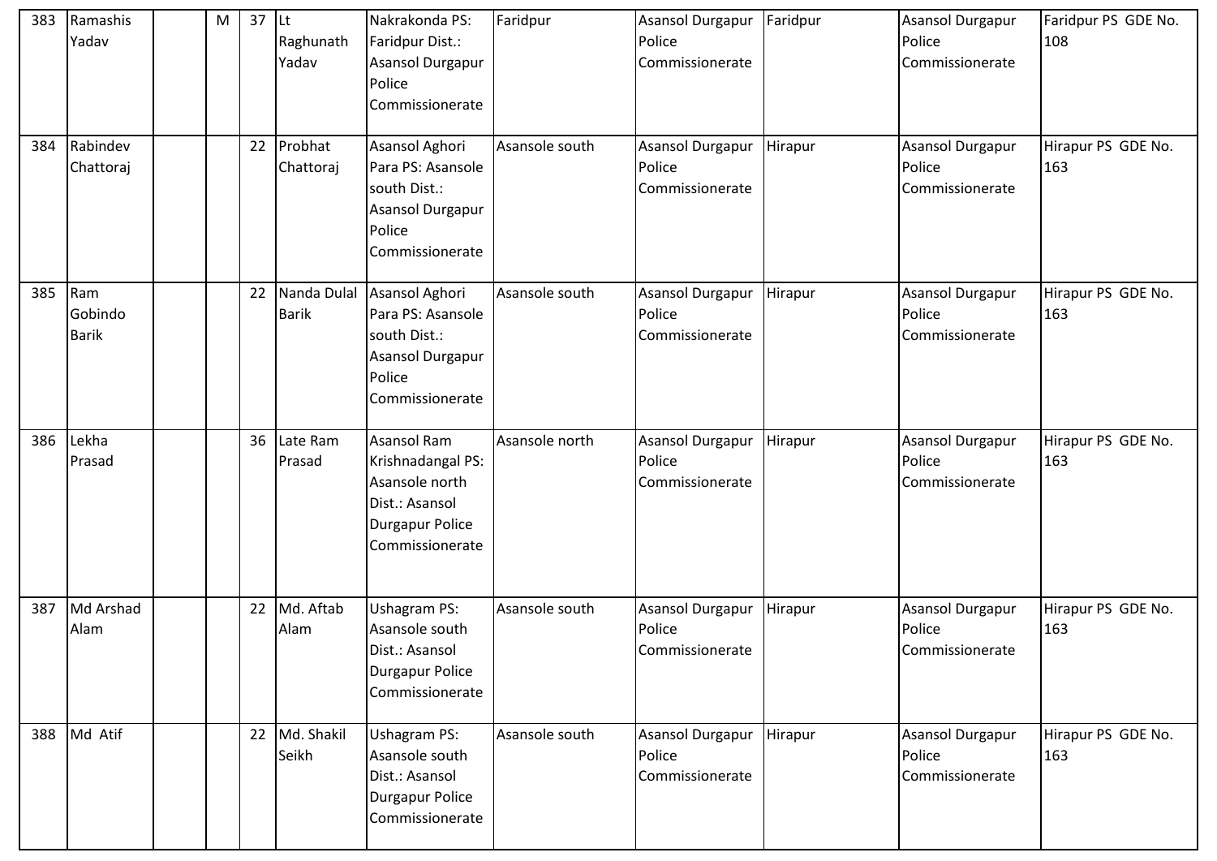| 383 | Ramashis Yadav | | M | 37 | Lt Raghunath Yadav | Nakrakonda PS: Faridpur Dist.: Asansol Durgapur Police Commissionerate | Faridpur | Asansol Durgapur Police Commissionerate | Faridpur | Asansol Durgapur Police Commissionerate | Faridpur PS GDE No. 108 |
|---|---|---|---|---|---|---|---|---|---|---|---|
| 384 | Rabindev Chattoraj | | | 22 | Probhat Chattoraj | Asansol Aghori Para PS: Asansole south Dist.: Asansol Durgapur Police Commissionerate | Asansole south | Asansol Durgapur Police Commissionerate | Hirapur | Asansol Durgapur Police Commissionerate | Hirapur PS GDE No. 163 |
| 385 | Ram Gobindo Barik | | | 22 | Nanda Dulal Barik | Asansol Aghori Para PS: Asansole south Dist.: Asansol Durgapur Police Commissionerate | Asansole south | Asansol Durgapur Police Commissionerate | Hirapur | Asansol Durgapur Police Commissionerate | Hirapur PS GDE No. 163 |
| 386 | Lekha Prasad | | | 36 | Late Ram Prasad | Asansol Ram Krishnadangal PS: Asansole north Dist.: Asansol Durgapur Police Commissionerate | Asansole north | Asansol Durgapur Police Commissionerate | Hirapur | Asansol Durgapur Police Commissionerate | Hirapur PS GDE No. 163 |
| 387 | Md Arshad Alam | | | 22 | Md. Aftab Alam | Ushagram PS: Asansole south Dist.: Asansol Durgapur Police Commissionerate | Asansole south | Asansol Durgapur Police Commissionerate | Hirapur | Asansol Durgapur Police Commissionerate | Hirapur PS GDE No. 163 |
| 388 | Md Atif | | | 22 | Md. Shakil Seikh | Ushagram PS: Asansole south Dist.: Asansol Durgapur Police Commissionerate | Asansole south | Asansol Durgapur Police Commissionerate | Hirapur | Asansol Durgapur Police Commissionerate | Hirapur PS GDE No. 163 |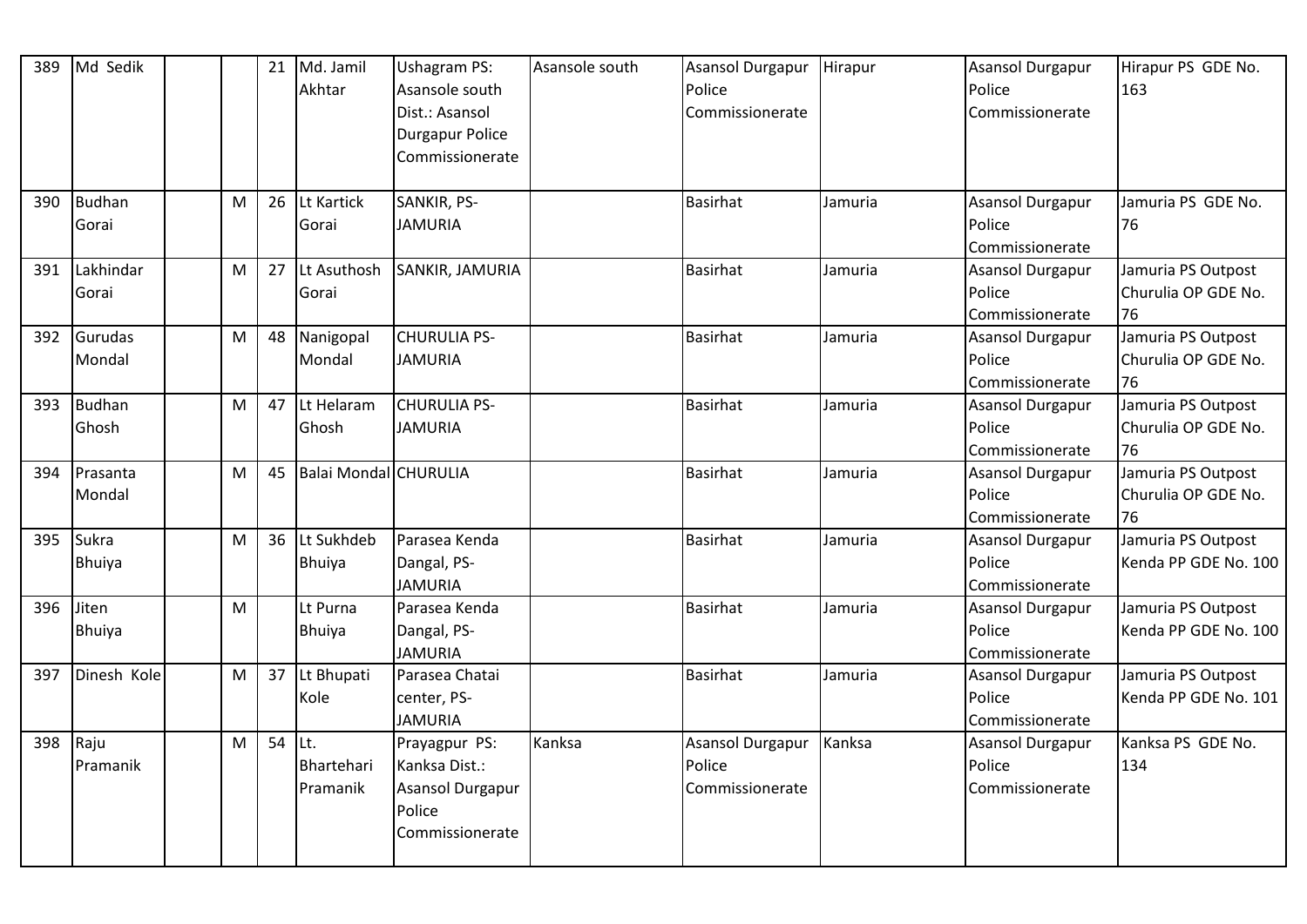| 389 | Md Sedik | | | 21 | Md. Jamil Akhtar | Ushagram PS: Asansole south Dist.: Asansol Durgapur Police Commissionerate | Asansole south | Asansol Durgapur Police Commissionerate | Hirapur | Asansol Durgapur Police Commissionerate | Hirapur PS GDE No. 163 |
|---|---|---|---|---|---|---|---|---|---|---|---|
| 390 | Budhan Gorai | | M | 26 | Lt Kartick Gorai | SANKIR, PS-JAMURIA | | Basirhat | Jamuria | Asansol Durgapur Police Commissionerate | Jamuria PS GDE No. 76 |
| 391 | Lakhindar Gorai | | M | 27 | Lt Asuthosh Gorai | SANKIR, JAMURIA | | Basirhat | Jamuria | Asansol Durgapur Police Commissionerate | Jamuria PS Outpost Churulia OP GDE No. 76 |
| 392 | Gurudas Mondal | | M | 48 | Nanigopal Mondal | CHURULIA PS-JAMURIA | | Basirhat | Jamuria | Asansol Durgapur Police Commissionerate | Jamuria PS Outpost Churulia OP GDE No. 76 |
| 393 | Budhan Ghosh | | M | 47 | Lt Helaram Ghosh | CHURULIA PS-JAMURIA | | Basirhat | Jamuria | Asansol Durgapur Police Commissionerate | Jamuria PS Outpost Churulia OP GDE No. 76 |
| 394 | Prasanta Mondal | | M | 45 | Balai Mondal | CHURULIA | | Basirhat | Jamuria | Asansol Durgapur Police Commissionerate | Jamuria PS Outpost Churulia OP GDE No. 76 |
| 395 | Sukra Bhuiya | | M | 36 | Lt Sukhdeb Bhuiya | Parasea Kenda Dangal, PS-JAMURIA | | Basirhat | Jamuria | Asansol Durgapur Police Commissionerate | Jamuria PS Outpost Kenda PP GDE No. 100 |
| 396 | Jiten Bhuiya | | M | | Lt Purna Bhuiya | Parasea Kenda Dangal, PS-JAMURIA | | Basirhat | Jamuria | Asansol Durgapur Police Commissionerate | Jamuria PS Outpost Kenda PP GDE No. 100 |
| 397 | Dinesh Kole | | M | 37 | Lt Bhupati Kole | Parasea Chatai center, PS-JAMURIA | | Basirhat | Jamuria | Asansol Durgapur Police Commissionerate | Jamuria PS Outpost Kenda PP GDE No. 101 |
| 398 | Raju Pramanik | | M | 54 | Lt. Bhartehari Pramanik | Prayagpur PS: Kanksa Dist.: Asansol Durgapur Police Commissionerate | Kanksa | Asansol Durgapur Police Commissionerate | Kanksa | Asansol Durgapur Police Commissionerate | Kanksa PS GDE No. 134 |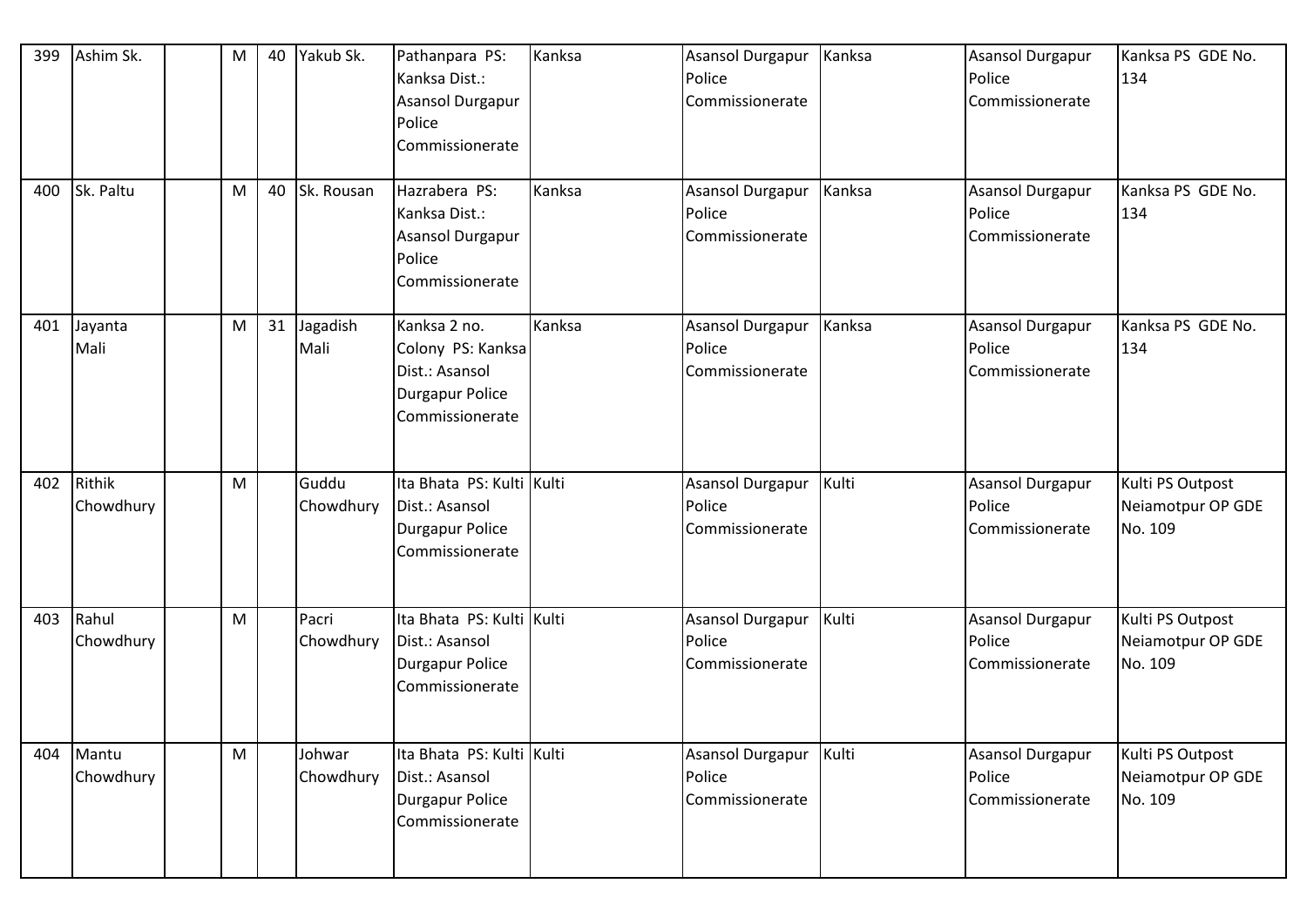| 399 | Ashim Sk. | | M | 40 | Yakub Sk. | Pathanpara PS: Kanksa Dist.: Asansol Durgapur Police Commissionerate | Kanksa | Asansol Durgapur Police Commissionerate | Kanksa | Asansol Durgapur Police Commissionerate | Kanksa PS GDE No. 134 |
|---|---|---|---|---|---|---|---|---|---|---|---|
| 400 | Sk. Paltu | | M | 40 | Sk. Rousan | Hazrabera PS: Kanksa Dist.: Asansol Durgapur Police Commissionerate | Kanksa | Asansol Durgapur Police Commissionerate | Kanksa | Asansol Durgapur Police Commissionerate | Kanksa PS GDE No. 134 |
| 401 | Jayanta Mali | | M | 31 | Jagadish Mali | Kanksa 2 no. Colony PS: Kanksa Dist.: Asansol Durgapur Police Commissionerate | Kanksa | Asansol Durgapur Police Commissionerate | Kanksa | Asansol Durgapur Police Commissionerate | Kanksa PS GDE No. 134 |
| 402 | Rithik Chowdhury | | M | | Guddu Chowdhury | Ita Bhata PS: Kulti Dist.: Asansol Durgapur Police Commissionerate | Kulti | Asansol Durgapur Police Commissionerate | Kulti | Asansol Durgapur Police Commissionerate | Kulti PS Outpost Neiamotpur OP GDE No. 109 |
| 403 | Rahul Chowdhury | | M | | Pacri Chowdhury | Ita Bhata PS: Kulti Dist.: Asansol Durgapur Police Commissionerate | Kulti | Asansol Durgapur Police Commissionerate | Kulti | Asansol Durgapur Police Commissionerate | Kulti PS Outpost Neiamotpur OP GDE No. 109 |
| 404 | Mantu Chowdhury | | M | | Johwar Chowdhury | Ita Bhata PS: Kulti Dist.: Asansol Durgapur Police Commissionerate | Kulti | Asansol Durgapur Police Commissionerate | Kulti | Asansol Durgapur Police Commissionerate | Kulti PS Outpost Neiamotpur OP GDE No. 109 |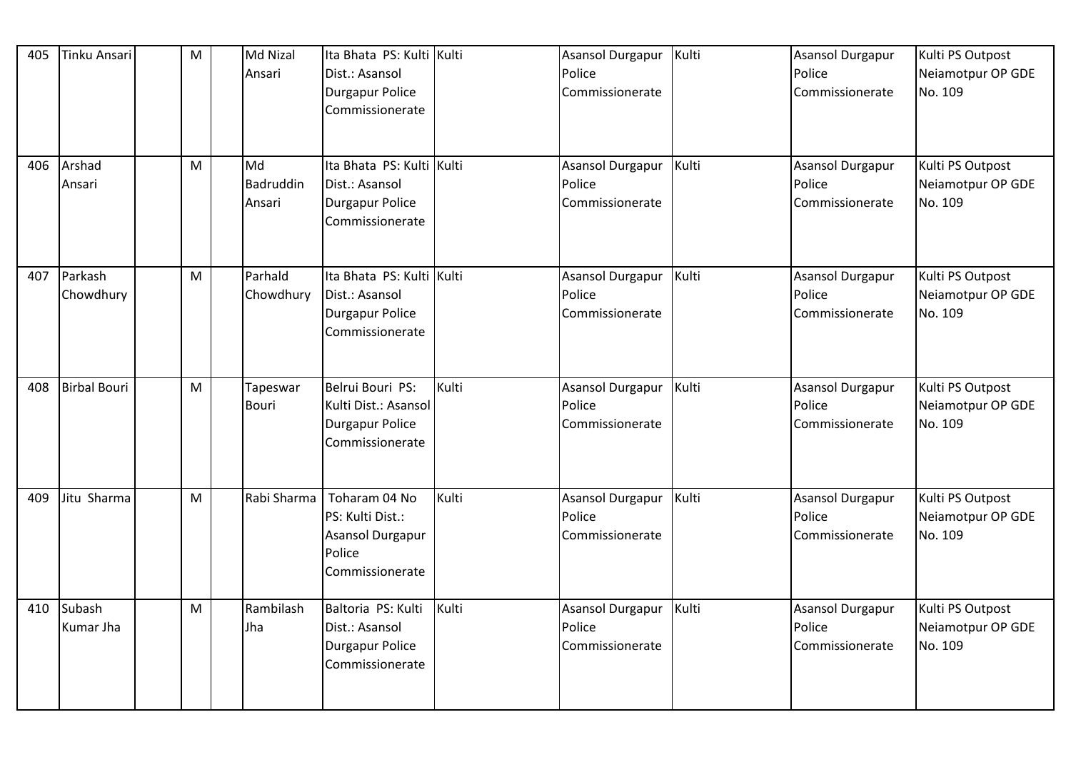| 405 | Tinku Ansari | | M | | Md Nizal Ansari | Ita Bhata PS: Kulti Dist.: Asansol Durgapur Police Commissionerate | Kulti | Asansol Durgapur Police Commissionerate | Kulti | Asansol Durgapur Police Commissionerate | Kulti PS Outpost Neiamotpur OP GDE No. 109 |
|---|---|---|---|---|---|---|---|---|---|---|---|
| 406 | Arshad Ansari | | M | | Md Badruddin Ansari | Ita Bhata PS: Kulti Dist.: Asansol Durgapur Police Commissionerate | Kulti | Asansol Durgapur Police Commissionerate | Kulti | Asansol Durgapur Police Commissionerate | Kulti PS Outpost Neiamotpur OP GDE No. 109 |
| 407 | Parkash Chowdhury | | M | | Parhald Chowdhury | Ita Bhata PS: Kulti Dist.: Asansol Durgapur Police Commissionerate | Kulti | Asansol Durgapur Police Commissionerate | Kulti | Asansol Durgapur Police Commissionerate | Kulti PS Outpost Neiamotpur OP GDE No. 109 |
| 408 | Birbal Bouri | | M | | Tapeswar Bouri | Belrui Bouri PS: Kulti Dist.: Asansol Durgapur Police Commissionerate | Kulti | Asansol Durgapur Police Commissionerate | Kulti | Asansol Durgapur Police Commissionerate | Kulti PS Outpost Neiamotpur OP GDE No. 109 |
| 409 | Jitu Sharma | | M | | Rabi Sharma | Toharam 04 No PS: Kulti Dist.: Asansol Durgapur Police Commissionerate | Kulti | Asansol Durgapur Police Commissionerate | Kulti | Asansol Durgapur Police Commissionerate | Kulti PS Outpost Neiamotpur OP GDE No. 109 |
| 410 | Subash Kumar Jha | | M | | Rambilash Jha | Baltoria PS: Kulti Dist.: Asansol Durgapur Police Commissionerate | Kulti | Asansol Durgapur Police Commissionerate | Kulti | Asansol Durgapur Police Commissionerate | Kulti PS Outpost Neiamotpur OP GDE No. 109 |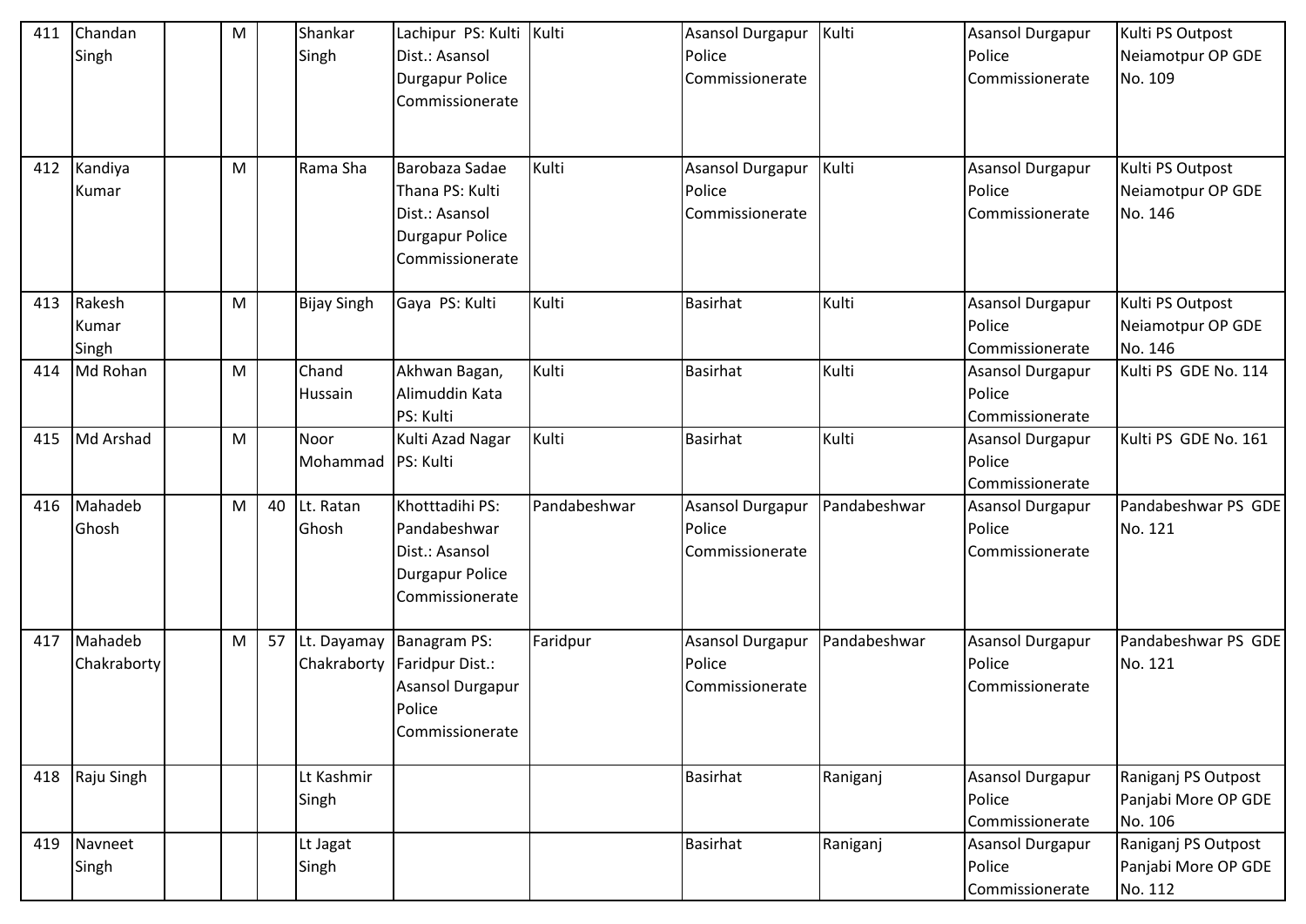| 411 | Chandan Singh | | M | | Shankar Singh | Lachipur PS: Kulti Dist.: Asansol Durgapur Police Commissionerate | Kulti | Asansol Durgapur Police Commissionerate | Kulti | Asansol Durgapur Police Commissionerate | Kulti PS Outpost Neiamotpur OP GDE No. 109 |
|---|---|---|---|---|---|---|---|---|---|---|---|
| 412 | Kandiya Kumar | | M | | Rama Sha | Barobaza Sadae Thana PS: Kulti Dist.: Asansol Durgapur Police Commissionerate | Kulti | Asansol Durgapur Police Commissionerate | Kulti | Asansol Durgapur Police Commissionerate | Kulti PS Outpost Neiamotpur OP GDE No. 146 |
| 413 | Rakesh Kumar Singh | | M | | Bijay Singh | Gaya PS: Kulti | Kulti | Basirhat | Kulti | Asansol Durgapur Police Commissionerate | Kulti PS Outpost Neiamotpur OP GDE No. 146 |
| 414 | Md Rohan | | M | | Chand Hussain | Akhwan Bagan, Alimuddin Kata PS: Kulti | Kulti | Basirhat | Kulti | Asansol Durgapur Police Commissionerate | Kulti PS GDE No. 114 |
| 415 | Md Arshad | | M | | Noor Mohammad | Kulti Azad Nagar PS: Kulti | Kulti | Basirhat | Kulti | Asansol Durgapur Police Commissionerate | Kulti PS GDE No. 161 |
| 416 | Mahadeb Ghosh | | M | 40 | Lt. Ratan Ghosh | Khotttadihi PS: Pandabeshwar Dist.: Asansol Durgapur Police Commissionerate | Pandabeshwar | Asansol Durgapur Police Commissionerate | Pandabeshwar | Asansol Durgapur Police Commissionerate | Pandabeshwar PS GDE No. 121 |
| 417 | Mahadeb Chakraborty | | M | 57 | Lt. Dayamay Chakraborty | Banagram PS: Faridpur Dist.: Asansol Durgapur Police Commissionerate | Faridpur | Asansol Durgapur Police Commissionerate | Pandabeshwar | Asansol Durgapur Police Commissionerate | Pandabeshwar PS GDE No. 121 |
| 418 | Raju Singh | | | | Lt Kashmir Singh | | | Basirhat | Raniganj | Asansol Durgapur Police Commissionerate | Raniganj PS Outpost Panjabi More OP GDE No. 106 |
| 419 | Navneet Singh | | | | Lt Jagat Singh | | | Basirhat | Raniganj | Asansol Durgapur Police Commissionerate | Raniganj PS Outpost Panjabi More OP GDE No. 112 |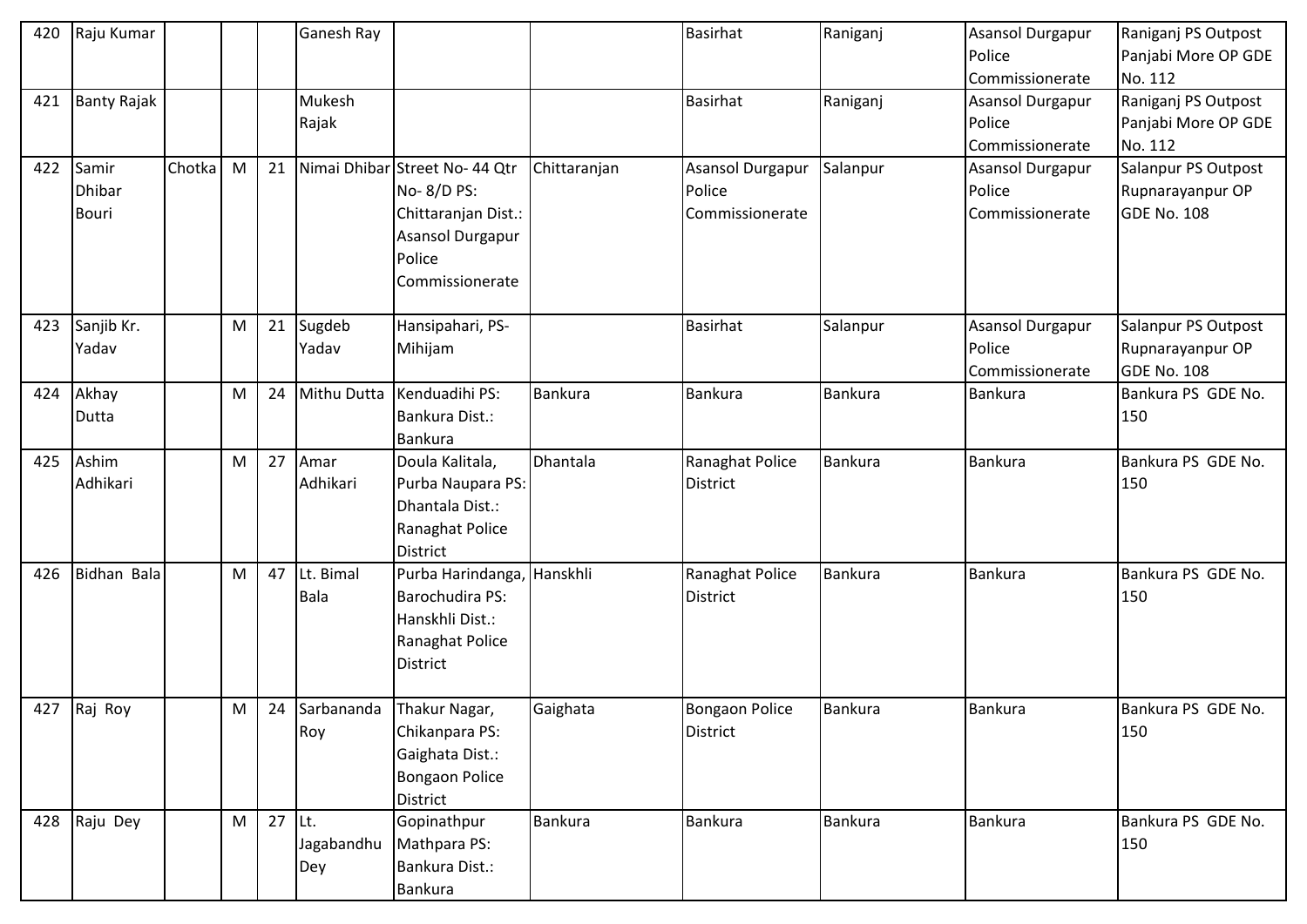| 420 | Raju Kumar | | | | Ganesh Ray | | | Basirhat | Raniganj | Asansol Durgapur Police Commissionerate | Raniganj PS Outpost Panjabi More OP GDE No. 112 |
|---|---|---|---|---|---|---|---|---|---|---|---|
| 421 | Banty Rajak | | | | Mukesh Rajak | | | Basirhat | Raniganj | Asansol Durgapur Police Commissionerate | Raniganj PS Outpost Panjabi More OP GDE No. 112 |
| 422 | Samir Dhibar Bouri | Chotka | M | 21 | Nimai Dhibar | Street No- 44 Qtr No- 8/D PS: Chittaranjan Dist.: Asansol Durgapur Police Commissionerate | Chittaranjan | Asansol Durgapur Police Commissionerate | Salanpur | Asansol Durgapur Police Commissionerate | Salanpur PS Outpost Rupnarayanpur OP GDE No. 108 |
| 423 | Sanjib Kr. Yadav | | M | 21 | Sugdeb Yadav | Hansipahari, PS- Mihijam | | Basirhat | Salanpur | Asansol Durgapur Police Commissionerate | Salanpur PS Outpost Rupnarayanpur OP GDE No. 108 |
| 424 | Akhay Dutta | | M | 24 | Mithu Dutta | Kenduadihi PS: Bankura Dist.: Bankura | Bankura | Bankura | Bankura | Bankura | Bankura PS GDE No. 150 |
| 425 | Ashim Adhikari | | M | 27 | Amar Adhikari | Doula Kalitala, Purba Naupara PS: Dhantala Dist.: Ranaghat Police District | Dhantala | Ranaghat Police District | Bankura | Bankura | Bankura PS GDE No. 150 |
| 426 | Bidhan Bala | | M | 47 | Lt. Bimal Bala | Purba Harindanga, Barochudira PS: Hanskhli Dist.: Ranaghat Police District | Hanskhli | Ranaghat Police District | Bankura | Bankura | Bankura PS GDE No. 150 |
| 427 | Raj Roy | | M | 24 | Sarbananda Roy | Thakur Nagar, Chikanpara PS: Gaighata Dist.: Bongaon Police District | Gaighata | Bongaon Police District | Bankura | Bankura | Bankura PS GDE No. 150 |
| 428 | Raju Dey | | M | 27 | Lt. Jagabandhu Dey | Gopinathpur Mathpara PS: Bankura Dist.: Bankura | Bankura | Bankura | Bankura | Bankura | Bankura PS GDE No. 150 |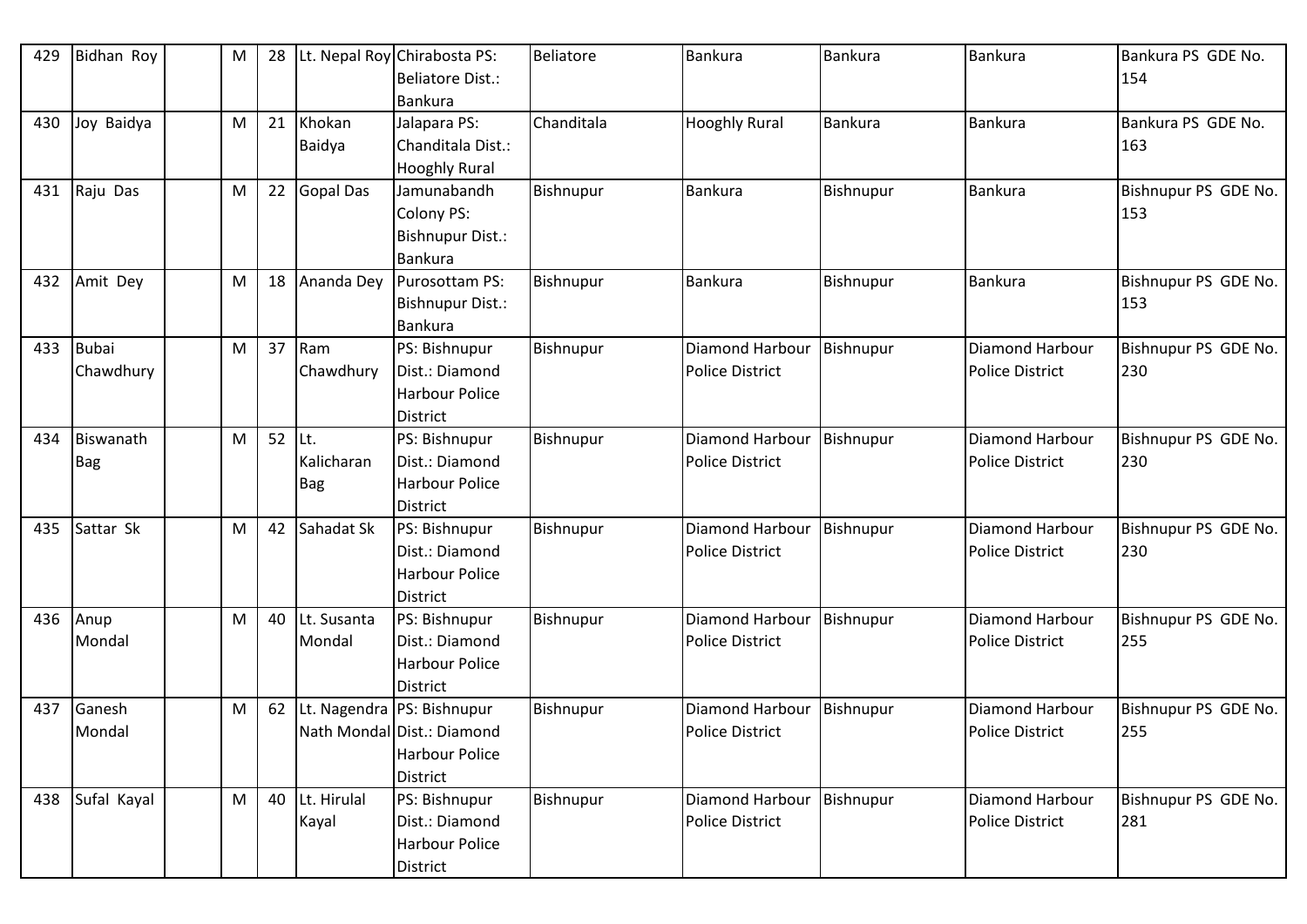| 429 | Bidhan Roy | | M | 28 | Lt. Nepal Roy | Chirabosta PS: Beliatore Dist.: Bankura | Beliatore | Bankura | Bankura | Bankura | Bankura PS GDE No. 154 |
|---|---|---|---|---|---|---|---|---|---|---|---|
| 430 | Joy Baidya | | M | 21 | Khokan Baidya | Jalapara PS: Chanditala Dist.: Hooghly Rural | Chanditala | Hooghly Rural | Bankura | Bankura | Bankura PS GDE No. 163 |
| 431 | Raju Das | | M | 22 | Gopal Das | Jamunabandh Colony PS: Bishnupur Dist.: Bankura | Bishnupur | Bankura | Bishnupur | Bankura | Bishnupur PS GDE No. 153 |
| 432 | Amit Dey | | M | 18 | Ananda Dey | Purosottam PS: Bishnupur Dist.: Bankura | Bishnupur | Bankura | Bishnupur | Bankura | Bishnupur PS GDE No. 153 |
| 433 | Bubai Chawdhury | | M | 37 | Ram Chawdhury | PS: Bishnupur Dist.: Diamond Harbour Police District | Bishnupur | Diamond Harbour Police District | Bishnupur | Diamond Harbour Police District | Bishnupur PS GDE No. 230 |
| 434 | Biswanath Bag | | M | 52 | Lt. Kalicharan Bag | PS: Bishnupur Dist.: Diamond Harbour Police District | Bishnupur | Diamond Harbour Police District | Bishnupur | Diamond Harbour Police District | Bishnupur PS GDE No. 230 |
| 435 | Sattar Sk | | M | 42 | Sahadat Sk | PS: Bishnupur Dist.: Diamond Harbour Police District | Bishnupur | Diamond Harbour Police District | Bishnupur | Diamond Harbour Police District | Bishnupur PS GDE No. 230 |
| 436 | Anup Mondal | | M | 40 | Lt. Susanta Mondal | PS: Bishnupur Dist.: Diamond Harbour Police District | Bishnupur | Diamond Harbour Police District | Bishnupur | Diamond Harbour Police District | Bishnupur PS GDE No. 255 |
| 437 | Ganesh Mondal | | M | 62 | Lt. Nagendra Nath Mondal | PS: Bishnupur Dist.: Diamond Harbour Police District | Bishnupur | Diamond Harbour Police District | Bishnupur | Diamond Harbour Police District | Bishnupur PS GDE No. 255 |
| 438 | Sufal Kayal | | M | 40 | Lt. Hirulal Kayal | PS: Bishnupur Dist.: Diamond Harbour Police District | Bishnupur | Diamond Harbour Police District | Bishnupur | Diamond Harbour Police District | Bishnupur PS GDE No. 281 |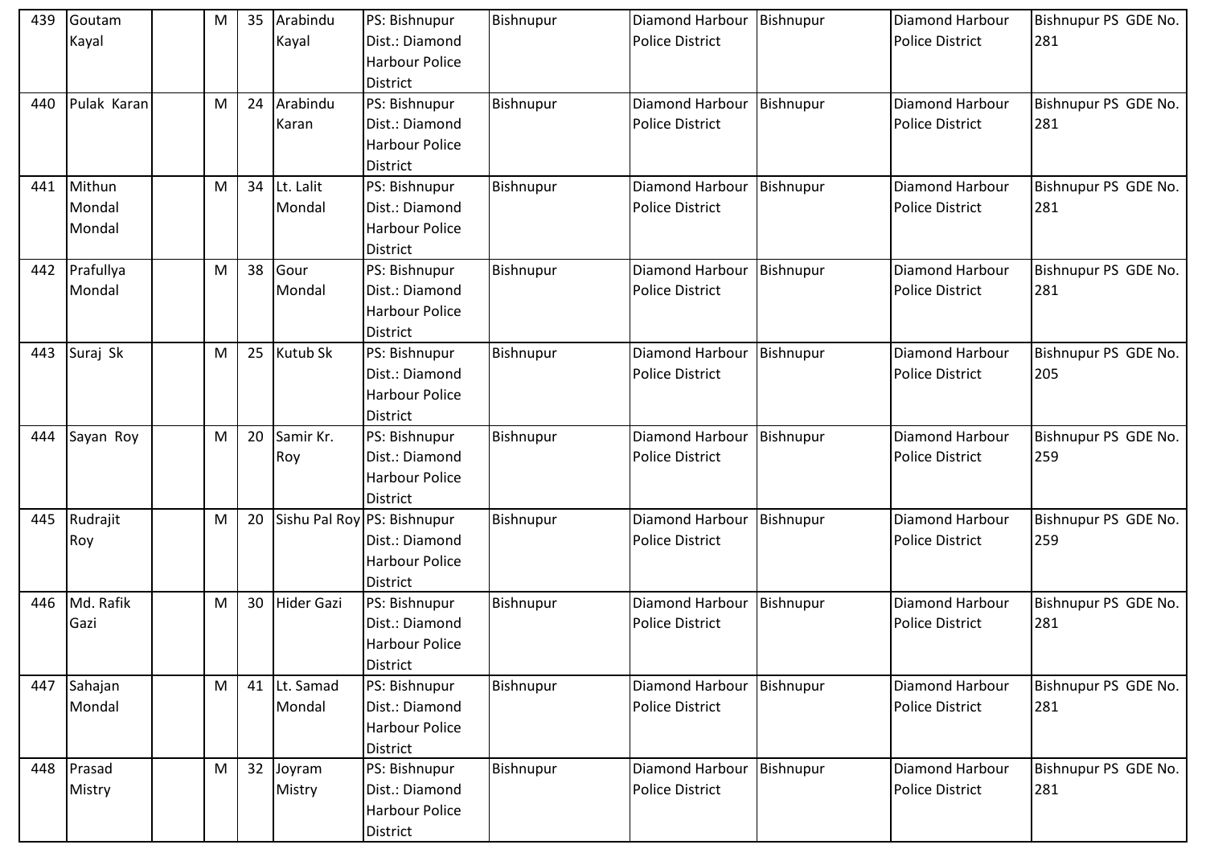| 439 | Goutam Kayal | | M | 35 | Arabindu Kayal | PS: Bishnupur Dist.: Diamond Harbour Police District | Bishnupur | Diamond Harbour Police District | Bishnupur | Diamond Harbour Police District | Bishnupur PS GDE No. 281 |
|---|---|---|---|---|---|---|---|---|---|---|---|
| 440 | Pulak Karan | | M | 24 | Arabindu Karan | PS: Bishnupur Dist.: Diamond Harbour Police District | Bishnupur | Diamond Harbour Police District | Bishnupur | Diamond Harbour Police District | Bishnupur PS GDE No. 281 |
| 441 | Mithun Mondal Mondal | | M | 34 | Lt. Lalit Mondal | PS: Bishnupur Dist.: Diamond Harbour Police District | Bishnupur | Diamond Harbour Police District | Bishnupur | Diamond Harbour Police District | Bishnupur PS GDE No. 281 |
| 442 | Prafullya Mondal | | M | 38 | Gour Mondal | PS: Bishnupur Dist.: Diamond Harbour Police District | Bishnupur | Diamond Harbour Police District | Bishnupur | Diamond Harbour Police District | Bishnupur PS GDE No. 281 |
| 443 | Suraj Sk | | M | 25 | Kutub Sk | PS: Bishnupur Dist.: Diamond Harbour Police District | Bishnupur | Diamond Harbour Police District | Bishnupur | Diamond Harbour Police District | Bishnupur PS GDE No. 205 |
| 444 | Sayan Roy | | M | 20 | Samir Kr. Roy | PS: Bishnupur Dist.: Diamond Harbour Police District | Bishnupur | Diamond Harbour Police District | Bishnupur | Diamond Harbour Police District | Bishnupur PS GDE No. 259 |
| 445 | Rudrajit Roy | | M | 20 | Sishu Pal Roy | PS: Bishnupur Dist.: Diamond Harbour Police District | Bishnupur | Diamond Harbour Police District | Bishnupur | Diamond Harbour Police District | Bishnupur PS GDE No. 259 |
| 446 | Md. Rafik Gazi | | M | 30 | Hider Gazi | PS: Bishnupur Dist.: Diamond Harbour Police District | Bishnupur | Diamond Harbour Police District | Bishnupur | Diamond Harbour Police District | Bishnupur PS GDE No. 281 |
| 447 | Sahajan Mondal | | M | 41 | Lt. Samad Mondal | PS: Bishnupur Dist.: Diamond Harbour Police District | Bishnupur | Diamond Harbour Police District | Bishnupur | Diamond Harbour Police District | Bishnupur PS GDE No. 281 |
| 448 | Prasad Mistry | | M | 32 | Joyram Mistry | PS: Bishnupur Dist.: Diamond Harbour Police District | Bishnupur | Diamond Harbour Police District | Bishnupur | Diamond Harbour Police District | Bishnupur PS GDE No. 281 |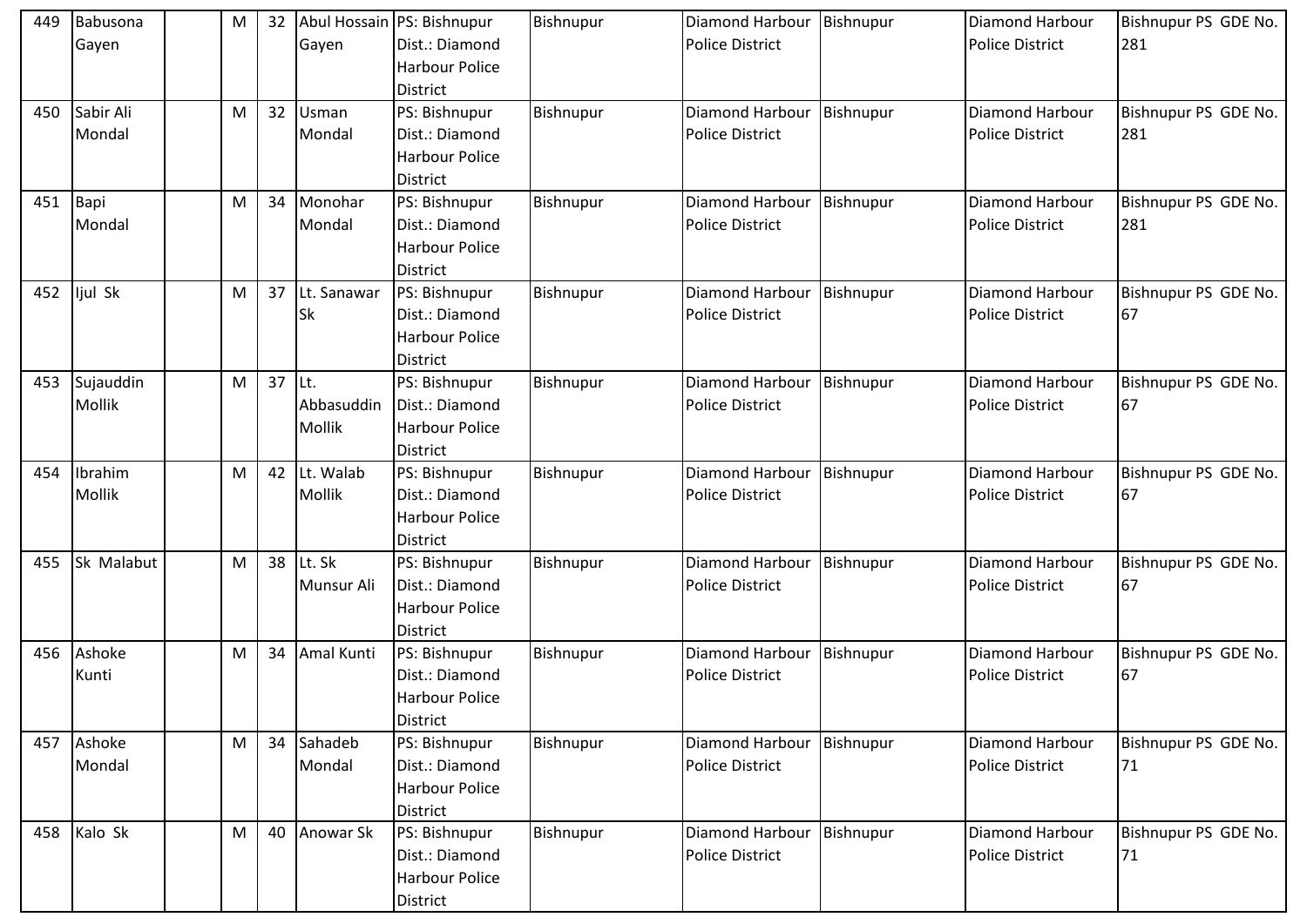| 449 | Babusona Gayen | | M | 32 | Abul Hossain Gayen | PS: Bishnupur Dist.: Diamond Harbour Police District | Bishnupur | Diamond Harbour Police District | Bishnupur | Diamond Harbour Police District | Bishnupur PS GDE No. 281 |
|---|---|---|---|---|---|---|---|---|---|---|---|
| 450 | Sabir Ali Mondal | | M | 32 | Usman Mondal | PS: Bishnupur Dist.: Diamond Harbour Police District | Bishnupur | Diamond Harbour Police District | Bishnupur | Diamond Harbour Police District | Bishnupur PS GDE No. 281 |
| 451 | Bapi Mondal | | M | 34 | Monohar Mondal | PS: Bishnupur Dist.: Diamond Harbour Police District | Bishnupur | Diamond Harbour Police District | Bishnupur | Diamond Harbour Police District | Bishnupur PS GDE No. 281 |
| 452 | Ijul Sk | | M | 37 | Lt. Sanawar Sk | PS: Bishnupur Dist.: Diamond Harbour Police District | Bishnupur | Diamond Harbour Police District | Bishnupur | Diamond Harbour Police District | Bishnupur PS GDE No. 67 |
| 453 | Sujauddin Mollik | | M | 37 | Lt. Abbasuddin Mollik | PS: Bishnupur Dist.: Diamond Harbour Police District | Bishnupur | Diamond Harbour Police District | Bishnupur | Diamond Harbour Police District | Bishnupur PS GDE No. 67 |
| 454 | Ibrahim Mollik | | M | 42 | Lt. Walab Mollik | PS: Bishnupur Dist.: Diamond Harbour Police District | Bishnupur | Diamond Harbour Police District | Bishnupur | Diamond Harbour Police District | Bishnupur PS GDE No. 67 |
| 455 | Sk Malabut | | M | 38 | Lt. Sk Munsur Ali | PS: Bishnupur Dist.: Diamond Harbour Police District | Bishnupur | Diamond Harbour Police District | Bishnupur | Diamond Harbour Police District | Bishnupur PS GDE No. 67 |
| 456 | Ashoke Kunti | | M | 34 | Amal Kunti | PS: Bishnupur Dist.: Diamond Harbour Police District | Bishnupur | Diamond Harbour Police District | Bishnupur | Diamond Harbour Police District | Bishnupur PS GDE No. 67 |
| 457 | Ashoke Mondal | | M | 34 | Sahadeb Mondal | PS: Bishnupur Dist.: Diamond Harbour Police District | Bishnupur | Diamond Harbour Police District | Bishnupur | Diamond Harbour Police District | Bishnupur PS GDE No. 71 |
| 458 | Kalo Sk | | M | 40 | Anowar Sk | PS: Bishnupur Dist.: Diamond Harbour Police District | Bishnupur | Diamond Harbour Police District | Bishnupur | Diamond Harbour Police District | Bishnupur PS GDE No. 71 |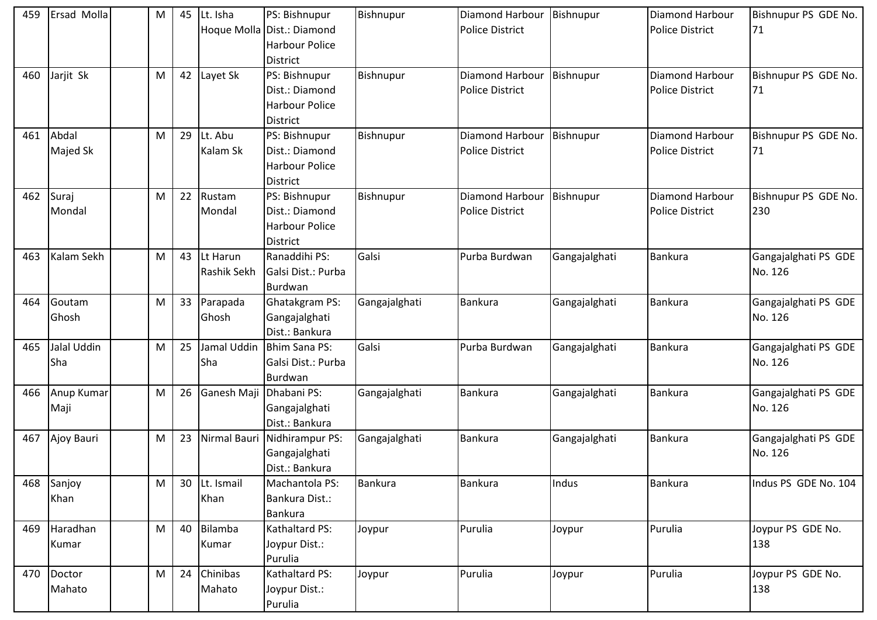| 459 | Ersad Molla | | M | 45 | Lt. Isha Hoque Molla | PS: Bishnupur Dist.: Diamond Harbour Police District | Bishnupur | Diamond Harbour Police District | Bishnupur | Diamond Harbour Police District | Bishnupur PS GDE No. 71 |
|---|---|---|---|---|---|---|---|---|---|---|---|
| 460 | Jarjit Sk | | M | 42 | Layet Sk | PS: Bishnupur Dist.: Diamond Harbour Police District | Bishnupur | Diamond Harbour Police District | Bishnupur | Diamond Harbour Police District | Bishnupur PS GDE No. 71 |
| 461 | Abdal Majed Sk | | M | 29 | Lt. Abu Kalam Sk | PS: Bishnupur Dist.: Diamond Harbour Police District | Bishnupur | Diamond Harbour Police District | Bishnupur | Diamond Harbour Police District | Bishnupur PS GDE No. 71 |
| 462 | Suraj Mondal | | M | 22 | Rustam Mondal | PS: Bishnupur Dist.: Diamond Harbour Police District | Bishnupur | Diamond Harbour Police District | Bishnupur | Diamond Harbour Police District | Bishnupur PS GDE No. 230 |
| 463 | Kalam Sekh | | M | 43 | Lt Harun Rashik Sekh | Ranaddihi PS: Galsi Dist.: Purba Burdwan | Galsi | Purba Burdwan | Gangajalghati | Bankura | Gangajalghati PS GDE No. 126 |
| 464 | Goutam Ghosh | | M | 33 | Parapada Ghosh | Ghatakgram PS: Gangajalghati Dist.: Bankura | Gangajalghati | Bankura | Gangajalghati | Bankura | Gangajalghati PS GDE No. 126 |
| 465 | Jalal Uddin Sha | | M | 25 | Jamal Uddin Sha | Bhim Sana PS: Galsi Dist.: Purba Burdwan | Galsi | Purba Burdwan | Gangajalghati | Bankura | Gangajalghati PS GDE No. 126 |
| 466 | Anup Kumar Maji | | M | 26 | Ganesh Maji | Dhabani PS: Gangajalghati Dist.: Bankura | Gangajalghati | Bankura | Gangajalghati | Bankura | Gangajalghati PS GDE No. 126 |
| 467 | Ajoy Bauri | | M | 23 | Nirmal Bauri | Nidhirampur PS: Gangajalghati Dist.: Bankura | Gangajalghati | Bankura | Gangajalghati | Bankura | Gangajalghati PS GDE No. 126 |
| 468 | Sanjoy Khan | | M | 30 | Lt. Ismail Khan | Machantola PS: Bankura Dist.: Bankura | Bankura | Bankura | Indus | Bankura | Indus PS GDE No. 104 |
| 469 | Haradhan Kumar | | M | 40 | Bilamba Kumar | Kathaltard PS: Joypur Dist.: Purulia | Joypur | Purulia | Joypur | Purulia | Joypur PS GDE No. 138 |
| 470 | Doctor Mahato | | M | 24 | Chinibas Mahato | Kathaltard PS: Joypur Dist.: Purulia | Joypur | Purulia | Joypur | Purulia | Joypur PS GDE No. 138 |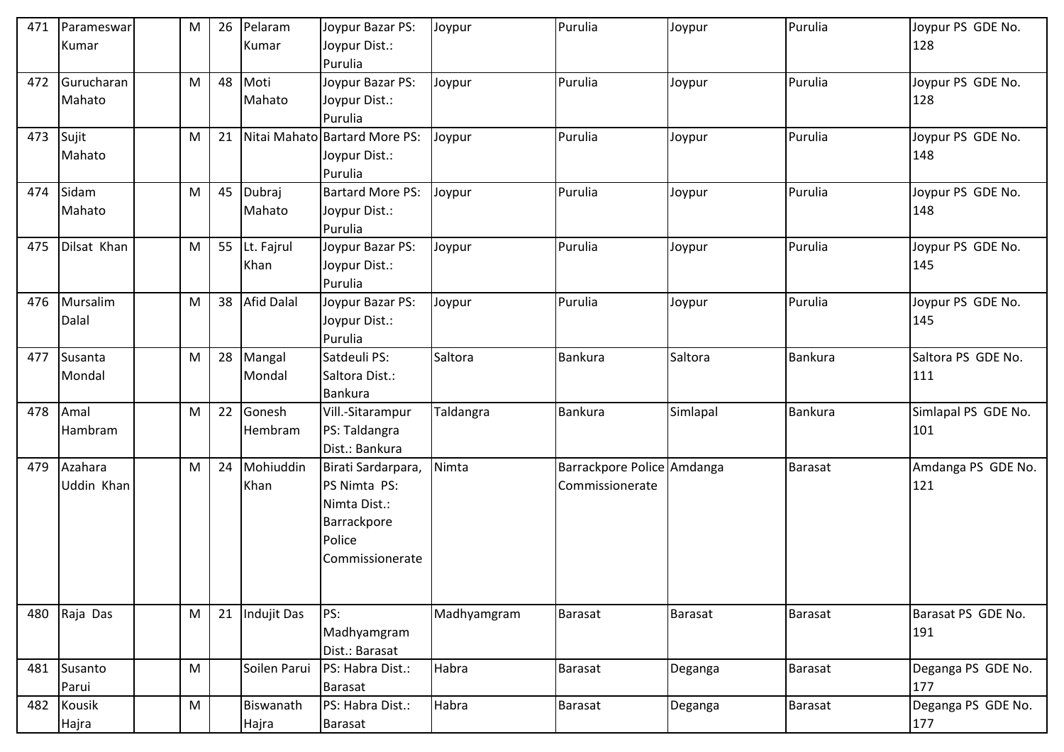| 471 | Parameswar Kumar | | M | 26 | Pelaram Kumar | Joypur Bazar PS: Joypur Dist.: Purulia | Joypur | Purulia | Joypur | Purulia | Joypur PS GDE No. 128 |
|---|---|---|---|---|---|---|---|---|---|---|---|
| 472 | Gurucharan Mahato | | M | 48 | Moti Mahato | Joypur Bazar PS: Joypur Dist.: Purulia | Joypur | Purulia | Joypur | Purulia | Joypur PS GDE No. 128 |
| 473 | Sujit Mahato | | M | 21 | Nitai Mahato | Bartard More PS: Joypur Dist.: Purulia | Joypur | Purulia | Joypur | Purulia | Joypur PS GDE No. 148 |
| 474 | Sidam Mahato | | M | 45 | Dubraj Mahato | Bartard More PS: Joypur Dist.: Purulia | Joypur | Purulia | Joypur | Purulia | Joypur PS GDE No. 148 |
| 475 | Dilsat Khan | | M | 55 | Lt. Fajrul Khan | Joypur Bazar PS: Joypur Dist.: Purulia | Joypur | Purulia | Joypur | Purulia | Joypur PS GDE No. 145 |
| 476 | Mursalim Dalal | | M | 38 | Afid Dalal | Joypur Bazar PS: Joypur Dist.: Purulia | Joypur | Purulia | Joypur | Purulia | Joypur PS GDE No. 145 |
| 477 | Susanta Mondal | | M | 28 | Mangal Mondal | Satdeuli PS: Saltora Dist.: Bankura | Saltora | Bankura | Saltora | Bankura | Saltora PS GDE No. 111 |
| 478 | Amal Hambram | | M | 22 | Gonesh Hembram | Vill.-Sitarampur PS: Taldangra Dist.: Bankura | Taldangra | Bankura | Simlapal | Bankura | Simlapal PS GDE No. 101 |
| 479 | Azahara Uddin Khan | | M | 24 | Mohiuddin Khan | Birati Sardarpara, PS Nimta PS: Nimta Dist.: Barrackpore Police Commissionerate | Nimta | Barrackpore Police Commissionerate | Amdanga | Barasat | Amdanga PS GDE No. 121 |
| 480 | Raja Das | | M | 21 | Indujit Das | PS: Madhyamgram Dist.: Barasat | Madhyamgram | Barasat | Barasat | Barasat | Barasat PS GDE No. 191 |
| 481 | Susanto Parui | | M | | Soilen Parui | PS: Habra Dist.: Barasat | Habra | Barasat | Deganga | Barasat | Deganga PS GDE No. 177 |
| 482 | Kousik Hajra | | M | | Biswanath Hajra | PS: Habra Dist.: Barasat | Habra | Barasat | Deganga | Barasat | Deganga PS GDE No. 177 |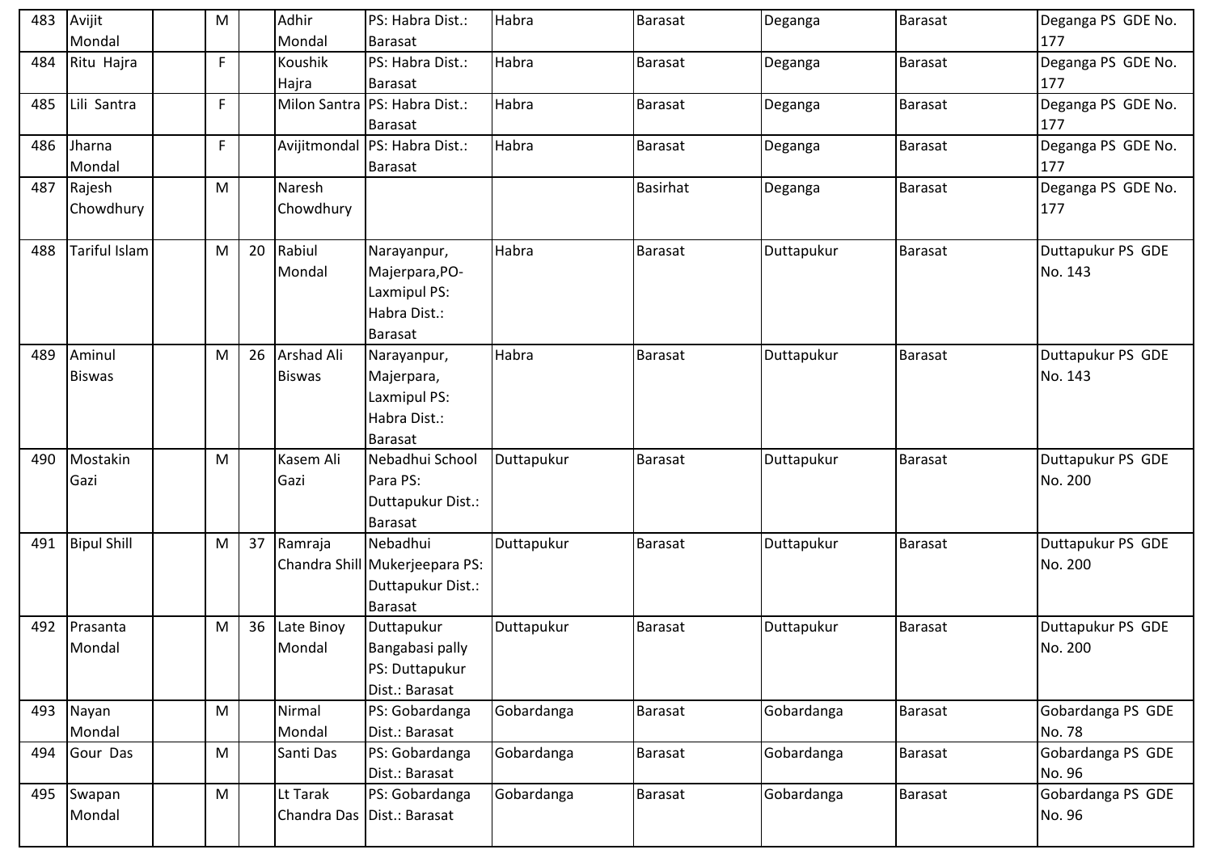| 483 | Avijit Mondal | | M | | Adhir Mondal | PS: Habra Dist.: Barasat | Habra | Barasat | Deganga | Barasat | Deganga PS GDE No. 177 |
|---|---|---|---|---|---|---|---|---|---|---|---|
| 484 | Ritu Hajra | | F | | Koushik Hajra | PS: Habra Dist.: Barasat | Habra | Barasat | Deganga | Barasat | Deganga PS GDE No. 177 |
| 485 | Lili Santra | | F | | Milon Santra | PS: Habra Dist.: Barasat | Habra | Barasat | Deganga | Barasat | Deganga PS GDE No. 177 |
| 486 | Jharna Mondal | | F | | Avijitmondal | PS: Habra Dist.: Barasat | Habra | Barasat | Deganga | Barasat | Deganga PS GDE No. 177 |
| 487 | Rajesh Chowdhury | | M | | Naresh Chowdhury | | | Basirhat | Deganga | Barasat | Deganga PS GDE No. 177 |
| 488 | Tariful Islam | | M | 20 | Rabiul Mondal | Narayanpur, Majerpara,PO-Laxmipul PS: Habra Dist.: Barasat | Habra | Barasat | Duttapukur | Barasat | Duttapukur PS GDE No. 143 |
| 489 | Aminul Biswas | | M | 26 | Arshad Ali Biswas | Narayanpur, Majerpara, Laxmipul PS: Habra Dist.: Barasat | Habra | Barasat | Duttapukur | Barasat | Duttapukur PS GDE No. 143 |
| 490 | Mostakin Gazi | | M | | Kasem Ali Gazi | Nebadhui School Para PS: Duttapukur Dist.: Barasat | Duttapukur | Barasat | Duttapukur | Barasat | Duttapukur PS GDE No. 200 |
| 491 | Bipul Shill | | M | 37 | Ramraja Chandra Shill | Nebadhui Mukerjeepara PS: Duttapukur Dist.: Barasat | Duttapukur | Barasat | Duttapukur | Barasat | Duttapukur PS GDE No. 200 |
| 492 | Prasanta Mondal | | M | 36 | Late Binoy Mondal | Duttapukur Bangabasi pally PS: Duttapukur Dist.: Barasat | Duttapukur | Barasat | Duttapukur | Barasat | Duttapukur PS GDE No. 200 |
| 493 | Nayan Mondal | | M | | Nirmal Mondal | PS: Gobardanga Dist.: Barasat | Gobardanga | Barasat | Gobardanga | Barasat | Gobardanga PS GDE No. 78 |
| 494 | Gour Das | | M | | Santi Das | PS: Gobardanga Dist.: Barasat | Gobardanga | Barasat | Gobardanga | Barasat | Gobardanga PS GDE No. 96 |
| 495 | Swapan Mondal | | M | | Lt Tarak Chandra Das | PS: Gobardanga Dist.: Barasat | Gobardanga | Barasat | Gobardanga | Barasat | Gobardanga PS GDE No. 96 |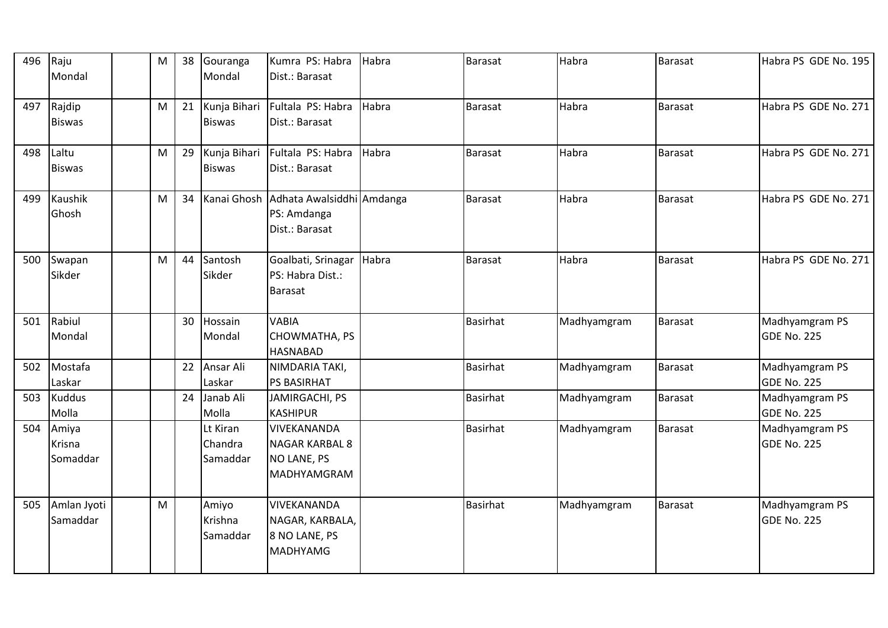| 496 | Raju Mondal | | M | 38 | Gouranga Mondal | Kumra PS: Habra Dist.: Barasat | Habra | Barasat | Habra | Barasat | Habra PS GDE No. 195 |
|---|---|---|---|---|---|---|---|---|---|---|---|
| 497 | Rajdip Biswas | | M | 21 | Kunja Bihari Biswas | Fultala PS: Habra Dist.: Barasat | Habra | Barasat | Habra | Barasat | Habra PS GDE No. 271 |
| 498 | Laltu Biswas | | M | 29 | Kunja Bihari Biswas | Fultala PS: Habra Dist.: Barasat | Habra | Barasat | Habra | Barasat | Habra PS GDE No. 271 |
| 499 | Kaushik Ghosh | | M | 34 | Kanai Ghosh | Adhata Awalsiddhi PS: Amdanga Dist.: Barasat | Amdanga | Barasat | Habra | Barasat | Habra PS GDE No. 271 |
| 500 | Swapan Sikder | | M | 44 | Santosh Sikder | Goalbati, Srinagar PS: Habra Dist.: Barasat | Habra | Barasat | Habra | Barasat | Habra PS GDE No. 271 |
| 501 | Rabiul Mondal | | | 30 | Hossain Mondal | VABIA CHOWMATHA, PS HASNABAD | | Basirhat | Madhyamgram | Barasat | Madhyamgram PS GDE No. 225 |
| 502 | Mostafa Laskar | | | 22 | Ansar Ali Laskar | NIMDARIA TAKI, PS BASIRHAT | | Basirhat | Madhyamgram | Barasat | Madhyamgram PS GDE No. 225 |
| 503 | Kuddus Molla | | | 24 | Janab Ali Molla | JAMIRGACHI, PS KASHIPUR | | Basirhat | Madhyamgram | Barasat | Madhyamgram PS GDE No. 225 |
| 504 | Amiya Krisna Somaddar | | | | Lt Kiran Chandra Samaddar | VIVEKANANDA NAGAR KARBAL 8 NO LANE, PS MADHYAMGRAM | | Basirhat | Madhyamgram | Barasat | Madhyamgram PS GDE No. 225 |
| 505 | Amlan Jyoti Samaddar | | M | | Amiyo Krishna Samaddar | VIVEKANANDA NAGAR, KARBALA, 8 NO LANE, PS MADHYAMG | | Basirhat | Madhyamgram | Barasat | Madhyamgram PS GDE No. 225 |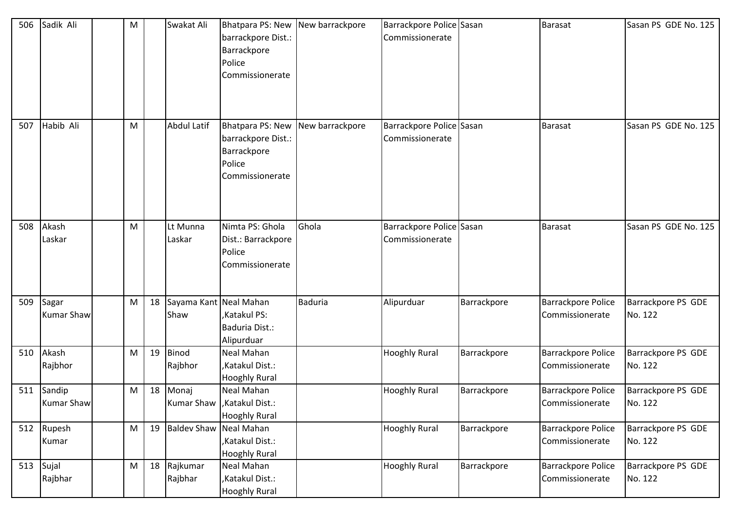| 506 | Sadik Ali | | M | | Swakat Ali | Bhatpara PS: New barrackpore Dist.: Barrackpore Police Commissionerate | New barrackpore | Barrackpore Police Commissionerate | Sasan | Barasat | Sasan PS GDE No. 125 |
|---|---|---|---|---|---|---|---|---|---|---|---|
| 507 | Habib Ali | | M | | Abdul Latif | Bhatpara PS: New barrackpore Dist.: Barrackpore Police Commissionerate | New barrackpore | Barrackpore Police Commissionerate | Sasan | Barasat | Sasan PS GDE No. 125 |
| 508 | Akash Laskar | | M | | Lt Munna Laskar | Nimta PS: Ghola Dist.: Barrackpore Police Commissionerate | Ghola | Barrackpore Police Commissionerate | Sasan | Barasat | Sasan PS GDE No. 125 |
| 509 | Sagar Kumar Shaw | | M | 18 | Sayama Kant Shaw | Neal Mahan ,Katakul PS: Baduria Dist.: Alipurduar | Baduria | Alipurduar | Barrackpore | Barrackpore Police Commissionerate | Barrackpore PS GDE No. 122 |
| 510 | Akash Rajbhor | | M | 19 | Binod Rajbhor | Neal Mahan ,Katakul Dist.: Hooghly Rural | | Hooghly Rural | Barrackpore | Barrackpore Police Commissionerate | Barrackpore PS GDE No. 122 |
| 511 | Sandip Kumar Shaw | | M | 18 | Monaj Kumar Shaw | Neal Mahan ,Katakul Dist.: Hooghly Rural | | Hooghly Rural | Barrackpore | Barrackpore Police Commissionerate | Barrackpore PS GDE No. 122 |
| 512 | Rupesh Kumar | | M | 19 | Baldev Shaw | Neal Mahan ,Katakul Dist.: Hooghly Rural | | Hooghly Rural | Barrackpore | Barrackpore Police Commissionerate | Barrackpore PS GDE No. 122 |
| 513 | Sujal Rajbhar | | M | 18 | Rajkumar Rajbhar | Neal Mahan ,Katakul Dist.: Hooghly Rural | | Hooghly Rural | Barrackpore | Barrackpore Police Commissionerate | Barrackpore PS GDE No. 122 |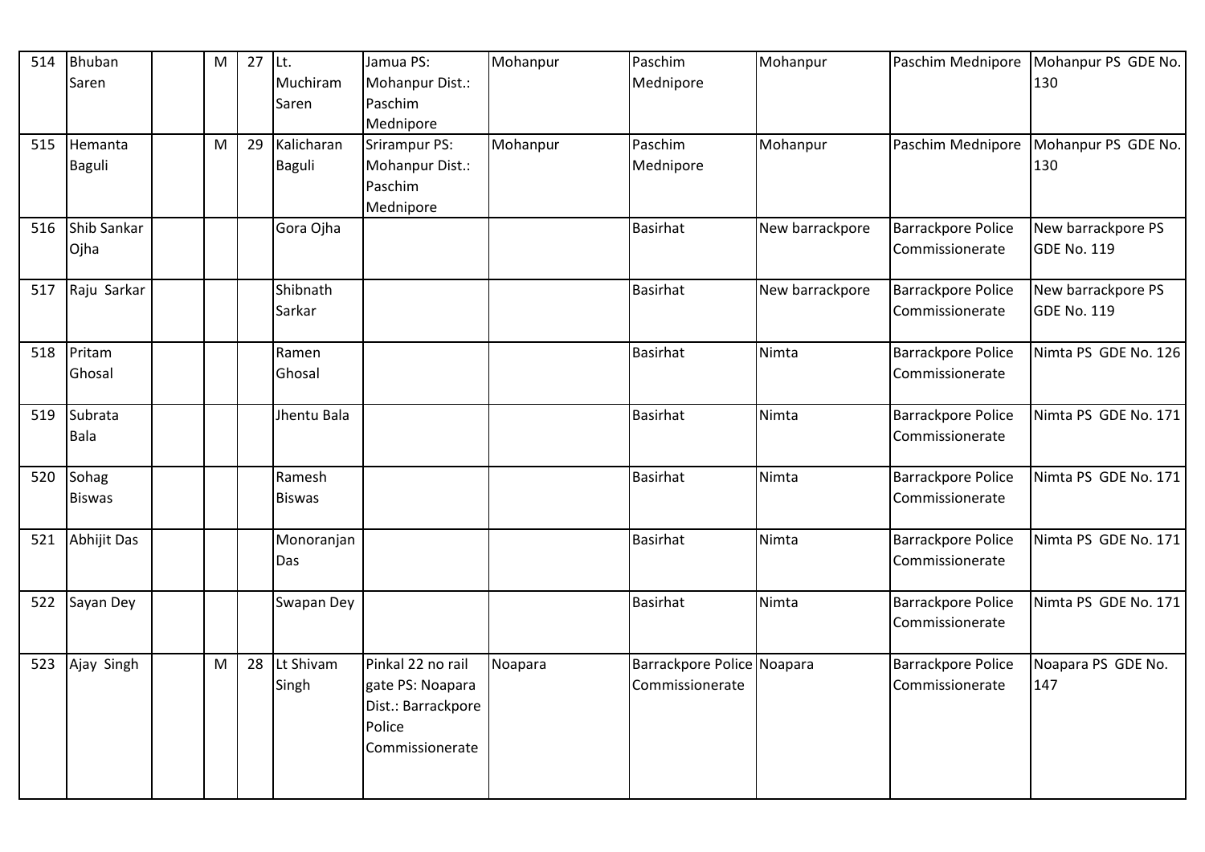| 514 | Bhuban Saren | | M | 27 | Lt. Muchiram Saren | Jamua PS: Mohanpur Dist.: Paschim Mednipore | Mohanpur | Paschim Mednipore | Mohanpur | Paschim Mednipore | Mohanpur PS GDE No. 130 |
|---|---|---|---|---|---|---|---|---|---|---|---|
| 515 | Hemanta Baguli | | M | 29 | Kalicharan Baguli | Srirampur PS: Mohanpur Dist.: Paschim Mednipore | Mohanpur | Paschim Mednipore | Mohanpur | Paschim Mednipore | Mohanpur PS GDE No. 130 |
| 516 | Shib Sankar Ojha | | | | Gora Ojha | | | Basirhat | New barrackpore | Barrackpore Police Commissionerate | New barrackpore PS GDE No. 119 |
| 517 | Raju Sarkar | | | | Shibnath Sarkar | | | Basirhat | New barrackpore | Barrackpore Police Commissionerate | New barrackpore PS GDE No. 119 |
| 518 | Pritam Ghosal | | | | Ramen Ghosal | | | Basirhat | Nimta | Barrackpore Police Commissionerate | Nimta PS GDE No. 126 |
| 519 | Subrata Bala | | | | Jhentu Bala | | | Basirhat | Nimta | Barrackpore Police Commissionerate | Nimta PS GDE No. 171 |
| 520 | Sohag Biswas | | | | Ramesh Biswas | | | Basirhat | Nimta | Barrackpore Police Commissionerate | Nimta PS GDE No. 171 |
| 521 | Abhijit Das | | | | Monoranjan Das | | | Basirhat | Nimta | Barrackpore Police Commissionerate | Nimta PS GDE No. 171 |
| 522 | Sayan Dey | | | | Swapan Dey | | | Basirhat | Nimta | Barrackpore Police Commissionerate | Nimta PS GDE No. 171 |
| 523 | Ajay Singh | | M | 28 | Lt Shivam Singh | Pinkal 22 no rail gate PS: Noapara Dist.: Barrackpore Police Commissionerate | Noapara | Barrackpore Police Commissionerate | Noapara | Barrackpore Police Commissionerate | Noapara PS GDE No. 147 |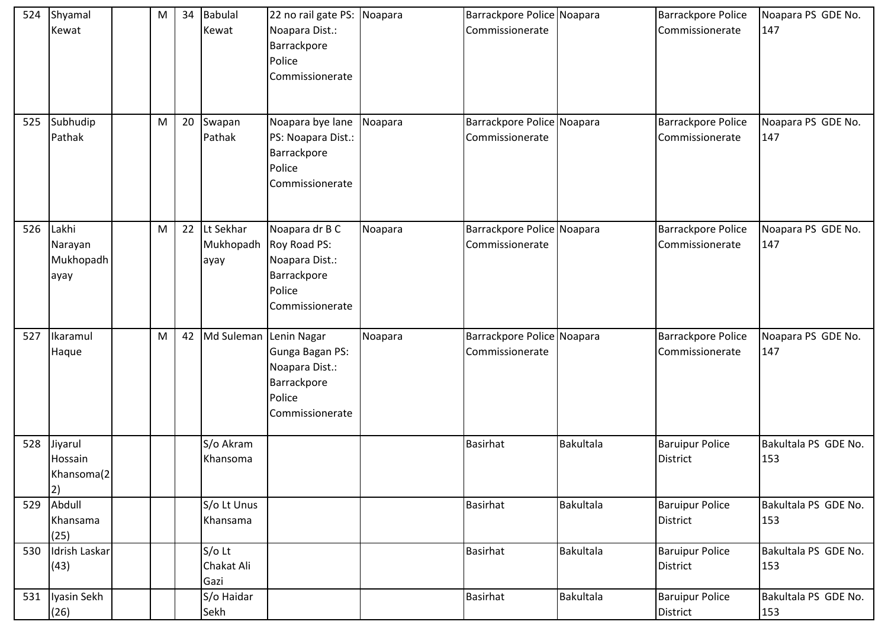| 524 | Shyamal Kewat | | M | 34 | Babulal Kewat | 22 no rail gate PS: Noapara Dist.: Barrackpore Police Commissionerate | Noapara | Barrackpore Police Commissionerate | Noapara | Barrackpore Police Commissionerate | Noapara PS GDE No. 147 |
|---|---|---|---|---|---|---|---|---|---|---|---|
| 525 | Subhudip Pathak | | M | 20 | Swapan Pathak | Noapara bye lane PS: Noapara Dist.: Barrackpore Police Commissionerate | Noapara | Barrackpore Police Commissionerate | Noapara | Barrackpore Police Commissionerate | Noapara PS GDE No. 147 |
| 526 | Lakhi Narayan Mukhopadhayay | | M | 22 | Lt Sekhar Mukhopadhayay | Noapara dr B C Roy Road PS: Noapara Dist.: Barrackpore Police Commissionerate | Noapara | Barrackpore Police Commissionerate | Noapara | Barrackpore Police Commissionerate | Noapara PS GDE No. 147 |
| 527 | Ikaramul Haque | | M | 42 | Md Suleman | Lenin Nagar Gunga Bagan PS: Noapara Dist.: Barrackpore Police Commissionerate | Noapara | Barrackpore Police Commissionerate | Noapara | Barrackpore Police Commissionerate | Noapara PS GDE No. 147 |
| 528 | Jiyarul Hossain Khansoma(22) | | | | S/o Akram Khansoma | | | Basirhat | Bakultala | Baruipur Police District | Bakultala PS GDE No. 153 |
| 529 | Abdull Khansama (25) | | | | S/o Lt Unus Khansama | | | Basirhat | Bakultala | Baruipur Police District | Bakultala PS GDE No. 153 |
| 530 | Idrish Laskar (43) | | | | S/o Lt Chakat Ali Gazi | | | Basirhat | Bakultala | Baruipur Police District | Bakultala PS GDE No. 153 |
| 531 | Iyasin Sekh (26) | | | | S/o Haidar Sekh | | | Basirhat | Bakultala | Baruipur Police District | Bakultala PS GDE No. 153 |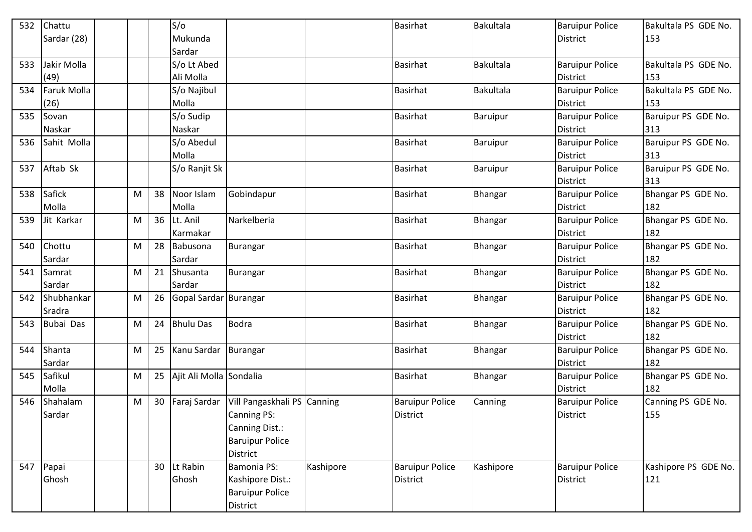| 532 | Chattu Sardar (28) | | | | S/o Mukunda Sardar | | | Basirhat | Bakultala | Baruipur Police District | Bakultala PS GDE No. 153 |
|---|---|---|---|---|---|---|---|---|---|---|---|
| 533 | Jakir Molla (49) | | | | S/o Lt Abed Ali Molla | | | Basirhat | Bakultala | Baruipur Police District | Bakultala PS GDE No. 153 |
| 534 | Faruk Molla (26) | | | | S/o Najibul Molla | | | Basirhat | Bakultala | Baruipur Police District | Bakultala PS GDE No. 153 |
| 535 | Sovan Naskar | | | | S/o Sudip Naskar | | | Basirhat | Baruipur | Baruipur Police District | Baruipur PS GDE No. 313 |
| 536 | Sahit Molla | | | | S/o Abedul Molla | | | Basirhat | Baruipur | Baruipur Police District | Baruipur PS GDE No. 313 |
| 537 | Aftab Sk | | | | S/o Ranjit Sk | | | Basirhat | Baruipur | Baruipur Police District | Baruipur PS GDE No. 313 |
| 538 | Safick Molla | | M | 38 | Noor Islam Molla | Gobindapur | | Basirhat | Bhangar | Baruipur Police District | Bhangar PS GDE No. 182 |
| 539 | Jit Karkar | | M | 36 | Lt. Anil Karmakar | Narkelberia | | Basirhat | Bhangar | Baruipur Police District | Bhangar PS GDE No. 182 |
| 540 | Chottu Sardar | | M | 28 | Babusona Sardar | Burangar | | Basirhat | Bhangar | Baruipur Police District | Bhangar PS GDE No. 182 |
| 541 | Samrat Sardar | | M | 21 | Shusanta Sardar | Burangar | | Basirhat | Bhangar | Baruipur Police District | Bhangar PS GDE No. 182 |
| 542 | Shubhankar Sradra | | M | 26 | Gopal Sardar | Burangar | | Basirhat | Bhangar | Baruipur Police District | Bhangar PS GDE No. 182 |
| 543 | Bubai Das | | M | 24 | Bhulu Das | Bodra | | Basirhat | Bhangar | Baruipur Police District | Bhangar PS GDE No. 182 |
| 544 | Shanta Sardar | | M | 25 | Kanu Sardar | Burangar | | Basirhat | Bhangar | Baruipur Police District | Bhangar PS GDE No. 182 |
| 545 | Safikul Molla | | M | 25 | Ajit Ali Molla | Sondalia | | Basirhat | Bhangar | Baruipur Police District | Bhangar PS GDE No. 182 |
| 546 | Shahalam Sardar | | M | 30 | Faraj Sardar | Vill Pangaskhali PS Canning PS: Canning Dist.: Baruipur Police District | Canning | Baruipur Police District | Canning | Baruipur Police District | Canning PS GDE No. 155 |
| 547 | Papai Ghosh | | | 30 | Lt Rabin Ghosh | Bamonia PS: Kashipore Dist.: Baruipur Police District | Kashipore | Baruipur Police District | Kashipore | Baruipur Police District | Kashipore PS GDE No. 121 |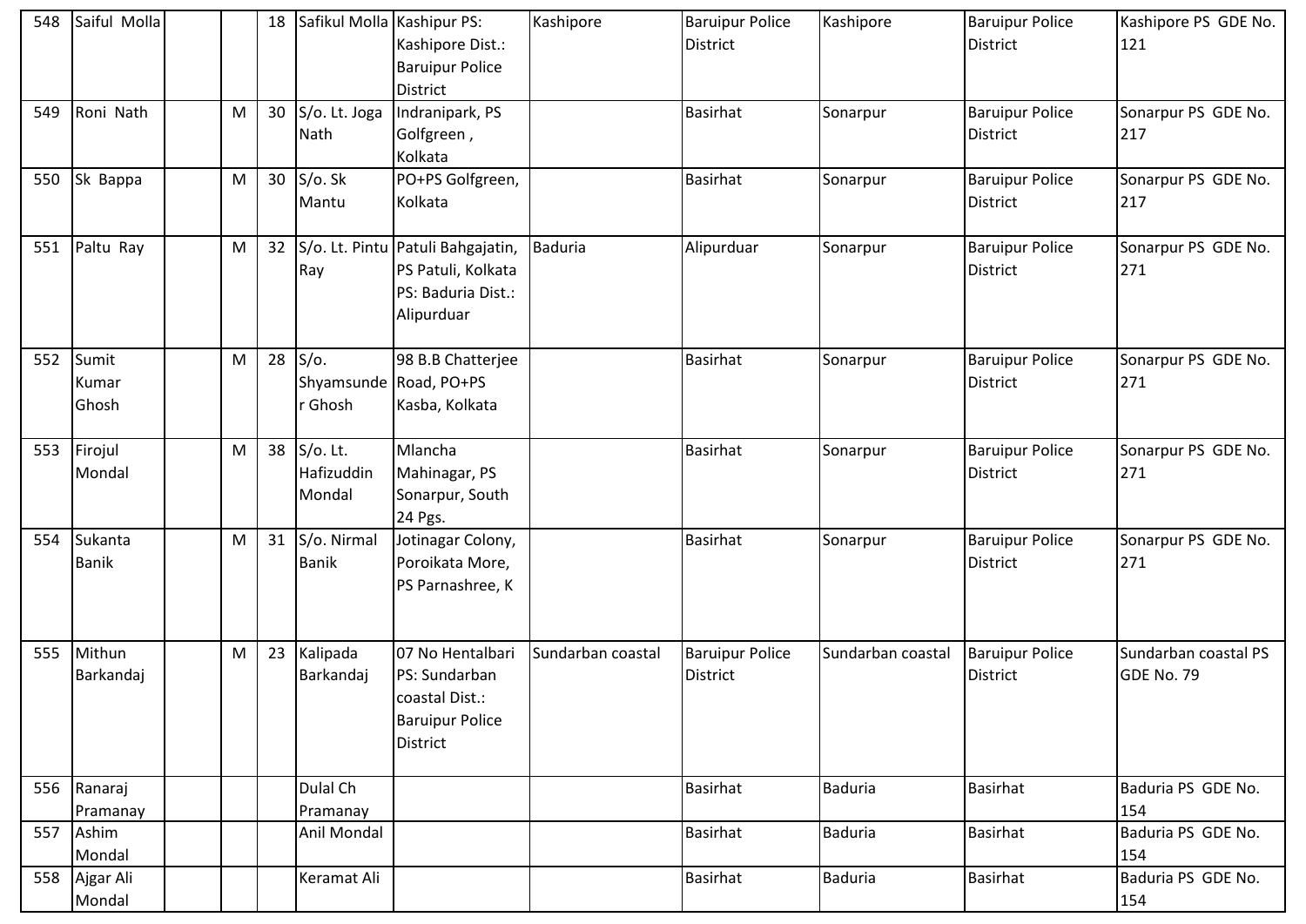| 548 | Saiful Molla | | | 18 | Safikul Molla | Kashipur PS: Kashipore Dist.: Baruipur Police District | Kashipore | Baruipur Police District | Kashipore | Baruipur Police District | Kashipore PS GDE No. 121 |
|---|---|---|---|---|---|---|---|---|---|---|---|
| 549 | Roni Nath | | M | 30 | S/o. Lt. Joga Nath | Indranipark, PS Golfgreen , Kolkata | | Basirhat | Sonarpur | Baruipur Police District | Sonarpur PS GDE No. 217 |
| 550 | Sk Bappa | | M | 30 | S/o. Sk Mantu | PO+PS Golfgreen, Kolkata | | Basirhat | Sonarpur | Baruipur Police District | Sonarpur PS GDE No. 217 |
| 551 | Paltu Ray | | M | 32 | S/o. Lt. Pintu Ray | Patuli Bahgajatin, PS Patuli, Kolkata PS: Baduria Dist.: Alipurduar | Baduria | Alipurduar | Sonarpur | Baruipur Police District | Sonarpur PS GDE No. 271 |
| 552 | Sumit Kumar Ghosh | | M | 28 | S/o. Shyamsunder Ghosh | 98 B.B Chatterjee Road, PO+PS Kasba, Kolkata | | Basirhat | Sonarpur | Baruipur Police District | Sonarpur PS GDE No. 271 |
| 553 | Firojul Mondal | | M | 38 | S/o. Lt. Hafizuddin Mondal | Mlancha Mahinagar, PS Sonarpur, South 24 Pgs. | | Basirhat | Sonarpur | Baruipur Police District | Sonarpur PS GDE No. 271 |
| 554 | Sukanta Banik | | M | 31 | S/o. Nirmal Banik | Jotinagar Colony, Poroikata More, PS Parnashree, K | | Basirhat | Sonarpur | Baruipur Police District | Sonarpur PS GDE No. 271 |
| 555 | Mithun Barkandaj | | M | 23 | Kalipada Barkandaj | 07 No Hentalbari PS: Sundarban coastal Dist.: Baruipur Police District | Sundarban coastal | Baruipur Police District | Sundarban coastal | Baruipur Police District | Sundarban coastal PS GDE No. 79 |
| 556 | Ranaraj Pramanay | | | | Dulal Ch Pramanay | | | Basirhat | Baduria | Basirhat | Baduria PS GDE No. 154 |
| 557 | Ashim Mondal | | | | Anil Mondal | | | Basirhat | Baduria | Basirhat | Baduria PS GDE No. 154 |
| 558 | Ajgar Ali Mondal | | | | Keramat Ali | | | Basirhat | Baduria | Basirhat | Baduria PS GDE No. 154 |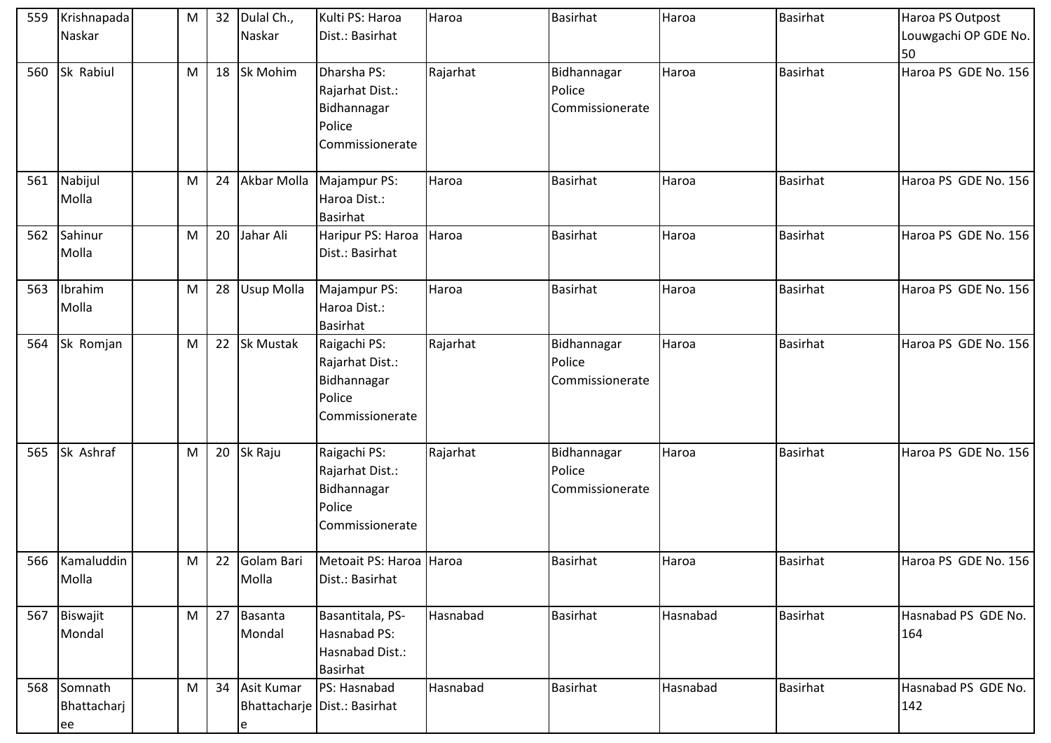| 559 | Krishnapada Naskar | | M | 32 | Dulal Ch., Naskar | Kulti PS: Haroa Dist.: Basirhat | Haroa | Basirhat | Haroa | Basirhat | Haroa PS Outpost Louwgachi OP GDE No. 50 |
|---|---|---|---|---|---|---|---|---|---|---|---|
| 560 | Sk Rabiul | | M | 18 | Sk Mohim | Dharsha PS: Rajarhat Dist.: Bidhannagar Police Commissionerate | Rajarhat | Bidhannagar Police Commissionerate | Haroa | Basirhat | Haroa PS GDE No. 156 |
| 561 | Nabijul Molla | | M | 24 | Akbar Molla | Majampur PS: Haroa Dist.: Basirhat | Haroa | Basirhat | Haroa | Basirhat | Haroa PS GDE No. 156 |
| 562 | Sahinur Molla | | M | 20 | Jahar Ali | Haripur PS: Haroa Dist.: Basirhat | Haroa | Basirhat | Haroa | Basirhat | Haroa PS GDE No. 156 |
| 563 | Ibrahim Molla | | M | 28 | Usup Molla | Majampur PS: Haroa Dist.: Basirhat | Haroa | Basirhat | Haroa | Basirhat | Haroa PS GDE No. 156 |
| 564 | Sk Romjan | | M | 22 | Sk Mustak | Raigachi PS: Rajarhat Dist.: Bidhannagar Police Commissionerate | Rajarhat | Bidhannagar Police Commissionerate | Haroa | Basirhat | Haroa PS GDE No. 156 |
| 565 | Sk Ashraf | | M | 20 | Sk Raju | Raigachi PS: Rajarhat Dist.: Bidhannagar Police Commissionerate | Rajarhat | Bidhannagar Police Commissionerate | Haroa | Basirhat | Haroa PS GDE No. 156 |
| 566 | Kamaluddin Molla | | M | 22 | Golam Bari Molla | Metoait PS: Haroa Dist.: Basirhat | Haroa | Basirhat | Haroa | Basirhat | Haroa PS GDE No. 156 |
| 567 | Biswajit Mondal | | M | 27 | Basanta Mondal | Basantitala, PS-Hasnabad PS: Hasnabad Dist.: Basirhat | Hasnabad | Basirhat | Hasnabad | Basirhat | Hasnabad PS GDE No. 164 |
| 568 | Somnath Bhattacharjee | | M | 34 | Asit Kumar Bhattacharjee | PS: Hasnabad Dist.: Basirhat | Hasnabad | Basirhat | Hasnabad | Basirhat | Hasnabad PS GDE No. 142 |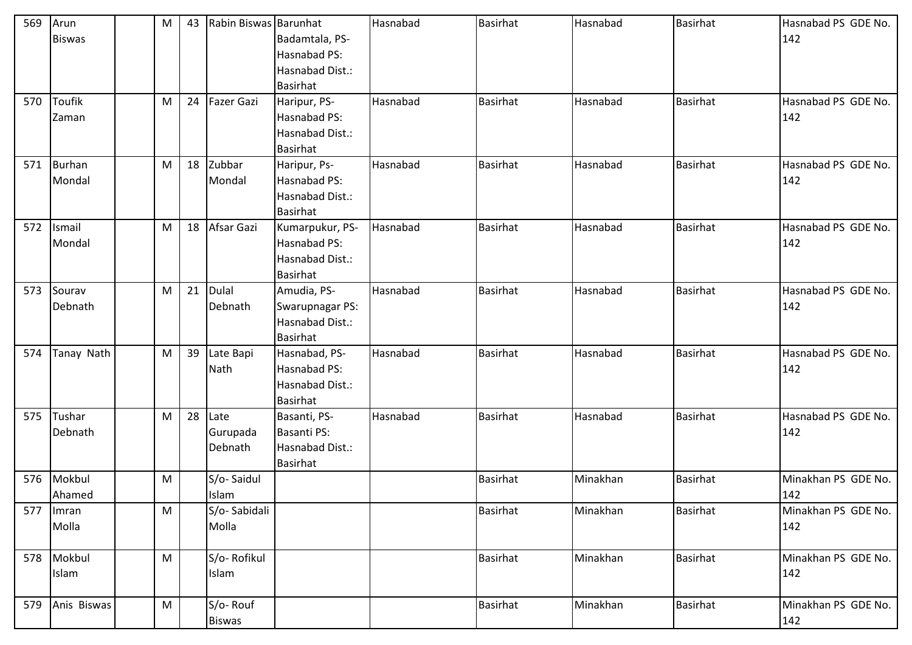| 569 | Arun Biswas | | M | 43 | Rabin Biswas | Barunhat Badamtala, PS-Hasnabad PS: Hasnabad Dist.: Basirhat | Hasnabad | Basirhat | Hasnabad | Basirhat | Hasnabad PS GDE No. 142 |
|---|---|---|---|---|---|---|---|---|---|---|---|
| 570 | Toufik Zaman | | M | 24 | Fazer Gazi | Haripur, PS-Hasnabad PS: Hasnabad Dist.: Basirhat | Hasnabad | Basirhat | Hasnabad | Basirhat | Hasnabad PS GDE No. 142 |
| 571 | Burhan Mondal | | M | 18 | Zubbar Mondal | Haripur, Ps-Hasnabad PS: Hasnabad Dist.: Basirhat | Hasnabad | Basirhat | Hasnabad | Basirhat | Hasnabad PS GDE No. 142 |
| 572 | Ismail Mondal | | M | 18 | Afsar Gazi | Kumarpukur, PS-Hasnabad PS: Hasnabad Dist.: Basirhat | Hasnabad | Basirhat | Hasnabad | Basirhat | Hasnabad PS GDE No. 142 |
| 573 | Sourav Debnath | | M | 21 | Dulal Debnath | Amudia, PS-Swarupnagar PS: Hasnabad Dist.: Basirhat | Hasnabad | Basirhat | Hasnabad | Basirhat | Hasnabad PS GDE No. 142 |
| 574 | Tanay Nath | | M | 39 | Late Bapi Nath | Hasnabad, PS-Hasnabad PS: Hasnabad Dist.: Basirhat | Hasnabad | Basirhat | Hasnabad | Basirhat | Hasnabad PS GDE No. 142 |
| 575 | Tushar Debnath | | M | 28 | Late Gurupada Debnath | Basanti, PS-Basanti PS: Hasnabad Dist.: Basirhat | Hasnabad | Basirhat | Hasnabad | Basirhat | Hasnabad PS GDE No. 142 |
| 576 | Mokbul Ahamed | | M | | S/o- Saidul Islam | | | Basirhat | Minakhan | Basirhat | Minakhan PS GDE No. 142 |
| 577 | Imran Molla | | M | | S/o- Sabidali Molla | | | Basirhat | Minakhan | Basirhat | Minakhan PS GDE No. 142 |
| 578 | Mokbul Islam | | M | | S/o- Rofikul Islam | | | Basirhat | Minakhan | Basirhat | Minakhan PS GDE No. 142 |
| 579 | Anis Biswas | | M | | S/o- Rouf Biswas | | | Basirhat | Minakhan | Basirhat | Minakhan PS GDE No. 142 |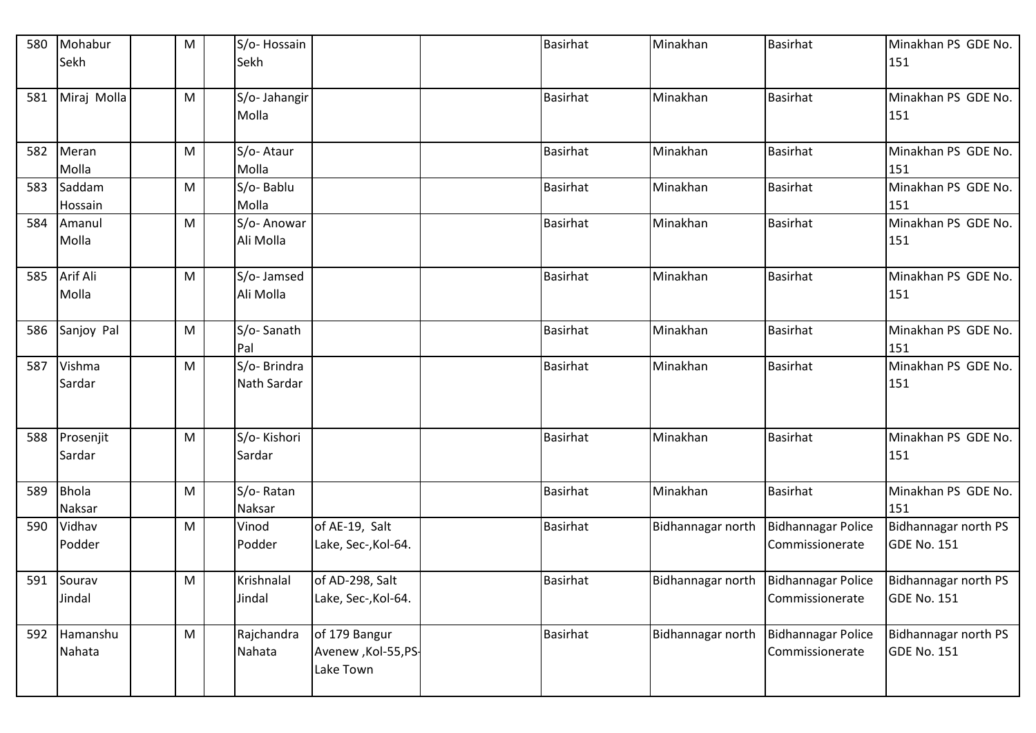| 580 | Mohabur Sekh | | M | | S/o- Hossain Sekh | | | Basirhat | Minakhan | Basirhat | Minakhan PS GDE No. 151 |
|---|---|---|---|---|---|---|---|---|---|---|---|
| 581 | Miraj Molla | | M | | S/o- Jahangir Molla | | | Basirhat | Minakhan | Basirhat | Minakhan PS GDE No. 151 |
| 582 | Meran Molla | | M | | S/o- Ataur Molla | | | Basirhat | Minakhan | Basirhat | Minakhan PS GDE No. 151 |
| 583 | Saddam Hossain | | M | | S/o- Bablu Molla | | | Basirhat | Minakhan | Basirhat | Minakhan PS GDE No. 151 |
| 584 | Amanul Molla | | M | | S/o- Anowar Ali Molla | | | Basirhat | Minakhan | Basirhat | Minakhan PS GDE No. 151 |
| 585 | Arif Ali Molla | | M | | S/o- Jamsed Ali Molla | | | Basirhat | Minakhan | Basirhat | Minakhan PS GDE No. 151 |
| 586 | Sanjoy Pal | | M | | S/o- Sanath Pal | | | Basirhat | Minakhan | Basirhat | Minakhan PS GDE No. 151 |
| 587 | Vishma Sardar | | M | | S/o- Brindra Nath Sardar | | | Basirhat | Minakhan | Basirhat | Minakhan PS GDE No. 151 |
| 588 | Prosenjit Sardar | | M | | S/o- Kishori Sardar | | | Basirhat | Minakhan | Basirhat | Minakhan PS GDE No. 151 |
| 589 | Bhola Naksar | | M | | S/o- Ratan Naksar | | | Basirhat | Minakhan | Basirhat | Minakhan PS GDE No. 151 |
| 590 | Vidhav Podder | | M | | Vinod Podder | of AE-19, Salt Lake, Sec-,Kol-64. | | Basirhat | Bidhannagar north | Bidhannagar Police Commissionerate | Bidhannagar north PS GDE No. 151 |
| 591 | Sourav Jindal | | M | | Krishnalal Jindal | of AD-298, Salt Lake, Sec-,Kol-64. | | Basirhat | Bidhannagar north | Bidhannagar Police Commissionerate | Bidhannagar north PS GDE No. 151 |
| 592 | Hamanshu Nahata | | M | | Rajchandra Nahata | of 179 Bangur Avenew ,Kol-55,PS-Lake Town | | Basirhat | Bidhannagar north | Bidhannagar Police Commissionerate | Bidhannagar north PS GDE No. 151 |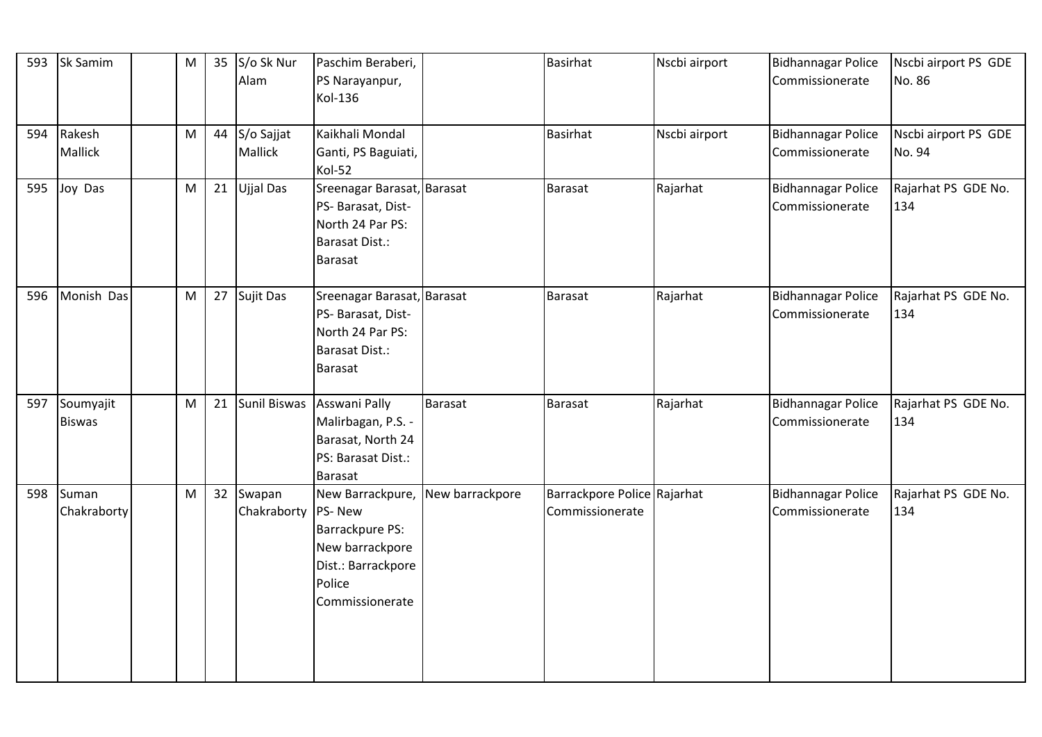| 593 | Sk Samim | | M | 35 | S/o Sk Nur Alam | Paschim Beraberi, PS Narayanpur, Kol-136 | | Basirhat | Nscbi airport | Bidhannagar Police Commissionerate | Nscbi airport PS GDE No. 86 |
|---|---|---|---|---|---|---|---|---|---|---|---|
| 594 | Rakesh Mallick | | M | 44 | S/o Sajjat Mallick | Kaikhali Mondal Ganti, PS Baguiati, Kol-52 | | Basirhat | Nscbi airport | Bidhannagar Police Commissionerate | Nscbi airport PS GDE No. 94 |
| 595 | Joy Das | | M | 21 | Ujjal Das | Sreenagar Barasat, PS- Barasat, Dist- North 24 Par PS: Barasat Dist.: Barasat | Barasat | Barasat | Rajarhat | Bidhannagar Police Commissionerate | Rajarhat PS GDE No. 134 |
| 596 | Monish Das | | M | 27 | Sujit Das | Sreenagar Barasat, PS- Barasat, Dist- North 24 Par PS: Barasat Dist.: Barasat | Barasat | Barasat | Rajarhat | Bidhannagar Police Commissionerate | Rajarhat PS GDE No. 134 |
| 597 | Soumyajit Biswas | | M | 21 | Sunil Biswas | Asswani Pally Malirbagan, P.S. - Barasat, North 24 PS: Barasat Dist.: Barasat | Barasat | Barasat | Rajarhat | Bidhannagar Police Commissionerate | Rajarhat PS GDE No. 134 |
| 598 | Suman Chakraborty | | M | 32 | Swapan Chakraborty | New Barrackpure, PS- New Barrackpure PS: New barrackpore Dist.: Barrackpore Police Commissionerate | New barrackpore | Barrackpore Police Commissionerate | Rajarhat | Bidhannagar Police Commissionerate | Rajarhat PS GDE No. 134 |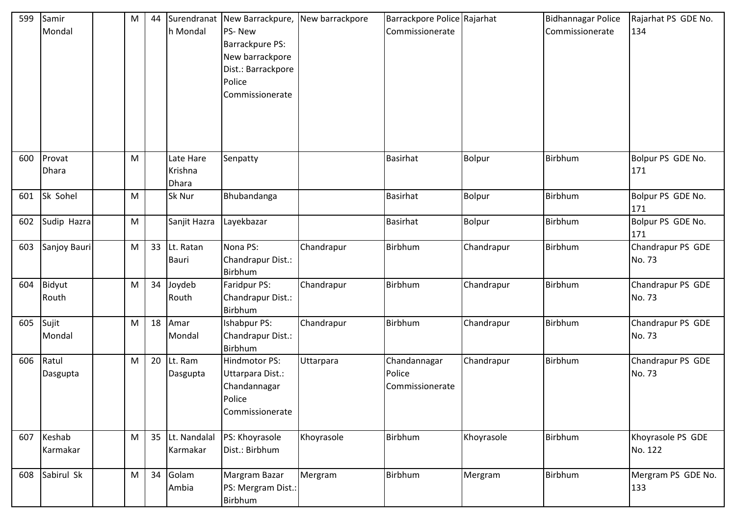| 599 | Samir Mondal | | M | 44 | Surendranath Mondal | New Barrackpure, PS- New Barrackpure PS: New barrackpore Dist.: Barrackpore Police Commissionerate | New barrackpore | Barrackpore Police Commissionerate | Rajarhat | Bidhannagar Police Commissionerate | Rajarhat PS GDE No. 134 |
|---|---|---|---|---|---|---|---|---|---|---|---|
| 600 | Provat Dhara | | M | | Late Hare Krishna Dhara | Senpatty | | Basirhat | Bolpur | Birbhum | Bolpur PS GDE No. 171 |
| 601 | Sk Sohel | | M | | Sk Nur | Bhubandanga | | Basirhat | Bolpur | Birbhum | Bolpur PS GDE No. 171 |
| 602 | Sudip Hazra | | M | | Sanjit Hazra | Layekbazar | | Basirhat | Bolpur | Birbhum | Bolpur PS GDE No. 171 |
| 603 | Sanjoy Bauri | | M | 33 | Lt. Ratan Bauri | Nona PS: Chandrapur Dist.: Birbhum | Chandrapur | Birbhum | Chandrapur | Birbhum | Chandrapur PS GDE No. 73 |
| 604 | Bidyut Routh | | M | 34 | Joydeb Routh | Faridpur PS: Chandrapur Dist.: Birbhum | Chandrapur | Birbhum | Chandrapur | Birbhum | Chandrapur PS GDE No. 73 |
| 605 | Sujit Mondal | | M | 18 | Amar Mondal | Ishabpur PS: Chandrapur Dist.: Birbhum | Chandrapur | Birbhum | Chandrapur | Birbhum | Chandrapur PS GDE No. 73 |
| 606 | Ratul Dasgupta | | M | 20 | Lt. Ram Dasgupta | Hindmotor PS: Uttarpara Dist.: Chandannagar Police Commissionerate | Uttarpara | Chandannagar Police Commissionerate | Chandrapur | Birbhum | Chandrapur PS GDE No. 73 |
| 607 | Keshab Karmakar | | M | 35 | Lt. Nandalal Karmakar | PS: Khoyrasole Dist.: Birbhum | Khoyrasole | Birbhum | Khoyrasole | Birbhum | Khoyrasole PS GDE No. 122 |
| 608 | Sabirul Sk | | M | 34 | Golam Ambia | Margram Bazar PS: Mergram Dist.: Birbhum | Mergram | Birbhum | Mergram | Birbhum | Mergram PS GDE No. 133 |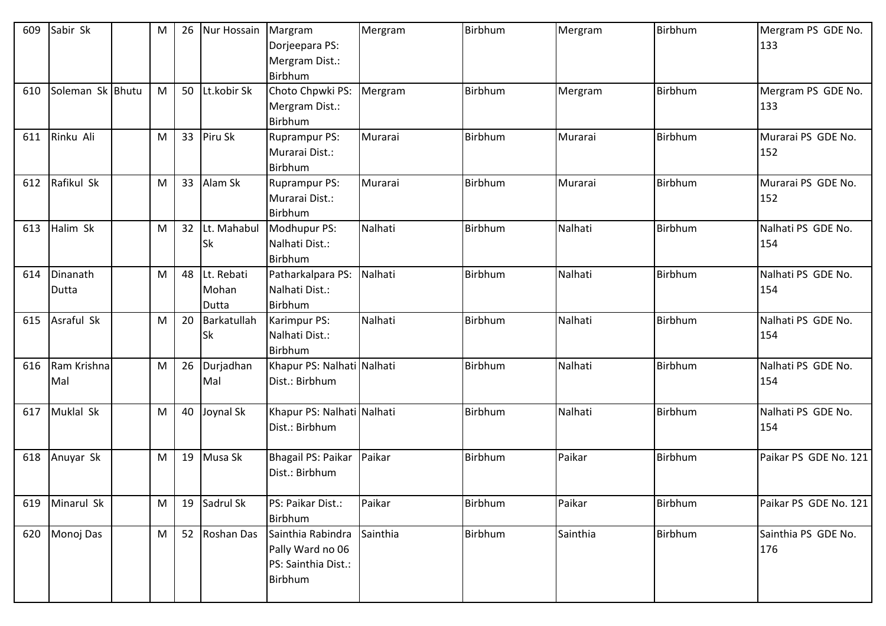| 609 | Sabir Sk | | M | 26 | Nur Hossain | Margram Dorjeepara PS: Mergram Dist.: Birbhum | Mergram | Birbhum | Mergram | Birbhum | Mergram PS GDE No. 133 |
|---|---|---|---|---|---|---|---|---|---|---|---|
| 610 | Soleman Sk | Bhutu | M | 50 | Lt.kobir Sk | Choto Chpwki PS: Mergram Dist.: Birbhum | Mergram | Birbhum | Mergram | Birbhum | Mergram PS GDE No. 133 |
| 611 | Rinku Ali | | M | 33 | Piru Sk | Ruprampur PS: Murarai Dist.: Birbhum | Murarai | Birbhum | Murarai | Birbhum | Murarai PS GDE No. 152 |
| 612 | Rafikul Sk | | M | 33 | Alam Sk | Ruprampur PS: Murarai Dist.: Birbhum | Murarai | Birbhum | Murarai | Birbhum | Murarai PS GDE No. 152 |
| 613 | Halim Sk | | M | 32 | Lt. Mahabul Sk | Modhupur PS: Nalhati Dist.: Birbhum | Nalhati | Birbhum | Nalhati | Birbhum | Nalhati PS GDE No. 154 |
| 614 | Dinanath Dutta | | M | 48 | Lt. Rebati Mohan Dutta | Patharkalpara PS: Nalhati Dist.: Birbhum | Nalhati | Birbhum | Nalhati | Birbhum | Nalhati PS GDE No. 154 |
| 615 | Asraful Sk | | M | 20 | Barkatullah Sk | Karimpur PS: Nalhati Dist.: Birbhum | Nalhati | Birbhum | Nalhati | Birbhum | Nalhati PS GDE No. 154 |
| 616 | Ram Krishna Mal | | M | 26 | Durjadhan Mal | Khapur PS: Nalhati Dist.: Birbhum | Nalhati | Birbhum | Nalhati | Birbhum | Nalhati PS GDE No. 154 |
| 617 | Muklal Sk | | M | 40 | Joynal Sk | Khapur PS: Nalhati Dist.: Birbhum | Nalhati | Birbhum | Nalhati | Birbhum | Nalhati PS GDE No. 154 |
| 618 | Anuyar Sk | | M | 19 | Musa Sk | Bhagail PS: Paikar Dist.: Birbhum | Paikar | Birbhum | Paikar | Birbhum | Paikar PS GDE No. 121 |
| 619 | Minarul Sk | | M | 19 | Sadrul Sk | PS: Paikar Dist.: Birbhum | Paikar | Birbhum | Paikar | Birbhum | Paikar PS GDE No. 121 |
| 620 | Monoj Das | | M | 52 | Roshan Das | Sainthia Rabindra Pally Ward no 06 PS: Sainthia Dist.: Birbhum | Sainthia | Birbhum | Sainthia | Birbhum | Sainthia PS GDE No. 176 |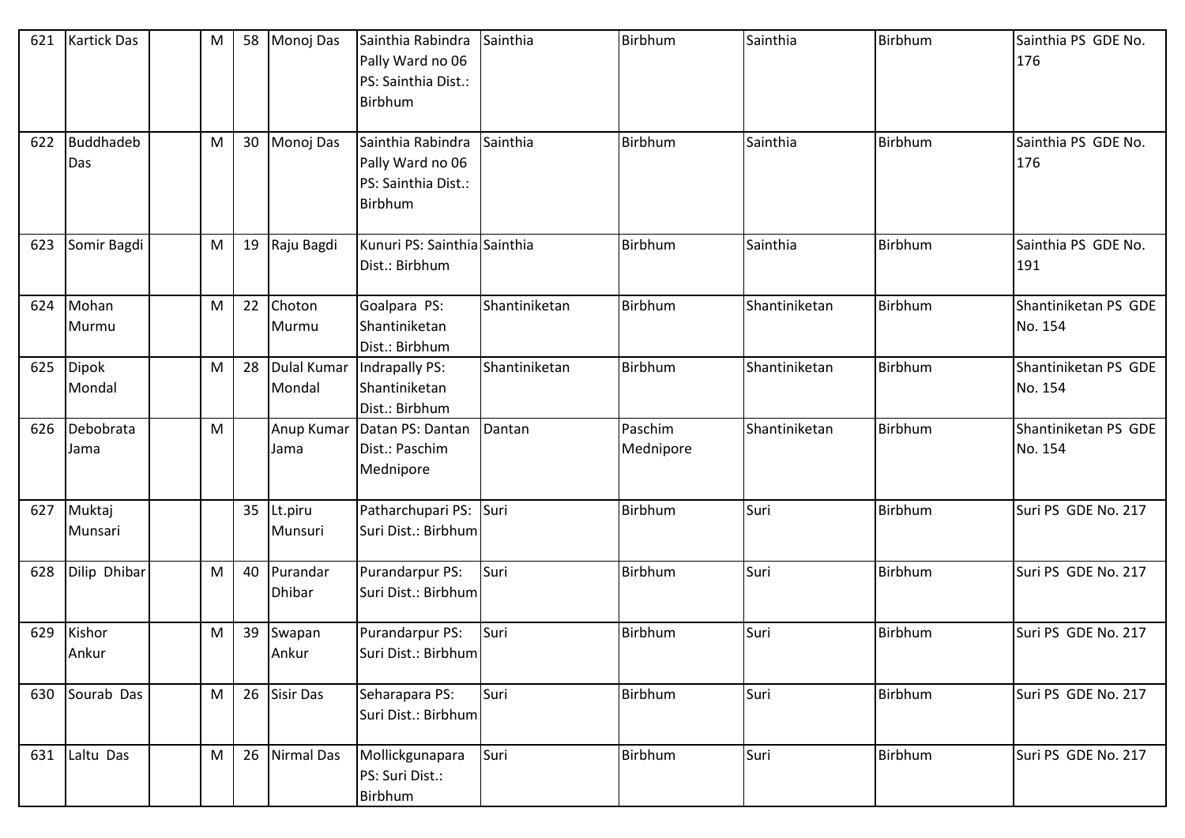| 621 | Kartick Das | | M | 58 | Monoj Das | Sainthia Rabindra Pally Ward no 06 PS: Sainthia Dist.: Birbhum | Sainthia | Birbhum | Sainthia | Birbhum | Sainthia PS GDE No. 176 |
|---|---|---|---|---|---|---|---|---|---|---|---|
| 622 | Buddhadeb Das | | M | 30 | Monoj Das | Sainthia Rabindra Pally Ward no 06 PS: Sainthia Dist.: Birbhum | Sainthia | Birbhum | Sainthia | Birbhum | Sainthia PS GDE No. 176 |
| 623 | Somir Bagdi | | M | 19 | Raju Bagdi | Kunuri PS: Sainthia Dist.: Birbhum | Sainthia | Birbhum | Sainthia | Birbhum | Sainthia PS GDE No. 191 |
| 624 | Mohan Murmu | | M | 22 | Choton Murmu | Goalpara PS: Shantiniketan Dist.: Birbhum | Shantiniketan | Birbhum | Shantiniketan | Birbhum | Shantiniketan PS GDE No. 154 |
| 625 | Dipok Mondal | | M | 28 | Dulal Kumar Mondal | Indrapally PS: Shantiniketan Dist.: Birbhum | Shantiniketan | Birbhum | Shantiniketan | Birbhum | Shantiniketan PS GDE No. 154 |
| 626 | Debobrata Jama | | M | | Anup Kumar Jama | Datan PS: Dantan Dist.: Paschim Mednipore | Dantan | Paschim Mednipore | Shantiniketan | Birbhum | Shantiniketan PS GDE No. 154 |
| 627 | Muktaj Munsari | | | 35 | Lt.piru Munsuri | Patharchupari PS: Suri Dist.: Birbhum | Suri | Birbhum | Suri | Birbhum | Suri PS GDE No. 217 |
| 628 | Dilip Dhibar | | M | 40 | Purandar Dhibar | Purandarpur PS: Suri Dist.: Birbhum | Suri | Birbhum | Suri | Birbhum | Suri PS GDE No. 217 |
| 629 | Kishor Ankur | | M | 39 | Swapan Ankur | Purandarpur PS: Suri Dist.: Birbhum | Suri | Birbhum | Suri | Birbhum | Suri PS GDE No. 217 |
| 630 | Sourab Das | | M | 26 | Sisir Das | Seharapara PS: Suri Dist.: Birbhum | Suri | Birbhum | Suri | Birbhum | Suri PS GDE No. 217 |
| 631 | Laltu Das | | M | 26 | Nirmal Das | Mollickgunapara PS: Suri Dist.: Birbhum | Suri | Birbhum | Suri | Birbhum | Suri PS GDE No. 217 |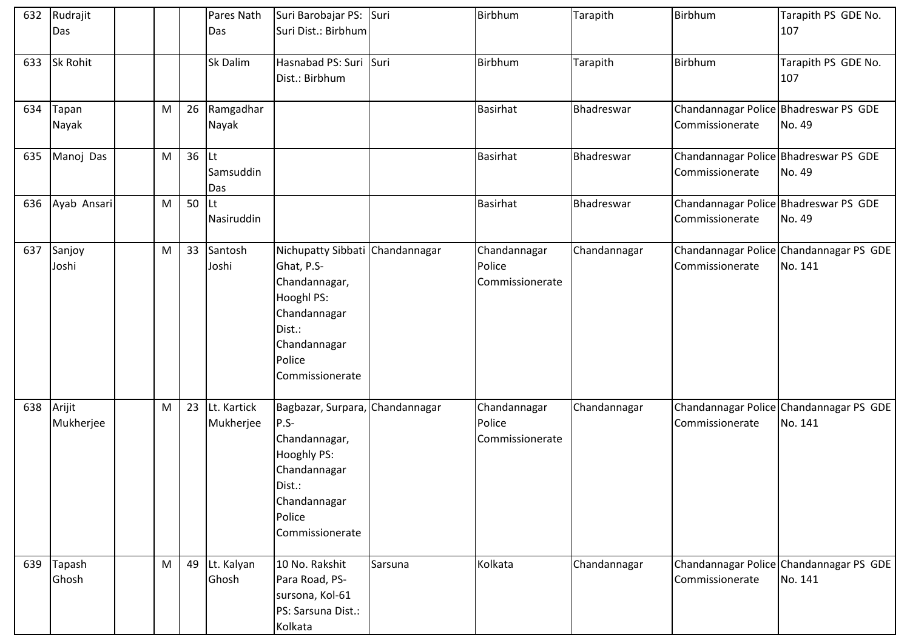| 632 | Rudrajit Das | | | | Pares Nath Das | Suri Barobajar PS: Suri Dist.: Birbhum | Suri | Birbhum | Tarapith | Birbhum | Tarapith PS GDE No. 107 |
|---|---|---|---|---|---|---|---|---|---|---|---|
| 633 | Sk Rohit | | | | Sk Dalim | Hasnabad PS: Suri Dist.: Birbhum | Suri | Birbhum | Tarapith | Birbhum | Tarapith PS GDE No. 107 |
| 634 | Tapan Nayak | | M | 26 | Ramgadhar Nayak | | | Basirhat | Bhadreswar | Chandannagar Police Commissionerate | Bhadreswar PS GDE No. 49 |
| 635 | Manoj Das | | M | 36 | Lt Samsuddin Das | | | Basirhat | Bhadreswar | Chandannagar Police Commissionerate | Bhadreswar PS GDE No. 49 |
| 636 | Ayab Ansari | | M | 50 | Lt Nasiruddin | | | Basirhat | Bhadreswar | Chandannagar Police Commissionerate | Bhadreswar PS GDE No. 49 |
| 637 | Sanjoy Joshi | | M | 33 | Santosh Joshi | Nichupatty Sibbati Ghat, P.S-Chandannagar, Hooghl PS: Chandannagar Dist.: Chandannagar Police Commissionerate | Chandannagar | Chandannagar Police Commissionerate | Chandannagar | Chandannagar Police Commissionerate | Chandannagar PS GDE No. 141 |
| 638 | Arijit Mukherjee | | M | 23 | Lt. Kartick Mukherjee | Bagbazar, Surpara, P.S-Chandannagar, Hooghly PS: Chandannagar Dist.: Chandannagar Police Commissionerate | Chandannagar | Chandannagar Police Commissionerate | Chandannagar | Chandannagar Police Commissionerate | Chandannagar PS GDE No. 141 |
| 639 | Tapash Ghosh | | M | 49 | Lt. Kalyan Ghosh | 10 No. Rakshit Para Road, PS-sursona, Kol-61 PS: Sarsuna Dist.: Kolkata | Sarsuna | Kolkata | Chandannagar | Chandannagar Police Commissionerate | Chandannagar PS GDE No. 141 |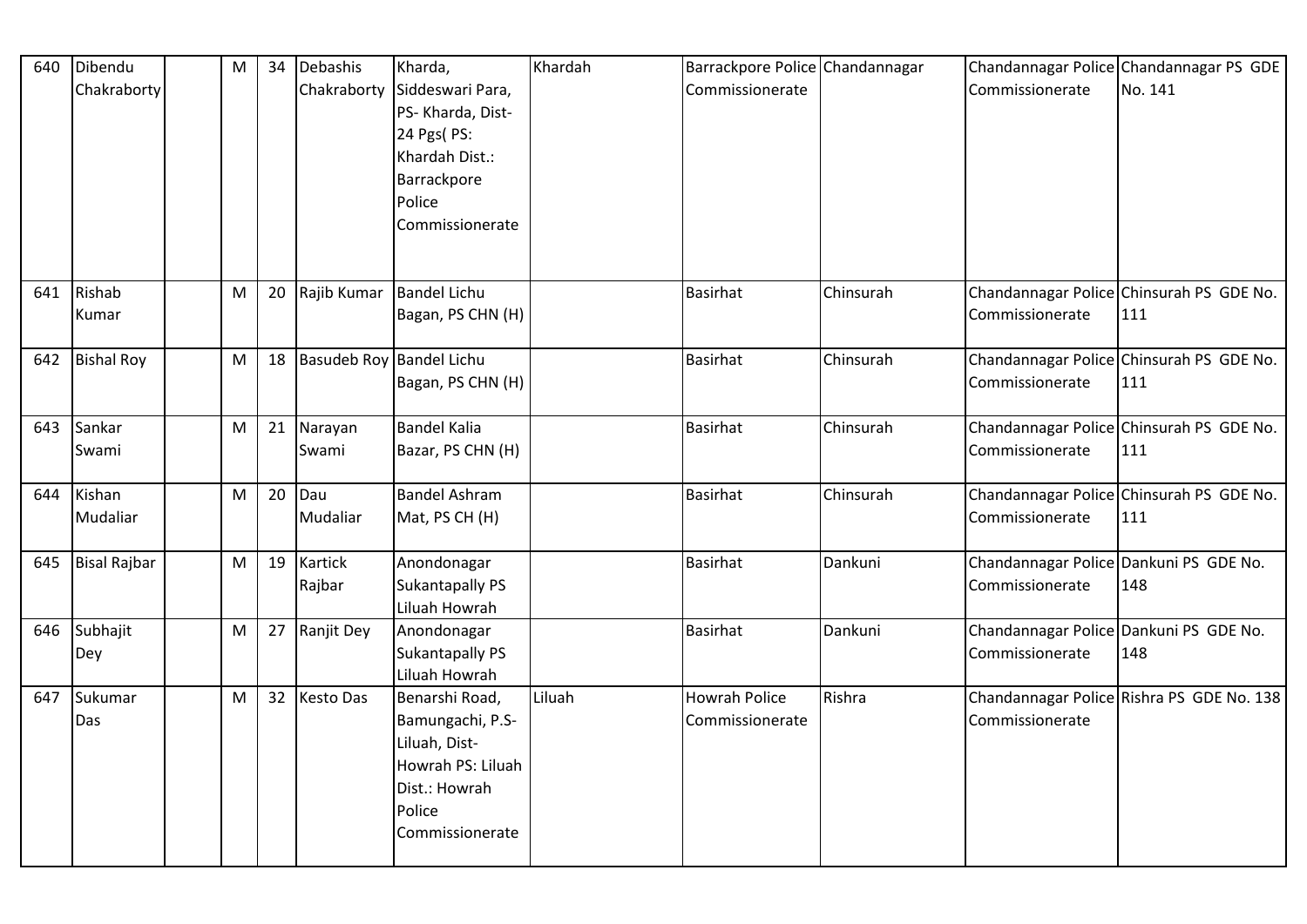| 640 | Dibendu Chakraborty | | M | 34 | Debashis Chakraborty | Kharda, Siddeswari Para, PS- Kharda, Dist- 24 Pgs( PS: Khardah Dist.: Barrackpore Police Commissionerate | Khardah | Barrackpore Police Commissionerate | Chandannagar | Chandannagar Police Commissionerate | Chandannagar PS GDE No. 141 |
|---|---|---|---|---|---|---|---|---|---|---|---|
| 641 | Rishab Kumar | | M | 20 | Rajib Kumar | Bandel Lichu Bagan, PS CHN (H) | | Basirhat | Chinsurah | Chandannagar Police Commissionerate | Chinsurah PS GDE No. 111 |
| 642 | Bishal Roy | | M | 18 | Basudeb Roy | Bandel Lichu Bagan, PS CHN (H) | | Basirhat | Chinsurah | Chandannagar Police Commissionerate | Chinsurah PS GDE No. 111 |
| 643 | Sankar Swami | | M | 21 | Narayan Swami | Bandel Kalia Bazar, PS CHN (H) | | Basirhat | Chinsurah | Chandannagar Police Commissionerate | Chinsurah PS GDE No. 111 |
| 644 | Kishan Mudaliar | | M | 20 | Dau Mudaliar | Bandel Ashram Mat, PS CH (H) | | Basirhat | Chinsurah | Chandannagar Police Commissionerate | Chinsurah PS GDE No. 111 |
| 645 | Bisal Rajbar | | M | 19 | Kartick Rajbar | Anondonagar Sukantapally PS Liluah Howrah | | Basirhat | Dankuni | Chandannagar Police Commissionerate | Dankuni PS GDE No. 148 |
| 646 | Subhajit Dey | | M | 27 | Ranjit Dey | Anondonagar Sukantapally PS Liluah Howrah | | Basirhat | Dankuni | Chandannagar Police Commissionerate | Dankuni PS GDE No. 148 |
| 647 | Sukumar Das | | M | 32 | Kesto Das | Benarshi Road, Bamungachi, P.S- Liluah, Dist- Howrah PS: Liluah Dist.: Howrah Police Commissionerate | Liluah | Howrah Police Commissionerate | Rishra | Chandannagar Police Commissionerate | Rishra PS GDE No. 138 |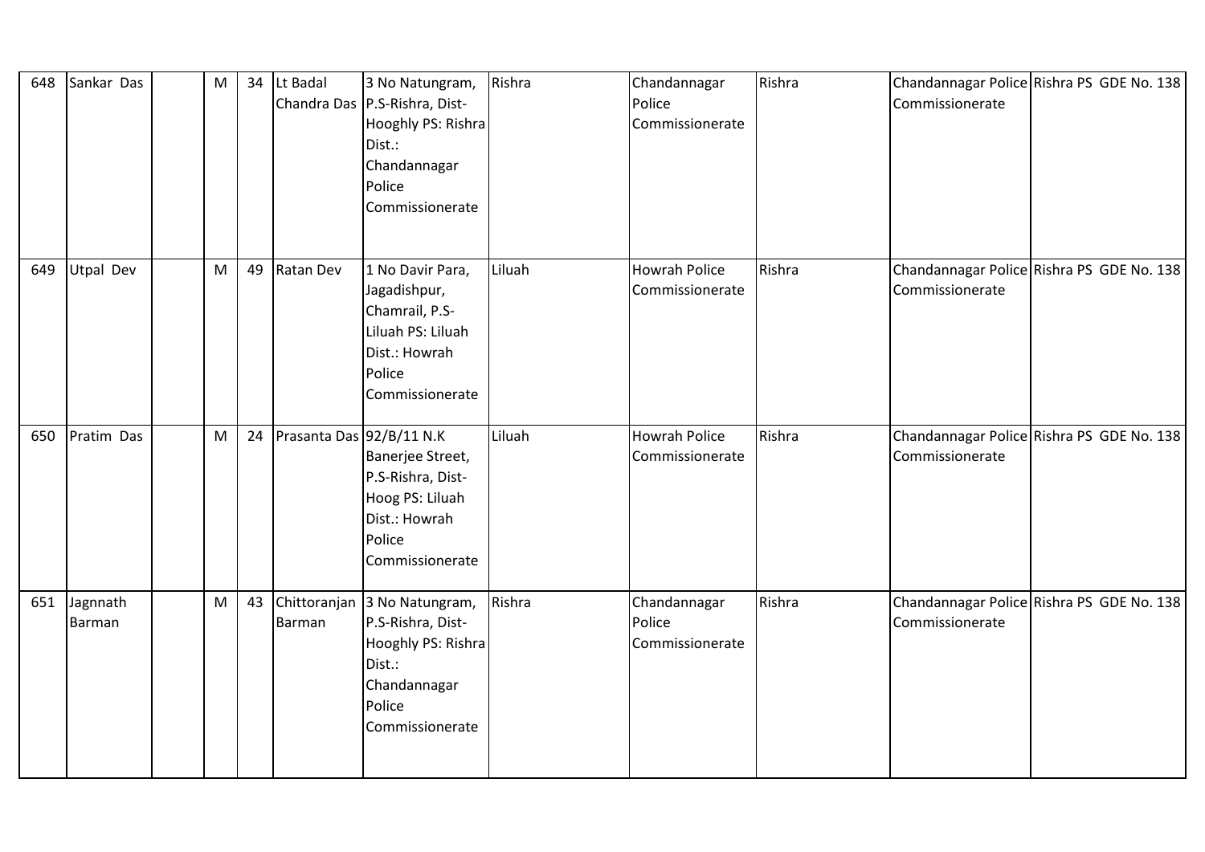| 648 | Sankar Das | | M | 34 | Lt Badal Chandra Das | 3 No Natungram, P.S-Rishra, Dist-Hooghly PS: Rishra Dist.: Chandannagar Police Commissionerate | Rishra | Chandannagar Police Commissionerate | Rishra | Chandannagar Police Commissionerate | Rishra PS GDE No. 138 |
|---|---|---|---|---|---|---|---|---|---|---|---|
| 649 | Utpal Dev | | M | 49 | Ratan Dev | 1 No Davir Para, Jagadishpur, Chamrail, P.S-Liluah PS: Liluah Dist.: Howrah Police Commissionerate | Liluah | Howrah Police Commissionerate | Rishra | Chandannagar Police Commissionerate | Rishra PS GDE No. 138 |
| 650 | Pratim Das | | M | 24 | Prasanta Das | 92/B/11 N.K Banerjee Street, P.S-Rishra, Dist-Hoog PS: Liluah Dist.: Howrah Police Commissionerate | Liluah | Howrah Police Commissionerate | Rishra | Chandannagar Police Commissionerate | Rishra PS GDE No. 138 |
| 651 | Jagnnath Barman | | M | 43 | Chittoranjan Barman | 3 No Natungram, P.S-Rishra, Dist-Hooghly PS: Rishra Dist.: Chandannagar Police Commissionerate | Rishra | Chandannagar Police Commissionerate | Rishra | Chandannagar Police Commissionerate | Rishra PS GDE No. 138 |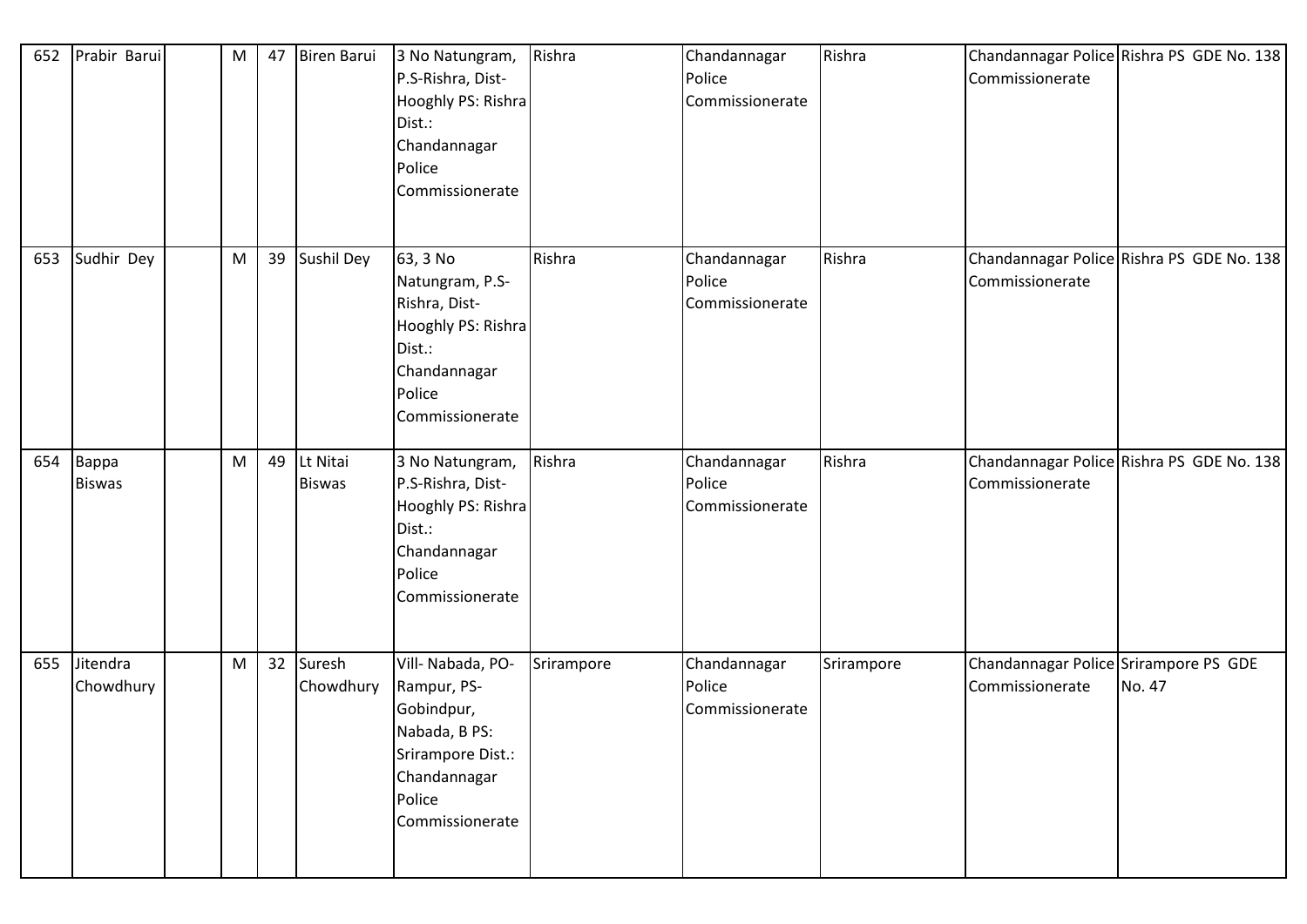| 652 | Prabir Barui | | M | 47 | Biren Barui | 3 No Natungram, P.S-Rishra, Dist-Hooghly PS: Rishra Dist.: Chandannagar Police Commissionerate | Rishra | Chandannagar Police Commissionerate | Rishra | Chandannagar Police Commissionerate | Rishra PS GDE No. 138 |
|---|---|---|---|---|---|---|---|---|---|---|---|
| 653 | Sudhir Dey | | M | 39 | Sushil Dey | 63, 3 No Natungram, P.S-Rishra, Dist-Hooghly PS: Rishra Dist.: Chandannagar Police Commissionerate | Rishra | Chandannagar Police Commissionerate | Rishra | Chandannagar Police Commissionerate | Rishra PS GDE No. 138 |
| 654 | Bappa Biswas | | M | 49 | Lt Nitai Biswas | 3 No Natungram, P.S-Rishra, Dist-Hooghly PS: Rishra Dist.: Chandannagar Police Commissionerate | Rishra | Chandannagar Police Commissionerate | Rishra | Chandannagar Police Commissionerate | Rishra PS GDE No. 138 |
| 655 | Jitendra Chowdhury | | M | 32 | Suresh Chowdhury | Vill- Nabada, PO-Rampur, PS-Gobindpur, Nabada, B PS: Srirampore Dist.: Chandannagar Police Commissionerate | Srirampore | Chandannagar Police Commissionerate | Srirampore | Chandannagar Police Commissionerate | Srirampore PS GDE No. 47 |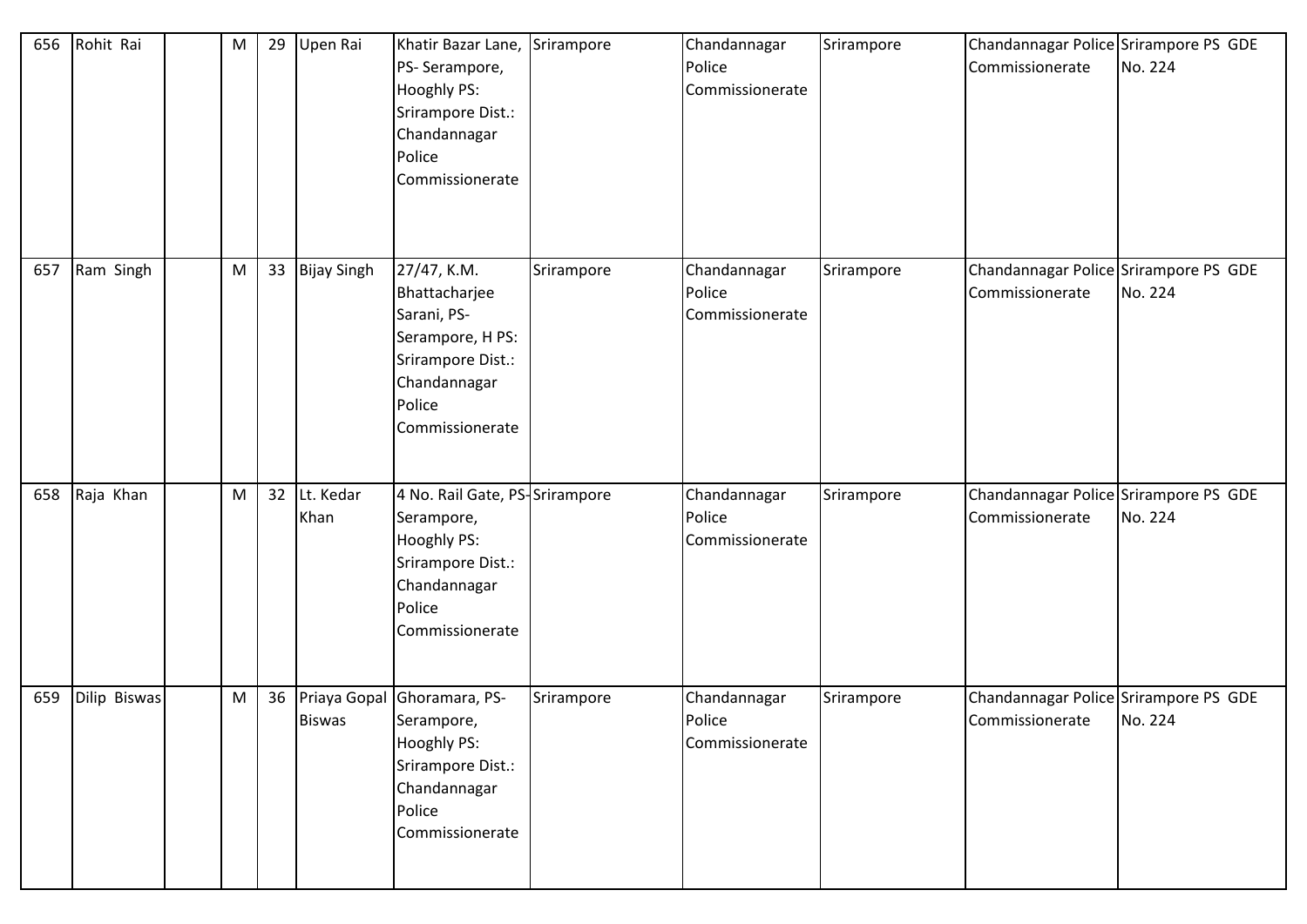| 656 | Rohit Rai | | M | 29 | Upen Rai | Khatir Bazar Lane, PS- Serampore, Hooghly PS: Srirampore Dist.: Chandannagar Police Commissionerate | Srirampore | Chandannagar Police Commissionerate | Srirampore | Chandannagar Police Commissionerate | Srirampore PS GDE No. 224 |
|---|---|---|---|---|---|---|---|---|---|---|---|
| 657 | Ram Singh | | M | 33 | Bijay Singh | 27/47, K.M. Bhattacharjee Sarani, PS- Serampore, H PS: Srirampore Dist.: Chandannagar Police Commissionerate | Srirampore | Chandannagar Police Commissionerate | Srirampore | Chandannagar Police Commissionerate | Srirampore PS GDE No. 224 |
| 658 | Raja Khan | | M | 32 | Lt. Kedar Khan | 4 No. Rail Gate, PS- Serampore, Hooghly PS: Srirampore Dist.: Chandannagar Police Commissionerate | Srirampore | Chandannagar Police Commissionerate | Srirampore | Chandannagar Police Commissionerate | Srirampore PS GDE No. 224 |
| 659 | Dilip Biswas | | M | 36 | Priaya Gopal Biswas | Ghoramara, PS- Serampore, Hooghly PS: Srirampore Dist.: Chandannagar Police Commissionerate | Srirampore | Chandannagar Police Commissionerate | Srirampore | Chandannagar Police Commissionerate | Srirampore PS GDE No. 224 |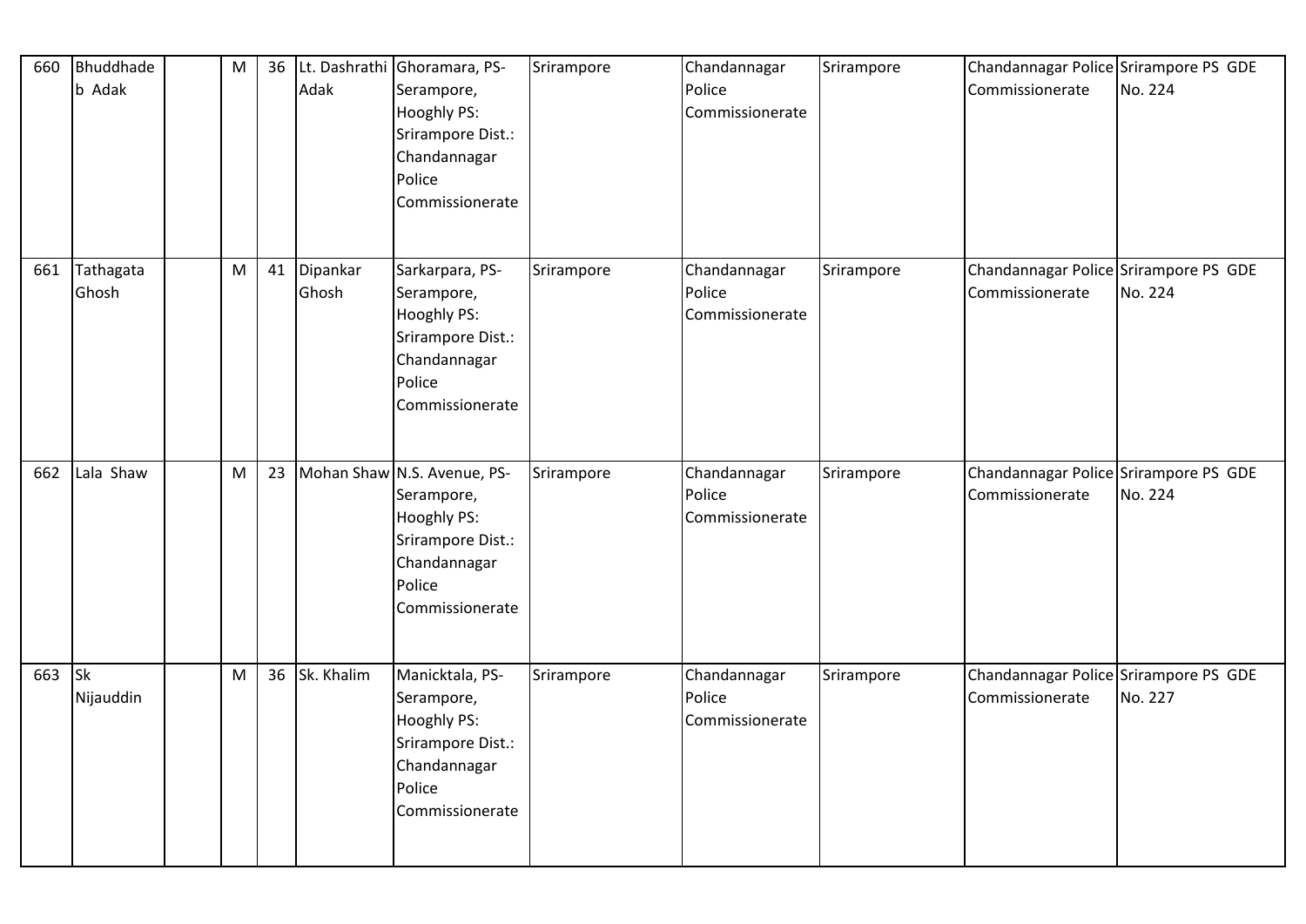| 660 | Bhuddhadeb Adak | | M | 36 | Lt. Dashrathi Adak | Ghoramara, PS- Serampore, Hooghly PS: Srirampore Dist.: Chandannagar Police Commissionerate | Srirampore | Chandannagar Police Commissionerate | Srirampore | Chandannagar Police Commissionerate | Srirampore PS GDE No. 224 |
|---|---|---|---|---|---|---|---|---|---|---|---|
| 661 | Tathagata Ghosh | | M | 41 | Dipankar Ghosh | Sarkarpara, PS- Serampore, Hooghly PS: Srirampore Dist.: Chandannagar Police Commissionerate | Srirampore | Chandannagar Police Commissionerate | Srirampore | Chandannagar Police Commissionerate | Srirampore PS GDE No. 224 |
| 662 | Lala Shaw | | M | 23 | Mohan Shaw | N.S. Avenue, PS- Serampore, Hooghly PS: Srirampore Dist.: Chandannagar Police Commissionerate | Srirampore | Chandannagar Police Commissionerate | Srirampore | Chandannagar Police Commissionerate | Srirampore PS GDE No. 224 |
| 663 | Sk Nijauddin | | M | 36 | Sk. Khalim | Manicktala, PS- Serampore, Hooghly PS: Srirampore Dist.: Chandannagar Police Commissionerate | Srirampore | Chandannagar Police Commissionerate | Srirampore | Chandannagar Police Commissionerate | Srirampore PS GDE No. 227 |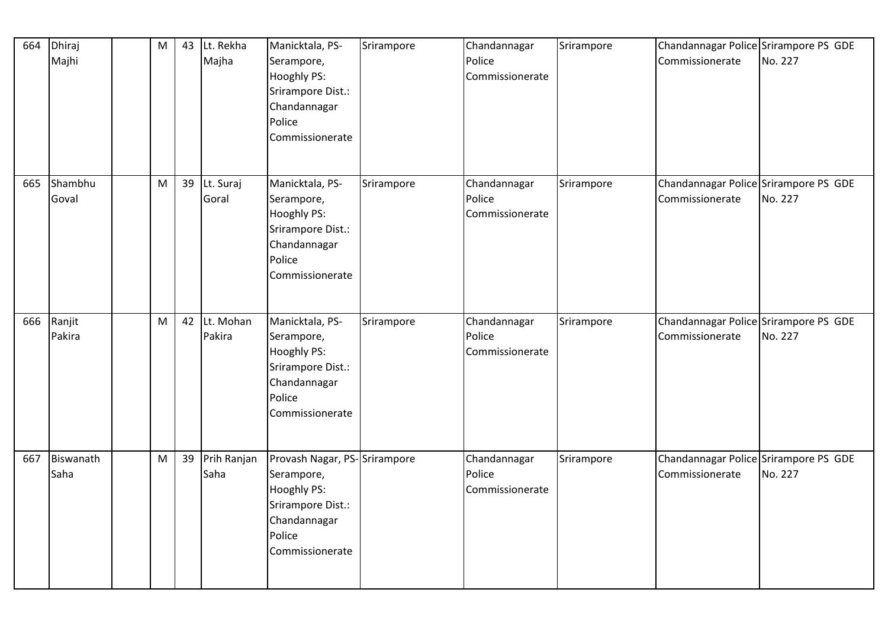| 664 | Dhiraj Majhi | | M | 43 | Lt. Rekha Majha | Manicktala, PS-Serampore, Hooghly PS: Srirampore Dist.: Chandannagar Police Commissionerate | Srirampore | Chandannagar Police Commissionerate | Srirampore | Chandannagar Police Commissionerate | Srirampore PS GDE No. 227 |
|---|---|---|---|---|---|---|---|---|---|---|---|
| 665 | Shambhu Goval | | M | 39 | Lt. Suraj Goral | Manicktala, PS-Serampore, Hooghly PS: Srirampore Dist.: Chandannagar Police Commissionerate | Srirampore | Chandannagar Police Commissionerate | Srirampore | Chandannagar Police Commissionerate | Srirampore PS GDE No. 227 |
| 666 | Ranjit Pakira | | M | 42 | Lt. Mohan Pakira | Manicktala, PS-Serampore, Hooghly PS: Srirampore Dist.: Chandannagar Police Commissionerate | Srirampore | Chandannagar Police Commissionerate | Srirampore | Chandannagar Police Commissionerate | Srirampore PS GDE No. 227 |
| 667 | Biswanath Saha | | M | 39 | Prih Ranjan Saha | Provash Nagar, PS-Serampore, Hooghly PS: Srirampore Dist.: Chandannagar Police Commissionerate | Srirampore | Chandannagar Police Commissionerate | Srirampore | Chandannagar Police Commissionerate | Srirampore PS GDE No. 227 |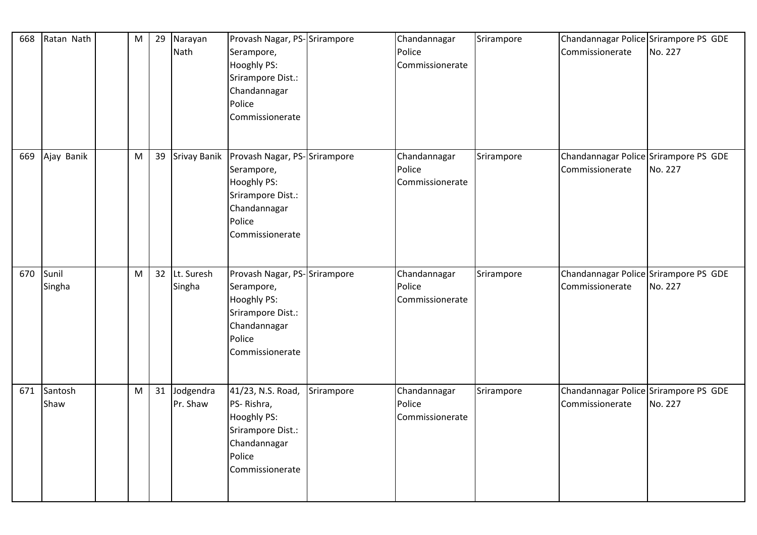| 668 | Ratan Nath | | M | 29 | Narayan Nath | Provash Nagar, PS- Serampore, Hooghly PS: Srirampore Dist.: Chandannagar Police Commissionerate | Srirampore | Chandannagar Police Commissionerate | Srirampore | Chandannagar Police Commissionerate | Srirampore PS GDE No. 227 |
|---|---|---|---|---|---|---|---|---|---|---|---|
| 669 | Ajay Banik | | M | 39 | Srivay Banik | Provash Nagar, PS- Serampore, Hooghly PS: Srirampore Dist.: Chandannagar Police Commissionerate | Srirampore | Chandannagar Police Commissionerate | Srirampore | Chandannagar Police Commissionerate | Srirampore PS GDE No. 227 |
| 670 | Sunil Singha | | M | 32 | Lt. Suresh Singha | Provash Nagar, PS- Serampore, Hooghly PS: Srirampore Dist.: Chandannagar Police Commissionerate | Srirampore | Chandannagar Police Commissionerate | Srirampore | Chandannagar Police Commissionerate | Srirampore PS GDE No. 227 |
| 671 | Santosh Shaw | | M | 31 | Jodgendra Pr. Shaw | 41/23, N.S. Road, PS- Rishra, Hooghly PS: Srirampore Dist.: Chandannagar Police Commissionerate | Srirampore | Chandannagar Police Commissionerate | Srirampore | Chandannagar Police Commissionerate | Srirampore PS GDE No. 227 |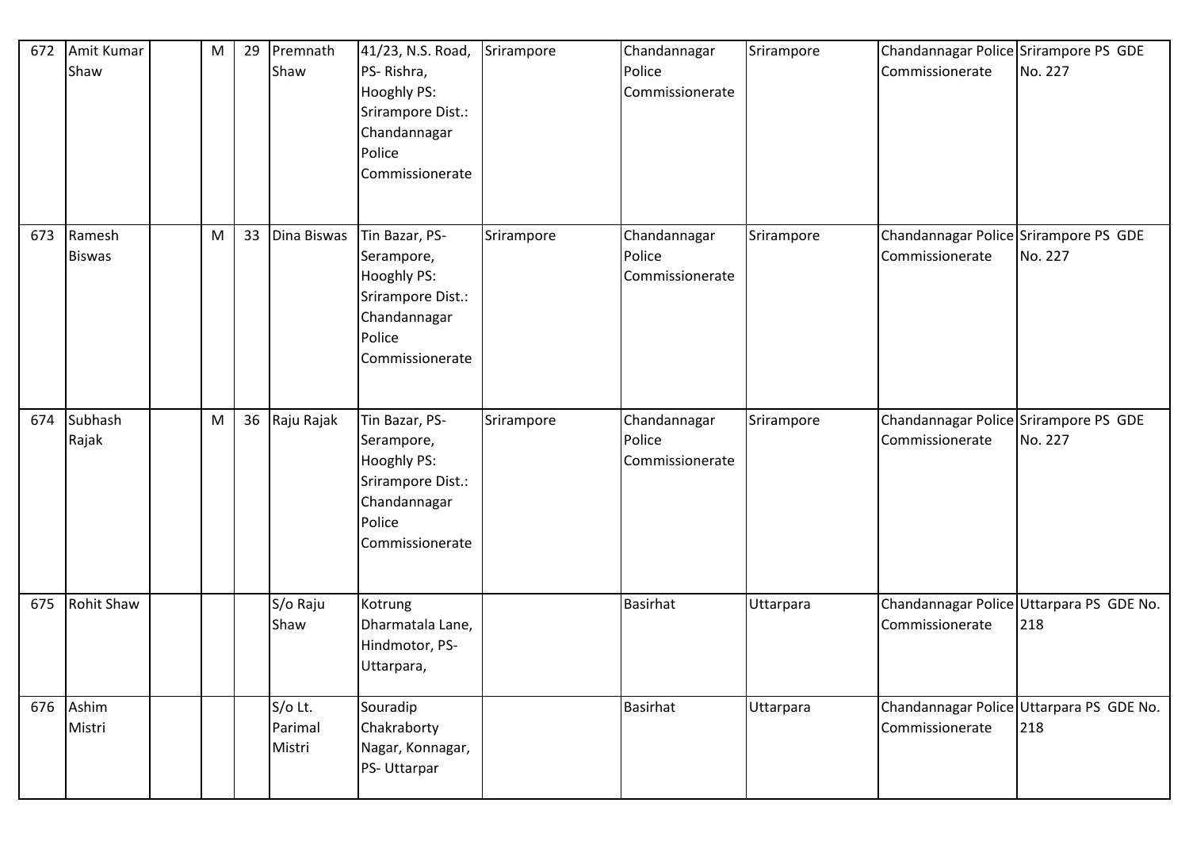| 672 | Amit Kumar Shaw | | M | 29 | Premnath Shaw | 41/23, N.S. Road, PS- Rishra, Hooghly PS: Srirampore Dist.: Chandannagar Police Commissionerate | Srirampore | Chandannagar Police Commissionerate | Srirampore | Chandannagar Police Commissionerate | Srirampore PS GDE No. 227 |
|---|---|---|---|---|---|---|---|---|---|---|---|
| 673 | Ramesh Biswas | | M | 33 | Dina Biswas | Tin Bazar, PS- Serampore, Hooghly PS: Srirampore Dist.: Chandannagar Police Commissionerate | Srirampore | Chandannagar Police Commissionerate | Srirampore | Chandannagar Police Commissionerate | Srirampore PS GDE No. 227 |
| 674 | Subhash Rajak | | M | 36 | Raju Rajak | Tin Bazar, PS- Serampore, Hooghly PS: Srirampore Dist.: Chandannagar Police Commissionerate | Srirampore | Chandannagar Police Commissionerate | Srirampore | Chandannagar Police Commissionerate | Srirampore PS GDE No. 227 |
| 675 | Rohit Shaw | | | | S/o Raju Shaw | Kotrung Dharmatala Lane, Hindmotor, PS- Uttarpara, | | Basirhat | Uttarpara | Chandannagar Police Commissionerate | Uttarpara PS GDE No. 218 |
| 676 | Ashim Mistri | | | | S/o Lt. Parimal Mistri | Souradip Chakraborty Nagar, Konnagar, PS- Uttarpar | | Basirhat | Uttarpara | Chandannagar Police Commissionerate | Uttarpara PS GDE No. 218 |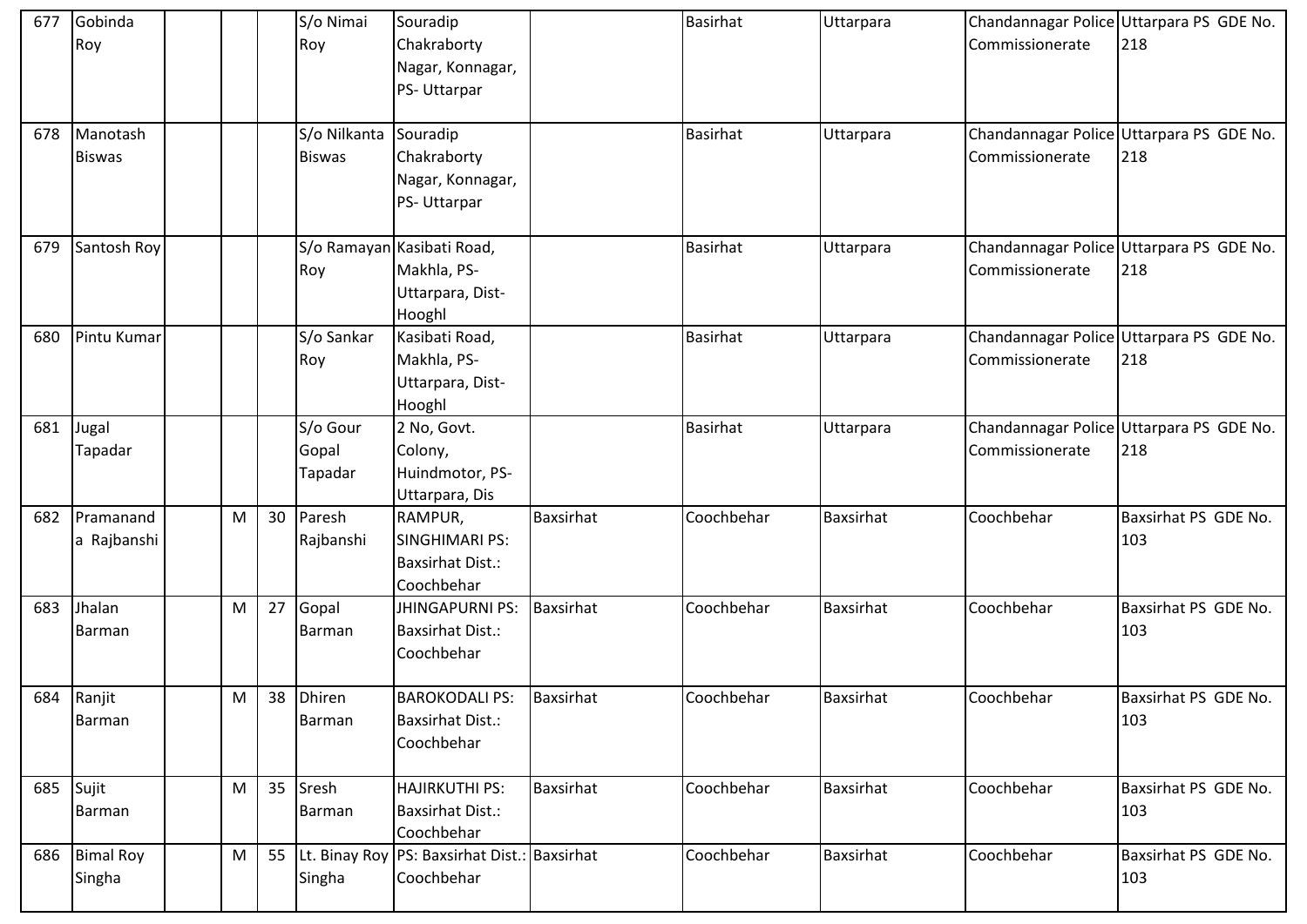| | | | | | | | | | | | |
|---|---|---|---|---|---|---|---|---|---|---|---|
| 677 | Gobinda Roy | | | | S/o Nimai Roy | Souradip Chakraborty Nagar, Konnagar, PS- Uttarpar | | Basirhat | Uttarpara | Chandannagar Police Commissionerate | Uttarpara PS GDE No. 218 |
| 678 | Manotash Biswas | | | | S/o Nilkanta Biswas | Souradip Chakraborty Nagar, Konnagar, PS- Uttarpar | | Basirhat | Uttarpara | Chandannagar Police Commissionerate | Uttarpara PS GDE No. 218 |
| 679 | Santosh Roy | | | | S/o Ramayan Roy | Kasibati Road, Makhla, PS- Uttarpara, Dist- Hooghl | | Basirhat | Uttarpara | Chandannagar Police Commissionerate | Uttarpara PS GDE No. 218 |
| 680 | Pintu Kumar | | | | S/o Sankar Roy | Kasibati Road, Makhla, PS- Uttarpara, Dist- Hooghl | | Basirhat | Uttarpara | Chandannagar Police Commissionerate | Uttarpara PS GDE No. 218 |
| 681 | Jugal Tapadar | | | | S/o Gour Gopal Tapadar | 2 No, Govt. Colony, Huindmotor, PS- Uttarpara, Dis | | Basirhat | Uttarpara | Chandannagar Police Commissionerate | Uttarpara PS GDE No. 218 |
| 682 | Pramanand a Rajbanshi | | M | 30 | Paresh Rajbanshi | RAMPUR, SINGHIMARI PS: Baxsirhat Dist.: Coochbehar | Baxsirhat | Coochbehar | Baxsirhat | Coochbehar | Baxsirhat PS GDE No. 103 |
| 683 | Jhalan Barman | | M | 27 | Gopal Barman | JHINGAPURNI PS: Baxsirhat Dist.: Coochbehar | Baxsirhat | Coochbehar | Baxsirhat | Coochbehar | Baxsirhat PS GDE No. 103 |
| 684 | Ranjit Barman | | M | 38 | Dhiren Barman | BAROKODALI PS: Baxsirhat Dist.: Coochbehar | Baxsirhat | Coochbehar | Baxsirhat | Coochbehar | Baxsirhat PS GDE No. 103 |
| 685 | Sujit Barman | | M | 35 | Sresh Barman | HAJIRKUTHI PS: Baxsirhat Dist.: Coochbehar | Baxsirhat | Coochbehar | Baxsirhat | Coochbehar | Baxsirhat PS GDE No. 103 |
| 686 | Bimal Roy Singha | | M | 55 | Lt. Binay Roy Singha | PS: Baxsirhat Dist.: Coochbehar | Baxsirhat | Coochbehar | Baxsirhat | Coochbehar | Baxsirhat PS GDE No. 103 |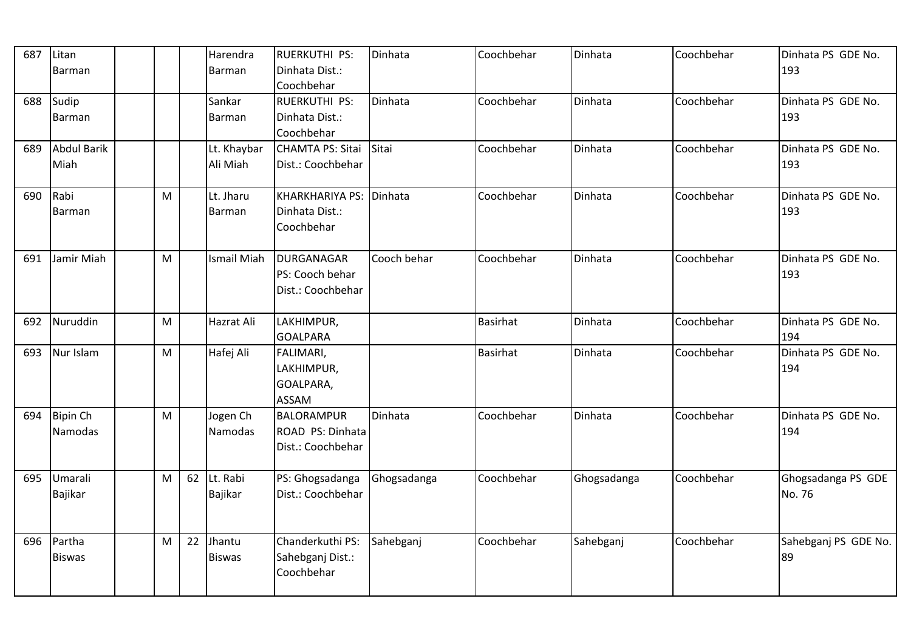| 687 | Litan Barman | | | | Harendra Barman | RUERKUTHI PS: Dinhata Dist.: Coochbehar | Dinhata | Coochbehar | Dinhata | Coochbehar | Dinhata PS GDE No. 193 |
|---|---|---|---|---|---|---|---|---|---|---|---|
| 688 | Sudip Barman | | | | Sankar Barman | RUERKUTHI PS: Dinhata Dist.: Coochbehar | Dinhata | Coochbehar | Dinhata | Coochbehar | Dinhata PS GDE No. 193 |
| 689 | Abdul Barik Miah | | | | Lt. Khaybar Ali Miah | CHAMTA PS: Sitai Dist.: Coochbehar | Sitai | Coochbehar | Dinhata | Coochbehar | Dinhata PS GDE No. 193 |
| 690 | Rabi Barman | | M | | Lt. Jharu Barman | KHARKHARIYA PS: Dinhata Dist.: Coochbehar | Dinhata | Coochbehar | Dinhata | Coochbehar | Dinhata PS GDE No. 193 |
| 691 | Jamir Miah | | M | | Ismail Miah | DURGANAGAR PS: Cooch behar Dist.: Coochbehar | Cooch behar | Coochbehar | Dinhata | Coochbehar | Dinhata PS GDE No. 193 |
| 692 | Nuruddin | | M | | Hazrat Ali | LAKHIMPUR, GOALPARA | | Basirhat | Dinhata | Coochbehar | Dinhata PS GDE No. 194 |
| 693 | Nur Islam | | M | | Hafej Ali | FALIMARI, LAKHIMPUR, GOALPARA, ASSAM | | Basirhat | Dinhata | Coochbehar | Dinhata PS GDE No. 194 |
| 694 | Bipin Ch Namodas | | M | | Jogen Ch Namodas | BALORAMPUR ROAD PS: Dinhata Dist.: Coochbehar | Dinhata | Coochbehar | Dinhata | Coochbehar | Dinhata PS GDE No. 194 |
| 695 | Umarali Bajikar | | M | 62 | Lt. Rabi Bajikar | PS: Ghogsadanga Dist.: Coochbehar | Ghogsadanga | Coochbehar | Ghogsadanga | Coochbehar | Ghogsadanga PS GDE No. 76 |
| 696 | Partha Biswas | | M | 22 | Jhantu Biswas | Chanderkuthi PS: Sahebganj Dist.: Coochbehar | Sahebganj | Coochbehar | Sahebganj | Coochbehar | Sahebganj PS GDE No. 89 |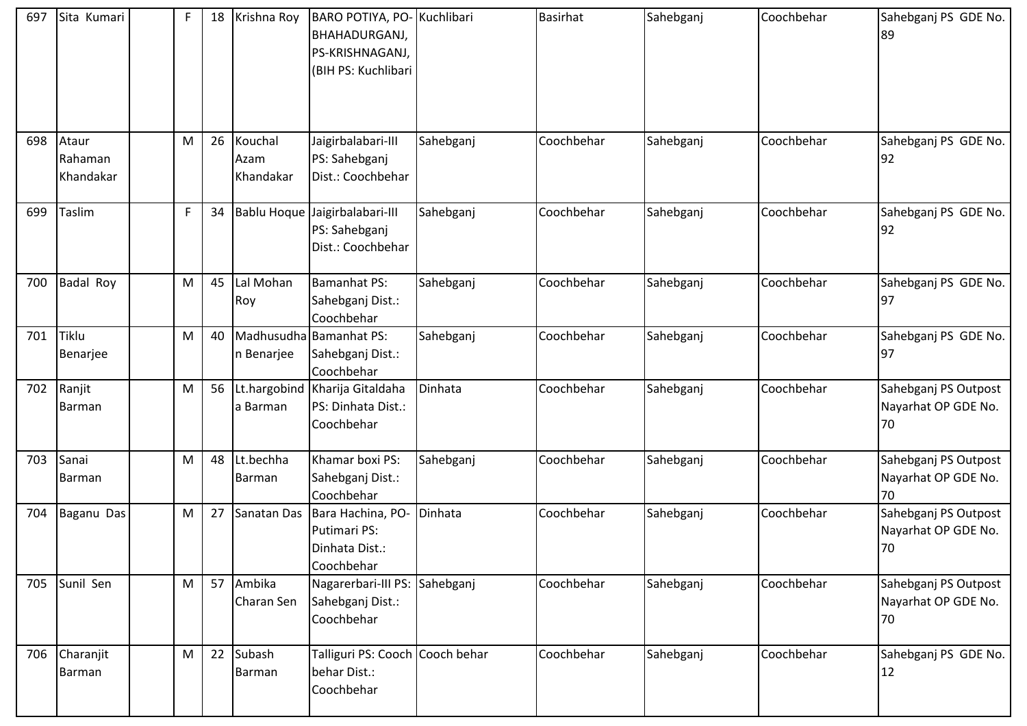| 697 | Sita Kumari | | F | 18 | Krishna Roy | BARO POTIYA, PO-BHAHADURGANJ, PS-KRISHNAGANJ, (BIH PS: Kuchlibari | Kuchlibari | Basirhat | Sahebganj | Coochbehar | Sahebganj PS GDE No. 89 |
|---|---|---|---|---|---|---|---|---|---|---|---|
| 698 | Ataur Rahaman Khandakar | | M | 26 | Kouchal Azam Khandakar | Jaigirbalabari-III PS: Sahebganj Dist.: Coochbehar | Sahebganj | Coochbehar | Sahebganj | Coochbehar | Sahebganj PS GDE No. 92 |
| 699 | Taslim | | F | 34 | Bablu Hoque | Jaigirbalabari-III PS: Sahebganj Dist.: Coochbehar | Sahebganj | Coochbehar | Sahebganj | Coochbehar | Sahebganj PS GDE No. 92 |
| 700 | Badal Roy | | M | 45 | Lal Mohan Roy | Bamanhat PS: Sahebganj Dist.: Coochbehar | Sahebganj | Coochbehar | Sahebganj | Coochbehar | Sahebganj PS GDE No. 97 |
| 701 | Tiklu Benarjee | | M | 40 | Madhusudhan Benarjee | Bamanhat PS: Sahebganj Dist.: Coochbehar | Sahebganj | Coochbehar | Sahebganj | Coochbehar | Sahebganj PS GDE No. 97 |
| 702 | Ranjit Barman | | M | 56 | Lt.hargobinda Barman | Kharija Gitaldaha PS: Dinhata Dist.: Coochbehar | Dinhata | Coochbehar | Sahebganj | Coochbehar | Sahebganj PS Outpost Nayarhat OP GDE No. 70 |
| 703 | Sanai Barman | | M | 48 | Lt.bechha Barman | Khamar boxi PS: Sahebganj Dist.: Coochbehar | Sahebganj | Coochbehar | Sahebganj | Coochbehar | Sahebganj PS Outpost Nayarhat OP GDE No. 70 |
| 704 | Baganu Das | | M | 27 | Sanatan Das | Bara Hachina, PO-Putimari PS: Dinhata Dist.: Coochbehar | Dinhata | Coochbehar | Sahebganj | Coochbehar | Sahebganj PS Outpost Nayarhat OP GDE No. 70 |
| 705 | Sunil Sen | | M | 57 | Ambika Charan Sen | Nagarerbari-III PS: Sahebganj Dist.: Coochbehar | Sahebganj | Coochbehar | Sahebganj | Coochbehar | Sahebganj PS Outpost Nayarhat OP GDE No. 70 |
| 706 | Charanjit Barman | | M | 22 | Subash Barman | Talliguri PS: Cooch behar Dist.: Coochbehar | Cooch behar | Coochbehar | Sahebganj | Coochbehar | Sahebganj PS GDE No. 12 |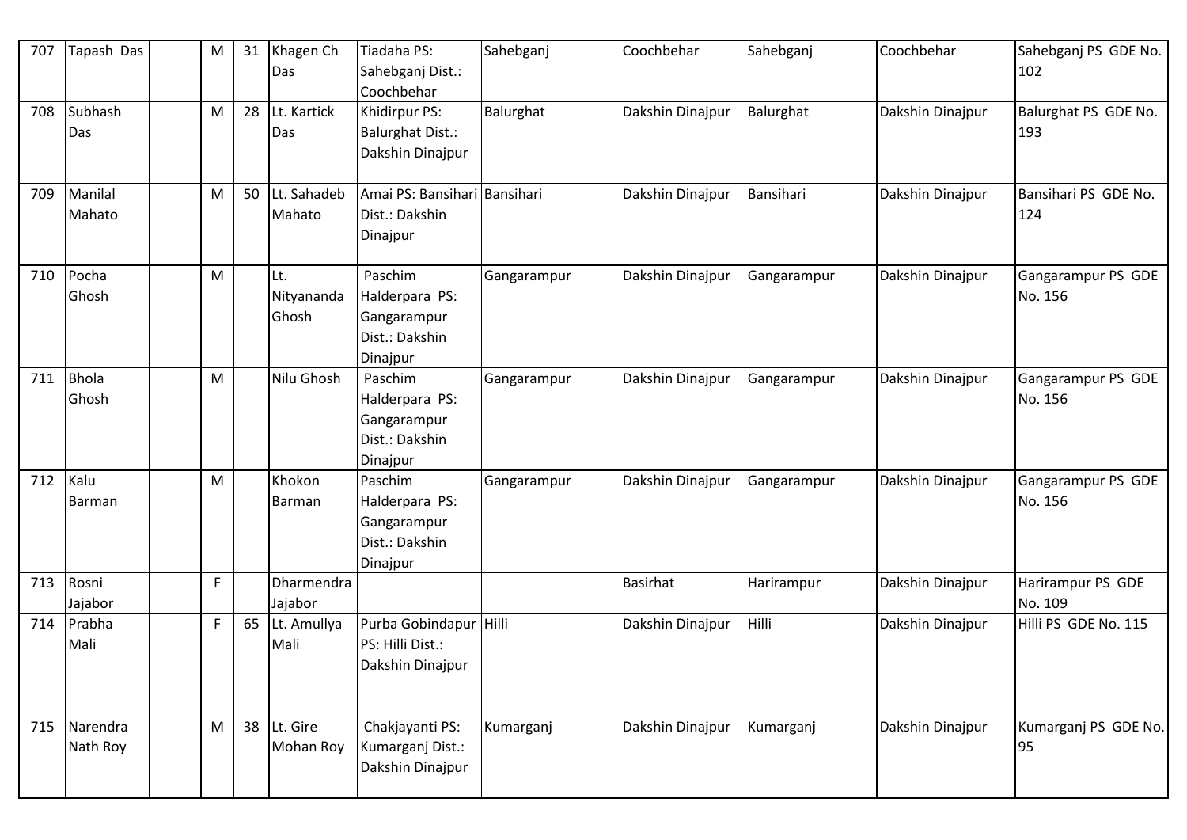| 707 | Tapash Das | | M | 31 | Khagen Ch Das | Tiadaha PS: Sahebganj Dist.: Coochbehar | Sahebganj | Coochbehar | Sahebganj | Coochbehar | Sahebganj PS GDE No. 102 |
|---|---|---|---|---|---|---|---|---|---|---|---|
| 708 | Subhash Das | | M | 28 | Lt. Kartick Das | Khidirpur PS: Balurghat Dist.: Dakshin Dinajpur | Balurghat | Dakshin Dinajpur | Balurghat | Dakshin Dinajpur | Balurghat PS GDE No. 193 |
| 709 | Manilal Mahato | | M | 50 | Lt. Sahadeb Mahato | Amai PS: Bansihari Dist.: Dakshin Dinajpur | Bansihari | Dakshin Dinajpur | Bansihari | Dakshin Dinajpur | Bansihari PS GDE No. 124 |
| 710 | Pocha Ghosh | | M | | Lt. Nityananda Ghosh | Paschim Halderpara PS: Gangarampur Dist.: Dakshin Dinajpur | Gangarampur | Dakshin Dinajpur | Gangarampur | Dakshin Dinajpur | Gangarampur PS GDE No. 156 |
| 711 | Bhola Ghosh | | M | | Nilu Ghosh | Paschim Halderpara PS: Gangarampur Dist.: Dakshin Dinajpur | Gangarampur | Dakshin Dinajpur | Gangarampur | Dakshin Dinajpur | Gangarampur PS GDE No. 156 |
| 712 | Kalu Barman | | M | | Khokon Barman | Paschim Halderpara PS: Gangarampur Dist.: Dakshin Dinajpur | Gangarampur | Dakshin Dinajpur | Gangarampur | Dakshin Dinajpur | Gangarampur PS GDE No. 156 |
| 713 | Rosni Jajabor | | F | | Dharmendra Jajabor | | | Basirhat | Harirampur | Dakshin Dinajpur | Harirampur PS GDE No. 109 |
| 714 | Prabha Mali | | F | 65 | Lt. Amullya Mali | Purba Gobindapur PS: Hilli Dist.: Dakshin Dinajpur | Hilli | Dakshin Dinajpur | Hilli | Dakshin Dinajpur | Hilli PS GDE No. 115 |
| 715 | Narendra Nath Roy | | M | 38 | Lt. Gire Mohan Roy | Chakjayanti PS: Kumarganj Dist.: Dakshin Dinajpur | Kumarganj | Dakshin Dinajpur | Kumarganj | Dakshin Dinajpur | Kumarganj PS GDE No. 95 |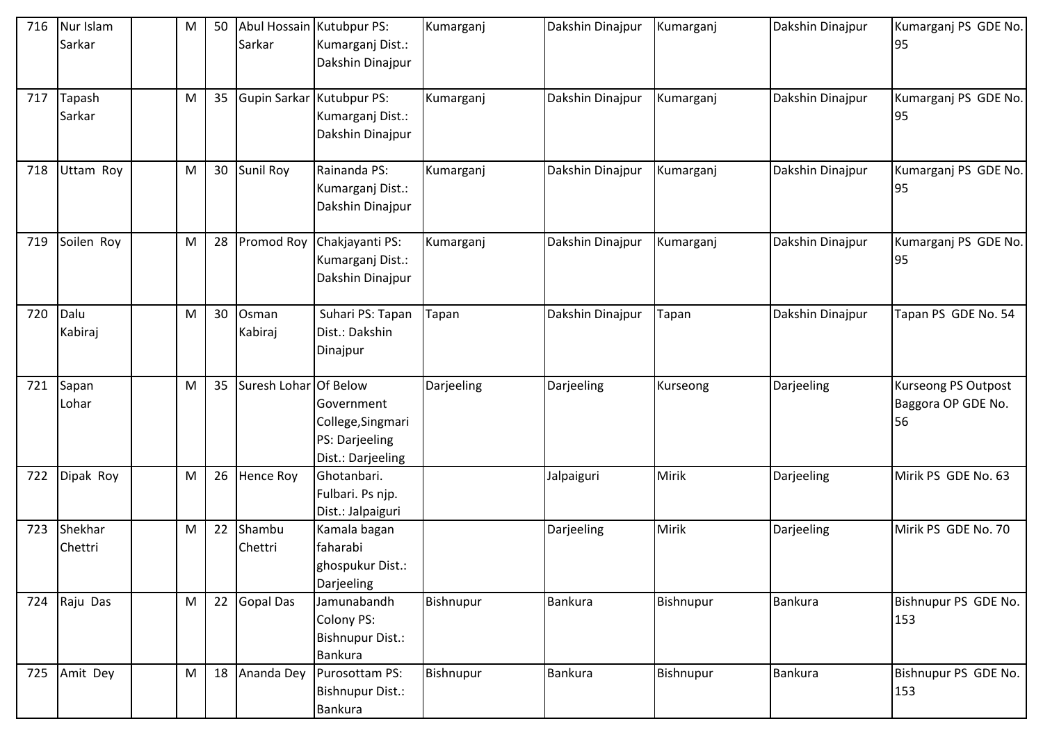| 716 | Nur Islam Sarkar | | M | 50 | Abul Hossain Sarkar | Kutubpur PS: Kumarganj Dist.: Dakshin Dinajpur | Kumarganj | Dakshin Dinajpur | Kumarganj | Dakshin Dinajpur | Kumarganj PS GDE No. 95 |
|---|---|---|---|---|---|---|---|---|---|---|---|
| 717 | Tapash Sarkar | | M | 35 | Gupin Sarkar | Kutubpur PS: Kumarganj Dist.: Dakshin Dinajpur | Kumarganj | Dakshin Dinajpur | Kumarganj | Dakshin Dinajpur | Kumarganj PS GDE No. 95 |
| 718 | Uttam Roy | | M | 30 | Sunil Roy | Rainanda PS: Kumarganj Dist.: Dakshin Dinajpur | Kumarganj | Dakshin Dinajpur | Kumarganj | Dakshin Dinajpur | Kumarganj PS GDE No. 95 |
| 719 | Soilen Roy | | M | 28 | Promod Roy | Chakjayanti PS: Kumarganj Dist.: Dakshin Dinajpur | Kumarganj | Dakshin Dinajpur | Kumarganj | Dakshin Dinajpur | Kumarganj PS GDE No. 95 |
| 720 | Dalu Kabiraj | | M | 30 | Osman Kabiraj | Suhari PS: Tapan Dist.: Dakshin Dinajpur | Tapan | Dakshin Dinajpur | Tapan | Dakshin Dinajpur | Tapan PS GDE No. 54 |
| 721 | Sapan Lohar | | M | 35 | Suresh Lohar | Of Below Government College,Singmari PS: Darjeeling Dist.: Darjeeling | Darjeeling | Darjeeling | Kurseong | Darjeeling | Kurseong PS Outpost Baggora OP GDE No. 56 |
| 722 | Dipak Roy | | M | 26 | Hence Roy | Ghotanbari. Fulbari. Ps njp. Dist.: Jalpaiguri | | Jalpaiguri | Mirik | Darjeeling | Mirik PS GDE No. 63 |
| 723 | Shekhar Chettri | | M | 22 | Shambu Chettri | Kamala bagan faharabi ghospukur Dist.: Darjeeling | | Darjeeling | Mirik | Darjeeling | Mirik PS GDE No. 70 |
| 724 | Raju Das | | M | 22 | Gopal Das | Jamunabandh Colony PS: Bishnupur Dist.: Bankura | Bishnupur | Bankura | Bishnupur | Bankura | Bishnupur PS GDE No. 153 |
| 725 | Amit Dey | | M | 18 | Ananda Dey | Purosottam PS: Bishnupur Dist.: Bankura | Bishnupur | Bankura | Bishnupur | Bankura | Bishnupur PS GDE No. 153 |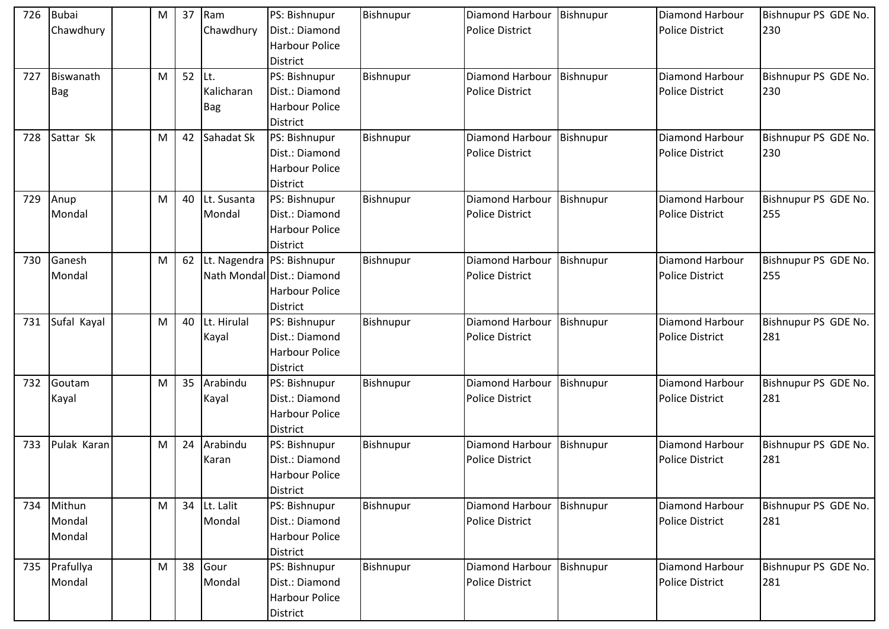| 726 | Bubai Chawdhury | | M | 37 | Ram Chawdhury | PS: Bishnupur Dist.: Diamond Harbour Police District | Bishnupur | Diamond Harbour Police District | Bishnupur | Diamond Harbour Police District | Bishnupur PS GDE No. 230 |
|---|---|---|---|---|---|---|---|---|---|---|---|
| 727 | Biswanath Bag | | M | 52 | Lt. Kalicharan Bag | PS: Bishnupur Dist.: Diamond Harbour Police District | Bishnupur | Diamond Harbour Police District | Bishnupur | Diamond Harbour Police District | Bishnupur PS GDE No. 230 |
| 728 | Sattar Sk | | M | 42 | Sahadat Sk | PS: Bishnupur Dist.: Diamond Harbour Police District | Bishnupur | Diamond Harbour Police District | Bishnupur | Diamond Harbour Police District | Bishnupur PS GDE No. 230 |
| 729 | Anup Mondal | | M | 40 | Lt. Susanta Mondal | PS: Bishnupur Dist.: Diamond Harbour Police District | Bishnupur | Diamond Harbour Police District | Bishnupur | Diamond Harbour Police District | Bishnupur PS GDE No. 255 |
| 730 | Ganesh Mondal | | M | 62 | Lt. Nagendra Nath Mondal | PS: Bishnupur Dist.: Diamond Harbour Police District | Bishnupur | Diamond Harbour Police District | Bishnupur | Diamond Harbour Police District | Bishnupur PS GDE No. 255 |
| 731 | Sufal Kayal | | M | 40 | Lt. Hirulal Kayal | PS: Bishnupur Dist.: Diamond Harbour Police District | Bishnupur | Diamond Harbour Police District | Bishnupur | Diamond Harbour Police District | Bishnupur PS GDE No. 281 |
| 732 | Goutam Kayal | | M | 35 | Arabindu Kayal | PS: Bishnupur Dist.: Diamond Harbour Police District | Bishnupur | Diamond Harbour Police District | Bishnupur | Diamond Harbour Police District | Bishnupur PS GDE No. 281 |
| 733 | Pulak Karan | | M | 24 | Arabindu Karan | PS: Bishnupur Dist.: Diamond Harbour Police District | Bishnupur | Diamond Harbour Police District | Bishnupur | Diamond Harbour Police District | Bishnupur PS GDE No. 281 |
| 734 | Mithun Mondal Mondal | | M | 34 | Lt. Lalit Mondal | PS: Bishnupur Dist.: Diamond Harbour Police District | Bishnupur | Diamond Harbour Police District | Bishnupur | Diamond Harbour Police District | Bishnupur PS GDE No. 281 |
| 735 | Prafullya Mondal | | M | 38 | Gour Mondal | PS: Bishnupur Dist.: Diamond Harbour Police District | Bishnupur | Diamond Harbour Police District | Bishnupur | Diamond Harbour Police District | Bishnupur PS GDE No. 281 |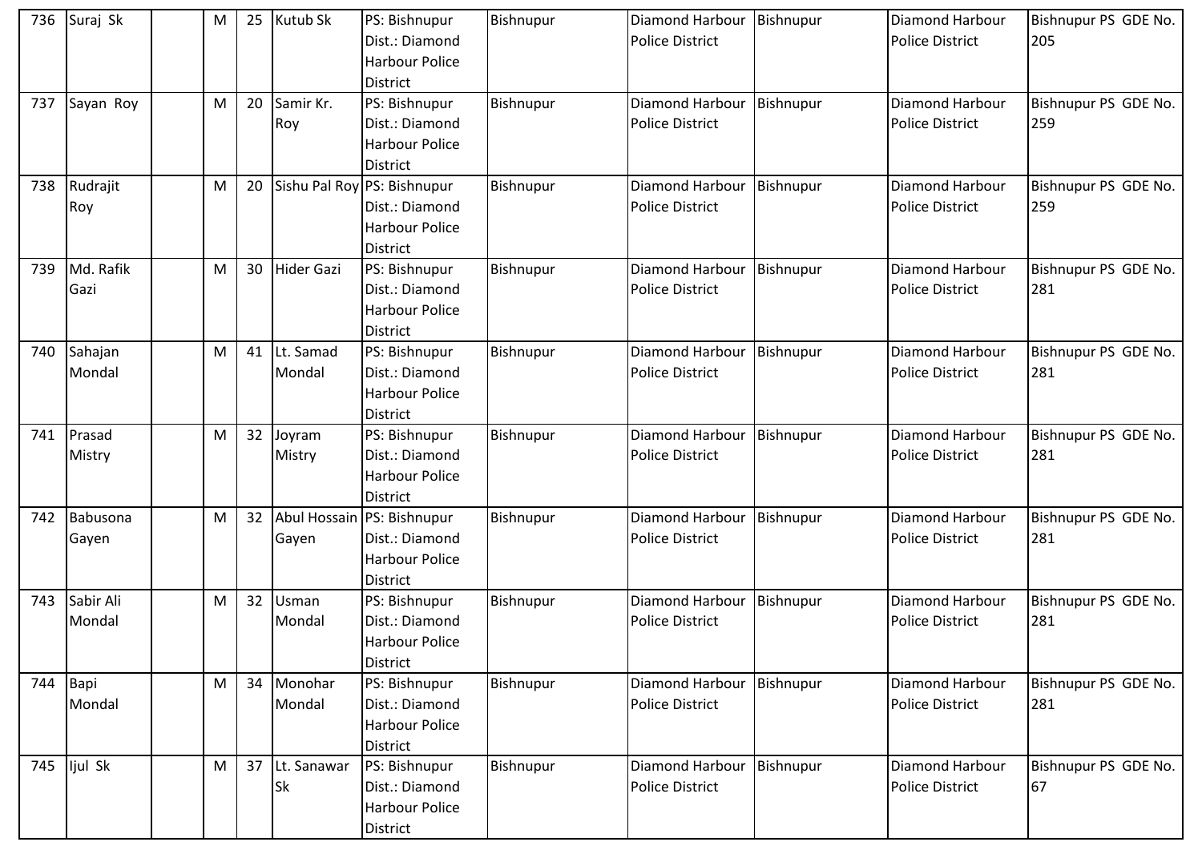| 736 | Suraj Sk | | M | 25 | Kutub Sk | PS: Bishnupur Dist.: Diamond Harbour Police District | Bishnupur | Diamond Harbour Police District | Bishnupur | Diamond Harbour Police District | Bishnupur PS GDE No. 205 |
|---|---|---|---|---|---|---|---|---|---|---|---|
| 737 | Sayan Roy | | M | 20 | Samir Kr. Roy | PS: Bishnupur Dist.: Diamond Harbour Police District | Bishnupur | Diamond Harbour Police District | Bishnupur | Diamond Harbour Police District | Bishnupur PS GDE No. 259 |
| 738 | Rudrajit Roy | | M | 20 | Sishu Pal Roy | PS: Bishnupur Dist.: Diamond Harbour Police District | Bishnupur | Diamond Harbour Police District | Bishnupur | Diamond Harbour Police District | Bishnupur PS GDE No. 259 |
| 739 | Md. Rafik Gazi | | M | 30 | Hider Gazi | PS: Bishnupur Dist.: Diamond Harbour Police District | Bishnupur | Diamond Harbour Police District | Bishnupur | Diamond Harbour Police District | Bishnupur PS GDE No. 281 |
| 740 | Sahajan Mondal | | M | 41 | Lt. Samad Mondal | PS: Bishnupur Dist.: Diamond Harbour Police District | Bishnupur | Diamond Harbour Police District | Bishnupur | Diamond Harbour Police District | Bishnupur PS GDE No. 281 |
| 741 | Prasad Mistry | | M | 32 | Joyram Mistry | PS: Bishnupur Dist.: Diamond Harbour Police District | Bishnupur | Diamond Harbour Police District | Bishnupur | Diamond Harbour Police District | Bishnupur PS GDE No. 281 |
| 742 | Babusona Gayen | | M | 32 | Abul Hossain Gayen | PS: Bishnupur Dist.: Diamond Harbour Police District | Bishnupur | Diamond Harbour Police District | Bishnupur | Diamond Harbour Police District | Bishnupur PS GDE No. 281 |
| 743 | Sabir Ali Mondal | | M | 32 | Usman Mondal | PS: Bishnupur Dist.: Diamond Harbour Police District | Bishnupur | Diamond Harbour Police District | Bishnupur | Diamond Harbour Police District | Bishnupur PS GDE No. 281 |
| 744 | Bapi Mondal | | M | 34 | Monohar Mondal | PS: Bishnupur Dist.: Diamond Harbour Police District | Bishnupur | Diamond Harbour Police District | Bishnupur | Diamond Harbour Police District | Bishnupur PS GDE No. 281 |
| 745 | Ijul Sk | | M | 37 | Lt. Sanawar Sk | PS: Bishnupur Dist.: Diamond Harbour Police District | Bishnupur | Diamond Harbour Police District | Bishnupur | Diamond Harbour Police District | Bishnupur PS GDE No. 67 |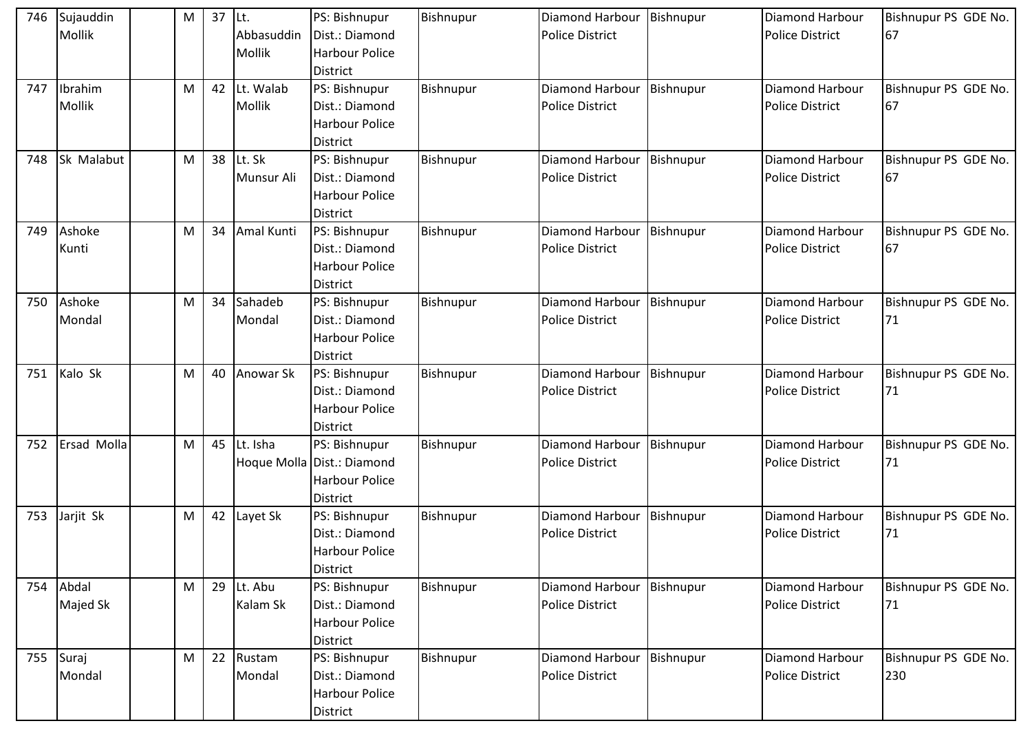| 746 | Sujauddin Mollik | | M | 37 | Lt. Abbasuddin Mollik | PS: Bishnupur Dist.: Diamond Harbour Police District | Bishnupur | Diamond Harbour Police District | Bishnupur | Diamond Harbour Police District | Bishnupur PS GDE No. 67 |
|---|---|---|---|---|---|---|---|---|---|---|---|
| 747 | Ibrahim Mollik | | M | 42 | Lt. Walab Mollik | PS: Bishnupur Dist.: Diamond Harbour Police District | Bishnupur | Diamond Harbour Police District | Bishnupur | Diamond Harbour Police District | Bishnupur PS GDE No. 67 |
| 748 | Sk Malabut | | M | 38 | Lt. Sk Munsur Ali | PS: Bishnupur Dist.: Diamond Harbour Police District | Bishnupur | Diamond Harbour Police District | Bishnupur | Diamond Harbour Police District | Bishnupur PS GDE No. 67 |
| 749 | Ashoke Kunti | | M | 34 | Amal Kunti | PS: Bishnupur Dist.: Diamond Harbour Police District | Bishnupur | Diamond Harbour Police District | Bishnupur | Diamond Harbour Police District | Bishnupur PS GDE No. 67 |
| 750 | Ashoke Mondal | | M | 34 | Sahadeb Mondal | PS: Bishnupur Dist.: Diamond Harbour Police District | Bishnupur | Diamond Harbour Police District | Bishnupur | Diamond Harbour Police District | Bishnupur PS GDE No. 71 |
| 751 | Kalo Sk | | M | 40 | Anowar Sk | PS: Bishnupur Dist.: Diamond Harbour Police District | Bishnupur | Diamond Harbour Police District | Bishnupur | Diamond Harbour Police District | Bishnupur PS GDE No. 71 |
| 752 | Ersad Molla | | M | 45 | Lt. Isha Hoque Molla | PS: Bishnupur Dist.: Diamond Harbour Police District | Bishnupur | Diamond Harbour Police District | Bishnupur | Diamond Harbour Police District | Bishnupur PS GDE No. 71 |
| 753 | Jarjit Sk | | M | 42 | Layet Sk | PS: Bishnupur Dist.: Diamond Harbour Police District | Bishnupur | Diamond Harbour Police District | Bishnupur | Diamond Harbour Police District | Bishnupur PS GDE No. 71 |
| 754 | Abdal Majed Sk | | M | 29 | Lt. Abu Kalam Sk | PS: Bishnupur Dist.: Diamond Harbour Police District | Bishnupur | Diamond Harbour Police District | Bishnupur | Diamond Harbour Police District | Bishnupur PS GDE No. 71 |
| 755 | Suraj Mondal | | M | 22 | Rustam Mondal | PS: Bishnupur Dist.: Diamond Harbour Police District | Bishnupur | Diamond Harbour Police District | Bishnupur | Diamond Harbour Police District | Bishnupur PS GDE No. 230 |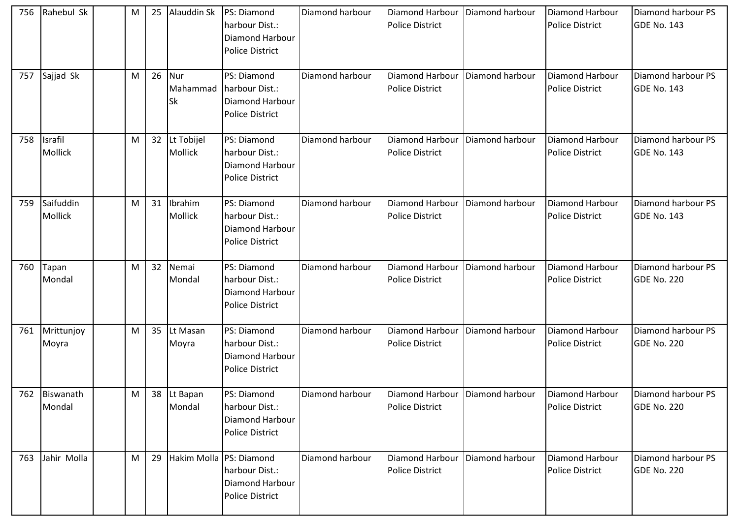| 756 | Rahebul Sk | | M | 25 | Alauddin Sk | PS: Diamond harbour Dist.: Diamond Harbour Police District | Diamond harbour | Diamond Harbour Police District | Diamond harbour | Diamond Harbour Police District | Diamond harbour PS GDE No. 143 |
|---|---|---|---|---|---|---|---|---|---|---|---|
| 757 | Sajjad Sk | | M | 26 | Nur Mahammad Sk | PS: Diamond harbour Dist.: Diamond Harbour Police District | Diamond harbour | Diamond Harbour Police District | Diamond harbour | Diamond Harbour Police District | Diamond harbour PS GDE No. 143 |
| 758 | Israfil Mollick | | M | 32 | Lt Tobijel Mollick | PS: Diamond harbour Dist.: Diamond Harbour Police District | Diamond harbour | Diamond Harbour Police District | Diamond harbour | Diamond Harbour Police District | Diamond harbour PS GDE No. 143 |
| 759 | Saifuddin Mollick | | M | 31 | Ibrahim Mollick | PS: Diamond harbour Dist.: Diamond Harbour Police District | Diamond harbour | Diamond Harbour Police District | Diamond harbour | Diamond Harbour Police District | Diamond harbour PS GDE No. 143 |
| 760 | Tapan Mondal | | M | 32 | Nemai Mondal | PS: Diamond harbour Dist.: Diamond Harbour Police District | Diamond harbour | Diamond Harbour Police District | Diamond harbour | Diamond Harbour Police District | Diamond harbour PS GDE No. 220 |
| 761 | Mrittunjoy Moyra | | M | 35 | Lt Masan Moyra | PS: Diamond harbour Dist.: Diamond Harbour Police District | Diamond harbour | Diamond Harbour Police District | Diamond harbour | Diamond Harbour Police District | Diamond harbour PS GDE No. 220 |
| 762 | Biswanath Mondal | | M | 38 | Lt Bapan Mondal | PS: Diamond harbour Dist.: Diamond Harbour Police District | Diamond harbour | Diamond Harbour Police District | Diamond harbour | Diamond Harbour Police District | Diamond harbour PS GDE No. 220 |
| 763 | Jahir Molla | | M | 29 | Hakim Molla | PS: Diamond harbour Dist.: Diamond Harbour Police District | Diamond harbour | Diamond Harbour Police District | Diamond harbour | Diamond Harbour Police District | Diamond harbour PS GDE No. 220 |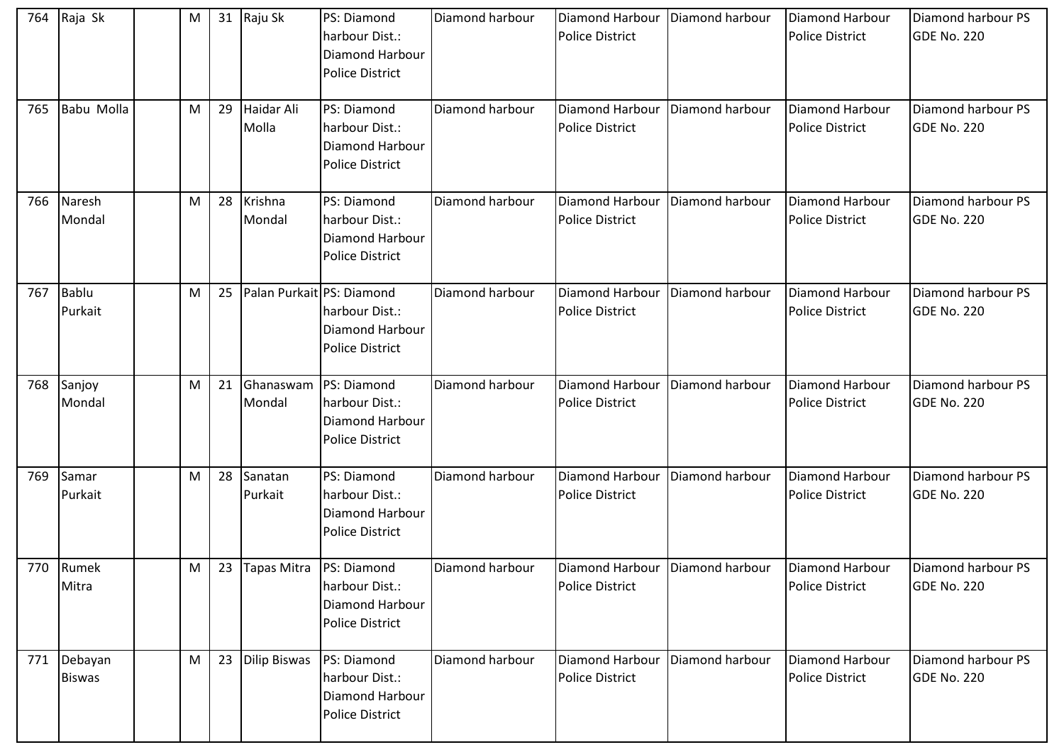| 764 | Raja Sk | | M | 31 | Raju Sk | PS: Diamond harbour Dist.: Diamond Harbour Police District | Diamond harbour | Diamond Harbour Police District | Diamond harbour | Diamond Harbour Police District | Diamond harbour PS GDE No. 220 |
|---|---|---|---|---|---|---|---|---|---|---|---|
| 765 | Babu Molla | | M | 29 | Haidar Ali Molla | PS: Diamond harbour Dist.: Diamond Harbour Police District | Diamond harbour | Diamond Harbour Police District | Diamond harbour | Diamond Harbour Police District | Diamond harbour PS GDE No. 220 |
| 766 | Naresh Mondal | | M | 28 | Krishna Mondal | PS: Diamond harbour Dist.: Diamond Harbour Police District | Diamond harbour | Diamond Harbour Police District | Diamond harbour | Diamond Harbour Police District | Diamond harbour PS GDE No. 220 |
| 767 | Bablu Purkait | | M | 25 | Palan Purkait | PS: Diamond harbour Dist.: Diamond Harbour Police District | Diamond harbour | Diamond Harbour Police District | Diamond harbour | Diamond Harbour Police District | Diamond harbour PS GDE No. 220 |
| 768 | Sanjoy Mondal | | M | 21 | Ghanaswam Mondal | PS: Diamond harbour Dist.: Diamond Harbour Police District | Diamond harbour | Diamond Harbour Police District | Diamond harbour | Diamond Harbour Police District | Diamond harbour PS GDE No. 220 |
| 769 | Samar Purkait | | M | 28 | Sanatan Purkait | PS: Diamond harbour Dist.: Diamond Harbour Police District | Diamond harbour | Diamond Harbour Police District | Diamond harbour | Diamond Harbour Police District | Diamond harbour PS GDE No. 220 |
| 770 | Rumek Mitra | | M | 23 | Tapas Mitra | PS: Diamond harbour Dist.: Diamond Harbour Police District | Diamond harbour | Diamond Harbour Police District | Diamond harbour | Diamond Harbour Police District | Diamond harbour PS GDE No. 220 |
| 771 | Debayan Biswas | | M | 23 | Dilip Biswas | PS: Diamond harbour Dist.: Diamond Harbour Police District | Diamond harbour | Diamond Harbour Police District | Diamond harbour | Diamond Harbour Police District | Diamond harbour PS GDE No. 220 |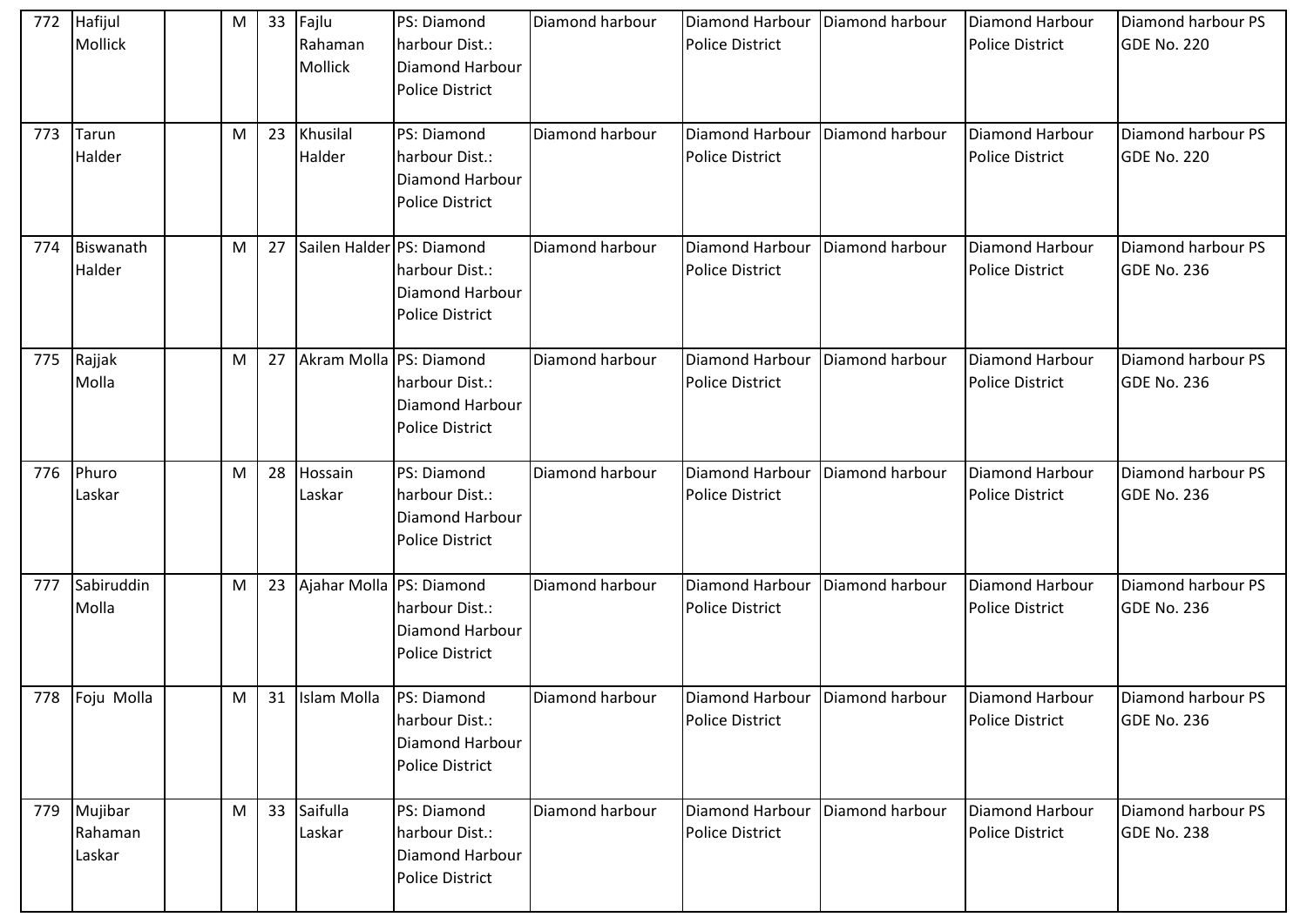| 772 | Hafijul Mollick | | M | 33 | Fajlu Rahaman Mollick | PS: Diamond harbour Dist.: Diamond Harbour Police District | Diamond harbour | Diamond Harbour Police District | Diamond harbour | Diamond Harbour Police District | Diamond harbour PS GDE No. 220 |
|---|---|---|---|---|---|---|---|---|---|---|---|
| 773 | Tarun Halder | | M | 23 | Khusilal Halder | PS: Diamond harbour Dist.: Diamond Harbour Police District | Diamond harbour | Diamond Harbour Police District | Diamond harbour | Diamond Harbour Police District | Diamond harbour PS GDE No. 220 |
| 774 | Biswanath Halder | | M | 27 | Sailen Halder | PS: Diamond harbour Dist.: Diamond Harbour Police District | Diamond harbour | Diamond Harbour Police District | Diamond harbour | Diamond Harbour Police District | Diamond harbour PS GDE No. 236 |
| 775 | Rajjak Molla | | M | 27 | Akram Molla | PS: Diamond harbour Dist.: Diamond Harbour Police District | Diamond harbour | Diamond Harbour Police District | Diamond harbour | Diamond Harbour Police District | Diamond harbour PS GDE No. 236 |
| 776 | Phuro Laskar | | M | 28 | Hossain Laskar | PS: Diamond harbour Dist.: Diamond Harbour Police District | Diamond harbour | Diamond Harbour Police District | Diamond harbour | Diamond Harbour Police District | Diamond harbour PS GDE No. 236 |
| 777 | Sabiruddin Molla | | M | 23 | Ajahar Molla | PS: Diamond harbour Dist.: Diamond Harbour Police District | Diamond harbour | Diamond Harbour Police District | Diamond harbour | Diamond Harbour Police District | Diamond harbour PS GDE No. 236 |
| 778 | Foju Molla | | M | 31 | Islam Molla | PS: Diamond harbour Dist.: Diamond Harbour Police District | Diamond harbour | Diamond Harbour Police District | Diamond harbour | Diamond Harbour Police District | Diamond harbour PS GDE No. 236 |
| 779 | Mujibar Rahaman Laskar | | M | 33 | Saifulla Laskar | PS: Diamond harbour Dist.: Diamond Harbour Police District | Diamond harbour | Diamond Harbour Police District | Diamond harbour | Diamond Harbour Police District | Diamond harbour PS GDE No. 238 |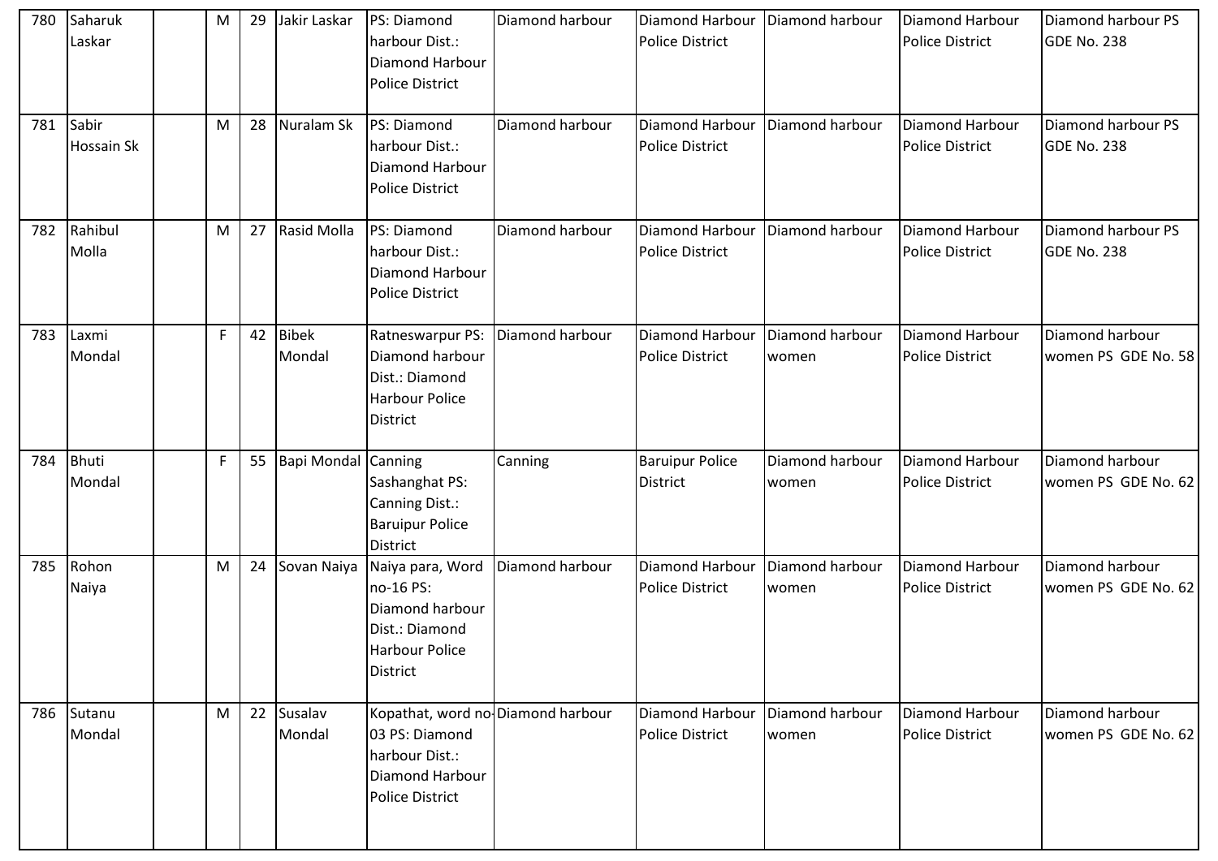| 780 | Saharuk Laskar | | M | 29 | Jakir Laskar | PS: Diamond harbour Dist.: Diamond Harbour Police District | Diamond harbour | Diamond Harbour Police District | Diamond harbour | Diamond Harbour Police District | Diamond harbour PS GDE No. 238 |
|---|---|---|---|---|---|---|---|---|---|---|---|
| 781 | Sabir Hossain Sk | | M | 28 | Nuralam Sk | PS: Diamond harbour Dist.: Diamond Harbour Police District | Diamond harbour | Diamond Harbour Police District | Diamond harbour | Diamond Harbour Police District | Diamond harbour PS GDE No. 238 |
| 782 | Rahibul Molla | | M | 27 | Rasid Molla | PS: Diamond harbour Dist.: Diamond Harbour Police District | Diamond harbour | Diamond Harbour Police District | Diamond harbour | Diamond Harbour Police District | Diamond harbour PS GDE No. 238 |
| 783 | Laxmi Mondal | | F | 42 | Bibek Mondal | Ratneswarpur PS: Diamond harbour Dist.: Diamond Harbour Police District | Diamond harbour | Diamond Harbour Police District | Diamond harbour women | Diamond Harbour Police District | Diamond harbour women PS GDE No. 58 |
| 784 | Bhuti Mondal | | F | 55 | Bapi Mondal | Canning Sashanghat PS: Canning Dist.: Baruipur Police District | Canning | Baruipur Police District | Diamond harbour women | Diamond Harbour Police District | Diamond harbour women PS GDE No. 62 |
| 785 | Rohon Naiya | | M | 24 | Sovan Naiya | Naiya para, Word no-16 PS: Diamond harbour Dist.: Diamond Harbour Police District | Diamond harbour | Diamond Harbour Police District | Diamond harbour women | Diamond Harbour Police District | Diamond harbour women PS GDE No. 62 |
| 786 | Sutanu Mondal | | M | 22 | Susalav Mondal | Kopathat, word no-03 PS: Diamond harbour Dist.: Diamond Harbour Police District | Diamond harbour | Diamond Harbour Police District | Diamond harbour women | Diamond Harbour Police District | Diamond harbour women PS GDE No. 62 |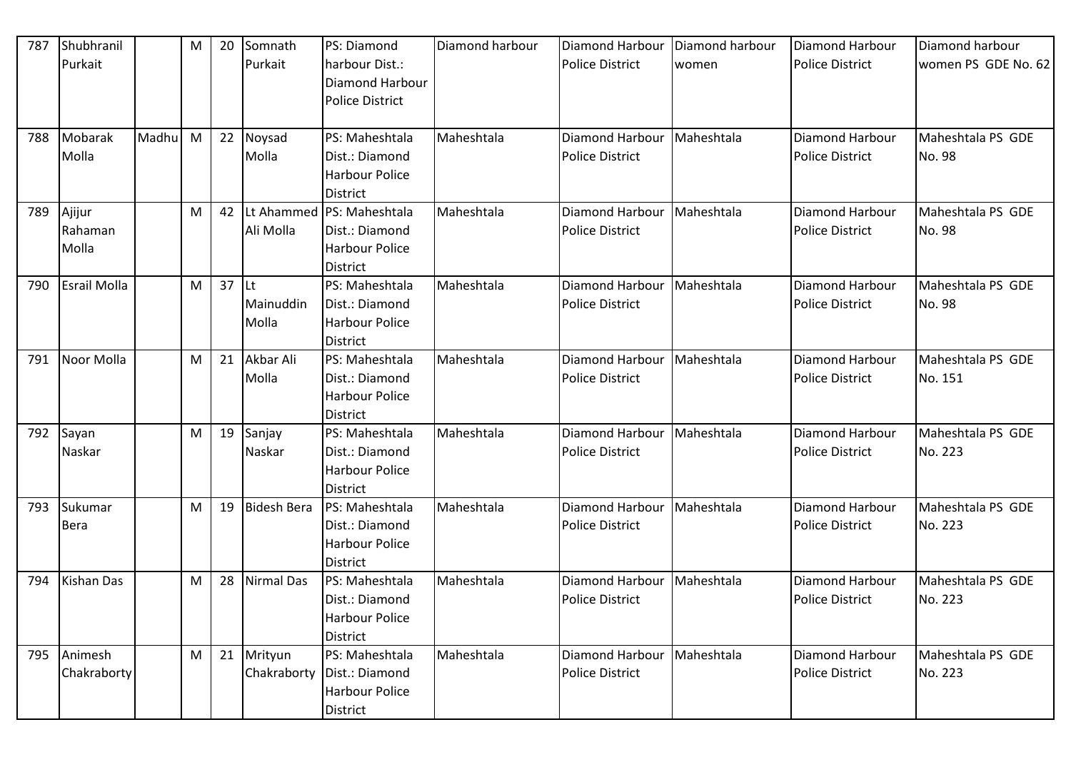| 787 | Shubhranil Purkait | | M | 20 | Somnath Purkait | PS: Diamond harbour Dist.: Diamond Harbour Police District | Diamond harbour | Diamond Harbour Police District | Diamond harbour women | Diamond Harbour Police District | Diamond harbour women PS GDE No. 62 |
|---|---|---|---|---|---|---|---|---|---|---|---|
| 788 | Mobarak Molla | Madhu | M | 22 | Noysad Molla | PS: Maheshtala Dist.: Diamond Harbour Police District | Maheshtala | Diamond Harbour Police District | Maheshtala | Diamond Harbour Police District | Maheshtala PS GDE No. 98 |
| 789 | Ajijur Rahaman Molla | | M | 42 | Lt Ahammed Ali Molla | PS: Maheshtala Dist.: Diamond Harbour Police District | Maheshtala | Diamond Harbour Police District | Maheshtala | Diamond Harbour Police District | Maheshtala PS GDE No. 98 |
| 790 | Esrail Molla | | M | 37 | Lt Mainuddin Molla | PS: Maheshtala Dist.: Diamond Harbour Police District | Maheshtala | Diamond Harbour Police District | Maheshtala | Diamond Harbour Police District | Maheshtala PS GDE No. 98 |
| 791 | Noor Molla | | M | 21 | Akbar Ali Molla | PS: Maheshtala Dist.: Diamond Harbour Police District | Maheshtala | Diamond Harbour Police District | Maheshtala | Diamond Harbour Police District | Maheshtala PS GDE No. 151 |
| 792 | Sayan Naskar | | M | 19 | Sanjay Naskar | PS: Maheshtala Dist.: Diamond Harbour Police District | Maheshtala | Diamond Harbour Police District | Maheshtala | Diamond Harbour Police District | Maheshtala PS GDE No. 223 |
| 793 | Sukumar Bera | | M | 19 | Bidesh Bera | PS: Maheshtala Dist.: Diamond Harbour Police District | Maheshtala | Diamond Harbour Police District | Maheshtala | Diamond Harbour Police District | Maheshtala PS GDE No. 223 |
| 794 | Kishan Das | | M | 28 | Nirmal Das | PS: Maheshtala Dist.: Diamond Harbour Police District | Maheshtala | Diamond Harbour Police District | Maheshtala | Diamond Harbour Police District | Maheshtala PS GDE No. 223 |
| 795 | Animesh Chakraborty | | M | 21 | Mrityun Chakraborty | PS: Maheshtala Dist.: Diamond Harbour Police District | Maheshtala | Diamond Harbour Police District | Maheshtala | Diamond Harbour Police District | Maheshtala PS GDE No. 223 |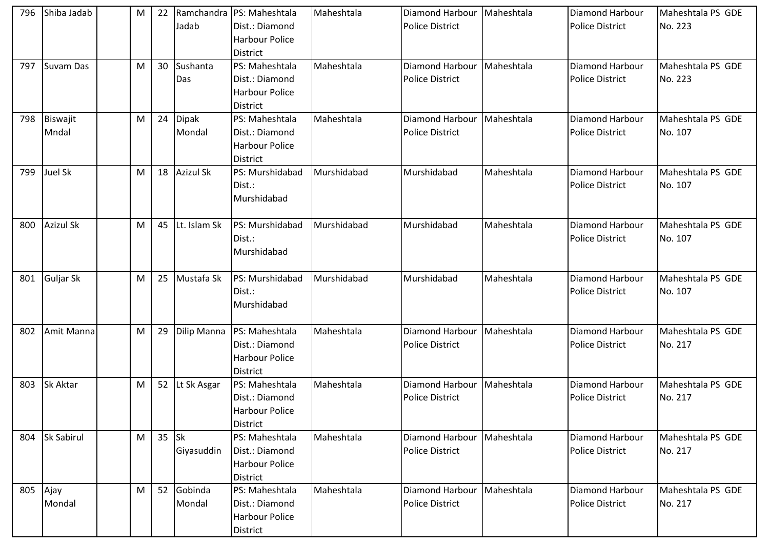| 796 | Shiba Jadab | | M | 22 | Ramchandra Jadab | PS: Maheshtala Dist.: Diamond Harbour Police District | Maheshtala | Diamond Harbour Police District | Maheshtala | Diamond Harbour Police District | Maheshtala PS GDE No. 223 |
|---|---|---|---|---|---|---|---|---|---|---|---|
| 797 | Suvam Das | | M | 30 | Sushanta Das | PS: Maheshtala Dist.: Diamond Harbour Police District | Maheshtala | Diamond Harbour Police District | Maheshtala | Diamond Harbour Police District | Maheshtala PS GDE No. 223 |
| 798 | Biswajit Mndal | | M | 24 | Dipak Mondal | PS: Maheshtala Dist.: Diamond Harbour Police District | Maheshtala | Diamond Harbour Police District | Maheshtala | Diamond Harbour Police District | Maheshtala PS GDE No. 107 |
| 799 | Juel Sk | | M | 18 | Azizul Sk | PS: Murshidabad Dist.: Murshidabad | Murshidabad | Murshidabad | Maheshtala | Diamond Harbour Police District | Maheshtala PS GDE No. 107 |
| 800 | Azizul Sk | | M | 45 | Lt. Islam Sk | PS: Murshidabad Dist.: Murshidabad | Murshidabad | Murshidabad | Maheshtala | Diamond Harbour Police District | Maheshtala PS GDE No. 107 |
| 801 | Guljar Sk | | M | 25 | Mustafa Sk | PS: Murshidabad Dist.: Murshidabad | Murshidabad | Murshidabad | Maheshtala | Diamond Harbour Police District | Maheshtala PS GDE No. 107 |
| 802 | Amit Manna | | M | 29 | Dilip Manna | PS: Maheshtala Dist.: Diamond Harbour Police District | Maheshtala | Diamond Harbour Police District | Maheshtala | Diamond Harbour Police District | Maheshtala PS GDE No. 217 |
| 803 | Sk Aktar | | M | 52 | Lt Sk Asgar | PS: Maheshtala Dist.: Diamond Harbour Police District | Maheshtala | Diamond Harbour Police District | Maheshtala | Diamond Harbour Police District | Maheshtala PS GDE No. 217 |
| 804 | Sk Sabirul | | M | 35 | Sk Giyasuddin | PS: Maheshtala Dist.: Diamond Harbour Police District | Maheshtala | Diamond Harbour Police District | Maheshtala | Diamond Harbour Police District | Maheshtala PS GDE No. 217 |
| 805 | Ajay Mondal | | M | 52 | Gobinda Mondal | PS: Maheshtala Dist.: Diamond Harbour Police District | Maheshtala | Diamond Harbour Police District | Maheshtala | Diamond Harbour Police District | Maheshtala PS GDE No. 217 |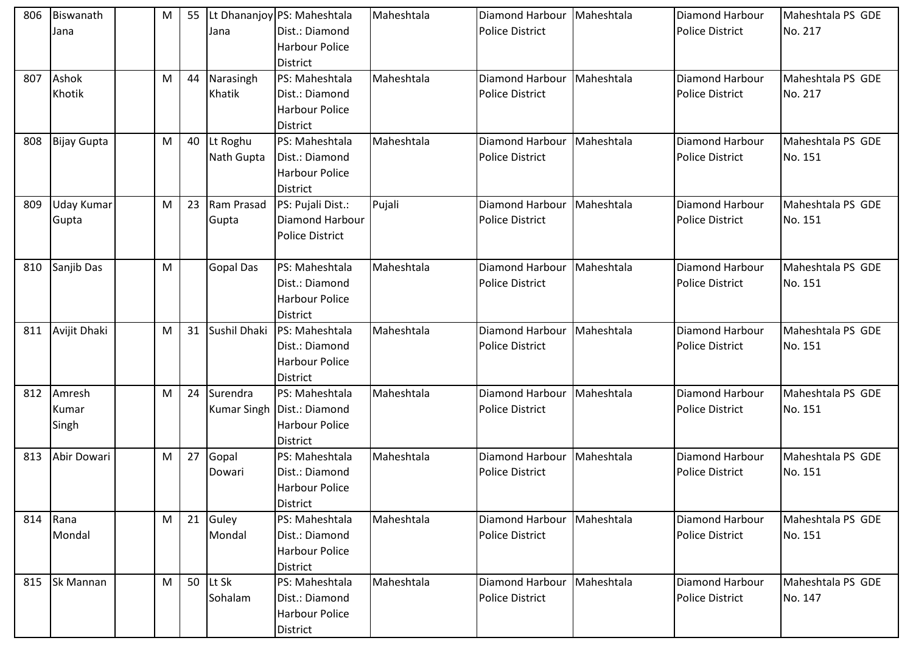| 806 | Biswanath Jana | | M | 55 | Lt Dhananjoy Jana | PS: Maheshtala Dist.: Diamond Harbour Police District | Maheshtala | Diamond Harbour Police District | Maheshtala | Diamond Harbour Police District | Maheshtala PS GDE No. 217 |
|---|---|---|---|---|---|---|---|---|---|---|---|
| 807 | Ashok Khotik | | M | 44 | Narasingh Khatik | PS: Maheshtala Dist.: Diamond Harbour Police District | Maheshtala | Diamond Harbour Police District | Maheshtala | Diamond Harbour Police District | Maheshtala PS GDE No. 217 |
| 808 | Bijay Gupta | | M | 40 | Lt Roghu Nath Gupta | PS: Maheshtala Dist.: Diamond Harbour Police District | Maheshtala | Diamond Harbour Police District | Maheshtala | Diamond Harbour Police District | Maheshtala PS GDE No. 151 |
| 809 | Uday Kumar Gupta | | M | 23 | Ram Prasad Gupta | PS: Pujali Dist.: Diamond Harbour Police District | Pujali | Diamond Harbour Police District | Maheshtala | Diamond Harbour Police District | Maheshtala PS GDE No. 151 |
| 810 | Sanjib Das | | M | | Gopal Das | PS: Maheshtala Dist.: Diamond Harbour Police District | Maheshtala | Diamond Harbour Police District | Maheshtala | Diamond Harbour Police District | Maheshtala PS GDE No. 151 |
| 811 | Avijit Dhaki | | M | 31 | Sushil Dhaki | PS: Maheshtala Dist.: Diamond Harbour Police District | Maheshtala | Diamond Harbour Police District | Maheshtala | Diamond Harbour Police District | Maheshtala PS GDE No. 151 |
| 812 | Amresh Kumar Singh | | M | 24 | Surendra Kumar Singh | PS: Maheshtala Dist.: Diamond Harbour Police District | Maheshtala | Diamond Harbour Police District | Maheshtala | Diamond Harbour Police District | Maheshtala PS GDE No. 151 |
| 813 | Abir Dowari | | M | 27 | Gopal Dowari | PS: Maheshtala Dist.: Diamond Harbour Police District | Maheshtala | Diamond Harbour Police District | Maheshtala | Diamond Harbour Police District | Maheshtala PS GDE No. 151 |
| 814 | Rana Mondal | | M | 21 | Guley Mondal | PS: Maheshtala Dist.: Diamond Harbour Police District | Maheshtala | Diamond Harbour Police District | Maheshtala | Diamond Harbour Police District | Maheshtala PS GDE No. 151 |
| 815 | Sk Mannan | | M | 50 | Lt Sk Sohalam | PS: Maheshtala Dist.: Diamond Harbour Police District | Maheshtala | Diamond Harbour Police District | Maheshtala | Diamond Harbour Police District | Maheshtala PS GDE No. 147 |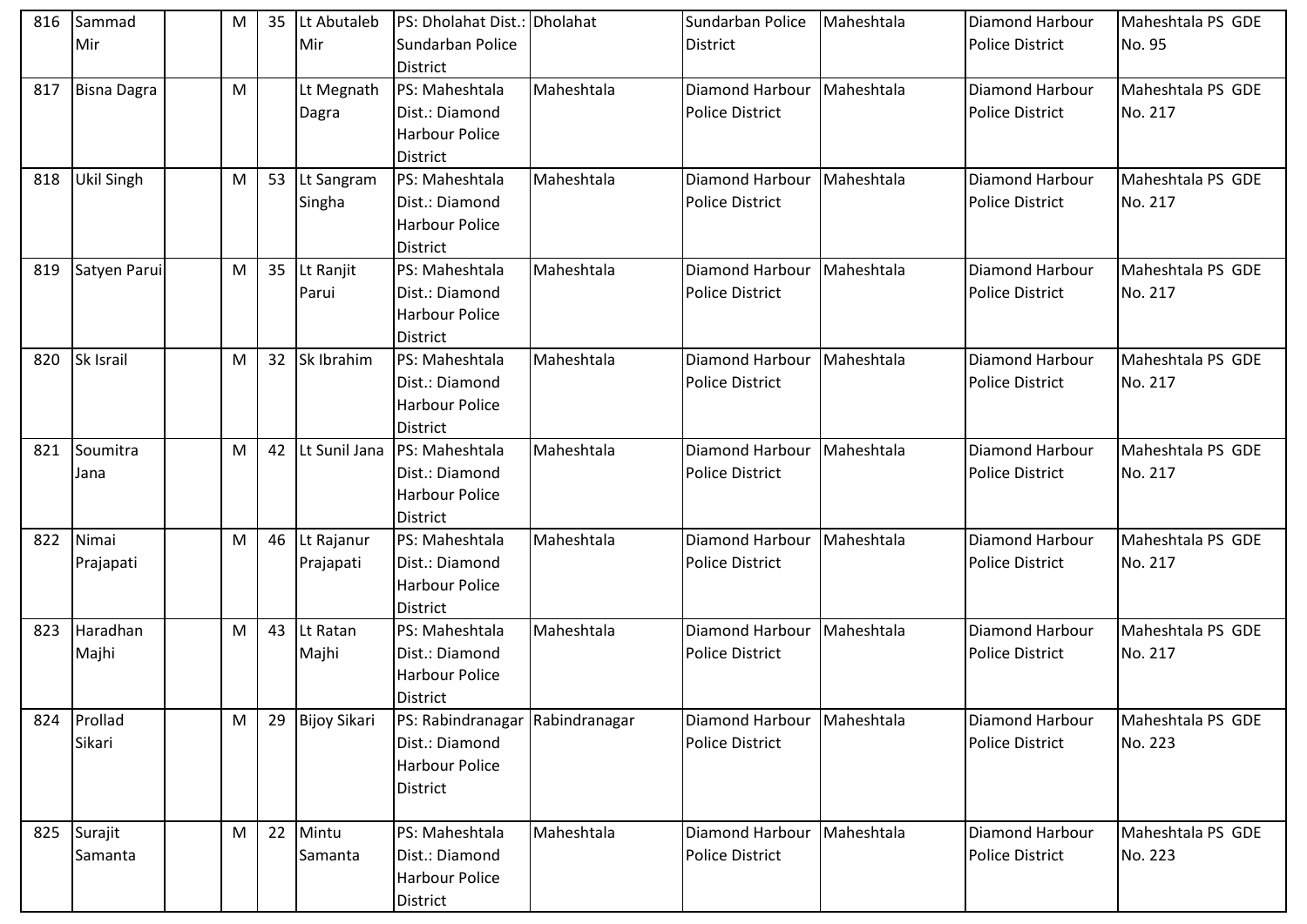| 816 | Sammad Mir | | M | 35 | Lt Abutaleb Mir | PS: Dholahat Dist.: Sundarban Police District | Dholahat | Sundarban Police District | Maheshtala | Diamond Harbour Police District | Maheshtala PS GDE No. 95 |
|---|---|---|---|---|---|---|---|---|---|---|---|
| 817 | Bisna Dagra | | M | | Lt Megnath Dagra | PS: Maheshtala Dist.: Diamond Harbour Police District | Maheshtala | Diamond Harbour Police District | Maheshtala | Diamond Harbour Police District | Maheshtala PS GDE No. 217 |
| 818 | Ukil Singh | | M | 53 | Lt Sangram Singha | PS: Maheshtala Dist.: Diamond Harbour Police District | Maheshtala | Diamond Harbour Police District | Maheshtala | Diamond Harbour Police District | Maheshtala PS GDE No. 217 |
| 819 | Satyen Parui | | M | 35 | Lt Ranjit Parui | PS: Maheshtala Dist.: Diamond Harbour Police District | Maheshtala | Diamond Harbour Police District | Maheshtala | Diamond Harbour Police District | Maheshtala PS GDE No. 217 |
| 820 | Sk Israil | | M | 32 | Sk Ibrahim | PS: Maheshtala Dist.: Diamond Harbour Police District | Maheshtala | Diamond Harbour Police District | Maheshtala | Diamond Harbour Police District | Maheshtala PS GDE No. 217 |
| 821 | Soumitra Jana | | M | 42 | Lt Sunil Jana | PS: Maheshtala Dist.: Diamond Harbour Police District | Maheshtala | Diamond Harbour Police District | Maheshtala | Diamond Harbour Police District | Maheshtala PS GDE No. 217 |
| 822 | Nimai Prajapati | | M | 46 | Lt Rajanur Prajapati | PS: Maheshtala Dist.: Diamond Harbour Police District | Maheshtala | Diamond Harbour Police District | Maheshtala | Diamond Harbour Police District | Maheshtala PS GDE No. 217 |
| 823 | Haradhan Majhi | | M | 43 | Lt Ratan Majhi | PS: Maheshtala Dist.: Diamond Harbour Police District | Maheshtala | Diamond Harbour Police District | Maheshtala | Diamond Harbour Police District | Maheshtala PS GDE No. 217 |
| 824 | Prollad Sikari | | M | 29 | Bijoy Sikari | PS: Rabindranagar Dist.: Diamond Harbour Police District | Rabindranagar | Diamond Harbour Police District | Maheshtala | Diamond Harbour Police District | Maheshtala PS GDE No. 223 |
| 825 | Surajit Samanta | | M | 22 | Mintu Samanta | PS: Maheshtala Dist.: Diamond Harbour Police District | Maheshtala | Diamond Harbour Police District | Maheshtala | Diamond Harbour Police District | Maheshtala PS GDE No. 223 |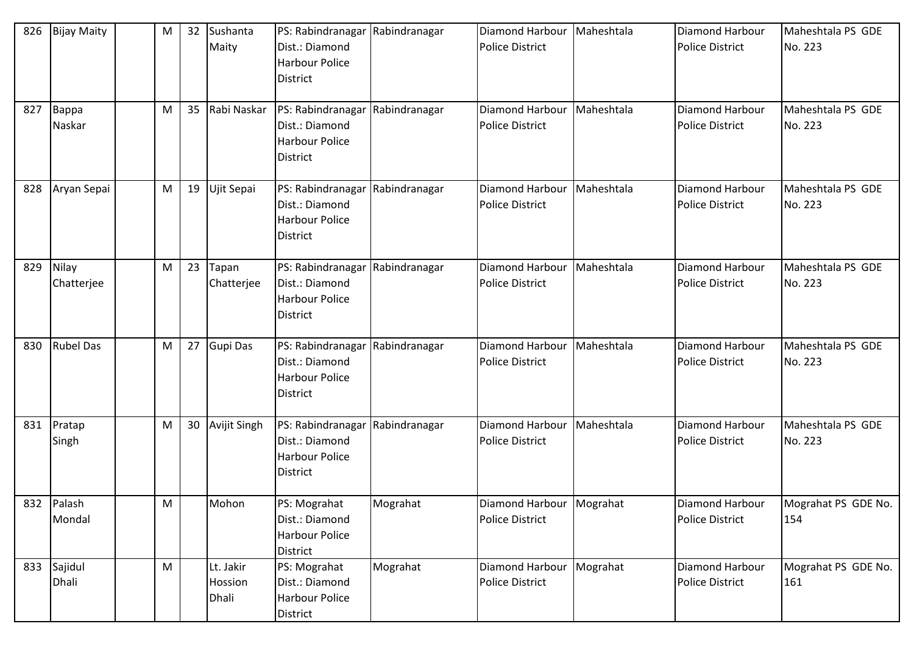| 826 | Bijay Maity | | M | 32 | Sushanta Maity | PS: Rabindranagar Dist.: Diamond Harbour Police District | Rabindranagar | Diamond Harbour Police District | Maheshtala | Diamond Harbour Police District | Maheshtala PS GDE No. 223 |
|---|---|---|---|---|---|---|---|---|---|---|---|
| 827 | Bappa Naskar | | M | 35 | Rabi Naskar | PS: Rabindranagar Dist.: Diamond Harbour Police District | Rabindranagar | Diamond Harbour Police District | Maheshtala | Diamond Harbour Police District | Maheshtala PS GDE No. 223 |
| 828 | Aryan Sepai | | M | 19 | Ujit Sepai | PS: Rabindranagar Dist.: Diamond Harbour Police District | Rabindranagar | Diamond Harbour Police District | Maheshtala | Diamond Harbour Police District | Maheshtala PS GDE No. 223 |
| 829 | Nilay Chatterjee | | M | 23 | Tapan Chatterjee | PS: Rabindranagar Dist.: Diamond Harbour Police District | Rabindranagar | Diamond Harbour Police District | Maheshtala | Diamond Harbour Police District | Maheshtala PS GDE No. 223 |
| 830 | Rubel Das | | M | 27 | Gupi Das | PS: Rabindranagar Dist.: Diamond Harbour Police District | Rabindranagar | Diamond Harbour Police District | Maheshtala | Diamond Harbour Police District | Maheshtala PS GDE No. 223 |
| 831 | Pratap Singh | | M | 30 | Avijit Singh | PS: Rabindranagar Dist.: Diamond Harbour Police District | Rabindranagar | Diamond Harbour Police District | Maheshtala | Diamond Harbour Police District | Maheshtala PS GDE No. 223 |
| 832 | Palash Mondal | | M | | Mohon | PS: Mograhat Dist.: Diamond Harbour Police District | Mograhat | Diamond Harbour Police District | Mograhat | Diamond Harbour Police District | Mograhat PS GDE No. 154 |
| 833 | Sajidul Dhali | | M | | Lt. Jakir Hossion Dhali | PS: Mograhat Dist.: Diamond Harbour Police District | Mograhat | Diamond Harbour Police District | Mograhat | Diamond Harbour Police District | Mograhat PS GDE No. 161 |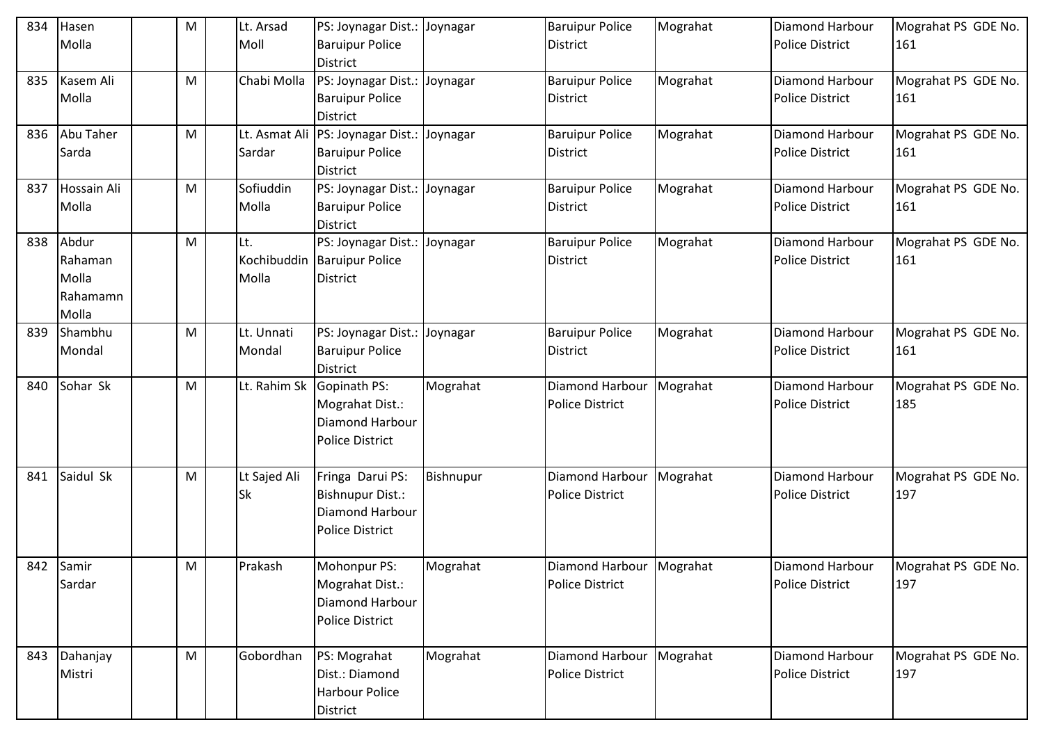| 834 | Hasen Molla | | M | | Lt. Arsad Moll | PS: Joynagar Dist.: Baruipur Police District | Joynagar | Baruipur Police District | Mograhat | Diamond Harbour Police District | Mograhat PS GDE No. 161 |
|---|---|---|---|---|---|---|---|---|---|---|---|
| 835 | Kasem Ali Molla | | M | | Chabi Molla | PS: Joynagar Dist.: Baruipur Police District | Joynagar | Baruipur Police District | Mograhat | Diamond Harbour Police District | Mograhat PS GDE No. 161 |
| 836 | Abu Taher Sarda | | M | | Lt. Asmat Ali Sardar | PS: Joynagar Dist.: Baruipur Police District | Joynagar | Baruipur Police District | Mograhat | Diamond Harbour Police District | Mograhat PS GDE No. 161 |
| 837 | Hossain Ali Molla | | M | | Sofiuddin Molla | PS: Joynagar Dist.: Baruipur Police District | Joynagar | Baruipur Police District | Mograhat | Diamond Harbour Police District | Mograhat PS GDE No. 161 |
| 838 | Abdur Rahaman Molla Rahamamn Molla | | M | | Lt. Kochibuddin Molla | PS: Joynagar Dist.: Baruipur Police District | Joynagar | Baruipur Police District | Mograhat | Diamond Harbour Police District | Mograhat PS GDE No. 161 |
| 839 | Shambhu Mondal | | M | | Lt. Unnati Mondal | PS: Joynagar Dist.: Baruipur Police District | Joynagar | Baruipur Police District | Mograhat | Diamond Harbour Police District | Mograhat PS GDE No. 161 |
| 840 | Sohar Sk | | M | | Lt. Rahim Sk | Gopinath PS: Mograhat Dist.: Diamond Harbour Police District | Mograhat | Diamond Harbour Police District | Mograhat | Diamond Harbour Police District | Mograhat PS GDE No. 185 |
| 841 | Saidul Sk | | M | | Lt Sajed Ali Sk | Fringa Darui PS: Bishnupur Dist.: Diamond Harbour Police District | Bishnupur | Diamond Harbour Police District | Mograhat | Diamond Harbour Police District | Mograhat PS GDE No. 197 |
| 842 | Samir Sardar | | M | | Prakash | Mohonpur PS: Mograhat Dist.: Diamond Harbour Police District | Mograhat | Diamond Harbour Police District | Mograhat | Diamond Harbour Police District | Mograhat PS GDE No. 197 |
| 843 | Dahanjay Mistri | | M | | Gobordhan | PS: Mograhat Dist.: Diamond Harbour Police District | Mograhat | Diamond Harbour Police District | Mograhat | Diamond Harbour Police District | Mograhat PS GDE No. 197 |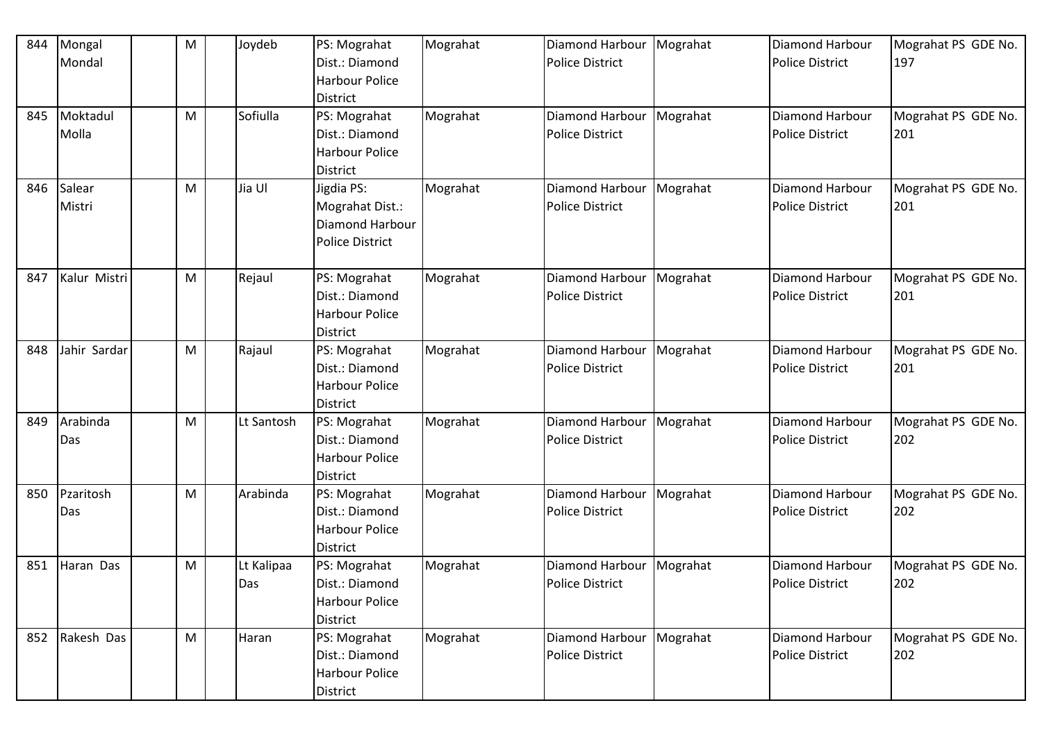| 844 | Mongal Mondal | | M | | Joydeb | PS: Mograhat Dist.: Diamond Harbour Police District | Mograhat | Diamond Harbour Police District | Mograhat | Diamond Harbour Police District | Mograhat PS GDE No. 197 |
|---|---|---|---|---|---|---|---|---|---|---|---|
| 845 | Moktadul Molla | | M | | Sofiulla | PS: Mograhat Dist.: Diamond Harbour Police District | Mograhat | Diamond Harbour Police District | Mograhat | Diamond Harbour Police District | Mograhat PS GDE No. 201 |
| 846 | Salear Mistri | | M | | Jia Ul | Jigdia PS: Mograhat Dist.: Diamond Harbour Police District | Mograhat | Diamond Harbour Police District | Mograhat | Diamond Harbour Police District | Mograhat PS GDE No. 201 |
| 847 | Kalur Mistri | | M | | Rejaul | PS: Mograhat Dist.: Diamond Harbour Police District | Mograhat | Diamond Harbour Police District | Mograhat | Diamond Harbour Police District | Mograhat PS GDE No. 201 |
| 848 | Jahir Sardar | | M | | Rajaul | PS: Mograhat Dist.: Diamond Harbour Police District | Mograhat | Diamond Harbour Police District | Mograhat | Diamond Harbour Police District | Mograhat PS GDE No. 201 |
| 849 | Arabinda Das | | M | | Lt Santosh | PS: Mograhat Dist.: Diamond Harbour Police District | Mograhat | Diamond Harbour Police District | Mograhat | Diamond Harbour Police District | Mograhat PS GDE No. 202 |
| 850 | Pzaritosh Das | | M | | Arabinda | PS: Mograhat Dist.: Diamond Harbour Police District | Mograhat | Diamond Harbour Police District | Mograhat | Diamond Harbour Police District | Mograhat PS GDE No. 202 |
| 851 | Haran Das | | M | | Lt Kalipaa Das | PS: Mograhat Dist.: Diamond Harbour Police District | Mograhat | Diamond Harbour Police District | Mograhat | Diamond Harbour Police District | Mograhat PS GDE No. 202 |
| 852 | Rakesh Das | | M | | Haran | PS: Mograhat Dist.: Diamond Harbour Police District | Mograhat | Diamond Harbour Police District | Mograhat | Diamond Harbour Police District | Mograhat PS GDE No. 202 |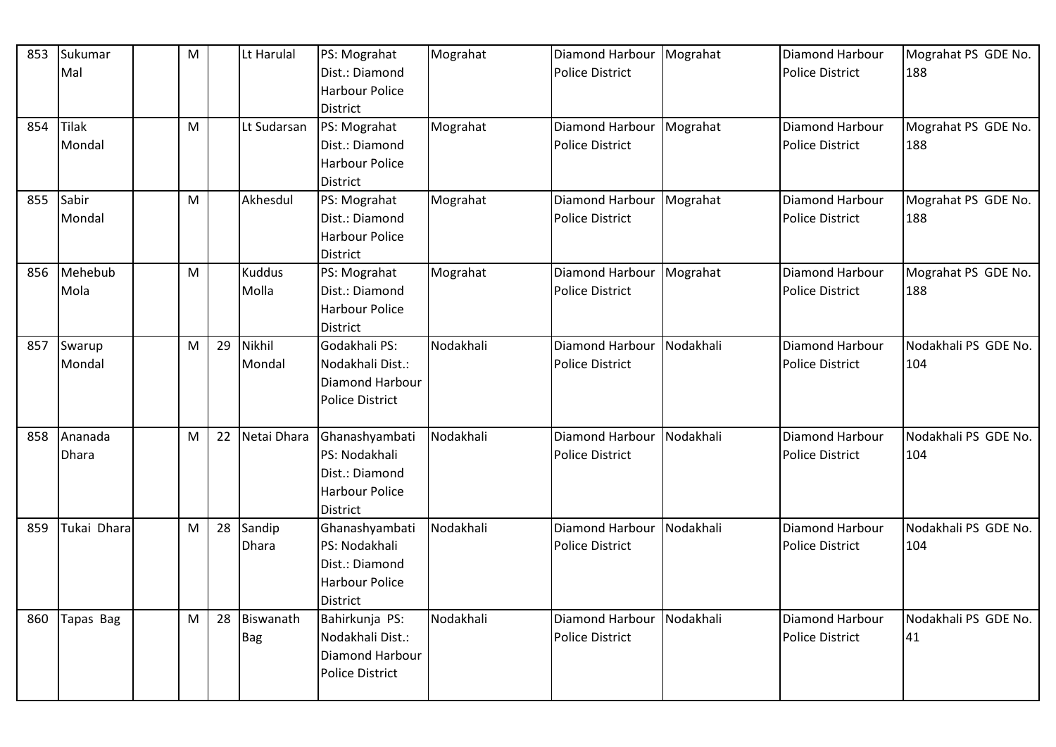| 853 | Sukumar Mal | | M | | Lt Harulal | PS: Mograhat Dist.: Diamond Harbour Police District | Mograhat | Diamond Harbour Police District | Mograhat | Diamond Harbour Police District | Mograhat PS GDE No. 188 |
|---|---|---|---|---|---|---|---|---|---|---|---|
| 854 | Tilak Mondal | | M | | Lt Sudarsan | PS: Mograhat Dist.: Diamond Harbour Police District | Mograhat | Diamond Harbour Police District | Mograhat | Diamond Harbour Police District | Mograhat PS GDE No. 188 |
| 855 | Sabir Mondal | | M | | Akhesdul | PS: Mograhat Dist.: Diamond Harbour Police District | Mograhat | Diamond Harbour Police District | Mograhat | Diamond Harbour Police District | Mograhat PS GDE No. 188 |
| 856 | Mehebub Mola | | M | | Kuddus Molla | PS: Mograhat Dist.: Diamond Harbour Police District | Mograhat | Diamond Harbour Police District | Mograhat | Diamond Harbour Police District | Mograhat PS GDE No. 188 |
| 857 | Swarup Mondal | | M | 29 | Nikhil Mondal | Godakhali PS: Nodakhali Dist.: Diamond Harbour Police District | Nodakhali | Diamond Harbour Police District | Nodakhali | Diamond Harbour Police District | Nodakhali PS GDE No. 104 |
| 858 | Ananada Dhara | | M | 22 | Netai Dhara | Ghanashyambati PS: Nodakhali Dist.: Diamond Harbour Police District | Nodakhali | Diamond Harbour Police District | Nodakhali | Diamond Harbour Police District | Nodakhali PS GDE No. 104 |
| 859 | Tukai Dhara | | M | 28 | Sandip Dhara | Ghanashyambati PS: Nodakhali Dist.: Diamond Harbour Police District | Nodakhali | Diamond Harbour Police District | Nodakhali | Diamond Harbour Police District | Nodakhali PS GDE No. 104 |
| 860 | Tapas Bag | | M | 28 | Biswanath Bag | Bahirkunja PS: Nodakhali Dist.: Diamond Harbour Police District | Nodakhali | Diamond Harbour Police District | Nodakhali | Diamond Harbour Police District | Nodakhali PS GDE No. 41 |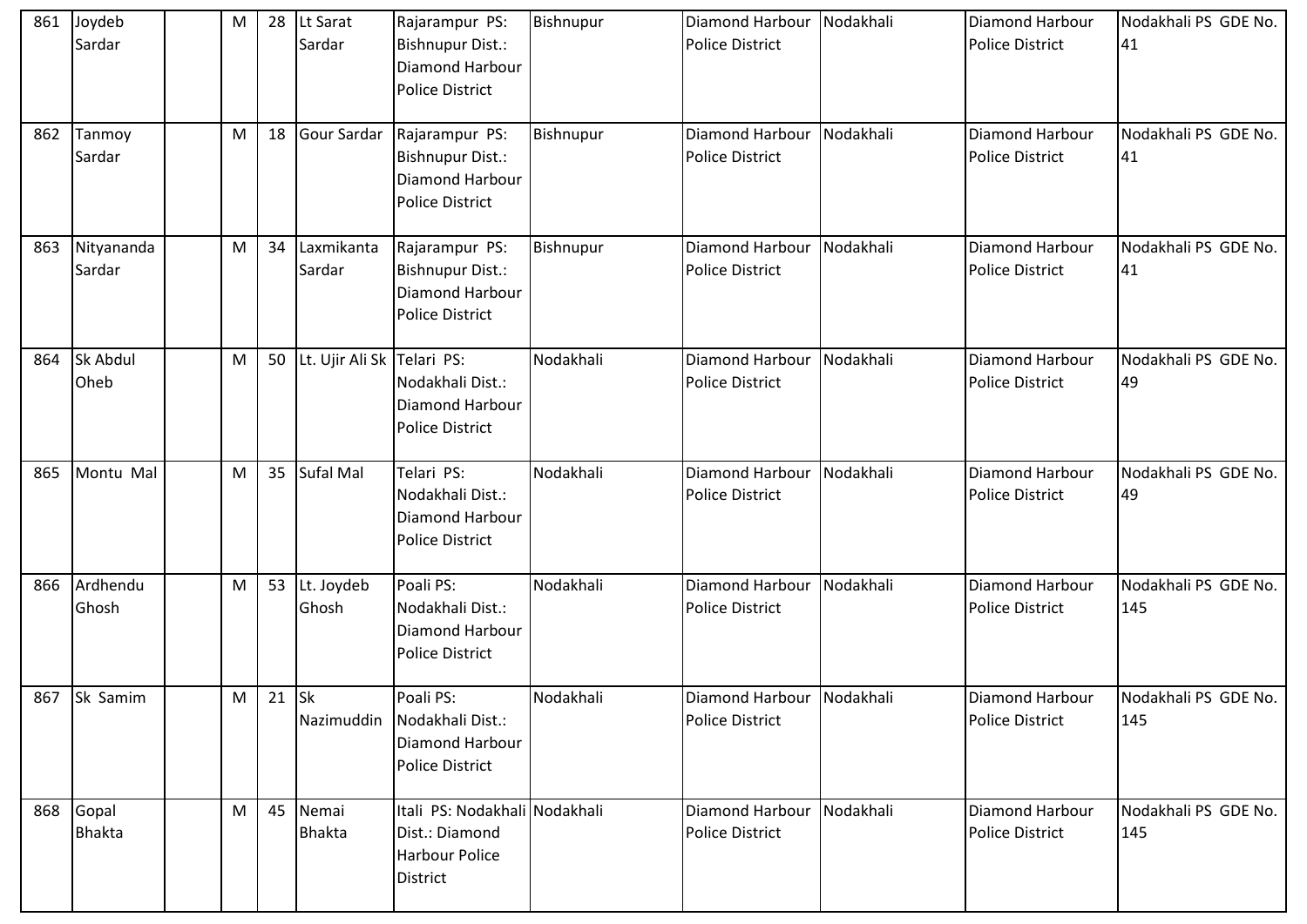| 861 | Joydeb Sardar | | M | 28 | Lt Sarat Sardar | Rajarampur PS: Bishnupur Dist.: Diamond Harbour Police District | Bishnupur | Diamond Harbour Police District | Nodakhali | Diamond Harbour Police District | Nodakhali PS GDE No. 41 |
|---|---|---|---|---|---|---|---|---|---|---|---|
| 862 | Tanmoy Sardar | | M | 18 | Gour Sardar | Rajarampur PS: Bishnupur Dist.: Diamond Harbour Police District | Bishnupur | Diamond Harbour Police District | Nodakhali | Diamond Harbour Police District | Nodakhali PS GDE No. 41 |
| 863 | Nityananda Sardar | | M | 34 | Laxmikanta Sardar | Rajarampur PS: Bishnupur Dist.: Diamond Harbour Police District | Bishnupur | Diamond Harbour Police District | Nodakhali | Diamond Harbour Police District | Nodakhali PS GDE No. 41 |
| 864 | Sk Abdul Oheb | | M | 50 | Lt. Ujir Ali Sk | Telari PS: Nodakhali Dist.: Diamond Harbour Police District | Nodakhali | Diamond Harbour Police District | Nodakhali | Diamond Harbour Police District | Nodakhali PS GDE No. 49 |
| 865 | Montu Mal | | M | 35 | Sufal Mal | Telari PS: Nodakhali Dist.: Diamond Harbour Police District | Nodakhali | Diamond Harbour Police District | Nodakhali | Diamond Harbour Police District | Nodakhali PS GDE No. 49 |
| 866 | Ardhendu Ghosh | | M | 53 | Lt. Joydeb Ghosh | Poali PS: Nodakhali Dist.: Diamond Harbour Police District | Nodakhali | Diamond Harbour Police District | Nodakhali | Diamond Harbour Police District | Nodakhali PS GDE No. 145 |
| 867 | Sk Samim | | M | 21 | Sk Nazimuddin | Poali PS: Nodakhali Dist.: Diamond Harbour Police District | Nodakhali | Diamond Harbour Police District | Nodakhali | Diamond Harbour Police District | Nodakhali PS GDE No. 145 |
| 868 | Gopal Bhakta | | M | 45 | Nemai Bhakta | Itali PS: Nodakhali Dist.: Diamond Harbour Police District | Nodakhali | Diamond Harbour Police District | Nodakhali | Diamond Harbour Police District | Nodakhali PS GDE No. 145 |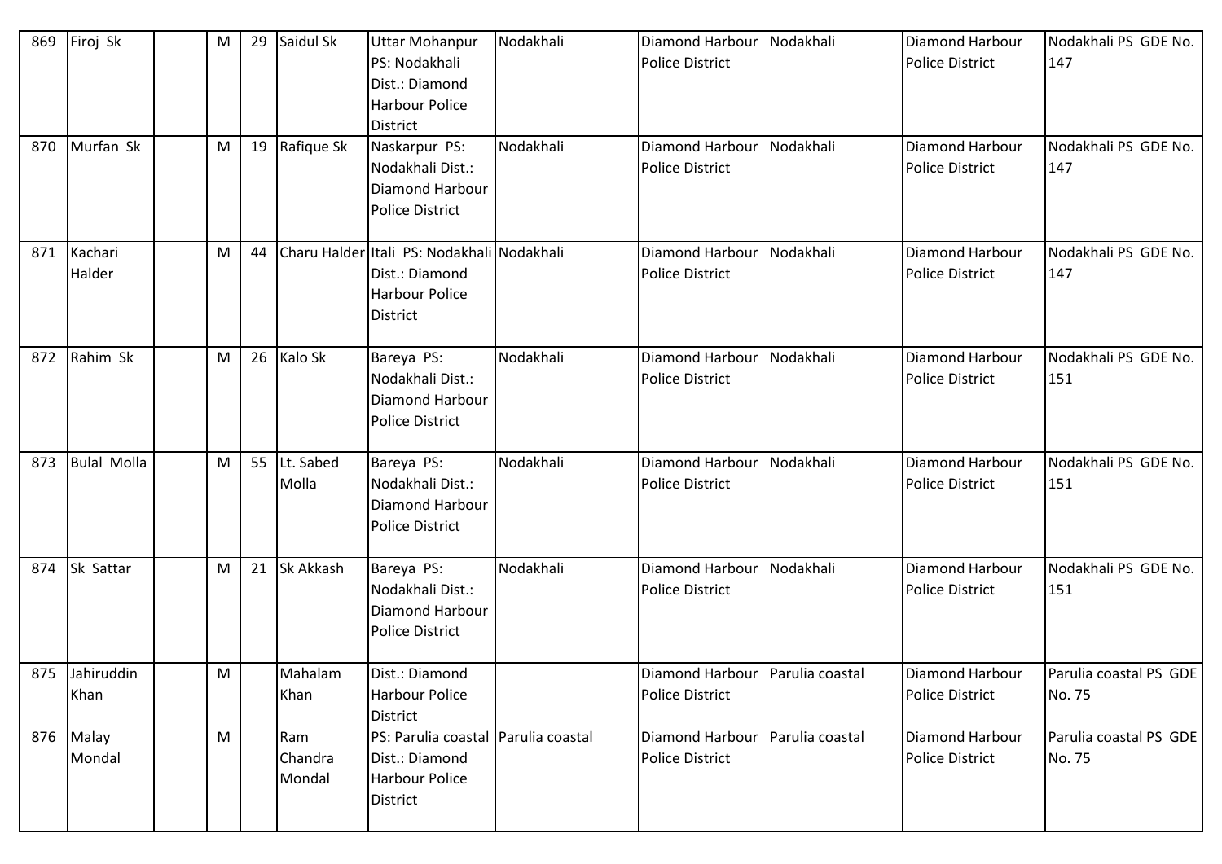| | | | | | | | | | | | |
|---|---|---|---|---|---|---|---|---|---|---|---|
| 869 | Firoj Sk | | M | 29 | Saidul Sk | Uttar Mohanpur PS: Nodakhali Dist.: Diamond Harbour Police District | Nodakhali | Diamond Harbour Police District | Nodakhali | Diamond Harbour Police District | Nodakhali PS GDE No. 147 |
| 870 | Murfan Sk | | M | 19 | Rafique Sk | Naskarpur PS: Nodakhali Dist.: Diamond Harbour Police District | Nodakhali | Diamond Harbour Police District | Nodakhali | Diamond Harbour Police District | Nodakhali PS GDE No. 147 |
| 871 | Kachari Halder | | M | 44 | Charu Halder | Itali PS: Nodakhali Dist.: Diamond Harbour Police District | Nodakhali | Diamond Harbour Police District | Nodakhali | Diamond Harbour Police District | Nodakhali PS GDE No. 147 |
| 872 | Rahim Sk | | M | 26 | Kalo Sk | Bareya PS: Nodakhali Dist.: Diamond Harbour Police District | Nodakhali | Diamond Harbour Police District | Nodakhali | Diamond Harbour Police District | Nodakhali PS GDE No. 151 |
| 873 | Bulal Molla | | M | 55 | Lt. Sabed Molla | Bareya PS: Nodakhali Dist.: Diamond Harbour Police District | Nodakhali | Diamond Harbour Police District | Nodakhali | Diamond Harbour Police District | Nodakhali PS GDE No. 151 |
| 874 | Sk Sattar | | M | 21 | Sk Akkash | Bareya PS: Nodakhali Dist.: Diamond Harbour Police District | Nodakhali | Diamond Harbour Police District | Nodakhali | Diamond Harbour Police District | Nodakhali PS GDE No. 151 |
| 875 | Jahiruddin Khan | | M | | Mahalam Khan | Dist.: Diamond Harbour Police District | | Diamond Harbour Police District | Parulia coastal | Diamond Harbour Police District | Parulia coastal PS GDE No. 75 |
| 876 | Malay Mondal | | M | | Ram Chandra Mondal | PS: Parulia coastal Dist.: Diamond Harbour Police District | Parulia coastal | Diamond Harbour Police District | Parulia coastal | Diamond Harbour Police District | Parulia coastal PS GDE No. 75 |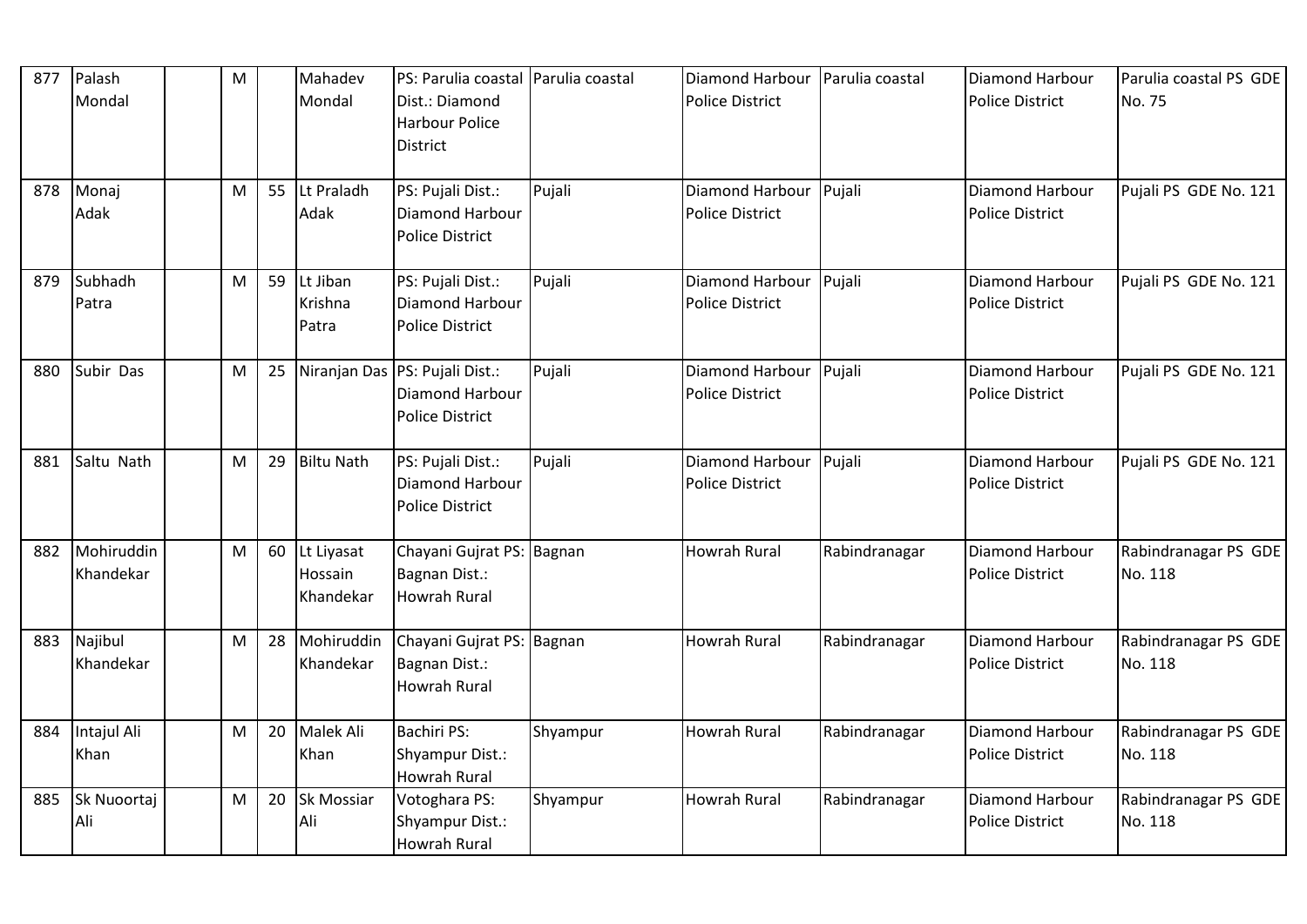| 877 | Palash Mondal | | M | | Mahadev Mondal | PS: Parulia coastal Dist.: Diamond Harbour Police District | Parulia coastal | Diamond Harbour Police District | Parulia coastal | Diamond Harbour Police District | Parulia coastal PS GDE No. 75 |
|---|---|---|---|---|---|---|---|---|---|---|---|
| 878 | Monaj Adak | | M | 55 | Lt Praladh Adak | PS: Pujali Dist.: Diamond Harbour Police District | Pujali | Diamond Harbour Police District | Pujali | Diamond Harbour Police District | Pujali PS GDE No. 121 |
| 879 | Subhadh Patra | | M | 59 | Lt Jiban Krishna Patra | PS: Pujali Dist.: Diamond Harbour Police District | Pujali | Diamond Harbour Police District | Pujali | Diamond Harbour Police District | Pujali PS GDE No. 121 |
| 880 | Subir Das | | M | 25 | Niranjan Das | PS: Pujali Dist.: Diamond Harbour Police District | Pujali | Diamond Harbour Police District | Pujali | Diamond Harbour Police District | Pujali PS GDE No. 121 |
| 881 | Saltu Nath | | M | 29 | Biltu Nath | PS: Pujali Dist.: Diamond Harbour Police District | Pujali | Diamond Harbour Police District | Pujali | Diamond Harbour Police District | Pujali PS GDE No. 121 |
| 882 | Mohiruddin Khandekar | | M | 60 | Lt Liyasat Hossain Khandekar | Chayani Gujrat PS: Bagnan Dist.: Howrah Rural | Bagnan | Howrah Rural | Rabindranagar | Diamond Harbour Police District | Rabindranagar PS GDE No. 118 |
| 883 | Najibul Khandekar | | M | 28 | Mohiruddin Khandekar | Chayani Gujrat PS: Bagnan Dist.: Howrah Rural | Bagnan | Howrah Rural | Rabindranagar | Diamond Harbour Police District | Rabindranagar PS GDE No. 118 |
| 884 | Intajul Ali Khan | | M | 20 | Malek Ali Khan | Bachiri PS: Shyampur Dist.: Howrah Rural | Shyampur | Howrah Rural | Rabindranagar | Diamond Harbour Police District | Rabindranagar PS GDE No. 118 |
| 885 | Sk Nuoortaj Ali | | M | 20 | Sk Mossiar Ali | Votoghara PS: Shyampur Dist.: Howrah Rural | Shyampur | Howrah Rural | Rabindranagar | Diamond Harbour Police District | Rabindranagar PS GDE No. 118 |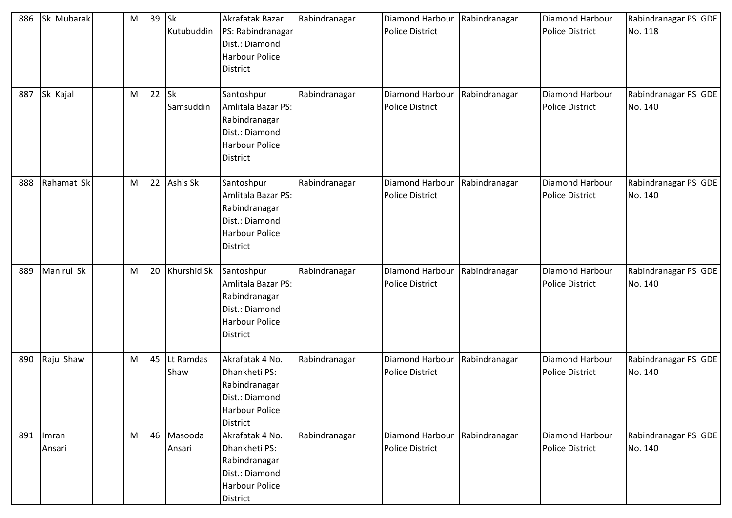| 886 | Sk Mubarak | | M | 39 | Sk Kutubuddin | Akrafatak Bazar PS: Rabindranagar Dist.: Diamond Harbour Police District | Rabindranagar | Diamond Harbour Police District | Rabindranagar | Diamond Harbour Police District | Rabindranagar PS GDE No. 118 |
|---|---|---|---|---|---|---|---|---|---|---|---|
| 887 | Sk Kajal | | M | 22 | Sk Samsuddin | Santoshpur Amlitala Bazar PS: Rabindranagar Dist.: Diamond Harbour Police District | Rabindranagar | Diamond Harbour Police District | Rabindranagar | Diamond Harbour Police District | Rabindranagar PS GDE No. 140 |
| 888 | Rahamat Sk | | M | 22 | Ashis Sk | Santoshpur Amlitala Bazar PS: Rabindranagar Dist.: Diamond Harbour Police District | Rabindranagar | Diamond Harbour Police District | Rabindranagar | Diamond Harbour Police District | Rabindranagar PS GDE No. 140 |
| 889 | Manirul Sk | | M | 20 | Khurshid Sk | Santoshpur Amlitala Bazar PS: Rabindranagar Dist.: Diamond Harbour Police District | Rabindranagar | Diamond Harbour Police District | Rabindranagar | Diamond Harbour Police District | Rabindranagar PS GDE No. 140 |
| 890 | Raju Shaw | | M | 45 | Lt Ramdas Shaw | Akrafatak 4 No. Dhankheti PS: Rabindranagar Dist.: Diamond Harbour Police District | Rabindranagar | Diamond Harbour Police District | Rabindranagar | Diamond Harbour Police District | Rabindranagar PS GDE No. 140 |
| 891 | Imran Ansari | | M | 46 | Masooda Ansari | Akrafatak 4 No. Dhankheti PS: Rabindranagar Dist.: Diamond Harbour Police District | Rabindranagar | Diamond Harbour Police District | Rabindranagar | Diamond Harbour Police District | Rabindranagar PS GDE No. 140 |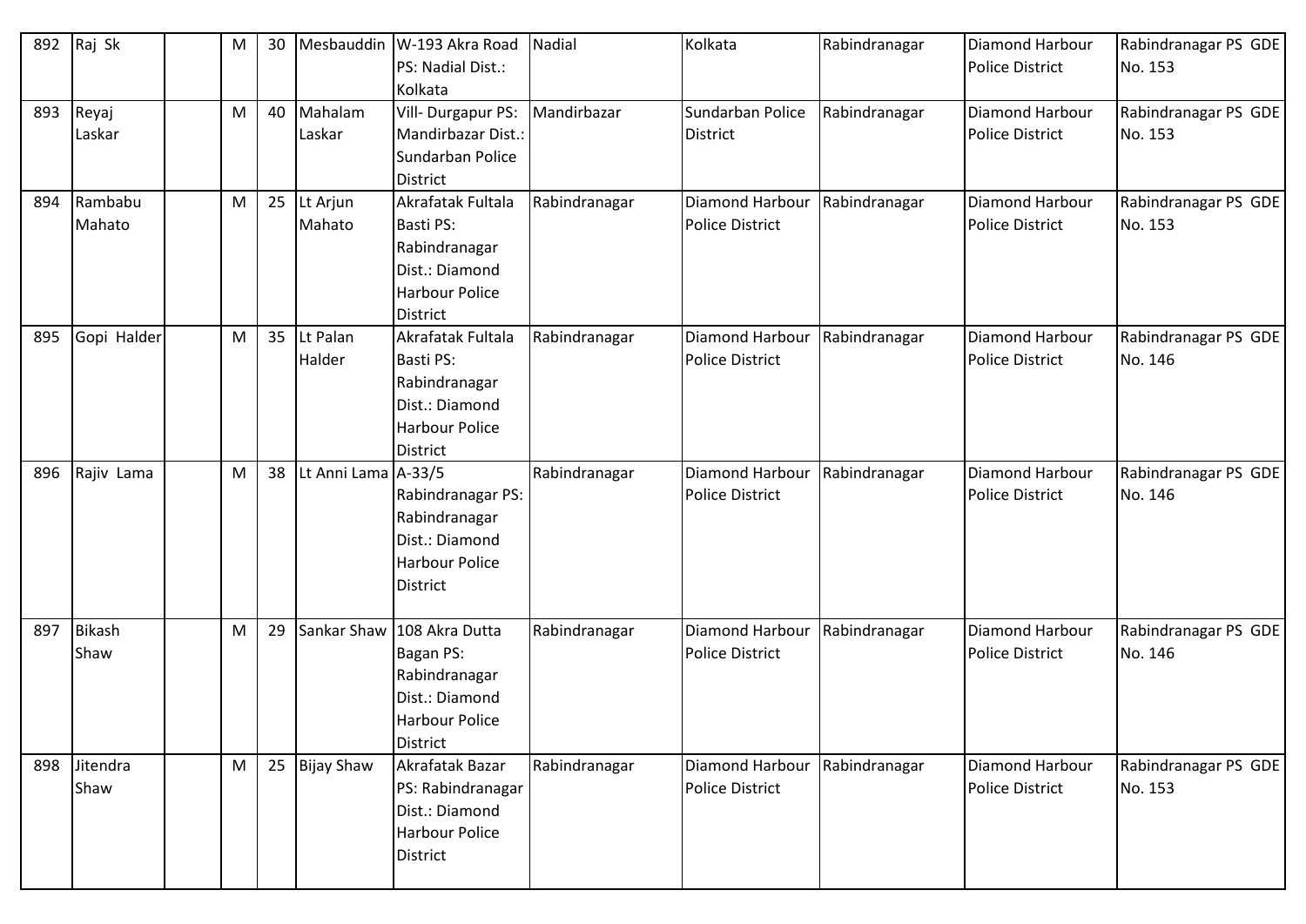| 892 | Raj Sk | | M | 30 | Mesbauddin | W-193 Akra Road PS: Nadial Dist.: Kolkata | Nadial | Kolkata | Rabindranagar | Diamond Harbour Police District | Rabindranagar PS GDE No. 153 |
|---|---|---|---|---|---|---|---|---|---|---|---|
| 893 | Reyaj Laskar | | M | 40 | Mahalam Laskar | Vill- Durgapur PS: Mandirbazar Dist.: Sundarban Police District | Mandirbazar | Sundarban Police District | Rabindranagar | Diamond Harbour Police District | Rabindranagar PS GDE No. 153 |
| 894 | Rambabu Mahato | | M | 25 | Lt Arjun Mahato | Akrafatak Fultala Basti PS: Rabindranagar Dist.: Diamond Harbour Police District | Rabindranagar | Diamond Harbour Police District | Rabindranagar | Diamond Harbour Police District | Rabindranagar PS GDE No. 153 |
| 895 | Gopi Halder | | M | 35 | Lt Palan Halder | Akrafatak Fultala Basti PS: Rabindranagar Dist.: Diamond Harbour Police District | Rabindranagar | Diamond Harbour Police District | Rabindranagar | Diamond Harbour Police District | Rabindranagar PS GDE No. 146 |
| 896 | Rajiv Lama | | M | 38 | Lt Anni Lama | A-33/5 Rabindranagar PS: Rabindranagar Dist.: Diamond Harbour Police District | Rabindranagar | Diamond Harbour Police District | Rabindranagar | Diamond Harbour Police District | Rabindranagar PS GDE No. 146 |
| 897 | Bikash Shaw | | M | 29 | Sankar Shaw | 108 Akra Dutta Bagan PS: Rabindranagar Dist.: Diamond Harbour Police District | Rabindranagar | Diamond Harbour Police District | Rabindranagar | Diamond Harbour Police District | Rabindranagar PS GDE No. 146 |
| 898 | Jitendra Shaw | | M | 25 | Bijay Shaw | Akrafatak Bazar PS: Rabindranagar Dist.: Diamond Harbour Police District | Rabindranagar | Diamond Harbour Police District | Rabindranagar | Diamond Harbour Police District | Rabindranagar PS GDE No. 153 |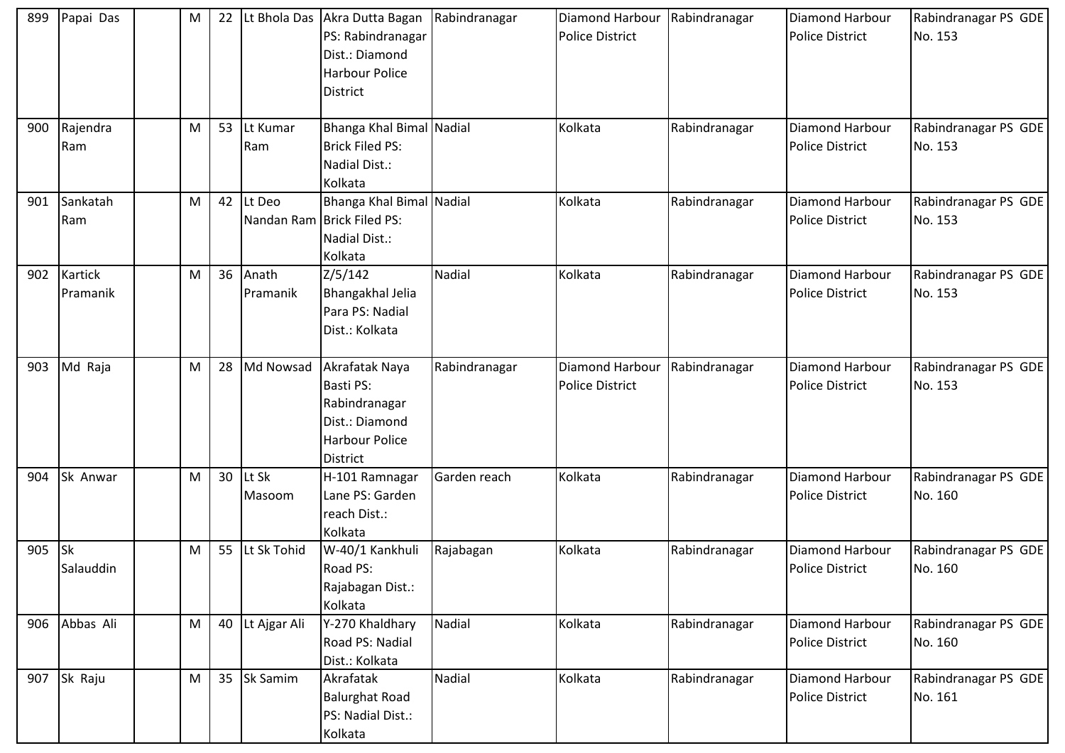| 899 | Papai Das | | M | 22 | Lt Bhola Das | Akra Dutta Bagan PS: Rabindranagar Dist.: Diamond Harbour Police District | Rabindranagar | Diamond Harbour Police District | Rabindranagar | Diamond Harbour Police District | Rabindranagar PS GDE No. 153 |
|---|---|---|---|---|---|---|---|---|---|---|---|
| 900 | Rajendra Ram | | M | 53 | Lt Kumar Ram | Bhanga Khal Bimal Brick Filed PS: Nadial Dist.: Kolkata | Nadial | Kolkata | Rabindranagar | Diamond Harbour Police District | Rabindranagar PS GDE No. 153 |
| 901 | Sankatah Ram | | M | 42 | Lt Deo Nandan Ram | Bhanga Khal Bimal Brick Filed PS: Nadial Dist.: Kolkata | Nadial | Kolkata | Rabindranagar | Diamond Harbour Police District | Rabindranagar PS GDE No. 153 |
| 902 | Kartick Pramanik | | M | 36 | Anath Pramanik | Z/5/142 Bhangakhal Jelia Para PS: Nadial Dist.: Kolkata | Nadial | Kolkata | Rabindranagar | Diamond Harbour Police District | Rabindranagar PS GDE No. 153 |
| 903 | Md Raja | | M | 28 | Md Nowsad | Akrafatak Naya Basti PS: Rabindranagar Dist.: Diamond Harbour Police District | Rabindranagar | Diamond Harbour Police District | Rabindranagar | Diamond Harbour Police District | Rabindranagar PS GDE No. 153 |
| 904 | Sk Anwar | | M | 30 | Lt Sk Masoom | H-101 Ramnagar Lane PS: Garden reach Dist.: Kolkata | Garden reach | Kolkata | Rabindranagar | Diamond Harbour Police District | Rabindranagar PS GDE No. 160 |
| 905 | Sk Salauddin | | M | 55 | Lt Sk Tohid | W-40/1 Kankhuli Road PS: Rajabagan Dist.: Kolkata | Rajabagan | Kolkata | Rabindranagar | Diamond Harbour Police District | Rabindranagar PS GDE No. 160 |
| 906 | Abbas Ali | | M | 40 | Lt Ajgar Ali | Y-270 Khaldhary Road PS: Nadial Dist.: Kolkata | Nadial | Kolkata | Rabindranagar | Diamond Harbour Police District | Rabindranagar PS GDE No. 160 |
| 907 | Sk Raju | | M | 35 | Sk Samim | Akrafatak Balurghat Road PS: Nadial Dist.: Kolkata | Nadial | Kolkata | Rabindranagar | Diamond Harbour Police District | Rabindranagar PS GDE No. 161 |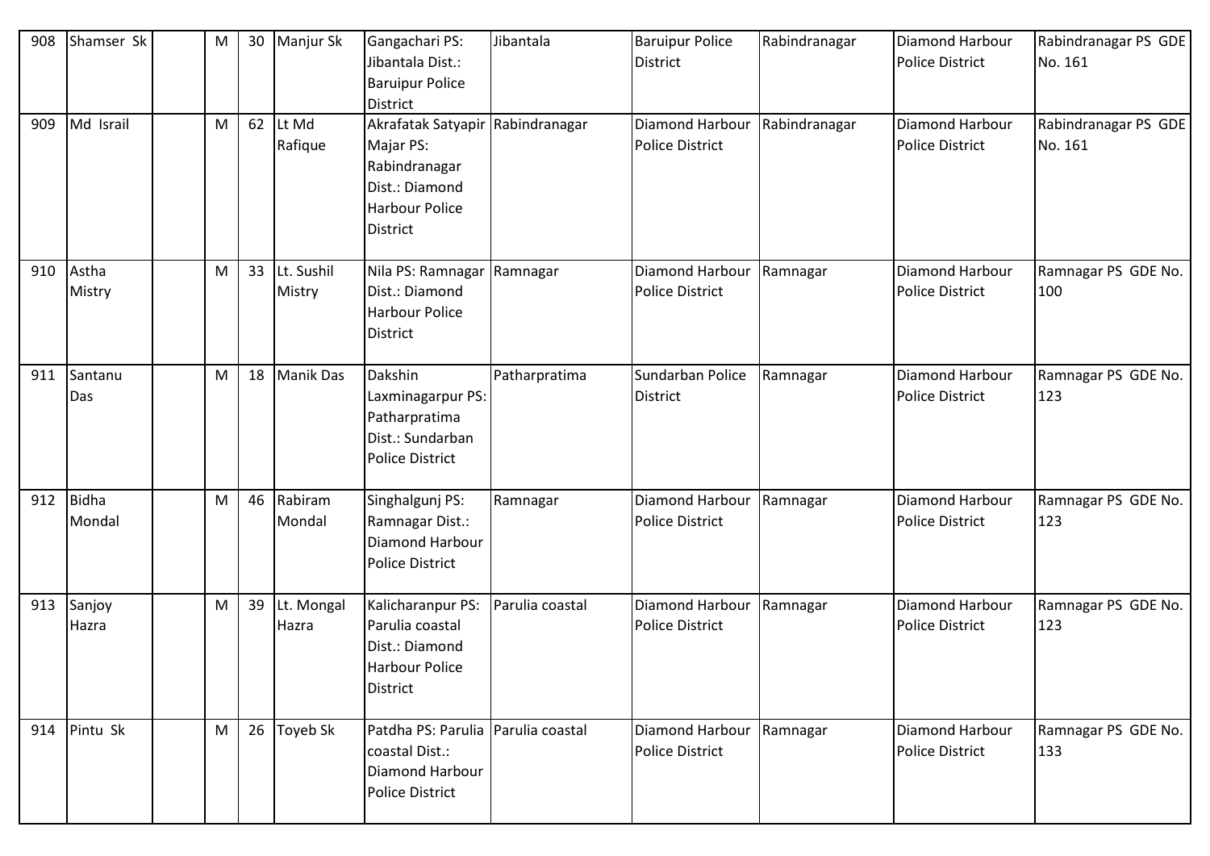| 908 | Shamser Sk | | M | 30 | Manjur Sk | Gangachari PS: Jibantala Dist.: Baruipur Police District | Jibantala | Baruipur Police District | Rabindranagar | Diamond Harbour Police District | Rabindranagar PS GDE No. 161 |
|---|---|---|---|---|---|---|---|---|---|---|---|
| 909 | Md Israil | | M | 62 | Lt Md Rafique | Akrafatak Satyapir Majar PS: Rabindranagar Dist.: Diamond Harbour Police District | Rabindranagar | Diamond Harbour Police District | Rabindranagar | Diamond Harbour Police District | Rabindranagar PS GDE No. 161 |
| 910 | Astha Mistry | | M | 33 | Lt. Sushil Mistry | Nila PS: Ramnagar Dist.: Diamond Harbour Police District | Ramnagar | Diamond Harbour Police District | Ramnagar | Diamond Harbour Police District | Ramnagar PS GDE No. 100 |
| 911 | Santanu Das | | M | 18 | Manik Das | Dakshin Laxminagarpur PS: Patharpratima Dist.: Sundarban Police District | Patharpratima | Sundarban Police District | Ramnagar | Diamond Harbour Police District | Ramnagar PS GDE No. 123 |
| 912 | Bidha Mondal | | M | 46 | Rabiram Mondal | Singhalgunj PS: Ramnagar Dist.: Diamond Harbour Police District | Ramnagar | Diamond Harbour Police District | Ramnagar | Diamond Harbour Police District | Ramnagar PS GDE No. 123 |
| 913 | Sanjoy Hazra | | M | 39 | Lt. Mongal Hazra | Kalicharanpur PS: Parulia coastal Dist.: Diamond Harbour Police District | Parulia coastal | Diamond Harbour Police District | Ramnagar | Diamond Harbour Police District | Ramnagar PS GDE No. 123 |
| 914 | Pintu Sk | | M | 26 | Toyeb Sk | Patdha PS: Parulia coastal Dist.: Diamond Harbour Police District | Parulia coastal | Diamond Harbour Police District | Ramnagar | Diamond Harbour Police District | Ramnagar PS GDE No. 133 |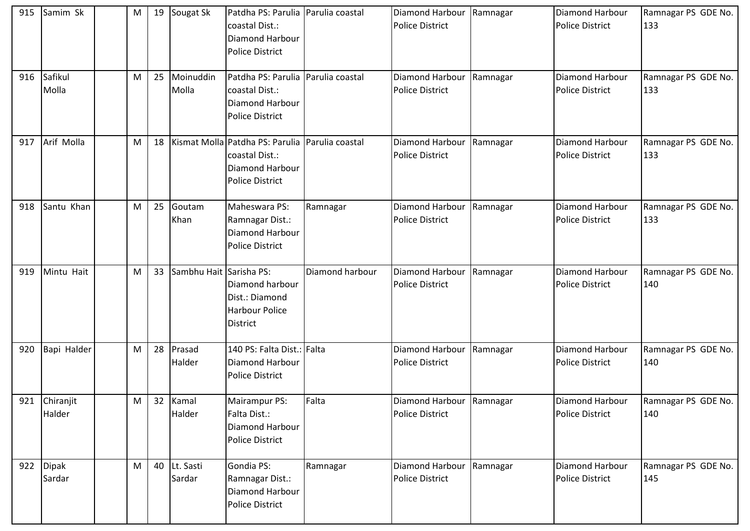| | | | | | | | | | | | |
|---|---|---|---|---|---|---|---|---|---|---|---|
| 915 | Samim Sk | | M | 19 | Sougat Sk | Patdha PS: Parulia coastal Dist.: Diamond Harbour Police District | Parulia coastal | Diamond Harbour Police District | Ramnagar | Diamond Harbour Police District | Ramnagar PS GDE No. 133 |
| 916 | Safikul Molla | | M | 25 | Moinuddin Molla | Patdha PS: Parulia coastal Dist.: Diamond Harbour Police District | Parulia coastal | Diamond Harbour Police District | Ramnagar | Diamond Harbour Police District | Ramnagar PS GDE No. 133 |
| 917 | Arif Molla | | M | 18 | Kismat Molla | Patdha PS: Parulia coastal Dist.: Diamond Harbour Police District | Parulia coastal | Diamond Harbour Police District | Ramnagar | Diamond Harbour Police District | Ramnagar PS GDE No. 133 |
| 918 | Santu Khan | | M | 25 | Goutam Khan | Maheswara PS: Ramnagar Dist.: Diamond Harbour Police District | Ramnagar | Diamond Harbour Police District | Ramnagar | Diamond Harbour Police District | Ramnagar PS GDE No. 133 |
| 919 | Mintu Hait | | M | 33 | Sambhu Hait | Sarisha PS: Diamond harbour Dist.: Diamond Harbour Police District | Diamond harbour | Diamond Harbour Police District | Ramnagar | Diamond Harbour Police District | Ramnagar PS GDE No. 140 |
| 920 | Bapi Halder | | M | 28 | Prasad Halder | 140 PS: Falta Dist.: Diamond Harbour Police District | Falta | Diamond Harbour Police District | Ramnagar | Diamond Harbour Police District | Ramnagar PS GDE No. 140 |
| 921 | Chiranjit Halder | | M | 32 | Kamal Halder | Mairampur PS: Falta Dist.: Diamond Harbour Police District | Falta | Diamond Harbour Police District | Ramnagar | Diamond Harbour Police District | Ramnagar PS GDE No. 140 |
| 922 | Dipak Sardar | | M | 40 | Lt. Sasti Sardar | Gondia PS: Ramnagar Dist.: Diamond Harbour Police District | Ramnagar | Diamond Harbour Police District | Ramnagar | Diamond Harbour Police District | Ramnagar PS GDE No. 145 |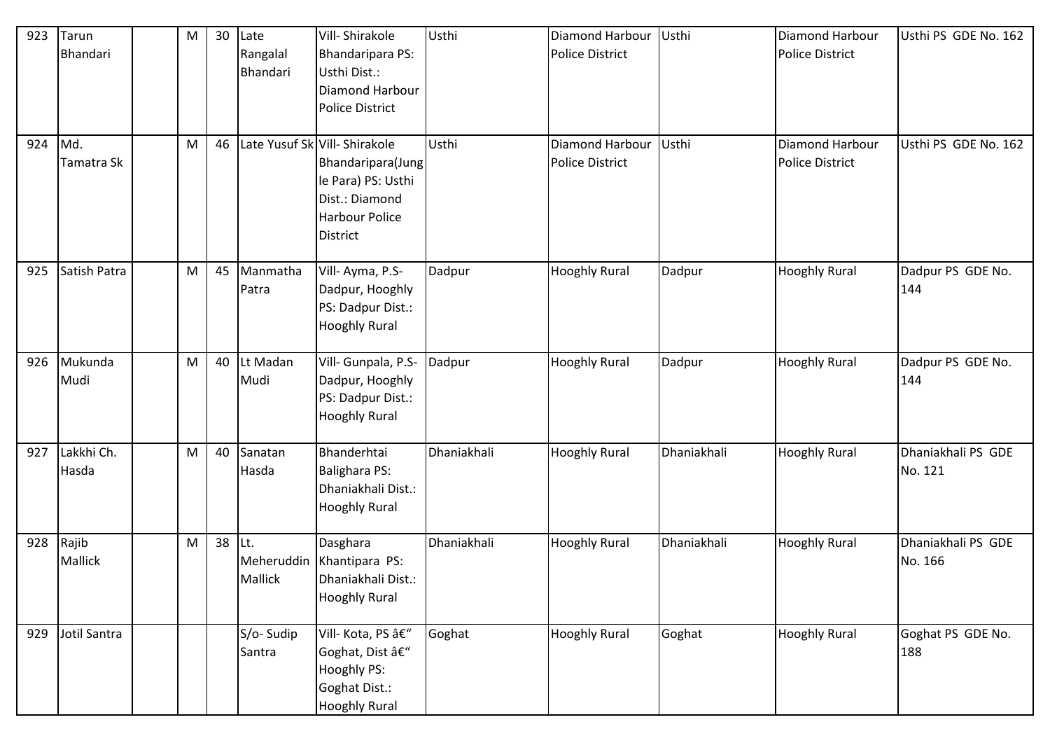| 923 | Tarun Bhandari | | M | 30 | Late Rangalal Bhandari | Vill- Shirakole Bhandaripara PS: Usthi Dist.: Diamond Harbour Police District | Usthi | Diamond Harbour Police District | Usthi | Diamond Harbour Police District | Usthi PS GDE No. 162 |
|---|---|---|---|---|---|---|---|---|---|---|---|
| 924 | Md. Tamatra Sk | | M | 46 | Late Yusuf Sk | Vill- Shirakole Bhandaripara(Jungle Para) PS: Usthi Dist.: Diamond Harbour Police District | Usthi | Diamond Harbour Police District | Usthi | Diamond Harbour Police District | Usthi PS GDE No. 162 |
| 925 | Satish Patra | | M | 45 | Manmatha Patra | Vill- Ayma, P.S- Dadpur, Hooghly PS: Dadpur Dist.: Hooghly Rural | Dadpur | Hooghly Rural | Dadpur | Hooghly Rural | Dadpur PS GDE No. 144 |
| 926 | Mukunda Mudi | | M | 40 | Lt Madan Mudi | Vill- Gunpala, P.S- Dadpur, Hooghly PS: Dadpur Dist.: Hooghly Rural | Dadpur | Hooghly Rural | Dadpur | Hooghly Rural | Dadpur PS GDE No. 144 |
| 927 | Lakkhi Ch. Hasda | | M | 40 | Sanatan Hasda | Bhanderhtai Balighara PS: Dhaniakhali Dist.: Hooghly Rural | Dhaniakhali | Hooghly Rural | Dhaniakhali | Hooghly Rural | Dhaniakhali PS GDE No. 121 |
| 928 | Rajib Mallick | | M | 38 | Lt. Meheruddin Mallick | Dasghara Khantipara PS: Dhaniakhali Dist.: Hooghly Rural | Dhaniakhali | Hooghly Rural | Dhaniakhali | Hooghly Rural | Dhaniakhali PS GDE No. 166 |
| 929 | Jotil Santra | | | | S/o- Sudip Santra | Vill- Kota, PS â€“ Goghat, Dist â€“ Hooghly PS: Goghat Dist.: Hooghly Rural | Goghat | Hooghly Rural | Goghat | Hooghly Rural | Goghat PS GDE No. 188 |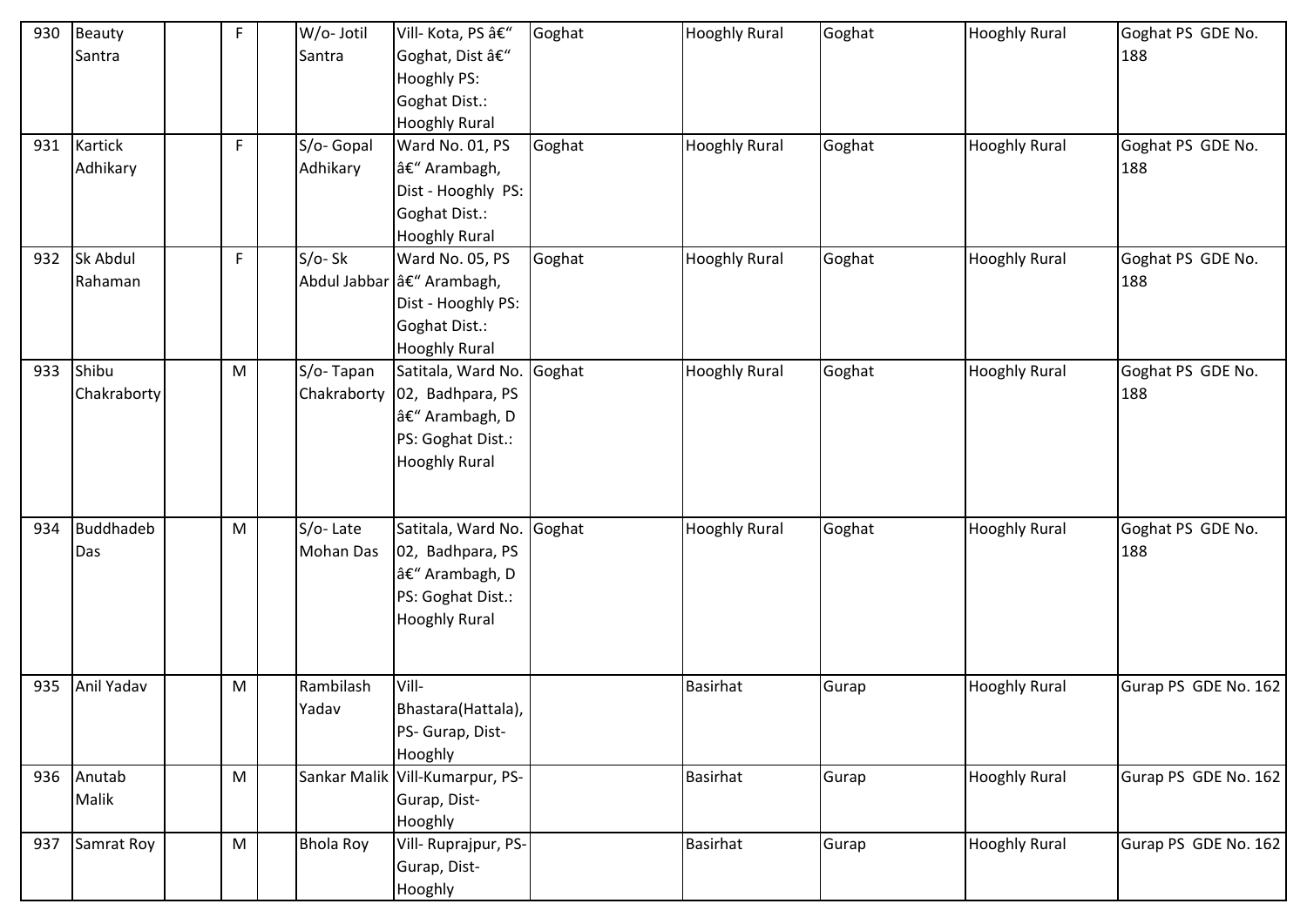| 930 | Beauty Santra | | F | | W/o- Jotil Santra | Vill- Kota, PS â€" Goghat, Dist â€" Hooghly PS: Goghat Dist.: Hooghly Rural | Goghat | Hooghly Rural | Goghat | Hooghly Rural | Goghat PS GDE No. 188 |
|---|---|---|---|---|---|---|---|---|---|---|---|
| 931 | Kartick Adhikary | | F | | S/o- Gopal Adhikary | Ward No. 01, PS â€" Arambagh, Dist - Hooghly PS: Goghat Dist.: Hooghly Rural | Goghat | Hooghly Rural | Goghat | Hooghly Rural | Goghat PS GDE No. 188 |
| 932 | Sk Abdul Rahaman | | F | | S/o- Sk Abdul Jabbar | Ward No. 05, PS â€" Arambagh, Dist - Hooghly PS: Goghat Dist.: Hooghly Rural | Goghat | Hooghly Rural | Goghat | Hooghly Rural | Goghat PS GDE No. 188 |
| 933 | Shibu Chakraborty | | M | | S/o- Tapan Chakraborty | Satitala, Ward No. 02, Badhpara, PS â€" Arambagh, D PS: Goghat Dist.: Hooghly Rural | Goghat | Hooghly Rural | Goghat | Hooghly Rural | Goghat PS GDE No. 188 |
| 934 | Buddhadeb Das | | M | | S/o- Late Mohan Das | Satitala, Ward No. 02, Badhpara, PS â€" Arambagh, D PS: Goghat Dist.: Hooghly Rural | Goghat | Hooghly Rural | Goghat | Hooghly Rural | Goghat PS GDE No. 188 |
| 935 | Anil Yadav | | M | | Rambilash Yadav | Vill- Bhastara(Hattala), PS- Gurap, Dist- Hooghly | | Basirhat | Gurap | Hooghly Rural | Gurap PS GDE No. 162 |
| 936 | Anutab Malik | | M | | Sankar Malik | Vill-Kumarpur, PS- Gurap, Dist- Hooghly | | Basirhat | Gurap | Hooghly Rural | Gurap PS GDE No. 162 |
| 937 | Samrat Roy | | M | | Bhola Roy | Vill- Ruprajpur, PS- Gurap, Dist- Hooghly | | Basirhat | Gurap | Hooghly Rural | Gurap PS GDE No. 162 |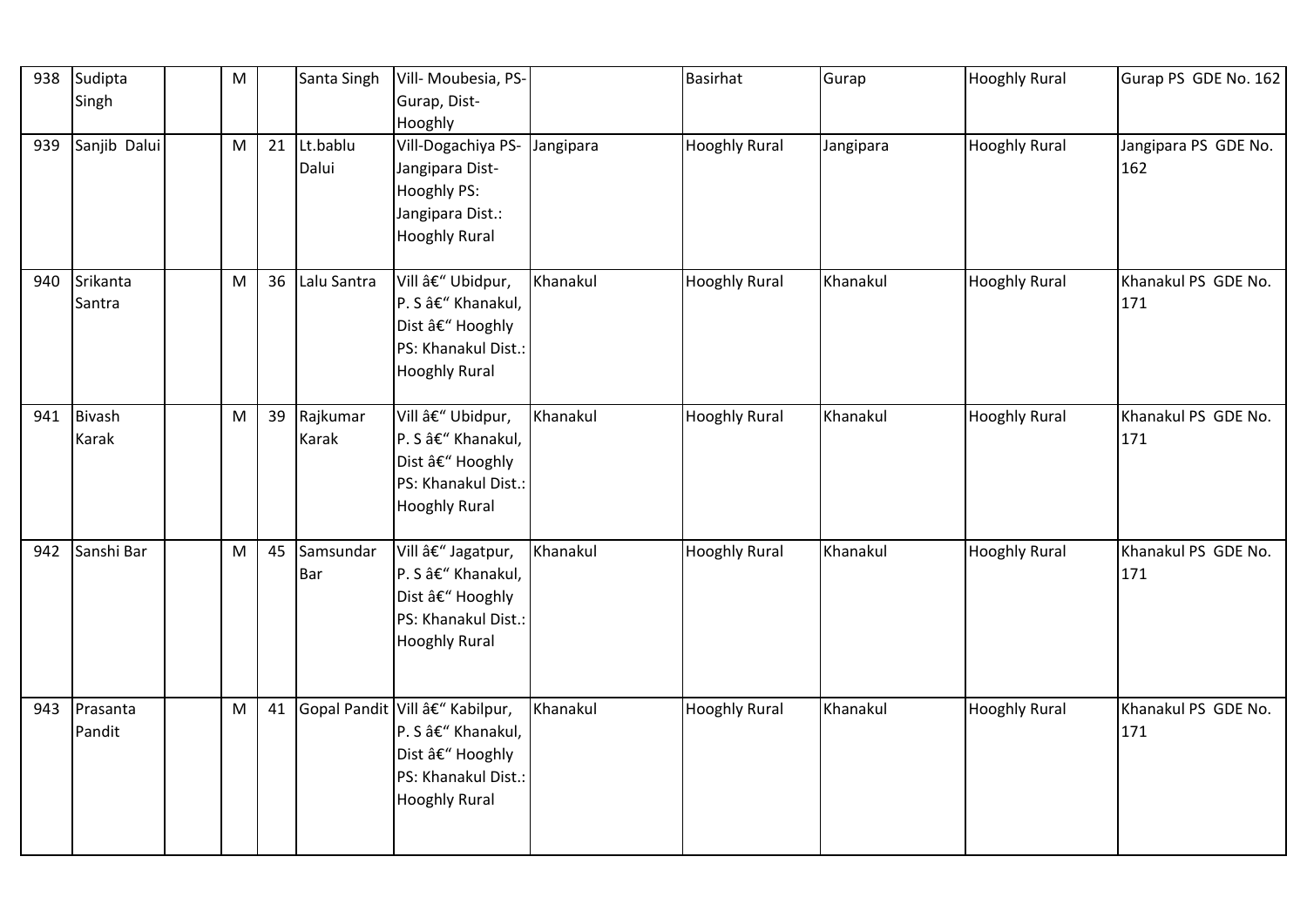| 938 | Sudipta Singh | | M | | Santa Singh | Vill- Moubesia, PS- Gurap, Dist- Hooghly | | Basirhat | Gurap | Hooghly Rural | Gurap PS GDE No. 162 |
|---|---|---|---|---|---|---|---|---|---|---|---|
| 939 | Sanjib Dalui | | M | 21 | Lt.bablu Dalui | Vill-Dogachiya PS- Jangipara Dist- Hooghly PS: Jangipara Dist.: Hooghly Rural | Jangipara | Hooghly Rural | Jangipara | Hooghly Rural | Jangipara PS GDE No. 162 |
| 940 | Srikanta Santra | | M | 36 | Lalu Santra | Vill â€“ Ubidpur, P. S â€“ Khanakul, Dist â€“ Hooghly PS: Khanakul Dist.: Hooghly Rural | Khanakul | Hooghly Rural | Khanakul | Hooghly Rural | Khanakul PS GDE No. 171 |
| 941 | Bivash Karak | | M | 39 | Rajkumar Karak | Vill â€“ Ubidpur, P. S â€“ Khanakul, Dist â€“ Hooghly PS: Khanakul Dist.: Hooghly Rural | Khanakul | Hooghly Rural | Khanakul | Hooghly Rural | Khanakul PS GDE No. 171 |
| 942 | Sanshi Bar | | M | 45 | Samsundar Bar | Vill â€“ Jagatpur, P. S â€“ Khanakul, Dist â€“ Hooghly PS: Khanakul Dist.: Hooghly Rural | Khanakul | Hooghly Rural | Khanakul | Hooghly Rural | Khanakul PS GDE No. 171 |
| 943 | Prasanta Pandit | | M | 41 | Gopal Pandit | Vill â€“ Kabilpur, P. S â€“ Khanakul, Dist â€“ Hooghly PS: Khanakul Dist.: Hooghly Rural | Khanakul | Hooghly Rural | Khanakul | Hooghly Rural | Khanakul PS GDE No. 171 |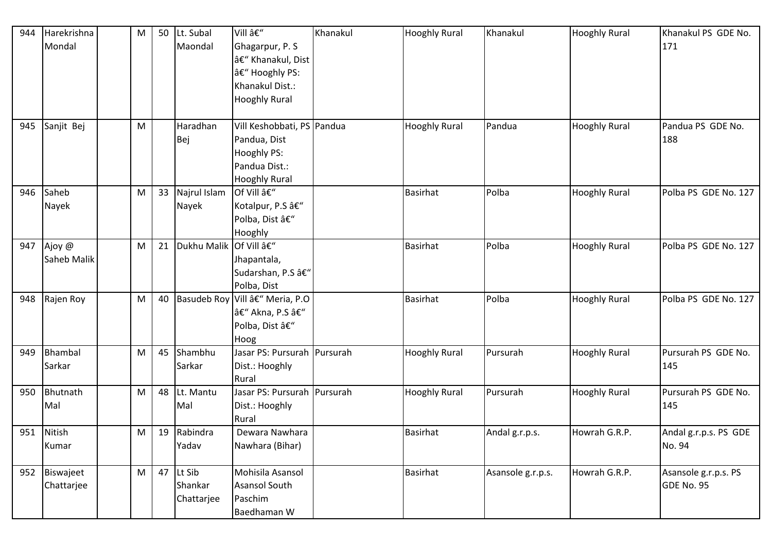| 944 | Harekrishna Mondal | | M | 50 | Lt. Subal Maondal | Vill â€“ Ghagarpur, P. S â€“ Khanakul, Dist â€“ Hooghly PS: Khanakul Dist.: Hooghly Rural | Khanakul | Hooghly Rural | Khanakul | Hooghly Rural | Khanakul PS GDE No. 171 |
|---|---|---|---|---|---|---|---|---|---|---|---|
| 945 | Sanjit Bej | | M | | Haradhan Bej | Vill Keshobbati, PS Pandua, Dist Hooghly PS: Pandua Dist.: Hooghly Rural | Pandua | Hooghly Rural | Pandua | Hooghly Rural | Pandua PS GDE No. 188 |
| 946 | Saheb Nayek | | M | 33 | Najrul Islam Nayek | Of Vill â€“ Kotalpur, P.S â€“ Polba, Dist â€“ Hooghly | | Basirhat | Polba | Hooghly Rural | Polba PS GDE No. 127 |
| 947 | Ajoy @ Saheb Malik | | M | 21 | Dukhu Malik | Of Vill â€“ Jhapantala, Sudarshan, P.S â€“ Polba, Dist | | Basirhat | Polba | Hooghly Rural | Polba PS GDE No. 127 |
| 948 | Rajen Roy | | M | 40 | Basudeb Roy | Vill â€“ Meria, P.O â€“ Akna, P.S â€“ Polba, Dist â€“ Hoog | | Basirhat | Polba | Hooghly Rural | Polba PS GDE No. 127 |
| 949 | Bhambal Sarkar | | M | 45 | Shambhu Sarkar | Jasar PS: Pursurah Dist.: Hooghly Rural | Pursurah | Hooghly Rural | Pursurah | Hooghly Rural | Pursurah PS GDE No. 145 |
| 950 | Bhutnath Mal | | M | 48 | Lt. Mantu Mal | Jasar PS: Pursurah Dist.: Hooghly Rural | Pursurah | Hooghly Rural | Pursurah | Hooghly Rural | Pursurah PS GDE No. 145 |
| 951 | Nitish Kumar | | M | 19 | Rabindra Yadav | Dewara Nawhara Nawhara (Bihar) | | Basirhat | Andal g.r.p.s. | Howrah G.R.P. | Andal g.r.p.s. PS GDE No. 94 |
| 952 | Biswajeet Chattarjee | | M | 47 | Lt Sib Shankar Chattarjee | Mohisila Asansol Asansol South Paschim Baedhaman W | | Basirhat | Asansole g.r.p.s. | Howrah G.R.P. | Asansole g.r.p.s. PS GDE No. 95 |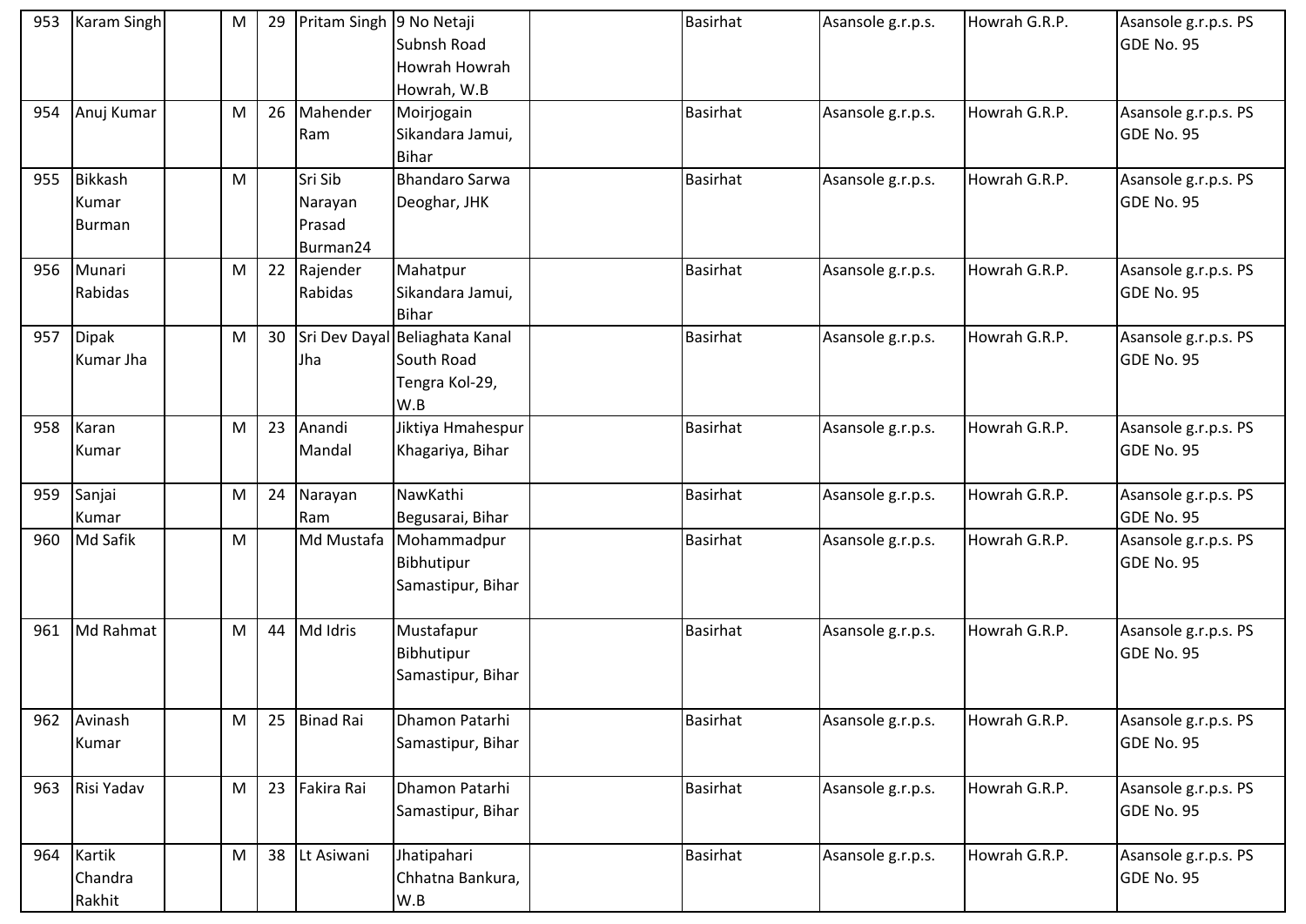| | | | | | | | | | | |
|---|---|---|---|---|---|---|---|---|---|---|
| 953 | Karam Singh | | M | 29 | Pritam Singh | 9 No Netaji Subnsh Road Howrah Howrah Howrah, W.B | | Basirhat | Asansole g.r.p.s. | Howrah G.R.P. | Asansole g.r.p.s. PS GDE No. 95 |
| 954 | Anuj Kumar | | M | 26 | Mahender Ram | Moirjogain Sikandara Jamui, Bihar | | Basirhat | Asansole g.r.p.s. | Howrah G.R.P. | Asansole g.r.p.s. PS GDE No. 95 |
| 955 | Bikkash Kumar Burman | | M | | Sri Sib Narayan Prasad Burman24 | Bhandaro Sarwa Deoghar, JHK | | Basirhat | Asansole g.r.p.s. | Howrah G.R.P. | Asansole g.r.p.s. PS GDE No. 95 |
| 956 | Munari Rabidas | | M | 22 | Rajender Rabidas | Mahatpur Sikandara Jamui, Bihar | | Basirhat | Asansole g.r.p.s. | Howrah G.R.P. | Asansole g.r.p.s. PS GDE No. 95 |
| 957 | Dipak Kumar Jha | | M | 30 | Sri Dev Dayal Jha | Beliaghata Kanal South Road Tengra Kol-29, W.B | | Basirhat | Asansole g.r.p.s. | Howrah G.R.P. | Asansole g.r.p.s. PS GDE No. 95 |
| 958 | Karan Kumar | | M | 23 | Anandi Mandal | Jiktiya Hmahespur Khagariya, Bihar | | Basirhat | Asansole g.r.p.s. | Howrah G.R.P. | Asansole g.r.p.s. PS GDE No. 95 |
| 959 | Sanjai Kumar | | M | 24 | Narayan Ram | NawKathi Begusarai, Bihar | | Basirhat | Asansole g.r.p.s. | Howrah G.R.P. | Asansole g.r.p.s. PS GDE No. 95 |
| 960 | Md Safik | | M | | Md Mustafa | Mohammadpur Bibhutipur Samastipur, Bihar | | Basirhat | Asansole g.r.p.s. | Howrah G.R.P. | Asansole g.r.p.s. PS GDE No. 95 |
| 961 | Md Rahmat | | M | 44 | Md Idris | Mustafapur Bibhutipur Samastipur, Bihar | | Basirhat | Asansole g.r.p.s. | Howrah G.R.P. | Asansole g.r.p.s. PS GDE No. 95 |
| 962 | Avinash Kumar | | M | 25 | Binad Rai | Dhamon Patarhi Samastipur, Bihar | | Basirhat | Asansole g.r.p.s. | Howrah G.R.P. | Asansole g.r.p.s. PS GDE No. 95 |
| 963 | Risi Yadav | | M | 23 | Fakira Rai | Dhamon Patarhi Samastipur, Bihar | | Basirhat | Asansole g.r.p.s. | Howrah G.R.P. | Asansole g.r.p.s. PS GDE No. 95 |
| 964 | Kartik Chandra Rakhit | | M | 38 | Lt Asiwani | Jhatipahari Chhatna Bankura, W.B | | Basirhat | Asansole g.r.p.s. | Howrah G.R.P. | Asansole g.r.p.s. PS GDE No. 95 |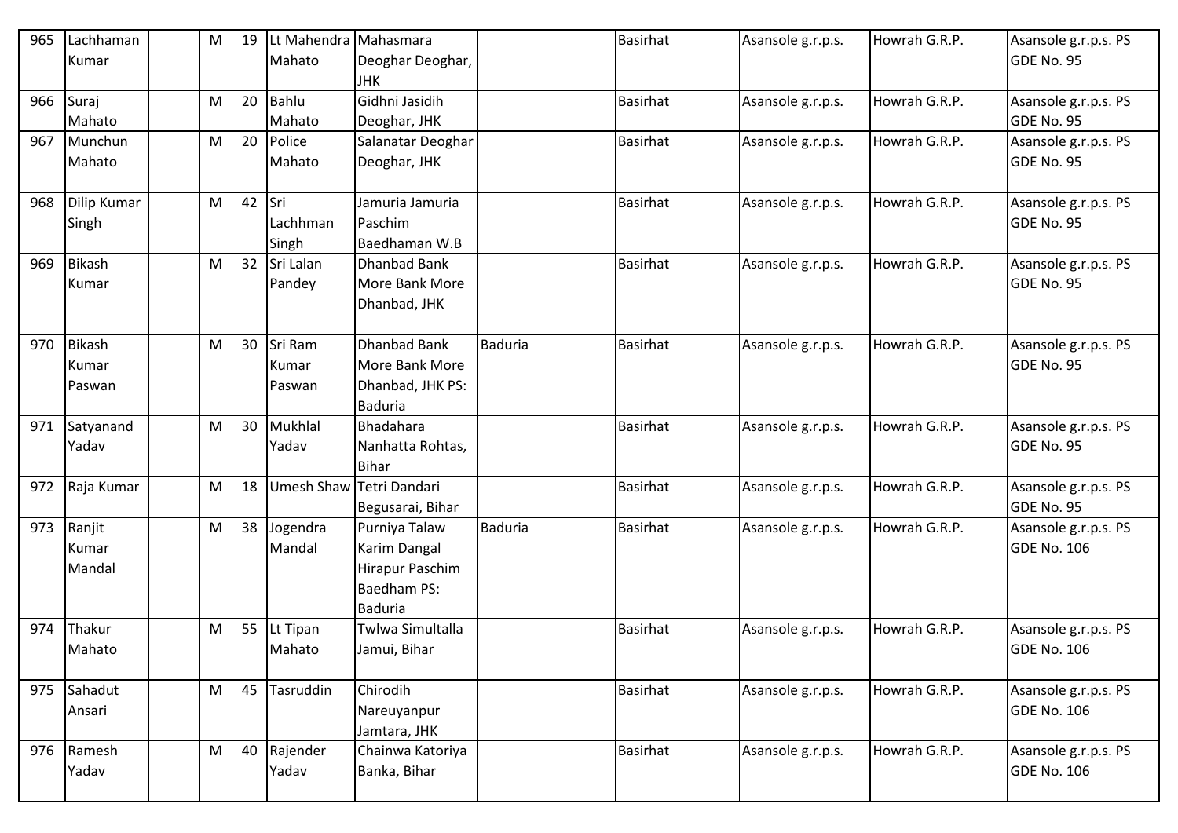| 965 | Lachhaman Kumar | | M | 19 | Lt Mahendra Mahato | Mahasmara Deoghar Deoghar, JHK | | Basirhat | Asansole g.r.p.s. | Howrah G.R.P. | Asansole g.r.p.s. PS GDE No. 95 |
|---|---|---|---|---|---|---|---|---|---|---|---|
| 966 | Suraj Mahato | | M | 20 | Bahlu Mahato | Gidhni Jasidih Deoghar, JHK | | Basirhat | Asansole g.r.p.s. | Howrah G.R.P. | Asansole g.r.p.s. PS GDE No. 95 |
| 967 | Munchun Mahato | | M | 20 | Police Mahato | Salanatar Deoghar Deoghar, JHK | | Basirhat | Asansole g.r.p.s. | Howrah G.R.P. | Asansole g.r.p.s. PS GDE No. 95 |
| 968 | Dilip Kumar Singh | | M | 42 | Sri Lachhman Singh | Jamuria Jamuria Paschim Baedhaman W.B | | Basirhat | Asansole g.r.p.s. | Howrah G.R.P. | Asansole g.r.p.s. PS GDE No. 95 |
| 969 | Bikash Kumar | | M | 32 | Sri Lalan Pandey | Dhanbad Bank More Bank More Dhanbad, JHK | | Basirhat | Asansole g.r.p.s. | Howrah G.R.P. | Asansole g.r.p.s. PS GDE No. 95 |
| 970 | Bikash Kumar Paswan | | M | 30 | Sri Ram Kumar Paswan | Dhanbad Bank More Bank More Dhanbad, JHK PS: Baduria | Baduria | Basirhat | Asansole g.r.p.s. | Howrah G.R.P. | Asansole g.r.p.s. PS GDE No. 95 |
| 971 | Satyanand Yadav | | M | 30 | Mukhlal Yadav | Bhadahara Nanhatta Rohtas, Bihar | | Basirhat | Asansole g.r.p.s. | Howrah G.R.P. | Asansole g.r.p.s. PS GDE No. 95 |
| 972 | Raja Kumar | | M | 18 | Umesh Shaw | Tetri Dandari Begusarai, Bihar | | Basirhat | Asansole g.r.p.s. | Howrah G.R.P. | Asansole g.r.p.s. PS GDE No. 95 |
| 973 | Ranjit Kumar Mandal | | M | 38 | Jogendra Mandal | Purniya Talaw Karim Dangal Hirapur Paschim Baedham PS: Baduria | Baduria | Basirhat | Asansole g.r.p.s. | Howrah G.R.P. | Asansole g.r.p.s. PS GDE No. 106 |
| 974 | Thakur Mahato | | M | 55 | Lt Tipan Mahato | Twlwa Simultalla Jamui, Bihar | | Basirhat | Asansole g.r.p.s. | Howrah G.R.P. | Asansole g.r.p.s. PS GDE No. 106 |
| 975 | Sahadut Ansari | | M | 45 | Tasruddin | Chirodih Nareuyanpur Jamtara, JHK | | Basirhat | Asansole g.r.p.s. | Howrah G.R.P. | Asansole g.r.p.s. PS GDE No. 106 |
| 976 | Ramesh Yadav | | M | 40 | Rajender Yadav | Chainwa Katoriya Banka, Bihar | | Basirhat | Asansole g.r.p.s. | Howrah G.R.P. | Asansole g.r.p.s. PS GDE No. 106 |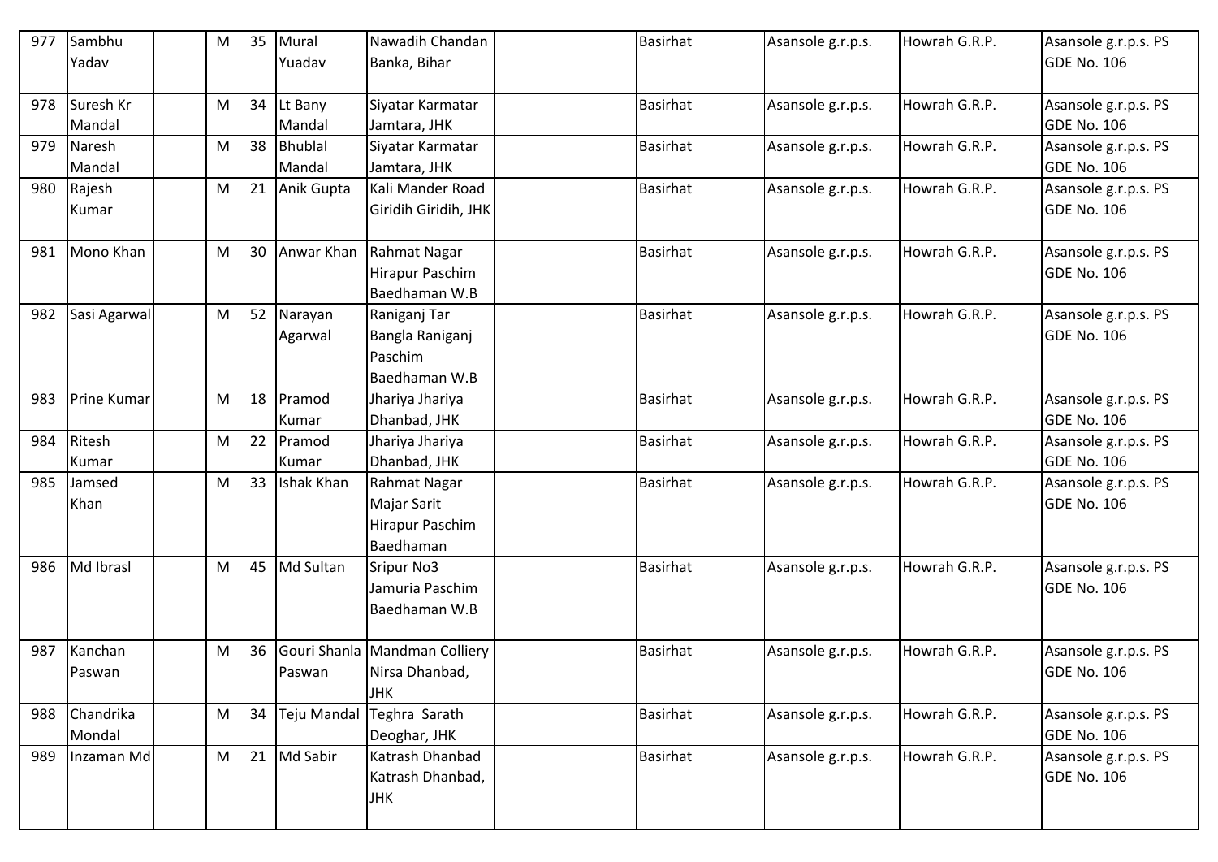| 977 | Sambhu Yadav | | M | 35 | Mural Yuadav | Nawadih Chandan Banka, Bihar | | Basirhat | Asansole g.r.p.s. | Howrah G.R.P. | Asansole g.r.p.s. PS GDE No. 106 |
|---|---|---|---|---|---|---|---|---|---|---|---|
| 978 | Suresh Kr Mandal | | M | 34 | Lt Bany Mandal | Siyatar Karmatar Jamtara, JHK | | Basirhat | Asansole g.r.p.s. | Howrah G.R.P. | Asansole g.r.p.s. PS GDE No. 106 |
| 979 | Naresh Mandal | | M | 38 | Bhublal Mandal | Siyatar Karmatar Jamtara, JHK | | Basirhat | Asansole g.r.p.s. | Howrah G.R.P. | Asansole g.r.p.s. PS GDE No. 106 |
| 980 | Rajesh Kumar | | M | 21 | Anik Gupta | Kali Mander Road Giridih Giridih, JHK | | Basirhat | Asansole g.r.p.s. | Howrah G.R.P. | Asansole g.r.p.s. PS GDE No. 106 |
| 981 | Mono Khan | | M | 30 | Anwar Khan | Rahmat Nagar Hirapur Paschim Baedhaman W.B | | Basirhat | Asansole g.r.p.s. | Howrah G.R.P. | Asansole g.r.p.s. PS GDE No. 106 |
| 982 | Sasi Agarwal | | M | 52 | Narayan Agarwal | Raniganj Tar Bangla Raniganj Paschim Baedhaman W.B | | Basirhat | Asansole g.r.p.s. | Howrah G.R.P. | Asansole g.r.p.s. PS GDE No. 106 |
| 983 | Prine Kumar | | M | 18 | Pramod Kumar | Jhariya Jhariya Dhanbad, JHK | | Basirhat | Asansole g.r.p.s. | Howrah G.R.P. | Asansole g.r.p.s. PS GDE No. 106 |
| 984 | Ritesh Kumar | | M | 22 | Pramod Kumar | Jhariya Jhariya Dhanbad, JHK | | Basirhat | Asansole g.r.p.s. | Howrah G.R.P. | Asansole g.r.p.s. PS GDE No. 106 |
| 985 | Jamsed Khan | | M | 33 | Ishak Khan | Rahmat Nagar Majar Sarit Hirapur Paschim Baedhaman | | Basirhat | Asansole g.r.p.s. | Howrah G.R.P. | Asansole g.r.p.s. PS GDE No. 106 |
| 986 | Md Ibrasl | | M | 45 | Md Sultan | Sripur No3 Jamuria Paschim Baedhaman W.B | | Basirhat | Asansole g.r.p.s. | Howrah G.R.P. | Asansole g.r.p.s. PS GDE No. 106 |
| 987 | Kanchan Paswan | | M | 36 | Gouri Shanla Paswan | Mandman Colliery Nirsa Dhanbad, JHK | | Basirhat | Asansole g.r.p.s. | Howrah G.R.P. | Asansole g.r.p.s. PS GDE No. 106 |
| 988 | Chandrika Mondal | | M | 34 | Teju Mandal | Teghra Sarath Deoghar, JHK | | Basirhat | Asansole g.r.p.s. | Howrah G.R.P. | Asansole g.r.p.s. PS GDE No. 106 |
| 989 | Inzaman Md | | M | 21 | Md Sabir | Katrash Dhanbad Katrash Dhanbad, JHK | | Basirhat | Asansole g.r.p.s. | Howrah G.R.P. | Asansole g.r.p.s. PS GDE No. 106 |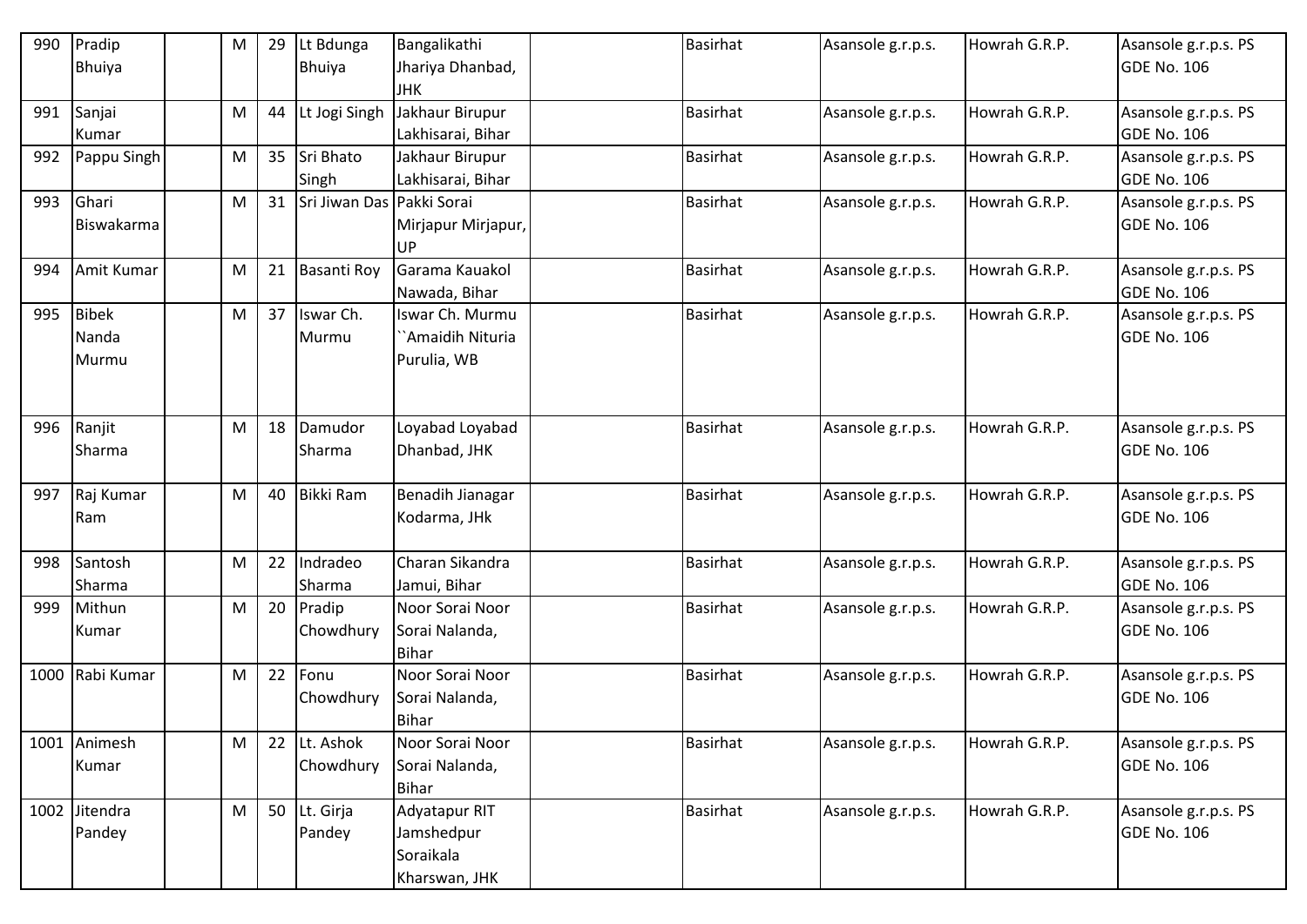| | | | | | | | | | | | |
|---|---|---|---|---|---|---|---|---|---|---|---|
| 990 | Pradip Bhuiya | | M | 29 | Lt Bdunga Bhuiya | Bangalikathi Jhariya Dhanbad, JHK | | Basirhat | Asansole g.r.p.s. | Howrah G.R.P. | Asansole g.r.p.s. PS GDE No. 106 |
| 991 | Sanjai Kumar | | M | 44 | Lt Jogi Singh | Jakhaur Birupur Lakhisarai, Bihar | | Basirhat | Asansole g.r.p.s. | Howrah G.R.P. | Asansole g.r.p.s. PS GDE No. 106 |
| 992 | Pappu Singh | | M | 35 | Sri Bhato Singh | Jakhaur Birupur Lakhisarai, Bihar | | Basirhat | Asansole g.r.p.s. | Howrah G.R.P. | Asansole g.r.p.s. PS GDE No. 106 |
| 993 | Ghari Biswakarma | | M | 31 | Sri Jiwan Das | Pakki Sorai Mirjapur Mirjapur, UP | | Basirhat | Asansole g.r.p.s. | Howrah G.R.P. | Asansole g.r.p.s. PS GDE No. 106 |
| 994 | Amit Kumar | | M | 21 | Basanti Roy | Garama Kauakol Nawada, Bihar | | Basirhat | Asansole g.r.p.s. | Howrah G.R.P. | Asansole g.r.p.s. PS GDE No. 106 |
| 995 | Bibek Nanda Murmu | | M | 37 | Iswar Ch. Murmu | Iswar Ch. Murmu ``Amaidih Nituria Purulia, WB | | Basirhat | Asansole g.r.p.s. | Howrah G.R.P. | Asansole g.r.p.s. PS GDE No. 106 |
| 996 | Ranjit Sharma | | M | 18 | Damudor Sharma | Loyabad Loyabad Dhanbad, JHK | | Basirhat | Asansole g.r.p.s. | Howrah G.R.P. | Asansole g.r.p.s. PS GDE No. 106 |
| 997 | Raj Kumar Ram | | M | 40 | Bikki Ram | Benadih Jianagar Kodarma, JHk | | Basirhat | Asansole g.r.p.s. | Howrah G.R.P. | Asansole g.r.p.s. PS GDE No. 106 |
| 998 | Santosh Sharma | | M | 22 | Indradeo Sharma | Charan Sikandra Jamui, Bihar | | Basirhat | Asansole g.r.p.s. | Howrah G.R.P. | Asansole g.r.p.s. PS GDE No. 106 |
| 999 | Mithun Kumar | | M | 20 | Pradip Chowdhury | Noor Sorai Noor Sorai Nalanda, Bihar | | Basirhat | Asansole g.r.p.s. | Howrah G.R.P. | Asansole g.r.p.s. PS GDE No. 106 |
| 1000 | Rabi Kumar | | M | 22 | Fonu Chowdhury | Noor Sorai Noor Sorai Nalanda, Bihar | | Basirhat | Asansole g.r.p.s. | Howrah G.R.P. | Asansole g.r.p.s. PS GDE No. 106 |
| 1001 | Animesh Kumar | | M | 22 | Lt. Ashok Chowdhury | Noor Sorai Noor Sorai Nalanda, Bihar | | Basirhat | Asansole g.r.p.s. | Howrah G.R.P. | Asansole g.r.p.s. PS GDE No. 106 |
| 1002 | Jitendra Pandey | | M | 50 | Lt. Girja Pandey | Adyatapur RIT Jamshedpur Soraikala Kharswan, JHK | | Basirhat | Asansole g.r.p.s. | Howrah G.R.P. | Asansole g.r.p.s. PS GDE No. 106 |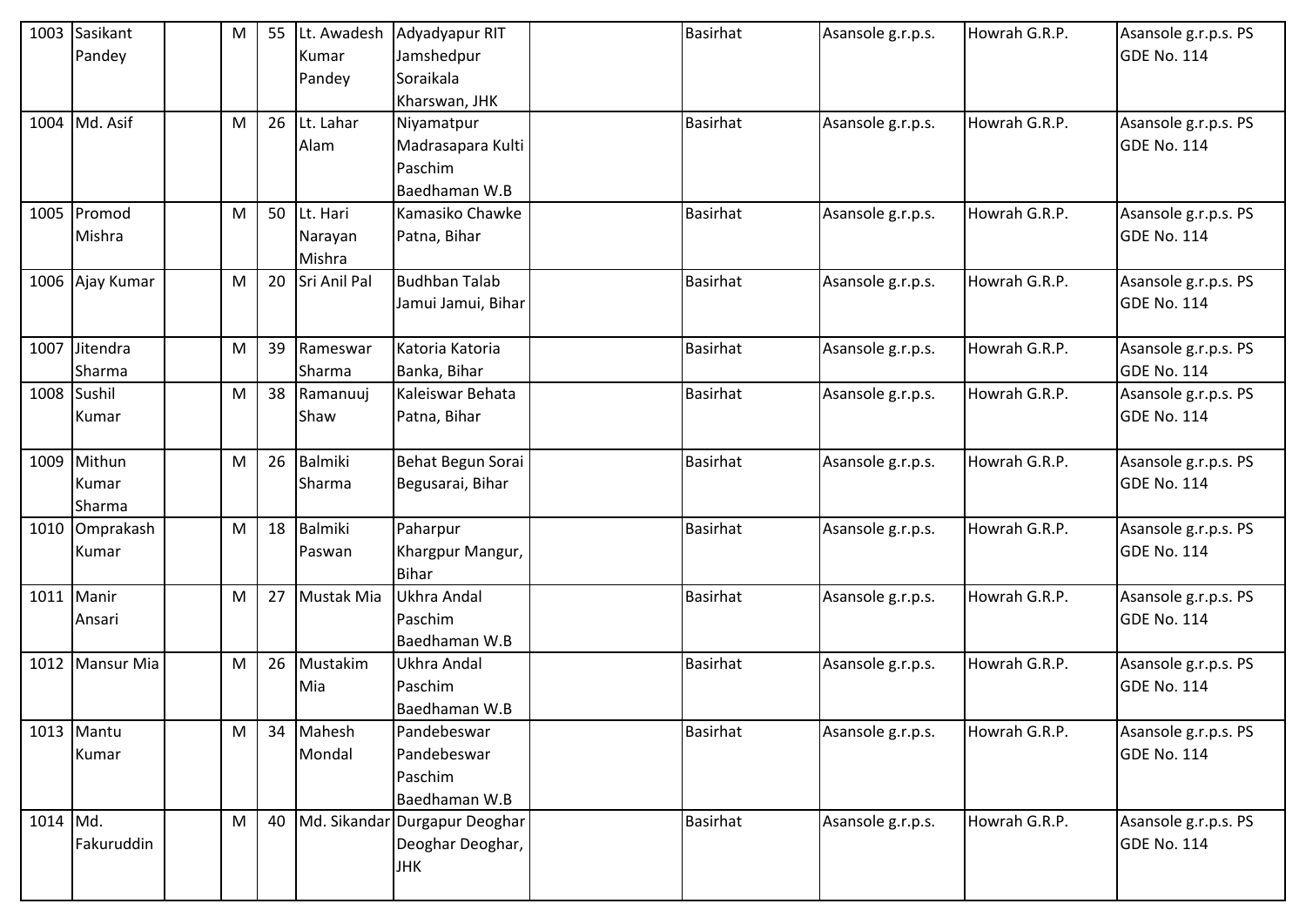| | | | | | | | | | | | |
|---|---|---|---|---|---|---|---|---|---|---|---|
| 1003 | Sasikant Pandey | | M | 55 | Lt. Awadesh Kumar Pandey | Adyadyapur RIT Jamshedpur Soraikala Kharswan, JHK | | Basirhat | Asansole g.r.p.s. | Howrah G.R.P. | Asansole g.r.p.s. PS GDE No. 114 |
| 1004 | Md. Asif | | M | 26 | Lt. Lahar Alam | Niyamatpur Madrasapara Kulti Paschim Baedhaman W.B | | Basirhat | Asansole g.r.p.s. | Howrah G.R.P. | Asansole g.r.p.s. PS GDE No. 114 |
| 1005 | Promod Mishra | | M | 50 | Lt. Hari Narayan Mishra | Kamasiko Chawke Patna, Bihar | | Basirhat | Asansole g.r.p.s. | Howrah G.R.P. | Asansole g.r.p.s. PS GDE No. 114 |
| 1006 | Ajay Kumar | | M | 20 | Sri Anil Pal | Budhban Talab Jamui Jamui, Bihar | | Basirhat | Asansole g.r.p.s. | Howrah G.R.P. | Asansole g.r.p.s. PS GDE No. 114 |
| 1007 | Jitendra Sharma | | M | 39 | Rameswar Sharma | Katoria Katoria Banka, Bihar | | Basirhat | Asansole g.r.p.s. | Howrah G.R.P. | Asansole g.r.p.s. PS GDE No. 114 |
| 1008 | Sushil Kumar | | M | 38 | Ramanuuj Shaw | Kaleiswar Behata Patna, Bihar | | Basirhat | Asansole g.r.p.s. | Howrah G.R.P. | Asansole g.r.p.s. PS GDE No. 114 |
| 1009 | Mithun Kumar Sharma | | M | 26 | Balmiki Sharma | Behat Begun Sorai Begusarai, Bihar | | Basirhat | Asansole g.r.p.s. | Howrah G.R.P. | Asansole g.r.p.s. PS GDE No. 114 |
| 1010 | Omprakash Kumar | | M | 18 | Balmiki Paswan | Paharpur Khargpur Mangur, Bihar | | Basirhat | Asansole g.r.p.s. | Howrah G.R.P. | Asansole g.r.p.s. PS GDE No. 114 |
| 1011 | Manir Ansari | | M | 27 | Mustak Mia | Ukhra Andal Paschim Baedhaman W.B | | Basirhat | Asansole g.r.p.s. | Howrah G.R.P. | Asansole g.r.p.s. PS GDE No. 114 |
| 1012 | Mansur Mia | | M | 26 | Mustakim Mia | Ukhra Andal Paschim Baedhaman W.B | | Basirhat | Asansole g.r.p.s. | Howrah G.R.P. | Asansole g.r.p.s. PS GDE No. 114 |
| 1013 | Mantu Kumar | | M | 34 | Mahesh Mondal | Pandebeswar Pandebeswar Paschim Baedhaman W.B | | Basirhat | Asansole g.r.p.s. | Howrah G.R.P. | Asansole g.r.p.s. PS GDE No. 114 |
| 1014 | Md. Fakuruddin | | M | 40 | Md. Sikandar | Durgapur Deoghar Deoghar Deoghar, JHK | | Basirhat | Asansole g.r.p.s. | Howrah G.R.P. | Asansole g.r.p.s. PS GDE No. 114 |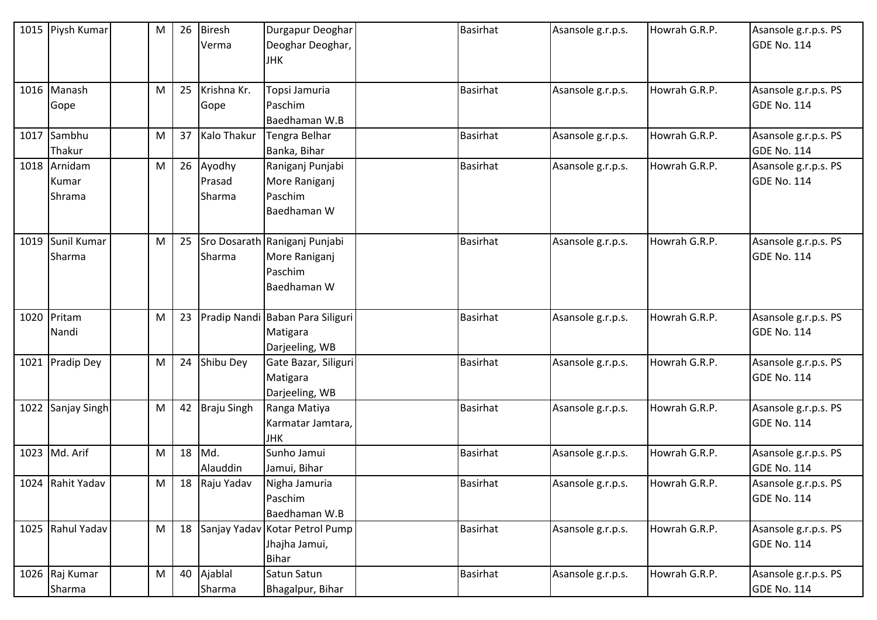| 1015 | Piysh Kumar | | M | 26 | Biresh Verma | Durgapur Deoghar Deoghar Deoghar, JHK | | Basirhat | Asansole g.r.p.s. | Howrah G.R.P. | Asansole g.r.p.s. PS GDE No. 114 |
|---|---|---|---|---|---|---|---|---|---|---|---|
| 1016 | Manash Gope | | M | 25 | Krishna Kr. Gope | Topsi Jamuria Paschim Baedhaman W.B | | Basirhat | Asansole g.r.p.s. | Howrah G.R.P. | Asansole g.r.p.s. PS GDE No. 114 |
| 1017 | Sambhu Thakur | | M | 37 | Kalo Thakur | Tengra Belhar Banka, Bihar | | Basirhat | Asansole g.r.p.s. | Howrah G.R.P. | Asansole g.r.p.s. PS GDE No. 114 |
| 1018 | Arnidam Kumar Shrama | | M | 26 | Ayodhy Prasad Sharma | Raniganj Punjabi More Raniganj Paschim Baedhaman W | | Basirhat | Asansole g.r.p.s. | Howrah G.R.P. | Asansole g.r.p.s. PS GDE No. 114 |
| 1019 | Sunil Kumar Sharma | | M | 25 | Sro Dosarath Sharma | Raniganj Punjabi More Raniganj Paschim Baedhaman W | | Basirhat | Asansole g.r.p.s. | Howrah G.R.P. | Asansole g.r.p.s. PS GDE No. 114 |
| 1020 | Pritam Nandi | | M | 23 | Pradip Nandi | Baban Para Siliguri Matigara Darjeeling, WB | | Basirhat | Asansole g.r.p.s. | Howrah G.R.P. | Asansole g.r.p.s. PS GDE No. 114 |
| 1021 | Pradip Dey | | M | 24 | Shibu Dey | Gate Bazar, Siliguri Matigara Darjeeling, WB | | Basirhat | Asansole g.r.p.s. | Howrah G.R.P. | Asansole g.r.p.s. PS GDE No. 114 |
| 1022 | Sanjay Singh | | M | 42 | Braju Singh | Ranga Matiya Karmatar Jamtara, JHK | | Basirhat | Asansole g.r.p.s. | Howrah G.R.P. | Asansole g.r.p.s. PS GDE No. 114 |
| 1023 | Md. Arif | | M | 18 | Md. Alauddin | Sunho Jamui Jamui, Bihar | | Basirhat | Asansole g.r.p.s. | Howrah G.R.P. | Asansole g.r.p.s. PS GDE No. 114 |
| 1024 | Rahit Yadav | | M | 18 | Raju Yadav | Nigha Jamuria Paschim Baedhaman W.B | | Basirhat | Asansole g.r.p.s. | Howrah G.R.P. | Asansole g.r.p.s. PS GDE No. 114 |
| 1025 | Rahul Yadav | | M | 18 | Sanjay Yadav | Kotar Petrol Pump Jhajha Jamui, Bihar | | Basirhat | Asansole g.r.p.s. | Howrah G.R.P. | Asansole g.r.p.s. PS GDE No. 114 |
| 1026 | Raj Kumar Sharma | | M | 40 | Ajablal Sharma | Satun Satun Bhagalpur, Bihar | | Basirhat | Asansole g.r.p.s. | Howrah G.R.P. | Asansole g.r.p.s. PS GDE No. 114 |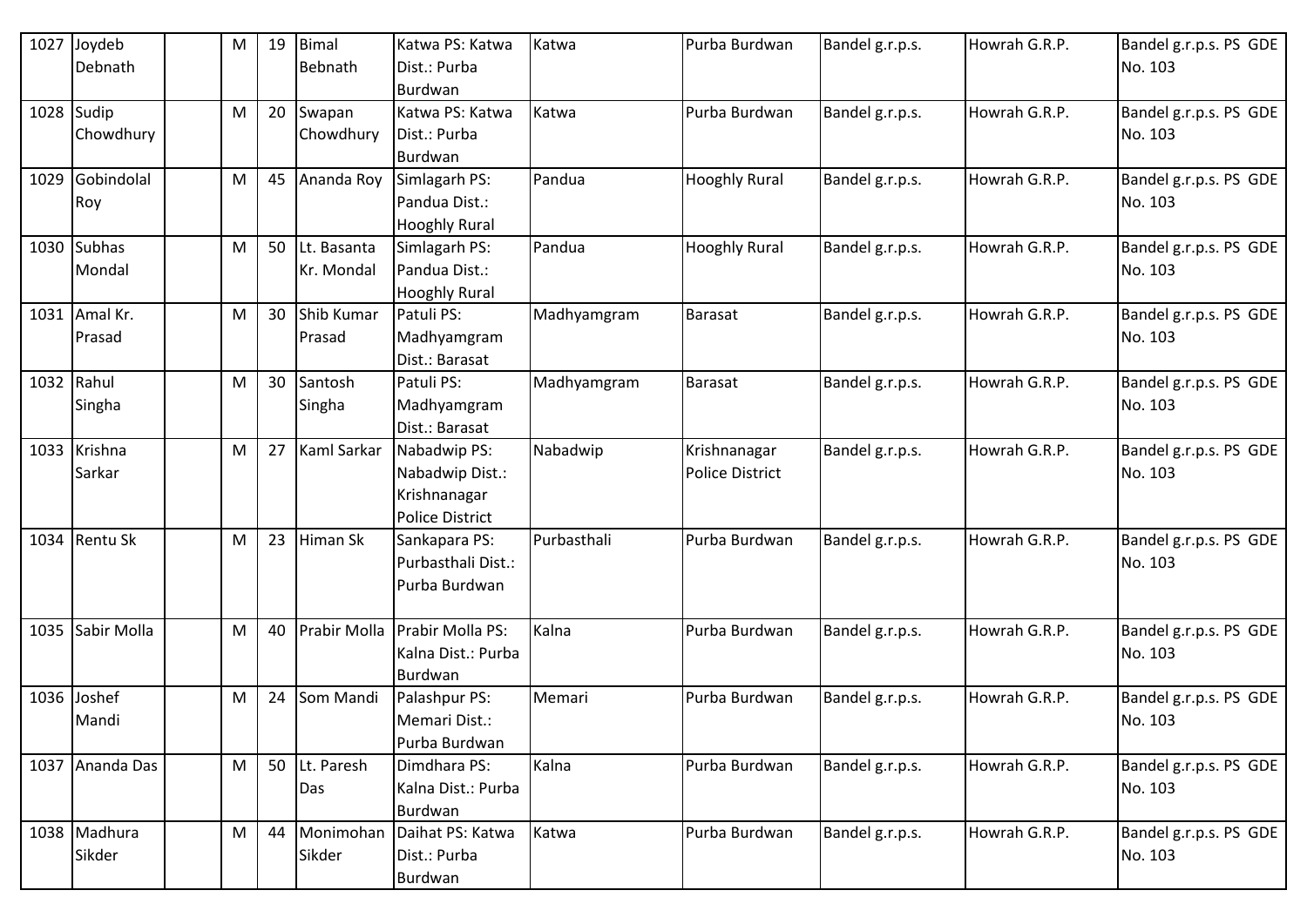| 1027 | Joydeb Debnath | | M | 19 | Bimal Bebnath | Katwa PS: Katwa Dist.: Purba Burdwan | Katwa | Purba Burdwan | Bandel g.r.p.s. | Howrah G.R.P. | Bandel g.r.p.s. PS GDE No. 103 |
|---|---|---|---|---|---|---|---|---|---|---|---|
| 1028 | Sudip Chowdhury | | M | 20 | Swapan Chowdhury | Katwa PS: Katwa Dist.: Purba Burdwan | Katwa | Purba Burdwan | Bandel g.r.p.s. | Howrah G.R.P. | Bandel g.r.p.s. PS GDE No. 103 |
| 1029 | Gobindolal Roy | | M | 45 | Ananda Roy | Simlagarh PS: Pandua Dist.: Hooghly Rural | Pandua | Hooghly Rural | Bandel g.r.p.s. | Howrah G.R.P. | Bandel g.r.p.s. PS GDE No. 103 |
| 1030 | Subhas Mondal | | M | 50 | Lt. Basanta Kr. Mondal | Simlagarh PS: Pandua Dist.: Hooghly Rural | Pandua | Hooghly Rural | Bandel g.r.p.s. | Howrah G.R.P. | Bandel g.r.p.s. PS GDE No. 103 |
| 1031 | Amal Kr. Prasad | | M | 30 | Shib Kumar Prasad | Patuli PS: Madhyamgram Dist.: Barasat | Madhyamgram | Barasat | Bandel g.r.p.s. | Howrah G.R.P. | Bandel g.r.p.s. PS GDE No. 103 |
| 1032 | Rahul Singha | | M | 30 | Santosh Singha | Patuli PS: Madhyamgram Dist.: Barasat | Madhyamgram | Barasat | Bandel g.r.p.s. | Howrah G.R.P. | Bandel g.r.p.s. PS GDE No. 103 |
| 1033 | Krishna Sarkar | | M | 27 | Kaml Sarkar | Nabadwip PS: Nabadwip Dist.: Krishnanagar Police District | Nabadwip | Krishnanagar Police District | Bandel g.r.p.s. | Howrah G.R.P. | Bandel g.r.p.s. PS GDE No. 103 |
| 1034 | Rentu Sk | | M | 23 | Himan Sk | Sankapara PS: Purbasthali Dist.: Purba Burdwan | Purbasthali | Purba Burdwan | Bandel g.r.p.s. | Howrah G.R.P. | Bandel g.r.p.s. PS GDE No. 103 |
| 1035 | Sabir Molla | | M | 40 | Prabir Molla | Prabir Molla PS: Kalna Dist.: Purba Burdwan | Kalna | Purba Burdwan | Bandel g.r.p.s. | Howrah G.R.P. | Bandel g.r.p.s. PS GDE No. 103 |
| 1036 | Joshef Mandi | | M | 24 | Som Mandi | Palashpur PS: Memari Dist.: Purba Burdwan | Memari | Purba Burdwan | Bandel g.r.p.s. | Howrah G.R.P. | Bandel g.r.p.s. PS GDE No. 103 |
| 1037 | Ananda Das | | M | 50 | Lt. Paresh Das | Dimdhara PS: Kalna Dist.: Purba Burdwan | Kalna | Purba Burdwan | Bandel g.r.p.s. | Howrah G.R.P. | Bandel g.r.p.s. PS GDE No. 103 |
| 1038 | Madhura Sikder | | M | 44 | Monimohan Sikder | Daihat PS: Katwa Dist.: Purba Burdwan | Katwa | Purba Burdwan | Bandel g.r.p.s. | Howrah G.R.P. | Bandel g.r.p.s. PS GDE No. 103 |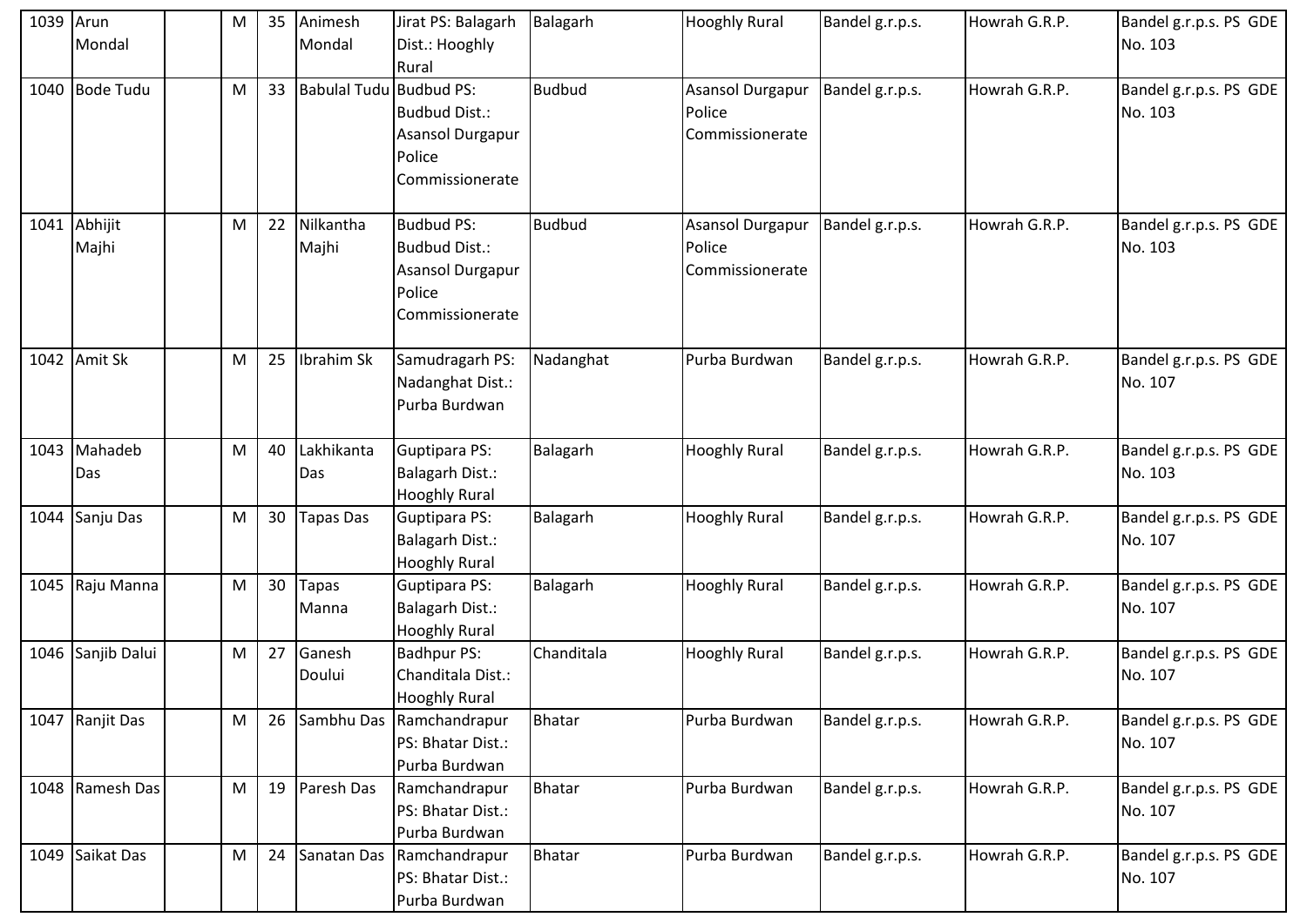| | | | | | | | | | | | |
|---|---|---|---|---|---|---|---|---|---|---|---|
| 1039 | Arun Mondal | | M | 35 | Animesh Mondal | Jirat PS: Balagarh Dist.: Hooghly Rural | Balagarh | Hooghly Rural | Bandel g.r.p.s. | Howrah G.R.P. | Bandel g.r.p.s. PS GDE No. 103 |
| 1040 | Bode Tudu | | M | 33 | Babulal Tudu | Budbud PS: Budbud Dist.: Asansol Durgapur Police Commissionerate | Budbud | Asansol Durgapur Police Commissionerate | Bandel g.r.p.s. | Howrah G.R.P. | Bandel g.r.p.s. PS GDE No. 103 |
| 1041 | Abhijit Majhi | | M | 22 | Nilkantha Majhi | Budbud PS: Budbud Dist.: Asansol Durgapur Police Commissionerate | Budbud | Asansol Durgapur Police Commissionerate | Bandel g.r.p.s. | Howrah G.R.P. | Bandel g.r.p.s. PS GDE No. 103 |
| 1042 | Amit Sk | | M | 25 | Ibrahim Sk | Samudragarh PS: Nadanghat Dist.: Purba Burdwan | Nadanghat | Purba Burdwan | Bandel g.r.p.s. | Howrah G.R.P. | Bandel g.r.p.s. PS GDE No. 107 |
| 1043 | Mahadeb Das | | M | 40 | Lakhikanta Das | Guptipara PS: Balagarh Dist.: Hooghly Rural | Balagarh | Hooghly Rural | Bandel g.r.p.s. | Howrah G.R.P. | Bandel g.r.p.s. PS GDE No. 103 |
| 1044 | Sanju Das | | M | 30 | Tapas Das | Guptipara PS: Balagarh Dist.: Hooghly Rural | Balagarh | Hooghly Rural | Bandel g.r.p.s. | Howrah G.R.P. | Bandel g.r.p.s. PS GDE No. 107 |
| 1045 | Raju Manna | | M | 30 | Tapas Manna | Guptipara PS: Balagarh Dist.: Hooghly Rural | Balagarh | Hooghly Rural | Bandel g.r.p.s. | Howrah G.R.P. | Bandel g.r.p.s. PS GDE No. 107 |
| 1046 | Sanjib Dalui | | M | 27 | Ganesh Doului | Badhpur PS: Chanditala Dist.: Hooghly Rural | Chanditala | Hooghly Rural | Bandel g.r.p.s. | Howrah G.R.P. | Bandel g.r.p.s. PS GDE No. 107 |
| 1047 | Ranjit Das | | M | 26 | Sambhu Das | Ramchandrapur PS: Bhatar Dist.: Purba Burdwan | Bhatar | Purba Burdwan | Bandel g.r.p.s. | Howrah G.R.P. | Bandel g.r.p.s. PS GDE No. 107 |
| 1048 | Ramesh Das | | M | 19 | Paresh Das | Ramchandrapur PS: Bhatar Dist.: Purba Burdwan | Bhatar | Purba Burdwan | Bandel g.r.p.s. | Howrah G.R.P. | Bandel g.r.p.s. PS GDE No. 107 |
| 1049 | Saikat Das | | M | 24 | Sanatan Das | Ramchandrapur PS: Bhatar Dist.: Purba Burdwan | Bhatar | Purba Burdwan | Bandel g.r.p.s. | Howrah G.R.P. | Bandel g.r.p.s. PS GDE No. 107 |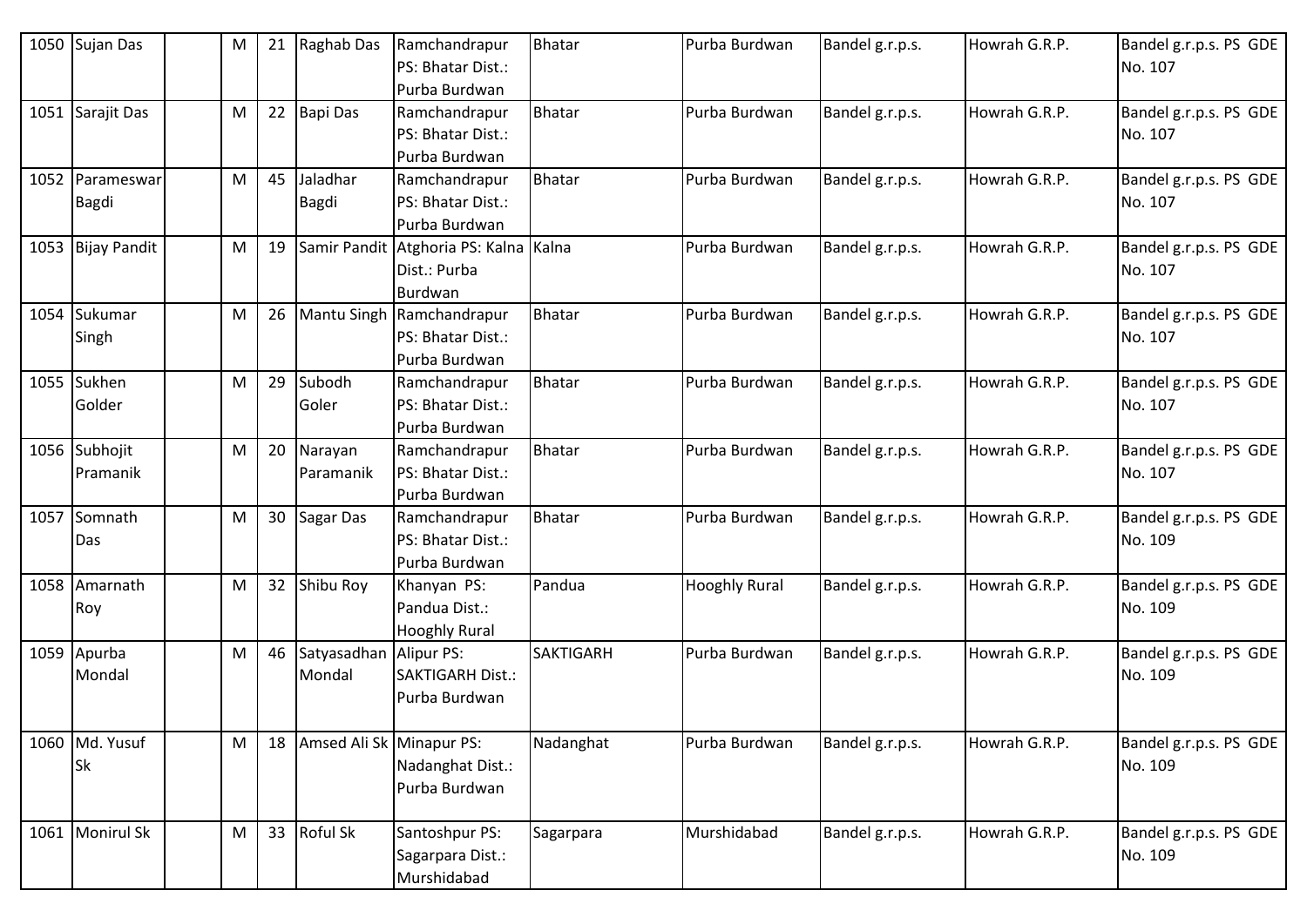| 1050 | Sujan Das | | M | 21 | Raghab Das | Ramchandrapur PS: Bhatar Dist.: Purba Burdwan | Bhatar | Purba Burdwan | Bandel g.r.p.s. | Howrah G.R.P. | Bandel g.r.p.s. PS GDE No. 107 |
|---|---|---|---|---|---|---|---|---|---|---|---|
| 1051 | Sarajit Das | | M | 22 | Bapi Das | Ramchandrapur PS: Bhatar Dist.: Purba Burdwan | Bhatar | Purba Burdwan | Bandel g.r.p.s. | Howrah G.R.P. | Bandel g.r.p.s. PS GDE No. 107 |
| 1052 | Parameswar Bagdi | | M | 45 | Jaladhar Bagdi | Ramchandrapur PS: Bhatar Dist.: Purba Burdwan | Bhatar | Purba Burdwan | Bandel g.r.p.s. | Howrah G.R.P. | Bandel g.r.p.s. PS GDE No. 107 |
| 1053 | Bijay Pandit | | M | 19 | Samir Pandit | Atghoria PS: Kalna Dist.: Purba Burdwan | Kalna | Purba Burdwan | Bandel g.r.p.s. | Howrah G.R.P. | Bandel g.r.p.s. PS GDE No. 107 |
| 1054 | Sukumar Singh | | M | 26 | Mantu Singh | Ramchandrapur PS: Bhatar Dist.: Purba Burdwan | Bhatar | Purba Burdwan | Bandel g.r.p.s. | Howrah G.R.P. | Bandel g.r.p.s. PS GDE No. 107 |
| 1055 | Sukhen Golder | | M | 29 | Subodh Goler | Ramchandrapur PS: Bhatar Dist.: Purba Burdwan | Bhatar | Purba Burdwan | Bandel g.r.p.s. | Howrah G.R.P. | Bandel g.r.p.s. PS GDE No. 107 |
| 1056 | Subhojit Pramanik | | M | 20 | Narayan Paramanik | Ramchandrapur PS: Bhatar Dist.: Purba Burdwan | Bhatar | Purba Burdwan | Bandel g.r.p.s. | Howrah G.R.P. | Bandel g.r.p.s. PS GDE No. 107 |
| 1057 | Somnath Das | | M | 30 | Sagar Das | Ramchandrapur PS: Bhatar Dist.: Purba Burdwan | Bhatar | Purba Burdwan | Bandel g.r.p.s. | Howrah G.R.P. | Bandel g.r.p.s. PS GDE No. 109 |
| 1058 | Amarnath Roy | | M | 32 | Shibu Roy | Khanyan PS: Pandua Dist.: Hooghly Rural | Pandua | Hooghly Rural | Bandel g.r.p.s. | Howrah G.R.P. | Bandel g.r.p.s. PS GDE No. 109 |
| 1059 | Apurba Mondal | | M | 46 | Satyasadhan Mondal | Alipur PS: SAKTIGARH Dist.: Purba Burdwan | SAKTIGARH | Purba Burdwan | Bandel g.r.p.s. | Howrah G.R.P. | Bandel g.r.p.s. PS GDE No. 109 |
| 1060 | Md. Yusuf Sk | | M | 18 | Amsed Ali Sk | Minapur PS: Nadanghat Dist.: Purba Burdwan | Nadanghat | Purba Burdwan | Bandel g.r.p.s. | Howrah G.R.P. | Bandel g.r.p.s. PS GDE No. 109 |
| 1061 | Monirul Sk | | M | 33 | Roful Sk | Santoshpur PS: Sagarpara Dist.: Murshidabad | Sagarpara | Murshidabad | Bandel g.r.p.s. | Howrah G.R.P. | Bandel g.r.p.s. PS GDE No. 109 |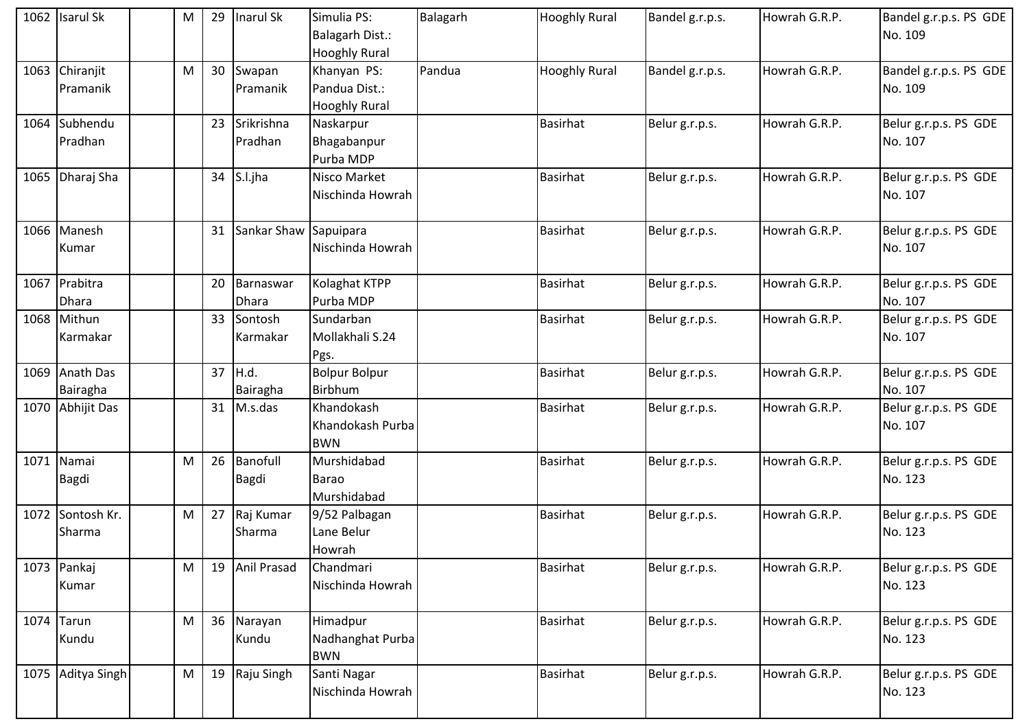| 1062 | Isarul Sk | | M | 29 | Inarul Sk | Simulia PS: Balagarh Dist.: Hooghly Rural | Balagarh | Hooghly Rural | Bandel g.r.p.s. | Howrah G.R.P. | Bandel g.r.p.s. PS GDE No. 109 |
|---|---|---|---|---|---|---|---|---|---|---|---|
| 1063 | Chiranjit Pramanik | | M | 30 | Swapan Pramanik | Khanyan PS: Pandua Dist.: Hooghly Rural | Pandua | Hooghly Rural | Bandel g.r.p.s. | Howrah G.R.P. | Bandel g.r.p.s. PS GDE No. 109 |
| 1064 | Subhendu Pradhan | | | 23 | Srikrishna Pradhan | Naskarpur Bhagabanpur Purba MDP | | Basirhat | Belur g.r.p.s. | Howrah G.R.P. | Belur g.r.p.s. PS GDE No. 107 |
| 1065 | Dharaj Sha | | | 34 | S.l.jha | Nisco Market Nischinda Howrah | | Basirhat | Belur g.r.p.s. | Howrah G.R.P. | Belur g.r.p.s. PS GDE No. 107 |
| 1066 | Manesh Kumar | | | 31 | Sankar Shaw | Sapuipara Nischinda Howrah | | Basirhat | Belur g.r.p.s. | Howrah G.R.P. | Belur g.r.p.s. PS GDE No. 107 |
| 1067 | Prabitra Dhara | | | 20 | Barnaswar Dhara | Kolaghat KTPP Purba MDP | | Basirhat | Belur g.r.p.s. | Howrah G.R.P. | Belur g.r.p.s. PS GDE No. 107 |
| 1068 | Mithun Karmakar | | | 33 | Sontosh Karmakar | Sundarban Mollakhali S.24 Pgs. | | Basirhat | Belur g.r.p.s. | Howrah G.R.P. | Belur g.r.p.s. PS GDE No. 107 |
| 1069 | Anath Das Bairagha | | | 37 | H.d. Bairagha | Bolpur Bolpur Birbhum | | Basirhat | Belur g.r.p.s. | Howrah G.R.P. | Belur g.r.p.s. PS GDE No. 107 |
| 1070 | Abhijit Das | | | 31 | M.s.das | Khandokash Khandokash Purba BWN | | Basirhat | Belur g.r.p.s. | Howrah G.R.P. | Belur g.r.p.s. PS GDE No. 107 |
| 1071 | Namai Bagdi | | M | 26 | Banofull Bagdi | Murshidabad Barao Murshidabad | | Basirhat | Belur g.r.p.s. | Howrah G.R.P. | Belur g.r.p.s. PS GDE No. 123 |
| 1072 | Sontosh Kr. Sharma | | M | 27 | Raj Kumar Sharma | 9/52 Palbagan Lane Belur Howrah | | Basirhat | Belur g.r.p.s. | Howrah G.R.P. | Belur g.r.p.s. PS GDE No. 123 |
| 1073 | Pankaj Kumar | | M | 19 | Anil Prasad | Chandmari Nischinda Howrah | | Basirhat | Belur g.r.p.s. | Howrah G.R.P. | Belur g.r.p.s. PS GDE No. 123 |
| 1074 | Tarun Kundu | | M | 36 | Narayan Kundu | Himadpur Nadhanghat Purba BWN | | Basirhat | Belur g.r.p.s. | Howrah G.R.P. | Belur g.r.p.s. PS GDE No. 123 |
| 1075 | Aditya Singh | | M | 19 | Raju Singh | Santi Nagar Nischinda Howrah | | Basirhat | Belur g.r.p.s. | Howrah G.R.P. | Belur g.r.p.s. PS GDE No. 123 |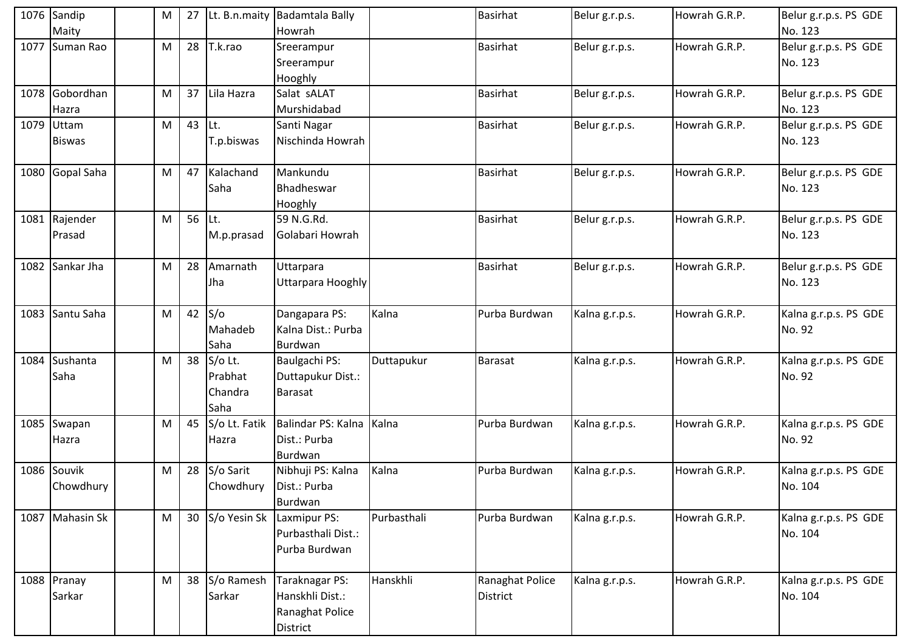| 1076 | Sandip Maity | | M | 27 | Lt. B.n.maity | Badamtala Bally Howrah | | Basirhat | Belur g.r.p.s. | Howrah G.R.P. | Belur g.r.p.s. PS GDE No. 123 |
|---|---|---|---|---|---|---|---|---|---|---|---|
| 1077 | Suman Rao | | M | 28 | T.k.rao | Sreerampur Sreerampur Hooghly | | Basirhat | Belur g.r.p.s. | Howrah G.R.P. | Belur g.r.p.s. PS GDE No. 123 |
| 1078 | Gobordhan Hazra | | M | 37 | Lila Hazra | Salat sALAT Murshidabad | | Basirhat | Belur g.r.p.s. | Howrah G.R.P. | Belur g.r.p.s. PS GDE No. 123 |
| 1079 | Uttam Biswas | | M | 43 | Lt. T.p.biswas | Santi Nagar Nischinda Howrah | | Basirhat | Belur g.r.p.s. | Howrah G.R.P. | Belur g.r.p.s. PS GDE No. 123 |
| 1080 | Gopal Saha | | M | 47 | Kalachand Saha | Mankundu Bhadheswar Hooghly | | Basirhat | Belur g.r.p.s. | Howrah G.R.P. | Belur g.r.p.s. PS GDE No. 123 |
| 1081 | Rajender Prasad | | M | 56 | Lt. M.p.prasad | 59 N.G.Rd. Golabari Howrah | | Basirhat | Belur g.r.p.s. | Howrah G.R.P. | Belur g.r.p.s. PS GDE No. 123 |
| 1082 | Sankar Jha | | M | 28 | Amarnath Jha | Uttarpara Uttarpara Hooghly | | Basirhat | Belur g.r.p.s. | Howrah G.R.P. | Belur g.r.p.s. PS GDE No. 123 |
| 1083 | Santu Saha | | M | 42 | S/o Mahadeb Saha | Dangapara PS: Kalna Dist.: Purba Burdwan | Kalna | Purba Burdwan | Kalna g.r.p.s. | Howrah G.R.P. | Kalna g.r.p.s. PS GDE No. 92 |
| 1084 | Sushanta Saha | | M | 38 | S/o Lt. Prabhat Chandra Saha | Baulgachi PS: Duttapukur Dist.: Barasat | Duttapukur | Barasat | Kalna g.r.p.s. | Howrah G.R.P. | Kalna g.r.p.s. PS GDE No. 92 |
| 1085 | Swapan Hazra | | M | 45 | S/o Lt. Fatik Hazra | Balindar PS: Kalna Dist.: Purba Burdwan | Kalna | Purba Burdwan | Kalna g.r.p.s. | Howrah G.R.P. | Kalna g.r.p.s. PS GDE No. 92 |
| 1086 | Souvik Chowdhury | | M | 28 | S/o Sarit Chowdhury | Nibhuji PS: Kalna Dist.: Purba Burdwan | Kalna | Purba Burdwan | Kalna g.r.p.s. | Howrah G.R.P. | Kalna g.r.p.s. PS GDE No. 104 |
| 1087 | Mahasin Sk | | M | 30 | S/o Yesin Sk | Laxmipur PS: Purbasthali Dist.: Purba Burdwan | Purbasthali | Purba Burdwan | Kalna g.r.p.s. | Howrah G.R.P. | Kalna g.r.p.s. PS GDE No. 104 |
| 1088 | Pranay Sarkar | | M | 38 | S/o Ramesh Sarkar | Taraknagar PS: Hanskhli Dist.: Ranaghat Police District | Hanskhli | Ranaghat Police District | Kalna g.r.p.s. | Howrah G.R.P. | Kalna g.r.p.s. PS GDE No. 104 |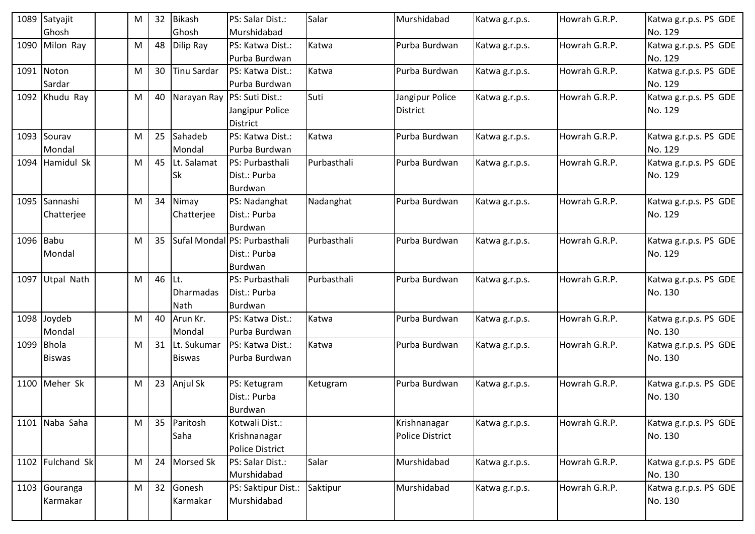| 1089 | Satyajit Ghosh | | M | 32 | Bikash Ghosh | PS: Salar Dist.: Murshidabad | Salar | Murshidabad | Katwa g.r.p.s. | Howrah G.R.P. | Katwa g.r.p.s. PS GDE No. 129 |
|---|---|---|---|---|---|---|---|---|---|---|---|
| 1090 | Milon Ray | | M | 48 | Dilip Ray | PS: Katwa Dist.: Purba Burdwan | Katwa | Purba Burdwan | Katwa g.r.p.s. | Howrah G.R.P. | Katwa g.r.p.s. PS GDE No. 129 |
| 1091 | Noton Sardar | | M | 30 | Tinu Sardar | PS: Katwa Dist.: Purba Burdwan | Katwa | Purba Burdwan | Katwa g.r.p.s. | Howrah G.R.P. | Katwa g.r.p.s. PS GDE No. 129 |
| 1092 | Khudu Ray | | M | 40 | Narayan Ray | PS: Suti Dist.: Jangipur Police District | Suti | Jangipur Police District | Katwa g.r.p.s. | Howrah G.R.P. | Katwa g.r.p.s. PS GDE No. 129 |
| 1093 | Sourav Mondal | | M | 25 | Sahadeb Mondal | PS: Katwa Dist.: Purba Burdwan | Katwa | Purba Burdwan | Katwa g.r.p.s. | Howrah G.R.P. | Katwa g.r.p.s. PS GDE No. 129 |
| 1094 | Hamidul Sk | | M | 45 | Lt. Salamat Sk | PS: Purbasthali Dist.: Purba Burdwan | Purbasthali | Purba Burdwan | Katwa g.r.p.s. | Howrah G.R.P. | Katwa g.r.p.s. PS GDE No. 129 |
| 1095 | Sannashi Chatterjee | | M | 34 | Nimay Chatterjee | PS: Nadanghat Dist.: Purba Burdwan | Nadanghat | Purba Burdwan | Katwa g.r.p.s. | Howrah G.R.P. | Katwa g.r.p.s. PS GDE No. 129 |
| 1096 | Babu Mondal | | M | 35 | Sufal Mondal | PS: Purbasthali Dist.: Purba Burdwan | Purbasthali | Purba Burdwan | Katwa g.r.p.s. | Howrah G.R.P. | Katwa g.r.p.s. PS GDE No. 129 |
| 1097 | Utpal Nath | | M | 46 | Lt. Dharmadas Nath | PS: Purbasthali Dist.: Purba Burdwan | Purbasthali | Purba Burdwan | Katwa g.r.p.s. | Howrah G.R.P. | Katwa g.r.p.s. PS GDE No. 130 |
| 1098 | Joydeb Mondal | | M | 40 | Arun Kr. Mondal | PS: Katwa Dist.: Purba Burdwan | Katwa | Purba Burdwan | Katwa g.r.p.s. | Howrah G.R.P. | Katwa g.r.p.s. PS GDE No. 130 |
| 1099 | Bhola Biswas | | M | 31 | Lt. Sukumar Biswas | PS: Katwa Dist.: Purba Burdwan | Katwa | Purba Burdwan | Katwa g.r.p.s. | Howrah G.R.P. | Katwa g.r.p.s. PS GDE No. 130 |
| 1100 | Meher Sk | | M | 23 | Anjul Sk | PS: Ketugram Dist.: Purba Burdwan | Ketugram | Purba Burdwan | Katwa g.r.p.s. | Howrah G.R.P. | Katwa g.r.p.s. PS GDE No. 130 |
| 1101 | Naba Saha | | M | 35 | Paritosh Saha | Kotwali Dist.: Krishnanagar Police District | | Krishnanagar Police District | Katwa g.r.p.s. | Howrah G.R.P. | Katwa g.r.p.s. PS GDE No. 130 |
| 1102 | Fulchand Sk | | M | 24 | Morsed Sk | PS: Salar Dist.: Murshidabad | Salar | Murshidabad | Katwa g.r.p.s. | Howrah G.R.P. | Katwa g.r.p.s. PS GDE No. 130 |
| 1103 | Gouranga Karmakar | | M | 32 | Gonesh Karmakar | PS: Saktipur Dist.: Murshidabad | Saktipur | Murshidabad | Katwa g.r.p.s. | Howrah G.R.P. | Katwa g.r.p.s. PS GDE No. 130 |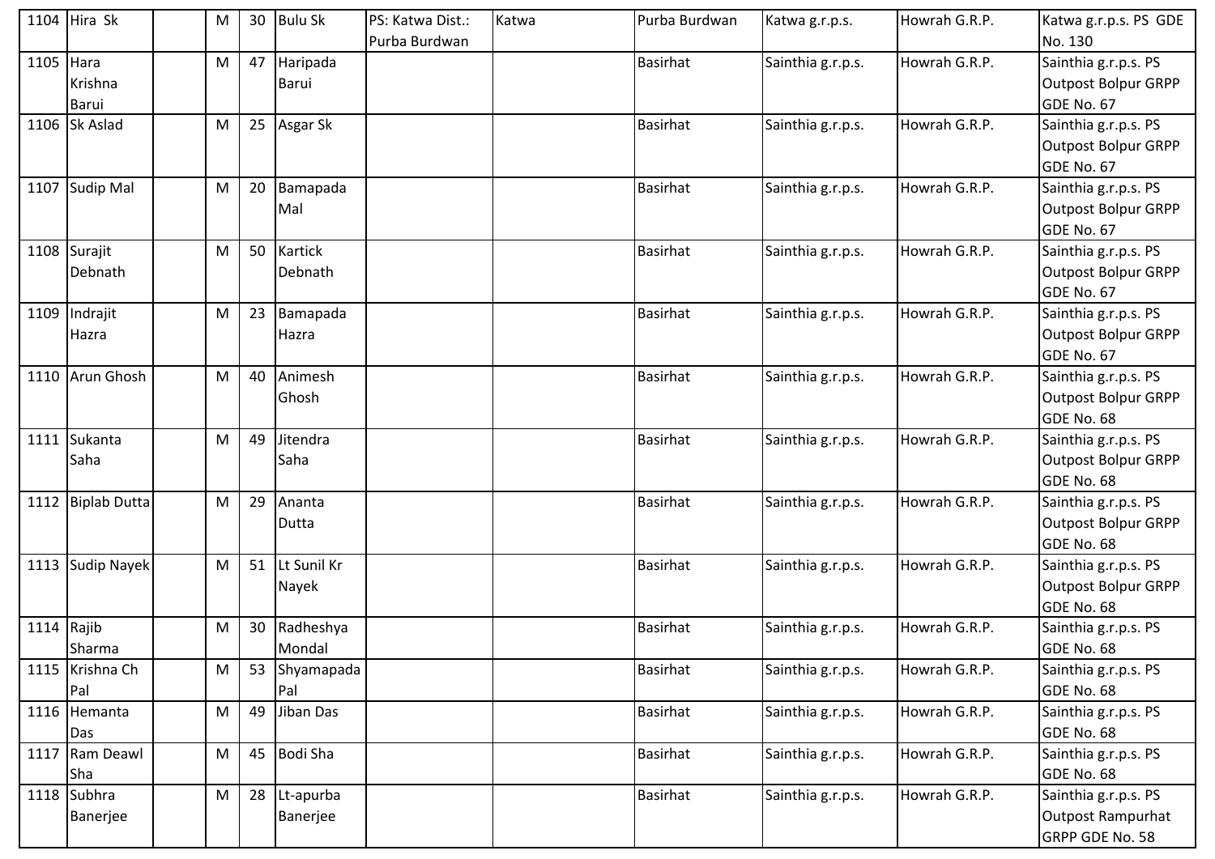| | | | | | | | | | | | |
|---|---|---|---|---|---|---|---|---|---|---|---|
| 1104 | Hira Sk | | M | 30 | Bulu Sk | PS: Katwa Dist.: Purba Burdwan | Katwa | Purba Burdwan | Katwa g.r.p.s. | Howrah G.R.P. | Katwa g.r.p.s. PS GDE No. 130 |
| 1105 | Hara Krishna Barui | | M | 47 | Haripada Barui | | | Basirhat | Sainthia g.r.p.s. | Howrah G.R.P. | Sainthia g.r.p.s. PS Outpost Bolpur GRPP GDE No. 67 |
| 1106 | Sk Aslad | | M | 25 | Asgar Sk | | | Basirhat | Sainthia g.r.p.s. | Howrah G.R.P. | Sainthia g.r.p.s. PS Outpost Bolpur GRPP GDE No. 67 |
| 1107 | Sudip Mal | | M | 20 | Bamapada Mal | | | Basirhat | Sainthia g.r.p.s. | Howrah G.R.P. | Sainthia g.r.p.s. PS Outpost Bolpur GRPP GDE No. 67 |
| 1108 | Surajit Debnath | | M | 50 | Kartick Debnath | | | Basirhat | Sainthia g.r.p.s. | Howrah G.R.P. | Sainthia g.r.p.s. PS Outpost Bolpur GRPP GDE No. 67 |
| 1109 | Indrajit Hazra | | M | 23 | Bamapada Hazra | | | Basirhat | Sainthia g.r.p.s. | Howrah G.R.P. | Sainthia g.r.p.s. PS Outpost Bolpur GRPP GDE No. 67 |
| 1110 | Arun Ghosh | | M | 40 | Animesh Ghosh | | | Basirhat | Sainthia g.r.p.s. | Howrah G.R.P. | Sainthia g.r.p.s. PS Outpost Bolpur GRPP GDE No. 68 |
| 1111 | Sukanta Saha | | M | 49 | Jitendra Saha | | | Basirhat | Sainthia g.r.p.s. | Howrah G.R.P. | Sainthia g.r.p.s. PS Outpost Bolpur GRPP GDE No. 68 |
| 1112 | Biplab Dutta | | M | 29 | Ananta Dutta | | | Basirhat | Sainthia g.r.p.s. | Howrah G.R.P. | Sainthia g.r.p.s. PS Outpost Bolpur GRPP GDE No. 68 |
| 1113 | Sudip Nayek | | M | 51 | Lt Sunil Kr Nayek | | | Basirhat | Sainthia g.r.p.s. | Howrah G.R.P. | Sainthia g.r.p.s. PS Outpost Bolpur GRPP GDE No. 68 |
| 1114 | Rajib Sharma | | M | 30 | Radheshya Mondal | | | Basirhat | Sainthia g.r.p.s. | Howrah G.R.P. | Sainthia g.r.p.s. PS GDE No. 68 |
| 1115 | Krishna Ch Pal | | M | 53 | Shyamapada Pal | | | Basirhat | Sainthia g.r.p.s. | Howrah G.R.P. | Sainthia g.r.p.s. PS GDE No. 68 |
| 1116 | Hemanta Das | | M | 49 | Jiban Das | | | Basirhat | Sainthia g.r.p.s. | Howrah G.R.P. | Sainthia g.r.p.s. PS GDE No. 68 |
| 1117 | Ram Deawl Sha | | M | 45 | Bodi Sha | | | Basirhat | Sainthia g.r.p.s. | Howrah G.R.P. | Sainthia g.r.p.s. PS GDE No. 68 |
| 1118 | Subhra Banerjee | | M | 28 | Lt-apurba Banerjee | | | Basirhat | Sainthia g.r.p.s. | Howrah G.R.P. | Sainthia g.r.p.s. PS Outpost Rampurhat GRPP GDE No. 58 |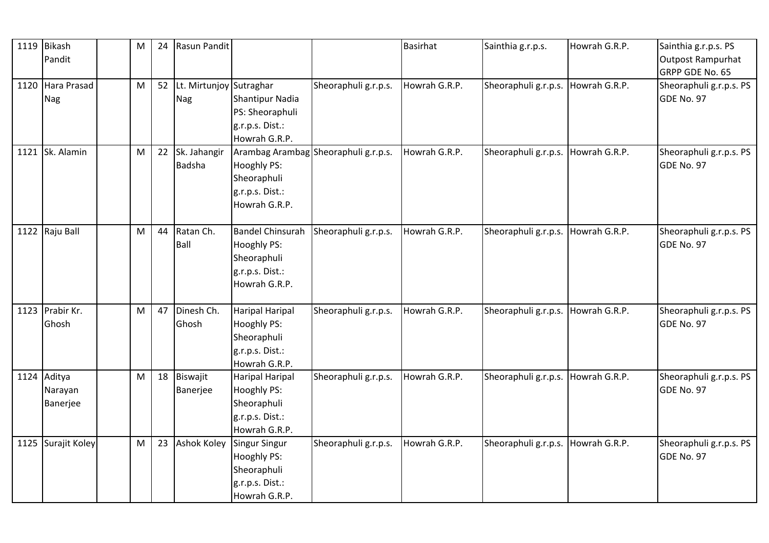| 1119 | Bikash Pandit | | M | 24 | Rasun Pandit | | | Basirhat | Sainthia g.r.p.s. | Howrah G.R.P. | Sainthia g.r.p.s. PS Outpost Rampurhat GRPP GDE No. 65 |
|---|---|---|---|---|---|---|---|---|---|---|---|
| 1120 | Hara Prasad Nag | | M | 52 | Lt. Mirtunjoy Nag | Sutraghar Shantipur Nadia PS: Sheoraphuli g.r.p.s. Dist.: Howrah G.R.P. | Sheoraphuli g.r.p.s. | Howrah G.R.P. | Sheoraphuli g.r.p.s. | Howrah G.R.P. | Sheoraphuli g.r.p.s. PS GDE No. 97 |
| 1121 | Sk. Alamin | | M | 22 | Sk. Jahangir Badsha | Arambag Arambag Hooghly PS: Sheoraphuli g.r.p.s. Dist.: Howrah G.R.P. | Sheoraphuli g.r.p.s. | Howrah G.R.P. | Sheoraphuli g.r.p.s. | Howrah G.R.P. | Sheoraphuli g.r.p.s. PS GDE No. 97 |
| 1122 | Raju Ball | | M | 44 | Ratan Ch. Ball | Bandel Chinsurah Hooghly PS: Sheoraphuli g.r.p.s. Dist.: Howrah G.R.P. | Sheoraphuli g.r.p.s. | Howrah G.R.P. | Sheoraphuli g.r.p.s. | Howrah G.R.P. | Sheoraphuli g.r.p.s. PS GDE No. 97 |
| 1123 | Prabir Kr. Ghosh | | M | 47 | Dinesh Ch. Ghosh | Haripal Haripal Hooghly PS: Sheoraphuli g.r.p.s. Dist.: Howrah G.R.P. | Sheoraphuli g.r.p.s. | Howrah G.R.P. | Sheoraphuli g.r.p.s. | Howrah G.R.P. | Sheoraphuli g.r.p.s. PS GDE No. 97 |
| 1124 | Aditya Narayan Banerjee | | M | 18 | Biswajit Banerjee | Haripal Haripal Hooghly PS: Sheoraphuli g.r.p.s. Dist.: Howrah G.R.P. | Sheoraphuli g.r.p.s. | Howrah G.R.P. | Sheoraphuli g.r.p.s. | Howrah G.R.P. | Sheoraphuli g.r.p.s. PS GDE No. 97 |
| 1125 | Surajit Koley | | M | 23 | Ashok Koley | Singur Singur Hooghly PS: Sheoraphuli g.r.p.s. Dist.: Howrah G.R.P. | Sheoraphuli g.r.p.s. | Howrah G.R.P. | Sheoraphuli g.r.p.s. | Howrah G.R.P. | Sheoraphuli g.r.p.s. PS GDE No. 97 |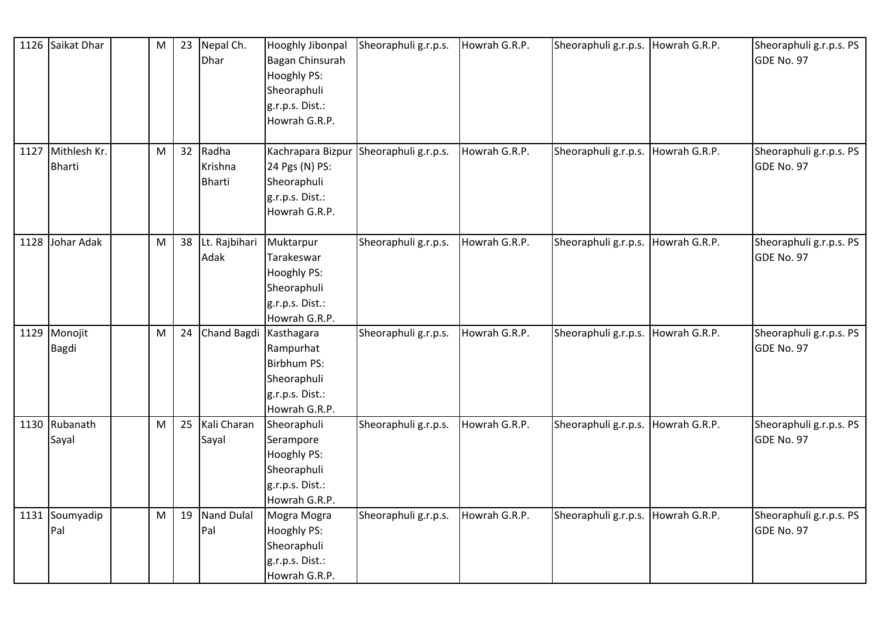| 1126 | Saikat Dhar | | M | 23 | Nepal Ch. Dhar | Hooghly Jibonpal Bagan Chinsurah Hooghly PS: Sheoraphuli g.r.p.s. Dist.: Howrah G.R.P. | Sheoraphuli g.r.p.s. | Howrah G.R.P. | Sheoraphuli g.r.p.s. | Howrah G.R.P. | Sheoraphuli g.r.p.s. PS GDE No. 97 |
|---|---|---|---|---|---|---|---|---|---|---|---|
| 1127 | Mithlesh Kr. Bharti | | M | 32 | Radha Krishna Bharti | Kachrapara Bizpur 24 Pgs (N) PS: Sheoraphuli g.r.p.s. Dist.: Howrah G.R.P. | Sheoraphuli g.r.p.s. | Howrah G.R.P. | Sheoraphuli g.r.p.s. | Howrah G.R.P. | Sheoraphuli g.r.p.s. PS GDE No. 97 |
| 1128 | Johar Adak | | M | 38 | Lt. Rajbihari Adak | Muktarpur Tarakeswar Hooghly PS: Sheoraphuli g.r.p.s. Dist.: Howrah G.R.P. | Sheoraphuli g.r.p.s. | Howrah G.R.P. | Sheoraphuli g.r.p.s. | Howrah G.R.P. | Sheoraphuli g.r.p.s. PS GDE No. 97 |
| 1129 | Monojit Bagdi | | M | 24 | Chand Bagdi | Kasthagara Rampurhat Birbhum PS: Sheoraphuli g.r.p.s. Dist.: Howrah G.R.P. | Sheoraphuli g.r.p.s. | Howrah G.R.P. | Sheoraphuli g.r.p.s. | Howrah G.R.P. | Sheoraphuli g.r.p.s. PS GDE No. 97 |
| 1130 | Rubanath Sayal | | M | 25 | Kali Charan Sayal | Sheoraphuli Serampore Hooghly PS: Sheoraphuli g.r.p.s. Dist.: Howrah G.R.P. | Sheoraphuli g.r.p.s. | Howrah G.R.P. | Sheoraphuli g.r.p.s. | Howrah G.R.P. | Sheoraphuli g.r.p.s. PS GDE No. 97 |
| 1131 | Soumyadip Pal | | M | 19 | Nand Dulal Pal | Mogra Mogra Hooghly PS: Sheoraphuli g.r.p.s. Dist.: Howrah G.R.P. | Sheoraphuli g.r.p.s. | Howrah G.R.P. | Sheoraphuli g.r.p.s. | Howrah G.R.P. | Sheoraphuli g.r.p.s. PS GDE No. 97 |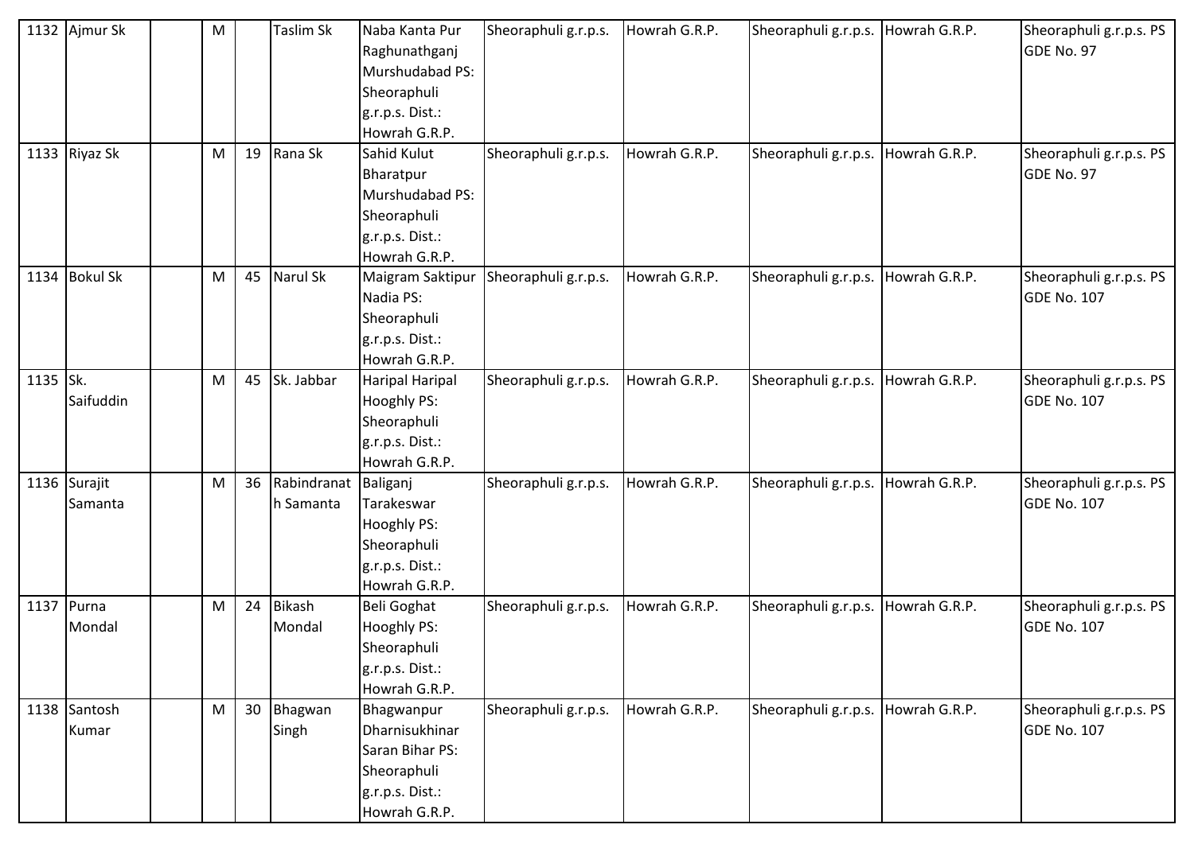| 1132 | Ajmur Sk | | M | | Taslim Sk | Naba Kanta Pur Raghunathganj Murshudabad PS: Sheoraphuli g.r.p.s. Dist.: Howrah G.R.P. | Sheoraphuli g.r.p.s. | Howrah G.R.P. | Sheoraphuli g.r.p.s. | Howrah G.R.P. | Sheoraphuli g.r.p.s. PS GDE No. 97 |
|---|---|---|---|---|---|---|---|---|---|---|---|
| 1133 | Riyaz Sk | | M | 19 | Rana Sk | Sahid Kulut Bharatpur Murshudabad PS: Sheoraphuli g.r.p.s. Dist.: Howrah G.R.P. | Sheoraphuli g.r.p.s. | Howrah G.R.P. | Sheoraphuli g.r.p.s. | Howrah G.R.P. | Sheoraphuli g.r.p.s. PS GDE No. 97 |
| 1134 | Bokul Sk | | M | 45 | Narul Sk | Maigram Saktipur Nadia PS: Sheoraphuli g.r.p.s. Dist.: Howrah G.R.P. | Sheoraphuli g.r.p.s. | Howrah G.R.P. | Sheoraphuli g.r.p.s. | Howrah G.R.P. | Sheoraphuli g.r.p.s. PS GDE No. 107 |
| 1135 | Sk. Saifuddin | | M | 45 | Sk. Jabbar | Haripal Haripal Hooghly PS: Sheoraphuli g.r.p.s. Dist.: Howrah G.R.P. | Sheoraphuli g.r.p.s. | Howrah G.R.P. | Sheoraphuli g.r.p.s. | Howrah G.R.P. | Sheoraphuli g.r.p.s. PS GDE No. 107 |
| 1136 | Surajit Samanta | | M | 36 | Rabindranath Samanta | Baliganj Tarakeswar Hooghly PS: Sheoraphuli g.r.p.s. Dist.: Howrah G.R.P. | Sheoraphuli g.r.p.s. | Howrah G.R.P. | Sheoraphuli g.r.p.s. | Howrah G.R.P. | Sheoraphuli g.r.p.s. PS GDE No. 107 |
| 1137 | Purna Mondal | | M | 24 | Bikash Mondal | Beli Goghat Hooghly PS: Sheoraphuli g.r.p.s. Dist.: Howrah G.R.P. | Sheoraphuli g.r.p.s. | Howrah G.R.P. | Sheoraphuli g.r.p.s. | Howrah G.R.P. | Sheoraphuli g.r.p.s. PS GDE No. 107 |
| 1138 | Santosh Kumar | | M | 30 | Bhagwan Singh | Bhagwanpur Dharnisukhinar Saran Bihar PS: Sheoraphuli g.r.p.s. Dist.: Howrah G.R.P. | Sheoraphuli g.r.p.s. | Howrah G.R.P. | Sheoraphuli g.r.p.s. | Howrah G.R.P. | Sheoraphuli g.r.p.s. PS GDE No. 107 |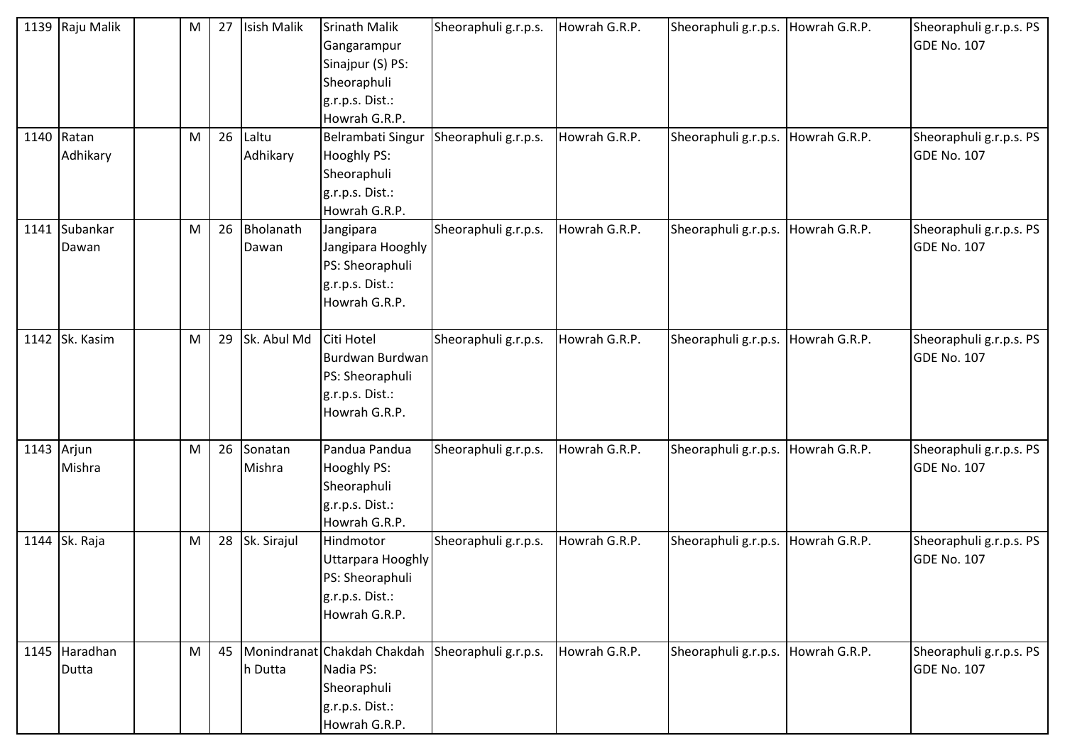| 1139 | Raju Malik | | M | 27 | Isish Malik | Srinath Malik Gangarampur Sinajpur (S) PS: Sheoraphuli g.r.p.s. Dist.: Howrah G.R.P. | Sheoraphuli g.r.p.s. | Howrah G.R.P. | Sheoraphuli g.r.p.s. | Howrah G.R.P. | Sheoraphuli g.r.p.s. PS GDE No. 107 |
|---|---|---|---|---|---|---|---|---|---|---|---|
| 1140 | Ratan Adhikary | | M | 26 | Laltu Adhikary | Belrambati Singur Hooghly PS: Sheoraphuli g.r.p.s. Dist.: Howrah G.R.P. | Sheoraphuli g.r.p.s. | Howrah G.R.P. | Sheoraphuli g.r.p.s. | Howrah G.R.P. | Sheoraphuli g.r.p.s. PS GDE No. 107 |
| 1141 | Subankar Dawan | | M | 26 | Bholanath Dawan | Jangipara Jangipara Hooghly PS: Sheoraphuli g.r.p.s. Dist.: Howrah G.R.P. | Sheoraphuli g.r.p.s. | Howrah G.R.P. | Sheoraphuli g.r.p.s. | Howrah G.R.P. | Sheoraphuli g.r.p.s. PS GDE No. 107 |
| 1142 | Sk. Kasim | | M | 29 | Sk. Abul Md | Citi Hotel Burdwan Burdwan PS: Sheoraphuli g.r.p.s. Dist.: Howrah G.R.P. | Sheoraphuli g.r.p.s. | Howrah G.R.P. | Sheoraphuli g.r.p.s. | Howrah G.R.P. | Sheoraphuli g.r.p.s. PS GDE No. 107 |
| 1143 | Arjun Mishra | | M | 26 | Sonatan Mishra | Pandua Pandua Hooghly PS: Sheoraphuli g.r.p.s. Dist.: Howrah G.R.P. | Sheoraphuli g.r.p.s. | Howrah G.R.P. | Sheoraphuli g.r.p.s. | Howrah G.R.P. | Sheoraphuli g.r.p.s. PS GDE No. 107 |
| 1144 | Sk. Raja | | M | 28 | Sk. Sirajul | Hindmotor Uttarpara Hooghly PS: Sheoraphuli g.r.p.s. Dist.: Howrah G.R.P. | Sheoraphuli g.r.p.s. | Howrah G.R.P. | Sheoraphuli g.r.p.s. | Howrah G.R.P. | Sheoraphuli g.r.p.s. PS GDE No. 107 |
| 1145 | Haradhan Dutta | | M | 45 | Monindranath Dutta | Chakdah Chakdah Nadia PS: Sheoraphuli g.r.p.s. Dist.: Howrah G.R.P. | Sheoraphuli g.r.p.s. | Howrah G.R.P. | Sheoraphuli g.r.p.s. | Howrah G.R.P. | Sheoraphuli g.r.p.s. PS GDE No. 107 |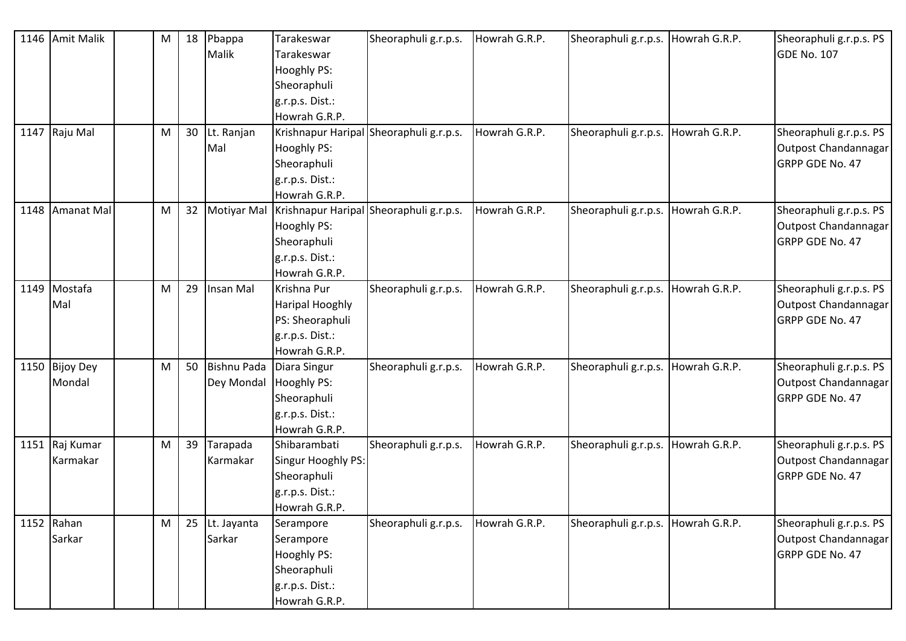| 1146 | Amit Malik | | M | 18 | Pbappa Malik | Tarakeswar Tarakeswar Hooghly PS: Sheoraphuli g.r.p.s. Dist.: Howrah G.R.P. | Sheoraphuli g.r.p.s. | Howrah G.R.P. | Sheoraphuli g.r.p.s. | Howrah G.R.P. | Sheoraphuli g.r.p.s. PS GDE No. 107 |
|---|---|---|---|---|---|---|---|---|---|---|---|
| 1147 | Raju Mal | | M | 30 | Lt. Ranjan Mal | Krishnapur Haripal Hooghly PS: Sheoraphuli g.r.p.s. Dist.: Howrah G.R.P. | Sheoraphuli g.r.p.s. | Howrah G.R.P. | Sheoraphuli g.r.p.s. | Howrah G.R.P. | Sheoraphuli g.r.p.s. PS Outpost Chandannagar GRPP GDE No. 47 |
| 1148 | Amanat Mal | | M | 32 | Motiyar Mal | Krishnapur Haripal Hooghly PS: Sheoraphuli g.r.p.s. Dist.: Howrah G.R.P. | Sheoraphuli g.r.p.s. | Howrah G.R.P. | Sheoraphuli g.r.p.s. | Howrah G.R.P. | Sheoraphuli g.r.p.s. PS Outpost Chandannagar GRPP GDE No. 47 |
| 1149 | Mostafa Mal | | M | 29 | Insan Mal | Krishna Pur Haripal Hooghly PS: Sheoraphuli g.r.p.s. Dist.: Howrah G.R.P. | Sheoraphuli g.r.p.s. | Howrah G.R.P. | Sheoraphuli g.r.p.s. | Howrah G.R.P. | Sheoraphuli g.r.p.s. PS Outpost Chandannagar GRPP GDE No. 47 |
| 1150 | Bijoy Dey Mondal | | M | 50 | Bishnu Pada Dey Mondal | Diara Singur Hooghly PS: Sheoraphuli g.r.p.s. Dist.: Howrah G.R.P. | Sheoraphuli g.r.p.s. | Howrah G.R.P. | Sheoraphuli g.r.p.s. | Howrah G.R.P. | Sheoraphuli g.r.p.s. PS Outpost Chandannagar GRPP GDE No. 47 |
| 1151 | Raj Kumar Karmakar | | M | 39 | Tarapada Karmakar | Shibarambati Singur Hooghly PS: Sheoraphuli g.r.p.s. Dist.: Howrah G.R.P. | Sheoraphuli g.r.p.s. | Howrah G.R.P. | Sheoraphuli g.r.p.s. | Howrah G.R.P. | Sheoraphuli g.r.p.s. PS Outpost Chandannagar GRPP GDE No. 47 |
| 1152 | Rahan Sarkar | | M | 25 | Lt. Jayanta Sarkar | Serampore Serampore Hooghly PS: Sheoraphuli g.r.p.s. Dist.: Howrah G.R.P. | Sheoraphuli g.r.p.s. | Howrah G.R.P. | Sheoraphuli g.r.p.s. | Howrah G.R.P. | Sheoraphuli g.r.p.s. PS Outpost Chandannagar GRPP GDE No. 47 |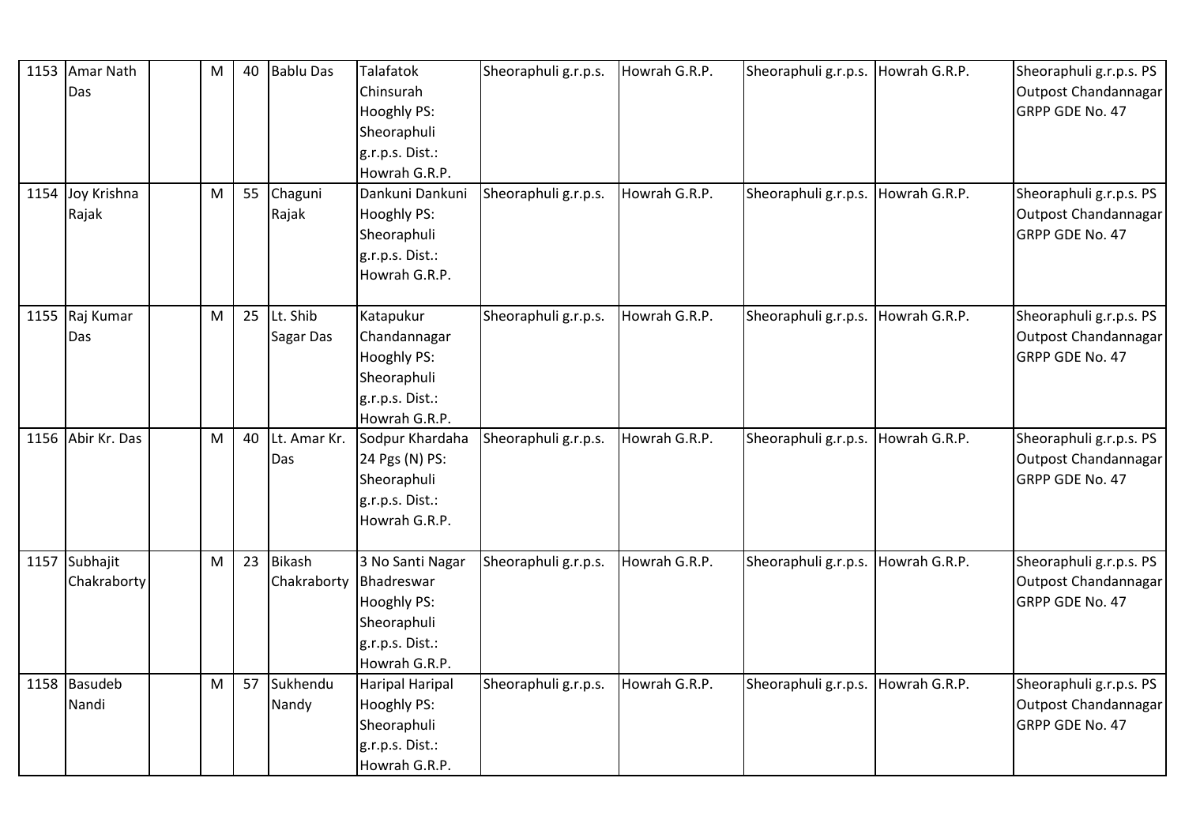| 1153 | Amar Nath Das | | M | 40 | Bablu Das | Talafatok Chinsurah Hooghly PS: Sheoraphuli g.r.p.s. Dist.: Howrah G.R.P. | Sheoraphuli g.r.p.s. | Howrah G.R.P. | Sheoraphuli g.r.p.s. | Howrah G.R.P. | Sheoraphuli g.r.p.s. PS Outpost Chandannagar GRPP GDE No. 47 |
|---|---|---|---|---|---|---|---|---|---|---|---|
| 1154 | Joy Krishna Rajak | | M | 55 | Chaguni Rajak | Dankuni Dankuni Hooghly PS: Sheoraphuli g.r.p.s. Dist.: Howrah G.R.P. | Sheoraphuli g.r.p.s. | Howrah G.R.P. | Sheoraphuli g.r.p.s. | Howrah G.R.P. | Sheoraphuli g.r.p.s. PS Outpost Chandannagar GRPP GDE No. 47 |
| 1155 | Raj Kumar Das | | M | 25 | Lt. Shib Sagar Das | Katapukur Chandannagar Hooghly PS: Sheoraphuli g.r.p.s. Dist.: Howrah G.R.P. | Sheoraphuli g.r.p.s. | Howrah G.R.P. | Sheoraphuli g.r.p.s. | Howrah G.R.P. | Sheoraphuli g.r.p.s. PS Outpost Chandannagar GRPP GDE No. 47 |
| 1156 | Abir Kr. Das | | M | 40 | Lt. Amar Kr. Das | Sodpur Khardaha 24 Pgs (N) PS: Sheoraphuli g.r.p.s. Dist.: Howrah G.R.P. | Sheoraphuli g.r.p.s. | Howrah G.R.P. | Sheoraphuli g.r.p.s. | Howrah G.R.P. | Sheoraphuli g.r.p.s. PS Outpost Chandannagar GRPP GDE No. 47 |
| 1157 | Subhajit Chakraborty | | M | 23 | Bikash Chakraborty | 3 No Santi Nagar Bhadreswar Hooghly PS: Sheoraphuli g.r.p.s. Dist.: Howrah G.R.P. | Sheoraphuli g.r.p.s. | Howrah G.R.P. | Sheoraphuli g.r.p.s. | Howrah G.R.P. | Sheoraphuli g.r.p.s. PS Outpost Chandannagar GRPP GDE No. 47 |
| 1158 | Basudeb Nandi | | M | 57 | Sukhendu Nandy | Haripal Haripal Hooghly PS: Sheoraphuli g.r.p.s. Dist.: Howrah G.R.P. | Sheoraphuli g.r.p.s. | Howrah G.R.P. | Sheoraphuli g.r.p.s. | Howrah G.R.P. | Sheoraphuli g.r.p.s. PS Outpost Chandannagar GRPP GDE No. 47 |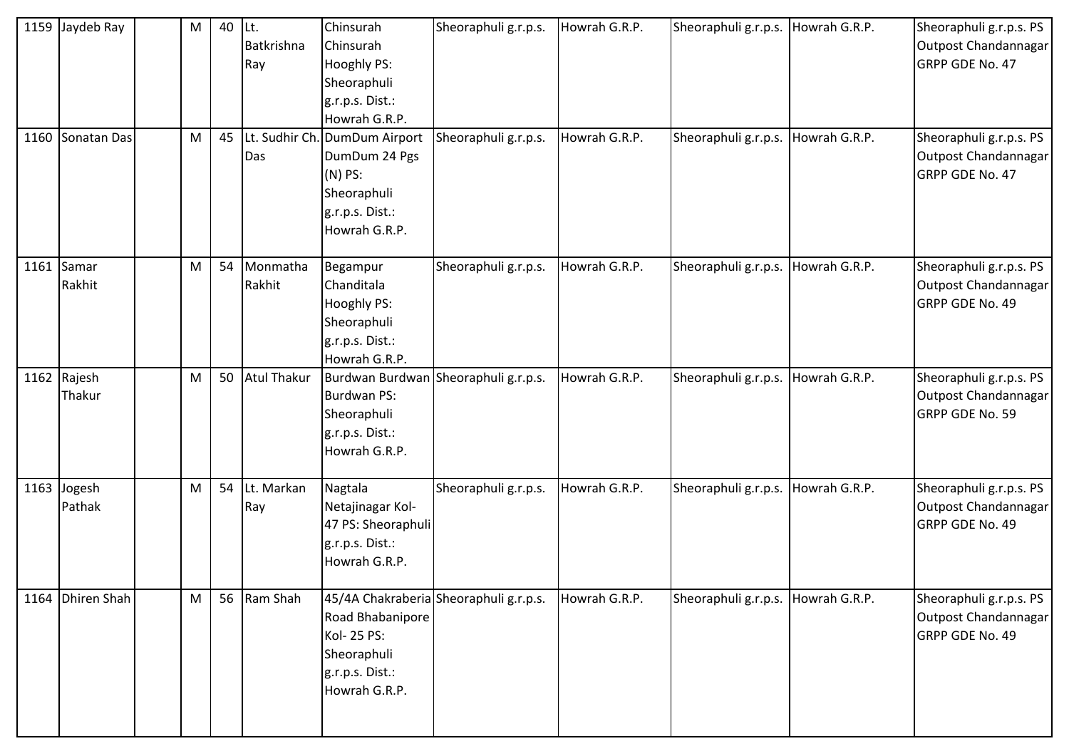| 1159 | Jaydeb Ray | | M | 40 | Lt. Batkrishna Ray | Chinsurah Chinsurah Hooghly PS: Sheoraphuli g.r.p.s. Dist.: Howrah G.R.P. | Sheoraphuli g.r.p.s. | Howrah G.R.P. | Sheoraphuli g.r.p.s. | Howrah G.R.P. | Sheoraphuli g.r.p.s. PS Outpost Chandannagar GRPP GDE No. 47 |
|---|---|---|---|---|---|---|---|---|---|---|---|
| 1160 | Sonatan Das | | M | 45 | Lt. Sudhir Ch. Das | DumDum Airport DumDum 24 Pgs (N) PS: Sheoraphuli g.r.p.s. Dist.: Howrah G.R.P. | Sheoraphuli g.r.p.s. | Howrah G.R.P. | Sheoraphuli g.r.p.s. | Howrah G.R.P. | Sheoraphuli g.r.p.s. PS Outpost Chandannagar GRPP GDE No. 47 |
| 1161 | Samar Rakhit | | M | 54 | Monmatha Rakhit | Begampur Chanditala Hooghly PS: Sheoraphuli g.r.p.s. Dist.: Howrah G.R.P. | Sheoraphuli g.r.p.s. | Howrah G.R.P. | Sheoraphuli g.r.p.s. | Howrah G.R.P. | Sheoraphuli g.r.p.s. PS Outpost Chandannagar GRPP GDE No. 49 |
| 1162 | Rajesh Thakur | | M | 50 | Atul Thakur | Burdwan Burdwan Burdwan PS: Sheoraphuli g.r.p.s. Dist.: Howrah G.R.P. | Sheoraphuli g.r.p.s. | Howrah G.R.P. | Sheoraphuli g.r.p.s. | Howrah G.R.P. | Sheoraphuli g.r.p.s. PS Outpost Chandannagar GRPP GDE No. 59 |
| 1163 | Jogesh Pathak | | M | 54 | Lt. Markan Ray | Nagtala Netajinagar Kol-47 PS: Sheoraphuli g.r.p.s. Dist.: Howrah G.R.P. | Sheoraphuli g.r.p.s. | Howrah G.R.P. | Sheoraphuli g.r.p.s. | Howrah G.R.P. | Sheoraphuli g.r.p.s. PS Outpost Chandannagar GRPP GDE No. 49 |
| 1164 | Dhiren Shah | | M | 56 | Ram Shah | 45/4A Chakraberia Road Bhabanipore Kol- 25 PS: Sheoraphuli g.r.p.s. Dist.: Howrah G.R.P. | Sheoraphuli g.r.p.s. | Howrah G.R.P. | Sheoraphuli g.r.p.s. | Howrah G.R.P. | Sheoraphuli g.r.p.s. PS Outpost Chandannagar GRPP GDE No. 49 |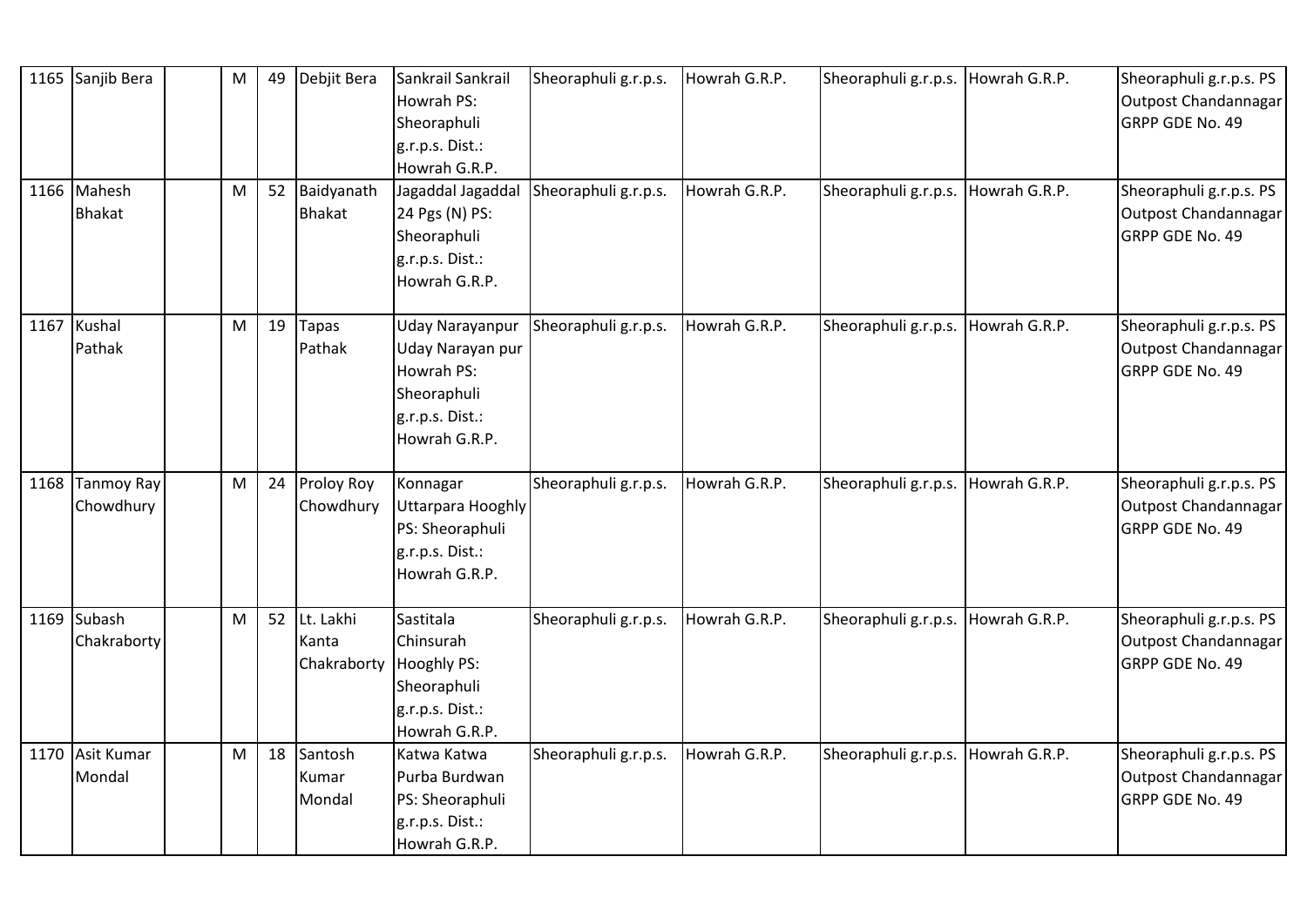| 1165 | Sanjib Bera | | M | 49 | Debjit Bera | Sankrail Sankrail Howrah PS: Sheoraphuli g.r.p.s. Dist.: Howrah G.R.P. | Sheoraphuli g.r.p.s. | Howrah G.R.P. | Sheoraphuli g.r.p.s. | Howrah G.R.P. | Sheoraphuli g.r.p.s. PS Outpost Chandannagar GRPP GDE No. 49 |
|---|---|---|---|---|---|---|---|---|---|---|---|
| 1166 | Mahesh Bhakat | | M | 52 | Baidyanath Bhakat | Jagaddal Jagaddal 24 Pgs (N) PS: Sheoraphuli g.r.p.s. Dist.: Howrah G.R.P. | Sheoraphuli g.r.p.s. | Howrah G.R.P. | Sheoraphuli g.r.p.s. | Howrah G.R.P. | Sheoraphuli g.r.p.s. PS Outpost Chandannagar GRPP GDE No. 49 |
| 1167 | Kushal Pathak | | M | 19 | Tapas Pathak | Uday Narayanpur Uday Narayan pur Howrah PS: Sheoraphuli g.r.p.s. Dist.: Howrah G.R.P. | Sheoraphuli g.r.p.s. | Howrah G.R.P. | Sheoraphuli g.r.p.s. | Howrah G.R.P. | Sheoraphuli g.r.p.s. PS Outpost Chandannagar GRPP GDE No. 49 |
| 1168 | Tanmoy Ray Chowdhury | | M | 24 | Proloy Roy Chowdhury | Konnagar Uttarpara Hooghly PS: Sheoraphuli g.r.p.s. Dist.: Howrah G.R.P. | Sheoraphuli g.r.p.s. | Howrah G.R.P. | Sheoraphuli g.r.p.s. | Howrah G.R.P. | Sheoraphuli g.r.p.s. PS Outpost Chandannagar GRPP GDE No. 49 |
| 1169 | Subash Chakraborty | | M | 52 | Lt. Lakhi Kanta Chakraborty | Sastitala Chinsurah Hooghly PS: Sheoraphuli g.r.p.s. Dist.: Howrah G.R.P. | Sheoraphuli g.r.p.s. | Howrah G.R.P. | Sheoraphuli g.r.p.s. | Howrah G.R.P. | Sheoraphuli g.r.p.s. PS Outpost Chandannagar GRPP GDE No. 49 |
| 1170 | Asit Kumar Mondal | | M | 18 | Santosh Kumar Mondal | Katwa Katwa Purba Burdwan PS: Sheoraphuli g.r.p.s. Dist.: Howrah G.R.P. | Sheoraphuli g.r.p.s. | Howrah G.R.P. | Sheoraphuli g.r.p.s. | Howrah G.R.P. | Sheoraphuli g.r.p.s. PS Outpost Chandannagar GRPP GDE No. 49 |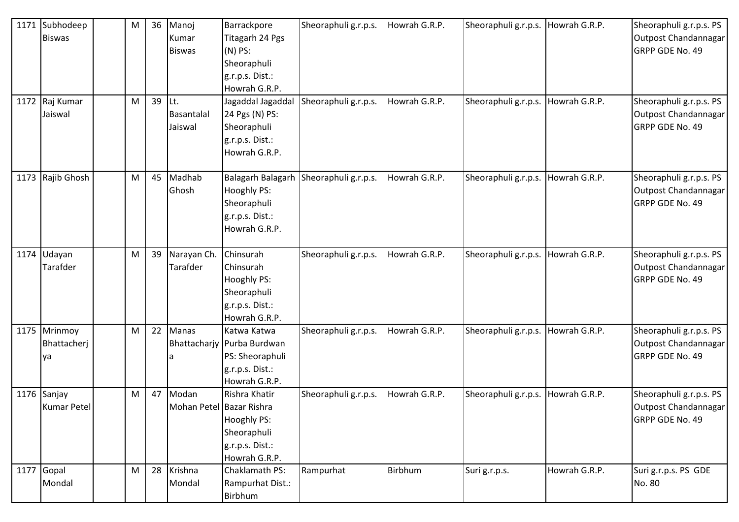| 1171 | Subhodeep Biswas | | M | 36 | Manoj Kumar Biswas | Barrackpore Titagarh 24 Pgs (N) PS: Sheoraphuli g.r.p.s. Dist.: Howrah G.R.P. | Sheoraphuli g.r.p.s. | Howrah G.R.P. | Sheoraphuli g.r.p.s. | Howrah G.R.P. | Sheoraphuli g.r.p.s. PS Outpost Chandannagar GRPP GDE No. 49 |
|---|---|---|---|---|---|---|---|---|---|---|---|
| 1172 | Raj Kumar Jaiswal | | M | 39 | Lt. Basantalal Jaiswal | Jagaddal Jagaddal 24 Pgs (N) PS: Sheoraphuli g.r.p.s. Dist.: Howrah G.R.P. | Sheoraphuli g.r.p.s. | Howrah G.R.P. | Sheoraphuli g.r.p.s. | Howrah G.R.P. | Sheoraphuli g.r.p.s. PS Outpost Chandannagar GRPP GDE No. 49 |
| 1173 | Rajib Ghosh | | M | 45 | Madhab Ghosh | Balagarh Balagarh Hooghly PS: Sheoraphuli g.r.p.s. Dist.: Howrah G.R.P. | Sheoraphuli g.r.p.s. | Howrah G.R.P. | Sheoraphuli g.r.p.s. | Howrah G.R.P. | Sheoraphuli g.r.p.s. PS Outpost Chandannagar GRPP GDE No. 49 |
| 1174 | Udayan Tarafder | | M | 39 | Narayan Ch. Tarafder | Chinsurah Chinsurah Hooghly PS: Sheoraphuli g.r.p.s. Dist.: Howrah G.R.P. | Sheoraphuli g.r.p.s. | Howrah G.R.P. | Sheoraphuli g.r.p.s. | Howrah G.R.P. | Sheoraphuli g.r.p.s. PS Outpost Chandannagar GRPP GDE No. 49 |
| 1175 | Mrinmoy Bhattacherjya | | M | 22 | Manas Bhattacharjya | Katwa Katwa Purba Burdwan PS: Sheoraphuli g.r.p.s. Dist.: Howrah G.R.P. | Sheoraphuli g.r.p.s. | Howrah G.R.P. | Sheoraphuli g.r.p.s. | Howrah G.R.P. | Sheoraphuli g.r.p.s. PS Outpost Chandannagar GRPP GDE No. 49 |
| 1176 | Sanjay Kumar Petel | | M | 47 | Modan Mohan Petel | Rishra Khatir Bazar Rishra Hooghly PS: Sheoraphuli g.r.p.s. Dist.: Howrah G.R.P. | Sheoraphuli g.r.p.s. | Howrah G.R.P. | Sheoraphuli g.r.p.s. | Howrah G.R.P. | Sheoraphuli g.r.p.s. PS Outpost Chandannagar GRPP GDE No. 49 |
| 1177 | Gopal Mondal | | M | 28 | Krishna Mondal | Chaklamath PS: Rampurhat Dist.: Birbhum | Rampurhat | Birbhum | Suri g.r.p.s. | Howrah G.R.P. | Suri g.r.p.s. PS GDE No. 80 |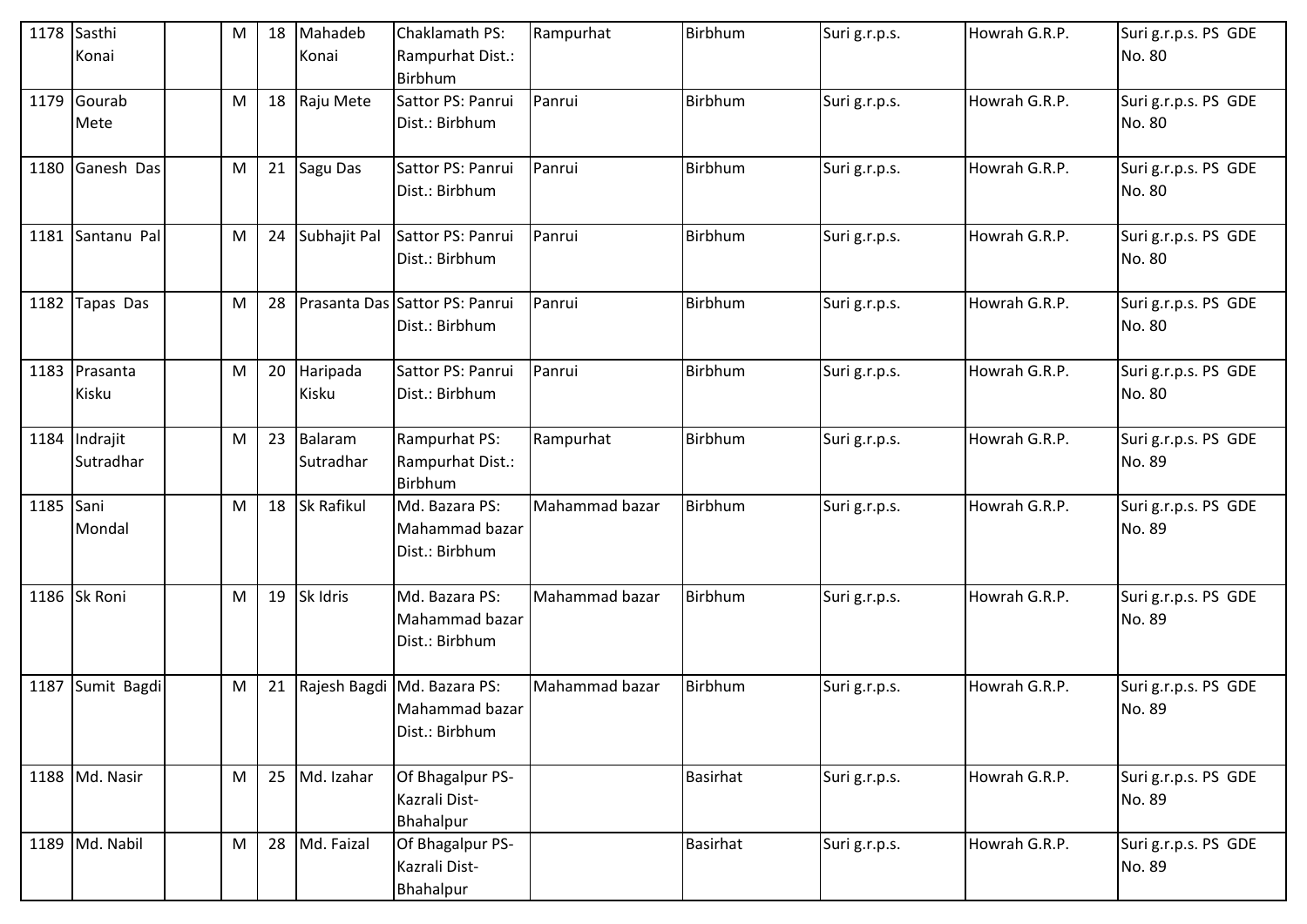| 1178 | Sasthi Konai | | M | 18 | Mahadeb Konai | Chaklamath PS: Rampurhat Dist.: Birbhum | Rampurhat | Birbhum | Suri g.r.p.s. | Howrah G.R.P. | Suri g.r.p.s. PS GDE No. 80 |
|---|---|---|---|---|---|---|---|---|---|---|---|
| 1179 | Gourab Mete | | M | 18 | Raju Mete | Sattor PS: Panrui Dist.: Birbhum | Panrui | Birbhum | Suri g.r.p.s. | Howrah G.R.P. | Suri g.r.p.s. PS GDE No. 80 |
| 1180 | Ganesh Das | | M | 21 | Sagu Das | Sattor PS: Panrui Dist.: Birbhum | Panrui | Birbhum | Suri g.r.p.s. | Howrah G.R.P. | Suri g.r.p.s. PS GDE No. 80 |
| 1181 | Santanu Pal | | M | 24 | Subhajit Pal | Sattor PS: Panrui Dist.: Birbhum | Panrui | Birbhum | Suri g.r.p.s. | Howrah G.R.P. | Suri g.r.p.s. PS GDE No. 80 |
| 1182 | Tapas Das | | M | 28 | Prasanta Das | Sattor PS: Panrui Dist.: Birbhum | Panrui | Birbhum | Suri g.r.p.s. | Howrah G.R.P. | Suri g.r.p.s. PS GDE No. 80 |
| 1183 | Prasanta Kisku | | M | 20 | Haripada Kisku | Sattor PS: Panrui Dist.: Birbhum | Panrui | Birbhum | Suri g.r.p.s. | Howrah G.R.P. | Suri g.r.p.s. PS GDE No. 80 |
| 1184 | Indrajit Sutradhar | | M | 23 | Balaram Sutradhar | Rampurhat PS: Rampurhat Dist.: Birbhum | Rampurhat | Birbhum | Suri g.r.p.s. | Howrah G.R.P. | Suri g.r.p.s. PS GDE No. 89 |
| 1185 | Sani Mondal | | M | 18 | Sk Rafikul | Md. Bazara PS: Mahammad bazar Dist.: Birbhum | Mahammad bazar | Birbhum | Suri g.r.p.s. | Howrah G.R.P. | Suri g.r.p.s. PS GDE No. 89 |
| 1186 | Sk Roni | | M | 19 | Sk Idris | Md. Bazara PS: Mahammad bazar Dist.: Birbhum | Mahammad bazar | Birbhum | Suri g.r.p.s. | Howrah G.R.P. | Suri g.r.p.s. PS GDE No. 89 |
| 1187 | Sumit Bagdi | | M | 21 | Rajesh Bagdi | Md. Bazara PS: Mahammad bazar Dist.: Birbhum | Mahammad bazar | Birbhum | Suri g.r.p.s. | Howrah G.R.P. | Suri g.r.p.s. PS GDE No. 89 |
| 1188 | Md. Nasir | | M | 25 | Md. Izahar | Of Bhagalpur PS- Kazrali Dist- Bhahalpur | | Basirhat | Suri g.r.p.s. | Howrah G.R.P. | Suri g.r.p.s. PS GDE No. 89 |
| 1189 | Md. Nabil | | M | 28 | Md. Faizal | Of Bhagalpur PS- Kazrali Dist- Bhahalpur | | Basirhat | Suri g.r.p.s. | Howrah G.R.P. | Suri g.r.p.s. PS GDE No. 89 |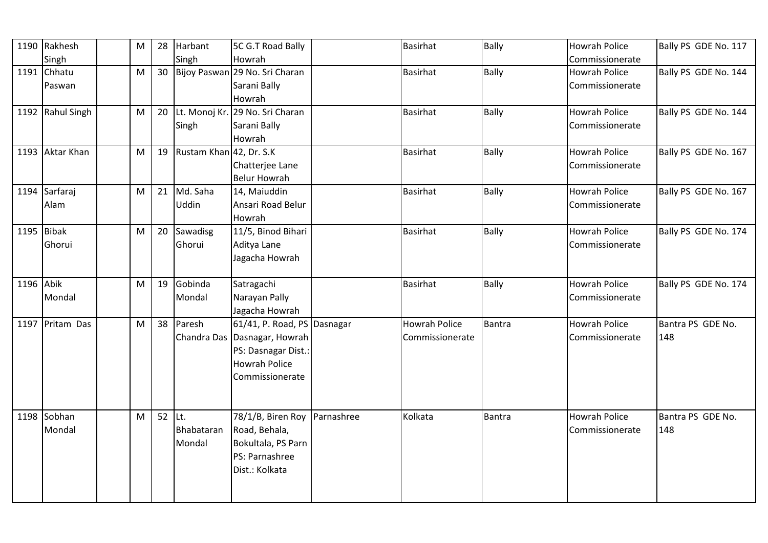| 1190 | Rakhesh Singh | | M | 28 | Harbant Singh | 5C G.T Road Bally Howrah | | Basirhat | Bally | Howrah Police Commissionerate | Bally PS GDE No. 117 |
|---|---|---|---|---|---|---|---|---|---|---|---|
| 1191 | Chhatu Paswan | | M | 30 | Bijoy Paswan | 29 No. Sri Charan Sarani Bally Howrah | | Basirhat | Bally | Howrah Police Commissionerate | Bally PS GDE No. 144 |
| 1192 | Rahul Singh | | M | 20 | Lt. Monoj Kr. Singh | 29 No. Sri Charan Sarani Bally Howrah | | Basirhat | Bally | Howrah Police Commissionerate | Bally PS GDE No. 144 |
| 1193 | Aktar Khan | | M | 19 | Rustam Khan | 42, Dr. S.K Chatterjee Lane Belur Howrah | | Basirhat | Bally | Howrah Police Commissionerate | Bally PS GDE No. 167 |
| 1194 | Sarfaraj Alam | | M | 21 | Md. Saha Uddin | 14, Maiuddin Ansari Road Belur Howrah | | Basirhat | Bally | Howrah Police Commissionerate | Bally PS GDE No. 167 |
| 1195 | Bibak Ghorui | | M | 20 | Sawadisg Ghorui | 11/5, Binod Bihari Aditya Lane Jagacha Howrah | | Basirhat | Bally | Howrah Police Commissionerate | Bally PS GDE No. 174 |
| 1196 | Abik Mondal | | M | 19 | Gobinda Mondal | Satragachi Narayan Pally Jagacha Howrah | | Basirhat | Bally | Howrah Police Commissionerate | Bally PS GDE No. 174 |
| 1197 | Pritam Das | | M | 38 | Paresh Chandra Das | 61/41, P. Road, PS Dasnagar, Howrah PS: Dasnagar Dist.: Howrah Police Commissionerate | Dasnagar | Howrah Police Commissionerate | Bantra | Howrah Police Commissionerate | Bantra PS GDE No. 148 |
| 1198 | Sobhan Mondal | | M | 52 | Lt. Bhabataran Mondal | 78/1/B, Biren Roy Road, Behala, Bokultala, PS Parn PS: Parnashree Dist.: Kolkata | Parnashree | Kolkata | Bantra | Howrah Police Commissionerate | Bantra PS GDE No. 148 |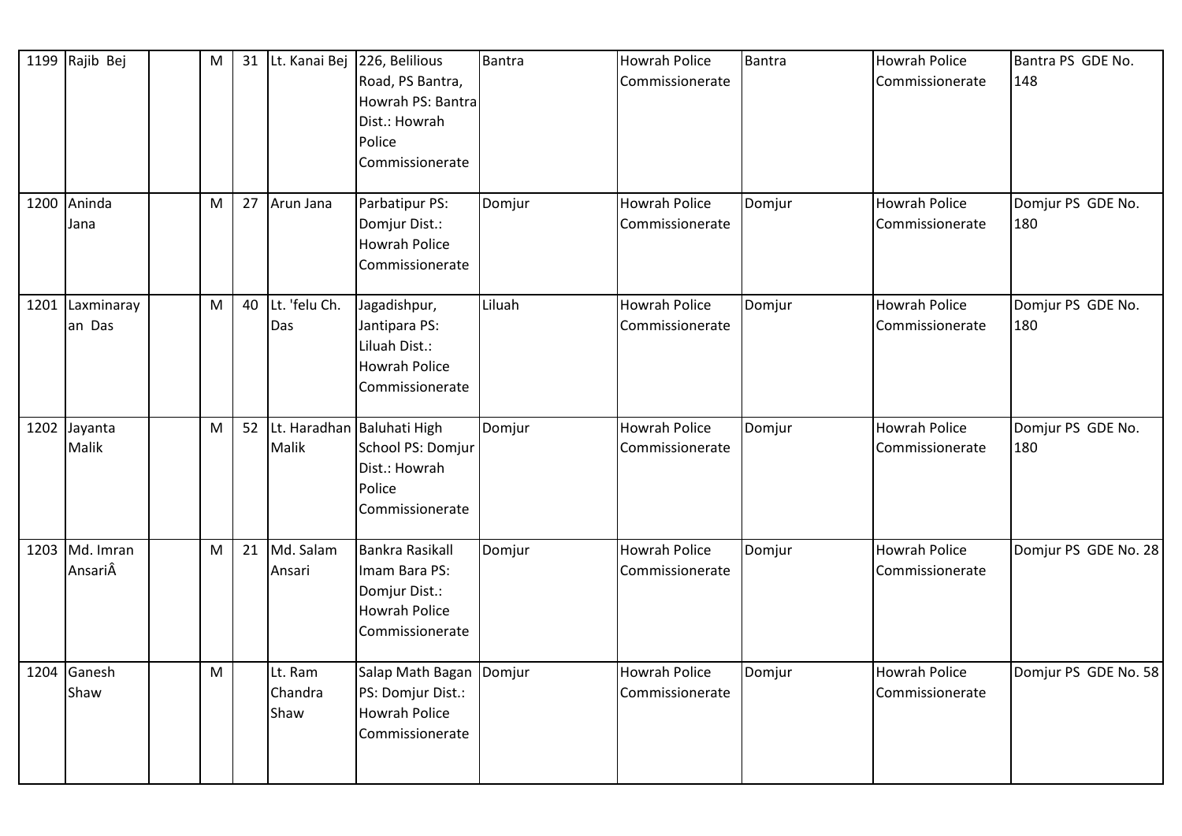| 1199 | Rajib Bej | | M | 31 | Lt. Kanai Bej | 226, Belilious Road, PS Bantra, Howrah PS: Bantra Dist.: Howrah Police Commissionerate | Bantra | Howrah Police Commissionerate | Bantra | Howrah Police Commissionerate | Bantra PS GDE No. 148 |
|---|---|---|---|---|---|---|---|---|---|---|---|
| 1200 | Aninda Jana | | M | 27 | Arun Jana | Parbatipur PS: Domjur Dist.: Howrah Police Commissionerate | Domjur | Howrah Police Commissionerate | Domjur | Howrah Police Commissionerate | Domjur PS GDE No. 180 |
| 1201 | Laxminarayan Das | | M | 40 | Lt. 'felu Ch. Das | Jagadishpur, Jantipara PS: Liluah Dist.: Howrah Police Commissionerate | Liluah | Howrah Police Commissionerate | Domjur | Howrah Police Commissionerate | Domjur PS GDE No. 180 |
| 1202 | Jayanta Malik | | M | 52 | Lt. Haradhan Malik | Baluhati High School PS: Domjur Dist.: Howrah Police Commissionerate | Domjur | Howrah Police Commissionerate | Domjur | Howrah Police Commissionerate | Domjur PS GDE No. 180 |
| 1203 | Md. Imran AnsariÂ | | M | 21 | Md. Salam Ansari | Bankra Rasikall Imam Bara PS: Domjur Dist.: Howrah Police Commissionerate | Domjur | Howrah Police Commissionerate | Domjur | Howrah Police Commissionerate | Domjur PS GDE No. 28 |
| 1204 | Ganesh Shaw | | M | | Lt. Ram Chandra Shaw | Salap Math Bagan PS: Domjur Dist.: Howrah Police Commissionerate | Domjur | Howrah Police Commissionerate | Domjur | Howrah Police Commissionerate | Domjur PS GDE No. 58 |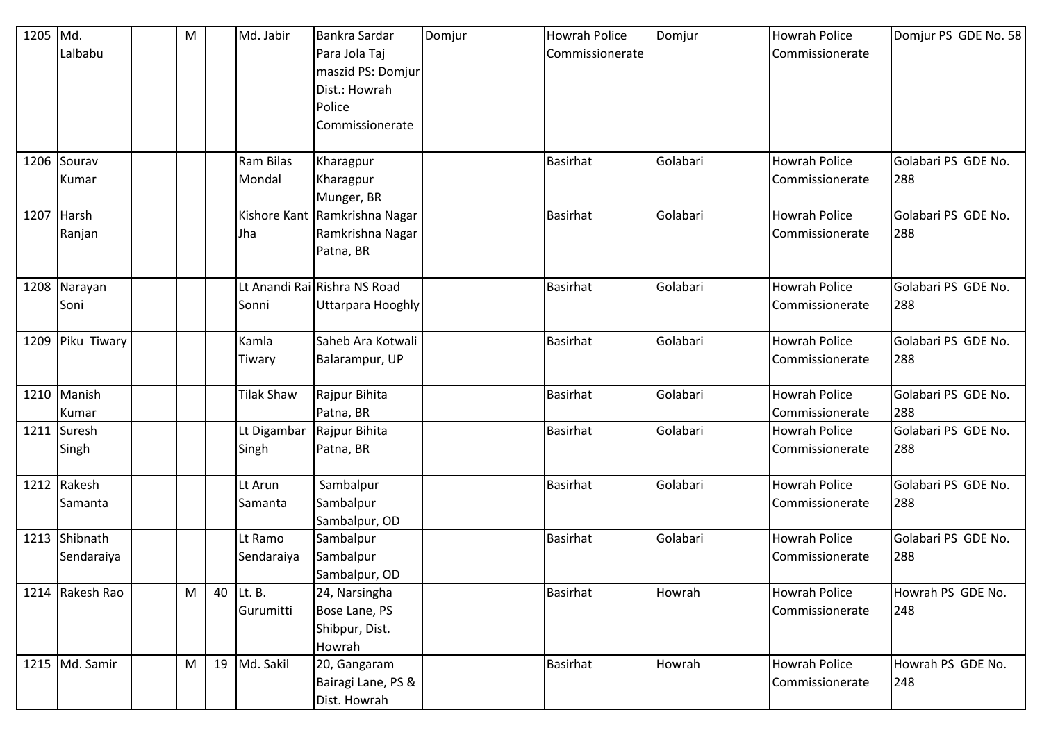| 1205 | Md. Lalbabu | | M | | Md. Jabir | Bankra Sardar Para Jola Taj maszid PS: Domjur Dist.: Howrah Police Commissionerate | Domjur | Howrah Police Commissionerate | Domjur | Howrah Police Commissionerate | Domjur PS GDE No. 58 |
|---|---|---|---|---|---|---|---|---|---|---|---|
| 1206 | Sourav Kumar | | | | Ram Bilas Mondal | Kharagpur Kharagpur Munger, BR | | Basirhat | Golabari | Howrah Police Commissionerate | Golabari PS GDE No. 288 |
| 1207 | Harsh Ranjan | | | | Kishore Kant Jha | Ramkrishna Nagar Ramkrishna Nagar Patna, BR | | Basirhat | Golabari | Howrah Police Commissionerate | Golabari PS GDE No. 288 |
| 1208 | Narayan Soni | | | | Lt Anandi Rai Sonni | Rishra NS Road Uttarpara Hooghly | | Basirhat | Golabari | Howrah Police Commissionerate | Golabari PS GDE No. 288 |
| 1209 | Piku Tiwary | | | | Kamla Tiwary | Saheb Ara Kotwali Balarampur, UP | | Basirhat | Golabari | Howrah Police Commissionerate | Golabari PS GDE No. 288 |
| 1210 | Manish Kumar | | | | Tilak Shaw | Rajpur Bihita Patna, BR | | Basirhat | Golabari | Howrah Police Commissionerate | Golabari PS GDE No. 288 |
| 1211 | Suresh Singh | | | | Lt Digambar Singh | Rajpur Bihita Patna, BR | | Basirhat | Golabari | Howrah Police Commissionerate | Golabari PS GDE No. 288 |
| 1212 | Rakesh Samanta | | | | Lt Arun Samanta | Sambalpur Sambalpur Sambalpur, OD | | Basirhat | Golabari | Howrah Police Commissionerate | Golabari PS GDE No. 288 |
| 1213 | Shibnath Sendaraiya | | | | Lt Ramo Sendaraiya | Sambalpur Sambalpur Sambalpur, OD | | Basirhat | Golabari | Howrah Police Commissionerate | Golabari PS GDE No. 288 |
| 1214 | Rakesh Rao | | M | 40 | Lt. B. Gurumitti | 24, Narsingha Bose Lane, PS Shibpur, Dist. Howrah | | Basirhat | Howrah | Howrah Police Commissionerate | Howrah PS GDE No. 248 |
| 1215 | Md. Samir | | M | 19 | Md. Sakil | 20, Gangaram Bairagi Lane, PS & Dist. Howrah | | Basirhat | Howrah | Howrah Police Commissionerate | Howrah PS GDE No. 248 |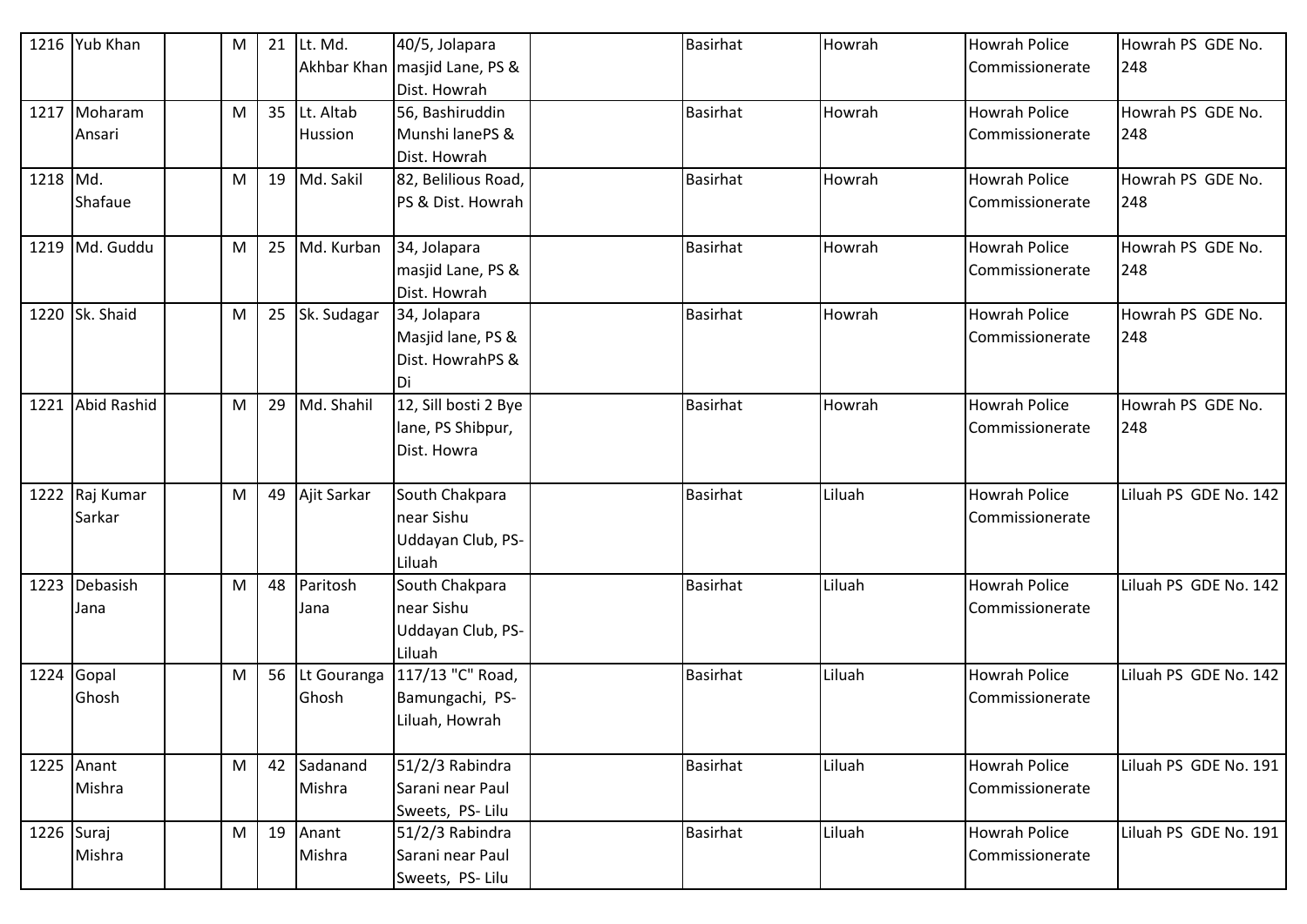| 1216 | Yub Khan | | M | 21 | Lt. Md. Akhbar Khan | 40/5, Jolapara masjid Lane, PS & Dist. Howrah | | Basirhat | Howrah | Howrah Police Commissionerate | Howrah PS GDE No. 248 |
|---|---|---|---|---|---|---|---|---|---|---|---|
| 1217 | Moharam Ansari | | M | 35 | Lt. Altab Hussion | 56, Bashiruddin Munshi lanePS & Dist. Howrah | | Basirhat | Howrah | Howrah Police Commissionerate | Howrah PS GDE No. 248 |
| 1218 | Md. Shafaue | | M | 19 | Md. Sakil | 82, Belilious Road, PS & Dist. Howrah | | Basirhat | Howrah | Howrah Police Commissionerate | Howrah PS GDE No. 248 |
| 1219 | Md. Guddu | | M | 25 | Md. Kurban | 34, Jolapara masjid Lane, PS & Dist. Howrah | | Basirhat | Howrah | Howrah Police Commissionerate | Howrah PS GDE No. 248 |
| 1220 | Sk. Shaid | | M | 25 | Sk. Sudagar | 34, Jolapara Masjid lane, PS & Dist. HowrahPS & Di | | Basirhat | Howrah | Howrah Police Commissionerate | Howrah PS GDE No. 248 |
| 1221 | Abid Rashid | | M | 29 | Md. Shahil | 12, Sill bosti 2 Bye lane, PS Shibpur, Dist. Howra | | Basirhat | Howrah | Howrah Police Commissionerate | Howrah PS GDE No. 248 |
| 1222 | Raj Kumar Sarkar | | M | 49 | Ajit Sarkar | South Chakpara near Sishu Uddayan Club, PS-Liluah | | Basirhat | Liluah | Howrah Police Commissionerate | Liluah PS GDE No. 142 |
| 1223 | Debasish Jana | | M | 48 | Paritosh Jana | South Chakpara near Sishu Uddayan Club, PS-Liluah | | Basirhat | Liluah | Howrah Police Commissionerate | Liluah PS GDE No. 142 |
| 1224 | Gopal Ghosh | | M | 56 | Lt Gouranga Ghosh | 117/13 "C" Road, Bamungachi, PS-Liluah, Howrah | | Basirhat | Liluah | Howrah Police Commissionerate | Liluah PS GDE No. 142 |
| 1225 | Anant Mishra | | M | 42 | Sadanand Mishra | 51/2/3 Rabindra Sarani near Paul Sweets, PS- Lilu | | Basirhat | Liluah | Howrah Police Commissionerate | Liluah PS GDE No. 191 |
| 1226 | Suraj Mishra | | M | 19 | Anant Mishra | 51/2/3 Rabindra Sarani near Paul Sweets, PS- Lilu | | Basirhat | Liluah | Howrah Police Commissionerate | Liluah PS GDE No. 191 |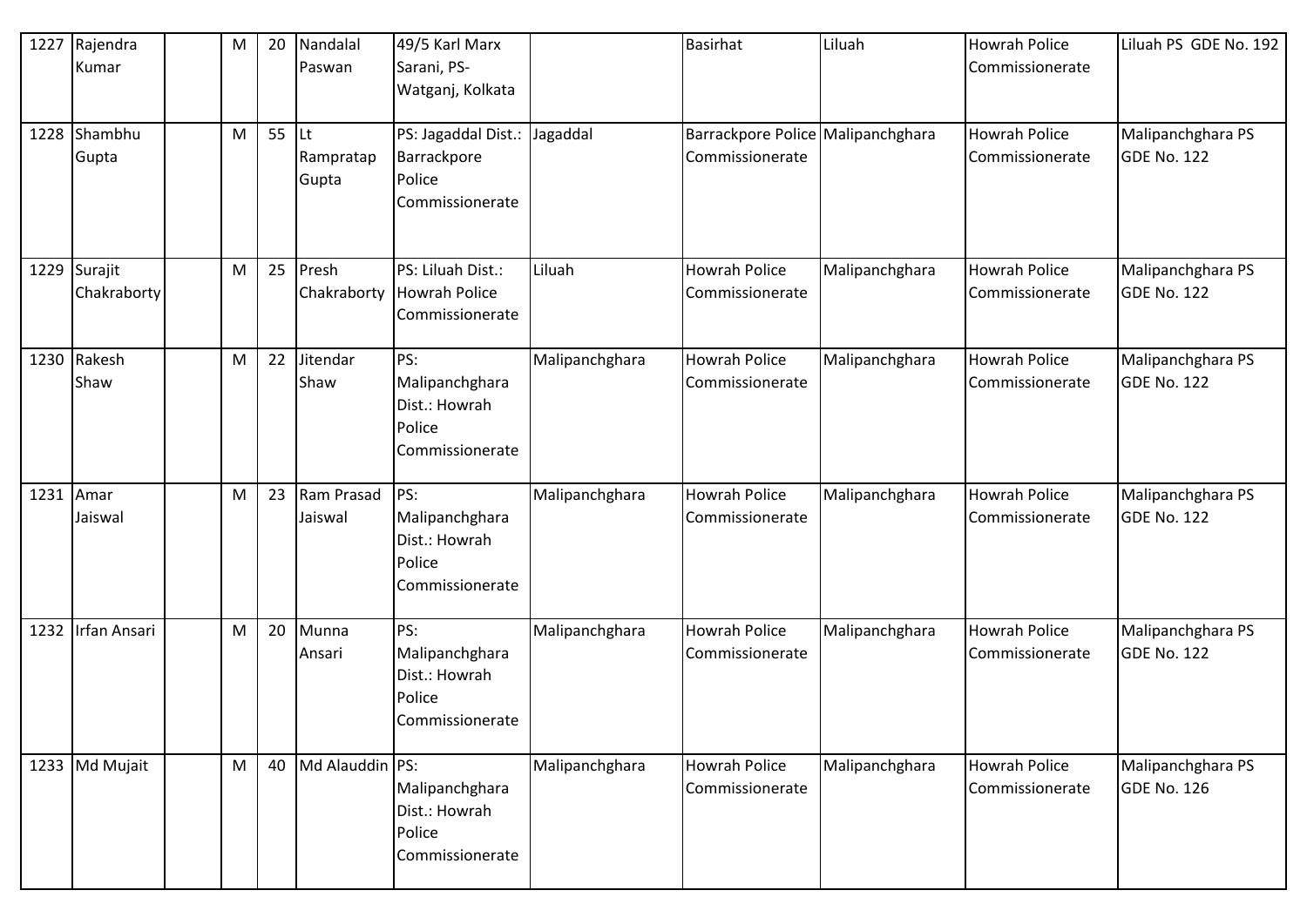| 1227 | Rajendra Kumar | | M | 20 | Nandalal Paswan | 49/5 Karl Marx Sarani, PS- Watganj, Kolkata | | Basirhat | Liluah | Howrah Police Commissionerate | Liluah PS GDE No. 192 |
|---|---|---|---|---|---|---|---|---|---|---|---|
| 1228 | Shambhu Gupta | | M | 55 | Lt Rampratap Gupta | PS: Jagaddal Dist.: Barrackpore Police Commissionerate | Jagaddal | Barrackpore Police Commissionerate | Malipanchghara | Howrah Police Commissionerate | Malipanchghara PS GDE No. 122 |
| 1229 | Surajit Chakraborty | | M | 25 | Presh Chakraborty | PS: Liluah Dist.: Howrah Police Commissionerate | Liluah | Howrah Police Commissionerate | Malipanchghara | Howrah Police Commissionerate | Malipanchghara PS GDE No. 122 |
| 1230 | Rakesh Shaw | | M | 22 | Jitendar Shaw | PS: Malipanchghara Dist.: Howrah Police Commissionerate | Malipanchghara | Howrah Police Commissionerate | Malipanchghara | Howrah Police Commissionerate | Malipanchghara PS GDE No. 122 |
| 1231 | Amar Jaiswal | | M | 23 | Ram Prasad Jaiswal | PS: Malipanchghara Dist.: Howrah Police Commissionerate | Malipanchghara | Howrah Police Commissionerate | Malipanchghara | Howrah Police Commissionerate | Malipanchghara PS GDE No. 122 |
| 1232 | Irfan Ansari | | M | 20 | Munna Ansari | PS: Malipanchghara Dist.: Howrah Police Commissionerate | Malipanchghara | Howrah Police Commissionerate | Malipanchghara | Howrah Police Commissionerate | Malipanchghara PS GDE No. 122 |
| 1233 | Md Mujait | | M | 40 | Md Alauddin | PS: Malipanchghara Dist.: Howrah Police Commissionerate | Malipanchghara | Howrah Police Commissionerate | Malipanchghara | Howrah Police Commissionerate | Malipanchghara PS GDE No. 126 |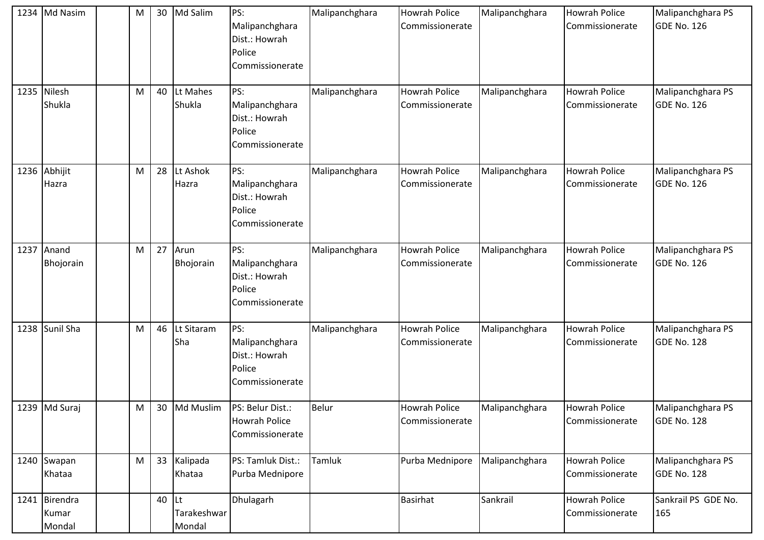| 1234 | Md Nasim | | M | 30 | Md Salim | PS: Malipanchghara Dist.: Howrah Police Commissionerate | Malipanchghara | Howrah Police Commissionerate | Malipanchghara | Howrah Police Commissionerate | Malipanchghara PS GDE No. 126 |
|---|---|---|---|---|---|---|---|---|---|---|---|
| 1235 | Nilesh Shukla | | M | 40 | Lt Mahes Shukla | PS: Malipanchghara Dist.: Howrah Police Commissionerate | Malipanchghara | Howrah Police Commissionerate | Malipanchghara | Howrah Police Commissionerate | Malipanchghara PS GDE No. 126 |
| 1236 | Abhijit Hazra | | M | 28 | Lt Ashok Hazra | PS: Malipanchghara Dist.: Howrah Police Commissionerate | Malipanchghara | Howrah Police Commissionerate | Malipanchghara | Howrah Police Commissionerate | Malipanchghara PS GDE No. 126 |
| 1237 | Anand Bhojorain | | M | 27 | Arun Bhojorain | PS: Malipanchghara Dist.: Howrah Police Commissionerate | Malipanchghara | Howrah Police Commissionerate | Malipanchghara | Howrah Police Commissionerate | Malipanchghara PS GDE No. 126 |
| 1238 | Sunil Sha | | M | 46 | Lt Sitaram Sha | PS: Malipanchghara Dist.: Howrah Police Commissionerate | Malipanchghara | Howrah Police Commissionerate | Malipanchghara | Howrah Police Commissionerate | Malipanchghara PS GDE No. 128 |
| 1239 | Md Suraj | | M | 30 | Md Muslim | PS: Belur Dist.: Howrah Police Commissionerate | Belur | Howrah Police Commissionerate | Malipanchghara | Howrah Police Commissionerate | Malipanchghara PS GDE No. 128 |
| 1240 | Swapan Khataa | | M | 33 | Kalipada Khataa | PS: Tamluk Dist.: Purba Mednipore | Tamluk | Purba Mednipore | Malipanchghara | Howrah Police Commissionerate | Malipanchghara PS GDE No. 128 |
| 1241 | Birendra Kumar Mondal | | | 40 | Lt Tarakeshwar Mondal | Dhulagarh | | Basirhat | Sankrail | Howrah Police Commissionerate | Sankrail PS GDE No. 165 |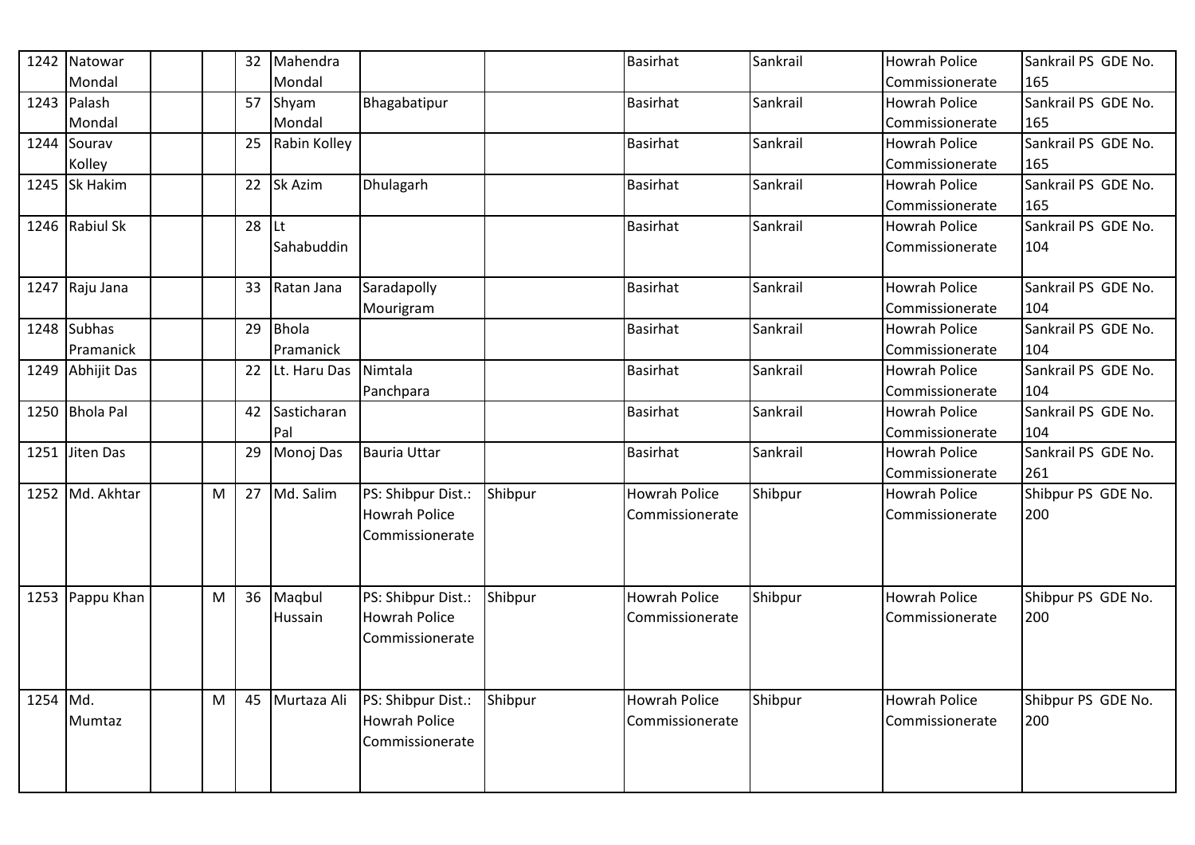| 1242 | Natowar Mondal | | | 32 | Mahendra Mondal | | | Basirhat | Sankrail | Howrah Police Commissionerate | Sankrail PS GDE No. 165 |
|---|---|---|---|---|---|---|---|---|---|---|---|
| 1243 | Palash Mondal | | | 57 | Shyam Mondal | Bhagabatipur | | Basirhat | Sankrail | Howrah Police Commissionerate | Sankrail PS GDE No. 165 |
| 1244 | Sourav Kolley | | | 25 | Rabin Kolley | | | Basirhat | Sankrail | Howrah Police Commissionerate | Sankrail PS GDE No. 165 |
| 1245 | Sk Hakim | | | 22 | Sk Azim | Dhulagarh | | Basirhat | Sankrail | Howrah Police Commissionerate | Sankrail PS GDE No. 165 |
| 1246 | Rabiul Sk | | | 28 | Lt Sahabuddin | | | Basirhat | Sankrail | Howrah Police Commissionerate | Sankrail PS GDE No. 104 |
| 1247 | Raju Jana | | | 33 | Ratan Jana | Saradapolly Mourigram | | Basirhat | Sankrail | Howrah Police Commissionerate | Sankrail PS GDE No. 104 |
| 1248 | Subhas Pramanick | | | 29 | Bhola Pramanick | | | Basirhat | Sankrail | Howrah Police Commissionerate | Sankrail PS GDE No. 104 |
| 1249 | Abhijit Das | | | 22 | Lt. Haru Das | Nimtala Panchpara | | Basirhat | Sankrail | Howrah Police Commissionerate | Sankrail PS GDE No. 104 |
| 1250 | Bhola Pal | | | 42 | Sasticharan Pal | | | Basirhat | Sankrail | Howrah Police Commissionerate | Sankrail PS GDE No. 104 |
| 1251 | Jiten Das | | | 29 | Monoj Das | Bauria Uttar | | Basirhat | Sankrail | Howrah Police Commissionerate | Sankrail PS GDE No. 261 |
| 1252 | Md. Akhtar | | M | 27 | Md. Salim | PS: Shibpur Dist.: Howrah Police Commissionerate | Shibpur | Howrah Police Commissionerate | Shibpur | Howrah Police Commissionerate | Shibpur PS GDE No. 200 |
| 1253 | Pappu Khan | | M | 36 | Maqbul Hussain | PS: Shibpur Dist.: Howrah Police Commissionerate | Shibpur | Howrah Police Commissionerate | Shibpur | Howrah Police Commissionerate | Shibpur PS GDE No. 200 |
| 1254 | Md. Mumtaz | | M | 45 | Murtaza Ali | PS: Shibpur Dist.: Howrah Police Commissionerate | Shibpur | Howrah Police Commissionerate | Shibpur | Howrah Police Commissionerate | Shibpur PS GDE No. 200 |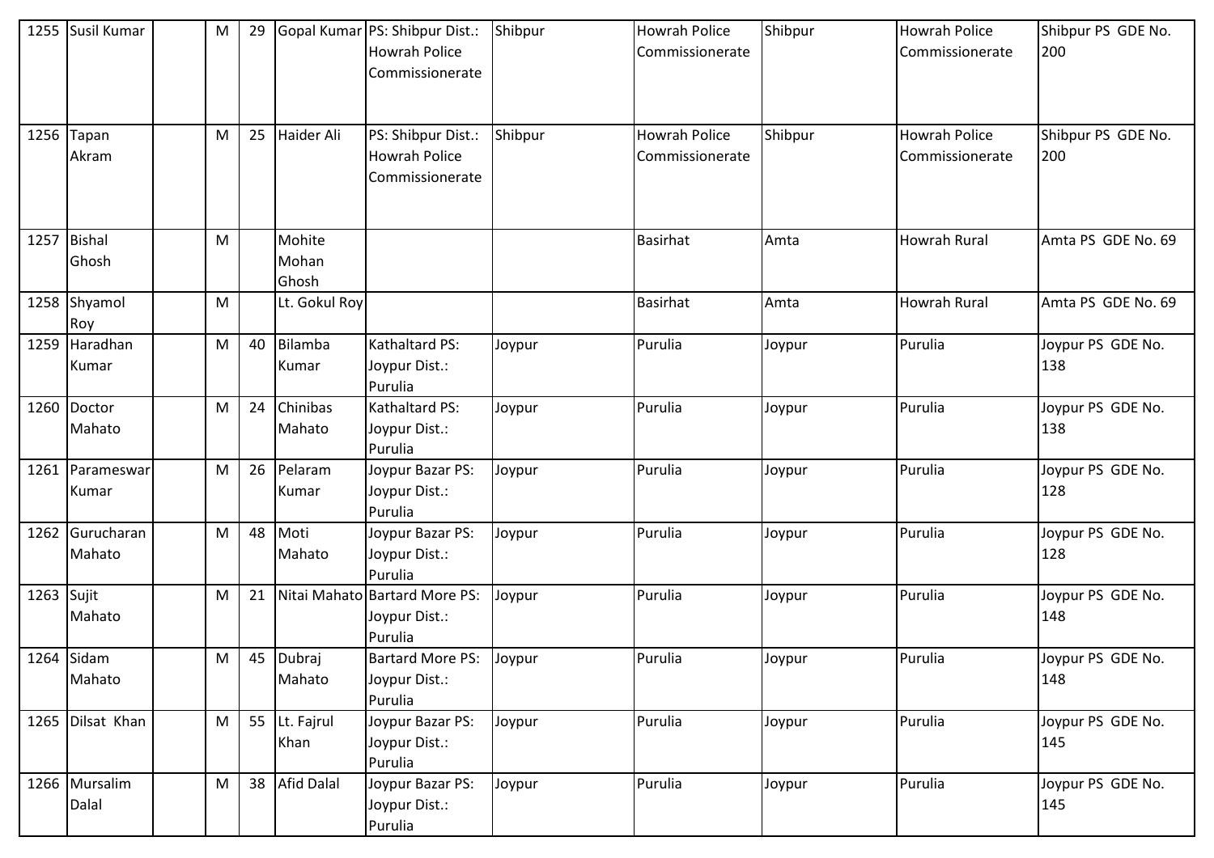| 1255 | Susil Kumar | | M | 29 | Gopal Kumar | PS: Shibpur Dist.: Howrah Police Commissionerate | Shibpur | Howrah Police Commissionerate | Shibpur | Howrah Police Commissionerate | Shibpur PS GDE No. 200 |
|---|---|---|---|---|---|---|---|---|---|---|---|
| 1256 | Tapan Akram | | M | 25 | Haider Ali | PS: Shibpur Dist.: Howrah Police Commissionerate | Shibpur | Howrah Police Commissionerate | Shibpur | Howrah Police Commissionerate | Shibpur PS GDE No. 200 |
| 1257 | Bishal Ghosh | | M | | Mohite Mohan Ghosh | | | Basirhat | Amta | Howrah Rural | Amta PS GDE No. 69 |
| 1258 | Shyamol Roy | | M | | Lt. Gokul Roy | | | Basirhat | Amta | Howrah Rural | Amta PS GDE No. 69 |
| 1259 | Haradhan Kumar | | M | 40 | Bilamba Kumar | Kathaltard PS: Joypur Dist.: Purulia | Joypur | Purulia | Joypur | Purulia | Joypur PS GDE No. 138 |
| 1260 | Doctor Mahato | | M | 24 | Chinibas Mahato | Kathaltard PS: Joypur Dist.: Purulia | Joypur | Purulia | Joypur | Purulia | Joypur PS GDE No. 138 |
| 1261 | Parameswar Kumar | | M | 26 | Pelaram Kumar | Joypur Bazar PS: Joypur Dist.: Purulia | Joypur | Purulia | Joypur | Purulia | Joypur PS GDE No. 128 |
| 1262 | Gurucharan Mahato | | M | 48 | Moti Mahato | Joypur Bazar PS: Joypur Dist.: Purulia | Joypur | Purulia | Joypur | Purulia | Joypur PS GDE No. 128 |
| 1263 | Sujit Mahato | | M | 21 | Nitai Mahato | Bartard More PS: Joypur Dist.: Purulia | Joypur | Purulia | Joypur | Purulia | Joypur PS GDE No. 148 |
| 1264 | Sidam Mahato | | M | 45 | Dubraj Mahato | Bartard More PS: Joypur Dist.: Purulia | Joypur | Purulia | Joypur | Purulia | Joypur PS GDE No. 148 |
| 1265 | Dilsat Khan | | M | 55 | Lt. Fajrul Khan | Joypur Bazar PS: Joypur Dist.: Purulia | Joypur | Purulia | Joypur | Purulia | Joypur PS GDE No. 145 |
| 1266 | Mursalim Dalal | | M | 38 | Afid Dalal | Joypur Bazar PS: Joypur Dist.: Purulia | Joypur | Purulia | Joypur | Purulia | Joypur PS GDE No. 145 |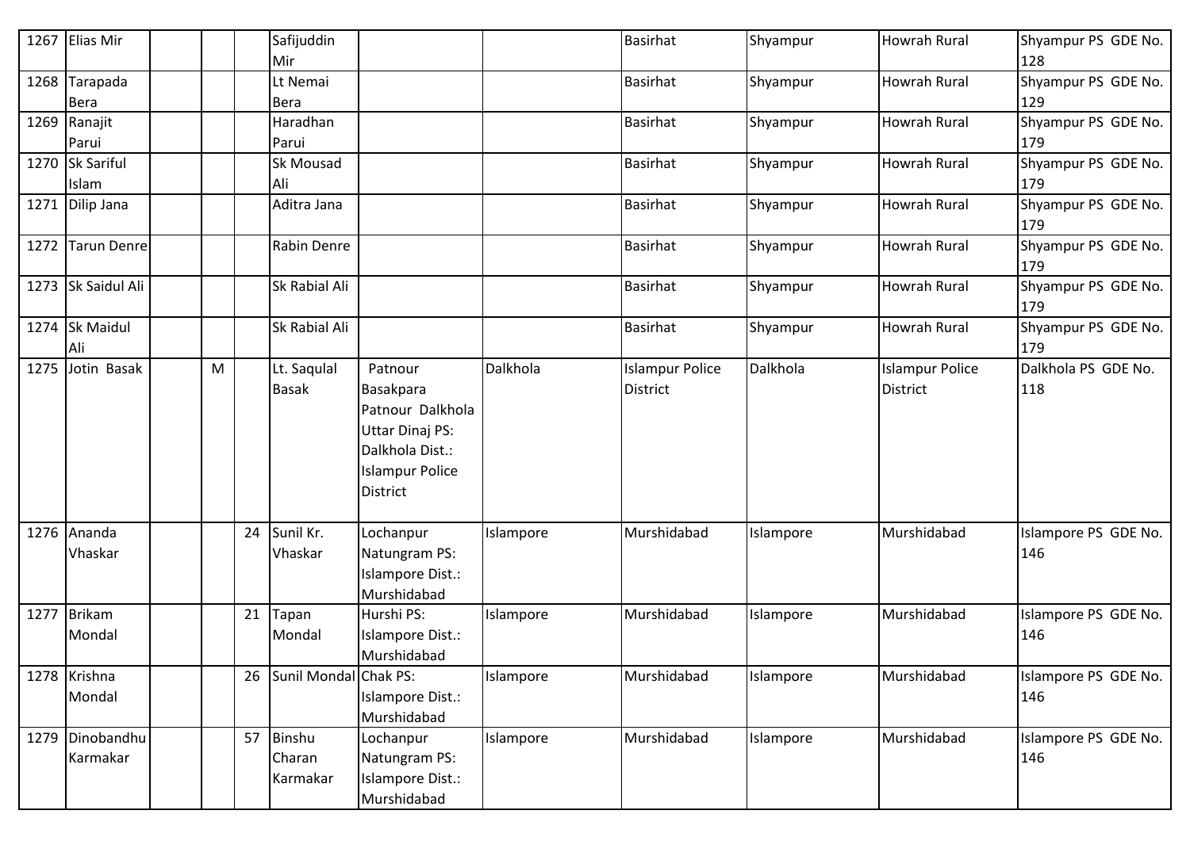| 1267 | Elias Mir | | | | Safijuddin Mir | | | Basirhat | Shyampur | Howrah Rural | Shyampur PS GDE No. 128 |
|---|---|---|---|---|---|---|---|---|---|---|---|
| 1268 | Tarapada Bera | | | | Lt Nemai Bera | | | Basirhat | Shyampur | Howrah Rural | Shyampur PS GDE No. 129 |
| 1269 | Ranajit Parui | | | | Haradhan Parui | | | Basirhat | Shyampur | Howrah Rural | Shyampur PS GDE No. 179 |
| 1270 | Sk Sariful Islam | | | | Sk Mousad Ali | | | Basirhat | Shyampur | Howrah Rural | Shyampur PS GDE No. 179 |
| 1271 | Dilip Jana | | | | Aditra Jana | | | Basirhat | Shyampur | Howrah Rural | Shyampur PS GDE No. 179 |
| 1272 | Tarun Denre | | | | Rabin Denre | | | Basirhat | Shyampur | Howrah Rural | Shyampur PS GDE No. 179 |
| 1273 | Sk Saidul Ali | | | | Sk Rabial Ali | | | Basirhat | Shyampur | Howrah Rural | Shyampur PS GDE No. 179 |
| 1274 | Sk Maidul Ali | | | | Sk Rabial Ali | | | Basirhat | Shyampur | Howrah Rural | Shyampur PS GDE No. 179 |
| 1275 | Jotin Basak | | M | | Lt. Saqulal Basak | Patnour Basakpara Patnour Dalkhola Uttar Dinaj PS: Dalkhola Dist.: Islampur Police District | Dalkhola | Islampur Police District | Dalkhola | Islampur Police District | Dalkhola PS GDE No. 118 |
| 1276 | Ananda Vhaskar | | | 24 | Sunil Kr. Vhaskar | Lochanpur Natungram PS: Islampore Dist.: Murshidabad | Islampore | Murshidabad | Islampore | Murshidabad | Islampore PS GDE No. 146 |
| 1277 | Brikam Mondal | | | 21 | Tapan Mondal | Hurshi PS: Islampore Dist.: Murshidabad | Islampore | Murshidabad | Islampore | Murshidabad | Islampore PS GDE No. 146 |
| 1278 | Krishna Mondal | | | 26 | Sunil Mondal | Chak PS: Islampore Dist.: Murshidabad | Islampore | Murshidabad | Islampore | Murshidabad | Islampore PS GDE No. 146 |
| 1279 | Dinobandhu Karmakar | | | 57 | Binshu Charan Karmakar | Lochanpur Natungram PS: Islampore Dist.: Murshidabad | Islampore | Murshidabad | Islampore | Murshidabad | Islampore PS GDE No. 146 |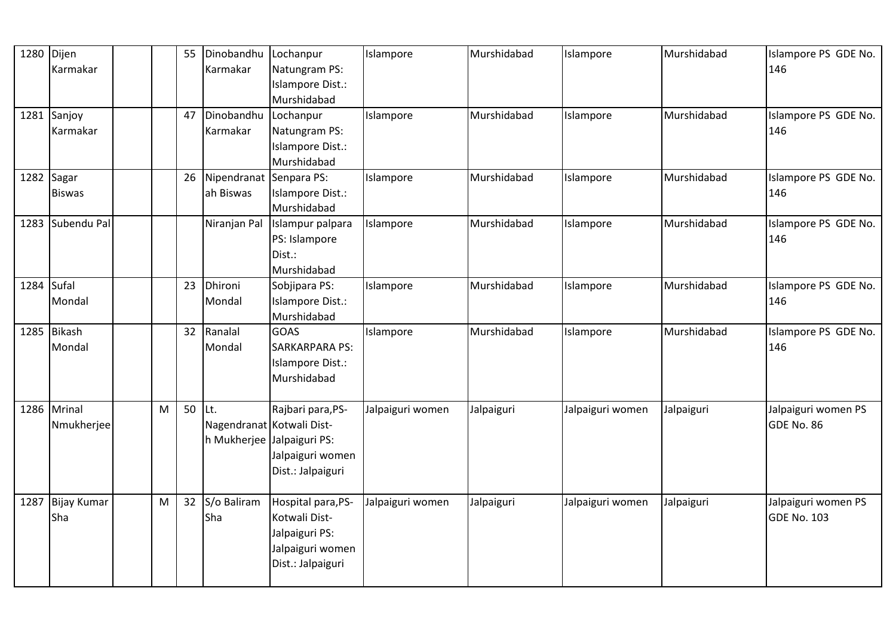| 1280 | Dijen Karmakar | | | 55 | Dinobandhu Karmakar | Lochanpur Natungram PS: Islampore Dist.: Murshidabad | Islampore | Murshidabad | Islampore | Murshidabad | Islampore PS GDE No. 146 |
|---|---|---|---|---|---|---|---|---|---|---|---|
| 1281 | Sanjoy Karmakar | | | 47 | Dinobandhu Karmakar | Lochanpur Natungram PS: Islampore Dist.: Murshidabad | Islampore | Murshidabad | Islampore | Murshidabad | Islampore PS GDE No. 146 |
| 1282 | Sagar Biswas | | | 26 | Nipendranath Biswas | Senpara PS: Islampore Dist.: Murshidabad | Islampore | Murshidabad | Islampore | Murshidabad | Islampore PS GDE No. 146 |
| 1283 | Subendu Pal | | | | Niranjan Pal | Islampur palpara PS: Islampore Dist.: Murshidabad | Islampore | Murshidabad | Islampore | Murshidabad | Islampore PS GDE No. 146 |
| 1284 | Sufal Mondal | | | 23 | Dhironi Mondal | Sobjipara PS: Islampore Dist.: Murshidabad | Islampore | Murshidabad | Islampore | Murshidabad | Islampore PS GDE No. 146 |
| 1285 | Bikash Mondal | | | 32 | Ranalal Mondal | GOAS SARKARPARA PS: Islampore Dist.: Murshidabad | Islampore | Murshidabad | Islampore | Murshidabad | Islampore PS GDE No. 146 |
| 1286 | Mrinal Nmukherjee | | M | 50 | Lt. Nagendranath Mukherjee | Rajbari para,PS-Kotwali Dist-Jalpaiguri PS: Jalpaiguri women Dist.: Jalpaiguri | Jalpaiguri women | Jalpaiguri | Jalpaiguri women | Jalpaiguri | Jalpaiguri women PS GDE No. 86 |
| 1287 | Bijay Kumar Sha | | M | 32 | S/o Baliram Sha | Hospital para,PS-Kotwali Dist-Jalpaiguri PS: Jalpaiguri women Dist.: Jalpaiguri | Jalpaiguri women | Jalpaiguri | Jalpaiguri women | Jalpaiguri | Jalpaiguri women PS GDE No. 103 |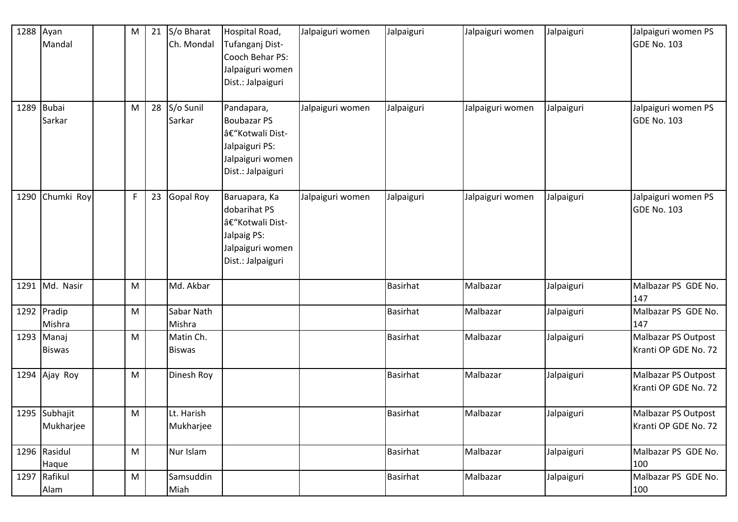| 1288 | Ayan Mandal | | M | 21 | S/o Bharat Ch. Mondal | Hospital Road, Tufanganj Dist- Cooch Behar PS: Jalpaiguri women Dist.: Jalpaiguri | Jalpaiguri women | Jalpaiguri | Jalpaiguri women | Jalpaiguri | Jalpaiguri women PS GDE No. 103 |
|---|---|---|---|---|---|---|---|---|---|---|---|
| 1289 | Bubai Sarkar | | M | 28 | S/o Sunil Sarkar | Pandapara, Boubazar PS â€"Kotwali Dist- Jalpaiguri PS: Jalpaiguri women Dist.: Jalpaiguri | Jalpaiguri women | Jalpaiguri | Jalpaiguri women | Jalpaiguri | Jalpaiguri women PS GDE No. 103 |
| 1290 | Chumki Roy | | F | 23 | Gopal Roy | Baruapara, Ka dobarihat PS â€"Kotwali Dist- Jalpaig PS: Jalpaiguri women Dist.: Jalpaiguri | Jalpaiguri women | Jalpaiguri | Jalpaiguri women | Jalpaiguri | Jalpaiguri women PS GDE No. 103 |
| 1291 | Md. Nasir | | M | | Md. Akbar | | | Basirhat | Malbazar | Jalpaiguri | Malbazar PS GDE No. 147 |
| 1292 | Pradip Mishra | | M | | Sabar Nath Mishra | | | Basirhat | Malbazar | Jalpaiguri | Malbazar PS GDE No. 147 |
| 1293 | Manaj Biswas | | M | | Matin Ch. Biswas | | | Basirhat | Malbazar | Jalpaiguri | Malbazar PS Outpost Kranti OP GDE No. 72 |
| 1294 | Ajay Roy | | M | | Dinesh Roy | | | Basirhat | Malbazar | Jalpaiguri | Malbazar PS Outpost Kranti OP GDE No. 72 |
| 1295 | Subhajit Mukharjee | | M | | Lt. Harish Mukharjee | | | Basirhat | Malbazar | Jalpaiguri | Malbazar PS Outpost Kranti OP GDE No. 72 |
| 1296 | Rasidul Haque | | M | | Nur Islam | | | Basirhat | Malbazar | Jalpaiguri | Malbazar PS GDE No. 100 |
| 1297 | Rafikul Alam | | M | | Samsuddin Miah | | | Basirhat | Malbazar | Jalpaiguri | Malbazar PS GDE No. 100 |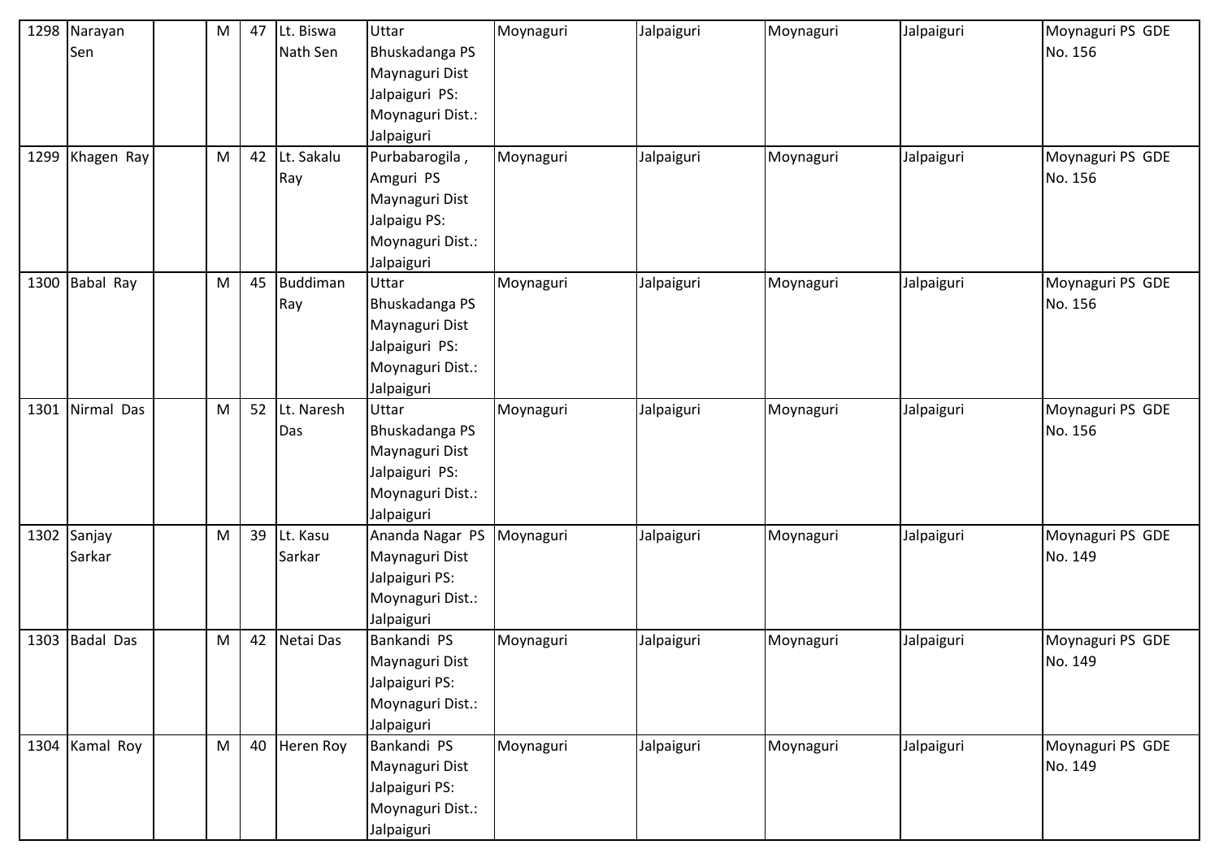| 1298 | Narayan Sen | | M | 47 | Lt. Biswa Nath Sen | Uttar Bhuskadanga PS Maynaguri Dist Jalpaiguri PS: Moynaguri Dist.: Jalpaiguri | Moynaguri | Jalpaiguri | Moynaguri | Jalpaiguri | Moynaguri PS GDE No. 156 |
|---|---|---|---|---|---|---|---|---|---|---|---|
| 1299 | Khagen Ray | | M | 42 | Lt. Sakalu Ray | Purbabarogila , Amguri PS Maynaguri Dist Jalpaigu PS: Moynaguri Dist.: Jalpaiguri | Moynaguri | Jalpaiguri | Moynaguri | Jalpaiguri | Moynaguri PS GDE No. 156 |
| 1300 | Babal Ray | | M | 45 | Buddiman Ray | Uttar Bhuskadanga PS Maynaguri Dist Jalpaiguri PS: Moynaguri Dist.: Jalpaiguri | Moynaguri | Jalpaiguri | Moynaguri | Jalpaiguri | Moynaguri PS GDE No. 156 |
| 1301 | Nirmal Das | | M | 52 | Lt. Naresh Das | Uttar Bhuskadanga PS Maynaguri Dist Jalpaiguri PS: Moynaguri Dist.: Jalpaiguri | Moynaguri | Jalpaiguri | Moynaguri | Jalpaiguri | Moynaguri PS GDE No. 156 |
| 1302 | Sanjay Sarkar | | M | 39 | Lt. Kasu Sarkar | Ananda Nagar PS Maynaguri Dist Jalpaiguri PS: Moynaguri Dist.: Jalpaiguri | Moynaguri | Jalpaiguri | Moynaguri | Jalpaiguri | Moynaguri PS GDE No. 149 |
| 1303 | Badal Das | | M | 42 | Netai Das | Bankandi PS Maynaguri Dist Jalpaiguri PS: Moynaguri Dist.: Jalpaiguri | Moynaguri | Jalpaiguri | Moynaguri | Jalpaiguri | Moynaguri PS GDE No. 149 |
| 1304 | Kamal Roy | | M | 40 | Heren Roy | Bankandi PS Maynaguri Dist Jalpaiguri PS: Moynaguri Dist.: Jalpaiguri | Moynaguri | Jalpaiguri | Moynaguri | Jalpaiguri | Moynaguri PS GDE No. 149 |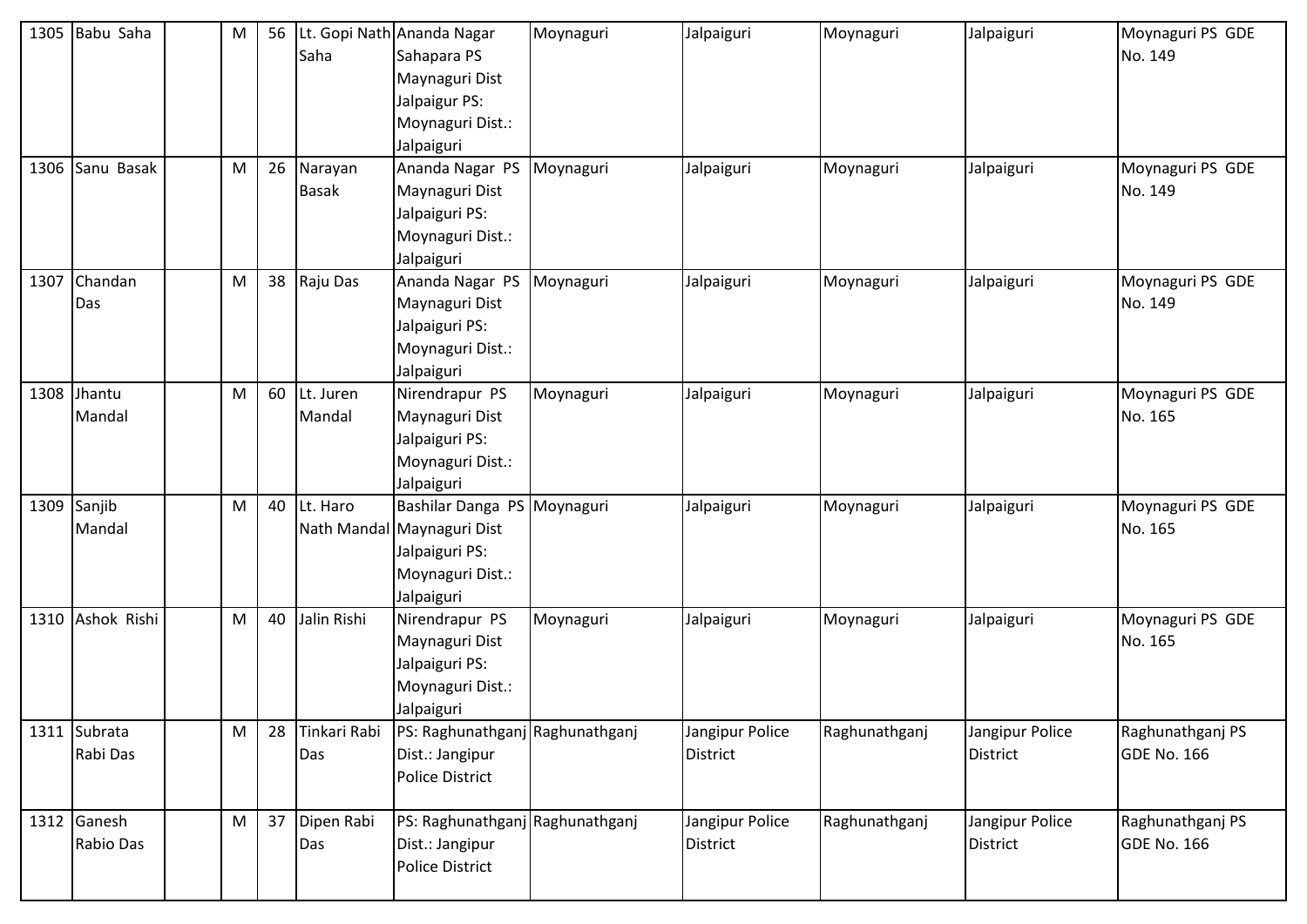| 1305 | Babu Saha | | M | 56 | Lt. Gopi Nath Saha | Ananda Nagar Sahapara PS Maynaguri Dist Jalpaigur PS: Moynaguri Dist.: Jalpaiguri | Moynaguri | Jalpaiguri | Moynaguri | Jalpaiguri | Moynaguri PS GDE No. 149 |
|---|---|---|---|---|---|---|---|---|---|---|---|
| 1306 | Sanu Basak | | M | 26 | Narayan Basak | Ananda Nagar PS Maynaguri Dist Jalpaiguri PS: Moynaguri Dist.: Jalpaiguri | Moynaguri | Jalpaiguri | Moynaguri | Jalpaiguri | Moynaguri PS GDE No. 149 |
| 1307 | Chandan Das | | M | 38 | Raju Das | Ananda Nagar PS Maynaguri Dist Jalpaiguri PS: Moynaguri Dist.: Jalpaiguri | Moynaguri | Jalpaiguri | Moynaguri | Jalpaiguri | Moynaguri PS GDE No. 149 |
| 1308 | Jhantu Mandal | | M | 60 | Lt. Juren Mandal | Nirendrapur PS Maynaguri Dist Jalpaiguri PS: Moynaguri Dist.: Jalpaiguri | Moynaguri | Jalpaiguri | Moynaguri | Jalpaiguri | Moynaguri PS GDE No. 165 |
| 1309 | Sanjib Mandal | | M | 40 | Lt. Haro Nath Mandal | Bashilar Danga PS Maynaguri Dist Jalpaiguri PS: Moynaguri Dist.: Jalpaiguri | Moynaguri | Jalpaiguri | Moynaguri | Jalpaiguri | Moynaguri PS GDE No. 165 |
| 1310 | Ashok Rishi | | M | 40 | Jalin Rishi | Nirendrapur PS Maynaguri Dist Jalpaiguri PS: Moynaguri Dist.: Jalpaiguri | Moynaguri | Jalpaiguri | Moynaguri | Jalpaiguri | Moynaguri PS GDE No. 165 |
| 1311 | Subrata Rabi Das | | M | 28 | Tinkari Rabi Das | PS: Raghunathganj Dist.: Jangipur Police District | Raghunathganj | Jangipur Police District | Raghunathganj | Jangipur Police District | Raghunathganj PS GDE No. 166 |
| 1312 | Ganesh Rabio Das | | M | 37 | Dipen Rabi Das | PS: Raghunathganj Dist.: Jangipur Police District | Raghunathganj | Jangipur Police District | Raghunathganj | Jangipur Police District | Raghunathganj PS GDE No. 166 |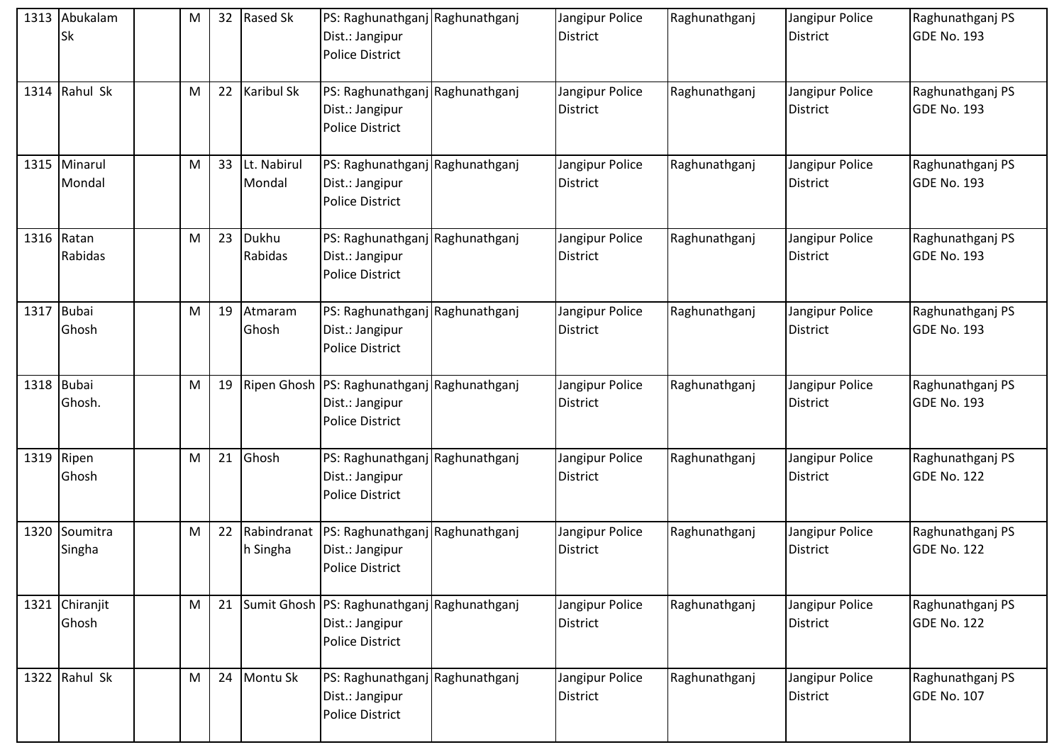| 1313 | Abukalam Sk | | M | 32 | Rased Sk | PS: Raghunathganj Dist.: Jangipur Police District | Raghunathganj | Jangipur Police District | Raghunathganj | Jangipur Police District | Raghunathganj PS GDE No. 193 |
|---|---|---|---|---|---|---|---|---|---|---|---|
| 1314 | Rahul Sk | | M | 22 | Karibul Sk | PS: Raghunathganj Dist.: Jangipur Police District | Raghunathganj | Jangipur Police District | Raghunathganj | Jangipur Police District | Raghunathganj PS GDE No. 193 |
| 1315 | Minarul Mondal | | M | 33 | Lt. Nabirul Mondal | PS: Raghunathganj Dist.: Jangipur Police District | Raghunathganj | Jangipur Police District | Raghunathganj | Jangipur Police District | Raghunathganj PS GDE No. 193 |
| 1316 | Ratan Rabidas | | M | 23 | Dukhu Rabidas | PS: Raghunathganj Dist.: Jangipur Police District | Raghunathganj | Jangipur Police District | Raghunathganj | Jangipur Police District | Raghunathganj PS GDE No. 193 |
| 1317 | Bubai Ghosh | | M | 19 | Atmaram Ghosh | PS: Raghunathganj Dist.: Jangipur Police District | Raghunathganj | Jangipur Police District | Raghunathganj | Jangipur Police District | Raghunathganj PS GDE No. 193 |
| 1318 | Bubai Ghosh. | | M | 19 | Ripen Ghosh | PS: Raghunathganj Dist.: Jangipur Police District | Raghunathganj | Jangipur Police District | Raghunathganj | Jangipur Police District | Raghunathganj PS GDE No. 193 |
| 1319 | Ripen Ghosh | | M | 21 | Ghosh | PS: Raghunathganj Dist.: Jangipur Police District | Raghunathganj | Jangipur Police District | Raghunathganj | Jangipur Police District | Raghunathganj PS GDE No. 122 |
| 1320 | Soumitra Singha | | M | 22 | Rabindranath Singha | PS: Raghunathganj Dist.: Jangipur Police District | Raghunathganj | Jangipur Police District | Raghunathganj | Jangipur Police District | Raghunathganj PS GDE No. 122 |
| 1321 | Chiranjit Ghosh | | M | 21 | Sumit Ghosh | PS: Raghunathganj Dist.: Jangipur Police District | Raghunathganj | Jangipur Police District | Raghunathganj | Jangipur Police District | Raghunathganj PS GDE No. 122 |
| 1322 | Rahul Sk | | M | 24 | Montu Sk | PS: Raghunathganj Dist.: Jangipur Police District | Raghunathganj | Jangipur Police District | Raghunathganj | Jangipur Police District | Raghunathganj PS GDE No. 107 |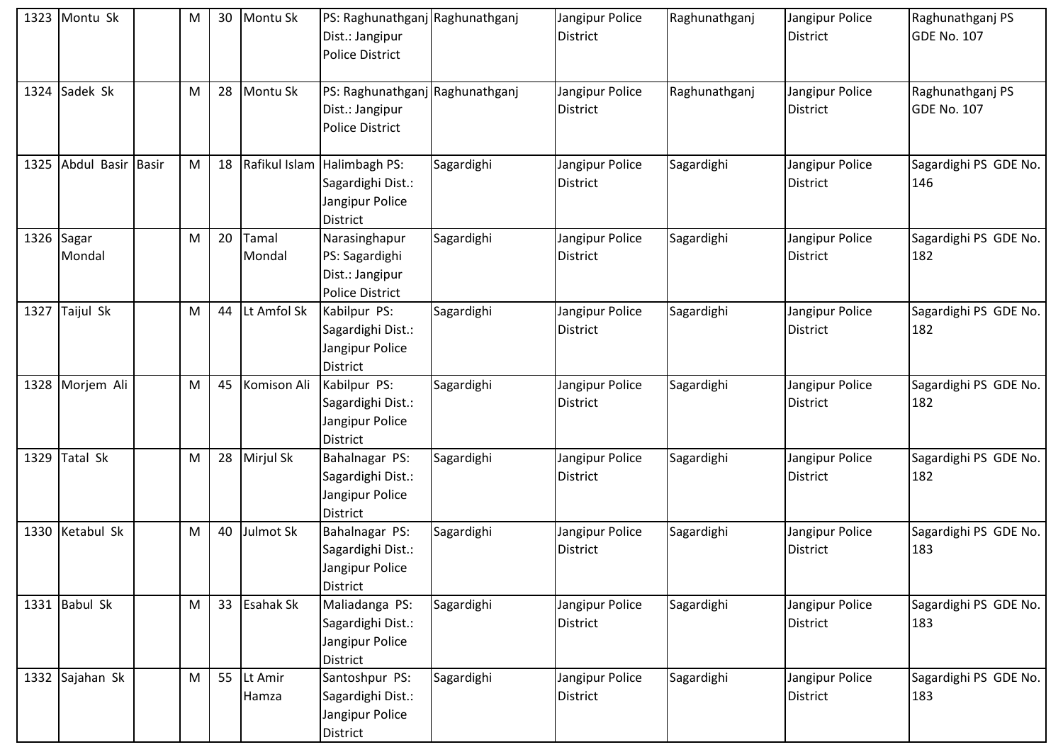| 1323 | Montu Sk | | M | 30 | Montu Sk | PS: Raghunathganj Dist.: Jangipur Police District | Raghunathganj | Jangipur Police District | Raghunathganj | Jangipur Police District | Raghunathganj PS GDE No. 107 |
|---|---|---|---|---|---|---|---|---|---|---|---|
| 1324 | Sadek Sk | | M | 28 | Montu Sk | PS: Raghunathganj Dist.: Jangipur Police District | Raghunathganj | Jangipur Police District | Raghunathganj | Jangipur Police District | Raghunathganj PS GDE No. 107 |
| 1325 | Abdul Basir | Basir | M | 18 | Rafikul Islam | Halimbagh PS: Sagardighi Dist.: Jangipur Police District | Sagardighi | Jangipur Police District | Sagardighi | Jangipur Police District | Sagardighi PS GDE No. 146 |
| 1326 | Sagar Mondal | | M | 20 | Tamal Mondal | Narasinghapur PS: Sagardighi Dist.: Jangipur Police District | Sagardighi | Jangipur Police District | Sagardighi | Jangipur Police District | Sagardighi PS GDE No. 182 |
| 1327 | Taijul Sk | | M | 44 | Lt Amfol Sk | Kabilpur PS: Sagardighi Dist.: Jangipur Police District | Sagardighi | Jangipur Police District | Sagardighi | Jangipur Police District | Sagardighi PS GDE No. 182 |
| 1328 | Morjem Ali | | M | 45 | Komison Ali | Kabilpur PS: Sagardighi Dist.: Jangipur Police District | Sagardighi | Jangipur Police District | Sagardighi | Jangipur Police District | Sagardighi PS GDE No. 182 |
| 1329 | Tatal Sk | | M | 28 | Mirjul Sk | Bahalnagar PS: Sagardighi Dist.: Jangipur Police District | Sagardighi | Jangipur Police District | Sagardighi | Jangipur Police District | Sagardighi PS GDE No. 182 |
| 1330 | Ketabul Sk | | M | 40 | Julmot Sk | Bahalnagar PS: Sagardighi Dist.: Jangipur Police District | Sagardighi | Jangipur Police District | Sagardighi | Jangipur Police District | Sagardighi PS GDE No. 183 |
| 1331 | Babul Sk | | M | 33 | Esahak Sk | Maliadanga PS: Sagardighi Dist.: Jangipur Police District | Sagardighi | Jangipur Police District | Sagardighi | Jangipur Police District | Sagardighi PS GDE No. 183 |
| 1332 | Sajahan Sk | | M | 55 | Lt Amir Hamza | Santoshpur PS: Sagardighi Dist.: Jangipur Police District | Sagardighi | Jangipur Police District | Sagardighi | Jangipur Police District | Sagardighi PS GDE No. 183 |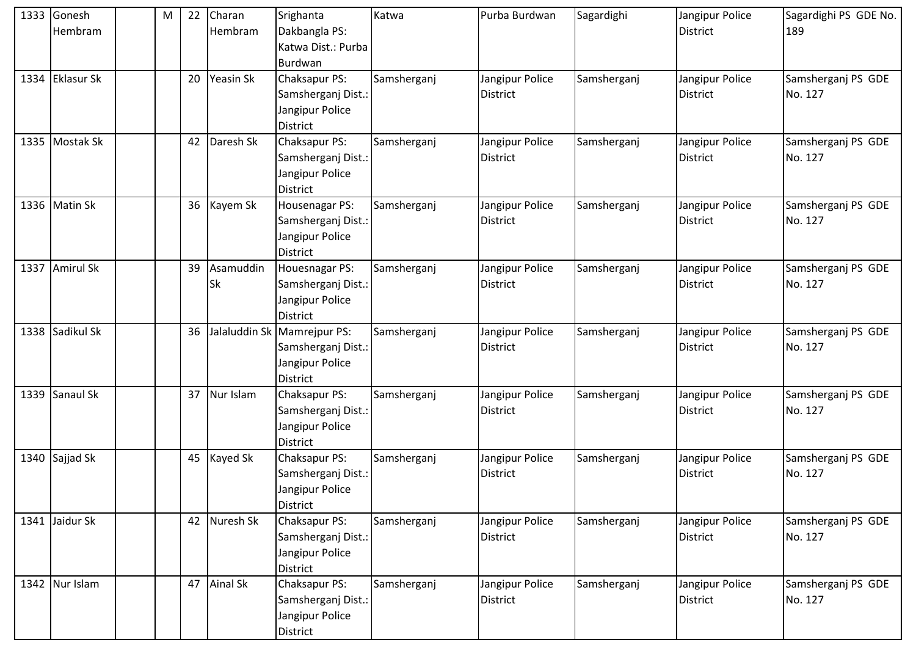| | | | | | | | | | | | |
|---|---|---|---|---|---|---|---|---|---|---|---|
| 1333 | Gonesh Hembram | | M | 22 | Charan Hembram | Srighanta Dakbangla PS: Katwa Dist.: Purba Burdwan | Katwa | Purba Burdwan | Sagardighi | Jangipur Police District | Sagardighi PS GDE No. 189 |
| 1334 | Eklasur Sk | | | 20 | Yeasin Sk | Chaksapur PS: Samsherganj Dist.: Jangipur Police District | Samsherganj | Jangipur Police District | Samsherganj | Jangipur Police District | Samsherganj PS GDE No. 127 |
| 1335 | Mostak Sk | | | 42 | Daresh Sk | Chaksapur PS: Samsherganj Dist.: Jangipur Police District | Samsherganj | Jangipur Police District | Samsherganj | Jangipur Police District | Samsherganj PS GDE No. 127 |
| 1336 | Matin Sk | | | 36 | Kayem Sk | Housenagar PS: Samsherganj Dist.: Jangipur Police District | Samsherganj | Jangipur Police District | Samsherganj | Jangipur Police District | Samsherganj PS GDE No. 127 |
| 1337 | Amirul Sk | | | 39 | Asamuddin Sk | Houesnagar PS: Samsherganj Dist.: Jangipur Police District | Samsherganj | Jangipur Police District | Samsherganj | Jangipur Police District | Samsherganj PS GDE No. 127 |
| 1338 | Sadikul Sk | | | 36 | Jalaluddin Sk | Mamrejpur PS: Samsherganj Dist.: Jangipur Police District | Samsherganj | Jangipur Police District | Samsherganj | Jangipur Police District | Samsherganj PS GDE No. 127 |
| 1339 | Sanaul Sk | | | 37 | Nur Islam | Chaksapur PS: Samsherganj Dist.: Jangipur Police District | Samsherganj | Jangipur Police District | Samsherganj | Jangipur Police District | Samsherganj PS GDE No. 127 |
| 1340 | Sajjad Sk | | | 45 | Kayed Sk | Chaksapur PS: Samsherganj Dist.: Jangipur Police District | Samsherganj | Jangipur Police District | Samsherganj | Jangipur Police District | Samsherganj PS GDE No. 127 |
| 1341 | Jaidur Sk | | | 42 | Nuresh Sk | Chaksapur PS: Samsherganj Dist.: Jangipur Police District | Samsherganj | Jangipur Police District | Samsherganj | Jangipur Police District | Samsherganj PS GDE No. 127 |
| 1342 | Nur Islam | | | 47 | Ainal Sk | Chaksapur PS: Samsherganj Dist.: Jangipur Police District | Samsherganj | Jangipur Police District | Samsherganj | Jangipur Police District | Samsherganj PS GDE No. 127 |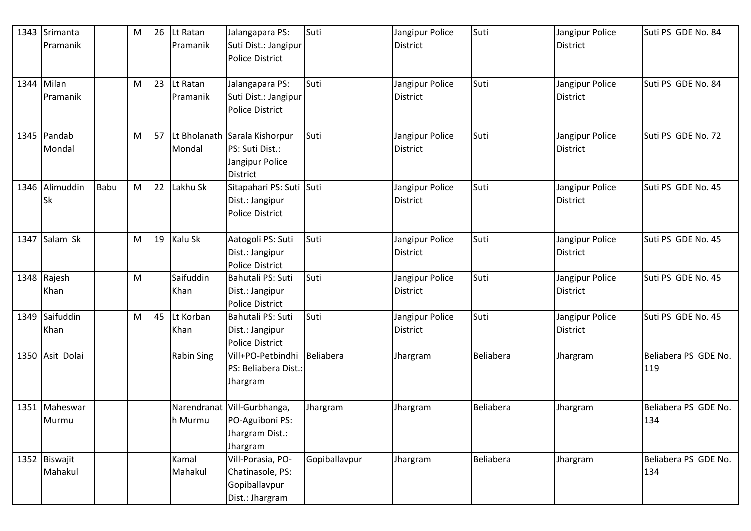| 1343 | Srimanta Pramanik | | M | 26 | Lt Ratan Pramanik | Jalangapara PS: Suti Dist.: Jangipur Police District | Suti | Jangipur Police District | Suti | Jangipur Police District | Suti PS GDE No. 84 |
|---|---|---|---|---|---|---|---|---|---|---|---|
| 1344 | Milan Pramanik | | M | 23 | Lt Ratan Pramanik | Jalangapara PS: Suti Dist.: Jangipur Police District | Suti | Jangipur Police District | Suti | Jangipur Police District | Suti PS GDE No. 84 |
| 1345 | Pandab Mondal | | M | 57 | Lt Bholanath Mondal | Sarala Kishorpur PS: Suti Dist.: Jangipur Police District | Suti | Jangipur Police District | Suti | Jangipur Police District | Suti PS GDE No. 72 |
| 1346 | Alimuddin Sk | Babu | M | 22 | Lakhu Sk | Sitapahari PS: Suti Dist.: Jangipur Police District | Suti | Jangipur Police District | Suti | Jangipur Police District | Suti PS GDE No. 45 |
| 1347 | Salam Sk | | M | 19 | Kalu Sk | Aatogoli PS: Suti Dist.: Jangipur Police District | Suti | Jangipur Police District | Suti | Jangipur Police District | Suti PS GDE No. 45 |
| 1348 | Rajesh Khan | | M | | Saifuddin Khan | Bahutali PS: Suti Dist.: Jangipur Police District | Suti | Jangipur Police District | Suti | Jangipur Police District | Suti PS GDE No. 45 |
| 1349 | Saifuddin Khan | | M | 45 | Lt Korban Khan | Bahutali PS: Suti Dist.: Jangipur Police District | Suti | Jangipur Police District | Suti | Jangipur Police District | Suti PS GDE No. 45 |
| 1350 | Asit Dolai | | | | Rabin Sing | Vill+PO-Petbindhi PS: Beliabera Dist.: Jhargram | Beliabera | Jhargram | Beliabera | Jhargram | Beliabera PS GDE No. 119 |
| 1351 | Maheswar Murmu | | | | Narendranath Murmu | Vill-Gurbhanga, PO-Aguiboni PS: Jhargram Dist.: Jhargram | Jhargram | Jhargram | Beliabera | Jhargram | Beliabera PS GDE No. 134 |
| 1352 | Biswajit Mahakul | | | | Kamal Mahakul | Vill-Porasia, PO-Chatinasole, PS: Gopiballavpur Dist.: Jhargram | Gopiballavpur | Jhargram | Beliabera | Jhargram | Beliabera PS GDE No. 134 |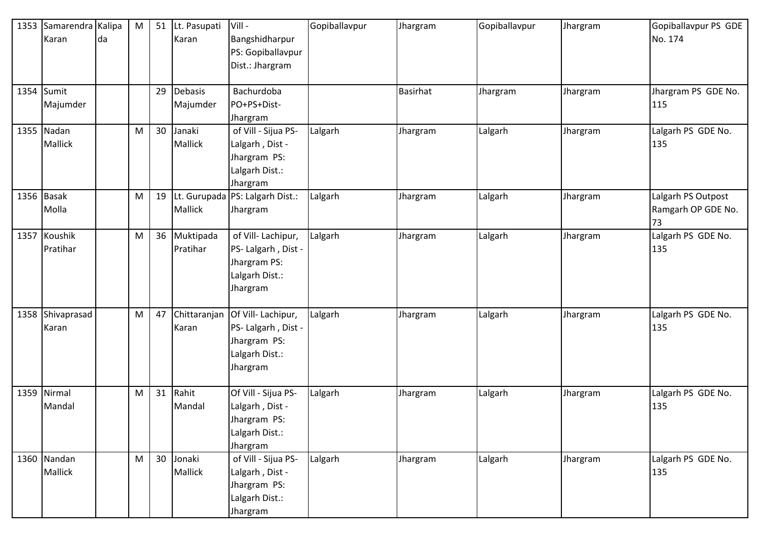| 1353 | Samarendra Karan | Kalipada | M | 51 | Lt. Pasupati Karan | Vill - Bangshidharpur PS: Gopiballavpur Dist.: Jhargram | Gopiballavpur | Jhargram | Gopiballavpur | Jhargram | Gopiballavpur PS GDE No. 174 |
|---|---|---|---|---|---|---|---|---|---|---|---|
| 1354 | Sumit Majumder | | | 29 | Debasis Majumder | Bachurdoba PO+PS+Dist- Jhargram | | Basirhat | Jhargram | Jhargram | Jhargram PS GDE No. 115 |
| 1355 | Nadan Mallick | | M | 30 | Janaki Mallick | of Vill - Sijua PS- Lalgarh , Dist - Jhargram PS: Lalgarh Dist.: Jhargram | Lalgarh | Jhargram | Lalgarh | Jhargram | Lalgarh PS GDE No. 135 |
| 1356 | Basak Molla | | M | 19 | Lt. Gurupada Mallick | PS: Lalgarh Dist.: Jhargram | Lalgarh | Jhargram | Lalgarh | Jhargram | Lalgarh PS Outpost Ramgarh OP GDE No. 73 |
| 1357 | Koushik Pratihar | | M | 36 | Muktipada Pratihar | of Vill- Lachipur, PS- Lalgarh , Dist - Jhargram PS: Lalgarh Dist.: Jhargram | Lalgarh | Jhargram | Lalgarh | Jhargram | Lalgarh PS GDE No. 135 |
| 1358 | Shivaprasad Karan | | M | 47 | Chittaranjan Karan | Of Vill- Lachipur, PS- Lalgarh , Dist - Jhargram PS: Lalgarh Dist.: Jhargram | Lalgarh | Jhargram | Lalgarh | Jhargram | Lalgarh PS GDE No. 135 |
| 1359 | Nirmal Mandal | | M | 31 | Rahit Mandal | Of Vill - Sijua PS- Lalgarh , Dist - Jhargram PS: Lalgarh Dist.: Jhargram | Lalgarh | Jhargram | Lalgarh | Jhargram | Lalgarh PS GDE No. 135 |
| 1360 | Nandan Mallick | | M | 30 | Jonaki Mallick | of Vill - Sijua PS- Lalgarh , Dist - Jhargram PS: Lalgarh Dist.: Jhargram | Lalgarh | Jhargram | Lalgarh | Jhargram | Lalgarh PS GDE No. 135 |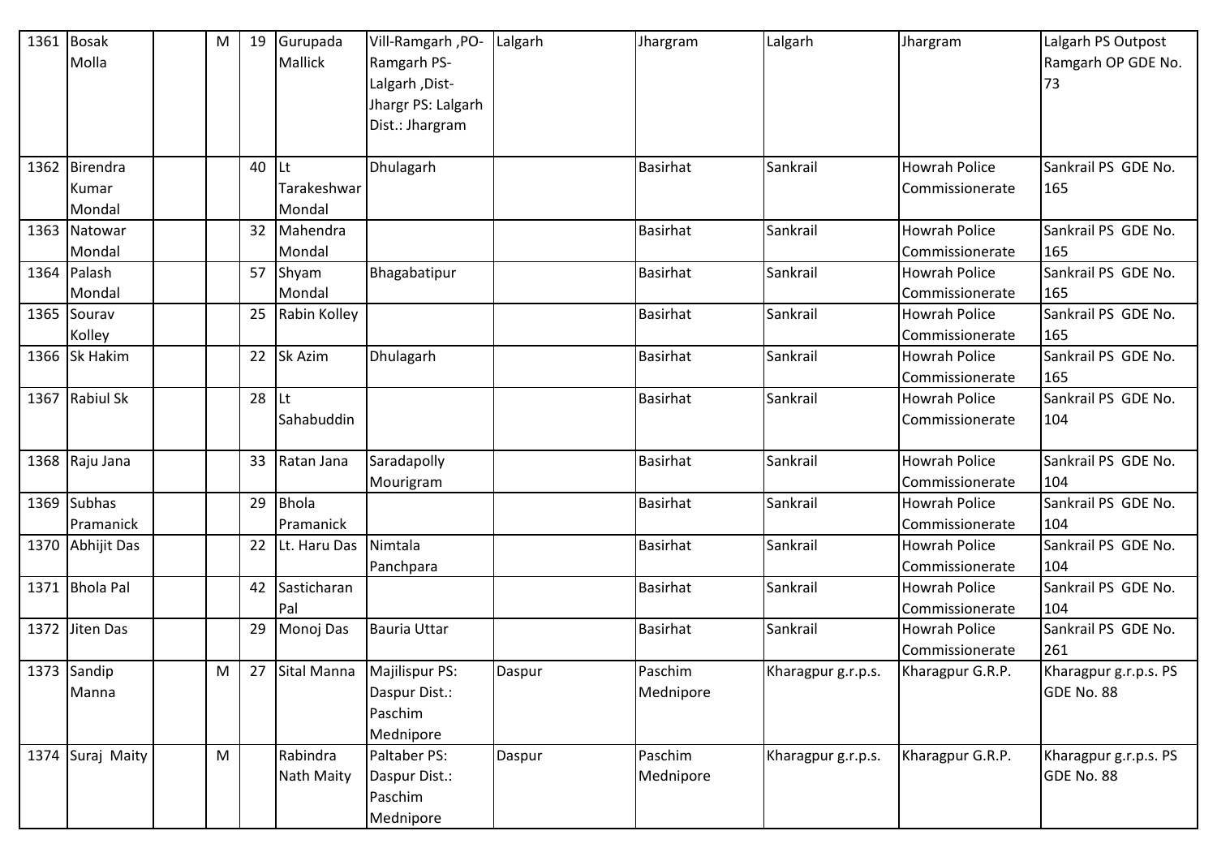| 1361 | Bosak Molla | | M | 19 | Gurupada Mallick | Vill-Ramgarh ,PO-Ramgarh PS-Lalgarh ,Dist-Jhargr PS: Lalgarh Dist.: Jhargram | Lalgarh | Jhargram | Lalgarh | Jhargram | Lalgarh PS Outpost Ramgarh OP GDE No. 73 |
|---|---|---|---|---|---|---|---|---|---|---|---|
| 1362 | Birendra Kumar Mondal | | | 40 | Lt Tarakeshwar Mondal | Dhulagarh | | Basirhat | Sankrail | Howrah Police Commissionerate | Sankrail PS GDE No. 165 |
| 1363 | Natowar Mondal | | | 32 | Mahendra Mondal | | | Basirhat | Sankrail | Howrah Police Commissionerate | Sankrail PS GDE No. 165 |
| 1364 | Palash Mondal | | | 57 | Shyam Mondal | Bhagabatipur | | Basirhat | Sankrail | Howrah Police Commissionerate | Sankrail PS GDE No. 165 |
| 1365 | Sourav Kolley | | | 25 | Rabin Kolley | | | Basirhat | Sankrail | Howrah Police Commissionerate | Sankrail PS GDE No. 165 |
| 1366 | Sk Hakim | | | 22 | Sk Azim | Dhulagarh | | Basirhat | Sankrail | Howrah Police Commissionerate | Sankrail PS GDE No. 165 |
| 1367 | Rabiul Sk | | | 28 | Lt Sahabuddin | | | Basirhat | Sankrail | Howrah Police Commissionerate | Sankrail PS GDE No. 104 |
| 1368 | Raju Jana | | | 33 | Ratan Jana | Saradapolly Mourigram | | Basirhat | Sankrail | Howrah Police Commissionerate | Sankrail PS GDE No. 104 |
| 1369 | Subhas Pramanick | | | 29 | Bhola Pramanick | | | Basirhat | Sankrail | Howrah Police Commissionerate | Sankrail PS GDE No. 104 |
| 1370 | Abhijit Das | | | 22 | Lt. Haru Das | Nimtala Panchpara | | Basirhat | Sankrail | Howrah Police Commissionerate | Sankrail PS GDE No. 104 |
| 1371 | Bhola Pal | | | 42 | Sasticharan Pal | | | Basirhat | Sankrail | Howrah Police Commissionerate | Sankrail PS GDE No. 104 |
| 1372 | Jiten Das | | | 29 | Monoj Das | Bauria Uttar | | Basirhat | Sankrail | Howrah Police Commissionerate | Sankrail PS GDE No. 261 |
| 1373 | Sandip Manna | | M | 27 | Sital Manna | Majilispur PS: Daspur Dist.: Paschim Mednipore | Daspur | Paschim Mednipore | Kharagpur g.r.p.s. | Kharagpur G.R.P. | Kharagpur g.r.p.s. PS GDE No. 88 |
| 1374 | Suraj Maity | | M | | Rabindra Nath Maity | Paltaber PS: Daspur Dist.: Paschim Mednipore | Daspur | Paschim Mednipore | Kharagpur g.r.p.s. | Kharagpur G.R.P. | Kharagpur g.r.p.s. PS GDE No. 88 |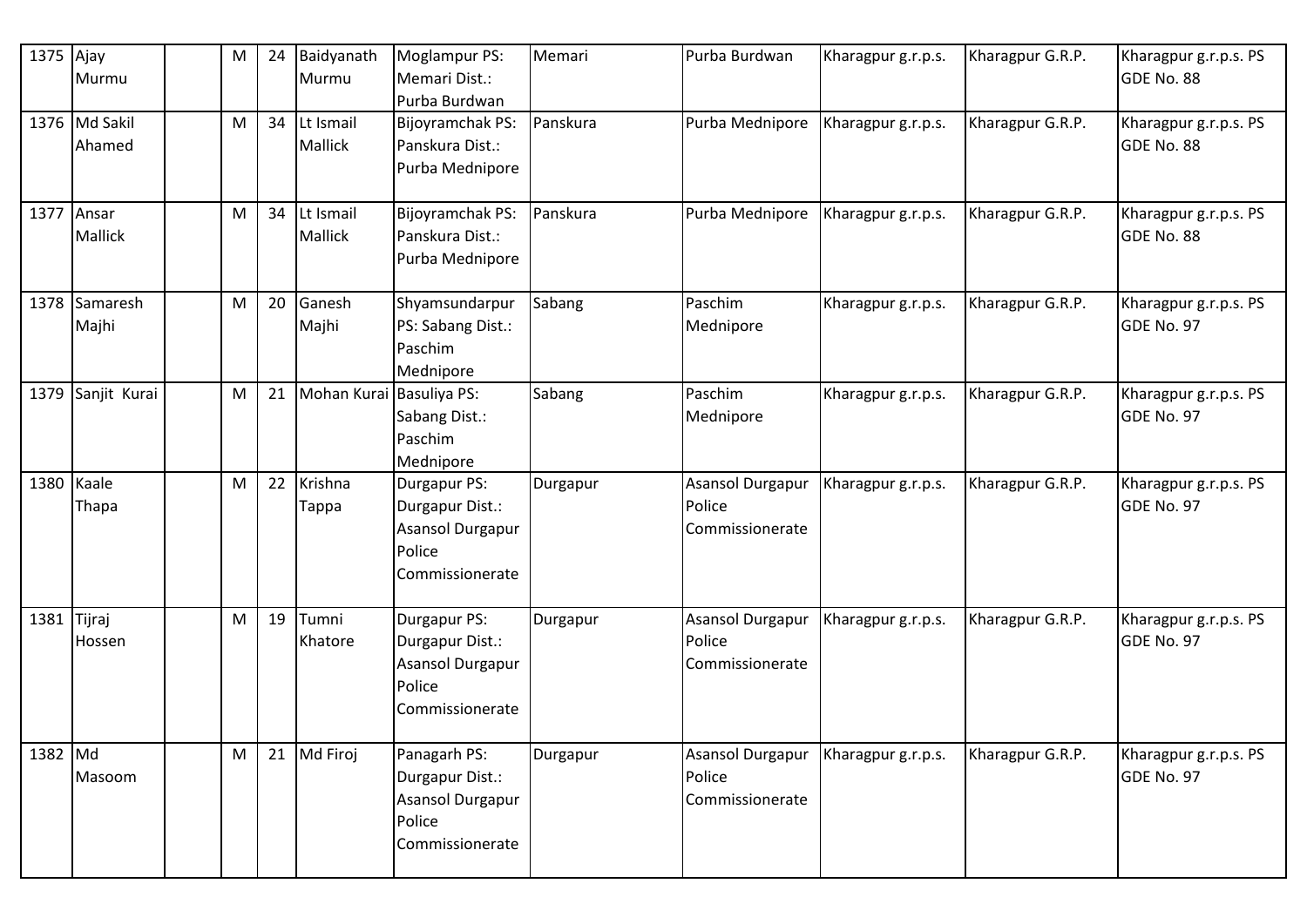| 1375 | Ajay Murmu | | M | 24 | Baidyanath Murmu | Moglampur PS: Memari Dist.: Purba Burdwan | Memari | Purba Burdwan | Kharagpur g.r.p.s. | Kharagpur G.R.P. | Kharagpur g.r.p.s. PS GDE No. 88 |
|---|---|---|---|---|---|---|---|---|---|---|---|
| 1376 | Md Sakil Ahamed | | M | 34 | Lt Ismail Mallick | Bijoyramchak PS: Panskura Dist.: Purba Mednipore | Panskura | Purba Mednipore | Kharagpur g.r.p.s. | Kharagpur G.R.P. | Kharagpur g.r.p.s. PS GDE No. 88 |
| 1377 | Ansar Mallick | | M | 34 | Lt Ismail Mallick | Bijoyramchak PS: Panskura Dist.: Purba Mednipore | Panskura | Purba Mednipore | Kharagpur g.r.p.s. | Kharagpur G.R.P. | Kharagpur g.r.p.s. PS GDE No. 88 |
| 1378 | Samaresh Majhi | | M | 20 | Ganesh Majhi | Shyamsundarpur PS: Sabang Dist.: Paschim Mednipore | Sabang | Paschim Mednipore | Kharagpur g.r.p.s. | Kharagpur G.R.P. | Kharagpur g.r.p.s. PS GDE No. 97 |
| 1379 | Sanjit Kurai | | M | 21 | Mohan Kurai | Basuliya PS: Sabang Dist.: Paschim Mednipore | Sabang | Paschim Mednipore | Kharagpur g.r.p.s. | Kharagpur G.R.P. | Kharagpur g.r.p.s. PS GDE No. 97 |
| 1380 | Kaale Thapa | | M | 22 | Krishna Tappa | Durgapur PS: Durgapur Dist.: Asansol Durgapur Police Commissionerate | Durgapur | Asansol Durgapur Police Commissionerate | Kharagpur g.r.p.s. | Kharagpur G.R.P. | Kharagpur g.r.p.s. PS GDE No. 97 |
| 1381 | Tijraj Hossen | | M | 19 | Tumni Khatore | Durgapur PS: Durgapur Dist.: Asansol Durgapur Police Commissionerate | Durgapur | Asansol Durgapur Police Commissionerate | Kharagpur g.r.p.s. | Kharagpur G.R.P. | Kharagpur g.r.p.s. PS GDE No. 97 |
| 1382 | Md Masoom | | M | 21 | Md Firoj | Panagarh PS: Durgapur Dist.: Asansol Durgapur Police Commissionerate | Durgapur | Asansol Durgapur Police Commissionerate | Kharagpur g.r.p.s. | Kharagpur G.R.P. | Kharagpur g.r.p.s. PS GDE No. 97 |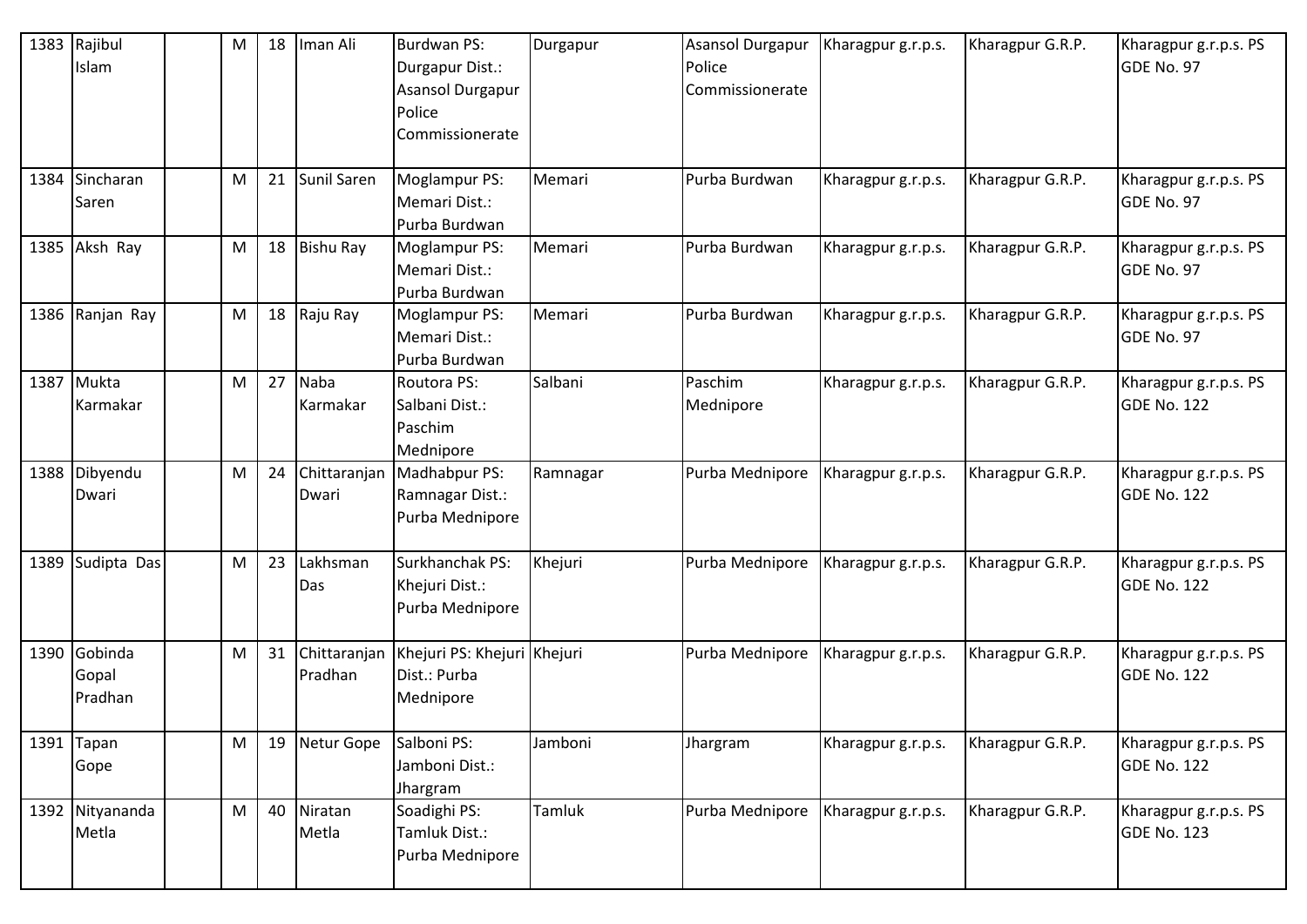| 1383 | Rajibul Islam | | M | 18 | Iman Ali | Burdwan PS: Durgapur Dist.: Asansol Durgapur Police Commissionerate | Durgapur | Asansol Durgapur Police Commissionerate | Kharagpur g.r.p.s. | Kharagpur G.R.P. | Kharagpur g.r.p.s. PS GDE No. 97 |
|---|---|---|---|---|---|---|---|---|---|---|---|
| 1384 | Sincharan Saren | | M | 21 | Sunil Saren | Moglampur PS: Memari Dist.: Purba Burdwan | Memari | Purba Burdwan | Kharagpur g.r.p.s. | Kharagpur G.R.P. | Kharagpur g.r.p.s. PS GDE No. 97 |
| 1385 | Aksh Ray | | M | 18 | Bishu Ray | Moglampur PS: Memari Dist.: Purba Burdwan | Memari | Purba Burdwan | Kharagpur g.r.p.s. | Kharagpur G.R.P. | Kharagpur g.r.p.s. PS GDE No. 97 |
| 1386 | Ranjan Ray | | M | 18 | Raju Ray | Moglampur PS: Memari Dist.: Purba Burdwan | Memari | Purba Burdwan | Kharagpur g.r.p.s. | Kharagpur G.R.P. | Kharagpur g.r.p.s. PS GDE No. 97 |
| 1387 | Mukta Karmakar | | M | 27 | Naba Karmakar | Routora PS: Salbani Dist.: Paschim Mednipore | Salbani | Paschim Mednipore | Kharagpur g.r.p.s. | Kharagpur G.R.P. | Kharagpur g.r.p.s. PS GDE No. 122 |
| 1388 | Dibyendu Dwari | | M | 24 | Chittaranjan Dwari | Madhabpur PS: Ramnagar Dist.: Purba Mednipore | Ramnagar | Purba Mednipore | Kharagpur g.r.p.s. | Kharagpur G.R.P. | Kharagpur g.r.p.s. PS GDE No. 122 |
| 1389 | Sudipta Das | | M | 23 | Lakhsman Das | Surkhanchak PS: Khejuri Dist.: Purba Mednipore | Khejuri | Purba Mednipore | Kharagpur g.r.p.s. | Kharagpur G.R.P. | Kharagpur g.r.p.s. PS GDE No. 122 |
| 1390 | Gobinda Gopal Pradhan | | M | 31 | Chittaranjan Pradhan | Khejuri PS: Khejuri Dist.: Purba Mednipore | Khejuri | Purba Mednipore | Kharagpur g.r.p.s. | Kharagpur G.R.P. | Kharagpur g.r.p.s. PS GDE No. 122 |
| 1391 | Tapan Gope | | M | 19 | Netur Gope | Salboni PS: Jamboni Dist.: Jhargram | Jamboni | Jhargram | Kharagpur g.r.p.s. | Kharagpur G.R.P. | Kharagpur g.r.p.s. PS GDE No. 122 |
| 1392 | Nityananda Metla | | M | 40 | Niratan Metla | Soadighi PS: Tamluk Dist.: Purba Mednipore | Tamluk | Purba Mednipore | Kharagpur g.r.p.s. | Kharagpur G.R.P. | Kharagpur g.r.p.s. PS GDE No. 123 |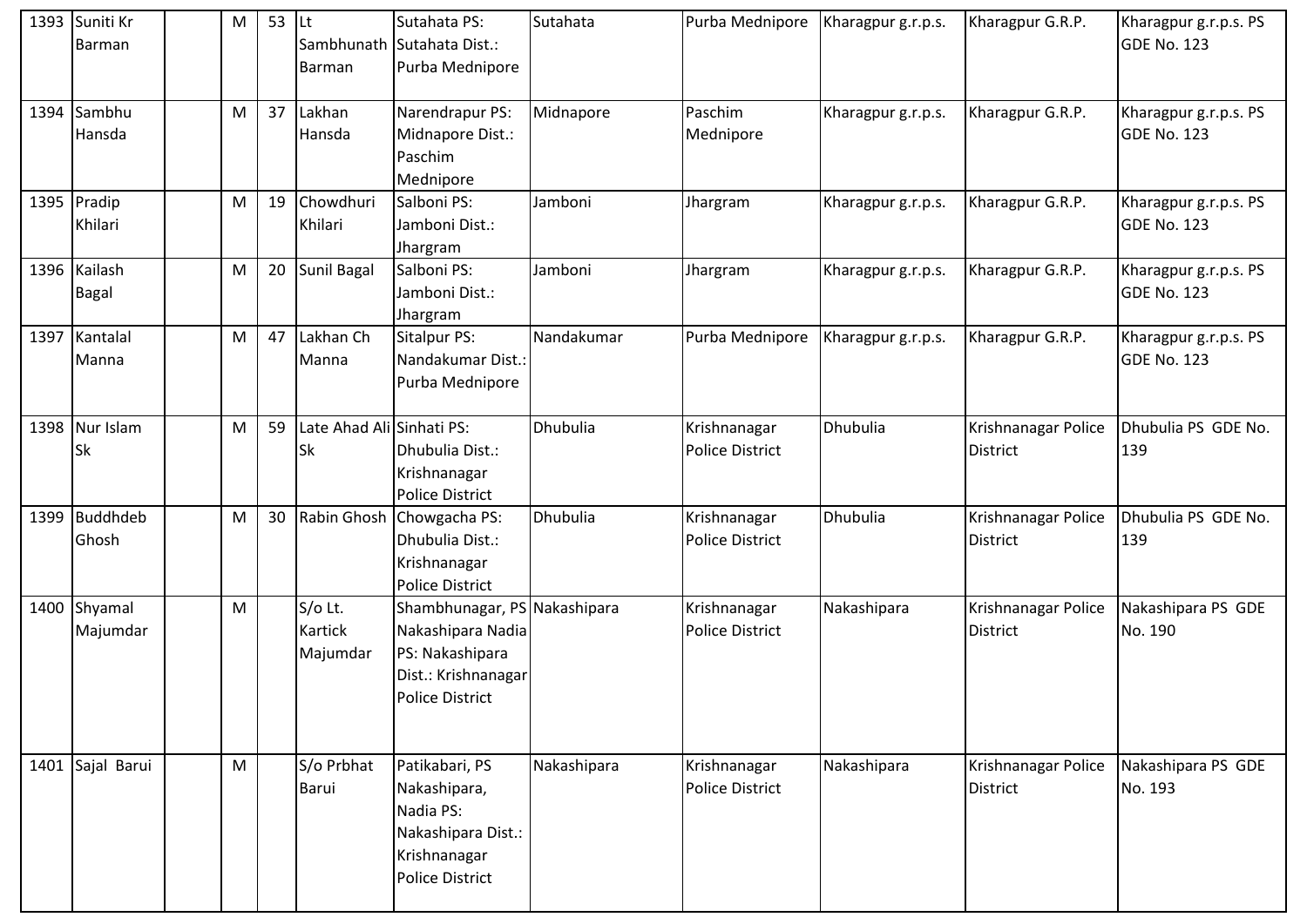| 1393 | Suniti Kr Barman | | M | 53 | Lt Sambhunath Barman | Sutahata PS: Sutahata Dist.: Purba Mednipore | Sutahata | Purba Mednipore | Kharagpur g.r.p.s. | Kharagpur G.R.P. | Kharagpur g.r.p.s. PS GDE No. 123 |
|---|---|---|---|---|---|---|---|---|---|---|---|
| 1394 | Sambhu Hansda | | M | 37 | Lakhan Hansda | Narendrapur PS: Midnapore Dist.: Paschim Mednipore | Midnapore | Paschim Mednipore | Kharagpur g.r.p.s. | Kharagpur G.R.P. | Kharagpur g.r.p.s. PS GDE No. 123 |
| 1395 | Pradip Khilari | | M | 19 | Chowdhuri Khilari | Salboni PS: Jamboni Dist.: Jhargram | Jamboni | Jhargram | Kharagpur g.r.p.s. | Kharagpur G.R.P. | Kharagpur g.r.p.s. PS GDE No. 123 |
| 1396 | Kailash Bagal | | M | 20 | Sunil Bagal | Salboni PS: Jamboni Dist.: Jhargram | Jamboni | Jhargram | Kharagpur g.r.p.s. | Kharagpur G.R.P. | Kharagpur g.r.p.s. PS GDE No. 123 |
| 1397 | Kantalal Manna | | M | 47 | Lakhan Ch Manna | Sitalpur PS: Nandakumar Dist.: Purba Mednipore | Nandakumar | Purba Mednipore | Kharagpur g.r.p.s. | Kharagpur G.R.P. | Kharagpur g.r.p.s. PS GDE No. 123 |
| 1398 | Nur Islam Sk | | M | 59 | Late Ahad Ali Sk | Sinhati PS: Dhubulia Dist.: Krishnanagar Police District | Dhubulia | Krishnanagar Police District | Dhubulia | Krishnanagar Police District | Dhubulia PS GDE No. 139 |
| 1399 | Buddhdeb Ghosh | | M | 30 | Rabin Ghosh | Chowgacha PS: Dhubulia Dist.: Krishnanagar Police District | Dhubulia | Krishnanagar Police District | Dhubulia | Krishnanagar Police District | Dhubulia PS GDE No. 139 |
| 1400 | Shyamal Majumdar | | M | | S/o Lt. Kartick Majumdar | Shambhunagar, PS Nakashipara Nadia PS: Nakashipara Dist.: Krishnanagar Police District | Nakashipara | Krishnanagar Police District | Nakashipara | Krishnanagar Police District | Nakashipara PS GDE No. 190 |
| 1401 | Sajal Barui | | M | | S/o Prbhat Barui | Patikabari, PS Nakashipara, Nadia PS: Nakashipara Dist.: Krishnanagar Police District | Nakashipara | Krishnanagar Police District | Nakashipara | Krishnanagar Police District | Nakashipara PS GDE No. 193 |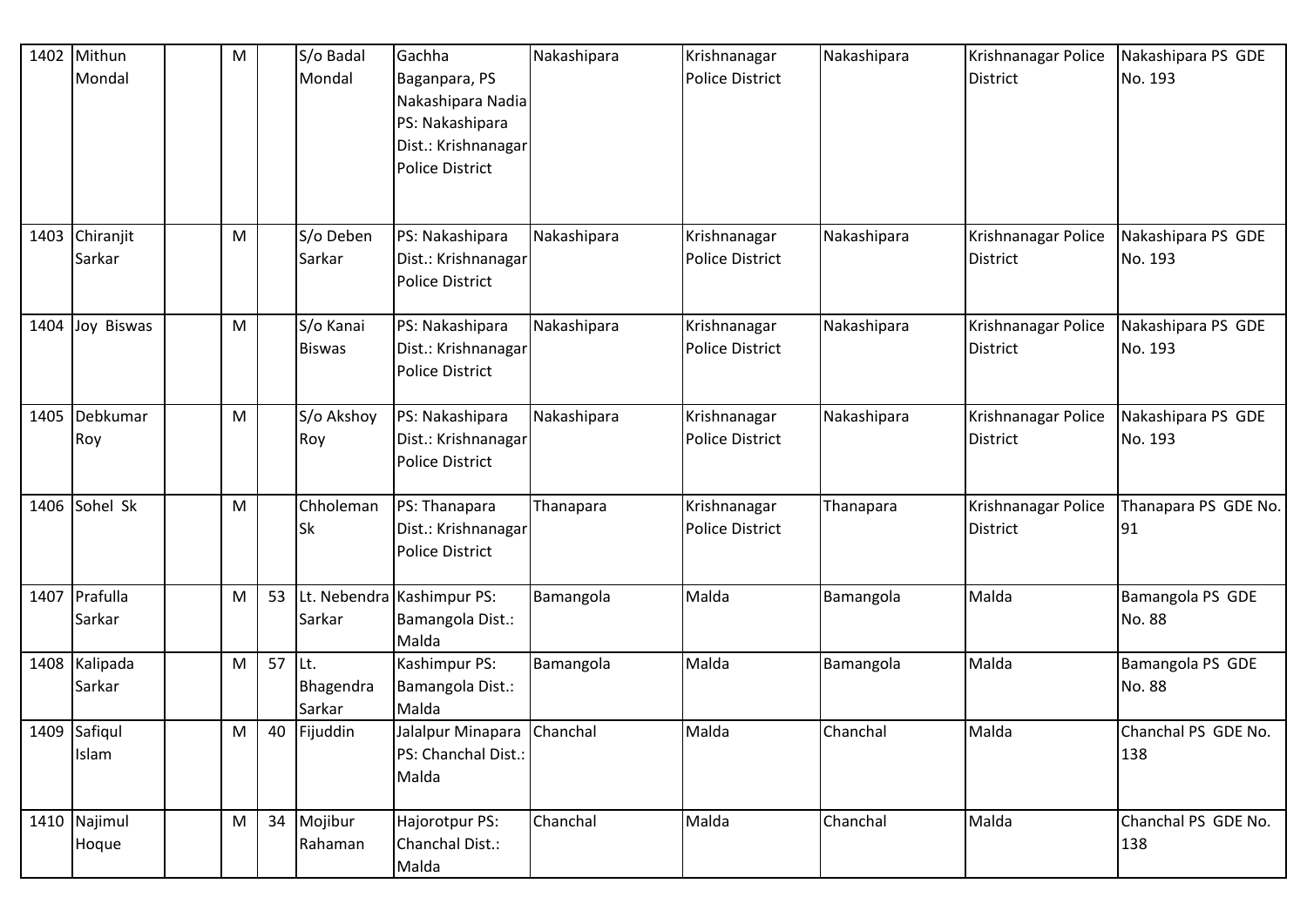| 1402 | Mithun Mondal | | M | | S/o Badal Mondal | Gachha Baganpara, PS Nakashipara Nadia PS: Nakashipara Dist.: Krishnanagar Police District | Nakashipara | Krishnanagar Police District | Nakashipara | Krishnanagar Police District | Nakashipara PS GDE No. 193 |
|---|---|---|---|---|---|---|---|---|---|---|---|
| 1403 | Chiranjit Sarkar | | M | | S/o Deben Sarkar | PS: Nakashipara Dist.: Krishnanagar Police District | Nakashipara | Krishnanagar Police District | Nakashipara | Krishnanagar Police District | Nakashipara PS GDE No. 193 |
| 1404 | Joy Biswas | | M | | S/o Kanai Biswas | PS: Nakashipara Dist.: Krishnanagar Police District | Nakashipara | Krishnanagar Police District | Nakashipara | Krishnanagar Police District | Nakashipara PS GDE No. 193 |
| 1405 | Debkumar Roy | | M | | S/o Akshoy Roy | PS: Nakashipara Dist.: Krishnanagar Police District | Nakashipara | Krishnanagar Police District | Nakashipara | Krishnanagar Police District | Nakashipara PS GDE No. 193 |
| 1406 | Sohel Sk | | M | | Chholeman Sk | PS: Thanapara Dist.: Krishnanagar Police District | Thanapara | Krishnanagar Police District | Thanapara | Krishnanagar Police District | Thanapara PS GDE No. 91 |
| 1407 | Prafulla Sarkar | | M | 53 | Lt. Nebendra Sarkar | Kashimpur PS: Bamangola Dist.: Malda | Bamangola | Malda | Bamangola | Malda | Bamangola PS GDE No. 88 |
| 1408 | Kalipada Sarkar | | M | 57 | Lt. Bhagendra Sarkar | Kashimpur PS: Bamangola Dist.: Malda | Bamangola | Malda | Bamangola | Malda | Bamangola PS GDE No. 88 |
| 1409 | Safiqul Islam | | M | 40 | Fijuddin | Jalalpur Minapara PS: Chanchal Dist.: Malda | Chanchal | Malda | Chanchal | Malda | Chanchal PS GDE No. 138 |
| 1410 | Najimul Hoque | | M | 34 | Mojibur Rahaman | Hajorotpur PS: Chanchal Dist.: Malda | Chanchal | Malda | Chanchal | Malda | Chanchal PS GDE No. 138 |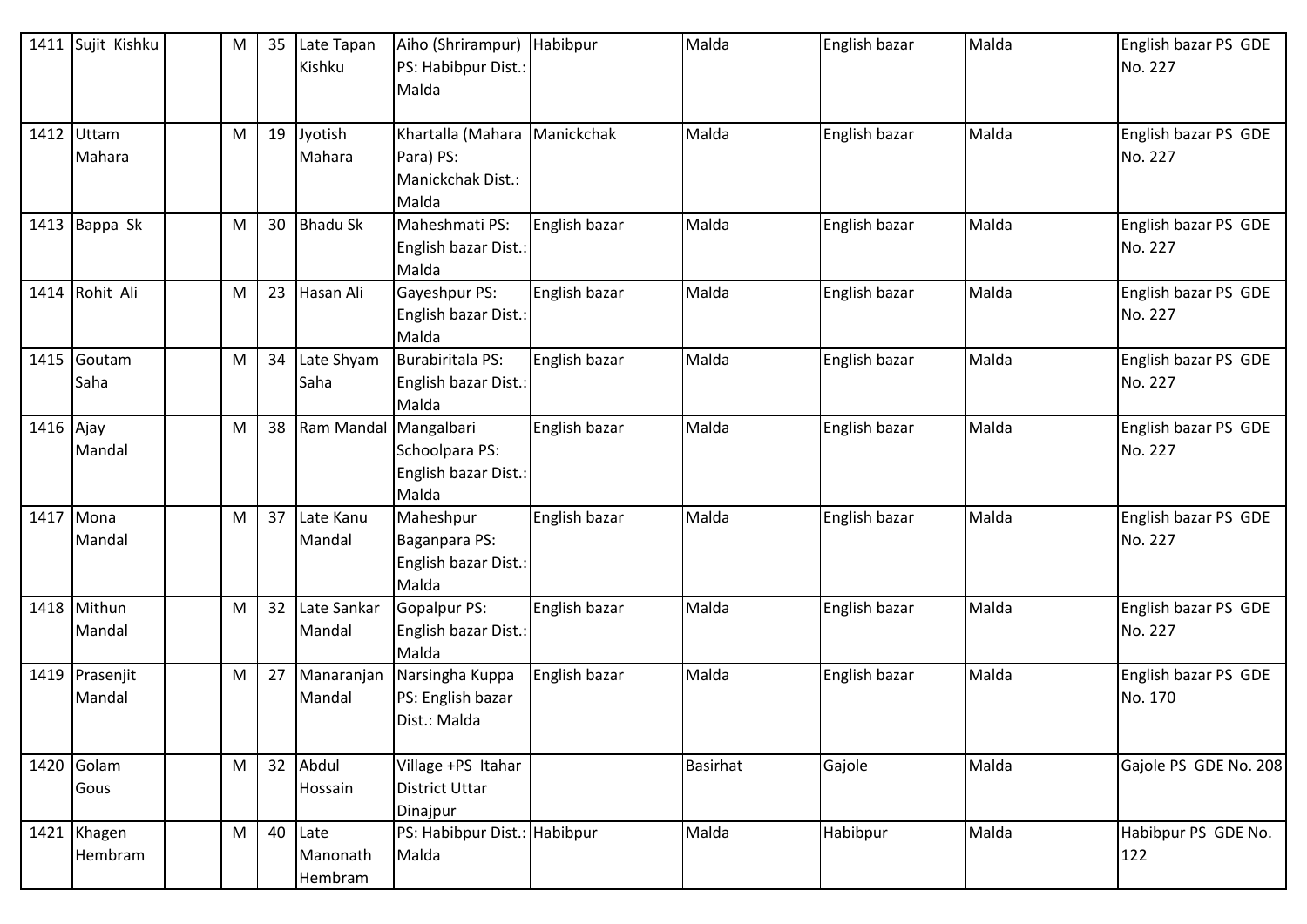| 1411 | Sujit Kishku | | M | 35 | Late Tapan Kishku | Aiho (Shrirampur) PS: Habibpur Dist.: Malda | Habibpur | Malda | English bazar | Malda | English bazar PS GDE No. 227 |
|---|---|---|---|---|---|---|---|---|---|---|---|
| 1412 | Uttam Mahara | | M | 19 | Jyotish Mahara | Khartalla (Mahara Para) PS: Manickchak Dist.: Malda | Manickchak | Malda | English bazar | Malda | English bazar PS GDE No. 227 |
| 1413 | Bappa Sk | | M | 30 | Bhadu Sk | Maheshmati PS: English bazar Dist.: Malda | English bazar | Malda | English bazar | Malda | English bazar PS GDE No. 227 |
| 1414 | Rohit Ali | | M | 23 | Hasan Ali | Gayeshpur PS: English bazar Dist.: Malda | English bazar | Malda | English bazar | Malda | English bazar PS GDE No. 227 |
| 1415 | Goutam Saha | | M | 34 | Late Shyam Saha | Burabiritala PS: English bazar Dist.: Malda | English bazar | Malda | English bazar | Malda | English bazar PS GDE No. 227 |
| 1416 | Ajay Mandal | | M | 38 | Ram Mandal | Mangalbari Schoolpara PS: English bazar Dist.: Malda | English bazar | Malda | English bazar | Malda | English bazar PS GDE No. 227 |
| 1417 | Mona Mandal | | M | 37 | Late Kanu Mandal | Maheshpur Baganpara PS: English bazar Dist.: Malda | English bazar | Malda | English bazar | Malda | English bazar PS GDE No. 227 |
| 1418 | Mithun Mandal | | M | 32 | Late Sankar Mandal | Gopalpur PS: English bazar Dist.: Malda | English bazar | Malda | English bazar | Malda | English bazar PS GDE No. 227 |
| 1419 | Prasenjit Mandal | | M | 27 | Manaranjan Mandal | Narsingha Kuppa PS: English bazar Dist.: Malda | English bazar | Malda | English bazar | Malda | English bazar PS GDE No. 170 |
| 1420 | Golam Gous | | M | 32 | Abdul Hossain | Village +PS Itahar District Uttar Dinajpur | | Basirhat | Gajole | Malda | Gajole PS GDE No. 208 |
| 1421 | Khagen Hembram | | M | 40 | Late Manonath Hembram | PS: Habibpur Dist.: Malda | Habibpur | Malda | Habibpur | Malda | Habibpur PS GDE No. 122 |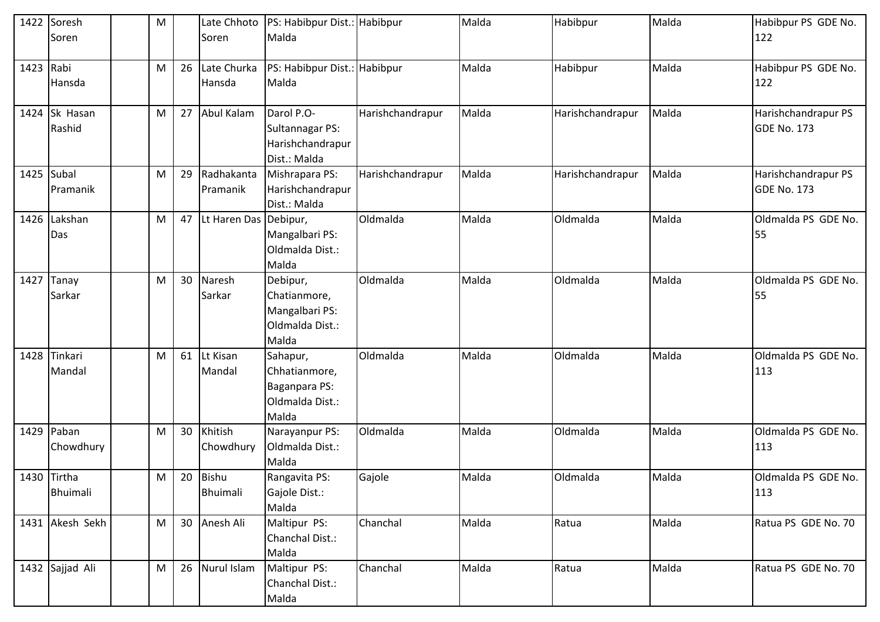| 1422 | Soresh Soren | | M | | Late Chhoto Soren | PS: Habibpur Dist.: Malda | Habibpur | Malda | Habibpur | Malda | Habibpur PS GDE No. 122 |
|---|---|---|---|---|---|---|---|---|---|---|---|
| 1423 | Rabi Hansda | | M | 26 | Late Churka Hansda | PS: Habibpur Dist.: Malda | Habibpur | Malda | Habibpur | Malda | Habibpur PS GDE No. 122 |
| 1424 | Sk Hasan Rashid | | M | 27 | Abul Kalam | Darol P.O-Sultannagar PS: Harishchandrapur Dist.: Malda | Harishchandrapur | Malda | Harishchandrapur | Malda | Harishchandrapur PS GDE No. 173 |
| 1425 | Subal Pramanik | | M | 29 | Radhakanta Pramanik | Mishrapara PS: Harishchandrapur Dist.: Malda | Harishchandrapur | Malda | Harishchandrapur | Malda | Harishchandrapur PS GDE No. 173 |
| 1426 | Lakshan Das | | M | 47 | Lt Haren Das | Debipur, Mangalbari PS: Oldmalda Dist.: Malda | Oldmalda | Malda | Oldmalda | Malda | Oldmalda PS GDE No. 55 |
| 1427 | Tanay Sarkar | | M | 30 | Naresh Sarkar | Debipur, Chatianmore, Mangalbari PS: Oldmalda Dist.: Malda | Oldmalda | Malda | Oldmalda | Malda | Oldmalda PS GDE No. 55 |
| 1428 | Tinkari Mandal | | M | 61 | Lt Kisan Mandal | Sahapur, Chhatianmore, Baganpara PS: Oldmalda Dist.: Malda | Oldmalda | Malda | Oldmalda | Malda | Oldmalda PS GDE No. 113 |
| 1429 | Paban Chowdhury | | M | 30 | Khitish Chowdhury | Narayanpur PS: Oldmalda Dist.: Malda | Oldmalda | Malda | Oldmalda | Malda | Oldmalda PS GDE No. 113 |
| 1430 | Tirtha Bhuimali | | M | 20 | Bishu Bhuimali | Rangavita PS: Gajole Dist.: Malda | Gajole | Malda | Oldmalda | Malda | Oldmalda PS GDE No. 113 |
| 1431 | Akesh Sekh | | M | 30 | Anesh Ali | Maltipur PS: Chanchal Dist.: Malda | Chanchal | Malda | Ratua | Malda | Ratua PS GDE No. 70 |
| 1432 | Sajjad Ali | | M | 26 | Nurul Islam | Maltipur PS: Chanchal Dist.: Malda | Chanchal | Malda | Ratua | Malda | Ratua PS GDE No. 70 |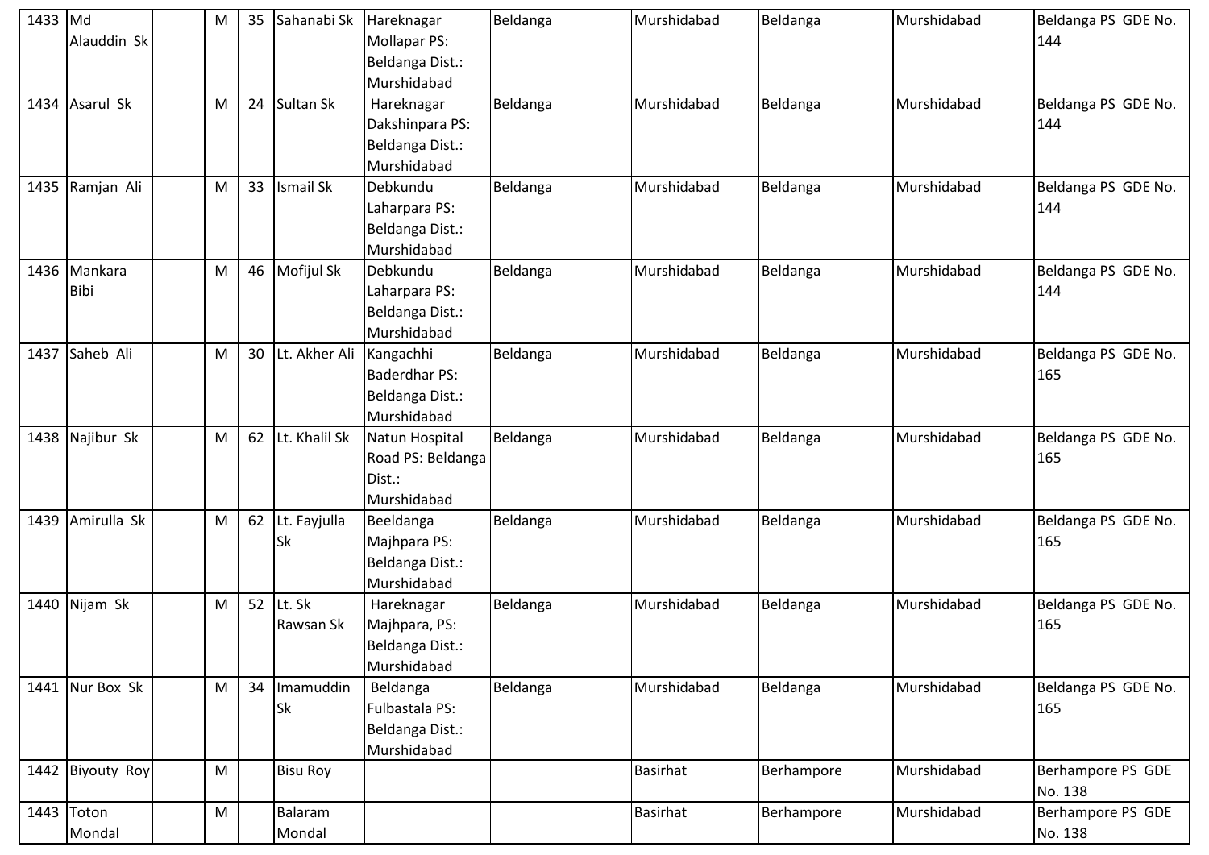| | | | | | | | | | | | |
|---|---|---|---|---|---|---|---|---|---|---|---|
| 1433 | Md Alauddin Sk | | M | 35 | Sahanabi Sk | Hareknagar Mollapar PS: Beldanga Dist.: Murshidabad | Beldanga | Murshidabad | Beldanga | Murshidabad | Beldanga PS GDE No. 144 |
| 1434 | Asarul Sk | | M | 24 | Sultan Sk | Hareknagar Dakshinpara PS: Beldanga Dist.: Murshidabad | Beldanga | Murshidabad | Beldanga | Murshidabad | Beldanga PS GDE No. 144 |
| 1435 | Ramjan Ali | | M | 33 | Ismail Sk | Debkundu Laharpara PS: Beldanga Dist.: Murshidabad | Beldanga | Murshidabad | Beldanga | Murshidabad | Beldanga PS GDE No. 144 |
| 1436 | Mankara Bibi | | M | 46 | Mofijul Sk | Debkundu Laharpara PS: Beldanga Dist.: Murshidabad | Beldanga | Murshidabad | Beldanga | Murshidabad | Beldanga PS GDE No. 144 |
| 1437 | Saheb Ali | | M | 30 | Lt. Akher Ali | Kangachhi Baderdhar PS: Beldanga Dist.: Murshidabad | Beldanga | Murshidabad | Beldanga | Murshidabad | Beldanga PS GDE No. 165 |
| 1438 | Najibur Sk | | M | 62 | Lt. Khalil Sk | Natun Hospital Road PS: Beldanga Dist.: Murshidabad | Beldanga | Murshidabad | Beldanga | Murshidabad | Beldanga PS GDE No. 165 |
| 1439 | Amirulla Sk | | M | 62 | Lt. Fayjulla Sk | Beeldanga Majhpara PS: Beldanga Dist.: Murshidabad | Beldanga | Murshidabad | Beldanga | Murshidabad | Beldanga PS GDE No. 165 |
| 1440 | Nijam Sk | | M | 52 | Lt. Sk Rawsan Sk | Hareknagar Majhpara, PS: Beldanga Dist.: Murshidabad | Beldanga | Murshidabad | Beldanga | Murshidabad | Beldanga PS GDE No. 165 |
| 1441 | Nur Box Sk | | M | 34 | Imamuddin Sk | Beldanga Fulbastala PS: Beldanga Dist.: Murshidabad | Beldanga | Murshidabad | Beldanga | Murshidabad | Beldanga PS GDE No. 165 |
| 1442 | Biyouty Roy | | M | | Bisu Roy | | | Basirhat | Berhampore | Murshidabad | Berhampore PS GDE No. 138 |
| 1443 | Toton Mondal | | M | | Balaram Mondal | | | Basirhat | Berhampore | Murshidabad | Berhampore PS GDE No. 138 |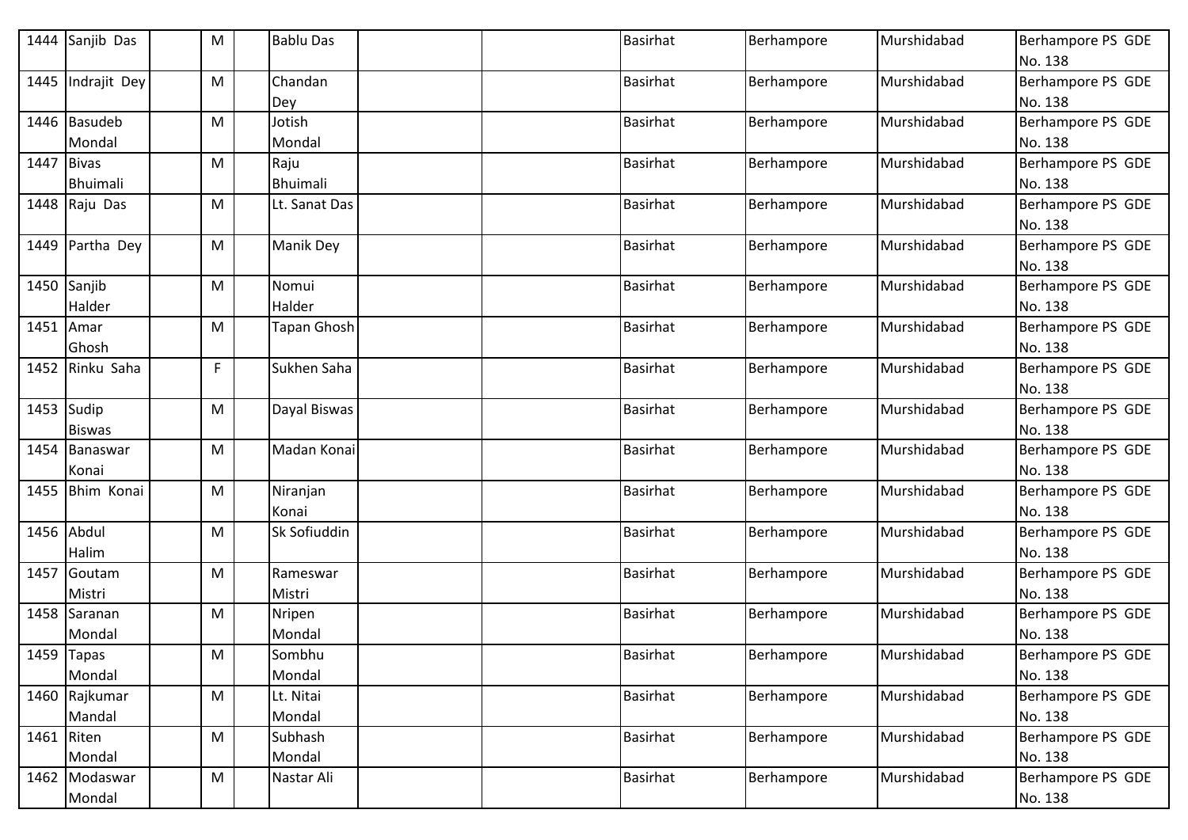| 1444 | Sanjib Das | | M | | Bablu Das | | | Basirhat | Berhampore | Murshidabad | Berhampore PS GDE No. 138 |
|---|---|---|---|---|---|---|---|---|---|---|---|
| 1445 | Indrajit Dey | | M | | Chandan Dey | | | Basirhat | Berhampore | Murshidabad | Berhampore PS GDE No. 138 |
| 1446 | Basudeb Mondal | | M | | Jotish Mondal | | | Basirhat | Berhampore | Murshidabad | Berhampore PS GDE No. 138 |
| 1447 | Bivas Bhuimali | | M | | Raju Bhuimali | | | Basirhat | Berhampore | Murshidabad | Berhampore PS GDE No. 138 |
| 1448 | Raju Das | | M | | Lt. Sanat Das | | | Basirhat | Berhampore | Murshidabad | Berhampore PS GDE No. 138 |
| 1449 | Partha Dey | | M | | Manik Dey | | | Basirhat | Berhampore | Murshidabad | Berhampore PS GDE No. 138 |
| 1450 | Sanjib Halder | | M | | Nomui Halder | | | Basirhat | Berhampore | Murshidabad | Berhampore PS GDE No. 138 |
| 1451 | Amar Ghosh | | M | | Tapan Ghosh | | | Basirhat | Berhampore | Murshidabad | Berhampore PS GDE No. 138 |
| 1452 | Rinku Saha | | F | | Sukhen Saha | | | Basirhat | Berhampore | Murshidabad | Berhampore PS GDE No. 138 |
| 1453 | Sudip Biswas | | M | | Dayal Biswas | | | Basirhat | Berhampore | Murshidabad | Berhampore PS GDE No. 138 |
| 1454 | Banaswar Konai | | M | | Madan Konai | | | Basirhat | Berhampore | Murshidabad | Berhampore PS GDE No. 138 |
| 1455 | Bhim Konai | | M | | Niranjan Konai | | | Basirhat | Berhampore | Murshidabad | Berhampore PS GDE No. 138 |
| 1456 | Abdul Halim | | M | | Sk Sofiuddin | | | Basirhat | Berhampore | Murshidabad | Berhampore PS GDE No. 138 |
| 1457 | Goutam Mistri | | M | | Rameswar Mistri | | | Basirhat | Berhampore | Murshidabad | Berhampore PS GDE No. 138 |
| 1458 | Saranan Mondal | | M | | Nripen Mondal | | | Basirhat | Berhampore | Murshidabad | Berhampore PS GDE No. 138 |
| 1459 | Tapas Mondal | | M | | Sombhu Mondal | | | Basirhat | Berhampore | Murshidabad | Berhampore PS GDE No. 138 |
| 1460 | Rajkumar Mandal | | M | | Lt. Nitai Mondal | | | Basirhat | Berhampore | Murshidabad | Berhampore PS GDE No. 138 |
| 1461 | Riten Mondal | | M | | Subhash Mondal | | | Basirhat | Berhampore | Murshidabad | Berhampore PS GDE No. 138 |
| 1462 | Modaswar Mondal | | M | | Nastar Ali | | | Basirhat | Berhampore | Murshidabad | Berhampore PS GDE No. 138 |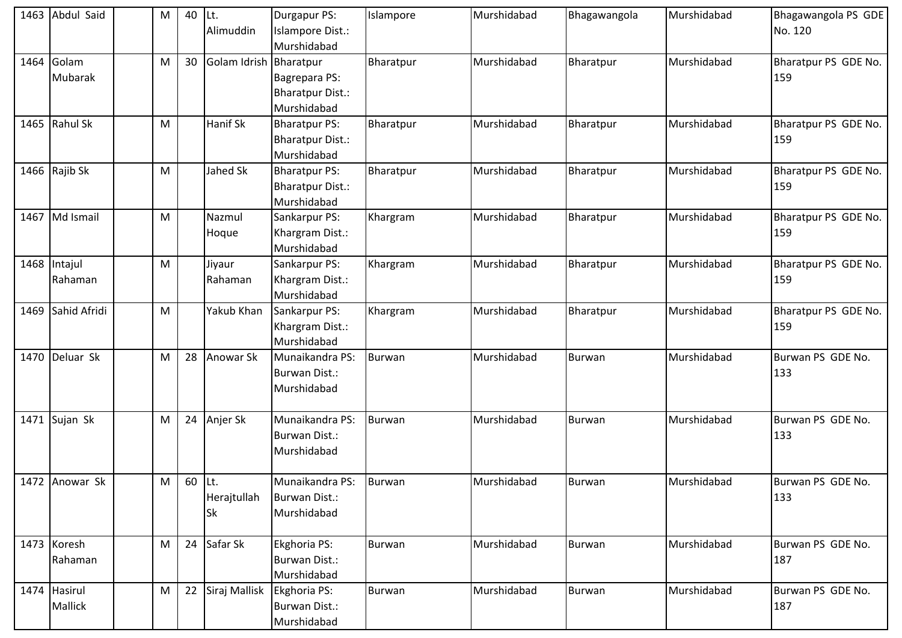| 1463 | Abdul Said | | M | 40 | Lt. Alimuddin | Durgapur PS: Islampore Dist.: Murshidabad | Islampore | Murshidabad | Bhagawangola | Murshidabad | Bhagawangola PS GDE No. 120 |
|---|---|---|---|---|---|---|---|---|---|---|---|
| 1464 | Golam Mubarak | | M | 30 | Golam Idrish | Bharatpur Bagrepara PS: Bharatpur Dist.: Murshidabad | Bharatpur | Murshidabad | Bharatpur | Murshidabad | Bharatpur PS GDE No. 159 |
| 1465 | Rahul Sk | | M | | Hanif Sk | Bharatpur PS: Bharatpur Dist.: Murshidabad | Bharatpur | Murshidabad | Bharatpur | Murshidabad | Bharatpur PS GDE No. 159 |
| 1466 | Rajib Sk | | M | | Jahed Sk | Bharatpur PS: Bharatpur Dist.: Murshidabad | Bharatpur | Murshidabad | Bharatpur | Murshidabad | Bharatpur PS GDE No. 159 |
| 1467 | Md Ismail | | M | | Nazmul Hoque | Sankarpur PS: Khargram Dist.: Murshidabad | Khargram | Murshidabad | Bharatpur | Murshidabad | Bharatpur PS GDE No. 159 |
| 1468 | Intajul Rahaman | | M | | Jiyaur Rahaman | Sankarpur PS: Khargram Dist.: Murshidabad | Khargram | Murshidabad | Bharatpur | Murshidabad | Bharatpur PS GDE No. 159 |
| 1469 | Sahid Afridi | | M | | Yakub Khan | Sankarpur PS: Khargram Dist.: Murshidabad | Khargram | Murshidabad | Bharatpur | Murshidabad | Bharatpur PS GDE No. 159 |
| 1470 | Deluar Sk | | M | 28 | Anowar Sk | Munaikandra PS: Burwan Dist.: Murshidabad | Burwan | Murshidabad | Burwan | Murshidabad | Burwan PS GDE No. 133 |
| 1471 | Sujan Sk | | M | 24 | Anjer Sk | Munaikandra PS: Burwan Dist.: Murshidabad | Burwan | Murshidabad | Burwan | Murshidabad | Burwan PS GDE No. 133 |
| 1472 | Anowar Sk | | M | 60 | Lt. Herajtullah Sk | Munaikandra PS: Burwan Dist.: Murshidabad | Burwan | Murshidabad | Burwan | Murshidabad | Burwan PS GDE No. 133 |
| 1473 | Koresh Rahaman | | M | 24 | Safar Sk | Ekghoria PS: Burwan Dist.: Murshidabad | Burwan | Murshidabad | Burwan | Murshidabad | Burwan PS GDE No. 187 |
| 1474 | Hasirul Mallick | | M | 22 | Siraj Mallisk | Ekghoria PS: Burwan Dist.: Murshidabad | Burwan | Murshidabad | Burwan | Murshidabad | Burwan PS GDE No. 187 |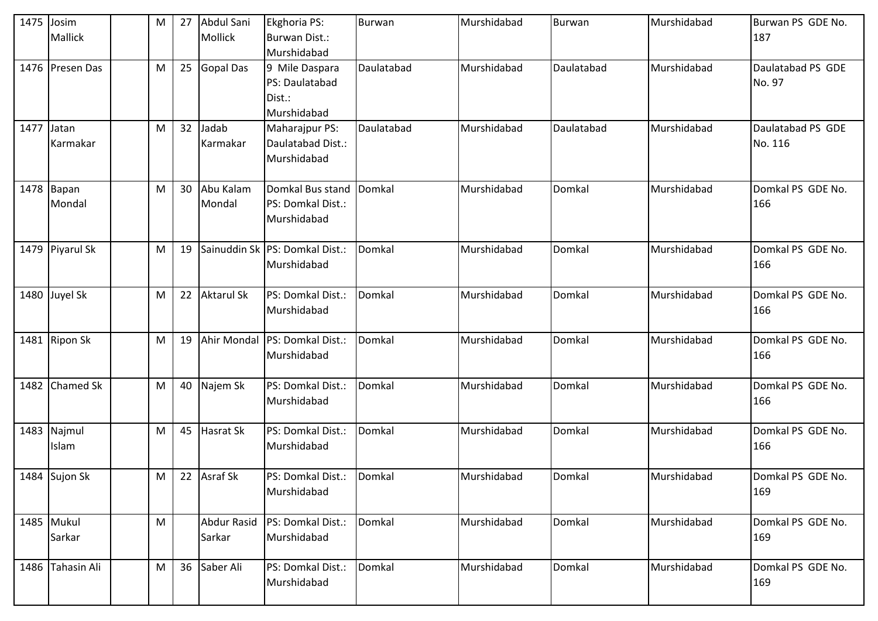| 1475 | Josim Mallick | | M | 27 | Abdul Sani Mollick | Ekghoria PS: Burwan Dist.: Murshidabad | Burwan | Murshidabad | Burwan | Murshidabad | Burwan PS GDE No. 187 |
|---|---|---|---|---|---|---|---|---|---|---|---|
| 1476 | Presen Das | | M | 25 | Gopal Das | 9 Mile Daspara PS: Daulatabad Dist.: Murshidabad | Daulatabad | Murshidabad | Daulatabad | Murshidabad | Daulatabad PS GDE No. 97 |
| 1477 | Jatan Karmakar | | M | 32 | Jadab Karmakar | Maharajpur PS: Daulatabad Dist.: Murshidabad | Daulatabad | Murshidabad | Daulatabad | Murshidabad | Daulatabad PS GDE No. 116 |
| 1478 | Bapan Mondal | | M | 30 | Abu Kalam Mondal | Domkal Bus stand PS: Domkal Dist.: Murshidabad | Domkal | Murshidabad | Domkal | Murshidabad | Domkal PS GDE No. 166 |
| 1479 | Piyarul Sk | | M | 19 | Sainuddin Sk | PS: Domkal Dist.: Murshidabad | Domkal | Murshidabad | Domkal | Murshidabad | Domkal PS GDE No. 166 |
| 1480 | Juyel Sk | | M | 22 | Aktarul Sk | PS: Domkal Dist.: Murshidabad | Domkal | Murshidabad | Domkal | Murshidabad | Domkal PS GDE No. 166 |
| 1481 | Ripon Sk | | M | 19 | Ahir Mondal | PS: Domkal Dist.: Murshidabad | Domkal | Murshidabad | Domkal | Murshidabad | Domkal PS GDE No. 166 |
| 1482 | Chamed Sk | | M | 40 | Najem Sk | PS: Domkal Dist.: Murshidabad | Domkal | Murshidabad | Domkal | Murshidabad | Domkal PS GDE No. 166 |
| 1483 | Najmul Islam | | M | 45 | Hasrat Sk | PS: Domkal Dist.: Murshidabad | Domkal | Murshidabad | Domkal | Murshidabad | Domkal PS GDE No. 166 |
| 1484 | Sujon Sk | | M | 22 | Asraf Sk | PS: Domkal Dist.: Murshidabad | Domkal | Murshidabad | Domkal | Murshidabad | Domkal PS GDE No. 169 |
| 1485 | Mukul Sarkar | | M | | Abdur Rasid Sarkar | PS: Domkal Dist.: Murshidabad | Domkal | Murshidabad | Domkal | Murshidabad | Domkal PS GDE No. 169 |
| 1486 | Tahasin Ali | | M | 36 | Saber Ali | PS: Domkal Dist.: Murshidabad | Domkal | Murshidabad | Domkal | Murshidabad | Domkal PS GDE No. 169 |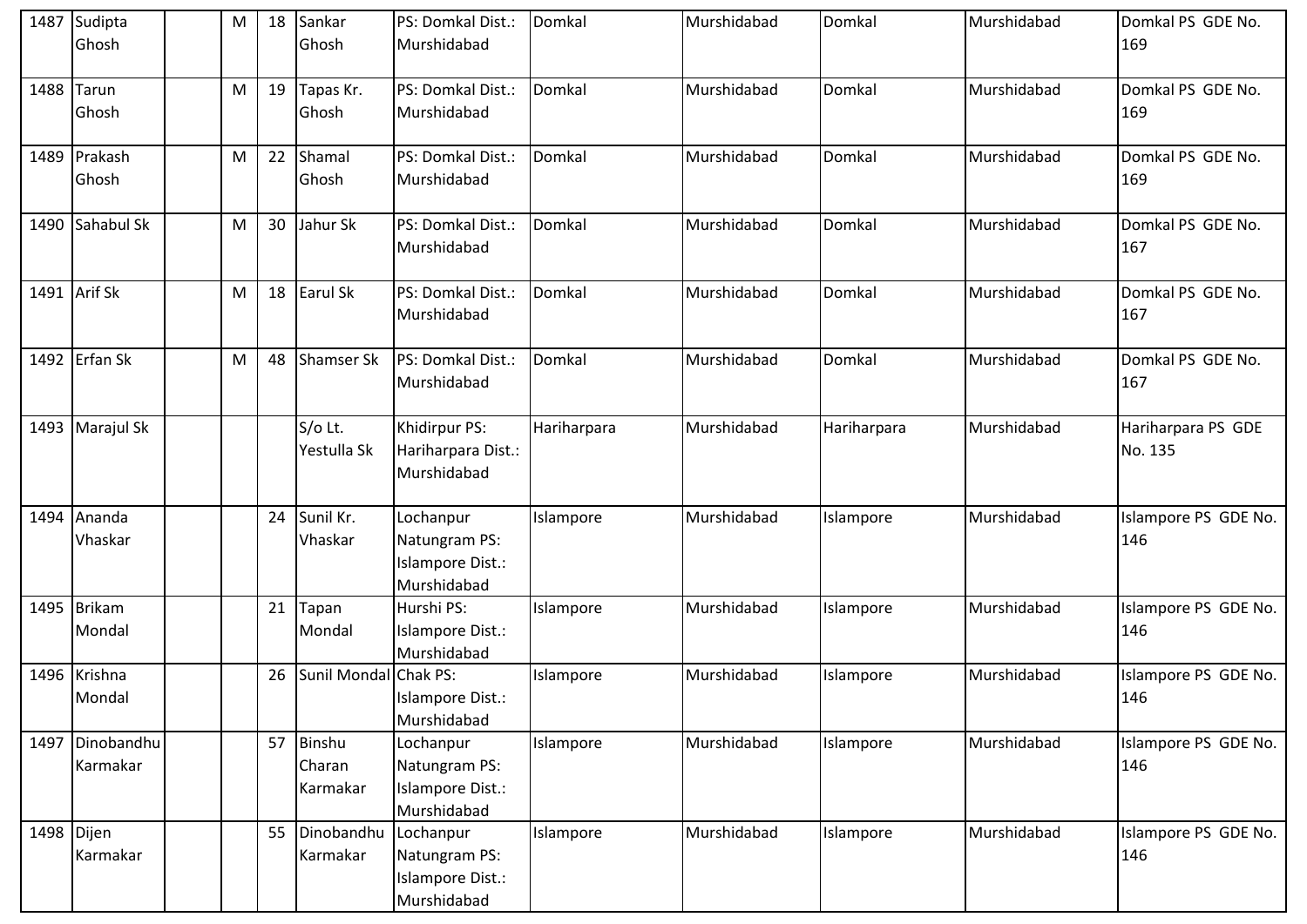| 1487 | Sudipta Ghosh | | M | 18 | Sankar Ghosh | PS: Domkal Dist.: Murshidabad | Domkal | Murshidabad | Domkal | Murshidabad | Domkal PS GDE No. 169 |
|---|---|---|---|---|---|---|---|---|---|---|---|
| 1488 | Tarun Ghosh | | M | 19 | Tapas Kr. Ghosh | PS: Domkal Dist.: Murshidabad | Domkal | Murshidabad | Domkal | Murshidabad | Domkal PS GDE No. 169 |
| 1489 | Prakash Ghosh | | M | 22 | Shamal Ghosh | PS: Domkal Dist.: Murshidabad | Domkal | Murshidabad | Domkal | Murshidabad | Domkal PS GDE No. 169 |
| 1490 | Sahabul Sk | | M | 30 | Jahur Sk | PS: Domkal Dist.: Murshidabad | Domkal | Murshidabad | Domkal | Murshidabad | Domkal PS GDE No. 167 |
| 1491 | Arif Sk | | M | 18 | Earul Sk | PS: Domkal Dist.: Murshidabad | Domkal | Murshidabad | Domkal | Murshidabad | Domkal PS GDE No. 167 |
| 1492 | Erfan Sk | | M | 48 | Shamser Sk | PS: Domkal Dist.: Murshidabad | Domkal | Murshidabad | Domkal | Murshidabad | Domkal PS GDE No. 167 |
| 1493 | Marajul Sk | | | | S/o Lt. Yestulla Sk | Khidirpur PS: Hariharpara Dist.: Murshidabad | Hariharpara | Murshidabad | Hariharpara | Murshidabad | Hariharpara PS GDE No. 135 |
| 1494 | Ananda Vhaskar | | | 24 | Sunil Kr. Vhaskar | Lochanpur Natungram PS: Islampore Dist.: Murshidabad | Islampore | Murshidabad | Islampore | Murshidabad | Islampore PS GDE No. 146 |
| 1495 | Brikam Mondal | | | 21 | Tapan Mondal | Hurshi PS: Islampore Dist.: Murshidabad | Islampore | Murshidabad | Islampore | Murshidabad | Islampore PS GDE No. 146 |
| 1496 | Krishna Mondal | | | 26 | Sunil Mondal | Chak PS: Islampore Dist.: Murshidabad | Islampore | Murshidabad | Islampore | Murshidabad | Islampore PS GDE No. 146 |
| 1497 | Dinobandhu Karmakar | | | 57 | Binshu Charan Karmakar | Lochanpur Natungram PS: Islampore Dist.: Murshidabad | Islampore | Murshidabad | Islampore | Murshidabad | Islampore PS GDE No. 146 |
| 1498 | Dijen Karmakar | | | 55 | Dinobandhu Karmakar | Lochanpur Natungram PS: Islampore Dist.: Murshidabad | Islampore | Murshidabad | Islampore | Murshidabad | Islampore PS GDE No. 146 |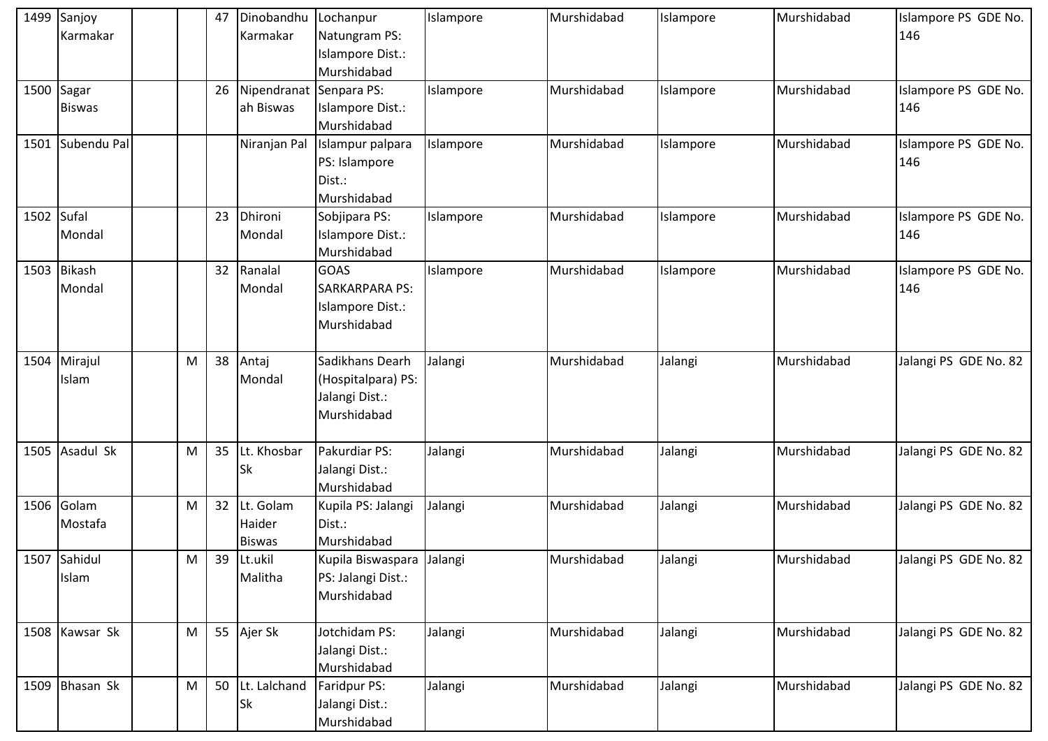| | | | | | | | | | | | |
|---|---|---|---|---|---|---|---|---|---|---|---|
| 1499 | Sanjoy Karmakar | | | 47 | Dinobandhu Karmakar | Lochanpur Natungram PS: Islampore Dist.: Murshidabad | Islampore | Murshidabad | Islampore | Murshidabad | Islampore PS GDE No. 146 |
| 1500 | Sagar Biswas | | | 26 | Nipendranatah Biswas | Senpara PS: Islampore Dist.: Murshidabad | Islampore | Murshidabad | Islampore | Murshidabad | Islampore PS GDE No. 146 |
| 1501 | Subendu Pal | | | | Niranjan Pal | Islampur palpara PS: Islampore Dist.: Murshidabad | Islampore | Murshidabad | Islampore | Murshidabad | Islampore PS GDE No. 146 |
| 1502 | Sufal Mondal | | | 23 | Dhironi Mondal | Sobjipara PS: Islampore Dist.: Murshidabad | Islampore | Murshidabad | Islampore | Murshidabad | Islampore PS GDE No. 146 |
| 1503 | Bikash Mondal | | | 32 | Ranalal Mondal | GOAS SARKARPARA PS: Islampore Dist.: Murshidabad | Islampore | Murshidabad | Islampore | Murshidabad | Islampore PS GDE No. 146 |
| 1504 | Mirajul Islam | | M | 38 | Antaj Mondal | Sadikhans Dearh (Hospitalpara) PS: Jalangi Dist.: Murshidabad | Jalangi | Murshidabad | Jalangi | Murshidabad | Jalangi PS GDE No. 82 |
| 1505 | Asadul Sk | | M | 35 | Lt. Khosbar Sk | Pakurdiar PS: Jalangi Dist.: Murshidabad | Jalangi | Murshidabad | Jalangi | Murshidabad | Jalangi PS GDE No. 82 |
| 1506 | Golam Mostafa | | M | 32 | Lt. Golam Haider Biswas | Kupila PS: Jalangi Dist.: Murshidabad | Jalangi | Murshidabad | Jalangi | Murshidabad | Jalangi PS GDE No. 82 |
| 1507 | Sahidul Islam | | M | 39 | Lt.ukil Malitha | Kupila Biswaspara PS: Jalangi Dist.: Murshidabad | Jalangi | Murshidabad | Jalangi | Murshidabad | Jalangi PS GDE No. 82 |
| 1508 | Kawsar Sk | | M | 55 | Ajer Sk | Jotchidam PS: Jalangi Dist.: Murshidabad | Jalangi | Murshidabad | Jalangi | Murshidabad | Jalangi PS GDE No. 82 |
| 1509 | Bhasan Sk | | M | 50 | Lt. Lalchand Sk | Faridpur PS: Jalangi Dist.: Murshidabad | Jalangi | Murshidabad | Jalangi | Murshidabad | Jalangi PS GDE No. 82 |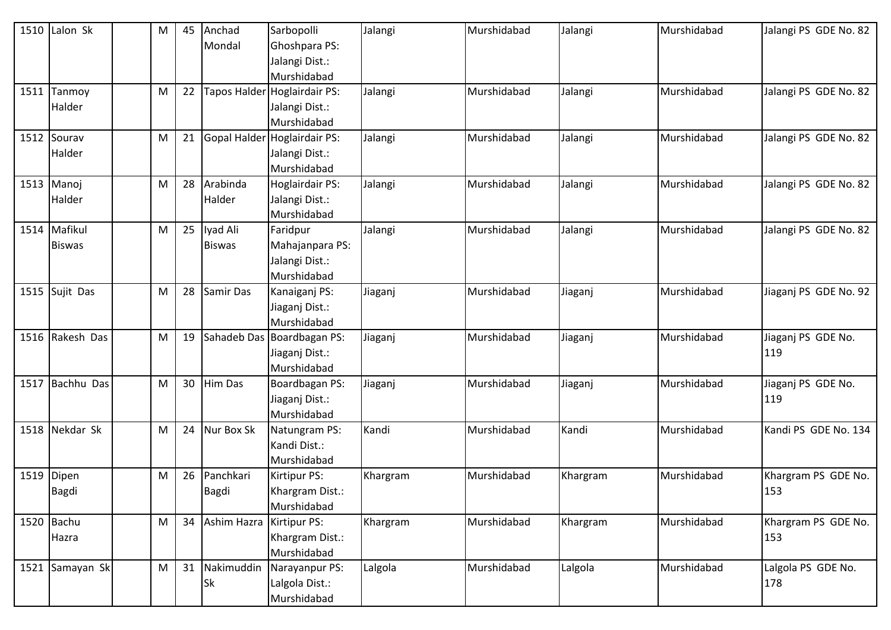| 1510 | Lalon Sk | | M | 45 | Anchad Mondal | Sarbopolli Ghoshpara PS: Jalangi Dist.: Murshidabad | Jalangi | Murshidabad | Jalangi | Murshidabad | Jalangi PS GDE No. 82 |
|---|---|---|---|---|---|---|---|---|---|---|---|
| 1511 | Tanmoy Halder | | M | 22 | Tapos Halder | Hoglairdair PS: Jalangi Dist.: Murshidabad | Jalangi | Murshidabad | Jalangi | Murshidabad | Jalangi PS GDE No. 82 |
| 1512 | Sourav Halder | | M | 21 | Gopal Halder | Hoglairdair PS: Jalangi Dist.: Murshidabad | Jalangi | Murshidabad | Jalangi | Murshidabad | Jalangi PS GDE No. 82 |
| 1513 | Manoj Halder | | M | 28 | Arabinda Halder | Hoglairdair PS: Jalangi Dist.: Murshidabad | Jalangi | Murshidabad | Jalangi | Murshidabad | Jalangi PS GDE No. 82 |
| 1514 | Mafikul Biswas | | M | 25 | Iyad Ali Biswas | Faridpur Mahajanpara PS: Jalangi Dist.: Murshidabad | Jalangi | Murshidabad | Jalangi | Murshidabad | Jalangi PS GDE No. 82 |
| 1515 | Sujit Das | | M | 28 | Samir Das | Kanaiganj PS: Jiaganj Dist.: Murshidabad | Jiaganj | Murshidabad | Jiaganj | Murshidabad | Jiaganj PS GDE No. 92 |
| 1516 | Rakesh Das | | M | 19 | Sahadeb Das | Boardbagan PS: Jiaganj Dist.: Murshidabad | Jiaganj | Murshidabad | Jiaganj | Murshidabad | Jiaganj PS GDE No. 119 |
| 1517 | Bachhu Das | | M | 30 | Him Das | Boardbagan PS: Jiaganj Dist.: Murshidabad | Jiaganj | Murshidabad | Jiaganj | Murshidabad | Jiaganj PS GDE No. 119 |
| 1518 | Nekdar Sk | | M | 24 | Nur Box Sk | Natungram PS: Kandi Dist.: Murshidabad | Kandi | Murshidabad | Kandi | Murshidabad | Kandi PS GDE No. 134 |
| 1519 | Dipen Bagdi | | M | 26 | Panchkari Bagdi | Kirtipur PS: Khargram Dist.: Murshidabad | Khargram | Murshidabad | Khargram | Murshidabad | Khargram PS GDE No. 153 |
| 1520 | Bachu Hazra | | M | 34 | Ashim Hazra | Kirtipur PS: Khargram Dist.: Murshidabad | Khargram | Murshidabad | Khargram | Murshidabad | Khargram PS GDE No. 153 |
| 1521 | Samayan Sk | | M | 31 | Nakimuddin Sk | Narayanpur PS: Lalgola Dist.: Murshidabad | Lalgola | Murshidabad | Lalgola | Murshidabad | Lalgola PS GDE No. 178 |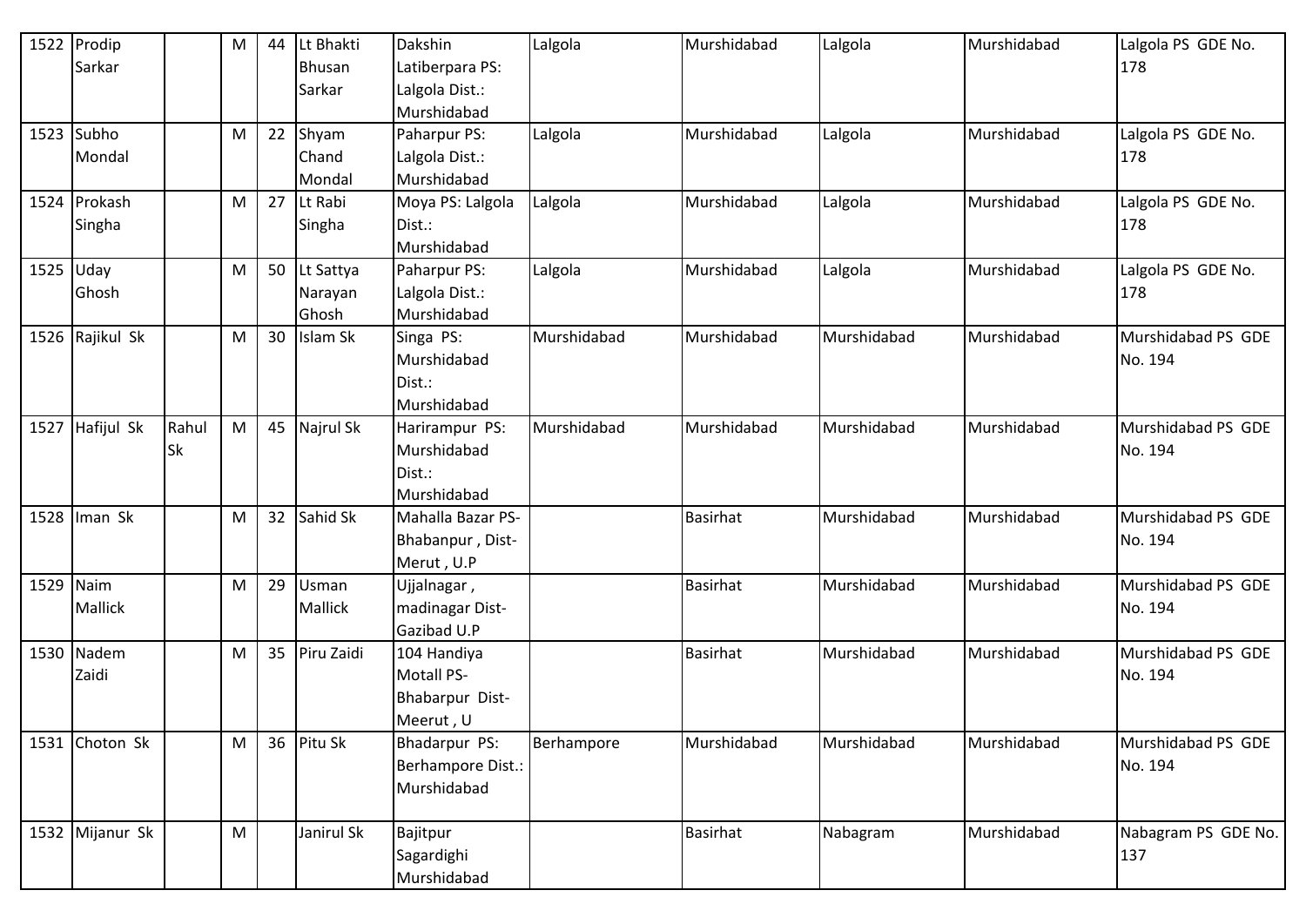| 1522 | Prodip Sarkar | | M | 44 | Lt Bhakti Bhusan Sarkar | Dakshin Latiberpara PS: Lalgola Dist.: Murshidabad | Lalgola | Murshidabad | Lalgola | Murshidabad | Lalgola PS GDE No. 178 |
|---|---|---|---|---|---|---|---|---|---|---|---|
| 1523 | Subho Mondal | | M | 22 | Shyam Chand Mondal | Paharpur PS: Lalgola Dist.: Murshidabad | Lalgola | Murshidabad | Lalgola | Murshidabad | Lalgola PS GDE No. 178 |
| 1524 | Prokash Singha | | M | 27 | Lt Rabi Singha | Moya PS: Lalgola Dist.: Murshidabad | Lalgola | Murshidabad | Lalgola | Murshidabad | Lalgola PS GDE No. 178 |
| 1525 | Uday Ghosh | | M | 50 | Lt Sattya Narayan Ghosh | Paharpur PS: Lalgola Dist.: Murshidabad | Lalgola | Murshidabad | Lalgola | Murshidabad | Lalgola PS GDE No. 178 |
| 1526 | Rajikul Sk | | M | 30 | Islam Sk | Singa PS: Murshidabad Dist.: Murshidabad | Murshidabad | Murshidabad | Murshidabad | Murshidabad | Murshidabad PS GDE No. 194 |
| 1527 | Hafijul Sk | Rahul Sk | M | 45 | Najrul Sk | Harirampur PS: Murshidabad Dist.: Murshidabad | Murshidabad | Murshidabad | Murshidabad | Murshidabad | Murshidabad PS GDE No. 194 |
| 1528 | Iman Sk | | M | 32 | Sahid Sk | Mahalla Bazar PS-Bhabanpur , Dist-Merut , U.P | | Basirhat | Murshidabad | Murshidabad | Murshidabad PS GDE No. 194 |
| 1529 | Naim Mallick | | M | 29 | Usman Mallick | Ujjalnagar , madinagar Dist-Gazibad U.P | | Basirhat | Murshidabad | Murshidabad | Murshidabad PS GDE No. 194 |
| 1530 | Nadem Zaidi | | M | 35 | Piru Zaidi | 104 Handiya Motall PS-Bhabarpur Dist-Meerut , U | | Basirhat | Murshidabad | Murshidabad | Murshidabad PS GDE No. 194 |
| 1531 | Choton Sk | | M | 36 | Pitu Sk | Bhadarpur PS: Berhampore Dist.: Murshidabad | Berhampore | Murshidabad | Murshidabad | Murshidabad | Murshidabad PS GDE No. 194 |
| 1532 | Mijanur Sk | | M | | Janirul Sk | Bajitpur Sagardighi Murshidabad | | Basirhat | Nabagram | Murshidabad | Nabagram PS GDE No. 137 |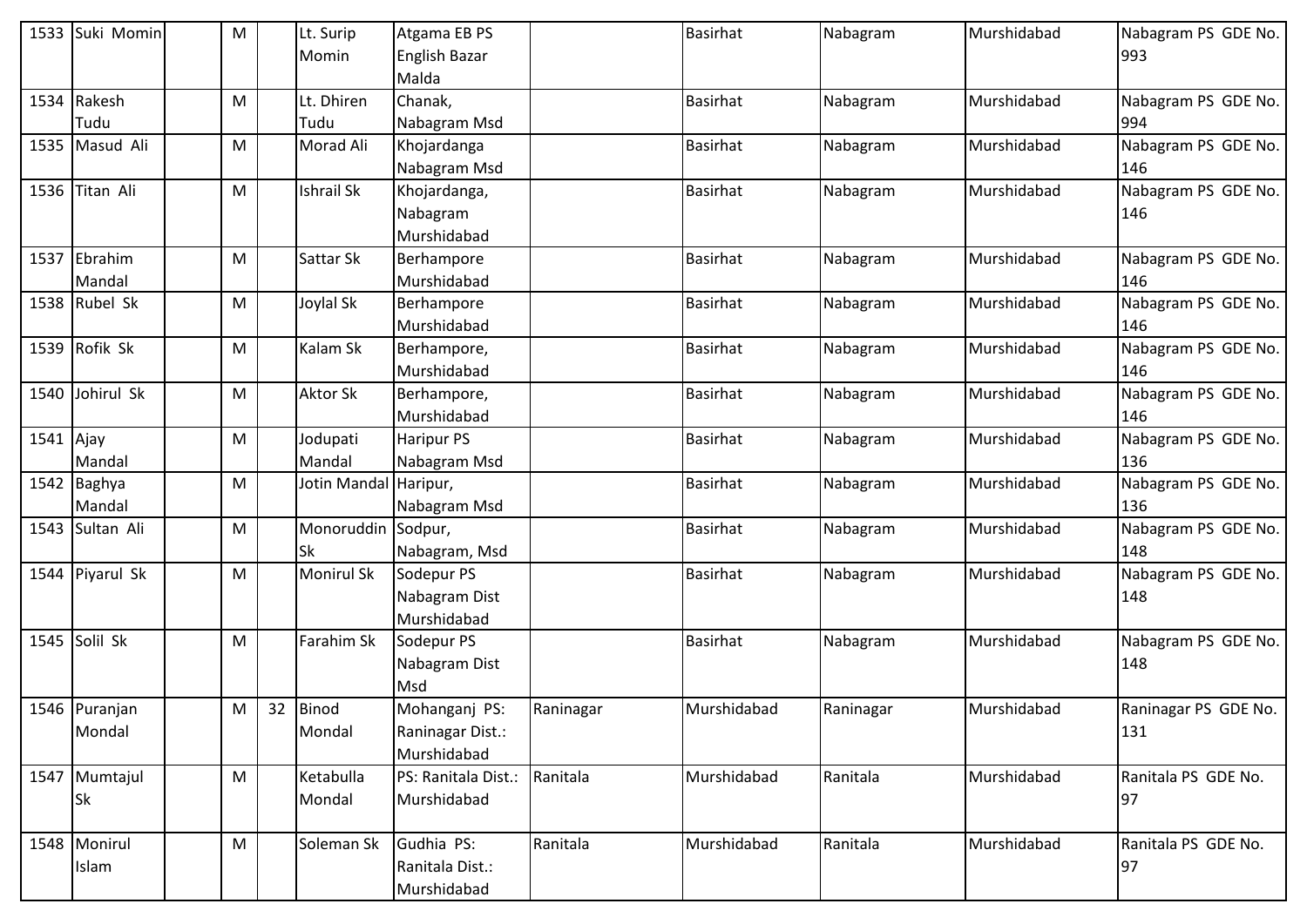| 1533 | Suki Momin | | M | | Lt. Surip Momin | Atgama EB PS English Bazar Malda | | Basirhat | Nabagram | Murshidabad | Nabagram PS GDE No. 993 |
|---|---|---|---|---|---|---|---|---|---|---|---|
| 1534 | Rakesh Tudu | | M | | Lt. Dhiren Tudu | Chanak, Nabagram Msd | | Basirhat | Nabagram | Murshidabad | Nabagram PS GDE No. 994 |
| 1535 | Masud Ali | | M | | Morad Ali | Khojardanga Nabagram Msd | | Basirhat | Nabagram | Murshidabad | Nabagram PS GDE No. 146 |
| 1536 | Titan Ali | | M | | Ishrail Sk | Khojardanga, Nabagram Murshidabad | | Basirhat | Nabagram | Murshidabad | Nabagram PS GDE No. 146 |
| 1537 | Ebrahim Mandal | | M | | Sattar Sk | Berhampore Murshidabad | | Basirhat | Nabagram | Murshidabad | Nabagram PS GDE No. 146 |
| 1538 | Rubel Sk | | M | | Joylal Sk | Berhampore Murshidabad | | Basirhat | Nabagram | Murshidabad | Nabagram PS GDE No. 146 |
| 1539 | Rofik Sk | | M | | Kalam Sk | Berhampore, Murshidabad | | Basirhat | Nabagram | Murshidabad | Nabagram PS GDE No. 146 |
| 1540 | Johirul Sk | | M | | Aktor Sk | Berhampore, Murshidabad | | Basirhat | Nabagram | Murshidabad | Nabagram PS GDE No. 146 |
| 1541 | Ajay Mandal | | M | | Jodupati Mandal | Haripur PS Nabagram Msd | | Basirhat | Nabagram | Murshidabad | Nabagram PS GDE No. 136 |
| 1542 | Baghya Mandal | | M | | Jotin Mandal | Haripur, Nabagram Msd | | Basirhat | Nabagram | Murshidabad | Nabagram PS GDE No. 136 |
| 1543 | Sultan Ali | | M | | Monoruddin Sk | Sodpur, Nabagram, Msd | | Basirhat | Nabagram | Murshidabad | Nabagram PS GDE No. 148 |
| 1544 | Piyarul Sk | | M | | Monirul Sk | Sodepur PS Nabagram Dist Murshidabad | | Basirhat | Nabagram | Murshidabad | Nabagram PS GDE No. 148 |
| 1545 | Solil Sk | | M | | Farahim Sk | Sodepur PS Nabagram Dist Msd | | Basirhat | Nabagram | Murshidabad | Nabagram PS GDE No. 148 |
| 1546 | Puranjan Mondal | | M | 32 | Binod Mondal | Mohanganj PS: Raninagar Dist.: Murshidabad | Raninagar | Murshidabad | Raninagar | Murshidabad | Raninagar PS GDE No. 131 |
| 1547 | Mumtajul Sk | | M | | Ketabulla Mondal | PS: Ranitala Dist.: Murshidabad | Ranitala | Murshidabad | Ranitala | Murshidabad | Ranitala PS GDE No. 97 |
| 1548 | Monirul Islam | | M | | Soleman Sk | Gudhia PS: Ranitala Dist.: Murshidabad | Ranitala | Murshidabad | Ranitala | Murshidabad | Ranitala PS GDE No. 97 |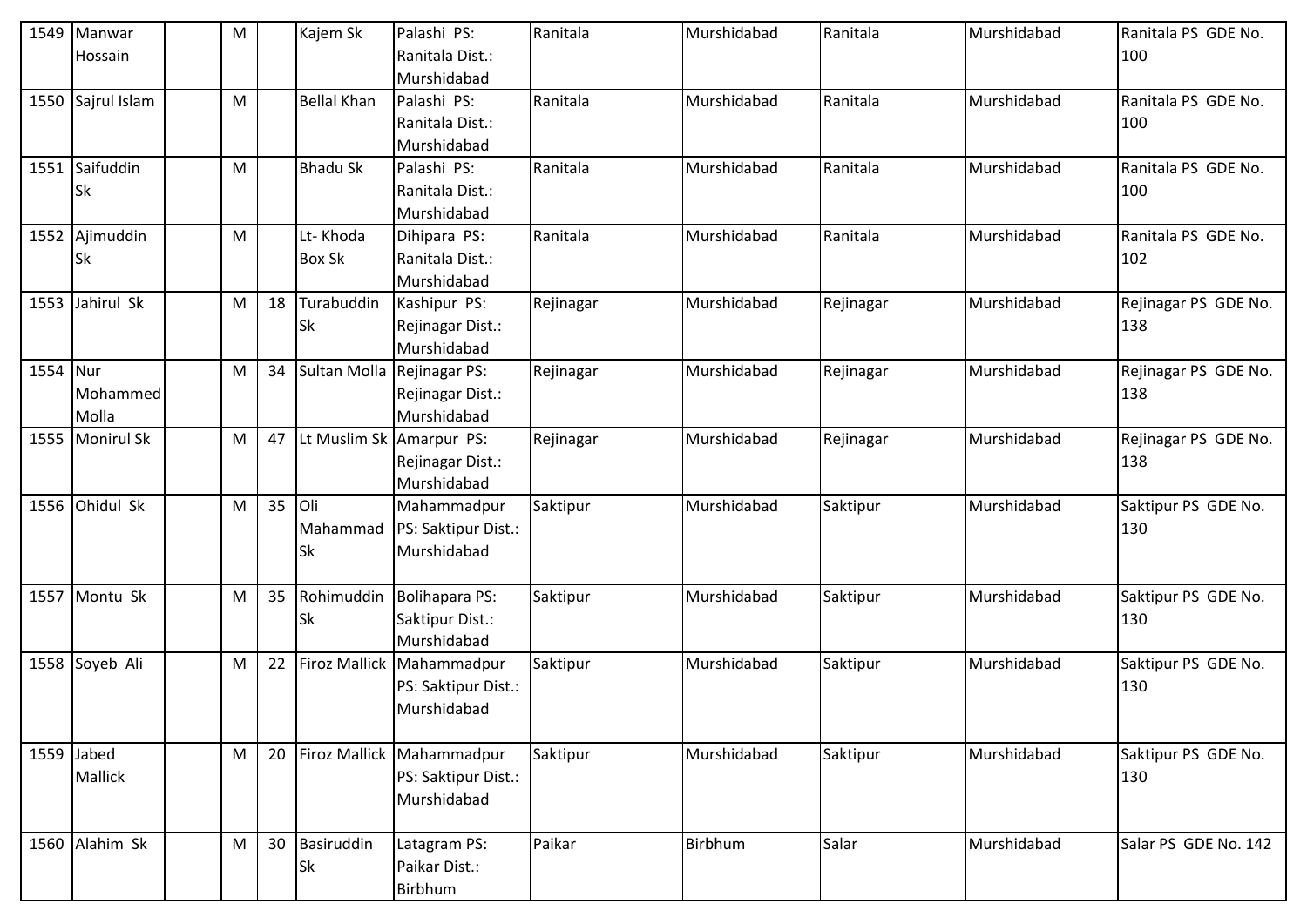| 1549 | Manwar Hossain | | M | | Kajem Sk | Palashi PS: Ranitala Dist.: Murshidabad | Ranitala | Murshidabad | Ranitala | Murshidabad | Ranitala PS GDE No. 100 |
|---|---|---|---|---|---|---|---|---|---|---|---|
| 1550 | Sajrul Islam | | M | | Bellal Khan | Palashi PS: Ranitala Dist.: Murshidabad | Ranitala | Murshidabad | Ranitala | Murshidabad | Ranitala PS GDE No. 100 |
| 1551 | Saifuddin Sk | | M | | Bhadu Sk | Palashi PS: Ranitala Dist.: Murshidabad | Ranitala | Murshidabad | Ranitala | Murshidabad | Ranitala PS GDE No. 100 |
| 1552 | Ajimuddin Sk | | M | | Lt- Khoda Box Sk | Dihipara PS: Ranitala Dist.: Murshidabad | Ranitala | Murshidabad | Ranitala | Murshidabad | Ranitala PS GDE No. 102 |
| 1553 | Jahirul Sk | | M | 18 | Turabuddin Sk | Kashipur PS: Rejinagar Dist.: Murshidabad | Rejinagar | Murshidabad | Rejinagar | Murshidabad | Rejinagar PS GDE No. 138 |
| 1554 | Nur Mohammed Molla | | M | 34 | Sultan Molla | Rejinagar PS: Rejinagar Dist.: Murshidabad | Rejinagar | Murshidabad | Rejinagar | Murshidabad | Rejinagar PS GDE No. 138 |
| 1555 | Monirul Sk | | M | 47 | Lt Muslim Sk | Amarpur PS: Rejinagar Dist.: Murshidabad | Rejinagar | Murshidabad | Rejinagar | Murshidabad | Rejinagar PS GDE No. 138 |
| 1556 | Ohidul Sk | | M | 35 | Oli Mahammad Sk | Mahammadpur PS: Saktipur Dist.: Murshidabad | Saktipur | Murshidabad | Saktipur | Murshidabad | Saktipur PS GDE No. 130 |
| 1557 | Montu Sk | | M | 35 | Rohimuddin Sk | Bolihapara PS: Saktipur Dist.: Murshidabad | Saktipur | Murshidabad | Saktipur | Murshidabad | Saktipur PS GDE No. 130 |
| 1558 | Soyeb Ali | | M | 22 | Firoz Mallick | Mahammadpur PS: Saktipur Dist.: Murshidabad | Saktipur | Murshidabad | Saktipur | Murshidabad | Saktipur PS GDE No. 130 |
| 1559 | Jabed Mallick | | M | 20 | Firoz Mallick | Mahammadpur PS: Saktipur Dist.: Murshidabad | Saktipur | Murshidabad | Saktipur | Murshidabad | Saktipur PS GDE No. 130 |
| 1560 | Alahim Sk | | M | 30 | Basiruddin Sk | Latagram PS: Paikar Dist.: Birbhum | Paikar | Birbhum | Salar | Murshidabad | Salar PS GDE No. 142 |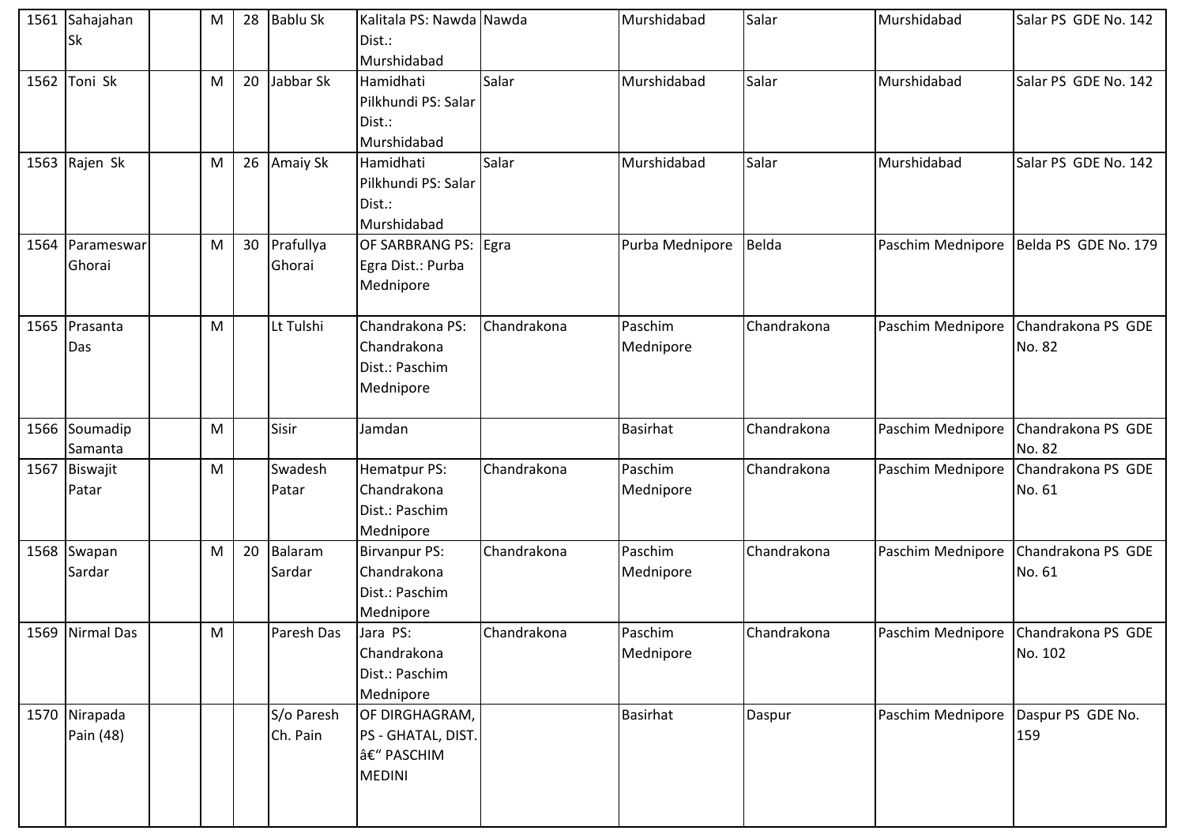| 1561 | Sahajahan Sk | | M | 28 | Bablu Sk | Kalitala PS: Nawda Dist.: Murshidabad | Nawda | Murshidabad | Salar | Murshidabad | Salar PS GDE No. 142 |
|---|---|---|---|---|---|---|---|---|---|---|---|
| 1562 | Toni Sk | | M | 20 | Jabbar Sk | Hamidhati Pilkhundi PS: Salar Dist.: Murshidabad | Salar | Murshidabad | Salar | Murshidabad | Salar PS GDE No. 142 |
| 1563 | Rajen Sk | | M | 26 | Amaiy Sk | Hamidhati Pilkhundi PS: Salar Dist.: Murshidabad | Salar | Murshidabad | Salar | Murshidabad | Salar PS GDE No. 142 |
| 1564 | Parameswar Ghorai | | M | 30 | Prafullya Ghorai | OF SARBRANG PS: Egra Dist.: Purba Mednipore | Egra | Purba Mednipore | Belda | Paschim Mednipore | Belda PS GDE No. 179 |
| 1565 | Prasanta Das | | M | | Lt Tulshi | Chandrakona PS: Chandrakona Dist.: Paschim Mednipore | Chandrakona | Paschim Mednipore | Chandrakona | Paschim Mednipore | Chandrakona PS GDE No. 82 |
| 1566 | Soumadip Samanta | | M | | Sisir | Jamdan | | Basirhat | Chandrakona | Paschim Mednipore | Chandrakona PS GDE No. 82 |
| 1567 | Biswajit Patar | | M | | Swadesh Patar | Hematpur PS: Chandrakona Dist.: Paschim Mednipore | Chandrakona | Paschim Mednipore | Chandrakona | Paschim Mednipore | Chandrakona PS GDE No. 61 |
| 1568 | Swapan Sardar | | M | 20 | Balaram Sardar | Birvanpur PS: Chandrakona Dist.: Paschim Mednipore | Chandrakona | Paschim Mednipore | Chandrakona | Paschim Mednipore | Chandrakona PS GDE No. 61 |
| 1569 | Nirmal Das | | M | | Paresh Das | Jara PS: Chandrakona Dist.: Paschim Mednipore | Chandrakona | Paschim Mednipore | Chandrakona | Paschim Mednipore | Chandrakona PS GDE No. 102 |
| 1570 | Nirapada Pain (48) | | | | S/o Paresh Ch. Pain | OF DIRGHAGRAM, PS - GHATAL, DIST. â€“ PASCHIM MEDINI | | Basirhat | Daspur | Paschim Mednipore | Daspur PS GDE No. 159 |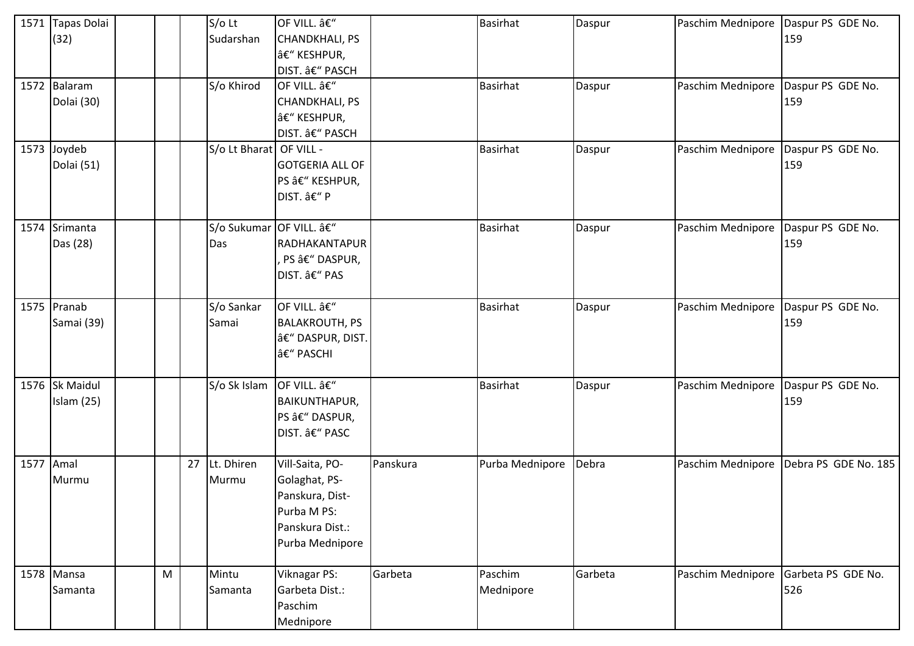| 1571 | Tapas Dolai (32) | | | | S/o Lt Sudarshan | OF VILL. â€“ CHANDKHALI, PS â€“ KESHPUR, DIST. â€“ PASCH | | Basirhat | Daspur | Paschim Mednipore | Daspur PS GDE No. 159 |
|---|---|---|---|---|---|---|---|---|---|---|---|
| 1572 | Balaram Dolai (30) | | | | S/o Khirod | OF VILL. â€“ CHANDKHALI, PS â€“ KESHPUR, DIST. â€“ PASCH | | Basirhat | Daspur | Paschim Mednipore | Daspur PS GDE No. 159 |
| 1573 | Joydeb Dolai (51) | | | | S/o Lt Bharat | OF VILL - GOTGERIA ALL OF PS â€“ KESHPUR, DIST. â€“ P | | Basirhat | Daspur | Paschim Mednipore | Daspur PS GDE No. 159 |
| 1574 | Srimanta Das (28) | | | | S/o Sukumar Das | OF VILL. â€“ RADHAKANTAPUR, PS â€“ DASPUR, DIST. â€“ PAS | | Basirhat | Daspur | Paschim Mednipore | Daspur PS GDE No. 159 |
| 1575 | Pranab Samai (39) | | | | S/o Sankar Samai | OF VILL. â€“ BALAKROUTH, PS â€“ DASPUR, DIST. â€“ PASCHI | | Basirhat | Daspur | Paschim Mednipore | Daspur PS GDE No. 159 |
| 1576 | Sk Maidul Islam (25) | | | | S/o Sk Islam | OF VILL. â€“ BAIKUNTHAPUR, PS â€“ DASPUR, DIST. â€“ PASC | | Basirhat | Daspur | Paschim Mednipore | Daspur PS GDE No. 159 |
| 1577 | Amal Murmu | | | 27 | Lt. Dhiren Murmu | Vill-Saita, PO-Golaghat, PS-Panskura, Dist-Purba M PS: Panskura Dist.: Purba Mednipore | Panskura | Purba Mednipore | Debra | Paschim Mednipore | Debra PS GDE No. 185 |
| 1578 | Mansa Samanta | | M | | Mintu Samanta | Viknagar PS: Garbeta Dist.: Paschim Mednipore | Garbeta | Paschim Mednipore | Garbeta | Paschim Mednipore | Garbeta PS GDE No. 526 |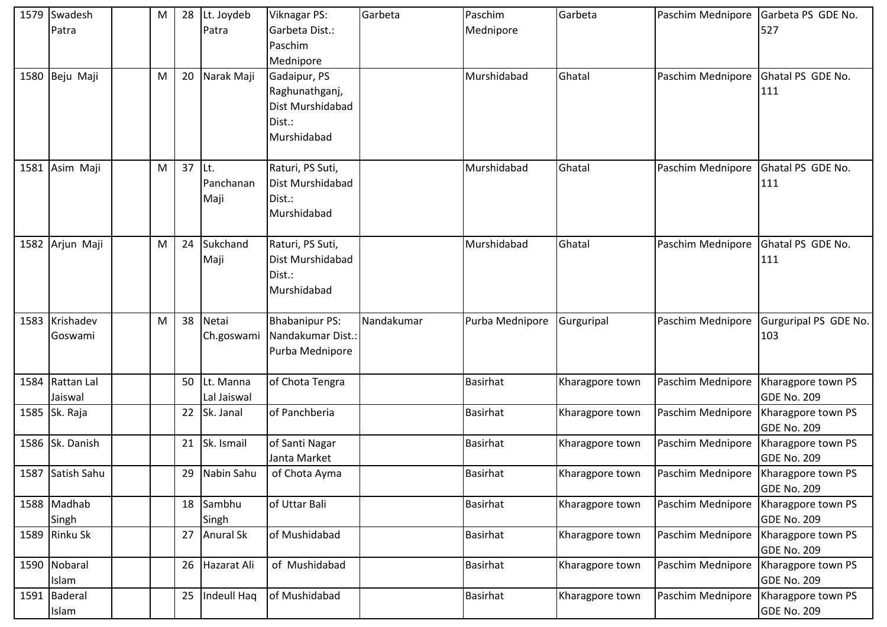| 1579 | Swadesh Patra | | M | 28 | Lt. Joydeb Patra | Viknagar PS: Garbeta Dist.: Paschim Mednipore | Garbeta | Paschim Mednipore | Garbeta | Paschim Mednipore | Garbeta PS GDE No. 527 |
|---|---|---|---|---|---|---|---|---|---|---|---|
| 1580 | Beju Maji | | M | 20 | Narak Maji | Gadaipur, PS Raghunathganj, Dist Murshidabad Dist.: Murshidabad | | Murshidabad | Ghatal | Paschim Mednipore | Ghatal PS GDE No. 111 |
| 1581 | Asim Maji | | M | 37 | Lt. Panchanan Maji | Raturi, PS Suti, Dist Murshidabad Dist.: Murshidabad | | Murshidabad | Ghatal | Paschim Mednipore | Ghatal PS GDE No. 111 |
| 1582 | Arjun Maji | | M | 24 | Sukchand Maji | Raturi, PS Suti, Dist Murshidabad Dist.: Murshidabad | | Murshidabad | Ghatal | Paschim Mednipore | Ghatal PS GDE No. 111 |
| 1583 | Krishadev Goswami | | M | 38 | Netai Ch.goswami | Bhabanipur PS: Nandakumar Dist.: Purba Mednipore | Nandakumar | Purba Mednipore | Gurguripal | Paschim Mednipore | Gurguripal PS GDE No. 103 |
| 1584 | Rattan Lal Jaiswal | | | 50 | Lt. Manna Lal Jaiswal | of Chota Tengra | | Basirhat | Kharagpore town | Paschim Mednipore | Kharagpore town PS GDE No. 209 |
| 1585 | Sk. Raja | | | 22 | Sk. Janal | of Panchberia | | Basirhat | Kharagpore town | Paschim Mednipore | Kharagpore town PS GDE No. 209 |
| 1586 | Sk. Danish | | | 21 | Sk. Ismail | of Santi Nagar Janta Market | | Basirhat | Kharagpore town | Paschim Mednipore | Kharagpore town PS GDE No. 209 |
| 1587 | Satish Sahu | | | 29 | Nabin Sahu | of Chota Ayma | | Basirhat | Kharagpore town | Paschim Mednipore | Kharagpore town PS GDE No. 209 |
| 1588 | Madhab Singh | | | 18 | Sambhu Singh | of Uttar Bali | | Basirhat | Kharagpore town | Paschim Mednipore | Kharagpore town PS GDE No. 209 |
| 1589 | Rinku Sk | | | 27 | Anural Sk | of Mushidabad | | Basirhat | Kharagpore town | Paschim Mednipore | Kharagpore town PS GDE No. 209 |
| 1590 | Nobaral Islam | | | 26 | Hazarat Ali | of Mushidabad | | Basirhat | Kharagpore town | Paschim Mednipore | Kharagpore town PS GDE No. 209 |
| 1591 | Baderal Islam | | | 25 | Indeull Haq | of Mushidabad | | Basirhat | Kharagpore town | Paschim Mednipore | Kharagpore town PS GDE No. 209 |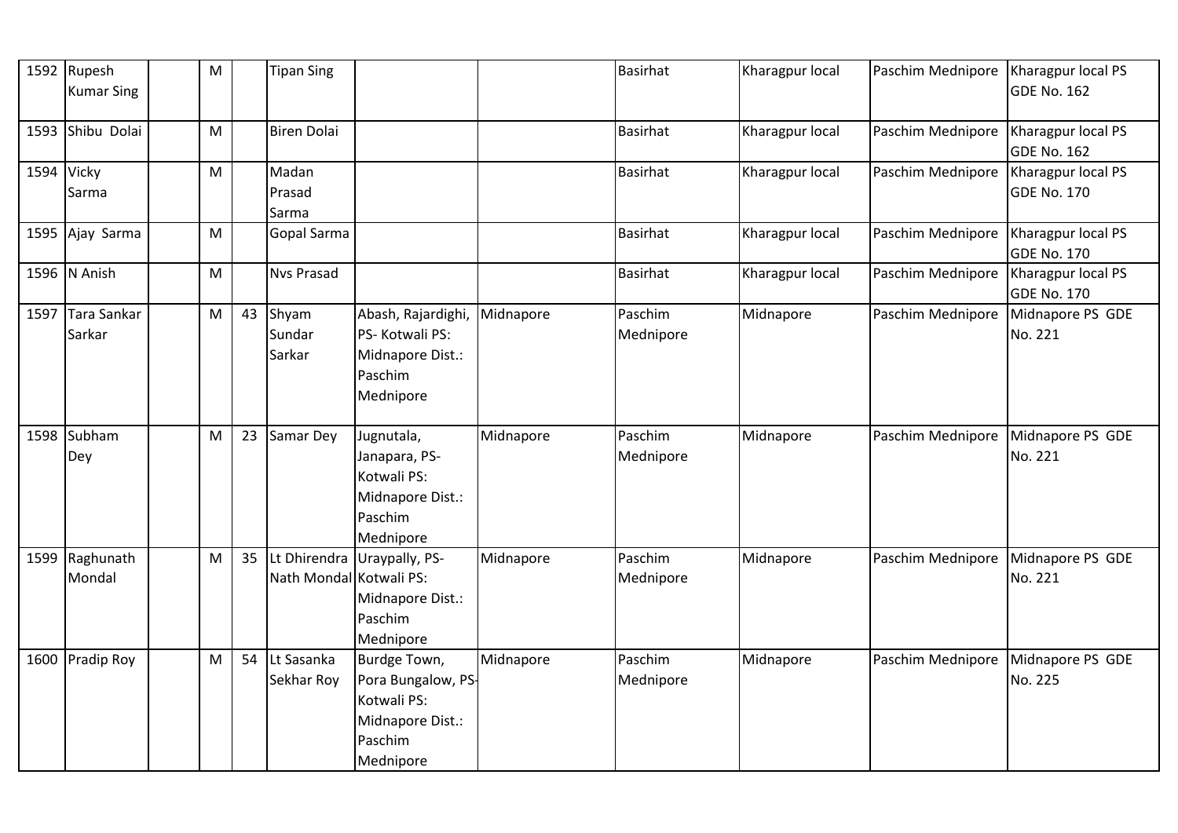| 1592 | Rupesh Kumar Sing | | M | | Tipan Sing | | | Basirhat | Kharagpur local | Paschim Mednipore | Kharagpur local PS GDE No. 162 |
|---|---|---|---|---|---|---|---|---|---|---|---|
| 1593 | Shibu Dolai | | M | | Biren Dolai | | | Basirhat | Kharagpur local | Paschim Mednipore | Kharagpur local PS GDE No. 162 |
| 1594 | Vicky Sarma | | M | | Madan Prasad Sarma | | | Basirhat | Kharagpur local | Paschim Mednipore | Kharagpur local PS GDE No. 170 |
| 1595 | Ajay Sarma | | M | | Gopal Sarma | | | Basirhat | Kharagpur local | Paschim Mednipore | Kharagpur local PS GDE No. 170 |
| 1596 | N Anish | | M | | Nvs Prasad | | | Basirhat | Kharagpur local | Paschim Mednipore | Kharagpur local PS GDE No. 170 |
| 1597 | Tara Sankar Sarkar | | M | 43 | Shyam Sundar Sarkar | Abash, Rajardighi, PS- Kotwali PS: Midnapore Dist.: Paschim Mednipore | Midnapore | Paschim Mednipore | Midnapore | Paschim Mednipore | Midnapore PS GDE No. 221 |
| 1598 | Subham Dey | | M | 23 | Samar Dey | Jugnutala, Janapara, PS- Kotwali PS: Midnapore Dist.: Paschim Mednipore | Midnapore | Paschim Mednipore | Midnapore | Paschim Mednipore | Midnapore PS GDE No. 221 |
| 1599 | Raghunath Mondal | | M | 35 | Lt Dhirendra Nath Mondal | Uraypally, PS- Kotwali PS: Midnapore Dist.: Paschim Mednipore | Midnapore | Paschim Mednipore | Midnapore | Paschim Mednipore | Midnapore PS GDE No. 221 |
| 1600 | Pradip Roy | | M | 54 | Lt Sasanka Sekhar Roy | Burdge Town, Pora Bungalow, PS-Kotwali PS: Midnapore Dist.: Paschim Mednipore | Midnapore | Paschim Mednipore | Midnapore | Paschim Mednipore | Midnapore PS GDE No. 225 |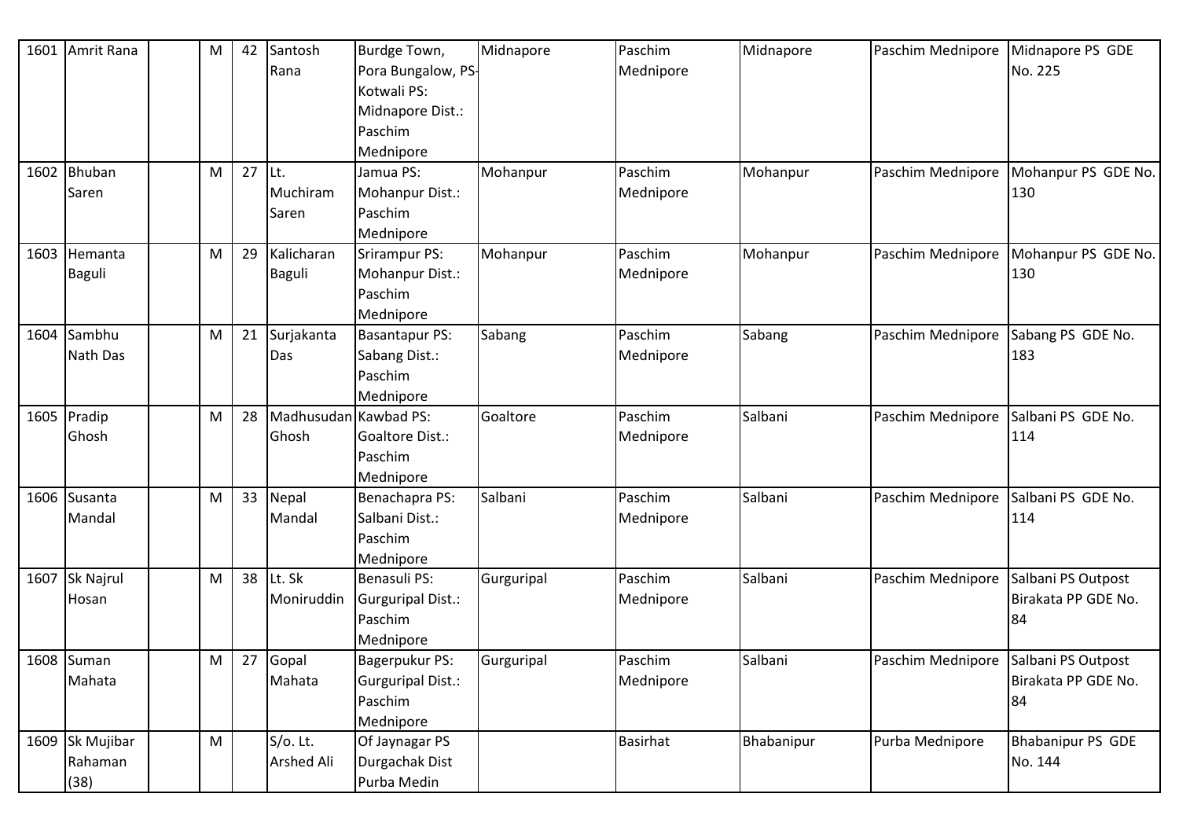| 1601 | Amrit Rana | | M | 42 | Santosh Rana | Burdge Town, Pora Bungalow, PS-Kotwali PS: Midnapore Dist.: Paschim Mednipore | Midnapore | Paschim Mednipore | Midnapore | Paschim Mednipore | Midnapore PS GDE No. 225 |
|---|---|---|---|---|---|---|---|---|---|---|---|
| 1602 | Bhuban Saren | | M | 27 | Lt. Muchiram Saren | Jamua PS: Mohanpur Dist.: Paschim Mednipore | Mohanpur | Paschim Mednipore | Mohanpur | Paschim Mednipore | Mohanpur PS GDE No. 130 |
| 1603 | Hemanta Baguli | | M | 29 | Kalicharan Baguli | Srirampur PS: Mohanpur Dist.: Paschim Mednipore | Mohanpur | Paschim Mednipore | Mohanpur | Paschim Mednipore | Mohanpur PS GDE No. 130 |
| 1604 | Sambhu Nath Das | | M | 21 | Surjakanta Das | Basantapur PS: Sabang Dist.: Paschim Mednipore | Sabang | Paschim Mednipore | Sabang | Paschim Mednipore | Sabang PS GDE No. 183 |
| 1605 | Pradip Ghosh | | M | 28 | Madhusudan Ghosh | Kawbad PS: Goaltore Dist.: Paschim Mednipore | Goaltore | Paschim Mednipore | Salbani | Paschim Mednipore | Salbani PS GDE No. 114 |
| 1606 | Susanta Mandal | | M | 33 | Nepal Mandal | Benachapra PS: Salbani Dist.: Paschim Mednipore | Salbani | Paschim Mednipore | Salbani | Paschim Mednipore | Salbani PS GDE No. 114 |
| 1607 | Sk Najrul Hosan | | M | 38 | Lt. Sk Moniruddin | Benasuli PS: Gurguripal Dist.: Paschim Mednipore | Gurguripal | Paschim Mednipore | Salbani | Paschim Mednipore | Salbani PS Outpost Birakata PP GDE No. 84 |
| 1608 | Suman Mahata | | M | 27 | Gopal Mahata | Bagerpukur PS: Gurguripal Dist.: Paschim Mednipore | Gurguripal | Paschim Mednipore | Salbani | Paschim Mednipore | Salbani PS Outpost Birakata PP GDE No. 84 |
| 1609 | Sk Mujibar Rahaman (38) | | M | | S/o. Lt. Arshed Ali | Of Jaynagar PS Durgachak Dist Purba Medin | | Basirhat | Bhabanipur | Purba Mednipore | Bhabanipur PS GDE No. 144 |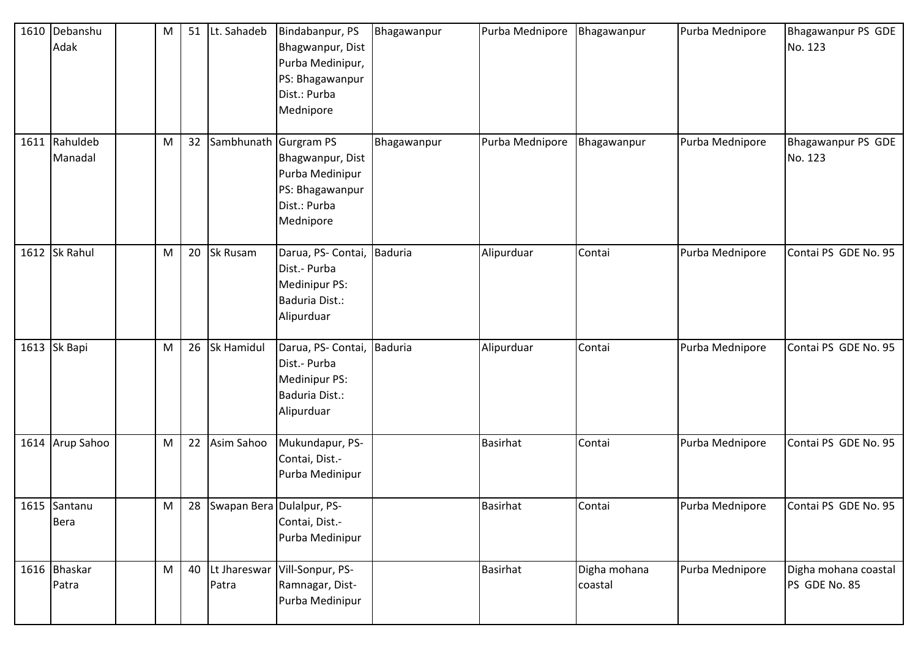| 1610 | Debanshu Adak | | M | 51 | Lt. Sahadeb | Bindabanpur, PS Bhagwanpur, Dist Purba Medinipur, PS: Bhagawanpur Dist.: Purba Mednipore | Bhagawanpur | Purba Mednipore | Bhagawanpur | Purba Mednipore | Bhagawanpur PS GDE No. 123 |
|---|---|---|---|---|---|---|---|---|---|---|---|
| 1611 | Rahuldeb Manadal | | M | 32 | Sambhunath | Gurgram PS Bhagwanpur, Dist Purba Medinipur PS: Bhagawanpur Dist.: Purba Mednipore | Bhagawanpur | Purba Mednipore | Bhagawanpur | Purba Mednipore | Bhagawanpur PS GDE No. 123 |
| 1612 | Sk Rahul | | M | 20 | Sk Rusam | Darua, PS- Contai, Dist.- Purba Medinipur PS: Baduria Dist.: Alipurduar | Baduria | Alipurduar | Contai | Purba Mednipore | Contai PS GDE No. 95 |
| 1613 | Sk Bapi | | M | 26 | Sk Hamidul | Darua, PS- Contai, Dist.- Purba Medinipur PS: Baduria Dist.: Alipurduar | Baduria | Alipurduar | Contai | Purba Mednipore | Contai PS GDE No. 95 |
| 1614 | Arup Sahoo | | M | 22 | Asim Sahoo | Mukundapur, PS- Contai, Dist.- Purba Medinipur | | Basirhat | Contai | Purba Mednipore | Contai PS GDE No. 95 |
| 1615 | Santanu Bera | | M | 28 | Swapan Bera | Dulalpur, PS- Contai, Dist.- Purba Medinipur | | Basirhat | Contai | Purba Mednipore | Contai PS GDE No. 95 |
| 1616 | Bhaskar Patra | | M | 40 | Lt Jhareswar Patra | Vill-Sonpur, PS- Ramnagar, Dist- Purba Medinipur | | Basirhat | Digha mohana coastal | Purba Mednipore | Digha mohana coastal PS GDE No. 85 |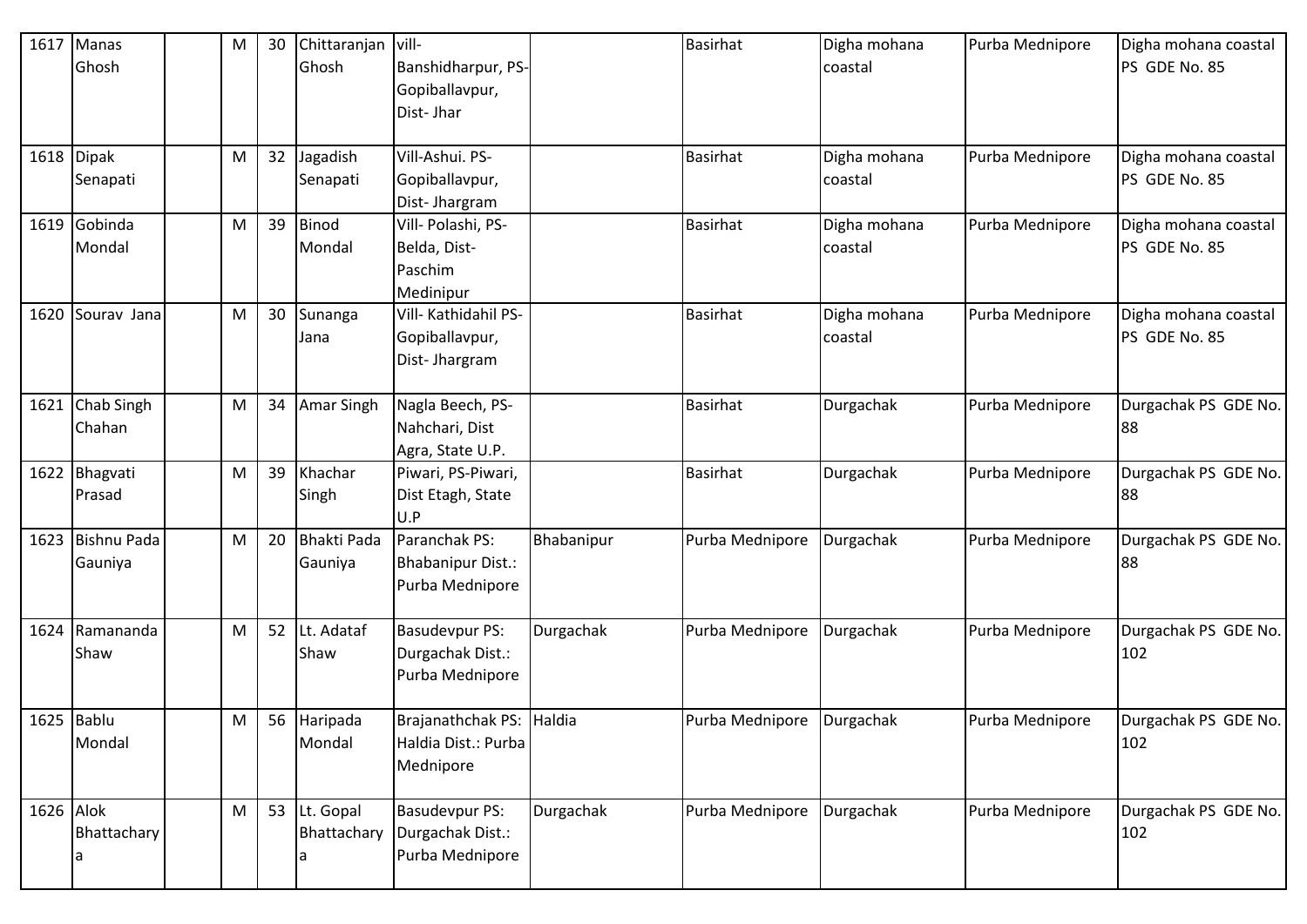| 1617 | Manas Ghosh | | M | 30 | Chittaranjan Ghosh | vill-Banshidharpur, PS-Gopiballavpur, Dist- Jhar | | Basirhat | Digha mohana coastal | Purba Mednipore | Digha mohana coastal PS GDE No. 85 |
|---|---|---|---|---|---|---|---|---|---|---|---|
| 1618 | Dipak Senapati | | M | 32 | Jagadish Senapati | Vill-Ashui. PS-Gopiballavpur, Dist- Jhargram | | Basirhat | Digha mohana coastal | Purba Mednipore | Digha mohana coastal PS GDE No. 85 |
| 1619 | Gobinda Mondal | | M | 39 | Binod Mondal | Vill- Polashi, PS-Belda, Dist-Paschim Medinipur | | Basirhat | Digha mohana coastal | Purba Mednipore | Digha mohana coastal PS GDE No. 85 |
| 1620 | Sourav Jana | | M | 30 | Sunanga Jana | Vill- Kathidahil PS-Gopiballavpur, Dist- Jhargram | | Basirhat | Digha mohana coastal | Purba Mednipore | Digha mohana coastal PS GDE No. 85 |
| 1621 | Chab Singh Chahan | | M | 34 | Amar Singh | Nagla Beech, PS-Nahchari, Dist Agra, State U.P. | | Basirhat | Durgachak | Purba Mednipore | Durgachak PS GDE No. 88 |
| 1622 | Bhagvati Prasad | | M | 39 | Khachar Singh | Piwari, PS-Piwari, Dist Etagh, State U.P | | Basirhat | Durgachak | Purba Mednipore | Durgachak PS GDE No. 88 |
| 1623 | Bishnu Pada Gauniya | | M | 20 | Bhakti Pada Gauniya | Paranchak PS: Bhabanipur Dist.: Purba Mednipore | Bhabanipur | Purba Mednipore | Durgachak | Purba Mednipore | Durgachak PS GDE No. 88 |
| 1624 | Ramananda Shaw | | M | 52 | Lt. Adataf Shaw | Basudevpur PS: Durgachak Dist.: Purba Mednipore | Durgachak | Purba Mednipore | Durgachak | Purba Mednipore | Durgachak PS GDE No. 102 |
| 1625 | Bablu Mondal | | M | 56 | Haripada Mondal | Brajanathchak PS: Haldia Dist.: Purba Mednipore | Haldia | Purba Mednipore | Durgachak | Purba Mednipore | Durgachak PS GDE No. 102 |
| 1626 | Alok Bhattacharya | | M | 53 | Lt. Gopal Bhattacharya | Basudevpur PS: Durgachak Dist.: Purba Mednipore | Durgachak | Purba Mednipore | Durgachak | Purba Mednipore | Durgachak PS GDE No. 102 |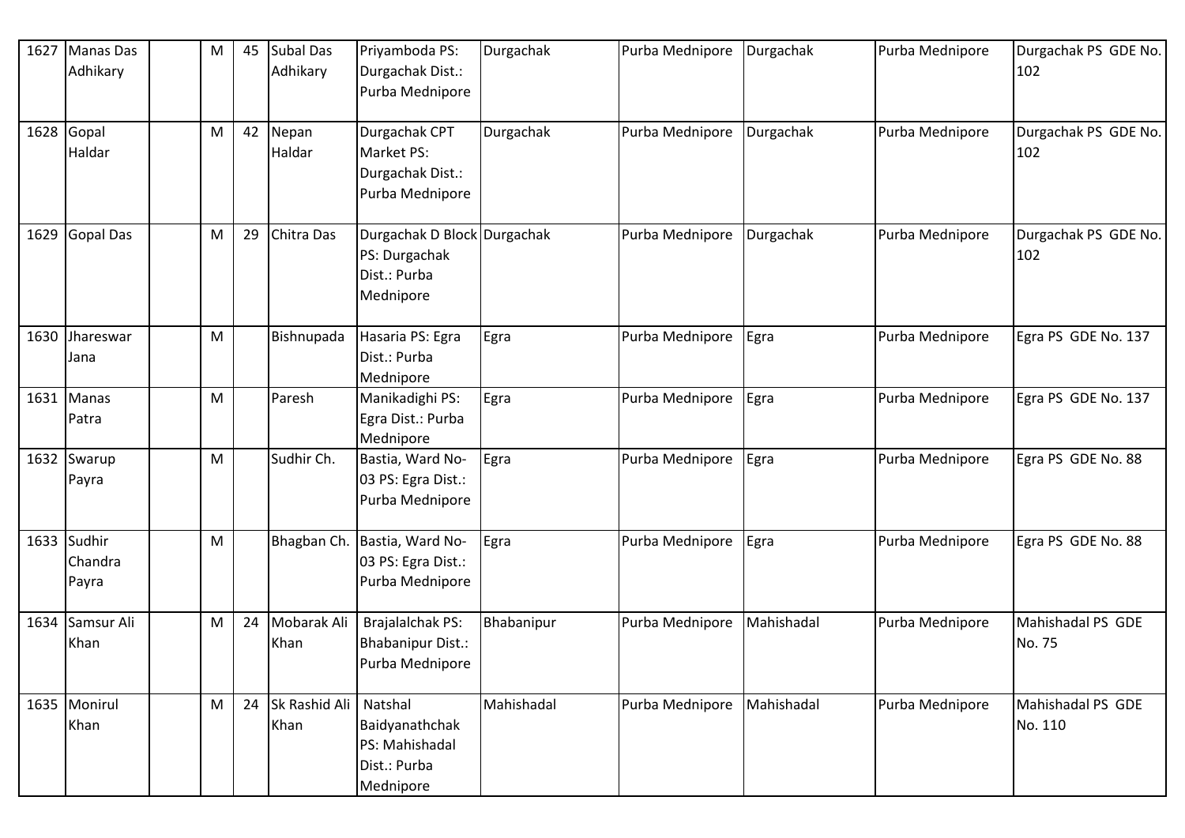| 1627 | Manas Das Adhikary | | M | 45 | Subal Das Adhikary | Priyamboda PS: Durgachak Dist.: Purba Mednipore | Durgachak | Purba Mednipore | Durgachak | Purba Mednipore | Durgachak PS GDE No. 102 |
|---|---|---|---|---|---|---|---|---|---|---|---|
| 1628 | Gopal Haldar | | M | 42 | Nepan Haldar | Durgachak CPT Market PS: Durgachak Dist.: Purba Mednipore | Durgachak | Purba Mednipore | Durgachak | Purba Mednipore | Durgachak PS GDE No. 102 |
| 1629 | Gopal Das | | M | 29 | Chitra Das | Durgachak D Block PS: Durgachak Dist.: Purba Mednipore | Durgachak | Purba Mednipore | Durgachak | Purba Mednipore | Durgachak PS GDE No. 102 |
| 1630 | Jhareswar Jana | | M | | Bishnupada | Hasaria PS: Egra Dist.: Purba Mednipore | Egra | Purba Mednipore | Egra | Purba Mednipore | Egra PS GDE No. 137 |
| 1631 | Manas Patra | | M | | Paresh | Manikadighi PS: Egra Dist.: Purba Mednipore | Egra | Purba Mednipore | Egra | Purba Mednipore | Egra PS GDE No. 137 |
| 1632 | Swarup Payra | | M | | Sudhir Ch. | Bastia, Ward No-03 PS: Egra Dist.: Purba Mednipore | Egra | Purba Mednipore | Egra | Purba Mednipore | Egra PS GDE No. 88 |
| 1633 | Sudhir Chandra Payra | | M | | Bhagban Ch. | Bastia, Ward No-03 PS: Egra Dist.: Purba Mednipore | Egra | Purba Mednipore | Egra | Purba Mednipore | Egra PS GDE No. 88 |
| 1634 | Samsur Ali Khan | | M | 24 | Mobarak Ali Khan | Brajalalchak PS: Bhabanipur Dist.: Purba Mednipore | Bhabanipur | Purba Mednipore | Mahishadal | Purba Mednipore | Mahishadal PS GDE No. 75 |
| 1635 | Monirul Khan | | M | 24 | Sk Rashid Ali Khan | Natshal Baidyanathchak PS: Mahishadal Dist.: Purba Mednipore | Mahishadal | Purba Mednipore | Mahishadal | Purba Mednipore | Mahishadal PS GDE No. 110 |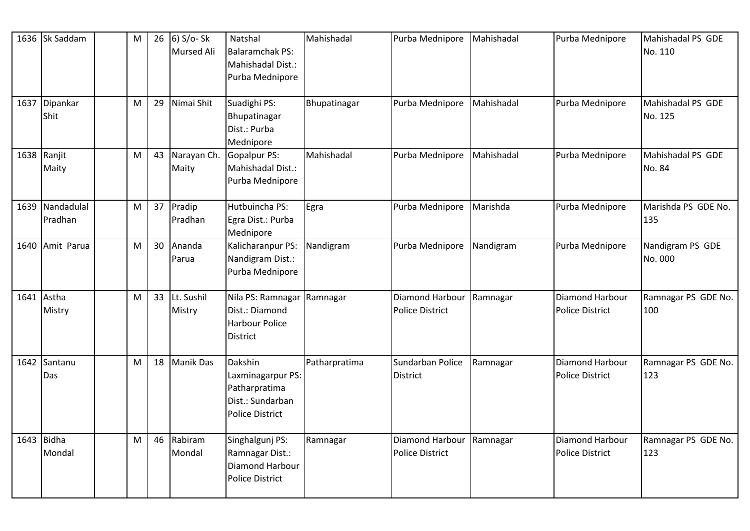| 1636 | Sk Saddam | | M | 26 | 6) S/o- Sk Mursed Ali | Natshal Balaramchak PS: Mahishadal Dist.: Purba Mednipore | Mahishadal | Purba Mednipore | Mahishadal | Purba Mednipore | Mahishadal PS GDE No. 110 |
|---|---|---|---|---|---|---|---|---|---|---|---|
| 1637 | Dipankar Shit | | M | 29 | Nimai Shit | Suadighi PS: Bhupatinagar Dist.: Purba Mednipore | Bhupatinagar | Purba Mednipore | Mahishadal | Purba Mednipore | Mahishadal PS GDE No. 125 |
| 1638 | Ranjit Maity | | M | 43 | Narayan Ch. Maity | Gopalpur PS: Mahishadal Dist.: Purba Mednipore | Mahishadal | Purba Mednipore | Mahishadal | Purba Mednipore | Mahishadal PS GDE No. 84 |
| 1639 | Nandadulal Pradhan | | M | 37 | Pradip Pradhan | Hutbuincha PS: Egra Dist.: Purba Mednipore | Egra | Purba Mednipore | Marishda | Purba Mednipore | Marishda PS GDE No. 135 |
| 1640 | Amit Parua | | M | 30 | Ananda Parua | Kalicharanpur PS: Nandigram Dist.: Purba Mednipore | Nandigram | Purba Mednipore | Nandigram | Purba Mednipore | Nandigram PS GDE No. 000 |
| 1641 | Astha Mistry | | M | 33 | Lt. Sushil Mistry | Nila PS: Ramnagar Dist.: Diamond Harbour Police District | Ramnagar | Diamond Harbour Police District | Ramnagar | Diamond Harbour Police District | Ramnagar PS GDE No. 100 |
| 1642 | Santanu Das | | M | 18 | Manik Das | Dakshin Laxminagarpur PS: Patharpratima Dist.: Sundarban Police District | Patharpratima | Sundarban Police District | Ramnagar | Diamond Harbour Police District | Ramnagar PS GDE No. 123 |
| 1643 | Bidha Mondal | | M | 46 | Rabiram Mondal | Singhalgunj PS: Ramnagar Dist.: Diamond Harbour Police District | Ramnagar | Diamond Harbour Police District | Ramnagar | Diamond Harbour Police District | Ramnagar PS GDE No. 123 |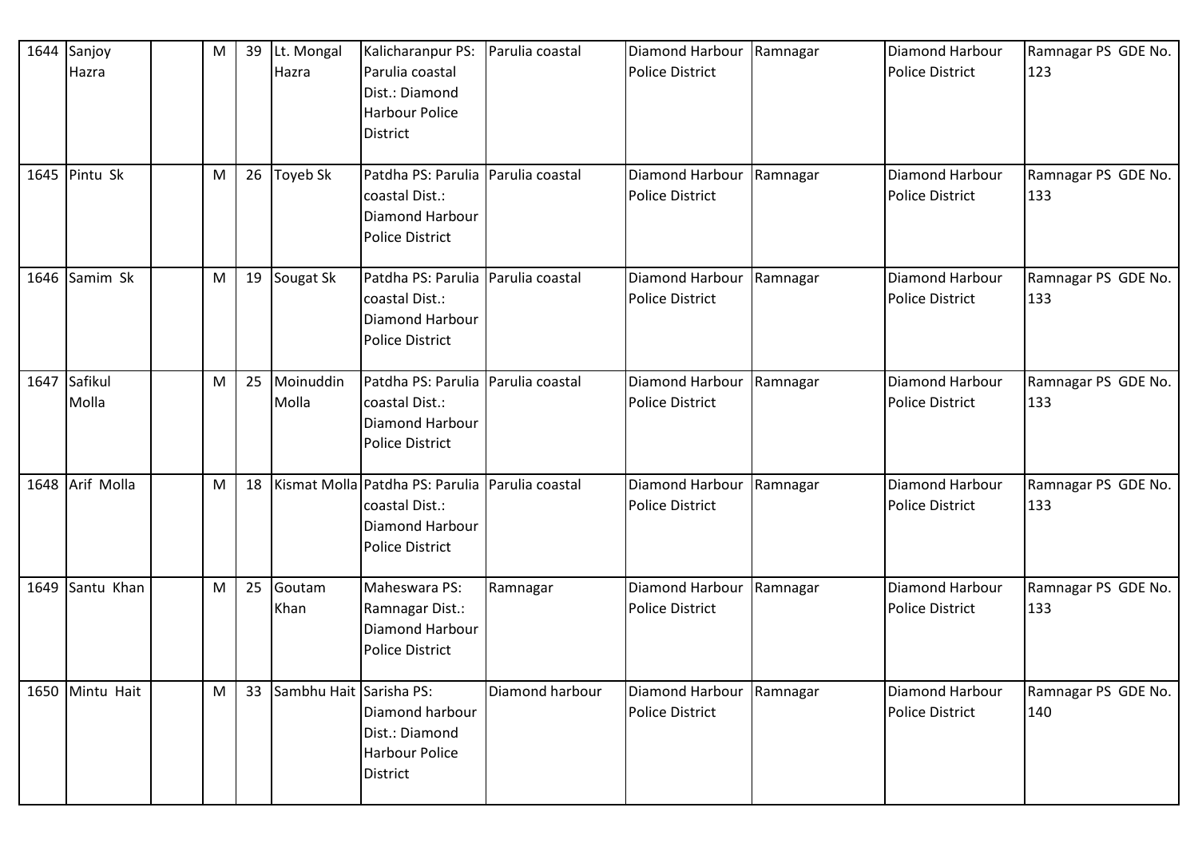| 1644 | Sanjoy Hazra | | M | 39 | Lt. Mongal Hazra | Kalicharanpur PS: Parulia coastal Dist.: Diamond Harbour Police District | Parulia coastal | Diamond Harbour Police District | Ramnagar | Diamond Harbour Police District | Ramnagar PS GDE No. 123 |
|---|---|---|---|---|---|---|---|---|---|---|---|
| 1645 | Pintu Sk | | M | 26 | Toyeb Sk | Patdha PS: Parulia coastal Dist.: Diamond Harbour Police District | Parulia coastal | Diamond Harbour Police District | Ramnagar | Diamond Harbour Police District | Ramnagar PS GDE No. 133 |
| 1646 | Samim Sk | | M | 19 | Sougat Sk | Patdha PS: Parulia coastal Dist.: Diamond Harbour Police District | Parulia coastal | Diamond Harbour Police District | Ramnagar | Diamond Harbour Police District | Ramnagar PS GDE No. 133 |
| 1647 | Safikul Molla | | M | 25 | Moinuddin Molla | Patdha PS: Parulia coastal Dist.: Diamond Harbour Police District | Parulia coastal | Diamond Harbour Police District | Ramnagar | Diamond Harbour Police District | Ramnagar PS GDE No. 133 |
| 1648 | Arif Molla | | M | 18 | Kismat Molla | Patdha PS: Parulia coastal Dist.: Diamond Harbour Police District | Parulia coastal | Diamond Harbour Police District | Ramnagar | Diamond Harbour Police District | Ramnagar PS GDE No. 133 |
| 1649 | Santu Khan | | M | 25 | Goutam Khan | Maheswara PS: Ramnagar Dist.: Diamond Harbour Police District | Ramnagar | Diamond Harbour Police District | Ramnagar | Diamond Harbour Police District | Ramnagar PS GDE No. 133 |
| 1650 | Mintu Hait | | M | 33 | Sambhu Hait | Sarisha PS: Diamond harbour Dist.: Diamond Harbour Police District | Diamond harbour | Diamond Harbour Police District | Ramnagar | Diamond Harbour Police District | Ramnagar PS GDE No. 140 |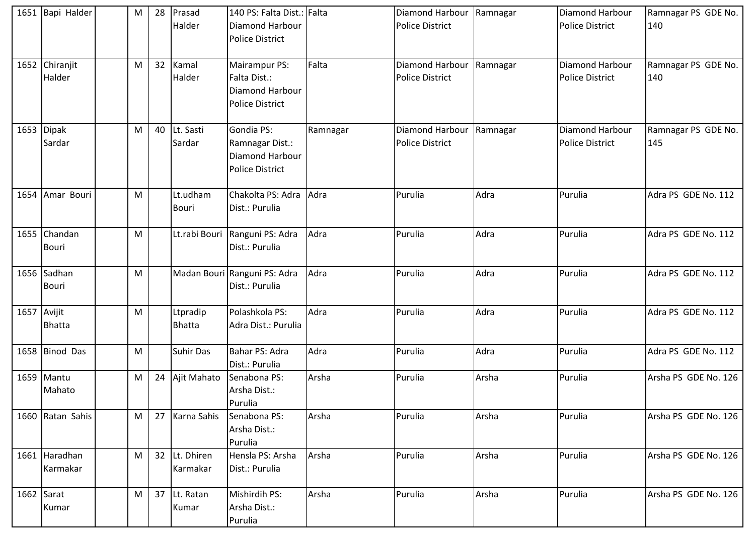| 1651 | Bapi Halder | | M | 28 | Prasad Halder | 140 PS: Falta Dist.: Diamond Harbour Police District | Falta | Diamond Harbour Police District | Ramnagar | Diamond Harbour Police District | Ramnagar PS GDE No. 140 |
|---|---|---|---|---|---|---|---|---|---|---|---|
| 1652 | Chiranjit Halder | | M | 32 | Kamal Halder | Mairampur PS: Falta Dist.: Diamond Harbour Police District | Falta | Diamond Harbour Police District | Ramnagar | Diamond Harbour Police District | Ramnagar PS GDE No. 140 |
| 1653 | Dipak Sardar | | M | 40 | Lt. Sasti Sardar | Gondia PS: Ramnagar Dist.: Diamond Harbour Police District | Ramnagar | Diamond Harbour Police District | Ramnagar | Diamond Harbour Police District | Ramnagar PS GDE No. 145 |
| 1654 | Amar Bouri | | M | | Lt.udham Bouri | Chakolta PS: Adra Dist.: Purulia | Adra | Purulia | Adra | Purulia | Adra PS GDE No. 112 |
| 1655 | Chandan Bouri | | M | | Lt.rabi Bouri | Ranguni PS: Adra Dist.: Purulia | Adra | Purulia | Adra | Purulia | Adra PS GDE No. 112 |
| 1656 | Sadhan Bouri | | M | | Madan Bouri | Ranguni PS: Adra Dist.: Purulia | Adra | Purulia | Adra | Purulia | Adra PS GDE No. 112 |
| 1657 | Avijit Bhatta | | M | | Ltpradip Bhatta | Polashkola PS: Adra Dist.: Purulia | Adra | Purulia | Adra | Purulia | Adra PS GDE No. 112 |
| 1658 | Binod Das | | M | | Suhir Das | Bahar PS: Adra Dist.: Purulia | Adra | Purulia | Adra | Purulia | Adra PS GDE No. 112 |
| 1659 | Mantu Mahato | | M | 24 | Ajit Mahato | Senabona PS: Arsha Dist.: Purulia | Arsha | Purulia | Arsha | Purulia | Arsha PS GDE No. 126 |
| 1660 | Ratan Sahis | | M | 27 | Karna Sahis | Senabona PS: Arsha Dist.: Purulia | Arsha | Purulia | Arsha | Purulia | Arsha PS GDE No. 126 |
| 1661 | Haradhan Karmakar | | M | 32 | Lt. Dhiren Karmakar | Hensla PS: Arsha Dist.: Purulia | Arsha | Purulia | Arsha | Purulia | Arsha PS GDE No. 126 |
| 1662 | Sarat Kumar | | M | 37 | Lt. Ratan Kumar | Mishirdih PS: Arsha Dist.: Purulia | Arsha | Purulia | Arsha | Purulia | Arsha PS GDE No. 126 |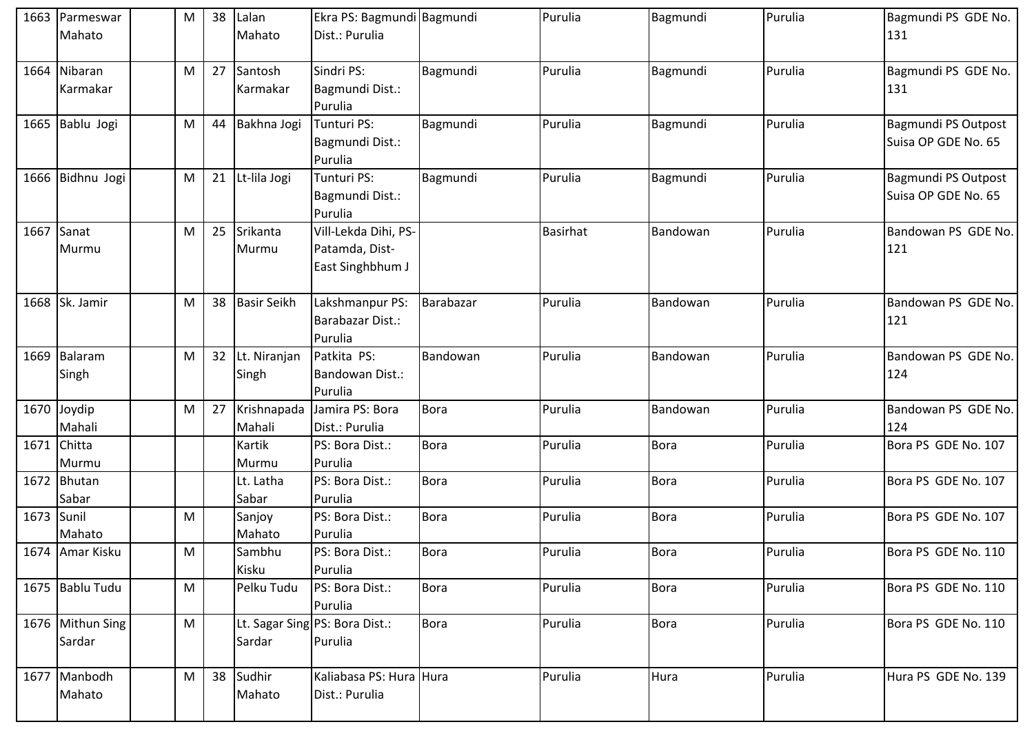| | | | | | | | | | | | |
|---|---|---|---|---|---|---|---|---|---|---|---|
| 1663 | Parmeswar Mahato | | M | 38 | Lalan Mahato | Ekra PS: Bagmundi Dist.: Purulia | Bagmundi | Purulia | Bagmundi | Purulia | Bagmundi PS GDE No. 131 |
| 1664 | Nibaran Karmakar | | M | 27 | Santosh Karmakar | Sindri PS: Bagmundi Dist.: Purulia | Bagmundi | Purulia | Bagmundi | Purulia | Bagmundi PS GDE No. 131 |
| 1665 | Bablu Jogi | | M | 44 | Bakhna Jogi | Tunturi PS: Bagmundi Dist.: Purulia | Bagmundi | Purulia | Bagmundi | Purulia | Bagmundi PS Outpost Suisa OP GDE No. 65 |
| 1666 | Bidhnu Jogi | | M | 21 | Lt-lila Jogi | Tunturi PS: Bagmundi Dist.: Purulia | Bagmundi | Purulia | Bagmundi | Purulia | Bagmundi PS Outpost Suisa OP GDE No. 65 |
| 1667 | Sanat Murmu | | M | 25 | Srikanta Murmu | Vill-Lekda Dihi, PS-Patamda, Dist-East Singhbhum J | | Basirhat | Bandowan | Purulia | Bandowan PS GDE No. 121 |
| 1668 | Sk. Jamir | | M | 38 | Basir Seikh | Lakshmanpur PS: Barabazar Dist.: Purulia | Barabazar | Purulia | Bandowan | Purulia | Bandowan PS GDE No. 121 |
| 1669 | Balaram Singh | | M | 32 | Lt. Niranjan Singh | Patkita PS: Bandowan Dist.: Purulia | Bandowan | Purulia | Bandowan | Purulia | Bandowan PS GDE No. 124 |
| 1670 | Joydip Mahali | | M | 27 | Krishnapada Mahali | Jamira PS: Bora Dist.: Purulia | Bora | Purulia | Bandowan | Purulia | Bandowan PS GDE No. 124 |
| 1671 | Chitta Murmu | | | | Kartik Murmu | PS: Bora Dist.: Purulia | Bora | Purulia | Bora | Purulia | Bora PS GDE No. 107 |
| 1672 | Bhutan Sabar | | | | Lt. Latha Sabar | PS: Bora Dist.: Purulia | Bora | Purulia | Bora | Purulia | Bora PS GDE No. 107 |
| 1673 | Sunil Mahato | | M | | Sanjoy Mahato | PS: Bora Dist.: Purulia | Bora | Purulia | Bora | Purulia | Bora PS GDE No. 107 |
| 1674 | Amar Kisku | | M | | Sambhu Kisku | PS: Bora Dist.: Purulia | Bora | Purulia | Bora | Purulia | Bora PS GDE No. 110 |
| 1675 | Bablu Tudu | | M | | Pelku Tudu | PS: Bora Dist.: Purulia | Bora | Purulia | Bora | Purulia | Bora PS GDE No. 110 |
| 1676 | Mithun Sing Sardar | | M | | Lt. Sagar Sing Sardar | PS: Bora Dist.: Purulia | Bora | Purulia | Bora | Purulia | Bora PS GDE No. 110 |
| 1677 | Manbodh Mahato | | M | 38 | Sudhir Mahato | Kaliabasa PS: Hura Dist.: Purulia | Hura | Purulia | Hura | Purulia | Hura PS GDE No. 139 |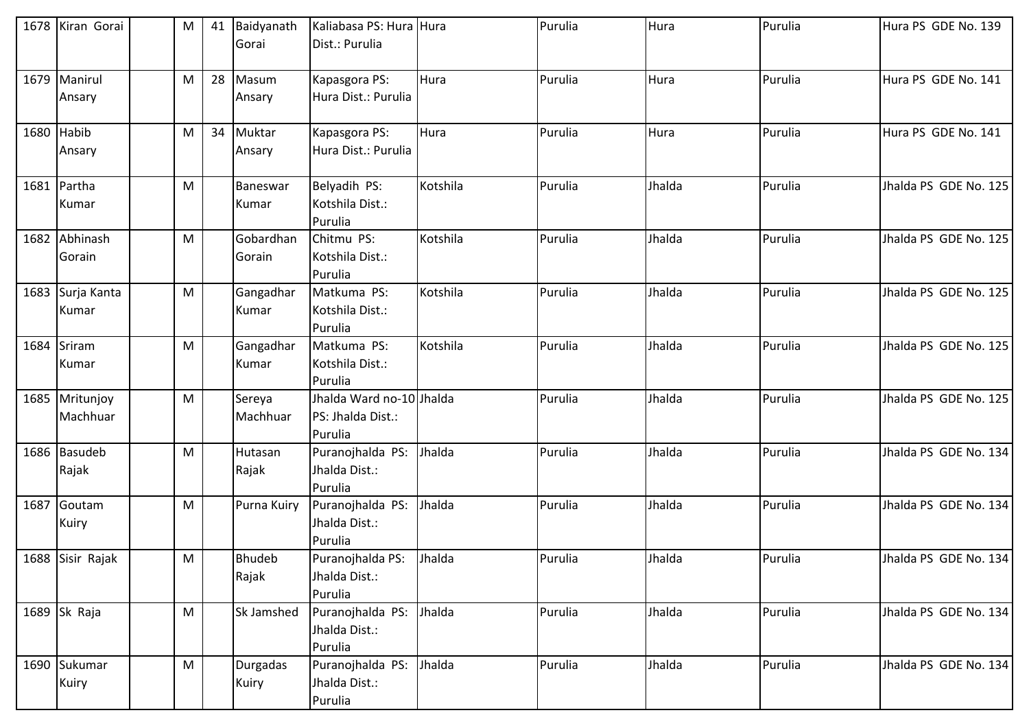| 1678 | Kiran Gorai | | M | 41 | Baidyanath Gorai | Kaliabasa PS: Hura Dist.: Purulia | Hura | Purulia | Hura | Purulia | Hura PS GDE No. 139 |
|---|---|---|---|---|---|---|---|---|---|---|---|
| 1679 | Manirul Ansary | | M | 28 | Masum Ansary | Kapasgora PS: Hura Dist.: Purulia | Hura | Purulia | Hura | Purulia | Hura PS GDE No. 141 |
| 1680 | Habib Ansary | | M | 34 | Muktar Ansary | Kapasgora PS: Hura Dist.: Purulia | Hura | Purulia | Hura | Purulia | Hura PS GDE No. 141 |
| 1681 | Partha Kumar | | M | | Baneswar Kumar | Belyadih PS: Kotshila Dist.: Purulia | Kotshila | Purulia | Jhalda | Purulia | Jhalda PS GDE No. 125 |
| 1682 | Abhinash Gorain | | M | | Gobardhan Gorain | Chitmu PS: Kotshila Dist.: Purulia | Kotshila | Purulia | Jhalda | Purulia | Jhalda PS GDE No. 125 |
| 1683 | Surja Kanta Kumar | | M | | Gangadhar Kumar | Matkuma PS: Kotshila Dist.: Purulia | Kotshila | Purulia | Jhalda | Purulia | Jhalda PS GDE No. 125 |
| 1684 | Sriram Kumar | | M | | Gangadhar Kumar | Matkuma PS: Kotshila Dist.: Purulia | Kotshila | Purulia | Jhalda | Purulia | Jhalda PS GDE No. 125 |
| 1685 | Mritunjoy Machhuar | | M | | Sereya Machhuar | Jhalda Ward no-10 PS: Jhalda Dist.: Purulia | Jhalda | Purulia | Jhalda | Purulia | Jhalda PS GDE No. 125 |
| 1686 | Basudeb Rajak | | M | | Hutasan Rajak | Puranojhalda PS: Jhalda Dist.: Purulia | Jhalda | Purulia | Jhalda | Purulia | Jhalda PS GDE No. 134 |
| 1687 | Goutam Kuiry | | M | | Purna Kuiry | Puranojhalda PS: Jhalda Dist.: Purulia | Jhalda | Purulia | Jhalda | Purulia | Jhalda PS GDE No. 134 |
| 1688 | Sisir Rajak | | M | | Bhudeb Rajak | Puranojhalda PS: Jhalda Dist.: Purulia | Jhalda | Purulia | Jhalda | Purulia | Jhalda PS GDE No. 134 |
| 1689 | Sk Raja | | M | | Sk Jamshed | Puranojhalda PS: Jhalda Dist.: Purulia | Jhalda | Purulia | Jhalda | Purulia | Jhalda PS GDE No. 134 |
| 1690 | Sukumar Kuiry | | M | | Durgadas Kuiry | Puranojhalda PS: Jhalda Dist.: Purulia | Jhalda | Purulia | Jhalda | Purulia | Jhalda PS GDE No. 134 |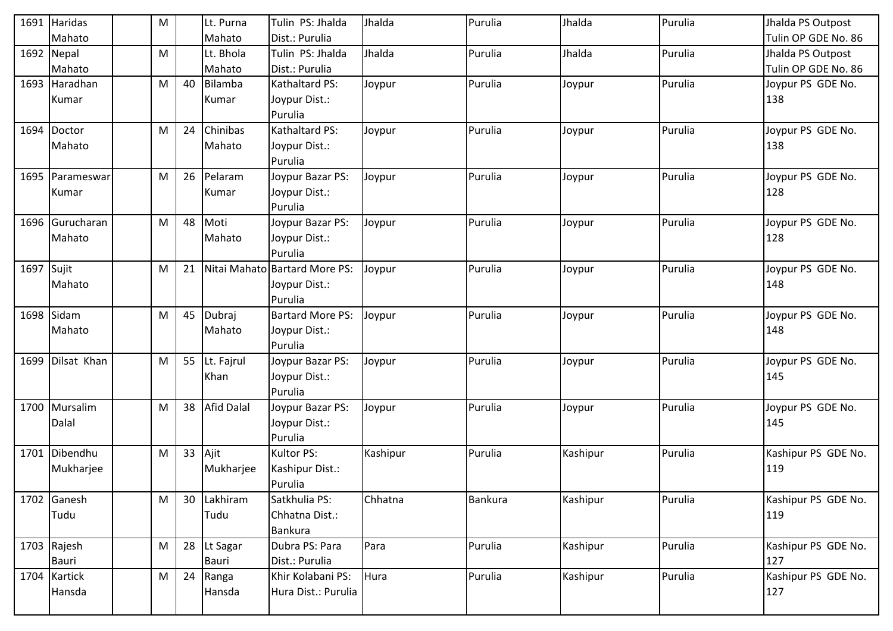| 1691 | Haridas Mahato | | M | | Lt. Purna Mahato | Tulin PS: Jhalda Dist.: Purulia | Jhalda | Purulia | Jhalda | Purulia | Jhalda PS Outpost Tulin OP GDE No. 86 |
|---|---|---|---|---|---|---|---|---|---|---|---|
| 1692 | Nepal Mahato | | M | | Lt. Bhola Mahato | Tulin PS: Jhalda Dist.: Purulia | Jhalda | Purulia | Jhalda | Purulia | Jhalda PS Outpost Tulin OP GDE No. 86 |
| 1693 | Haradhan Kumar | | M | 40 | Bilamba Kumar | Kathaltard PS: Joypur Dist.: Purulia | Joypur | Purulia | Joypur | Purulia | Joypur PS GDE No. 138 |
| 1694 | Doctor Mahato | | M | 24 | Chinibas Mahato | Kathaltard PS: Joypur Dist.: Purulia | Joypur | Purulia | Joypur | Purulia | Joypur PS GDE No. 138 |
| 1695 | Parameswar Kumar | | M | 26 | Pelaram Kumar | Joypur Bazar PS: Joypur Dist.: Purulia | Joypur | Purulia | Joypur | Purulia | Joypur PS GDE No. 128 |
| 1696 | Gurucharan Mahato | | M | 48 | Moti Mahato | Joypur Bazar PS: Joypur Dist.: Purulia | Joypur | Purulia | Joypur | Purulia | Joypur PS GDE No. 128 |
| 1697 | Sujit Mahato | | M | 21 | Nitai Mahato | Bartard More PS: Joypur Dist.: Purulia | Joypur | Purulia | Joypur | Purulia | Joypur PS GDE No. 148 |
| 1698 | Sidam Mahato | | M | 45 | Dubraj Mahato | Bartard More PS: Joypur Dist.: Purulia | Joypur | Purulia | Joypur | Purulia | Joypur PS GDE No. 148 |
| 1699 | Dilsat Khan | | M | 55 | Lt. Fajrul Khan | Joypur Bazar PS: Joypur Dist.: Purulia | Joypur | Purulia | Joypur | Purulia | Joypur PS GDE No. 145 |
| 1700 | Mursalim Dalal | | M | 38 | Afid Dalal | Joypur Bazar PS: Joypur Dist.: Purulia | Joypur | Purulia | Joypur | Purulia | Joypur PS GDE No. 145 |
| 1701 | Dibendhu Mukharjee | | M | 33 | Ajit Mukharjee | Kultor PS: Kashipur Dist.: Purulia | Kashipur | Purulia | Kashipur | Purulia | Kashipur PS GDE No. 119 |
| 1702 | Ganesh Tudu | | M | 30 | Lakhiram Tudu | Satkhulia PS: Chhatna Dist.: Bankura | Chhatna | Bankura | Kashipur | Purulia | Kashipur PS GDE No. 119 |
| 1703 | Rajesh Bauri | | M | 28 | Lt Sagar Bauri | Dubra PS: Para Dist.: Purulia | Para | Purulia | Kashipur | Purulia | Kashipur PS GDE No. 127 |
| 1704 | Kartick Hansda | | M | 24 | Ranga Hansda | Khir Kolabani PS: Hura Dist.: Purulia | Hura | Purulia | Kashipur | Purulia | Kashipur PS GDE No. 127 |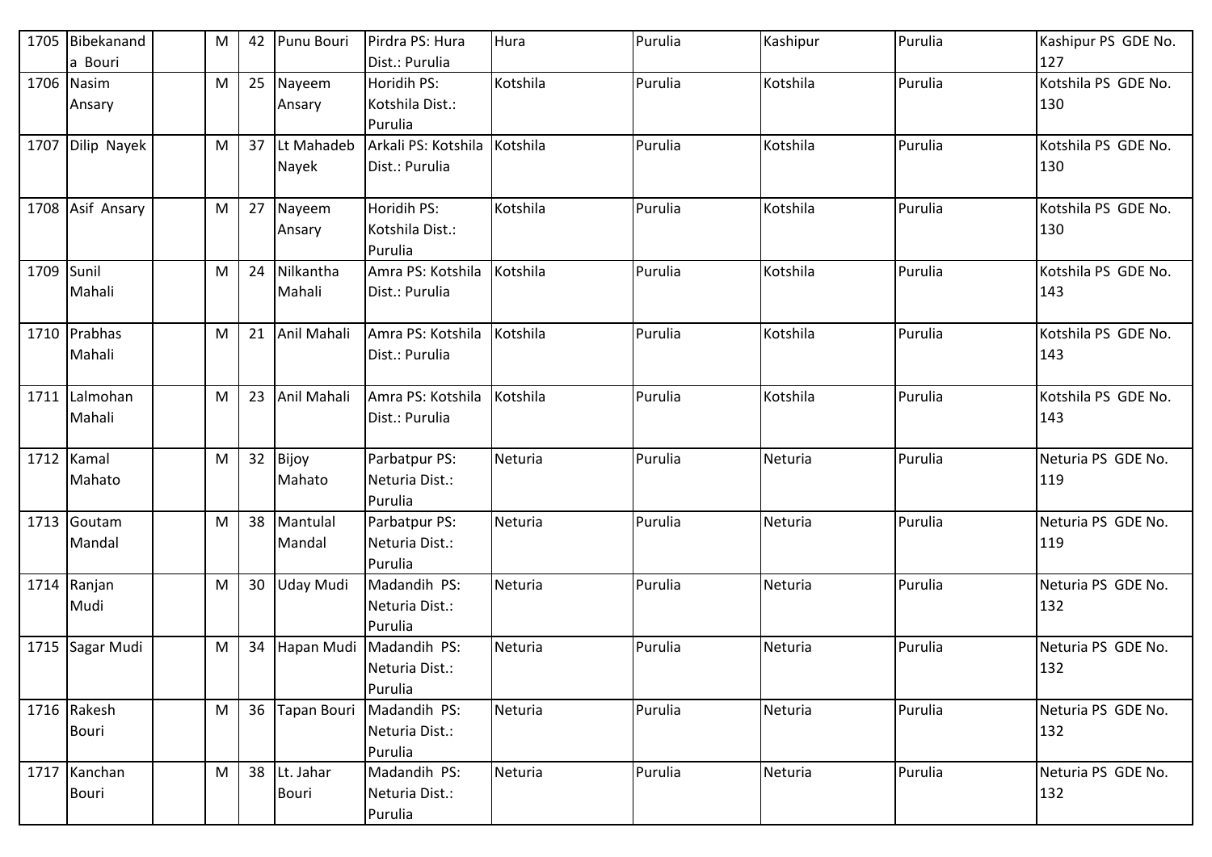| 1705 | Bibekananda Bouri | | M | 42 | Punu Bouri | Pirdra PS: Hura Dist.: Purulia | Hura | Purulia | Kashipur | Purulia | Kashipur PS GDE No. 127 |
|---|---|---|---|---|---|---|---|---|---|---|---|
| 1706 | Nasim Ansary | | M | 25 | Nayeem Ansary | Horidih PS: Kotshila Dist.: Purulia | Kotshila | Purulia | Kotshila | Purulia | Kotshila PS GDE No. 130 |
| 1707 | Dilip Nayek | | M | 37 | Lt Mahadeb Nayek | Arkali PS: Kotshila Dist.: Purulia | Kotshila | Purulia | Kotshila | Purulia | Kotshila PS GDE No. 130 |
| 1708 | Asif Ansary | | M | 27 | Nayeem Ansary | Horidih PS: Kotshila Dist.: Purulia | Kotshila | Purulia | Kotshila | Purulia | Kotshila PS GDE No. 130 |
| 1709 | Sunil Mahali | | M | 24 | Nilkantha Mahali | Amra PS: Kotshila Dist.: Purulia | Kotshila | Purulia | Kotshila | Purulia | Kotshila PS GDE No. 143 |
| 1710 | Prabhas Mahali | | M | 21 | Anil Mahali | Amra PS: Kotshila Dist.: Purulia | Kotshila | Purulia | Kotshila | Purulia | Kotshila PS GDE No. 143 |
| 1711 | Lalmohan Mahali | | M | 23 | Anil Mahali | Amra PS: Kotshila Dist.: Purulia | Kotshila | Purulia | Kotshila | Purulia | Kotshila PS GDE No. 143 |
| 1712 | Kamal Mahato | | M | 32 | Bijoy Mahato | Parbatpur PS: Neturia Dist.: Purulia | Neturia | Purulia | Neturia | Purulia | Neturia PS GDE No. 119 |
| 1713 | Goutam Mandal | | M | 38 | Mantulal Mandal | Parbatpur PS: Neturia Dist.: Purulia | Neturia | Purulia | Neturia | Purulia | Neturia PS GDE No. 119 |
| 1714 | Ranjan Mudi | | M | 30 | Uday Mudi | Madandih PS: Neturia Dist.: Purulia | Neturia | Purulia | Neturia | Purulia | Neturia PS GDE No. 132 |
| 1715 | Sagar Mudi | | M | 34 | Hapan Mudi | Madandih PS: Neturia Dist.: Purulia | Neturia | Purulia | Neturia | Purulia | Neturia PS GDE No. 132 |
| 1716 | Rakesh Bouri | | M | 36 | Tapan Bouri | Madandih PS: Neturia Dist.: Purulia | Neturia | Purulia | Neturia | Purulia | Neturia PS GDE No. 132 |
| 1717 | Kanchan Bouri | | M | 38 | Lt. Jahar Bouri | Madandih PS: Neturia Dist.: Purulia | Neturia | Purulia | Neturia | Purulia | Neturia PS GDE No. 132 |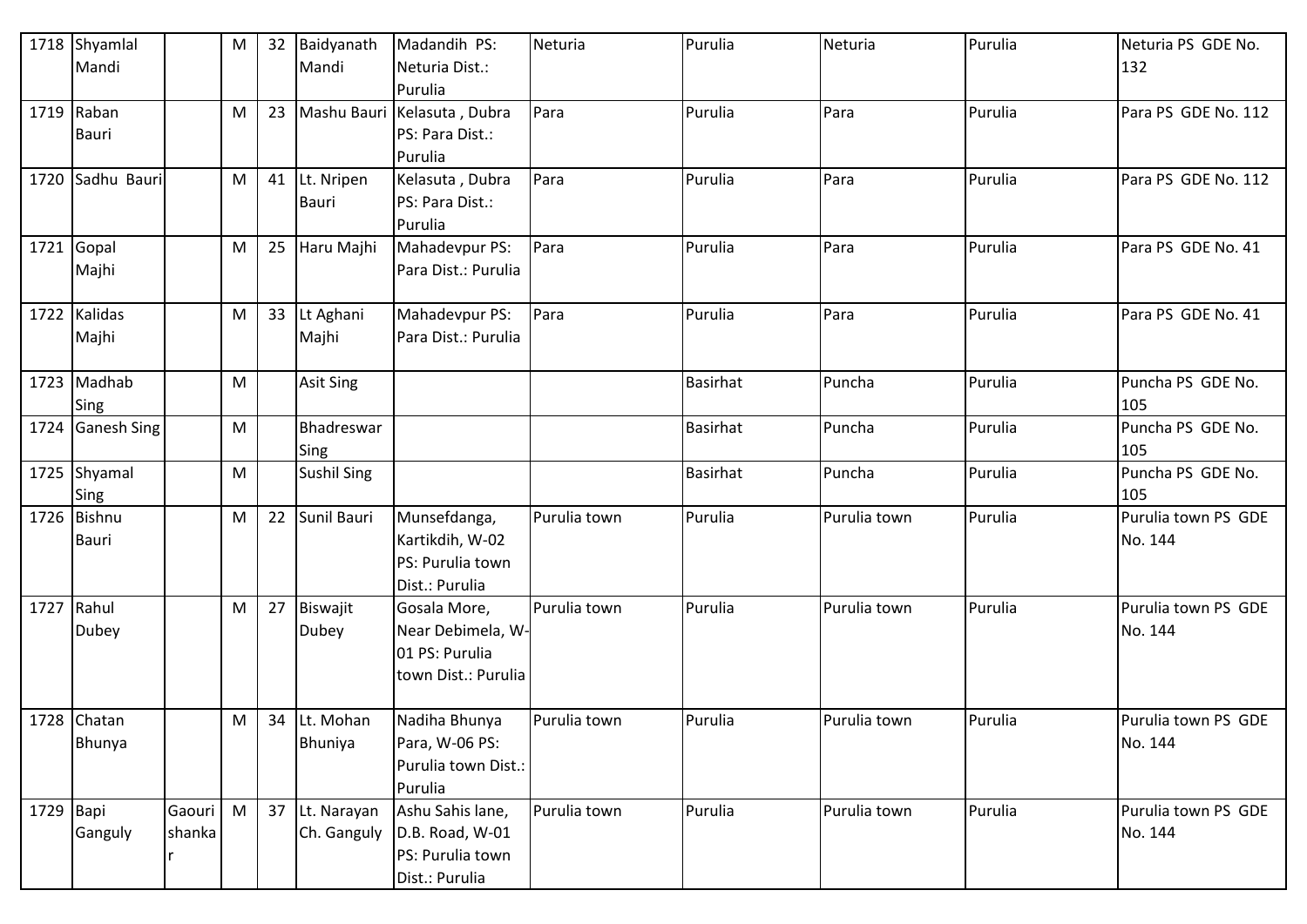| 1718 | Shyamlal Mandi | | M | 32 | Baidyanath Mandi | Madandih PS: Neturia Dist.: Purulia | Neturia | Purulia | Neturia | Purulia | Neturia PS GDE No. 132 |
|---|---|---|---|---|---|---|---|---|---|---|---|
| 1719 | Raban Bauri | | M | 23 | Mashu Bauri | Kelasuta , Dubra PS: Para Dist.: Purulia | Para | Purulia | Para | Purulia | Para PS GDE No. 112 |
| 1720 | Sadhu Bauri | | M | 41 | Lt. Nripen Bauri | Kelasuta , Dubra PS: Para Dist.: Purulia | Para | Purulia | Para | Purulia | Para PS GDE No. 112 |
| 1721 | Gopal Majhi | | M | 25 | Haru Majhi | Mahadevpur PS: Para Dist.: Purulia | Para | Purulia | Para | Purulia | Para PS GDE No. 41 |
| 1722 | Kalidas Majhi | | M | 33 | Lt Aghani Majhi | Mahadevpur PS: Para Dist.: Purulia | Para | Purulia | Para | Purulia | Para PS GDE No. 41 |
| 1723 | Madhab Sing | | M | | Asit Sing | | | Basirhat | Puncha | Purulia | Puncha PS GDE No. 105 |
| 1724 | Ganesh Sing | | M | | Bhadreswar Sing | | | Basirhat | Puncha | Purulia | Puncha PS GDE No. 105 |
| 1725 | Shyamal Sing | | M | | Sushil Sing | | | Basirhat | Puncha | Purulia | Puncha PS GDE No. 105 |
| 1726 | Bishnu Bauri | | M | 22 | Sunil Bauri | Munsefdanga, Kartikdih, W-02 PS: Purulia town Dist.: Purulia | Purulia town | Purulia | Purulia town | Purulia | Purulia town PS GDE No. 144 |
| 1727 | Rahul Dubey | | M | 27 | Biswajit Dubey | Gosala More, Near Debimela, W-01 PS: Purulia town Dist.: Purulia | Purulia town | Purulia | Purulia town | Purulia | Purulia town PS GDE No. 144 |
| 1728 | Chatan Bhunya | | M | 34 | Lt. Mohan Bhuniya | Nadiha Bhunya Para, W-06 PS: Purulia town Dist.: Purulia | Purulia town | Purulia | Purulia town | Purulia | Purulia town PS GDE No. 144 |
| 1729 | Bapi Ganguly | Gaouri shankar | M | 37 | Lt. Narayan Ch. Ganguly | Ashu Sahis lane, D.B. Road, W-01 PS: Purulia town Dist.: Purulia | Purulia town | Purulia | Purulia town | Purulia | Purulia town PS GDE No. 144 |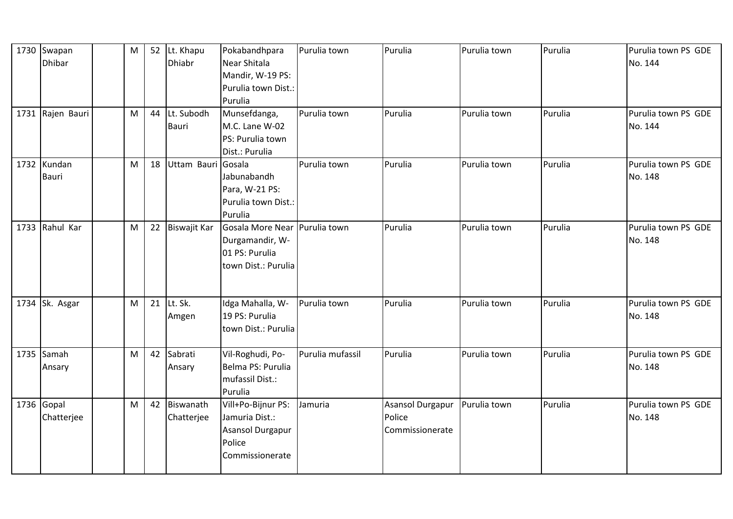| 1730 | Swapan Dhibar | | M | 52 | Lt. Khapu Dhiabr | Pokabandhpara Near Shitala Mandir, W-19 PS: Purulia town Dist.: Purulia | Purulia town | Purulia | Purulia town | Purulia | Purulia town PS GDE No. 144 |
|---|---|---|---|---|---|---|---|---|---|---|---|
| 1731 | Rajen Bauri | | M | 44 | Lt. Subodh Bauri | Munsefdanga, M.C. Lane W-02 PS: Purulia town Dist.: Purulia | Purulia town | Purulia | Purulia town | Purulia | Purulia town PS GDE No. 144 |
| 1732 | Kundan Bauri | | M | 18 | Uttam Bauri | Gosala Jabunabandh Para, W-21 PS: Purulia town Dist.: Purulia | Purulia town | Purulia | Purulia town | Purulia | Purulia town PS GDE No. 148 |
| 1733 | Rahul Kar | | M | 22 | Biswajit Kar | Gosala More Near Durgamandir, W-01 PS: Purulia town Dist.: Purulia | Purulia town | Purulia | Purulia town | Purulia | Purulia town PS GDE No. 148 |
| 1734 | Sk. Asgar | | M | 21 | Lt. Sk. Amgen | Idga Mahalla, W-19 PS: Purulia town Dist.: Purulia | Purulia town | Purulia | Purulia town | Purulia | Purulia town PS GDE No. 148 |
| 1735 | Samah Ansary | | M | 42 | Sabrati Ansary | Vil-Roghudi, Po-Belma PS: Purulia mufassil Dist.: Purulia | Purulia mufassil | Purulia | Purulia town | Purulia | Purulia town PS GDE No. 148 |
| 1736 | Gopal Chatterjee | | M | 42 | Biswanath Chatterjee | Vill+Po-Bijnur PS: Jamuria Dist.: Asansol Durgapur Police Commissionerate | Jamuria | Asansol Durgapur Police Commissionerate | Purulia town | Purulia | Purulia town PS GDE No. 148 |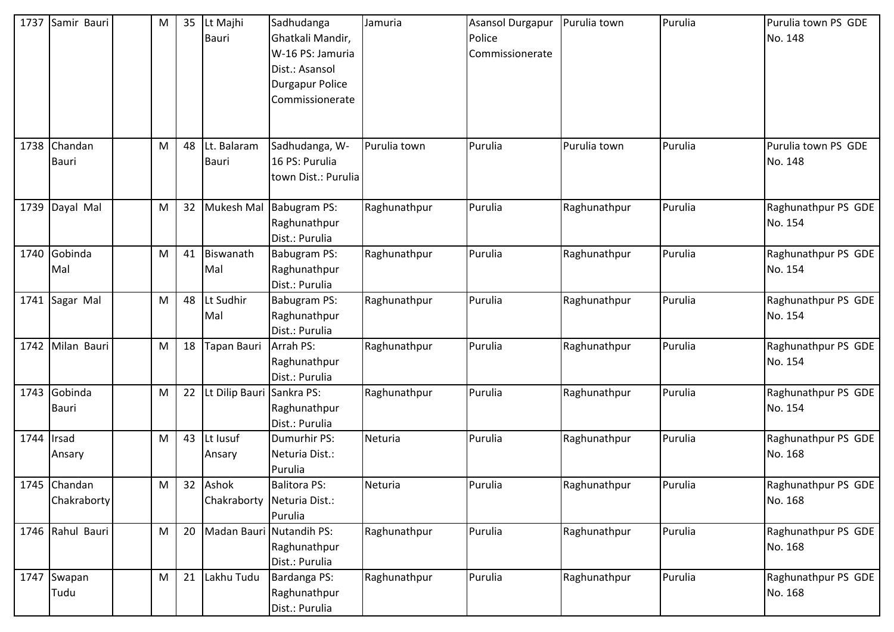| 1737 | Samir Bauri | | M | 35 | Lt Majhi Bauri | Sadhudanga Ghatkali Mandir, W-16 PS: Jamuria Dist.: Asansol Durgapur Police Commissionerate | Jamuria | Asansol Durgapur Police Commissionerate | Purulia town | Purulia | Purulia town PS GDE No. 148 |
|---|---|---|---|---|---|---|---|---|---|---|---|
| 1738 | Chandan Bauri | | M | 48 | Lt. Balaram Bauri | Sadhudanga, W-16 PS: Purulia town Dist.: Purulia | Purulia town | Purulia | Purulia town | Purulia | Purulia town PS GDE No. 148 |
| 1739 | Dayal Mal | | M | 32 | Mukesh Mal | Babugram PS: Raghunathpur Dist.: Purulia | Raghunathpur | Purulia | Raghunathpur | Purulia | Raghunathpur PS GDE No. 154 |
| 1740 | Gobinda Mal | | M | 41 | Biswanath Mal | Babugram PS: Raghunathpur Dist.: Purulia | Raghunathpur | Purulia | Raghunathpur | Purulia | Raghunathpur PS GDE No. 154 |
| 1741 | Sagar Mal | | M | 48 | Lt Sudhir Mal | Babugram PS: Raghunathpur Dist.: Purulia | Raghunathpur | Purulia | Raghunathpur | Purulia | Raghunathpur PS GDE No. 154 |
| 1742 | Milan Bauri | | M | 18 | Tapan Bauri | Arrah PS: Raghunathpur Dist.: Purulia | Raghunathpur | Purulia | Raghunathpur | Purulia | Raghunathpur PS GDE No. 154 |
| 1743 | Gobinda Bauri | | M | 22 | Lt Dilip Bauri | Sankra PS: Raghunathpur Dist.: Purulia | Raghunathpur | Purulia | Raghunathpur | Purulia | Raghunathpur PS GDE No. 154 |
| 1744 | Irsad Ansary | | M | 43 | Lt Iusuf Ansary | Dumurhir PS: Neturia Dist.: Purulia | Neturia | Purulia | Raghunathpur | Purulia | Raghunathpur PS GDE No. 168 |
| 1745 | Chandan Chakraborty | | M | 32 | Ashok Chakraborty | Balitora PS: Neturia Dist.: Purulia | Neturia | Purulia | Raghunathpur | Purulia | Raghunathpur PS GDE No. 168 |
| 1746 | Rahul Bauri | | M | 20 | Madan Bauri | Nutandih PS: Raghunathpur Dist.: Purulia | Raghunathpur | Purulia | Raghunathpur | Purulia | Raghunathpur PS GDE No. 168 |
| 1747 | Swapan Tudu | | M | 21 | Lakhu Tudu | Bardanga PS: Raghunathpur Dist.: Purulia | Raghunathpur | Purulia | Raghunathpur | Purulia | Raghunathpur PS GDE No. 168 |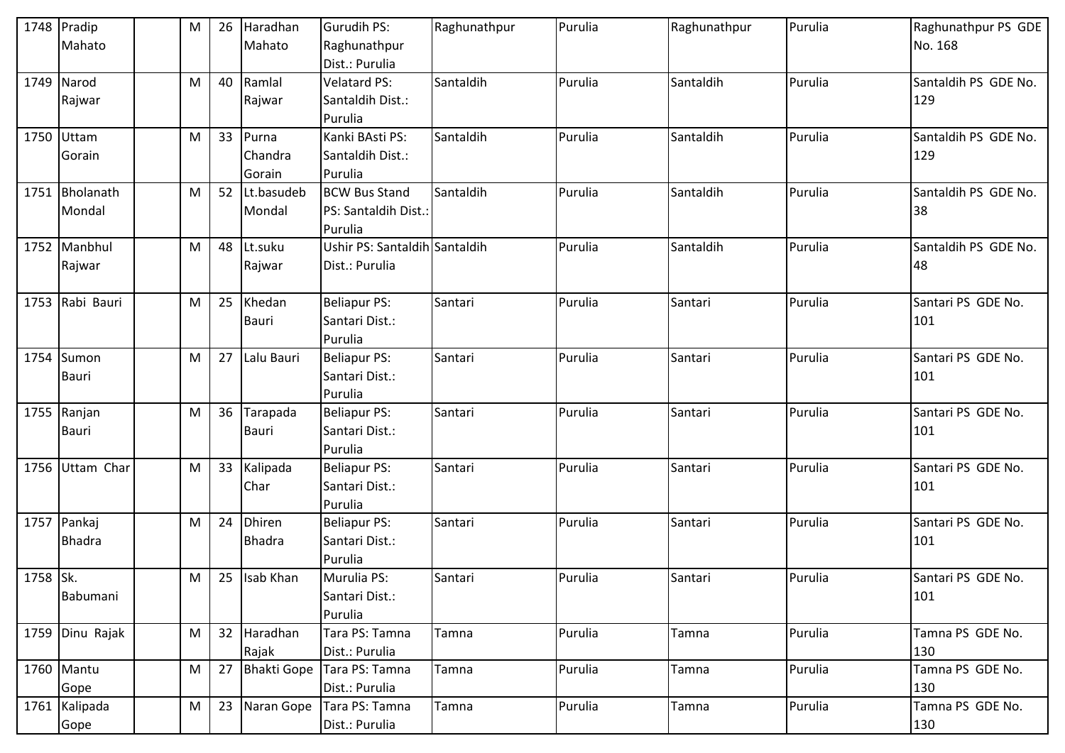| 1748 | Pradip Mahato | | M | 26 | Haradhan Mahato | Gurudih PS: Raghunathpur Dist.: Purulia | Raghunathpur | Purulia | Raghunathpur | Purulia | Raghunathpur PS GDE No. 168 |
|---|---|---|---|---|---|---|---|---|---|---|---|
| 1749 | Narod Rajwar | | M | 40 | Ramlal Rajwar | Velatard PS: Santaldih Dist.: Purulia | Santaldih | Purulia | Santaldih | Purulia | Santaldih PS GDE No. 129 |
| 1750 | Uttam Gorain | | M | 33 | Purna Chandra Gorain | Kanki BAsti PS: Santaldih Dist.: Purulia | Santaldih | Purulia | Santaldih | Purulia | Santaldih PS GDE No. 129 |
| 1751 | Bholanath Mondal | | M | 52 | Lt.basudeb Mondal | BCW Bus Stand PS: Santaldih Dist.: Purulia | Santaldih | Purulia | Santaldih | Purulia | Santaldih PS GDE No. 38 |
| 1752 | Manbhul Rajwar | | M | 48 | Lt.suku Rajwar | Ushir PS: Santaldih Dist.: Purulia | Santaldih | Purulia | Santaldih | Purulia | Santaldih PS GDE No. 48 |
| 1753 | Rabi Bauri | | M | 25 | Khedan Bauri | Beliapur PS: Santari Dist.: Purulia | Santari | Purulia | Santari | Purulia | Santari PS GDE No. 101 |
| 1754 | Sumon Bauri | | M | 27 | Lalu Bauri | Beliapur PS: Santari Dist.: Purulia | Santari | Purulia | Santari | Purulia | Santari PS GDE No. 101 |
| 1755 | Ranjan Bauri | | M | 36 | Tarapada Bauri | Beliapur PS: Santari Dist.: Purulia | Santari | Purulia | Santari | Purulia | Santari PS GDE No. 101 |
| 1756 | Uttam Char | | M | 33 | Kalipada Char | Beliapur PS: Santari Dist.: Purulia | Santari | Purulia | Santari | Purulia | Santari PS GDE No. 101 |
| 1757 | Pankaj Bhadra | | M | 24 | Dhiren Bhadra | Beliapur PS: Santari Dist.: Purulia | Santari | Purulia | Santari | Purulia | Santari PS GDE No. 101 |
| 1758 | Sk. Babumani | | M | 25 | Isab Khan | Murulia PS: Santari Dist.: Purulia | Santari | Purulia | Santari | Purulia | Santari PS GDE No. 101 |
| 1759 | Dinu Rajak | | M | 32 | Haradhan Rajak | Tara PS: Tamna Dist.: Purulia | Tamna | Purulia | Tamna | Purulia | Tamna PS GDE No. 130 |
| 1760 | Mantu Gope | | M | 27 | Bhakti Gope | Tara PS: Tamna Dist.: Purulia | Tamna | Purulia | Tamna | Purulia | Tamna PS GDE No. 130 |
| 1761 | Kalipada Gope | | M | 23 | Naran Gope | Tara PS: Tamna Dist.: Purulia | Tamna | Purulia | Tamna | Purulia | Tamna PS GDE No. 130 |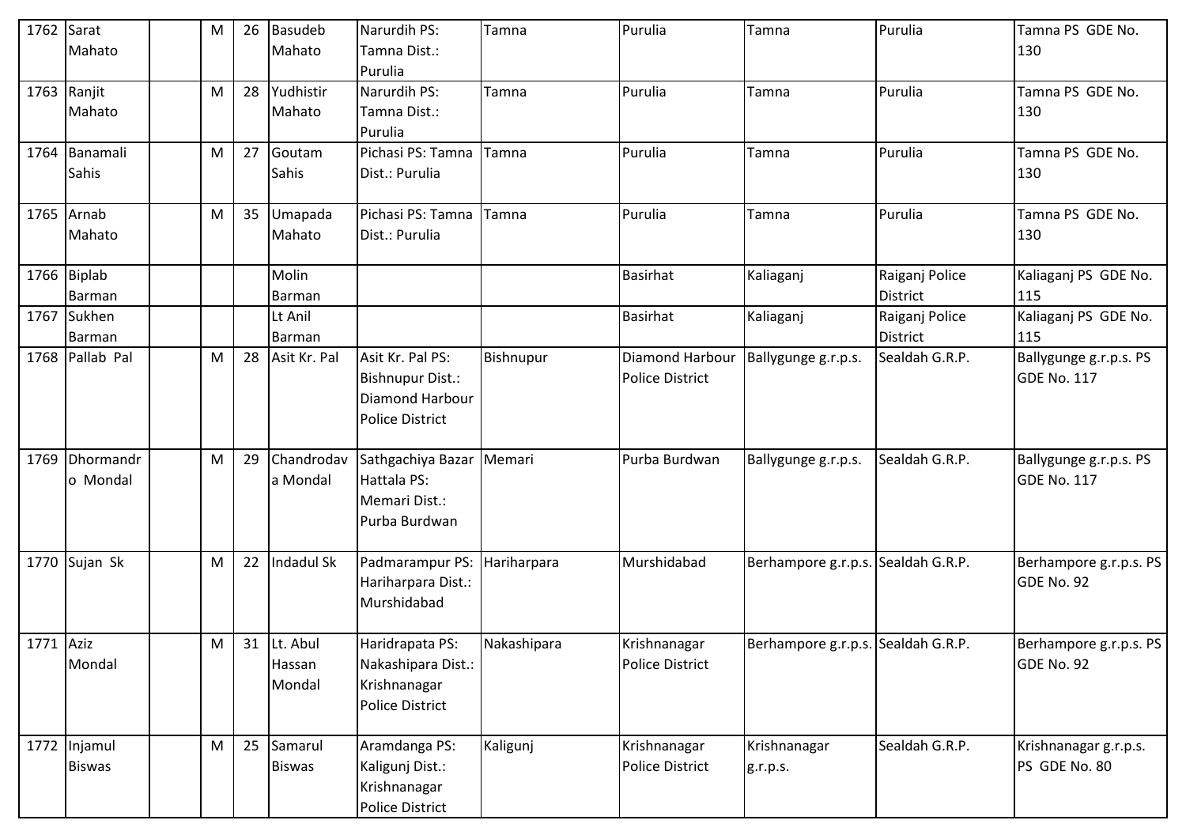| 1762 | Sarat Mahato | | M | 26 | Basudeb Mahato | Narurdih PS: Tamna Dist.: Purulia | Tamna | Purulia | Tamna | Purulia | Tamna PS GDE No. 130 |
|---|---|---|---|---|---|---|---|---|---|---|---|
| 1763 | Ranjit Mahato | | M | 28 | Yudhistir Mahato | Narurdih PS: Tamna Dist.: Purulia | Tamna | Purulia | Tamna | Purulia | Tamna PS GDE No. 130 |
| 1764 | Banamali Sahis | | M | 27 | Goutam Sahis | Pichasi PS: Tamna Dist.: Purulia | Tamna | Purulia | Tamna | Purulia | Tamna PS GDE No. 130 |
| 1765 | Arnab Mahato | | M | 35 | Umapada Mahato | Pichasi PS: Tamna Dist.: Purulia | Tamna | Purulia | Tamna | Purulia | Tamna PS GDE No. 130 |
| 1766 | Biplab Barman | | | | Molin Barman | | | Basirhat | Kaliaganj | Raiganj Police District | Kaliaganj PS GDE No. 115 |
| 1767 | Sukhen Barman | | | | Lt Anil Barman | | | Basirhat | Kaliaganj | Raiganj Police District | Kaliaganj PS GDE No. 115 |
| 1768 | Pallab Pal | | M | 28 | Asit Kr. Pal | Asit Kr. Pal PS: Bishnupur Dist.: Diamond Harbour Police District | Bishnupur | Diamond Harbour Police District | Ballygunge g.r.p.s. | Sealdah G.R.P. | Ballygunge g.r.p.s. PS GDE No. 117 |
| 1769 | Dhormandro Mondal | | M | 29 | Chandrodava Mondal | Sathgachiya Bazar Hattala PS: Memari Dist.: Purba Burdwan | Memari | Purba Burdwan | Ballygunge g.r.p.s. | Sealdah G.R.P. | Ballygunge g.r.p.s. PS GDE No. 117 |
| 1770 | Sujan Sk | | M | 22 | Indadul Sk | Padmarampur PS: Hariharpara Dist.: Murshidabad | Hariharpara | Murshidabad | Berhampore g.r.p.s. | Sealdah G.R.P. | Berhampore g.r.p.s. PS GDE No. 92 |
| 1771 | Aziz Mondal | | M | 31 | Lt. Abul Hassan Mondal | Haridrapata PS: Nakashipara Dist.: Krishnanagar Police District | Nakashipara | Krishnanagar Police District | Berhampore g.r.p.s. | Sealdah G.R.P. | Berhampore g.r.p.s. PS GDE No. 92 |
| 1772 | Injamul Biswas | | M | 25 | Samarul Biswas | Aramdanga PS: Kaligunj Dist.: Krishnanagar Police District | Kaligunj | Krishnanagar Police District | Krishnanagar g.r.p.s. | Sealdah G.R.P. | Krishnanagar g.r.p.s. PS GDE No. 80 |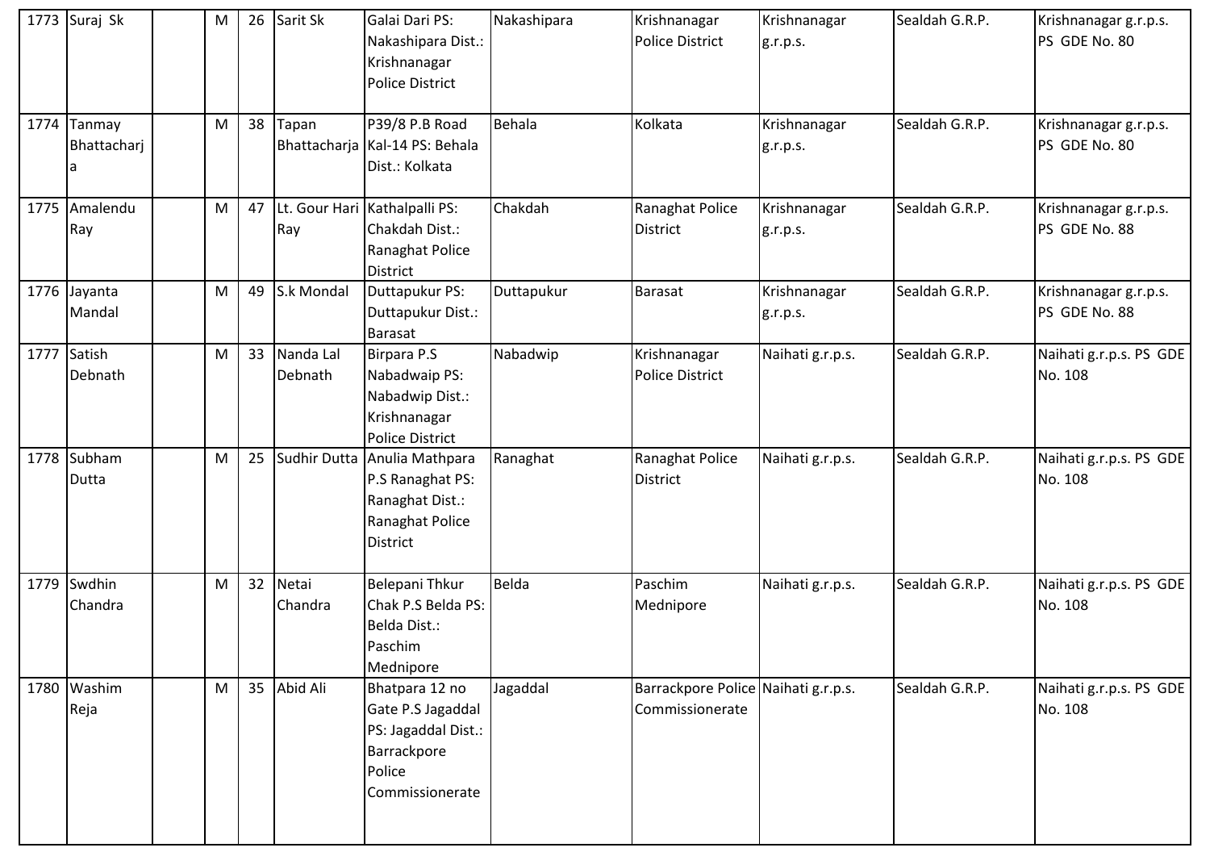| 1773 | Suraj Sk | | M | 26 | Sarit Sk | Galai Dari PS: Nakashipara Dist.: Krishnanagar Police District | Nakashipara | Krishnanagar Police District | Krishnanagar g.r.p.s. | Sealdah G.R.P. | Krishnanagar g.r.p.s. PS GDE No. 80 |
|---|---|---|---|---|---|---|---|---|---|---|---|
| 1774 | Tanmay Bhattacharja | | M | 38 | Tapan Bhattacharja | P39/8 P.B Road Kal-14 PS: Behala Dist.: Kolkata | Behala | Kolkata | Krishnanagar g.r.p.s. | Sealdah G.R.P. | Krishnanagar g.r.p.s. PS GDE No. 80 |
| 1775 | Amalendu Ray | | M | 47 | Lt. Gour Hari Ray | Kathalpalli PS: Chakdah Dist.: Ranaghat Police District | Chakdah | Ranaghat Police District | Krishnanagar g.r.p.s. | Sealdah G.R.P. | Krishnanagar g.r.p.s. PS GDE No. 88 |
| 1776 | Jayanta Mandal | | M | 49 | S.k Mondal | Duttapukur PS: Duttapukur Dist.: Barasat | Duttapukur | Barasat | Krishnanagar g.r.p.s. | Sealdah G.R.P. | Krishnanagar g.r.p.s. PS GDE No. 88 |
| 1777 | Satish Debnath | | M | 33 | Nanda Lal Debnath | Birpara P.S Nabadwaip PS: Nabadwip Dist.: Krishnanagar Police District | Nabadwip | Krishnanagar Police District | Naihati g.r.p.s. | Sealdah G.R.P. | Naihati g.r.p.s. PS GDE No. 108 |
| 1778 | Subham Dutta | | M | 25 | Sudhir Dutta | Anulia Mathpara P.S Ranaghat PS: Ranaghat Dist.: Ranaghat Police District | Ranaghat | Ranaghat Police District | Naihati g.r.p.s. | Sealdah G.R.P. | Naihati g.r.p.s. PS GDE No. 108 |
| 1779 | Swdhin Chandra | | M | 32 | Netai Chandra | Belepani Thkur Chak P.S Belda PS: Belda Dist.: Paschim Mednipore | Belda | Paschim Mednipore | Naihati g.r.p.s. | Sealdah G.R.P. | Naihati g.r.p.s. PS GDE No. 108 |
| 1780 | Washim Reja | | M | 35 | Abid Ali | Bhatpara 12 no Gate P.S Jagaddal PS: Jagaddal Dist.: Barrackpore Police Commissionerate | Jagaddal | Barrackpore Police Commissionerate | Naihati g.r.p.s. | Sealdah G.R.P. | Naihati g.r.p.s. PS GDE No. 108 |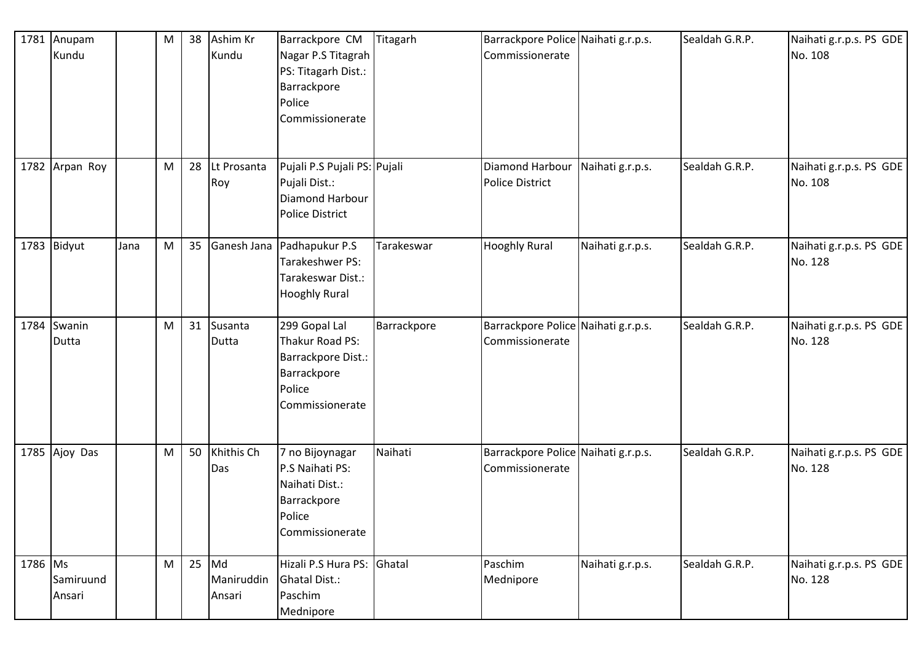| | | | | | | | | | | | |
|---|---|---|---|---|---|---|---|---|---|---|---|
| 1781 | Anupam Kundu | | M | 38 | Ashim Kr Kundu | Barrackpore CM Nagar P.S Titagrah PS: Titagarh Dist.: Barrackpore Police Commissionerate | Titagarh | Barrackpore Police Commissionerate | Naihati g.r.p.s. | Sealdah G.R.P. | Naihati g.r.p.s. PS GDE No. 108 |
| 1782 | Arpan Roy | | M | 28 | Lt Prosanta Roy | Pujali P.S Pujali PS: Pujali Dist.: Diamond Harbour Police District | Pujali | Diamond Harbour Police District | Naihati g.r.p.s. | Sealdah G.R.P. | Naihati g.r.p.s. PS GDE No. 108 |
| 1783 | Bidyut | Jana | M | 35 | Ganesh Jana | Padhapukur P.S Tarakeshwer PS: Tarakeswar Dist.: Hooghly Rural | Tarakeswar | Hooghly Rural | Naihati g.r.p.s. | Sealdah G.R.P. | Naihati g.r.p.s. PS GDE No. 128 |
| 1784 | Swanin Dutta | | M | 31 | Susanta Dutta | 299 Gopal Lal Thakur Road PS: Barrackpore Dist.: Barrackpore Police Commissionerate | Barrackpore | Barrackpore Police Commissionerate | Naihati g.r.p.s. | Sealdah G.R.P. | Naihati g.r.p.s. PS GDE No. 128 |
| 1785 | Ajoy Das | | M | 50 | Khithis Ch Das | 7 no Bijoynagar P.S Naihati PS: Naihati Dist.: Barrackpore Police Commissionerate | Naihati | Barrackpore Police Commissionerate | Naihati g.r.p.s. | Sealdah G.R.P. | Naihati g.r.p.s. PS GDE No. 128 |
| 1786 | Ms Samiruund Ansari | | M | 25 | Md Maniruddin Ansari | Hizali P.S Hura PS: Ghatal Dist.: Paschim Mednipore | Ghatal | Paschim Mednipore | Naihati g.r.p.s. | Sealdah G.R.P. | Naihati g.r.p.s. PS GDE No. 128 |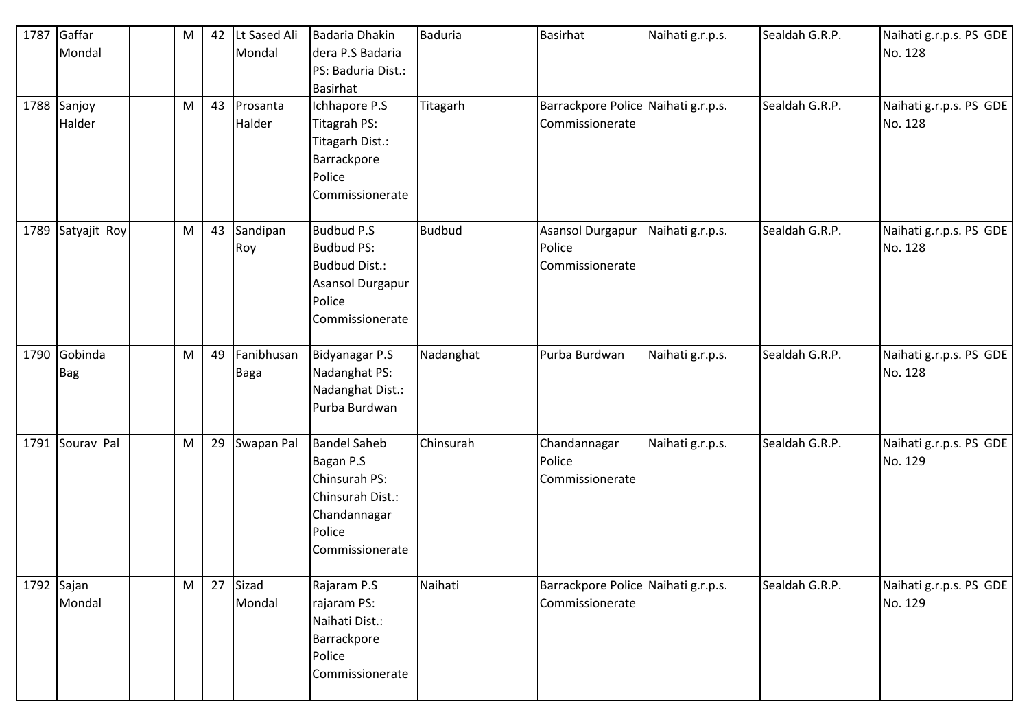| 1787 | Gaffar Mondal | | M | 42 | Lt Sased Ali Mondal | Badaria Dhakin dera P.S Badaria PS: Baduria Dist.: Basirhat | Baduria | Basirhat | Naihati g.r.p.s. | Sealdah G.R.P. | Naihati g.r.p.s. PS GDE No. 128 |
|---|---|---|---|---|---|---|---|---|---|---|---|
| 1788 | Sanjoy Halder | | M | 43 | Prosanta Halder | Ichhapore P.S Titagrah PS: Titagarh Dist.: Barrackpore Police Commissionerate | Titagarh | Barrackpore Police Commissionerate | Naihati g.r.p.s. | Sealdah G.R.P. | Naihati g.r.p.s. PS GDE No. 128 |
| 1789 | Satyajit Roy | | M | 43 | Sandipan Roy | Budbud P.S Budbud PS: Budbud Dist.: Asansol Durgapur Police Commissionerate | Budbud | Asansol Durgapur Police Commissionerate | Naihati g.r.p.s. | Sealdah G.R.P. | Naihati g.r.p.s. PS GDE No. 128 |
| 1790 | Gobinda Bag | | M | 49 | Fanibhusan Baga | Bidyanagar P.S Nadanghat PS: Nadanghat Dist.: Purba Burdwan | Nadanghat | Purba Burdwan | Naihati g.r.p.s. | Sealdah G.R.P. | Naihati g.r.p.s. PS GDE No. 128 |
| 1791 | Sourav Pal | | M | 29 | Swapan Pal | Bandel Saheb Bagan P.S Chinsurah PS: Chinsurah Dist.: Chandannagar Police Commissionerate | Chinsurah | Chandannagar Police Commissionerate | Naihati g.r.p.s. | Sealdah G.R.P. | Naihati g.r.p.s. PS GDE No. 129 |
| 1792 | Sajan Mondal | | M | 27 | Sizad Mondal | Rajaram P.S rajaram PS: Naihati Dist.: Barrackpore Police Commissionerate | Naihati | Barrackpore Police Commissionerate | Naihati g.r.p.s. | Sealdah G.R.P. | Naihati g.r.p.s. PS GDE No. 129 |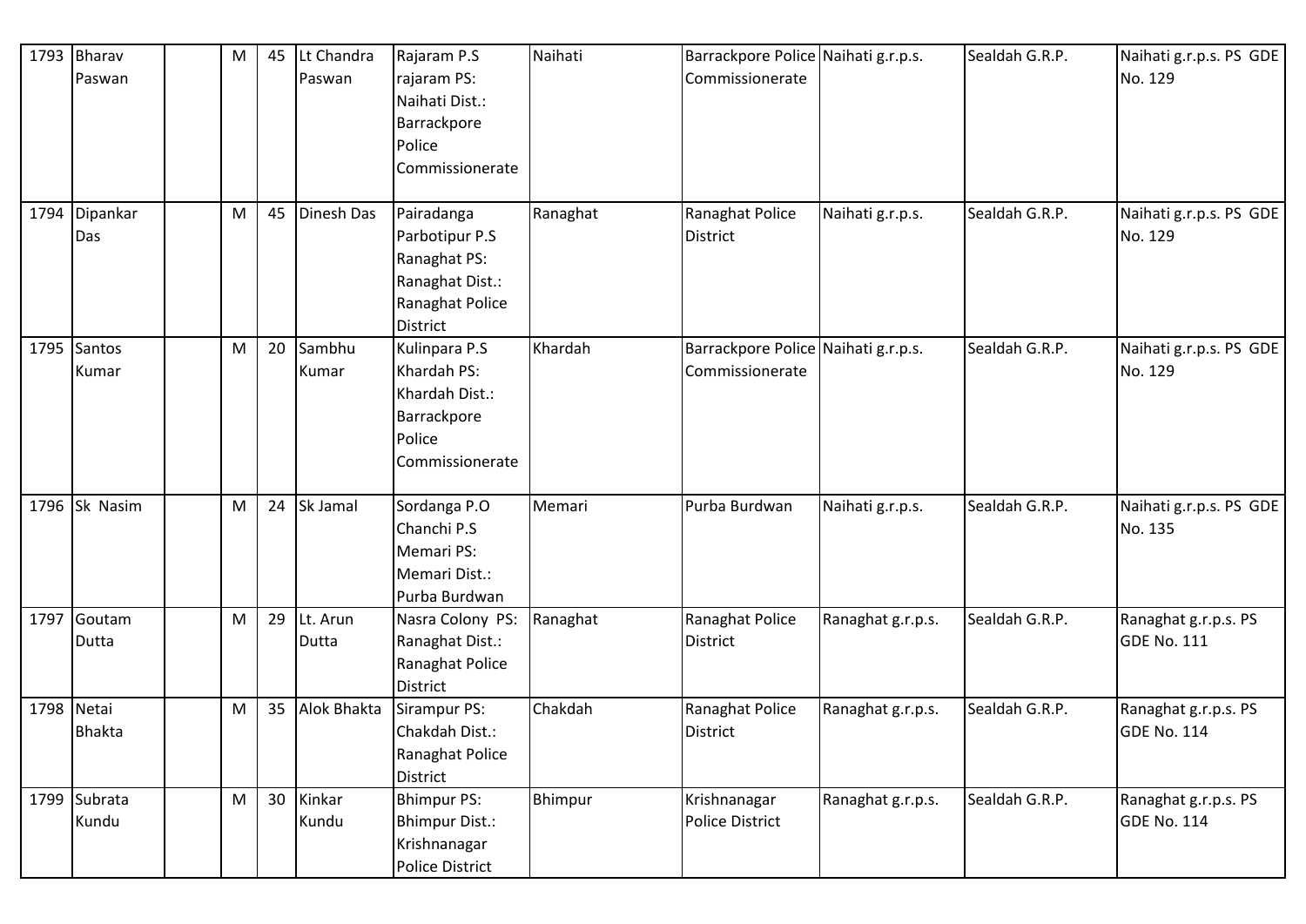| 1793 | Bharav Paswan | | M | 45 | Lt Chandra Paswan | Rajaram P.S rajaram PS: Naihati Dist.: Barrackpore Police Commissionerate | Naihati | Barrackpore Police Commissionerate | Naihati g.r.p.s. | Sealdah G.R.P. | Naihati g.r.p.s. PS GDE No. 129 |
|---|---|---|---|---|---|---|---|---|---|---|---|
| 1794 | Dipankar Das | | M | 45 | Dinesh Das | Pairadanga Parbotipur P.S Ranaghat PS: Ranaghat Dist.: Ranaghat Police District | Ranaghat | Ranaghat Police District | Naihati g.r.p.s. | Sealdah G.R.P. | Naihati g.r.p.s. PS GDE No. 129 |
| 1795 | Santos Kumar | | M | 20 | Sambhu Kumar | Kulinpara P.S Khardah PS: Khardah Dist.: Barrackpore Police Commissionerate | Khardah | Barrackpore Police Commissionerate | Naihati g.r.p.s. | Sealdah G.R.P. | Naihati g.r.p.s. PS GDE No. 129 |
| 1796 | Sk Nasim | | M | 24 | Sk Jamal | Sordanga P.O Chanchi P.S Memari PS: Memari Dist.: Purba Burdwan | Memari | Purba Burdwan | Naihati g.r.p.s. | Sealdah G.R.P. | Naihati g.r.p.s. PS GDE No. 135 |
| 1797 | Goutam Dutta | | M | 29 | Lt. Arun Dutta | Nasra Colony PS: Ranaghat Dist.: Ranaghat Police District | Ranaghat | Ranaghat Police District | Ranaghat g.r.p.s. | Sealdah G.R.P. | Ranaghat g.r.p.s. PS GDE No. 111 |
| 1798 | Netai Bhakta | | M | 35 | Alok Bhakta | Sirampur PS: Chakdah Dist.: Ranaghat Police District | Chakdah | Ranaghat Police District | Ranaghat g.r.p.s. | Sealdah G.R.P. | Ranaghat g.r.p.s. PS GDE No. 114 |
| 1799 | Subrata Kundu | | M | 30 | Kinkar Kundu | Bhimpur PS: Bhimpur Dist.: Krishnanagar Police District | Bhimpur | Krishnanagar Police District | Ranaghat g.r.p.s. | Sealdah G.R.P. | Ranaghat g.r.p.s. PS GDE No. 114 |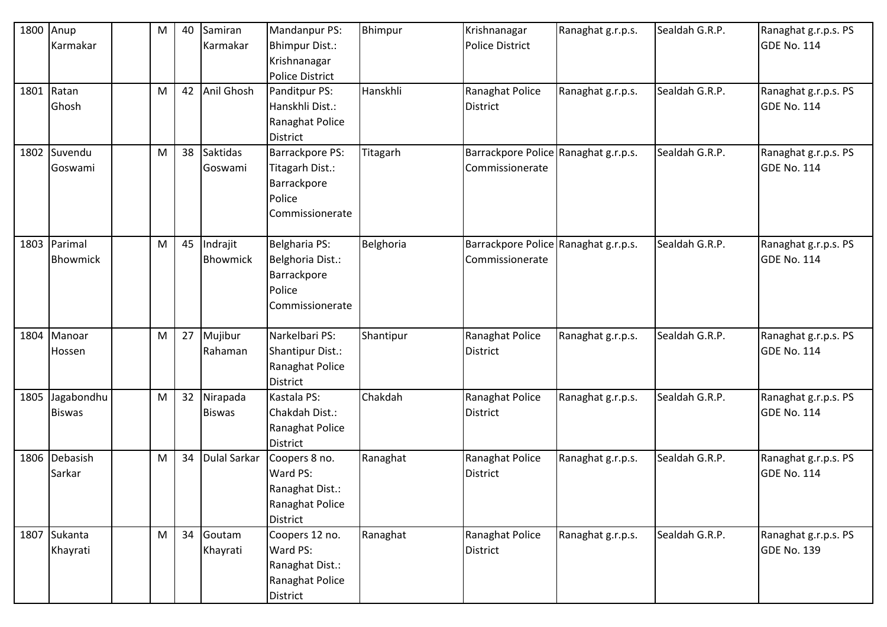| 1800 | Anup Karmakar | | M | 40 | Samiran Karmakar | Mandanpur PS: Bhimpur Dist.: Krishnanagar Police District | Bhimpur | Krishnanagar Police District | Ranaghat g.r.p.s. | Sealdah G.R.P. | Ranaghat g.r.p.s. PS GDE No. 114 |
|---|---|---|---|---|---|---|---|---|---|---|---|
| 1801 | Ratan Ghosh | | M | 42 | Anil Ghosh | Panditpur PS: Hanskhli Dist.: Ranaghat Police District | Hanskhli | Ranaghat Police District | Ranaghat g.r.p.s. | Sealdah G.R.P. | Ranaghat g.r.p.s. PS GDE No. 114 |
| 1802 | Suvendu Goswami | | M | 38 | Saktidas Goswami | Barrackpore PS: Titagarh Dist.: Barrackpore Police Commissionerate | Titagarh | Barrackpore Police Commissionerate | Ranaghat g.r.p.s. | Sealdah G.R.P. | Ranaghat g.r.p.s. PS GDE No. 114 |
| 1803 | Parimal Bhowmick | | M | 45 | Indrajit Bhowmick | Belgharia PS: Belghoria Dist.: Barrackpore Police Commissionerate | Belghoria | Barrackpore Police Commissionerate | Ranaghat g.r.p.s. | Sealdah G.R.P. | Ranaghat g.r.p.s. PS GDE No. 114 |
| 1804 | Manoar Hossen | | M | 27 | Mujibur Rahaman | Narkelbari PS: Shantipur Dist.: Ranaghat Police District | Shantipur | Ranaghat Police District | Ranaghat g.r.p.s. | Sealdah G.R.P. | Ranaghat g.r.p.s. PS GDE No. 114 |
| 1805 | Jagabondhu Biswas | | M | 32 | Nirapada Biswas | Kastala PS: Chakdah Dist.: Ranaghat Police District | Chakdah | Ranaghat Police District | Ranaghat g.r.p.s. | Sealdah G.R.P. | Ranaghat g.r.p.s. PS GDE No. 114 |
| 1806 | Debasish Sarkar | | M | 34 | Dulal Sarkar | Coopers 8 no. Ward PS: Ranaghat Dist.: Ranaghat Police District | Ranaghat | Ranaghat Police District | Ranaghat g.r.p.s. | Sealdah G.R.P. | Ranaghat g.r.p.s. PS GDE No. 114 |
| 1807 | Sukanta Khayrati | | M | 34 | Goutam Khayrati | Coopers 12 no. Ward PS: Ranaghat Dist.: Ranaghat Police District | Ranaghat | Ranaghat Police District | Ranaghat g.r.p.s. | Sealdah G.R.P. | Ranaghat g.r.p.s. PS GDE No. 139 |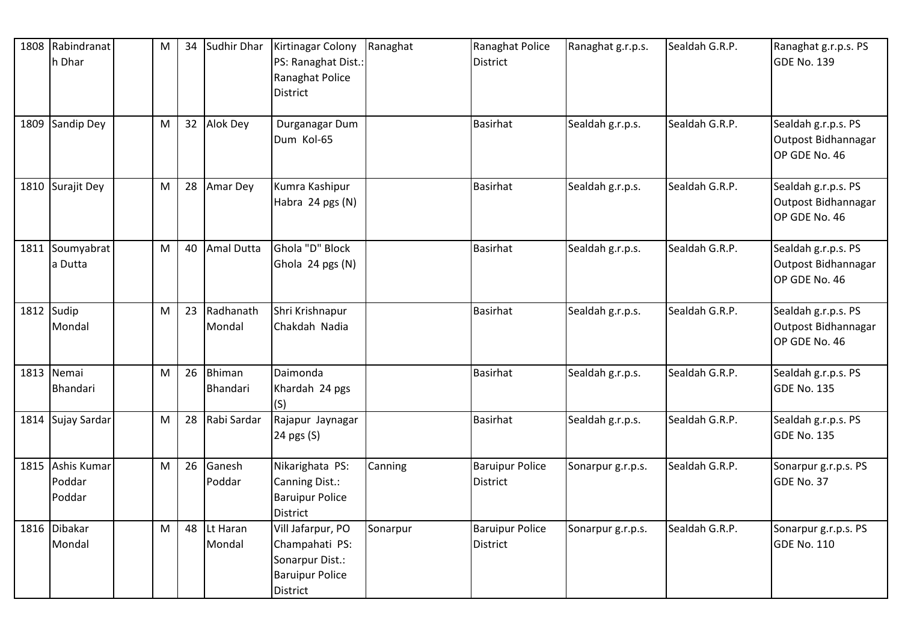| 1808 | Rabindranath Dhar | | M | 34 | Sudhir Dhar | Kirtinagar Colony PS: Ranaghat Dist.: Ranaghat Police District | Ranaghat | Ranaghat Police District | Ranaghat g.r.p.s. | Sealdah G.R.P. | Ranaghat g.r.p.s. PS GDE No. 139 |
|---|---|---|---|---|---|---|---|---|---|---|---|
| 1809 | Sandip Dey | | M | 32 | Alok Dey | Durganagar Dum Dum Kol-65 | | Basirhat | Sealdah g.r.p.s. | Sealdah G.R.P. | Sealdah g.r.p.s. PS Outpost Bidhannagar OP GDE No. 46 |
| 1810 | Surajit Dey | | M | 28 | Amar Dey | Kumra Kashipur Habra 24 pgs (N) | | Basirhat | Sealdah g.r.p.s. | Sealdah G.R.P. | Sealdah g.r.p.s. PS Outpost Bidhannagar OP GDE No. 46 |
| 1811 | Soumyabrata Dutta | | M | 40 | Amal Dutta | Ghola "D" Block Ghola 24 pgs (N) | | Basirhat | Sealdah g.r.p.s. | Sealdah G.R.P. | Sealdah g.r.p.s. PS Outpost Bidhannagar OP GDE No. 46 |
| 1812 | Sudip Mondal | | M | 23 | Radhanath Mondal | Shri Krishnapur Chakdah Nadia | | Basirhat | Sealdah g.r.p.s. | Sealdah G.R.P. | Sealdah g.r.p.s. PS Outpost Bidhannagar OP GDE No. 46 |
| 1813 | Nemai Bhandari | | M | 26 | Bhiman Bhandari | Daimonda Khardah 24 pgs (S) | | Basirhat | Sealdah g.r.p.s. | Sealdah G.R.P. | Sealdah g.r.p.s. PS GDE No. 135 |
| 1814 | Sujay Sardar | | M | 28 | Rabi Sardar | Rajapur Jaynagar 24 pgs (S) | | Basirhat | Sealdah g.r.p.s. | Sealdah G.R.P. | Sealdah g.r.p.s. PS GDE No. 135 |
| 1815 | Ashis Kumar Poddar Poddar | | M | 26 | Ganesh Poddar | Nikarighata PS: Canning Dist.: Baruipur Police District | Canning | Baruipur Police District | Sonarpur g.r.p.s. | Sealdah G.R.P. | Sonarpur g.r.p.s. PS GDE No. 37 |
| 1816 | Dibakar Mondal | | M | 48 | Lt Haran Mondal | Vill Jafarpur, PO Champahati PS: Sonarpur Dist.: Baruipur Police District | Sonarpur | Baruipur Police District | Sonarpur g.r.p.s. | Sealdah G.R.P. | Sonarpur g.r.p.s. PS GDE No. 110 |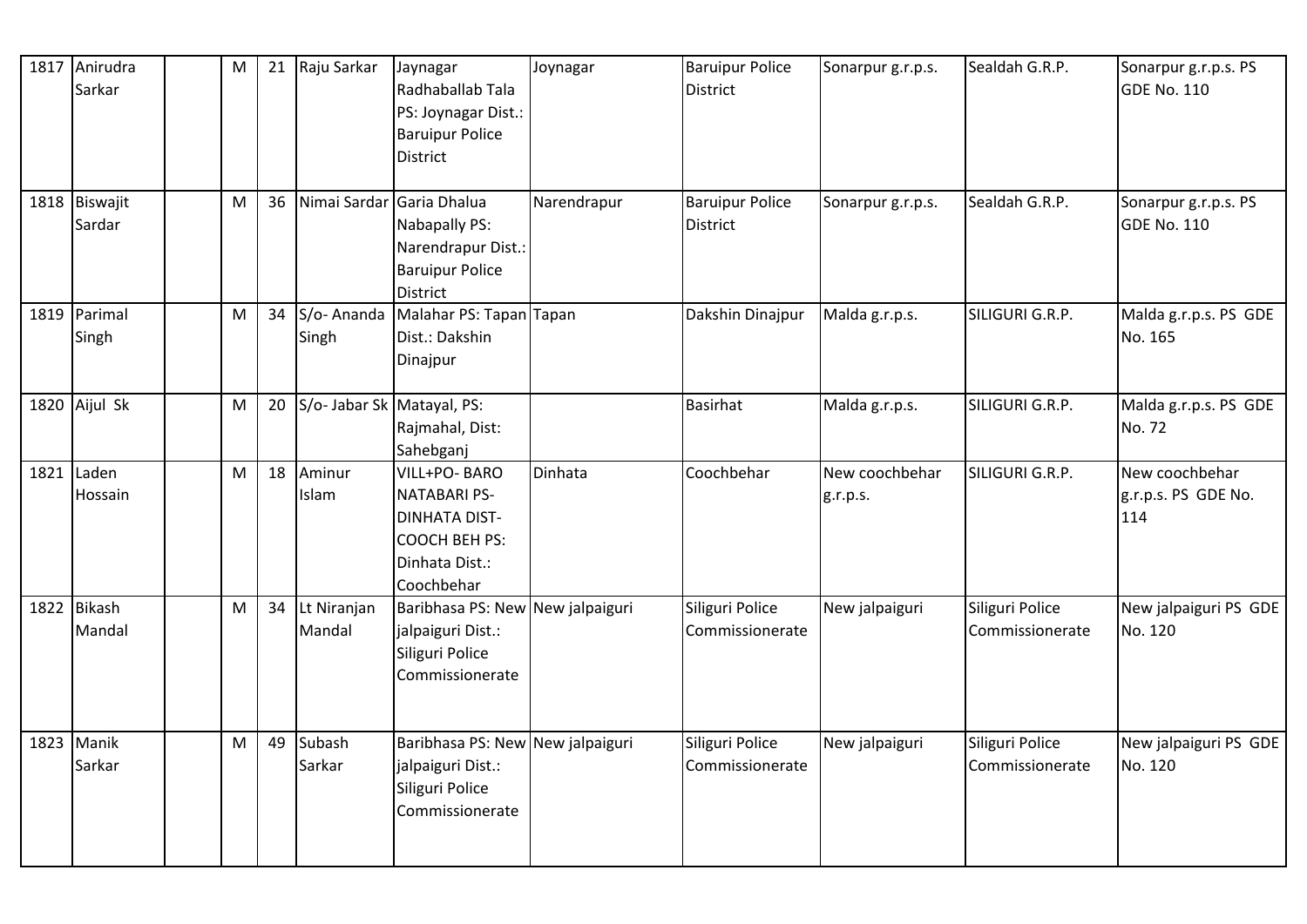| 1817 | Anirudra Sarkar | | M | 21 | Raju Sarkar | Jaynagar Radhaballab Tala PS: Joynagar Dist.: Baruipur Police District | Joynagar | Baruipur Police District | Sonarpur g.r.p.s. | Sealdah G.R.P. | Sonarpur g.r.p.s. PS GDE No. 110 |
|---|---|---|---|---|---|---|---|---|---|---|---|
| 1818 | Biswajit Sardar | | M | 36 | Nimai Sardar | Garia Dhalua Nabapally PS: Narendrapur Dist.: Baruipur Police District | Narendrapur | Baruipur Police District | Sonarpur g.r.p.s. | Sealdah G.R.P. | Sonarpur g.r.p.s. PS GDE No. 110 |
| 1819 | Parimal Singh | | M | 34 | S/o- Ananda Singh | Malahar PS: Tapan Dist.: Dakshin Dinajpur | Tapan | Dakshin Dinajpur | Malda g.r.p.s. | SILIGURI G.R.P. | Malda g.r.p.s. PS GDE No. 165 |
| 1820 | Aijul Sk | | M | 20 | S/o- Jabar Sk | Matayal, PS: Rajmahal, Dist: Sahebganj | | Basirhat | Malda g.r.p.s. | SILIGURI G.R.P. | Malda g.r.p.s. PS GDE No. 72 |
| 1821 | Laden Hossain | | M | 18 | Aminur Islam | VILL+PO- BARO NATABARI PS- DINHATA DIST- COOCH BEH PS: Dinhata Dist.: Coochbehar | Dinhata | Coochbehar | New coochbehar g.r.p.s. | SILIGURI G.R.P. | New coochbehar g.r.p.s. PS GDE No. 114 |
| 1822 | Bikash Mandal | | M | 34 | Lt Niranjan Mandal | Baribhasa PS: New jalpaiguri Dist.: Siliguri Police Commissionerate | New jalpaiguri | Siliguri Police Commissionerate | New jalpaiguri | Siliguri Police Commissionerate | New jalpaiguri PS GDE No. 120 |
| 1823 | Manik Sarkar | | M | 49 | Subash Sarkar | Baribhasa PS: New jalpaiguri Dist.: Siliguri Police Commissionerate | New jalpaiguri | Siliguri Police Commissionerate | New jalpaiguri | Siliguri Police Commissionerate | New jalpaiguri PS GDE No. 120 |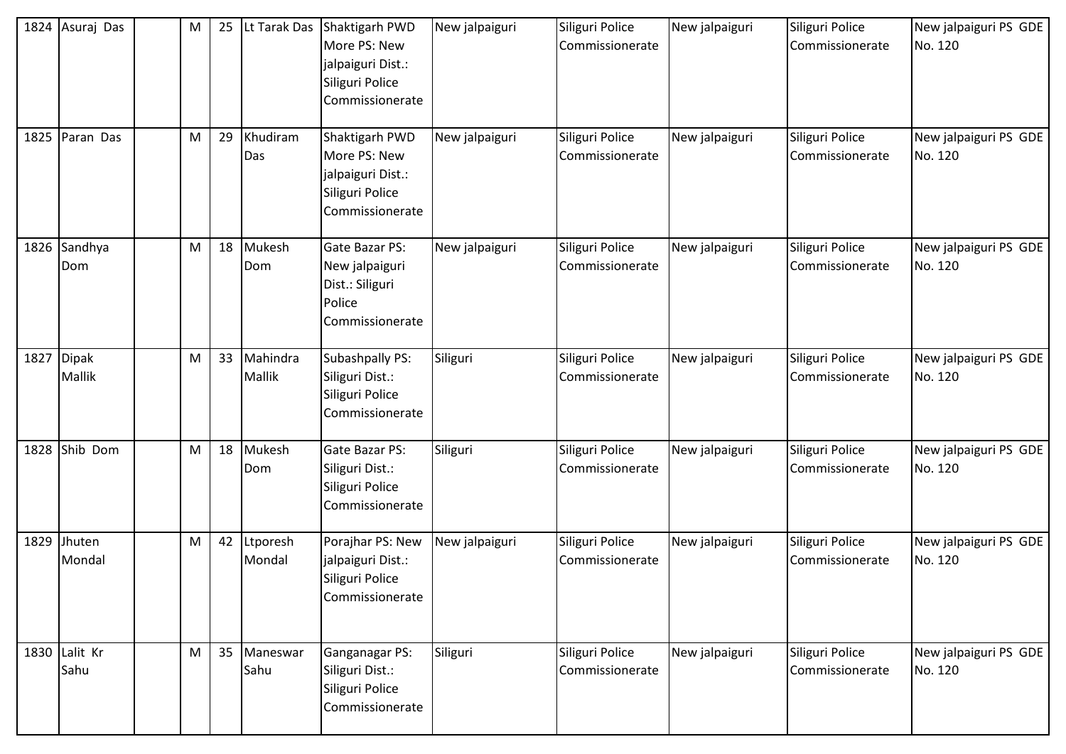| 1824 | Asuraj Das | | M | 25 | Lt Tarak Das | Shaktigarh PWD More PS: New jalpaiguri Dist.: Siliguri Police Commissionerate | New jalpaiguri | Siliguri Police Commissionerate | New jalpaiguri | Siliguri Police Commissionerate | New jalpaiguri PS GDE No. 120 |
|---|---|---|---|---|---|---|---|---|---|---|---|
| 1825 | Paran Das | | M | 29 | Khudiram Das | Shaktigarh PWD More PS: New jalpaiguri Dist.: Siliguri Police Commissionerate | New jalpaiguri | Siliguri Police Commissionerate | New jalpaiguri | Siliguri Police Commissionerate | New jalpaiguri PS GDE No. 120 |
| 1826 | Sandhya Dom | | M | 18 | Mukesh Dom | Gate Bazar PS: New jalpaiguri Dist.: Siliguri Police Commissionerate | New jalpaiguri | Siliguri Police Commissionerate | New jalpaiguri | Siliguri Police Commissionerate | New jalpaiguri PS GDE No. 120 |
| 1827 | Dipak Mallik | | M | 33 | Mahindra Mallik | Subashpally PS: Siliguri Dist.: Siliguri Police Commissionerate | Siliguri | Siliguri Police Commissionerate | New jalpaiguri | Siliguri Police Commissionerate | New jalpaiguri PS GDE No. 120 |
| 1828 | Shib Dom | | M | 18 | Mukesh Dom | Gate Bazar PS: Siliguri Dist.: Siliguri Police Commissionerate | Siliguri | Siliguri Police Commissionerate | New jalpaiguri | Siliguri Police Commissionerate | New jalpaiguri PS GDE No. 120 |
| 1829 | Jhuten Mondal | | M | 42 | Ltporesh Mondal | Porajhar PS: New jalpaiguri Dist.: Siliguri Police Commissionerate | New jalpaiguri | Siliguri Police Commissionerate | New jalpaiguri | Siliguri Police Commissionerate | New jalpaiguri PS GDE No. 120 |
| 1830 | Lalit Kr Sahu | | M | 35 | Maneswar Sahu | Ganganagar PS: Siliguri Dist.: Siliguri Police Commissionerate | Siliguri | Siliguri Police Commissionerate | New jalpaiguri | Siliguri Police Commissionerate | New jalpaiguri PS GDE No. 120 |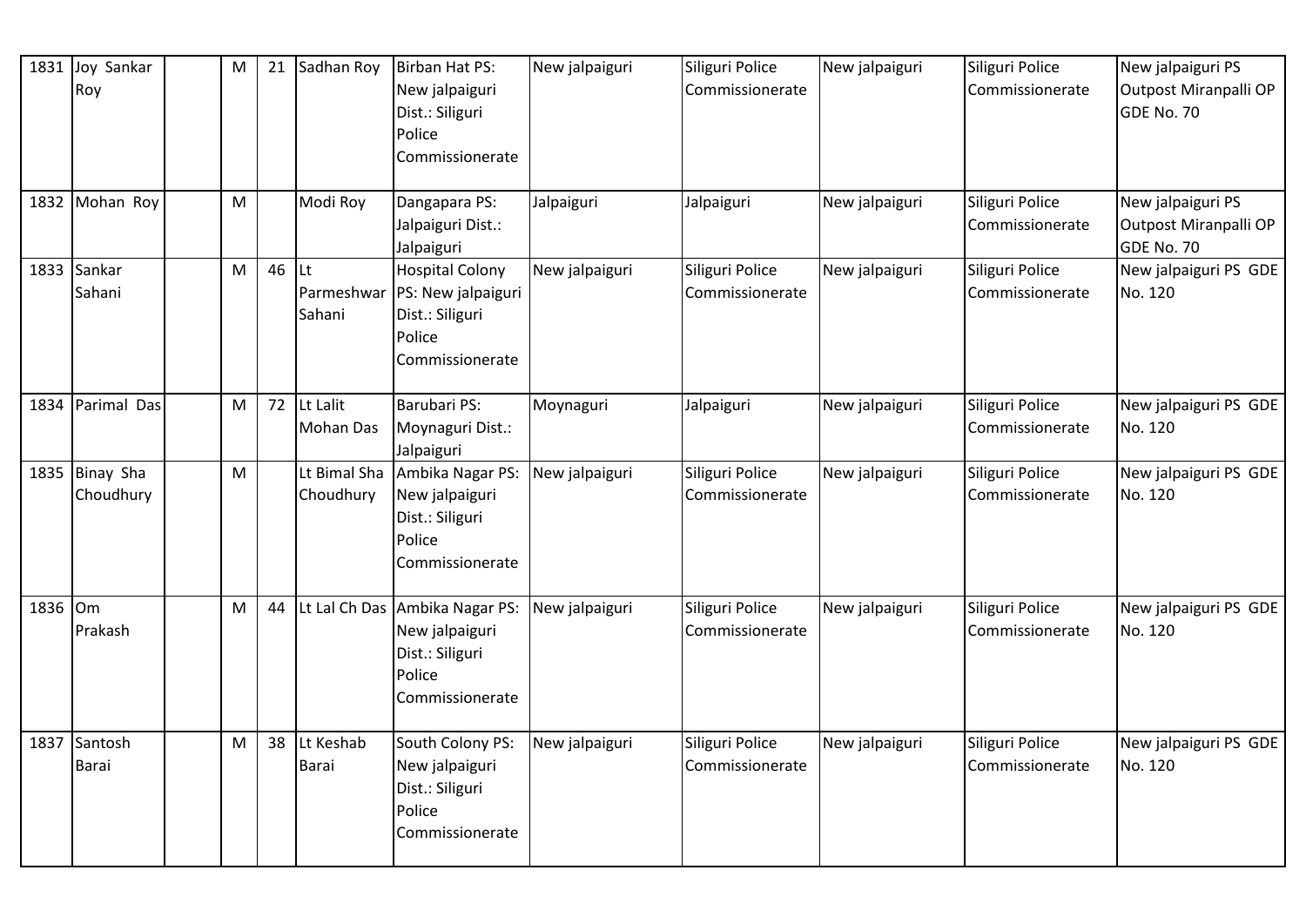| 1831 | Joy Sankar Roy | | M | 21 | Sadhan Roy | Birban Hat PS: New jalpaiguri Dist.: Siliguri Police Commissionerate | New jalpaiguri | Siliguri Police Commissionerate | New jalpaiguri | Siliguri Police Commissionerate | New jalpaiguri PS Outpost Miranpalli OP GDE No. 70 |
|---|---|---|---|---|---|---|---|---|---|---|---|
| 1832 | Mohan Roy | | M | | Modi Roy | Dangapara PS: Jalpaiguri Dist.: Jalpaiguri | Jalpaiguri | Jalpaiguri | New jalpaiguri | Siliguri Police Commissionerate | New jalpaiguri PS Outpost Miranpalli OP GDE No. 70 |
| 1833 | Sankar Sahani | | M | 46 | Lt Parmeshwar Sahani | Hospital Colony PS: New jalpaiguri Dist.: Siliguri Police Commissionerate | New jalpaiguri | Siliguri Police Commissionerate | New jalpaiguri | Siliguri Police Commissionerate | New jalpaiguri PS GDE No. 120 |
| 1834 | Parimal Das | | M | 72 | Lt Lalit Mohan Das | Barubari PS: Moynaguri Dist.: Jalpaiguri | Moynaguri | Jalpaiguri | New jalpaiguri | Siliguri Police Commissionerate | New jalpaiguri PS GDE No. 120 |
| 1835 | Binay Sha Choudhury | | M | | Lt Bimal Sha Choudhury | Ambika Nagar PS: New jalpaiguri Dist.: Siliguri Police Commissionerate | New jalpaiguri | Siliguri Police Commissionerate | New jalpaiguri | Siliguri Police Commissionerate | New jalpaiguri PS GDE No. 120 |
| 1836 | Om Prakash | | M | 44 | Lt Lal Ch Das | Ambika Nagar PS: New jalpaiguri Dist.: Siliguri Police Commissionerate | New jalpaiguri | Siliguri Police Commissionerate | New jalpaiguri | Siliguri Police Commissionerate | New jalpaiguri PS GDE No. 120 |
| 1837 | Santosh Barai | | M | 38 | Lt Keshab Barai | South Colony PS: New jalpaiguri Dist.: Siliguri Police Commissionerate | New jalpaiguri | Siliguri Police Commissionerate | New jalpaiguri | Siliguri Police Commissionerate | New jalpaiguri PS GDE No. 120 |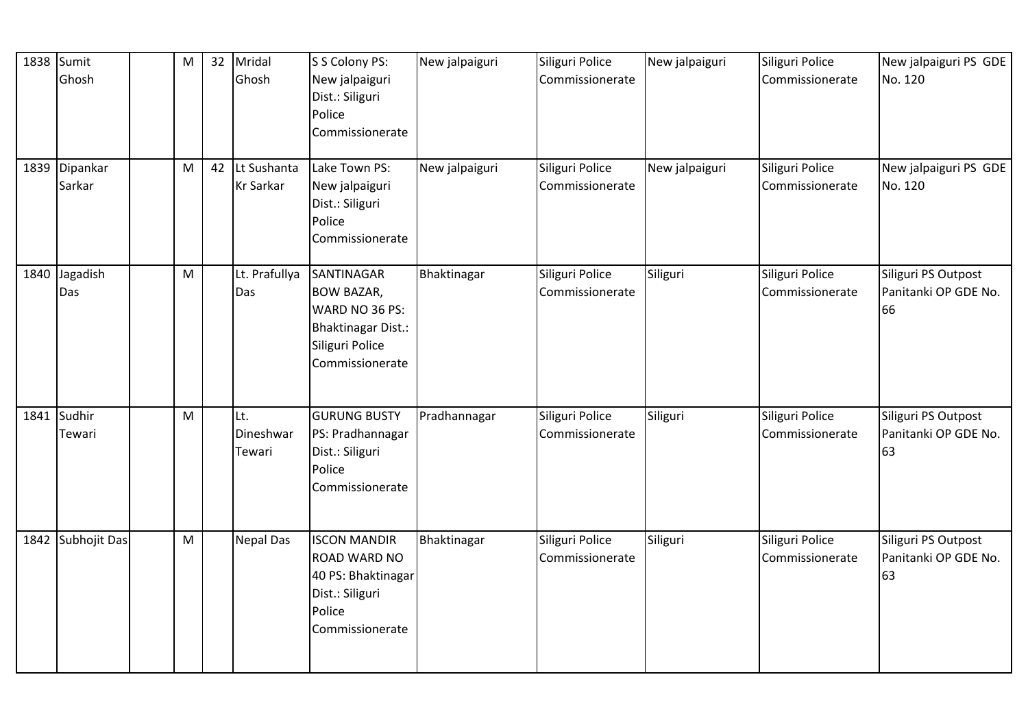| 1838 | Sumit Ghosh | | M | 32 | Mridal Ghosh | S S Colony PS: New jalpaiguri Dist.: Siliguri Police Commissionerate | New jalpaiguri | Siliguri Police Commissionerate | New jalpaiguri | Siliguri Police Commissionerate | New jalpaiguri PS GDE No. 120 |
|---|---|---|---|---|---|---|---|---|---|---|---|
| 1839 | Dipankar Sarkar | | M | 42 | Lt Sushanta Kr Sarkar | Lake Town PS: New jalpaiguri Dist.: Siliguri Police Commissionerate | New jalpaiguri | Siliguri Police Commissionerate | New jalpaiguri | Siliguri Police Commissionerate | New jalpaiguri PS GDE No. 120 |
| 1840 | Jagadish Das | | M | | Lt. Prafullya Das | SANTINAGAR BOW BAZAR, WARD NO 36 PS: Bhaktinagar Dist.: Siliguri Police Commissionerate | Bhaktinagar | Siliguri Police Commissionerate | Siliguri | Siliguri Police Commissionerate | Siliguri PS Outpost Panitanki OP GDE No. 66 |
| 1841 | Sudhir Tewari | | M | | Lt. Dineshwar Tewari | GURUNG BUSTY PS: Pradhannagar Dist.: Siliguri Police Commissionerate | Pradhannagar | Siliguri Police Commissionerate | Siliguri | Siliguri Police Commissionerate | Siliguri PS Outpost Panitanki OP GDE No. 63 |
| 1842 | Subhojit Das | | M | | Nepal Das | ISCON MANDIR ROAD WARD NO 40 PS: Bhaktinagar Dist.: Siliguri Police Commissionerate | Bhaktinagar | Siliguri Police Commissionerate | Siliguri | Siliguri Police Commissionerate | Siliguri PS Outpost Panitanki OP GDE No. 63 |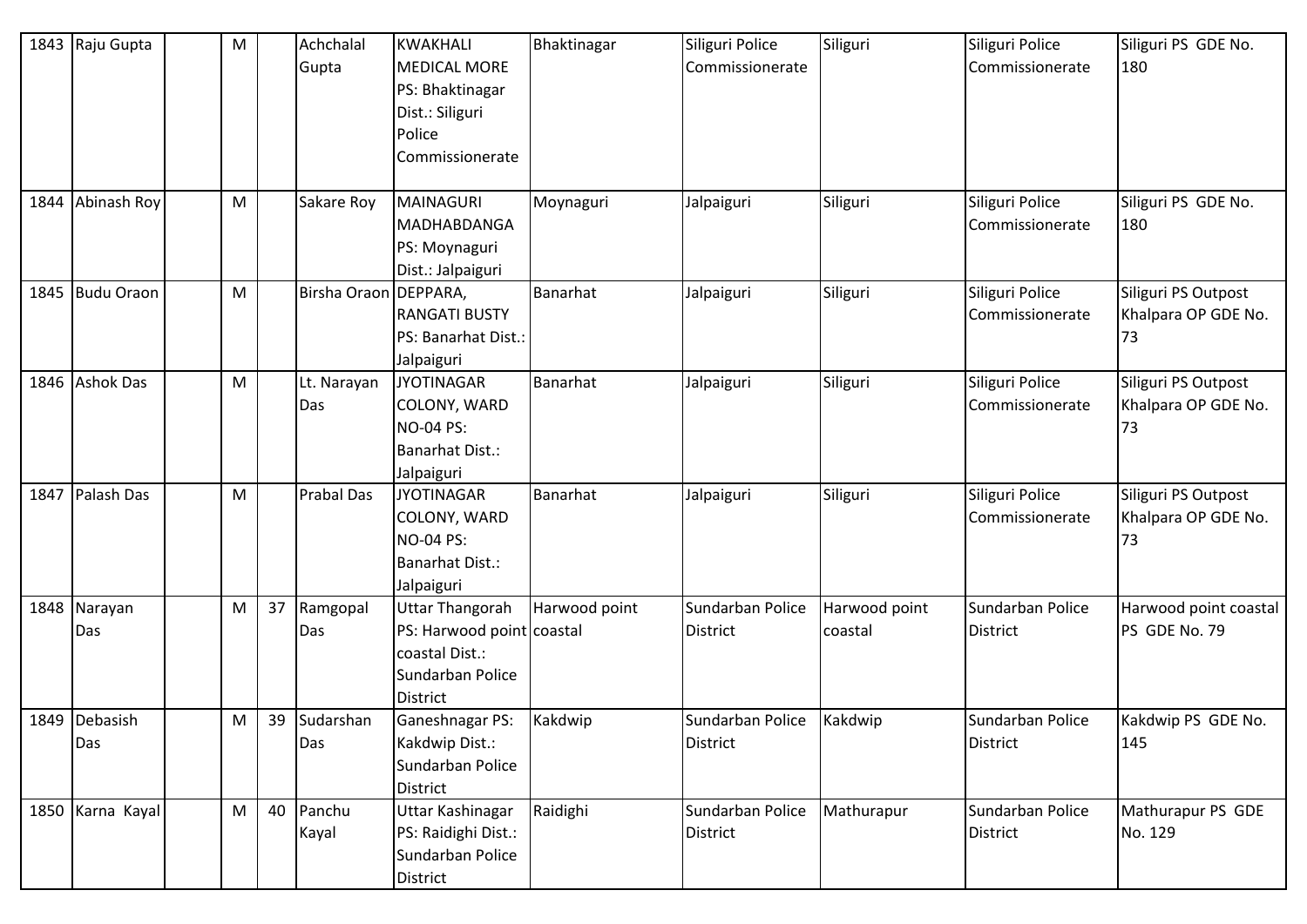| 1843 | Raju Gupta | | M | | Achchalal Gupta | KWAKHALI MEDICAL MORE PS: Bhaktinagar Dist.: Siliguri Police Commissionerate | Bhaktinagar | Siliguri Police Commissionerate | Siliguri | Siliguri Police Commissionerate | Siliguri PS GDE No. 180 |
|---|---|---|---|---|---|---|---|---|---|---|---|
| 1844 | Abinash Roy | | M | | Sakare Roy | MAINAGURI MADHABDANGA PS: Moynaguri Dist.: Jalpaiguri | Moynaguri | Jalpaiguri | Siliguri | Siliguri Police Commissionerate | Siliguri PS GDE No. 180 |
| 1845 | Budu Oraon | | M | | Birsha Oraon | DEPPARA, RANGATI BUSTY PS: Banarhat Dist.: Jalpaiguri | Banarhat | Jalpaiguri | Siliguri | Siliguri Police Commissionerate | Siliguri PS Outpost Khalpara OP GDE No. 73 |
| 1846 | Ashok Das | | M | | Lt. Narayan Das | JYOTINAGAR COLONY, WARD NO-04 PS: Banarhat Dist.: Jalpaiguri | Banarhat | Jalpaiguri | Siliguri | Siliguri Police Commissionerate | Siliguri PS Outpost Khalpara OP GDE No. 73 |
| 1847 | Palash Das | | M | | Prabal Das | JYOTINAGAR COLONY, WARD NO-04 PS: Banarhat Dist.: Jalpaiguri | Banarhat | Jalpaiguri | Siliguri | Siliguri Police Commissionerate | Siliguri PS Outpost Khalpara OP GDE No. 73 |
| 1848 | Narayan Das | | M | 37 | Ramgopal Das | Uttar Thangorah PS: Harwood point coastal Dist.: Sundarban Police District | Harwood point coastal | Sundarban Police District | Harwood point coastal | Sundarban Police District | Harwood point coastal PS GDE No. 79 |
| 1849 | Debasish Das | | M | 39 | Sudarshan Das | Ganeshnagar PS: Kakdwip Dist.: Sundarban Police District | Kakdwip | Sundarban Police District | Kakdwip | Sundarban Police District | Kakdwip PS GDE No. 145 |
| 1850 | Karna Kayal | | M | 40 | Panchu Kayal | Uttar Kashinagar PS: Raidighi Dist.: Sundarban Police District | Raidighi | Sundarban Police District | Mathurapur | Sundarban Police District | Mathurapur PS GDE No. 129 |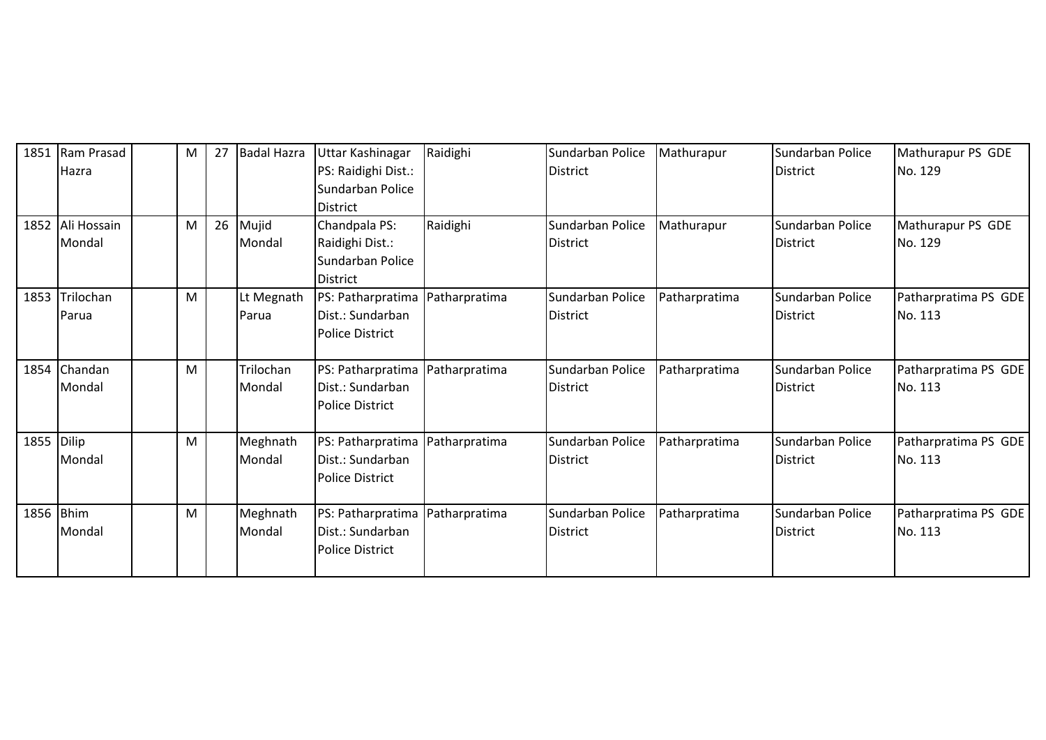| | | | | | | | | | | | |
|---|---|---|---|---|---|---|---|---|---|---|---|
| 1851 | Ram Prasad Hazra | | M | 27 | Badal Hazra | Uttar Kashinagar PS: Raidighi Dist.: Sundarban Police District | Raidighi | Sundarban Police District | Mathurapur | Sundarban Police District | Mathurapur PS GDE No. 129 |
| 1852 | Ali Hossain Mondal | | M | 26 | Mujid Mondal | Chandpala PS: Raidighi Dist.: Sundarban Police District | Raidighi | Sundarban Police District | Mathurapur | Sundarban Police District | Mathurapur PS GDE No. 129 |
| 1853 | Trilochan Parua | | M | | Lt Megnath Parua | PS: Patharpratima Dist.: Sundarban Police District | Patharpratima | Sundarban Police District | Patharpratima | Sundarban Police District | Patharpratima PS GDE No. 113 |
| 1854 | Chandan Mondal | | M | | Trilochan Mondal | PS: Patharpratima Dist.: Sundarban Police District | Patharpratima | Sundarban Police District | Patharpratima | Sundarban Police District | Patharpratima PS GDE No. 113 |
| 1855 | Dilip Mondal | | M | | Meghnath Mondal | PS: Patharpratima Dist.: Sundarban Police District | Patharpratima | Sundarban Police District | Patharpratima | Sundarban Police District | Patharpratima PS GDE No. 113 |
| 1856 | Bhim Mondal | | M | | Meghnath Mondal | PS: Patharpratima Dist.: Sundarban Police District | Patharpratima | Sundarban Police District | Patharpratima | Sundarban Police District | Patharpratima PS GDE No. 113 |